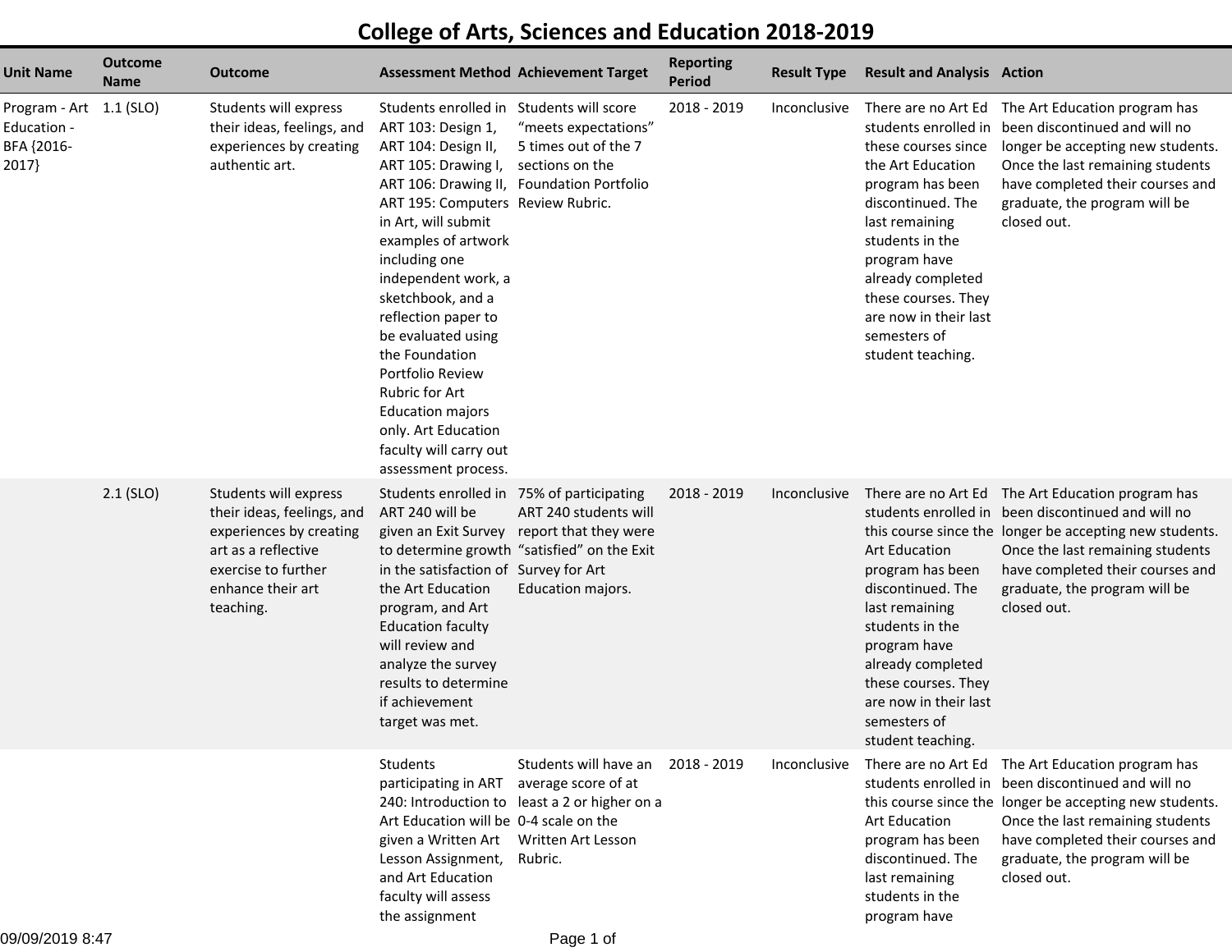# College of Arts, Sciences and Education 2018-2019

| Unit Name | Outcome Name | Outcome | Assessment Method | Achievement Target | Reporting Period | Result Type | Result and Analysis | Action |
|---|---|---|---|---|---|---|---|---|
| Program - Art Education - BFA {2016-2017} | 1.1 (SLO) | Students will express their ideas, feelings, and experiences by creating authentic art. | Students enrolled in ART 103: Design 1, ART 104: Design II, ART 105: Drawing I, ART 106: Drawing II, ART 195: Computers in Art, will submit examples of artwork including one independent work, a sketchbook, and a reflection paper to be evaluated using the Foundation Portfolio Review Rubric for Art Education majors only. Art Education faculty will carry out assessment process. | Students will score “meets expectations” 5 times out of the 7 sections on the Foundation Portfolio Review Rubric. | 2018 - 2019 | Inconclusive | There are no Art Ed students enrolled in these courses since the Art Education program has been discontinued. The last remaining students in the program have already completed these courses. They are now in their last semesters of student teaching. | The Art Education program has been discontinued and will no longer be accepting new students. Once the last remaining students have completed their courses and graduate, the program will be closed out. |
| | 2.1 (SLO) | Students will express their ideas, feelings, and experiences by creating art as a reflective exercise to further enhance their art teaching. | Students enrolled in ART 240 will be given an Exit Survey to determine growth in the satisfaction of the Art Education program, and Art Education faculty will review and analyze the survey results to determine if achievement target was met. | 75% of participating ART 240 students will report that they were “satisfied” on the Exit Survey for Art Education majors. | 2018 - 2019 | Inconclusive | There are no Art Ed students enrolled in this course since the Art Education program has been discontinued. The last remaining students in the program have already completed these courses. They are now in their last semesters of student teaching. | The Art Education program has been discontinued and will no longer be accepting new students. Once the last remaining students have completed their courses and graduate, the program will be closed out. |
| | | | Students participating in ART 240: Introduction to Art Education will be given a Written Art Lesson Assignment, and Art Education faculty will assess the assignment | Students will have an average score of at least a 2 or higher on a 0-4 scale on the Written Art Lesson Rubric. | 2018 - 2019 | Inconclusive | There are no Art Ed students enrolled in this course since the Art Education program has been discontinued. The last remaining students in the program have | The Art Education program has been discontinued and will no longer be accepting new students. Once the last remaining students have completed their courses and graduate, the program will be closed out. |

09/09/2019 8:47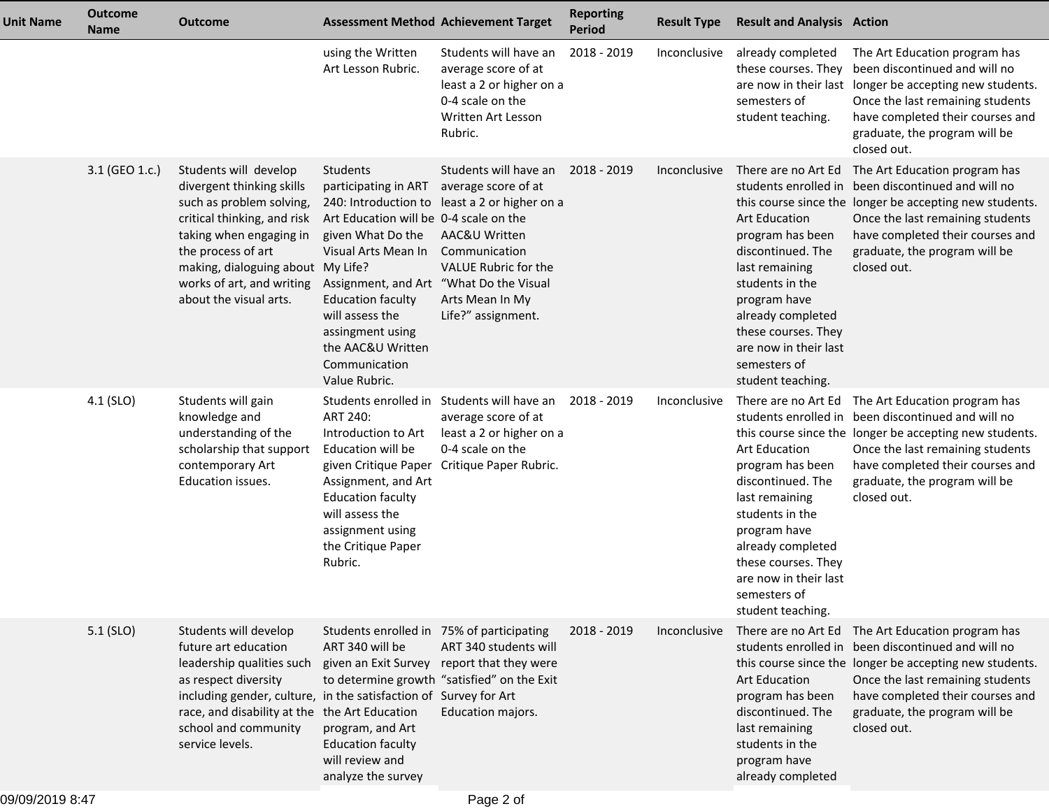| Unit Name | Outcome Name | Outcome | Assessment Method | Achievement Target | Reporting Period | Result Type | Result and Analysis | Action |
|---|---|---|---|---|---|---|---|---|
| | | | using the Written Art Lesson Rubric. | Students will have an average score of at least a 2 or higher on a 0-4 scale on the Written Art Lesson Rubric. | 2018 - 2019 | Inconclusive | already completed these courses. They are now in their last semesters of student teaching. | The Art Education program has been discontinued and will no longer be accepting new students. Once the last remaining students have completed their courses and graduate, the program will be closed out. |
| | 3.1 (GEO 1.c.) | Students will develop divergent thinking skills such as problem solving, critical thinking, and risk taking when engaging in the process of art making, dialoguing about works of art, and writing about the visual arts. | Students participating in ART 240: Introduction to Art Education will be given What Do the Visual Arts Mean In My Life? Assignment, and Art Education faculty will assess the assingment using the AAC&U Written Communication Value Rubric. | Students will have an average score of at least a 2 or higher on a 0-4 scale on the AAC&U Written Communication VALUE Rubric for the "What Do the Visual Arts Mean In My Life?" assignment. | 2018 - 2019 | Inconclusive | There are no Art Ed students enrolled in this course since the Art Education program has been discontinued. The last remaining students in the program have already completed these courses. They are now in their last semesters of student teaching. | The Art Education program has been discontinued and will no longer be accepting new students. Once the last remaining students have completed their courses and graduate, the program will be closed out. |
| | 4.1 (SLO) | Students will gain knowledge and understanding of the scholarship that support contemporary Art Education issues. | Students enrolled in ART 240: Introduction to Art Education will be given Critique Paper Assignment, and Art Education faculty will assess the assignment using the Critique Paper Rubric. | Students will have an average score of at least a 2 or higher on a 0-4 scale on the Critique Paper Rubric. | 2018 - 2019 | Inconclusive | There are no Art Ed students enrolled in this course since the Art Education program has been discontinued. The last remaining students in the program have already completed these courses. They are now in their last semesters of student teaching. | The Art Education program has been discontinued and will no longer be accepting new students. Once the last remaining students have completed their courses and graduate, the program will be closed out. |
| | 5.1 (SLO) | Students will develop future art education leadership qualities such as respect diversity including gender, culture, race, and disability at the school and community service levels. | Students enrolled in ART 340 will be given an Exit Survey to determine growth in the satisfaction of the Art Education program, and Art Education faculty will review and analyze the survey | 75% of participating ART 340 students will report that they were "satisfied" on the Exit Survey for Art Education majors. | 2018 - 2019 | Inconclusive | There are no Art Ed students enrolled in this course since the Art Education program has been discontinued. The last remaining students in the program have already completed | The Art Education program has been discontinued and will no longer be accepting new students. Once the last remaining students have completed their courses and graduate, the program will be closed out. |

09/09/2019 8:47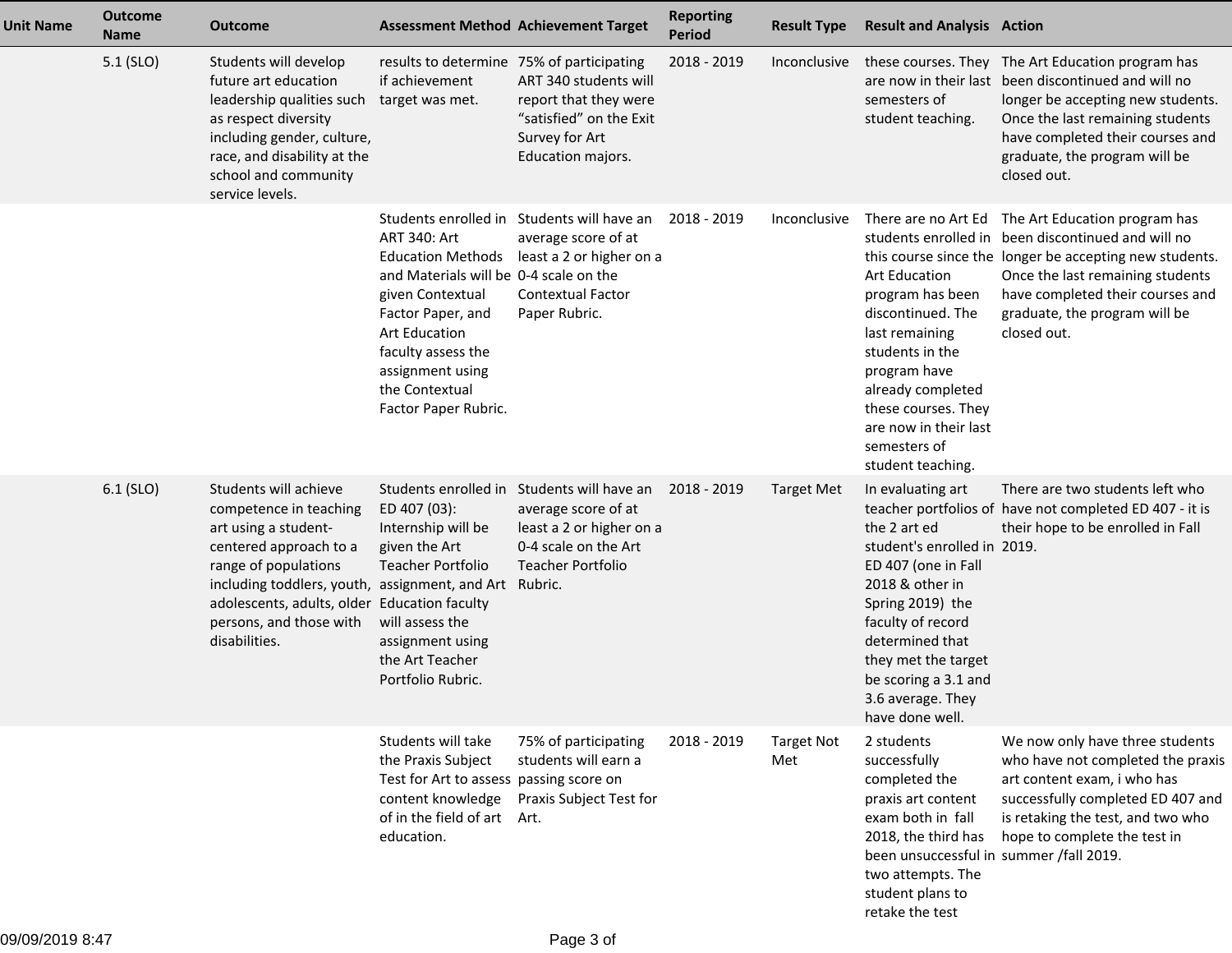| Unit Name | Outcome Name | Outcome | Assessment Method | Achievement Target | Reporting Period | Result Type | Result and Analysis | Action |
| --- | --- | --- | --- | --- | --- | --- | --- | --- |
| | 5.1 (SLO) | Students will develop future art education leadership qualities such as respect diversity including gender, culture, race, and disability at the school and community service levels. | results to determine if achievement target was met. | 75% of participating ART 340 students will report that they were "satisfied" on the Exit Survey for Art Education majors. | 2018 - 2019 | Inconclusive | these courses. They are now in their last semesters of student teaching. | The Art Education program has been discontinued and will no longer be accepting new students. Once the last remaining students have completed their courses and graduate, the program will be closed out. |
| | | | Students enrolled in ART 340: Art Education Methods and Materials will be given Contextual Factor Paper, and Art Education faculty assess the assignment using the Contextual Factor Paper Rubric. | Students will have an average score of at least a 2 or higher on a 0-4 scale on the Contextual Factor Paper Rubric. | 2018 - 2019 | Inconclusive | There are no Art Ed students enrolled in this course since the Art Education program has been discontinued. The last remaining students in the program have already completed these courses. They are now in their last semesters of student teaching. | The Art Education program has been discontinued and will no longer be accepting new students. Once the last remaining students have completed their courses and graduate, the program will be closed out. |
| | 6.1 (SLO) | Students will achieve competence in teaching art using a student-centered approach to a range of populations including toddlers, youth, adolescents, adults, older persons, and those with disabilities. | Students enrolled in ED 407 (03): Internship will be given the Art Teacher Portfolio assignment, and Art Education faculty will assess the assignment using the Art Teacher Portfolio Rubric. | Students will have an average score of at least a 2 or higher on a 0-4 scale on the Art Teacher Portfolio Rubric. | 2018 - 2019 | Target Met | In evaluating art teacher portfolios of the 2 art ed student's enrolled in ED 407 (one in Fall 2018 & other in Spring 2019) the faculty of record determined that they met the target be scoring a 3.1 and 3.6 average. They have done well. | There are two students left who have not completed ED 407 - it is their hope to be enrolled in Fall 2019. |
| | | | Students will take the Praxis Subject Test for Art to assess content knowledge of in the field of art education. | 75% of participating students will earn a passing score on Praxis Subject Test for Art. | 2018 - 2019 | Target Not Met | 2 students successfully completed the praxis art content exam both in fall 2018, the third has been unsuccessful in two attempts. The student plans to retake the test | We now only have three students who have not completed the praxis art content exam, i who has successfully completed ED 407 and is retaking the test, and two who hope to complete the test in summer /fall 2019. |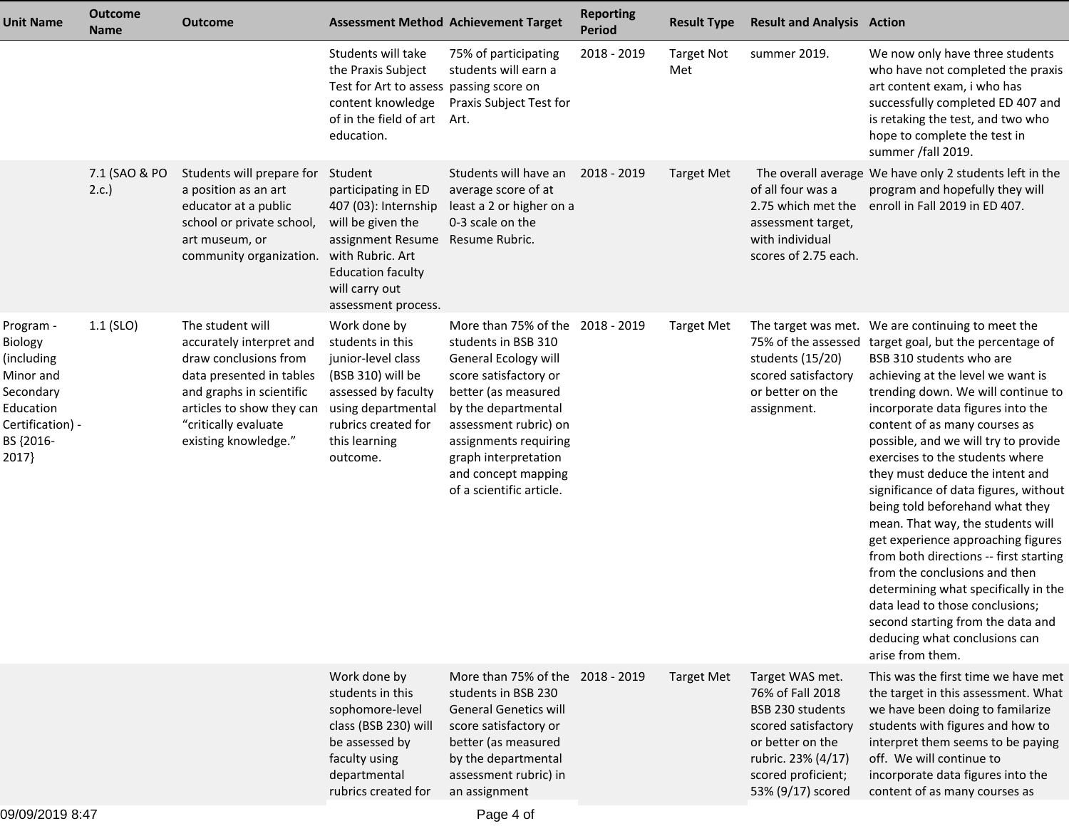| Unit Name | Outcome Name | Outcome | Assessment Method | Achievement Target | Reporting Period | Result Type | Result and Analysis | Action |
|---|---|---|---|---|---|---|---|---|
| | | | Students will take the Praxis Subject Test for Art to assess content knowledge of in the field of art education. | 75% of participating students will earn a passing score on Praxis Subject Test for Art. | 2018 - 2019 | Target Not Met | summer 2019. | We now only have three students who have not completed the praxis art content exam, i who has successfully completed ED 407 and is retaking the test, and two who hope to complete the test in summer /fall 2019. |
| | 7.1 (SAO & PO 2.c.) | Students will prepare for a position as an art educator at a public school or private school, art museum, or community organization. | Student participating in ED 407 (03): Internship will be given the assignment Resume with Rubric. Art Education faculty will carry out assessment process. | Students will have an average score of at least a 2 or higher on a 0-3 scale on the Resume Rubric. | 2018 - 2019 | Target Met | The overall average of all four was a 2.75 which met the assessment target, with individual scores of 2.75 each. | We have only 2 students left in the program and hopefully they will enroll in Fall 2019 in ED 407. |
| Program - Biology (including Minor and Secondary Education Certification) - BS {2016-2017} | 1.1 (SLO) | The student will accurately interpret and draw conclusions from data presented in tables and graphs in scientific articles to show they can "critically evaluate existing knowledge." | Work done by students in this junior-level class (BSB 310) will be assessed by faculty using departmental rubrics created for this learning outcome. | More than 75% of the students in BSB 310 General Ecology will score satisfactory or better (as measured by the departmental assessment rubric) on assignments requiring graph interpretation and concept mapping of a scientific article. | 2018 - 2019 | Target Met | The target was met. 75% of the assessed students (15/20) scored satisfactory or better on the assignment. | We are continuing to meet the target goal, but the percentage of BSB 310 students who are achieving at the level we want is trending down. We will continue to incorporate data figures into the content of as many courses as possible, and we will try to provide exercises to the students where they must deduce the intent and significance of data figures, without being told beforehand what they mean. That way, the students will get experience approaching figures from both directions -- first starting from the conclusions and then determining what specifically in the data lead to those conclusions; second starting from the data and deducing what conclusions can arise from them. |
| | | | Work done by students in this sophomore-level class (BSB 230) will be assessed by faculty using departmental rubrics created for | More than 75% of the students in BSB 230 General Genetics will score satisfactory or better (as measured by the departmental assessment rubric) in an assignment | 2018 - 2019 | Target Met | Target WAS met. 76% of Fall 2018 BSB 230 students scored satisfactory or better on the rubric. 23% (4/17) scored proficient; 53% (9/17) scored | This was the first time we have met the target in this assessment. What we have been doing to familarize students with figures and how to interpret them seems to be paying off. We will continue to incorporate data figures into the content of as many courses as |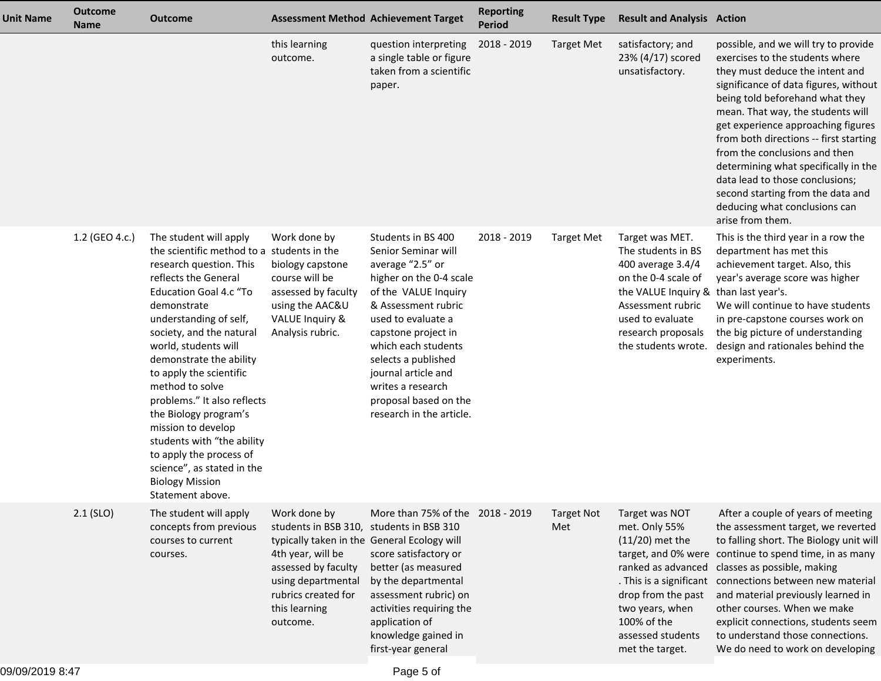| Unit Name | Outcome Name | Outcome | Assessment Method | Achievement Target | Reporting Period | Result Type | Result and Analysis | Action |
|---|---|---|---|---|---|---|---|---|
| | | | this learning outcome. | question interpreting a single table or figure taken from a scientific paper. | 2018 - 2019 | Target Met | satisfactory; and 23% (4/17) scored unsatisfactory. | possible, and we will try to provide exercises to the students where they must deduce the intent and significance of data figures, without being told beforehand what they mean. That way, the students will get experience approaching figures from both directions -- first starting from the conclusions and then determining what specifically in the data lead to those conclusions; second starting from the data and deducing what conclusions can arise from them. |
| | 1.2 (GEO 4.c.) | The student will apply the scientific method to a research question. This reflects the General Education Goal 4.c “To demonstrate understanding of self, society, and the natural world, students will demonstrate the ability to apply the scientific method to solve problems.” It also reflects the Biology program’s mission to develop students with “the ability to apply the process of science”, as stated in the Biology Mission Statement above. | Work done by students in the biology capstone course will be assessed by faculty using the AAC&U VALUE Inquiry & Analysis rubric. | Students in BS 400 Senior Seminar will average “2.5” or higher on the 0-4 scale of the VALUE Inquiry & Assessment rubric used to evaluate a capstone project in which each students selects a published journal article and writes a research proposal based on the research in the article. | 2018 - 2019 | Target Met | Target was MET. The students in BS 400 average 3.4/4 on the 0-4 scale of the VALUE Inquiry & Assessment rubric used to evaluate research proposals the students wrote. | This is the third year in a row the department has met this achievement target. Also, this year's average score was higher than last year's.<br>We will continue to have students in pre-capstone courses work on the big picture of understanding design and rationales behind the experiments. |
| | 2.1 (SLO) | The student will apply concepts from previous courses to current courses. | Work done by students in BSB 310, typically taken in the 4th year, will be assessed by faculty using departmental rubrics created for this learning outcome. | More than 75% of the students in BSB 310 General Ecology will score satisfactory or better (as measured by the departmental assessment rubric) on activities requiring the application of knowledge gained in first-year general | 2018 - 2019 | Target Not Met | Target was NOT met. Only 55% (11/20) met the target, and 0% were ranked as advanced . This is a significant drop from the past two years, when 100% of the assessed students met the target. | After a couple of years of meeting the assessment target, we reverted to falling short. The Biology unit will continue to spend time, in as many classes as possible, making connections between new material and material previously learned in other courses. When we make explicit connections, students seem to understand those connections. We do need to work on developing |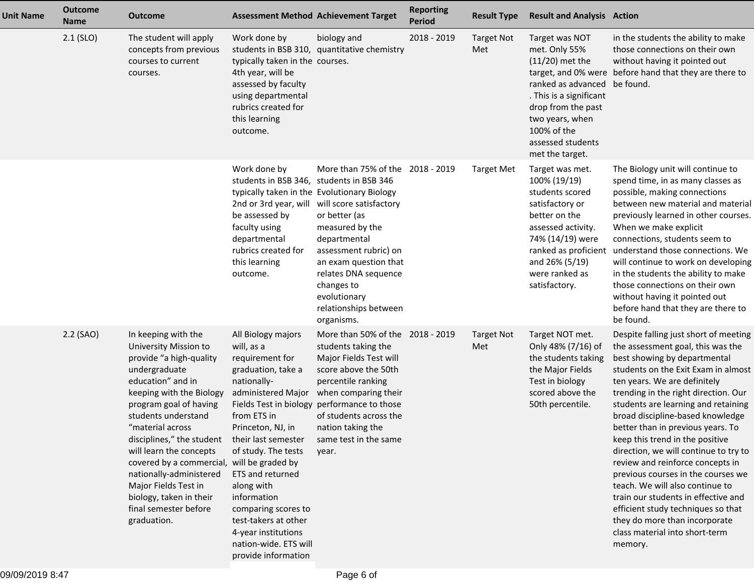| Unit Name | Outcome Name | Outcome | Assessment Method | Achievement Target | Reporting Period | Result Type | Result and Analysis | Action |
| --- | --- | --- | --- | --- | --- | --- | --- | --- |
| | 2.1 (SLO) | The student will apply concepts from previous courses to current courses. | Work done by students in BSB 310, typically taken in the 4th year, will be assessed by faculty using departmental rubrics created for this learning outcome. | biology and quantitative chemistry courses. | 2018 - 2019 | Target Not Met | Target was NOT met. Only 55% (11/20) met the target, and 0% were ranked as advanced . This is a significant drop from the past two years, when 100% of the assessed students met the target. | in the students the ability to make those connections on their own without having it pointed out before hand that they are there to be found. |
| | | | Work done by students in BSB 346, typically taken in the 2nd or 3rd year, will be assessed by faculty using departmental rubrics created for this learning outcome. | More than 75% of the students in BSB 346 Evolutionary Biology will score satisfactory or better (as measured by the departmental assessment rubric) on an exam question that relates DNA sequence changes to evolutionary relationships between organisms. | 2018 - 2019 | Target Met | Target was met. 100% (19/19) students scored satisfactory or better on the assessed activity. 74% (14/19) were ranked as proficient and 26% (5/19) were ranked as satisfactory. | The Biology unit will continue to spend time, in as many classes as possible, making connections between new material and material previously learned in other courses. When we make explicit connections, students seem to understand those connections. We will continue to work on developing in the students the ability to make those connections on their own without having it pointed out before hand that they are there to be found. |
| | 2.2 (SAO) | In keeping with the University Mission to provide "a high-quality undergraduate education" and in keeping with the Biology program goal of having students understand "material across disciplines," the student will learn the concepts covered by a commercial, nationally-administered Major Fields Test in biology, taken in their final semester before graduation. | All Biology majors will, as a requirement for graduation, take a nationally-administered Major Fields Test in biology from ETS in Princeton, NJ, in their last semester of study. The tests will be graded by ETS and returned along with information comparing scores to test-takers at other 4-year institutions nation-wide. ETS will provide information | More than 50% of the students taking the Major Fields Test will score above the 50th percentile ranking when comparing their performance to those of students across the nation taking the same test in the same year. | 2018 - 2019 | Target Not Met | Target NOT met. Only 48% (7/16) of the students taking the Major Fields Test in biology scored above the 50th percentile. | Despite falling just short of meeting the assessment goal, this was the best showing by departmental students on the Exit Exam in almost ten years. We are definitely trending in the right direction. Our students are learning and retaining broad discipline-based knowledge better than in previous years. To keep this trend in the positive direction, we will continue to try to review and reinforce concepts in previous courses in the courses we teach. We will also continue to train our students in effective and efficient study techniques so that they do more than incorporate class material into short-term memory. |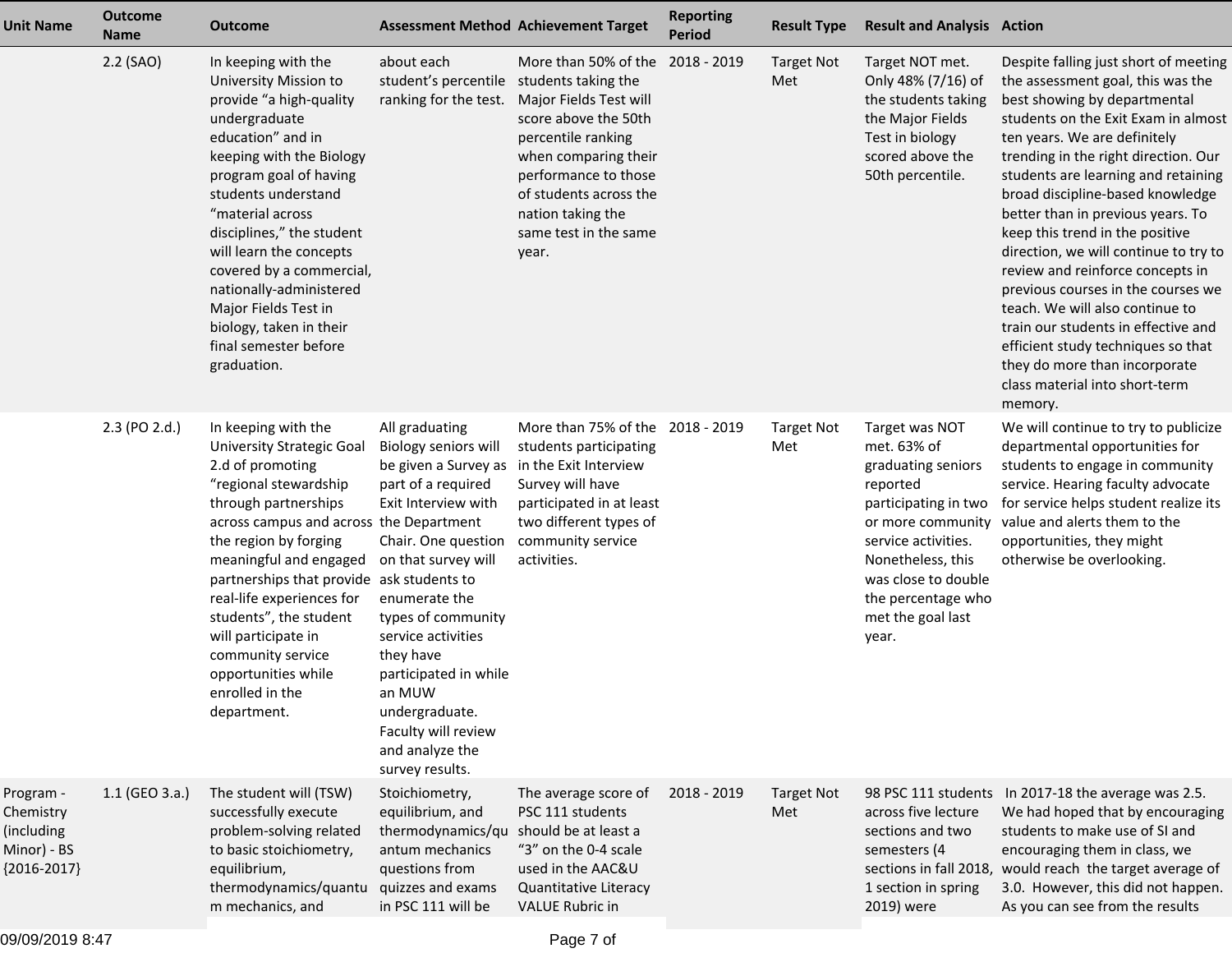| Unit Name | Outcome Name | Outcome | Assessment Method | Achievement Target | Reporting Period | Result Type | Result and Analysis | Action |
|---|---|---|---|---|---|---|---|---|
| | 2.2 (SAO) | In keeping with the University Mission to provide "a high-quality undergraduate education" and in keeping with the Biology program goal of having students understand "material across disciplines," the student will learn the concepts covered by a commercial, nationally-administered Major Fields Test in biology, taken in their final semester before graduation. | about each student's percentile ranking for the test. | More than 50% of the students taking the Major Fields Test will score above the 50th percentile ranking when comparing their performance to those of students across the nation taking the same test in the same year. | 2018 - 2019 | Target Not Met | Target NOT met. Only 48% (7/16) of the students taking the Major Fields Test in biology scored above the 50th percentile. | Despite falling just short of meeting the assessment goal, this was the best showing by departmental students on the Exit Exam in almost ten years. We are definitely trending in the right direction. Our students are learning and retaining broad discipline-based knowledge better than in previous years. To keep this trend in the positive direction, we will continue to try to review and reinforce concepts in previous courses in the courses we teach. We will also continue to train our students in effective and efficient study techniques so that they do more than incorporate class material into short-term memory. |
| | 2.3 (PO 2.d.) | In keeping with the University Strategic Goal 2.d of promoting "regional stewardship through partnerships across campus and across the region by forging meaningful and engaged partnerships that provide real-life experiences for students", the student will participate in community service opportunities while enrolled in the department. | All graduating Biology seniors will be given a Survey as part of a required Exit Interview with the Department Chair. One question on that survey will ask students to enumerate the types of community service activities they have participated in while an MUW undergraduate. Faculty will review and analyze the survey results. | More than 75% of the students participating in the Exit Interview Survey will have participated in at least two different types of community service activities. | 2018 - 2019 | Target Not Met | Target was NOT met. 63% of graduating seniors reported participating in two or more community service activities. Nonetheless, this was close to double the percentage who met the goal last year. | We will continue to try to publicize departmental opportunities for students to engage in community service. Hearing faculty advocate for service helps student realize its value and alerts them to the opportunities, they might otherwise be overlooking. |
| Program - Chemistry (including Minor) - BS {2016-2017} | 1.1 (GEO 3.a.) | The student will (TSW) successfully execute problem-solving related to basic stoichiometry, equilibrium, thermodynamics/quantum mechanics, and | Stoichiometry, equilibrium, and thermodynamics/quantum mechanics questions from quizzes and exams in PSC 111 will be | The average score of PSC 111 students should be at least a "3" on the 0-4 scale used in the AAC&U Quantitative Literacy VALUE Rubric in | 2018 - 2019 | Target Not Met | 98 PSC 111 students across five lecture sections and two semesters (4 sections in fall 2018, 1 section in spring 2019) were | In 2017-18 the average was 2.5. We had hoped that by encouraging students to make use of SI and encouraging them in class, we would reach the target average of 3.0. However, this did not happen. As you can see from the results |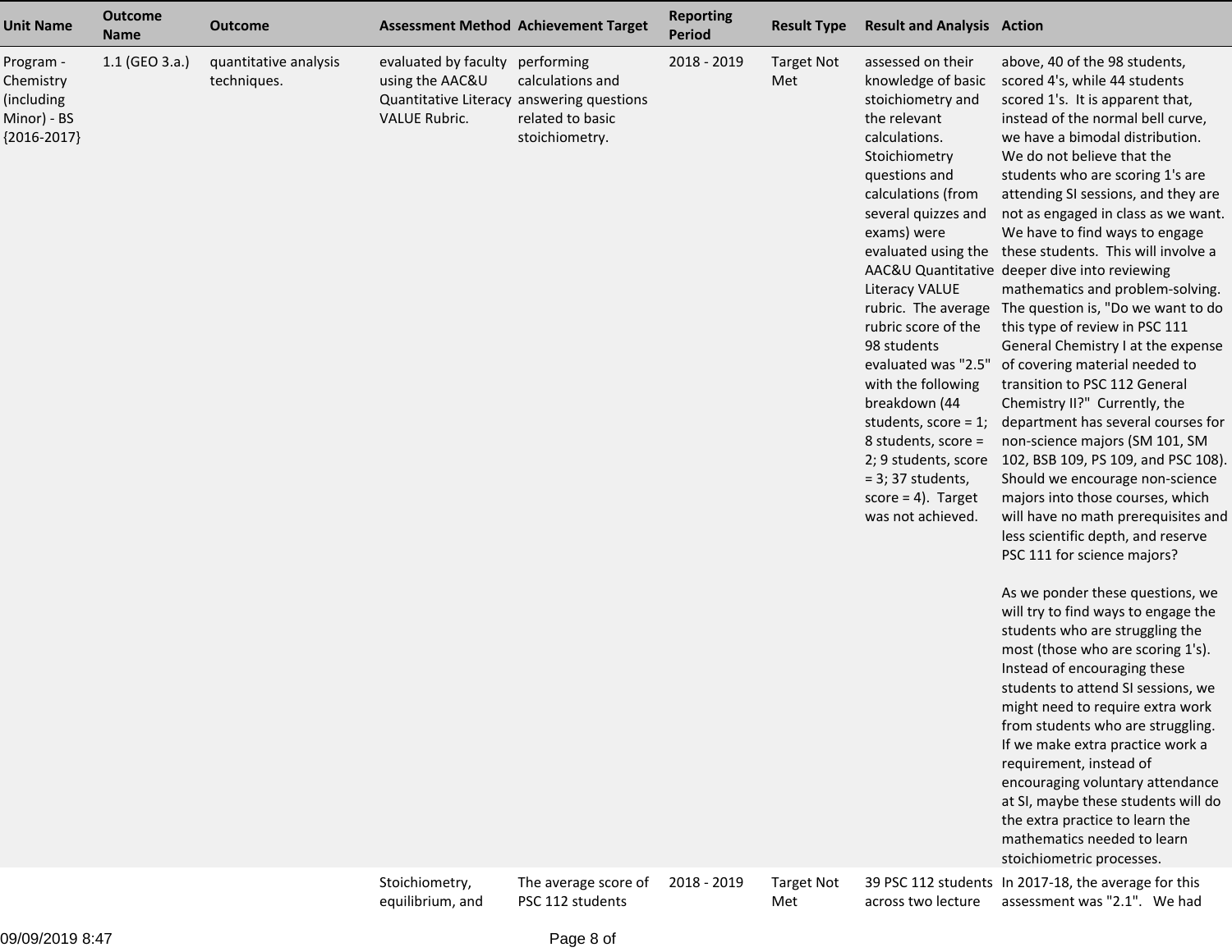| Unit Name | Outcome Name | Outcome | Assessment Method | Achievement Target | Reporting Period | Result Type | Result and Analysis | Action |
|---|---|---|---|---|---|---|---|---|
| Program - Chemistry (including Minor) - BS {2016-2017} | 1.1 (GEO 3.a.) | quantitative analysis techniques. | evaluated by faculty using the AAC&U Quantitative Literacy VALUE Rubric. | performing calculations and answering questions related to basic stoichiometry. | 2018 - 2019 | Target Not Met | assessed on their knowledge of basic stoichiometry and the relevant calculations. Stoichiometry questions and calculations (from several quizzes and exams) were evaluated using the AAC&U Quantitative Literacy VALUE rubric. The average rubric score of the 98 students evaluated was "2.5" with the following breakdown (44 students, score = 1; 8 students, score = 2; 9 students, score = 3; 37 students, score = 4). Target was not achieved. | above, 40 of the 98 students, scored 4's, while 44 students scored 1's. It is apparent that, instead of the normal bell curve, we have a bimodal distribution. We do not believe that the students who are scoring 1's are attending SI sessions, and they are not as engaged in class as we want. We have to find ways to engage these students. This will involve a deeper dive into reviewing mathematics and problem-solving. The question is, "Do we want to do this type of review in PSC 111 General Chemistry I at the expense of covering material needed to transition to PSC 112 General Chemistry II?" Currently, the department has several courses for non-science majors (SM 101, SM 102, BSB 109, PS 109, and PSC 108). Should we encourage non-science majors into those courses, which will have no math prerequisites and less scientific depth, and reserve PSC 111 for science majors?<br><br>As we ponder these questions, we will try to find ways to engage the students who are struggling the most (those who are scoring 1's). Instead of encouraging these students to attend SI sessions, we might need to require extra work from students who are struggling. If we make extra practice work a requirement, instead of encouraging voluntary attendance at SI, maybe these students will do the extra practice to learn the mathematics needed to learn stoichiometric processes. |
| | | | Stoichiometry, equilibrium, and | The average score of PSC 112 students | 2018 - 2019 | Target Not Met | 39 PSC 112 students across two lecture | In 2017-18, the average for this assessment was "2.1". We had |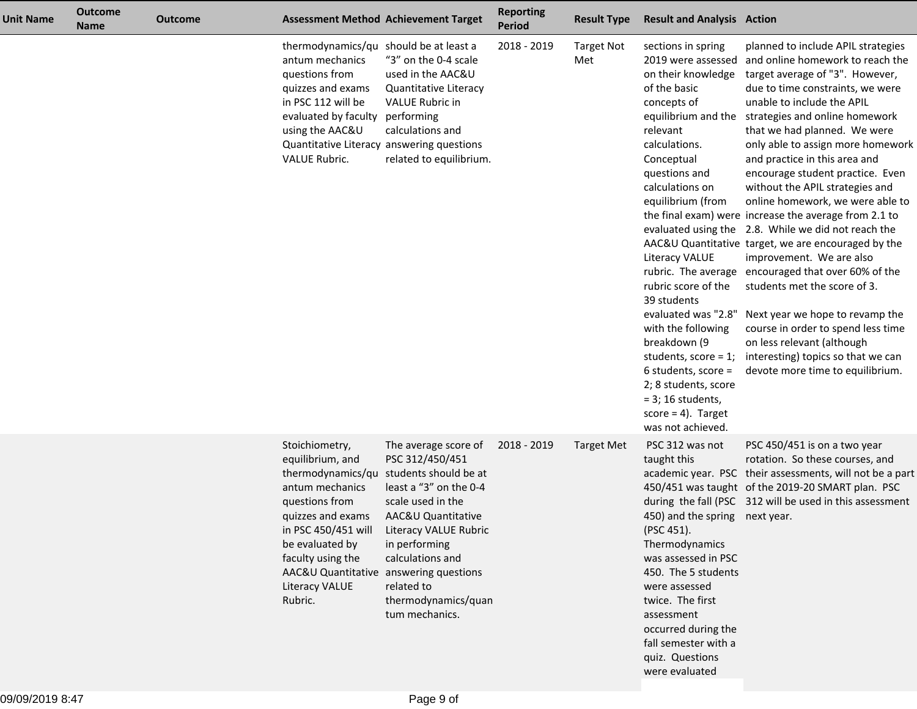| Unit Name | Outcome Name | Outcome | Assessment Method | Achievement Target | Reporting Period | Result Type | Result and Analysis | Action |
|---|---|---|---|---|---|---|---|---|
| | | | thermodynamics/quantum mechanics questions from quizzes and exams in PSC 112 will be evaluated by faculty using the AAC&U Quantitative Literacy VALUE Rubric. | should be at least a “3” on the 0-4 scale used in the AAC&U Quantitative Literacy VALUE Rubric in performing calculations and answering questions related to equilibrium. | 2018 - 2019 | Target Not Met | sections in spring 2019 were assessed on their knowledge of the basic concepts of equilibrium and the relevant calculations. Conceptual questions and calculations on equilibrium (from the final exam) were evaluated using the AAC&U Quantitative Literacy VALUE rubric. The average rubric score of the 39 students evaluated was "2.8" with the following breakdown (9 students, score = 1; 6 students, score = 2; 8 students, score = 3; 16 students, score = 4). Target was not achieved. | planned to include APIL strategies and online homework to reach the target average of "3". However, due to time constraints, we were unable to include the APIL strategies and online homework that we had planned. We were only able to assign more homework and practice in this area and encourage student practice. Even without the APIL strategies and online homework, we were able to increase the average from 2.1 to 2.8. While we did not reach the target, we are encouraged by the improvement. We are also encouraged that over 60% of the students met the score of 3.<br><br>Next year we hope to revamp the course in order to spend less time on less relevant (although interesting) topics so that we can devote more time to equilibrium. |
| | | | Stoichiometry, equilibrium, and thermodynamics/quantum mechanics questions from quizzes and exams in PSC 450/451 will be evaluated by faculty using the AAC&U Quantitative Literacy VALUE Rubric. | The average score of PSC 312/450/451 students should be at least a “3” on the 0-4 scale used in the AAC&U Quantitative Literacy VALUE Rubric in performing calculations and answering questions related to thermodynamics/quantum mechanics. | 2018 - 2019 | Target Met | PSC 312 was not taught this academic year. PSC 450/451 was taught during the fall (PSC 450) and the spring (PSC 451). Thermodynamics was assessed in PSC 450. The 5 students were assessed twice. The first assessment occurred during the fall semester with a quiz. Questions were evaluated | PSC 450/451 is on a two year rotation. So these courses, and their assessments, will not be a part of the 2019-20 SMART plan. PSC 312 will be used in this assessment next year. |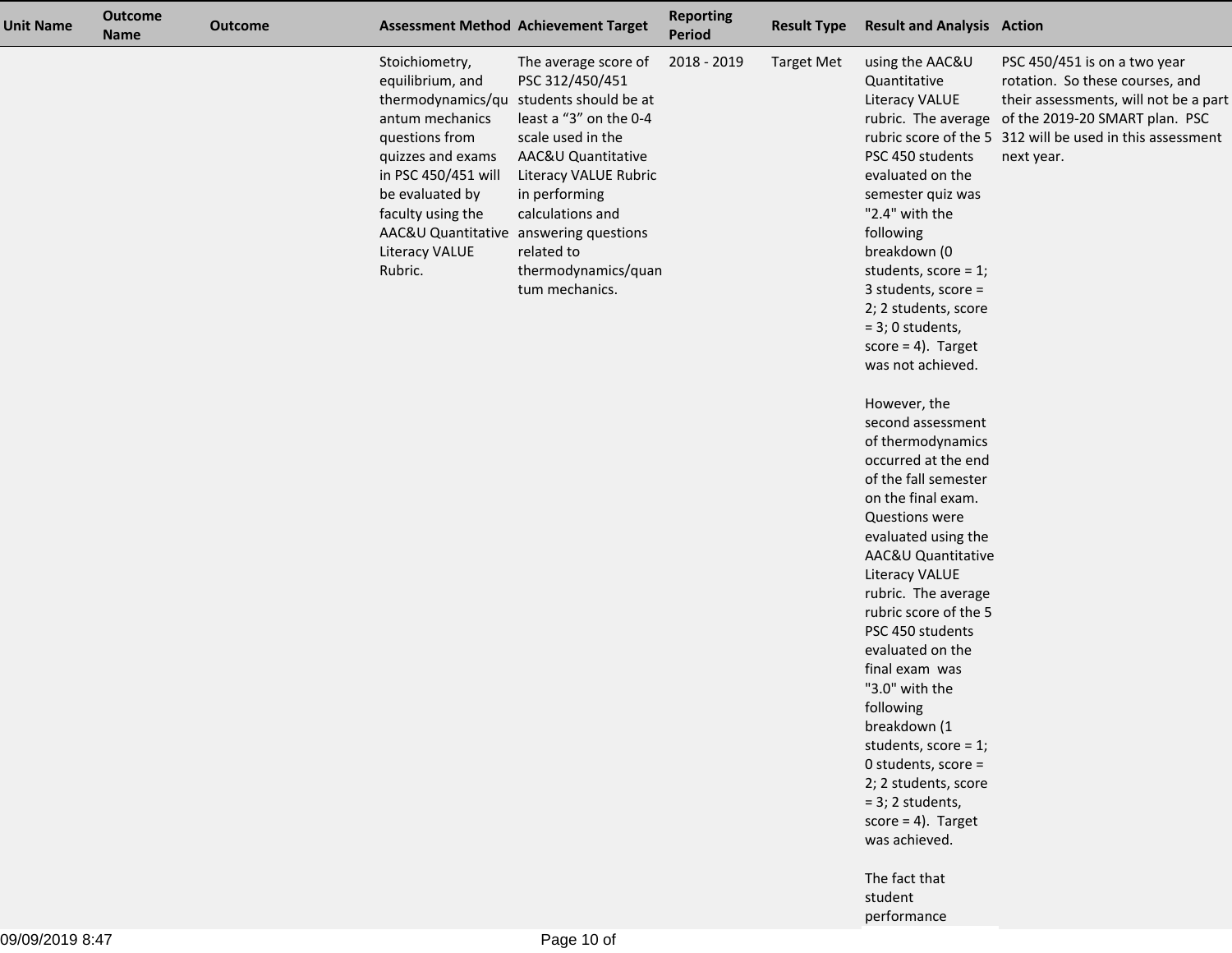| Unit Name | Outcome Name | Outcome | Assessment Method | Achievement Target | Reporting Period | Result Type | Result and Analysis | Action |
|---|---|---|---|---|---|---|---|---|
| | | | Stoichiometry, equilibrium, and thermodynamics/quantum mechanics questions from quizzes and exams in PSC 450/451 will be evaluated by faculty using the AAC&U Quantitative Literacy VALUE Rubric. | The average score of PSC 312/450/451 students should be at least a "3" on the 0-4 scale used in the AAC&U Quantitative Literacy VALUE Rubric in performing calculations and answering questions related to thermodynamics/quantum mechanics. | 2018 - 2019 | Target Met | using the AAC&U Quantitative Literacy VALUE rubric. The average rubric score of the 5 PSC 450 students evaluated on the semester quiz was "2.4" with the following breakdown (0 students, score = 1; 3 students, score = 2; 2 students, score = 3; 0 students, score = 4). Target was not achieved.<br><br>However, the second assessment of thermodynamics occurred at the end of the fall semester on the final exam. Questions were evaluated using the AAC&U Quantitative Literacy VALUE rubric. The average rubric score of the 5 PSC 450 students evaluated on the final exam was "3.0" with the following breakdown (1 students, score = 1; 0 students, score = 2; 2 students, score = 3; 2 students, score = 4). Target was achieved.<br><br>The fact that student performance | PSC 450/451 is on a two year rotation. So these courses, and their assessments, will not be a part of the 2019-20 SMART plan. PSC 312 will be used in this assessment next year. |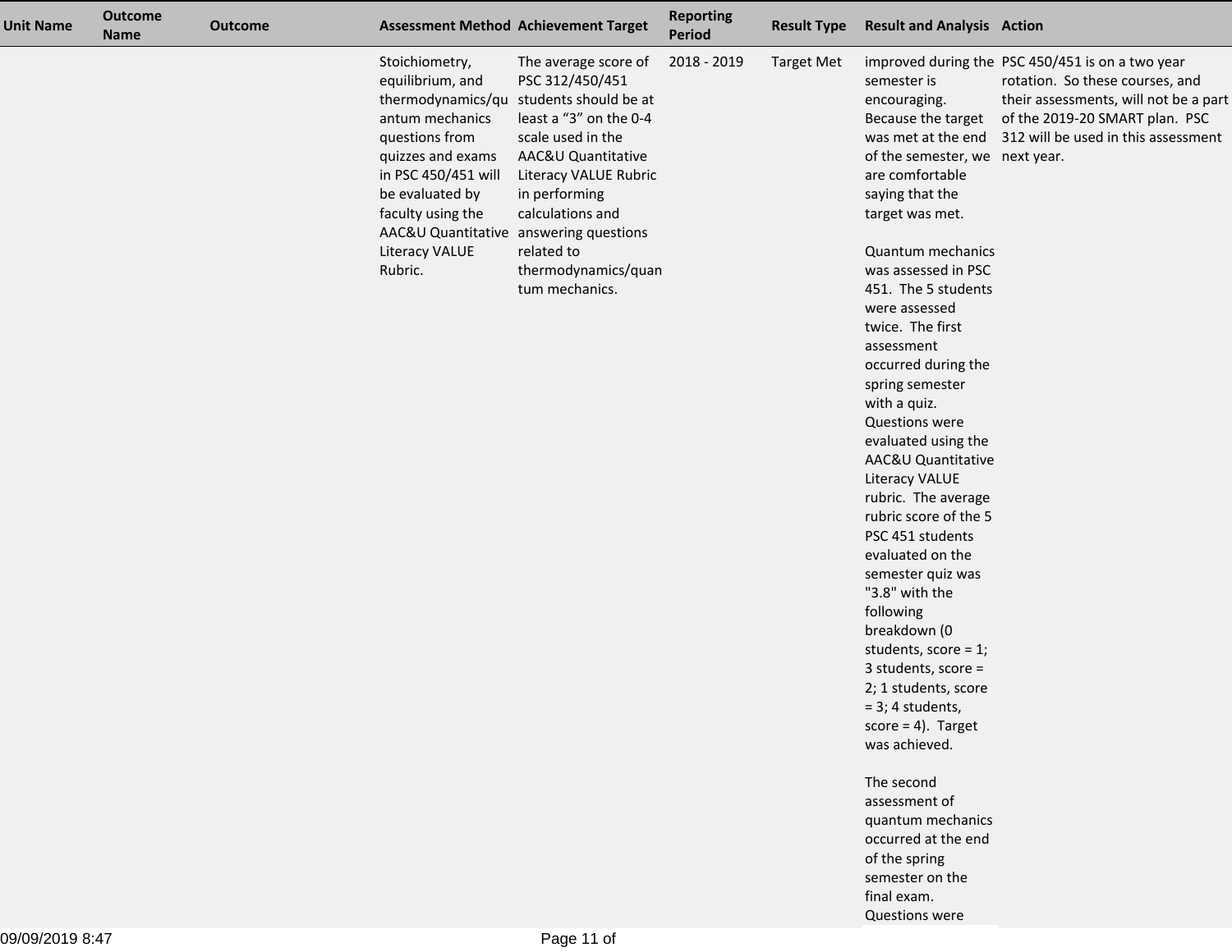| Unit Name | Outcome Name | Outcome | Assessment Method | Achievement Target | Reporting Period | Result Type | Result and Analysis | Action |
|---|---|---|---|---|---|---|---|---|
| | | | Stoichiometry, equilibrium, and thermodynamics/quantum mechanics questions from quizzes and exams in PSC 450/451 will be evaluated by faculty using the AAC&U Quantitative Literacy VALUE Rubric. | The average score of PSC 312/450/451 students should be at least a “3” on the 0-4 scale used in the AAC&U Quantitative Literacy VALUE Rubric in performing calculations and answering questions related to thermodynamics/quantum mechanics. | 2018 - 2019 | Target Met | improved during the semester is encouraging. Because the target was met at the end of the semester, we are comfortable saying that the target was met.<br><br>Quantum mechanics was assessed in PSC 451. The 5 students were assessed twice. The first assessment occurred during the spring semester with a quiz. Questions were evaluated using the AAC&U Quantitative Literacy VALUE rubric. The average rubric score of the 5 PSC 451 students evaluated on the semester quiz was "3.8" with the following breakdown (0 students, score = 1; 3 students, score = 2; 1 students, score = 3; 4 students, score = 4). Target was achieved.<br><br>The second assessment of quantum mechanics occurred at the end of the spring semester on the final exam. Questions were | PSC 450/451 is on a two year rotation. So these courses, and their assessments, will not be a part of the 2019-20 SMART plan. PSC 312 will be used in this assessment next year. |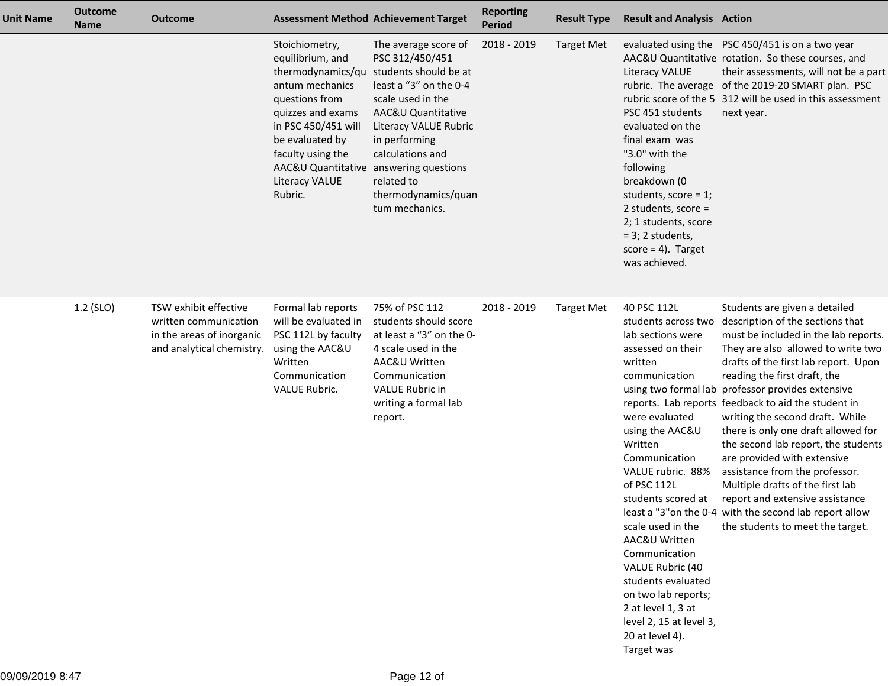| Unit Name | Outcome Name | Outcome | Assessment Method | Achievement Target | Reporting Period | Result Type | Result and Analysis | Action |
|---|---|---|---|---|---|---|---|---|
| | | | Stoichiometry, equilibrium, and thermodynamics/quantum mechanics questions from quizzes and exams in PSC 450/451 will be evaluated by faculty using the AAC&U Quantitative Literacy VALUE Rubric. | The average score of PSC 312/450/451 students should be at least a "3" on the 0-4 scale used in the AAC&U Quantitative Literacy VALUE Rubric in performing calculations and answering questions related to thermodynamics/quantum mechanics. | 2018 - 2019 | Target Met | evaluated using the AAC&U Quantitative Literacy VALUE rubric. The average rubric score of the 5 PSC 451 students evaluated on the final exam was "3.0" with the following breakdown (0 students, score = 1; 2 students, score = 2; 1 students, score = 3; 2 students, score = 4). Target was achieved. | PSC 450/451 is on a two year rotation. So these courses, and their assessments, will not be a part of the 2019-20 SMART plan. PSC 312 will be used in this assessment next year. |
| | 1.2 (SLO) | TSW exhibit effective written communication in the areas of inorganic and analytical chemistry. | Formal lab reports will be evaluated in PSC 112L by faculty using the AAC&U Written Communication VALUE Rubric. | 75% of PSC 112 students should score at least a "3" on the 0-4 scale used in the AAC&U Written Communication VALUE Rubric in writing a formal lab report. | 2018 - 2019 | Target Met | 40 PSC 112L students across two lab sections were assessed on their written communication using two formal lab reports. Lab reports were evaluated using the AAC&U Written Communication VALUE rubric. 88% of PSC 112L students scored at least a "3"on the 0-4 scale used in the AAC&U Written Communication VALUE Rubric (40 students evaluated on two lab reports; 2 at level 1, 3 at level 2, 15 at level 3, 20 at level 4). Target was | Students are given a detailed description of the sections that must be included in the lab reports. They are also allowed to write two drafts of the first lab report. Upon reading the first draft, the professor provides extensive feedback to aid the student in writing the second draft. While there is only one draft allowed for the second lab report, the students are provided with extensive assistance from the professor. Multiple drafts of the first lab report and extensive assistance with the second lab report allow the students to meet the target. |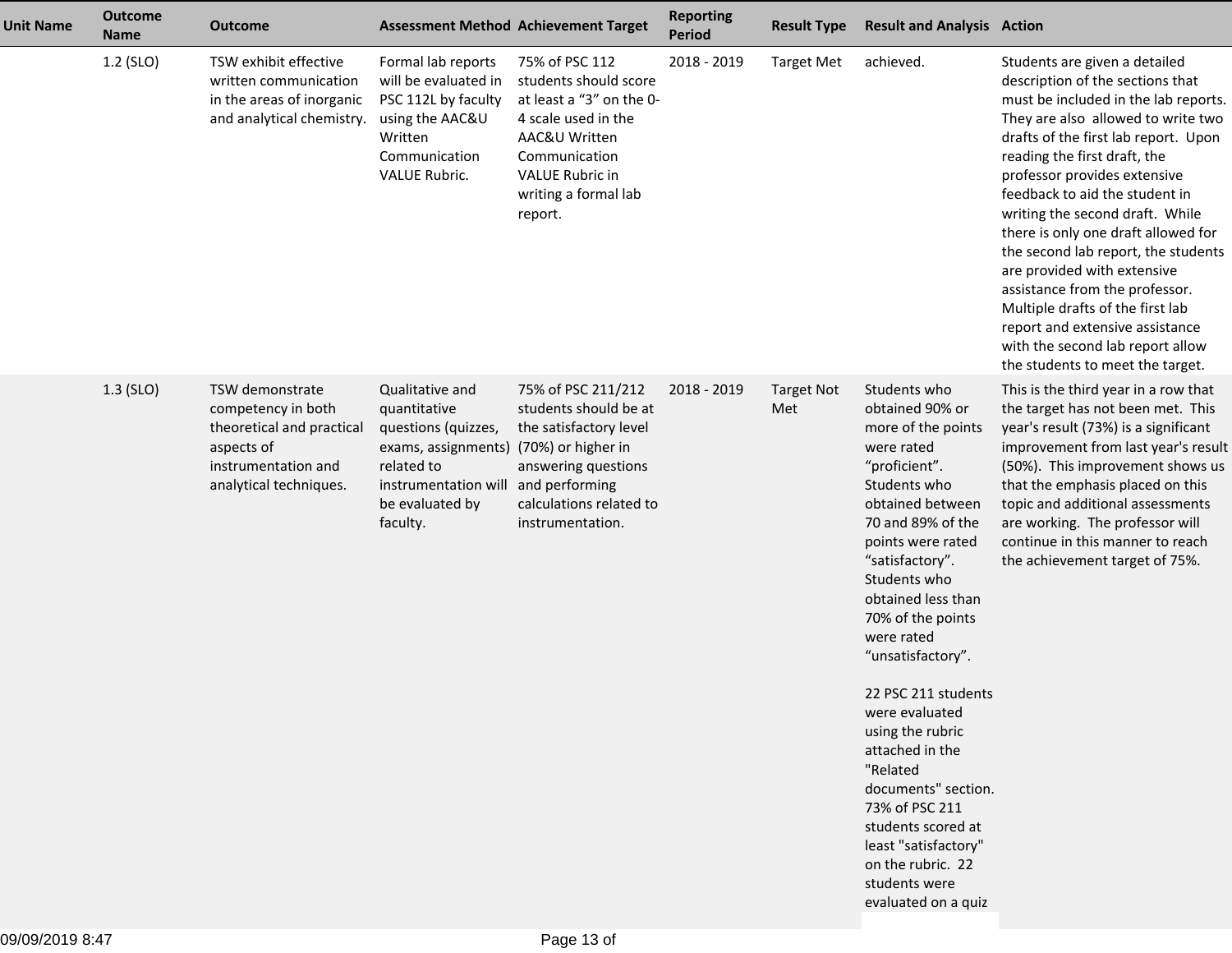| Unit Name | Outcome Name | Outcome | Assessment Method | Achievement Target | Reporting Period | Result Type | Result and Analysis | Action |
|---|---|---|---|---|---|---|---|---|
| | 1.2 (SLO) | TSW exhibit effective written communication in the areas of inorganic and analytical chemistry. | Formal lab reports will be evaluated in PSC 112L by faculty using the AAC&U Written Communication VALUE Rubric. | 75% of PSC 112 students should score at least a “3” on the 0-4 scale used in the AAC&U Written Communication VALUE Rubric in writing a formal lab report. | 2018 - 2019 | Target Met | achieved. | Students are given a detailed description of the sections that must be included in the lab reports. They are also allowed to write two drafts of the first lab report. Upon reading the first draft, the professor provides extensive feedback to aid the student in writing the second draft. While there is only one draft allowed for the second lab report, the students are provided with extensive assistance from the professor. Multiple drafts of the first lab report and extensive assistance with the second lab report allow the students to meet the target. |
| | 1.3 (SLO) | TSW demonstrate competency in both theoretical and practical aspects of instrumentation and analytical techniques. | Qualitative and quantitative questions (quizzes, exams, assignments) related to instrumentation will be evaluated by faculty. | 75% of PSC 211/212 students should be at the satisfactory level (70%) or higher in answering questions and performing calculations related to instrumentation. | 2018 - 2019 | Target Not Met | Students who obtained 90% or more of the points were rated “proficient”. Students who obtained between 70 and 89% of the points were rated “satisfactory”. Students who obtained less than 70% of the points were rated “unsatisfactory”.<br><br>22 PSC 211 students were evaluated using the rubric attached in the "Related documents" section. 73% of PSC 211 students scored at least "satisfactory" on the rubric. 22 students were evaluated on a quiz | This is the third year in a row that the target has not been met. This year's result (73%) is a significant improvement from last year's result (50%). This improvement shows us that the emphasis placed on this topic and additional assessments are working. The professor will continue in this manner to reach the achievement target of 75%. |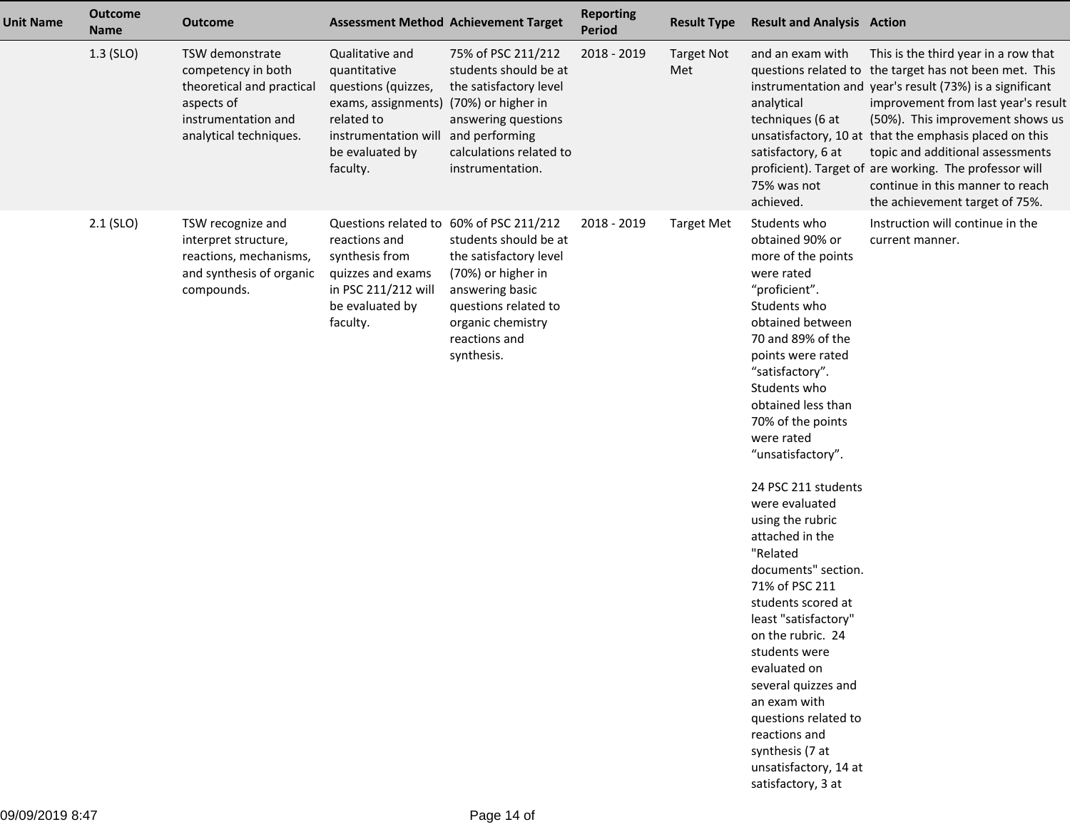| Unit Name | Outcome Name | Outcome | Assessment Method | Achievement Target | Reporting Period | Result Type | Result and Analysis | Action |
|---|---|---|---|---|---|---|---|---|
| | 1.3 (SLO) | TSW demonstrate competency in both theoretical and practical aspects of instrumentation and analytical techniques. | Qualitative and quantitative questions (quizzes, exams, assignments) related to instrumentation will be evaluated by faculty. | 75% of PSC 211/212 students should be at the satisfactory level (70%) or higher in answering questions and performing calculations related to instrumentation. | 2018 - 2019 | Target Not Met | and an exam with questions related to instrumentation and analytical techniques (6 at unsatisfactory, 10 at satisfactory, 6 at proficient). Target of 75% was not achieved. | This is the third year in a row that the target has not been met. This year's result (73%) is a significant improvement from last year's result (50%). This improvement shows us that the emphasis placed on this topic and additional assessments are working. The professor will continue in this manner to reach the achievement target of 75%. |
| | 2.1 (SLO) | TSW recognize and interpret structure, reactions, mechanisms, and synthesis of organic compounds. | Questions related to reactions and synthesis from quizzes and exams in PSC 211/212 will be evaluated by faculty. | 60% of PSC 211/212 students should be at the satisfactory level (70%) or higher in answering basic questions related to organic chemistry reactions and synthesis. | 2018 - 2019 | Target Met | Students who obtained 90% or more of the points were rated "proficient". Students who obtained between 70 and 89% of the points were rated "satisfactory". Students who obtained less than 70% of the points were rated "unsatisfactory".<br><br>24 PSC 211 students were evaluated using the rubric attached in the "Related documents" section. 71% of PSC 211 students scored at least "satisfactory" on the rubric. 24 students were evaluated on several quizzes and an exam with questions related to reactions and synthesis (7 at unsatisfactory, 14 at satisfactory, 3 at | Instruction will continue in the current manner. |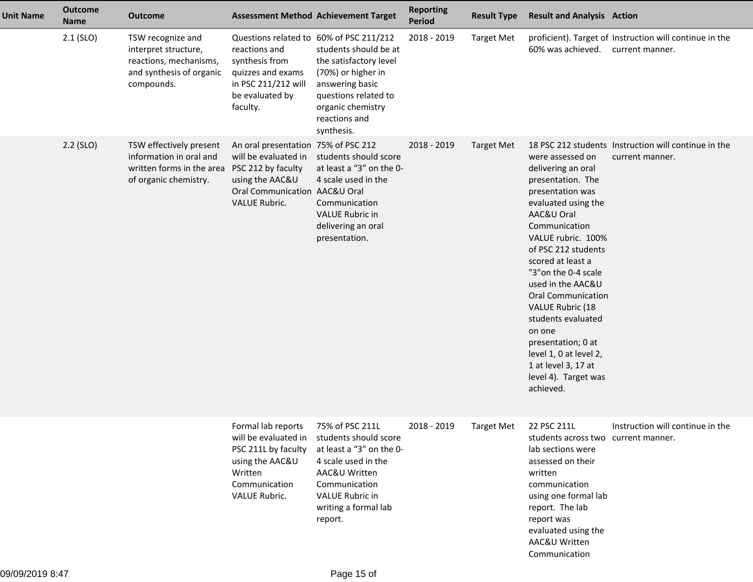| Unit Name | Outcome Name | Outcome | Assessment Method | Achievement Target | Reporting Period | Result Type | Result and Analysis | Action |
|---|---|---|---|---|---|---|---|---|
| | 2.1 (SLO) | TSW recognize and interpret structure, reactions, mechanisms, and synthesis of organic compounds. | Questions related to reactions and synthesis from quizzes and exams in PSC 211/212 will be evaluated by faculty. | 60% of PSC 211/212 students should be at the satisfactory level (70%) or higher in answering basic questions related to organic chemistry reactions and synthesis. | 2018 - 2019 | Target Met | proficient). Target of 60% was achieved. | Instruction will continue in the current manner. |
| | 2.2 (SLO) | TSW effectively present information in oral and written forms in the area of organic chemistry. | An oral presentation will be evaluated in PSC 212 by faculty using the AAC&U Oral Communication VALUE Rubric. | 75% of PSC 212 students should score at least a “3” on the 0-4 scale used in the AAC&U Oral Communication VALUE Rubric in delivering an oral presentation. | 2018 - 2019 | Target Met | 18 PSC 212 students were assessed on delivering an oral presentation. The presentation was evaluated using the AAC&U Oral Communication VALUE rubric. 100% of PSC 212 students scored at least a "3"on the 0-4 scale used in the AAC&U Oral Communication VALUE Rubric (18 students evaluated on one presentation; 0 at level 1, 0 at level 2, 1 at level 3, 17 at level 4). Target was achieved. | Instruction will continue in the current manner. |
| | | | Formal lab reports will be evaluated in PSC 211L by faculty using the AAC&U Written Communication VALUE Rubric. | 75% of PSC 211L students should score at least a “3” on the 0-4 scale used in the AAC&U Written Communication VALUE Rubric in writing a formal lab report. | 2018 - 2019 | Target Met | 22 PSC 211L students across two lab sections were assessed on their written communication using one formal lab report. The lab report was evaluated using the AAC&U Written Communication | Instruction will continue in the current manner. |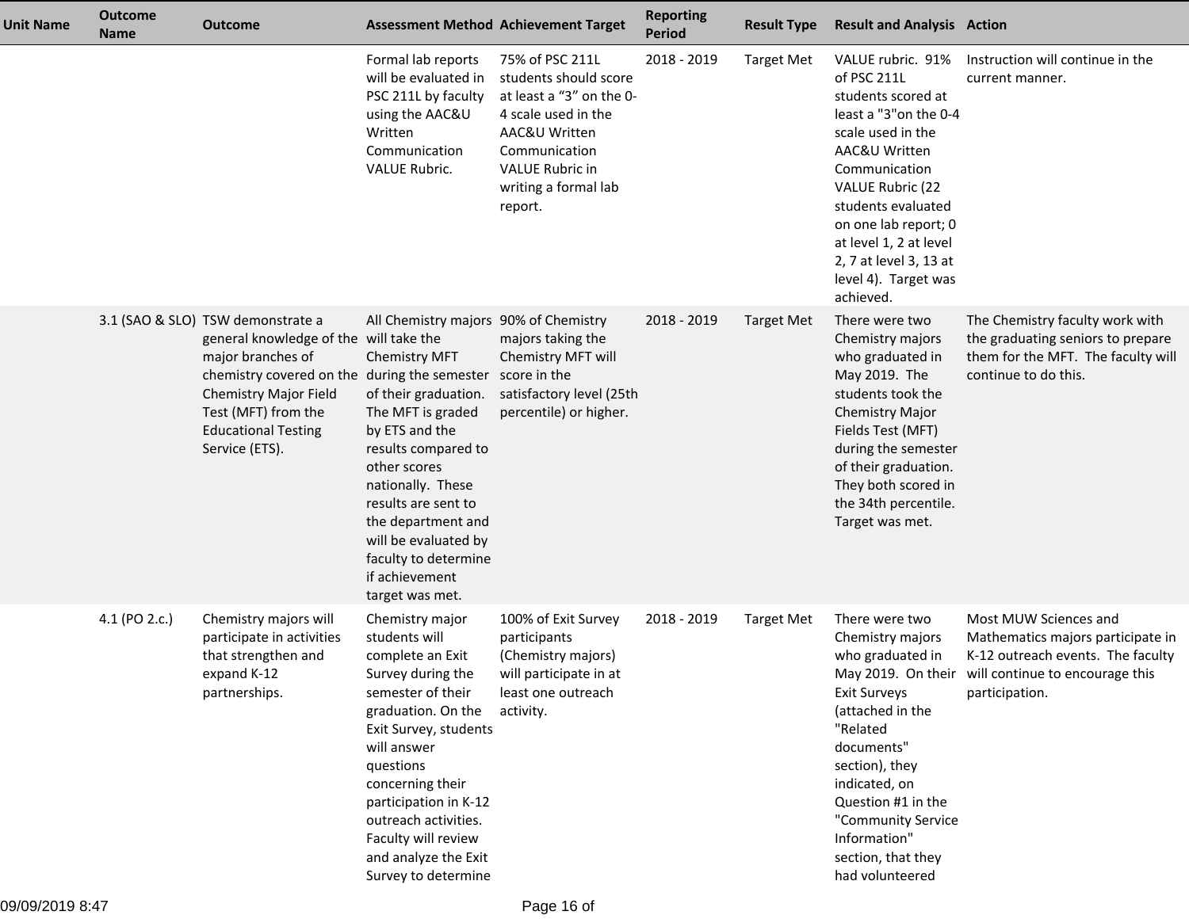| Unit Name | Outcome Name | Outcome | Assessment Method | Achievement Target | Reporting Period | Result Type | Result and Analysis | Action |
|---|---|---|---|---|---|---|---|---|
| | | | Formal lab reports will be evaluated in PSC 211L by faculty using the AAC&U Written Communication VALUE Rubric. | 75% of PSC 211L students should score at least a "3" on the 0-4 scale used in the AAC&U Written Communication VALUE Rubric in writing a formal lab report. | 2018 - 2019 | Target Met | VALUE rubric. 91% of PSC 211L students scored at least a "3"on the 0-4 scale used in the AAC&U Written Communication VALUE Rubric (22 students evaluated on one lab report; 0 at level 1, 2 at level 2, 7 at level 3, 13 at level 4). Target was achieved. | Instruction will continue in the current manner. |
| | 3.1 (SAO & SLO) | TSW demonstrate a general knowledge of the major branches of chemistry covered on the Chemistry Major Field Test (MFT) from the Educational Testing Service (ETS). | All Chemistry majors will take the Chemistry MFT during the semester of their graduation. The MFT is graded by ETS and the results compared to other scores nationally. These results are sent to the department and will be evaluated by faculty to determine if achievement target was met. | 90% of Chemistry majors taking the Chemistry MFT will score in the satisfactory level (25th percentile) or higher. | 2018 - 2019 | Target Met | There were two Chemistry majors who graduated in May 2019. The students took the Chemistry Major Fields Test (MFT) during the semester of their graduation. They both scored in the 34th percentile. Target was met. | The Chemistry faculty work with the graduating seniors to prepare them for the MFT. The faculty will continue to do this. |
| | 4.1 (PO 2.c.) | Chemistry majors will participate in activities that strengthen and expand K-12 partnerships. | Chemistry major students will complete an Exit Survey during the semester of their graduation. On the Exit Survey, students will answer questions concerning their participation in K-12 outreach activities. Faculty will review and analyze the Exit Survey to determine | 100% of Exit Survey participants (Chemistry majors) will participate in at least one outreach activity. | 2018 - 2019 | Target Met | There were two Chemistry majors who graduated in May 2019. On their Exit Surveys (attached in the "Related documents" section), they indicated, on Question #1 in the "Community Service Information" section, that they had volunteered | Most MUW Sciences and Mathematics majors participate in K-12 outreach events. The faculty will continue to encourage this participation. |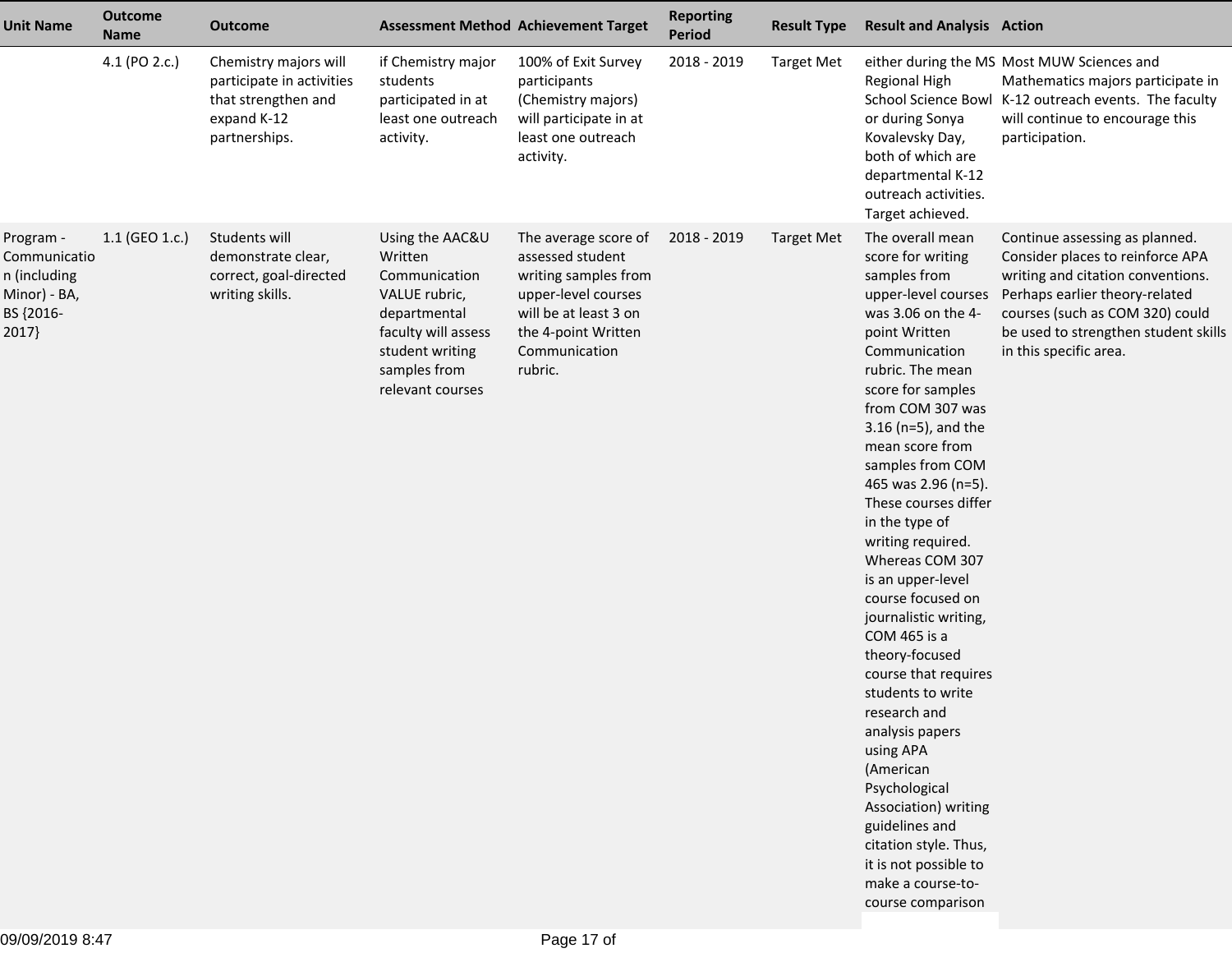| Unit Name | Outcome Name | Outcome | Assessment Method | Achievement Target | Reporting Period | Result Type | Result and Analysis | Action |
|---|---|---|---|---|---|---|---|---|
| | 4.1 (PO 2.c.) | Chemistry majors will participate in activities that strengthen and expand K-12 partnerships. | if Chemistry major students participated in at least one outreach activity. | 100% of Exit Survey participants (Chemistry majors) will participate in at least one outreach activity. | 2018 - 2019 | Target Met | either during the MS Regional High School Science Bowl or during Sonya Kovalevsky Day, both of which are departmental K-12 outreach activities. Target achieved. | Most MUW Sciences and Mathematics majors participate in K-12 outreach events. The faculty will continue to encourage this participation. |
| Program - Communication (including Minor) - BA, BS {2016-2017} | 1.1 (GEO 1.c.) | Students will demonstrate clear, correct, goal-directed writing skills. | Using the AAC&U Written Communication VALUE rubric, departmental faculty will assess student writing samples from relevant courses | The average score of assessed student writing samples from upper-level courses will be at least 3 on the 4-point Written Communication rubric. | 2018 - 2019 | Target Met | The overall mean score for writing samples from upper-level courses was 3.06 on the 4-point Written Communication rubric. The mean score for samples from COM 307 was 3.16 (n=5), and the mean score from samples from COM 465 was 2.96 (n=5). These courses differ in the type of writing required. Whereas COM 307 is an upper-level course focused on journalistic writing, COM 465 is a theory-focused course that requires students to write research and analysis papers using APA (American Psychological Association) writing guidelines and citation style. Thus, it is not possible to make a course-to-course comparison | Continue assessing as planned. Consider places to reinforce APA writing and citation conventions. Perhaps earlier theory-related courses (such as COM 320) could be used to strengthen student skills in this specific area. |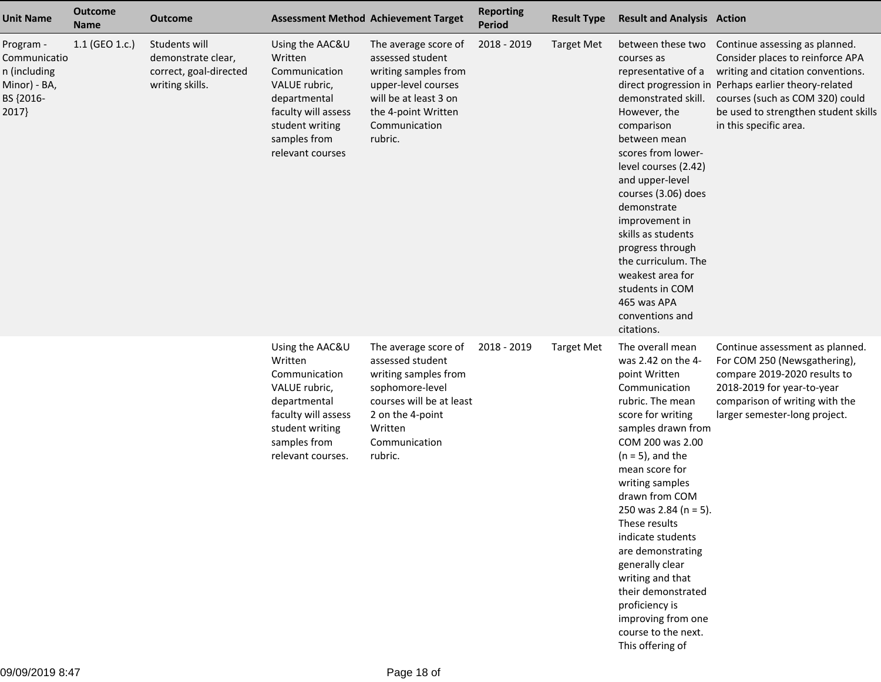| Unit Name | Outcome Name | Outcome | Assessment Method | Achievement Target | Reporting Period | Result Type | Result and Analysis | Action |
|---|---|---|---|---|---|---|---|---|
| Program - Communication (including Minor) - BA, BS {2016-2017} | 1.1 (GEO 1.c.) | Students will demonstrate clear, correct, goal-directed writing skills. | Using the AAC&U Written Communication VALUE rubric, departmental faculty will assess student writing samples from relevant courses | The average score of assessed student writing samples from upper-level courses will be at least 3 on the 4-point Written Communication rubric. | 2018 - 2019 | Target Met | between these two courses as representative of a direct progression in demonstrated skill. However, the comparison between mean scores from lower-level courses (2.42) and upper-level courses (3.06) does demonstrate improvement in skills as students progress through the curriculum. The weakest area for students in COM 465 was APA conventions and citations. | Continue assessing as planned. Consider places to reinforce APA writing and citation conventions. Perhaps earlier theory-related courses (such as COM 320) could be used to strengthen student skills in this specific area. |
| | | | Using the AAC&U Written Communication VALUE rubric, departmental faculty will assess student writing samples from relevant courses. | The average score of assessed student writing samples from sophomore-level courses will be at least 2 on the 4-point Written Communication rubric. | 2018 - 2019 | Target Met | The overall mean was 2.42 on the 4-point Written Communication rubric. The mean score for writing samples drawn from COM 200 was 2.00 (n = 5), and the mean score for writing samples drawn from COM 250 was 2.84 (n = 5). These results indicate students are demonstrating generally clear writing and that their demonstrated proficiency is improving from one course to the next. This offering of | Continue assessment as planned. For COM 250 (Newsgathering), compare 2019-2020 results to 2018-2019 for year-to-year comparison of writing with the larger semester-long project. |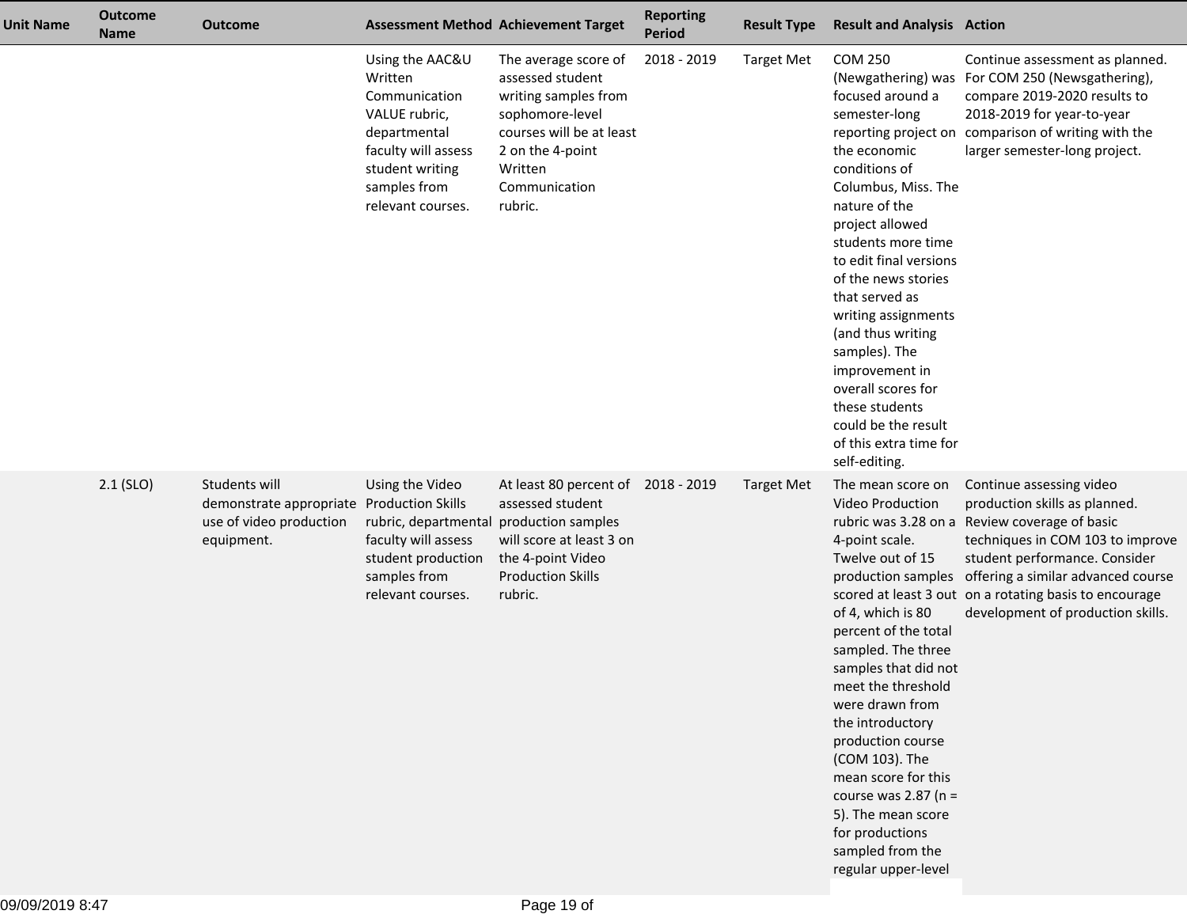| Unit Name | Outcome Name | Outcome | Assessment Method | Achievement Target | Reporting Period | Result Type | Result and Analysis | Action |
|---|---|---|---|---|---|---|---|---|
| | | | Using the AAC&U Written Communication VALUE rubric, departmental faculty will assess student writing samples from relevant courses. | The average score of assessed student writing samples from sophomore-level courses will be at least 2 on the 4-point Written Communication rubric. | 2018 - 2019 | Target Met | COM 250 (Newgathering) was focused around a semester-long reporting project on the economic conditions of Columbus, Miss. The nature of the project allowed students more time to edit final versions of the news stories that served as writing assignments (and thus writing samples). The improvement in overall scores for these students could be the result of this extra time for self-editing. | Continue assessment as planned. For COM 250 (Newsgathering), compare 2019-2020 results to 2018-2019 for year-to-year comparison of writing with the larger semester-long project. |
| | 2.1 (SLO) | Students will demonstrate appropriate use of video production equipment. | Using the Video Production Skills rubric, departmental faculty will assess student production samples from relevant courses. | At least 80 percent of assessed student production samples will score at least 3 on the 4-point Video Production Skills rubric. | 2018 - 2019 | Target Met | The mean score on Video Production rubric was 3.28 on a 4-point scale. Twelve out of 15 production samples scored at least 3 out of 4, which is 80 percent of the total sampled. The three samples that did not meet the threshold were drawn from the introductory production course (COM 103). The mean score for this course was 2.87 (n = 5). The mean score for productions sampled from the regular upper-level | Continue assessing video production skills as planned. Review coverage of basic techniques in COM 103 to improve student performance. Consider offering a similar advanced course on a rotating basis to encourage development of production skills. |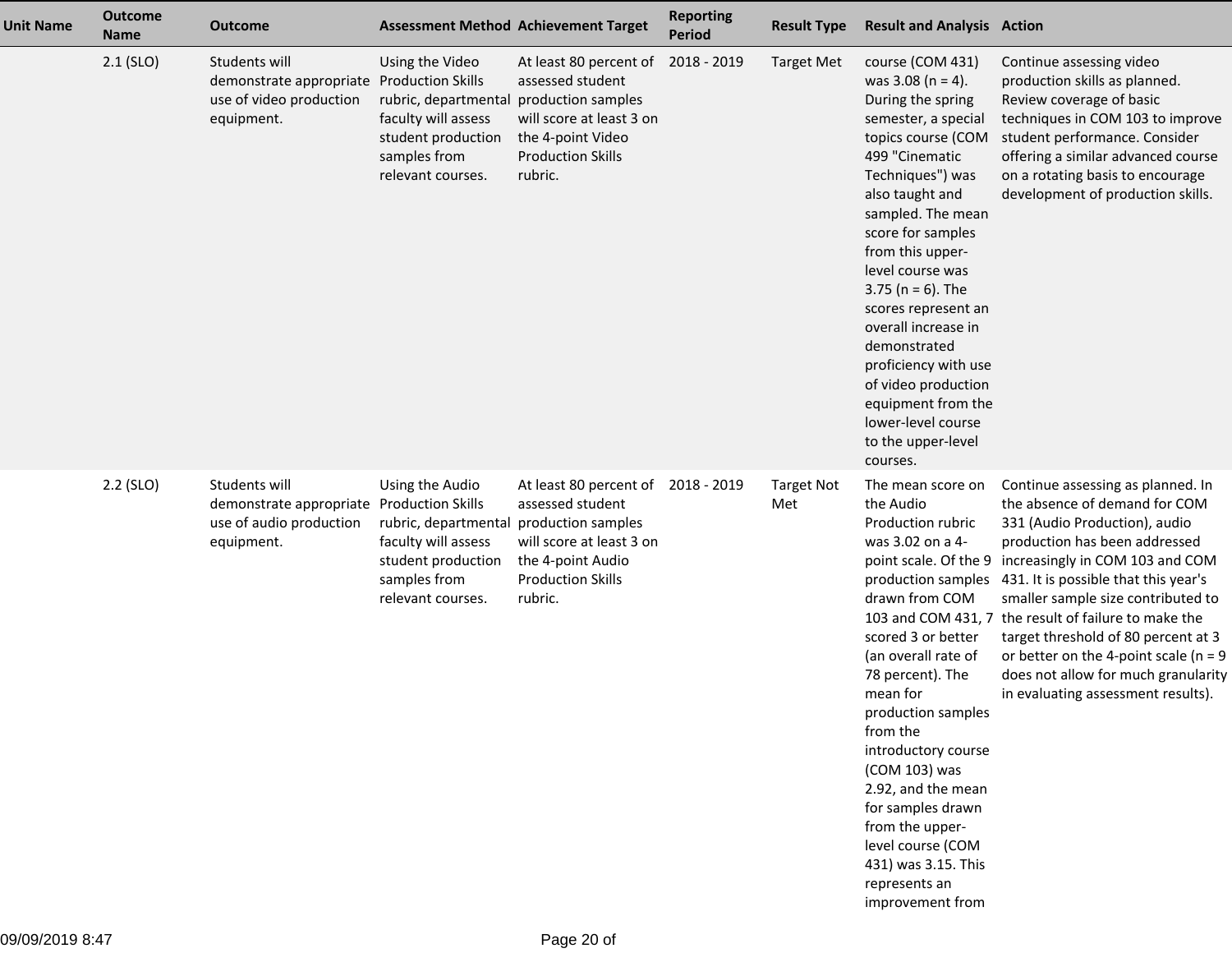| Unit Name | Outcome Name | Outcome | Assessment Method | Achievement Target | Reporting Period | Result Type | Result and Analysis | Action |
|---|---|---|---|---|---|---|---|---|
| | 2.1 (SLO) | Students will demonstrate appropriate use of video production equipment. | Using the Video Production Skills rubric, departmental faculty will assess student production samples from relevant courses. | At least 80 percent of assessed student production samples will score at least 3 on the 4-point Video Production Skills rubric. | 2018 - 2019 | Target Met | course (COM 431) was 3.08 (n = 4). During the spring semester, a special topics course (COM 499 "Cinematic Techniques") was also taught and sampled. The mean score for samples from this upper-level course was 3.75 (n = 6). The scores represent an overall increase in demonstrated proficiency with use of video production equipment from the lower-level course to the upper-level courses. | Continue assessing video production skills as planned. Review coverage of basic techniques in COM 103 to improve student performance. Consider offering a similar advanced course on a rotating basis to encourage development of production skills. |
| | 2.2 (SLO) | Students will demonstrate appropriate use of audio production equipment. | Using the Audio Production Skills rubric, departmental faculty will assess student production samples from relevant courses. | At least 80 percent of assessed student production samples will score at least 3 on the 4-point Audio Production Skills rubric. | 2018 - 2019 | Target Not Met | The mean score on the Audio Production rubric was 3.02 on a 4-point scale. Of the 9 production samples drawn from COM 103 and COM 431, 7 scored 3 or better (an overall rate of 78 percent). The mean for production samples from the introductory course (COM 103) was 2.92, and the mean for samples drawn from the upper-level course (COM 431) was 3.15. This represents an improvement from | Continue assessing as planned. In the absence of demand for COM 331 (Audio Production), audio production has been addressed increasingly in COM 103 and COM 431. It is possible that this year's smaller sample size contributed to the result of failure to make the target threshold of 80 percent at 3 or better on the 4-point scale (n = 9 does not allow for much granularity in evaluating assessment results). |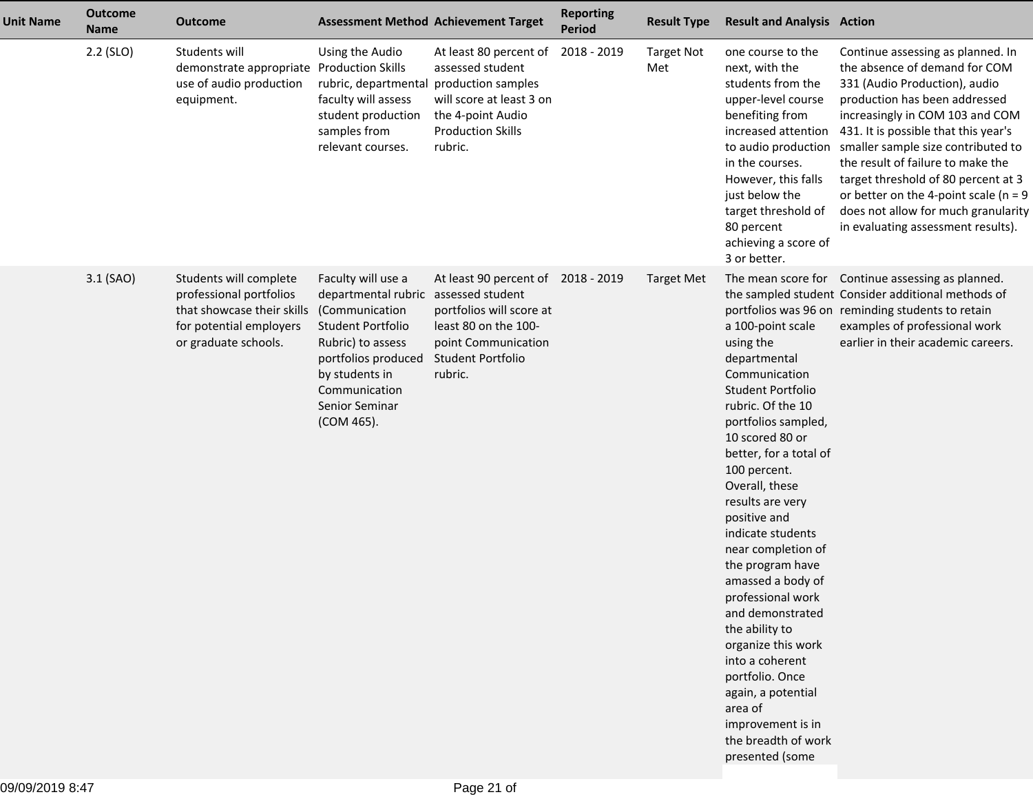| Unit Name | Outcome Name | Outcome | Assessment Method | Achievement Target | Reporting Period | Result Type | Result and Analysis | Action |
|---|---|---|---|---|---|---|---|---|
| | 2.2 (SLO) | Students will demonstrate appropriate use of audio production equipment. | Using the Audio Production Skills rubric, departmental faculty will assess student production samples from relevant courses. | At least 80 percent of assessed student production samples will score at least 3 on the 4-point Audio Production Skills rubric. | 2018 - 2019 | Target Not Met | one course to the next, with the students from the upper-level course benefiting from increased attention to audio production in the courses. However, this falls just below the target threshold of 80 percent achieving a score of 3 or better. | Continue assessing as planned. In the absence of demand for COM 331 (Audio Production), audio production has been addressed increasingly in COM 103 and COM 431. It is possible that this year's smaller sample size contributed to the result of failure to make the target threshold of 80 percent at 3 or better on the 4-point scale (n = 9 does not allow for much granularity in evaluating assessment results). |
| | 3.1 (SAO) | Students will complete professional portfolios that showcase their skills for potential employers or graduate schools. | Faculty will use a departmental rubric (Communication Student Portfolio Rubric) to assess portfolios produced by students in Communication Senior Seminar (COM 465). | At least 90 percent of assessed student portfolios will score at least 80 on the 100-point Communication Student Portfolio rubric. | 2018 - 2019 | Target Met | The mean score for the sampled student portfolios was 96 on a 100-point scale using the departmental Communication Student Portfolio rubric. Of the 10 portfolios sampled, 10 scored 80 or better, for a total of 100 percent. Overall, these results are very positive and indicate students near completion of the program have amassed a body of professional work and demonstrated the ability to organize this work into a coherent portfolio. Once again, a potential area of improvement is in the breadth of work presented (some | Continue assessing as planned. Consider additional methods of reminding students to retain examples of professional work earlier in their academic careers. |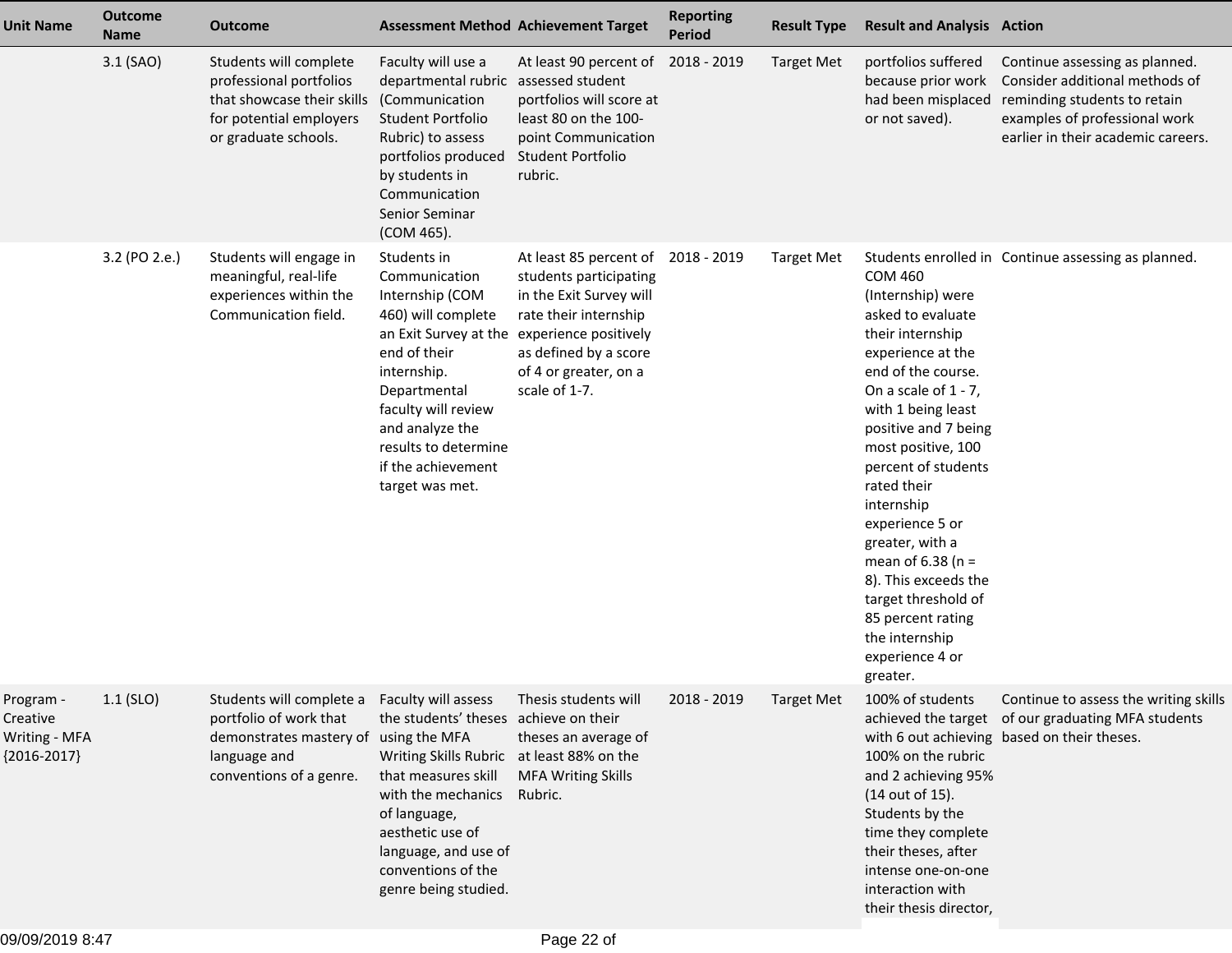| Unit Name | Outcome Name | Outcome | Assessment Method | Achievement Target | Reporting Period | Result Type | Result and Analysis | Action |
|---|---|---|---|---|---|---|---|---|
| | 3.1 (SAO) | Students will complete professional portfolios that showcase their skills for potential employers or graduate schools. | Faculty will use a departmental rubric (Communication Student Portfolio Rubric) to assess portfolios produced by students in Communication Senior Seminar (COM 465). | At least 90 percent of assessed student portfolios will score at least 80 on the 100-point Communication Student Portfolio rubric. | 2018 - 2019 | Target Met | portfolios suffered because prior work had been misplaced or not saved). | Continue assessing as planned. Consider additional methods of reminding students to retain examples of professional work earlier in their academic careers. |
| | 3.2 (PO 2.e.) | Students will engage in meaningful, real-life experiences within the Communication field. | Students in Communication Internship (COM 460) will complete an Exit Survey at the end of their internship. Departmental faculty will review and analyze the results to determine if the achievement target was met. | At least 85 percent of students participating in the Exit Survey will rate their internship experience positively as defined by a score of 4 or greater, on a scale of 1-7. | 2018 - 2019 | Target Met | Students enrolled in COM 460 (Internship) were asked to evaluate their internship experience at the end of the course. On a scale of 1 - 7, with 1 being least positive and 7 being most positive, 100 percent of students rated their internship experience 5 or greater, with a mean of 6.38 (n = 8). This exceeds the target threshold of 85 percent rating the internship experience 4 or greater. | Continue assessing as planned. |
| Program - Creative Writing - MFA {2016-2017} | 1.1 (SLO) | Students will complete a portfolio of work that demonstrates mastery of language and conventions of a genre. | Faculty will assess the students' theses using the MFA Writing Skills Rubric that measures skill with the mechanics of language, aesthetic use of language, and use of conventions of the genre being studied. | Thesis students will achieve on their theses an average of at least 88% on the MFA Writing Skills Rubric. | 2018 - 2019 | Target Met | 100% of students achieved the target with 6 out achieving 100% on the rubric and 2 achieving 95% (14 out of 15). Students by the time they complete their theses, after intense one-on-one interaction with their thesis director, | Continue to assess the writing skills of our graduating MFA students based on their theses. |

09/09/2019 8:47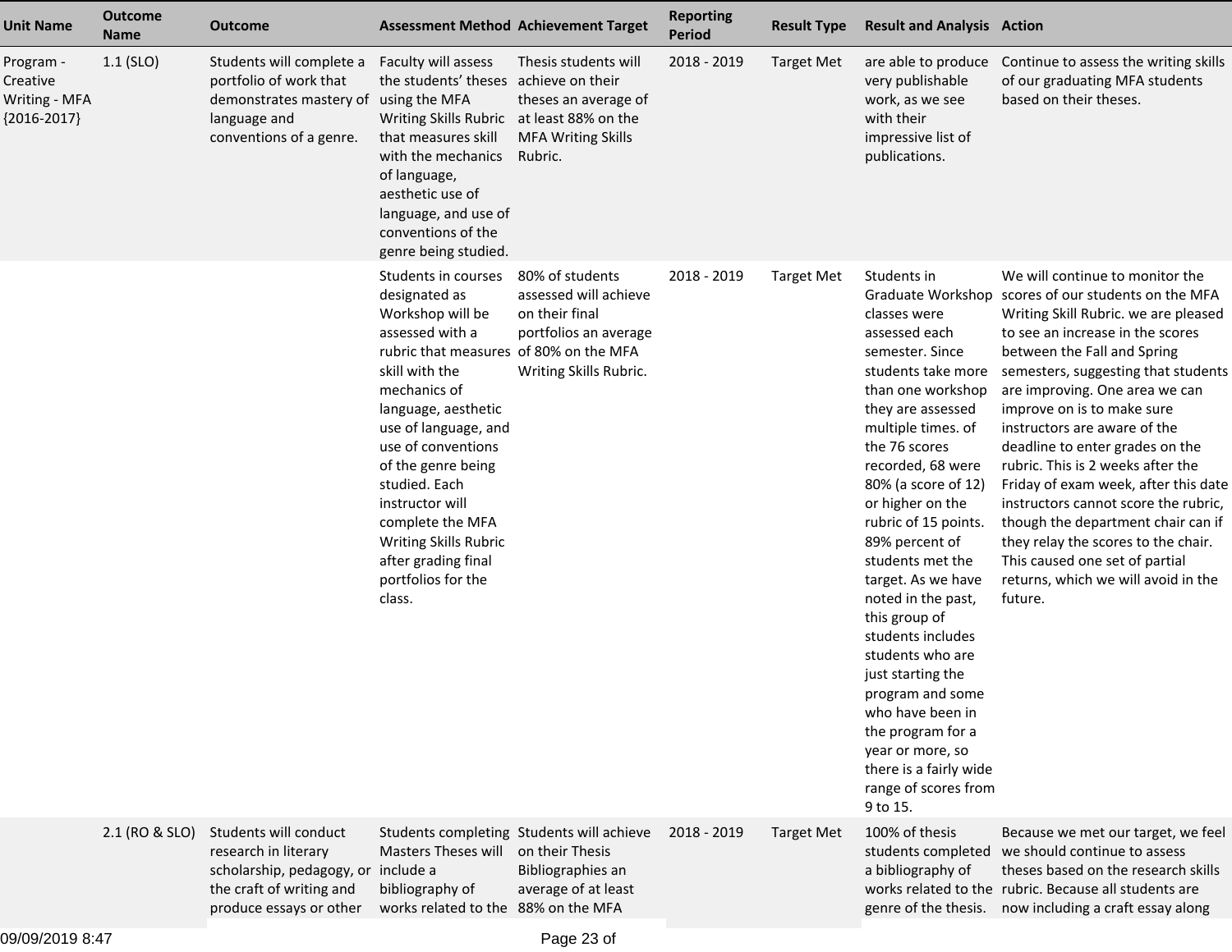| Unit Name | Outcome Name | Outcome | Assessment Method | Achievement Target | Reporting Period | Result Type | Result and Analysis | Action |
|---|---|---|---|---|---|---|---|---|
| Program - Creative Writing - MFA {2016-2017} | 1.1 (SLO) | Students will complete a portfolio of work that demonstrates mastery of language and conventions of a genre. | Faculty will assess the students' theses using the MFA Writing Skills Rubric that measures skill with the mechanics of language, aesthetic use of language, and use of conventions of the genre being studied. | Thesis students will achieve on their theses an average of at least 88% on the MFA Writing Skills Rubric. | 2018 - 2019 | Target Met | are able to produce very publishable work, as we see with their impressive list of publications. | Continue to assess the writing skills of our graduating MFA students based on their theses. |
| | | | Students in courses designated as Workshop will be assessed with a rubric that measures skill with the mechanics of language, aesthetic use of language, and use of conventions of the genre being studied. Each instructor will complete the MFA Writing Skills Rubric after grading final portfolios for the class. | 80% of students assessed will achieve on their final portfolios an average of 80% on the MFA Writing Skills Rubric. | 2018 - 2019 | Target Met | Students in Graduate Workshop classes were assessed each semester. Since students take more than one workshop they are assessed multiple times. of the 76 scores recorded, 68 were 80% (a score of 12) or higher on the rubric of 15 points. 89% percent of students met the target. As we have noted in the past, this group of students includes students who are just starting the program and some who have been in the program for a year or more, so there is a fairly wide range of scores from 9 to 15. | We will continue to monitor the scores of our students on the MFA Writing Skill Rubric. we are pleased to see an increase in the scores between the Fall and Spring semesters, suggesting that students are improving. One area we can improve on is to make sure instructors are aware of the deadline to enter grades on the rubric. This is 2 weeks after the Friday of exam week, after this date instructors cannot score the rubric, though the department chair can if they relay the scores to the chair. This caused one set of partial returns, which we will avoid in the future. |
| | 2.1 (RO & SLO) | Students will conduct research in literary scholarship, pedagogy, or the craft of writing and produce essays or other | Students completing Masters Theses will include a bibliography of works related to the | Students will achieve on their Thesis Bibliographies an average of at least 88% on the MFA | 2018 - 2019 | Target Met | 100% of thesis students completed a bibliography of works related to the genre of the thesis. | Because we met our target, we feel we should continue to assess theses based on the research skills rubric. Because all students are now including a craft essay along |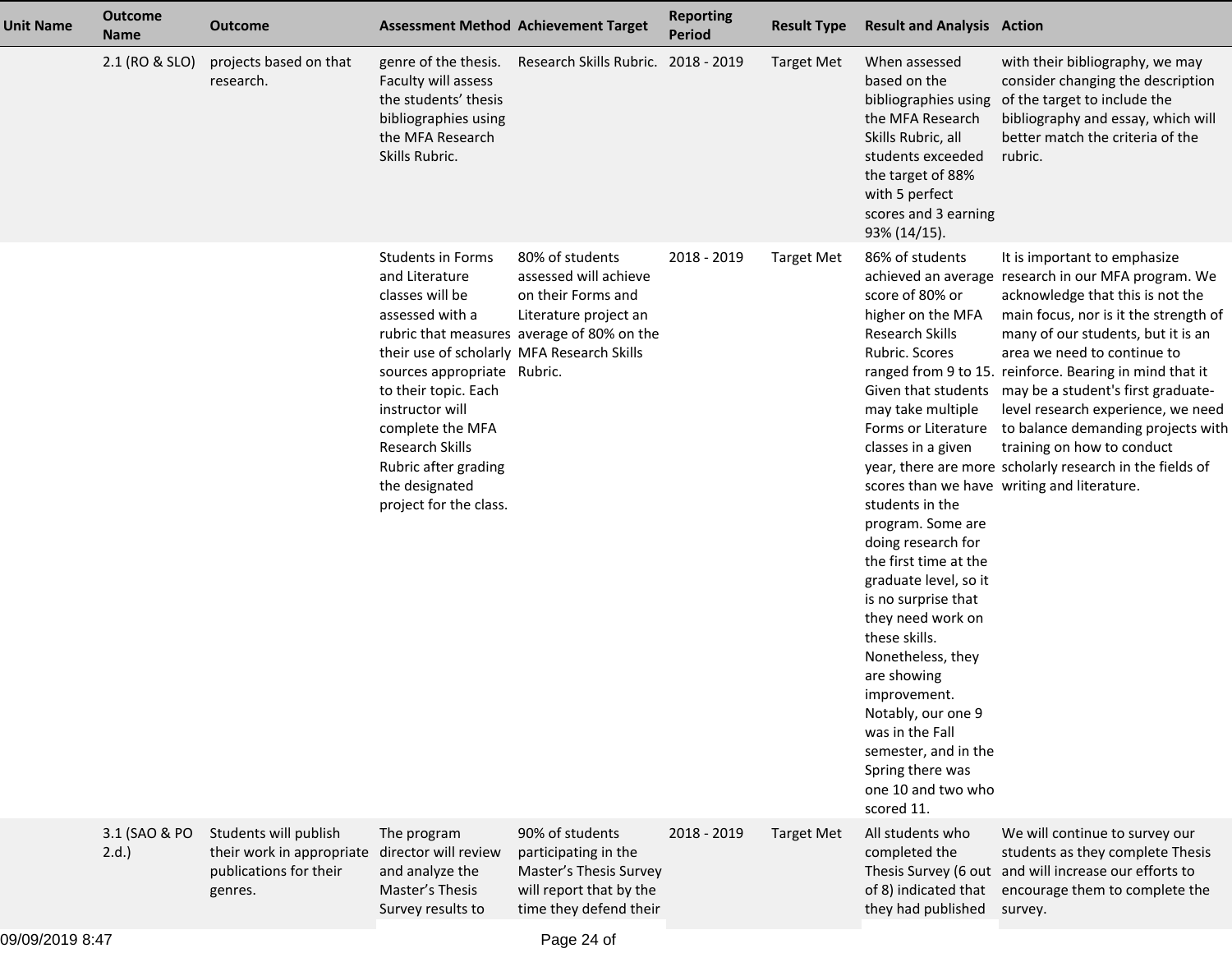| Unit Name | Outcome Name | Outcome | Assessment Method | Achievement Target | Reporting Period | Result Type | Result and Analysis | Action |
|---|---|---|---|---|---|---|---|---|
| | 2.1 (RO & SLO) | projects based on that research. | genre of the thesis. Faculty will assess the students' thesis bibliographies using the MFA Research Skills Rubric. | Research Skills Rubric. | 2018 - 2019 | Target Met | When assessed based on the bibliographies using the MFA Research Skills Rubric, all students exceeded the target of 88% with 5 perfect scores and 3 earning 93% (14/15). | with their bibliography, we may consider changing the description of the target to include the bibliography and essay, which will better match the criteria of the rubric. |
| | | | Students in Forms and Literature classes will be assessed with a rubric that measures their use of scholarly sources appropriate to their topic. Each instructor will complete the MFA Research Skills Rubric after grading the designated project for the class. | 80% of students assessed will achieve on their Forms and Literature project an average of 80% on the MFA Research Skills Rubric. | 2018 - 2019 | Target Met | 86% of students achieved an average score of 80% or higher on the MFA Research Skills Rubric. Scores ranged from 9 to 15. Given that students may take multiple Forms or Literature classes in a given year, there are more scores than we have students in the program. Some are doing research for the first time at the graduate level, so it is no surprise that they need work on these skills. Nonetheless, they are showing improvement. Notably, our one 9 was in the Fall semester, and in the Spring there was one 10 and two who scored 11. | It is important to emphasize research in our MFA program. We acknowledge that this is not the main focus, nor is it the strength of many of our students, but it is an area we need to continue to reinforce. Bearing in mind that it may be a student's first graduate-level research experience, we need to balance demanding projects with training on how to conduct scholarly research in the fields of writing and literature. |
| | 3.1 (SAO & PO 2.d.) | Students will publish their work in appropriate publications for their genres. | The program director will review and analyze the Master's Thesis Survey results to | 90% of students participating in the Master's Thesis Survey will report that by the time they defend their | 2018 - 2019 | Target Met | All students who completed the Thesis Survey (6 out of 8) indicated that they had published | We will continue to survey our students as they complete Thesis and will increase our efforts to encourage them to complete the survey. |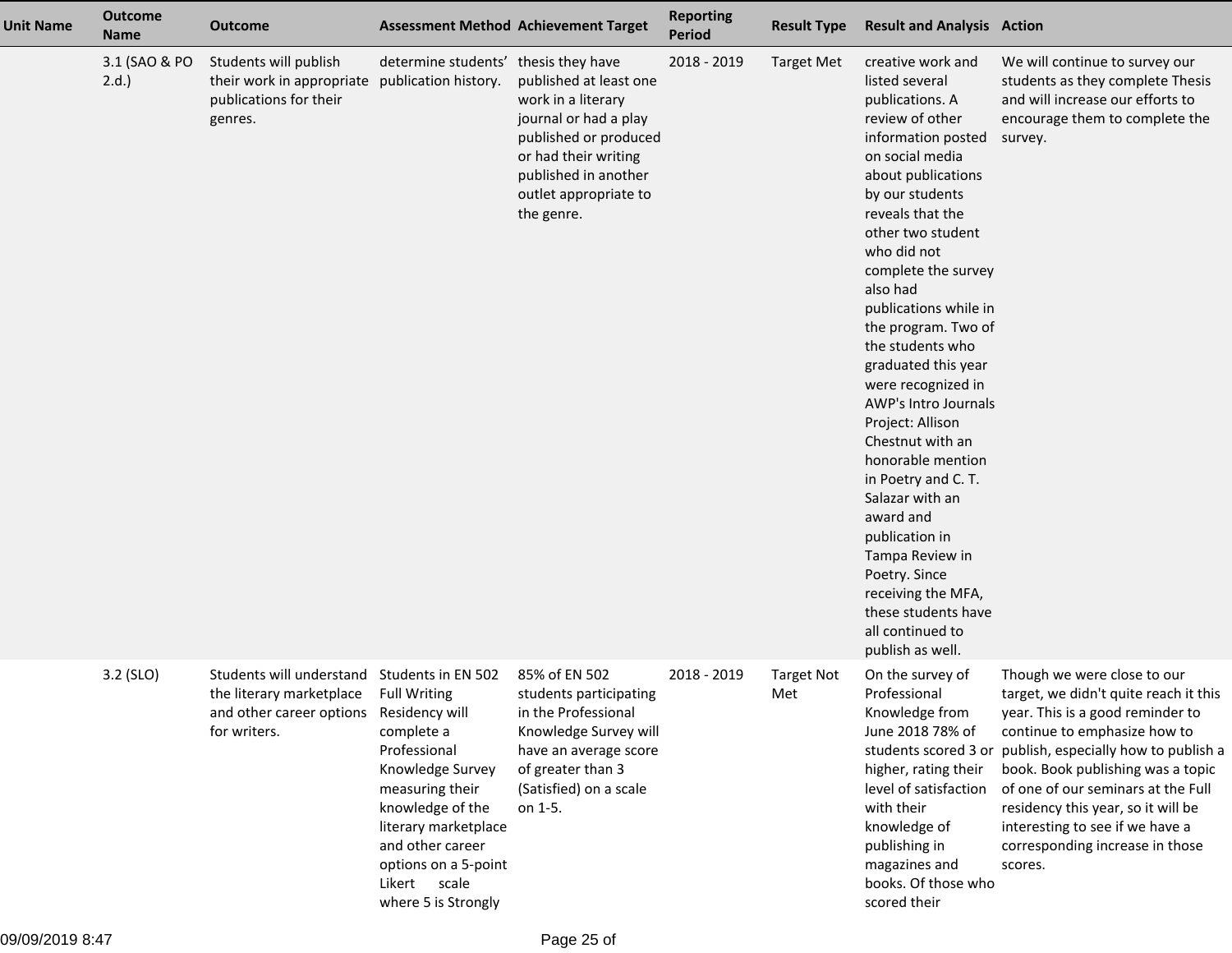| Unit Name | Outcome Name | Outcome | Assessment Method | Achievement Target | Reporting Period | Result Type | Result and Analysis | Action |
|---|---|---|---|---|---|---|---|---|
| | 3.1 (SAO & PO 2.d.) | Students will publish their work in appropriate publications for their genres. | determine students' publication history. | thesis they have published at least one work in a literary journal or had a play published or produced or had their writing published in another outlet appropriate to the genre. | 2018 - 2019 | Target Met | creative work and listed several publications. A review of other information posted on social media about publications by our students reveals that the other two student who did not complete the survey also had publications while in the program. Two of the students who graduated this year were recognized in AWP's Intro Journals Project: Allison Chestnut with an honorable mention in Poetry and C. T. Salazar with an award and publication in Tampa Review in Poetry. Since receiving the MFA, these students have all continued to publish as well. | We will continue to survey our students as they complete Thesis and will increase our efforts to encourage them to complete the survey. |
| | 3.2 (SLO) | Students will understand the literary marketplace and other career options for writers. | Students in EN 502 Full Writing Residency will complete a Professional Knowledge Survey measuring their knowledge of the literary marketplace and other career options on a 5-point Likert scale where 5 is Strongly | 85% of EN 502 students participating in the Professional Knowledge Survey will have an average score of greater than 3 (Satisfied) on a scale on 1-5. | 2018 - 2019 | Target Not Met | On the survey of Professional Knowledge from June 2018 78% of students scored 3 or higher, rating their level of satisfaction with their knowledge of publishing in magazines and books. Of those who scored their | Though we were close to our target, we didn't quite reach it this year. This is a good reminder to continue to emphasize how to publish, especially how to publish a book. Book publishing was a topic of one of our seminars at the Full residency this year, so it will be interesting to see if we have a corresponding increase in those scores. |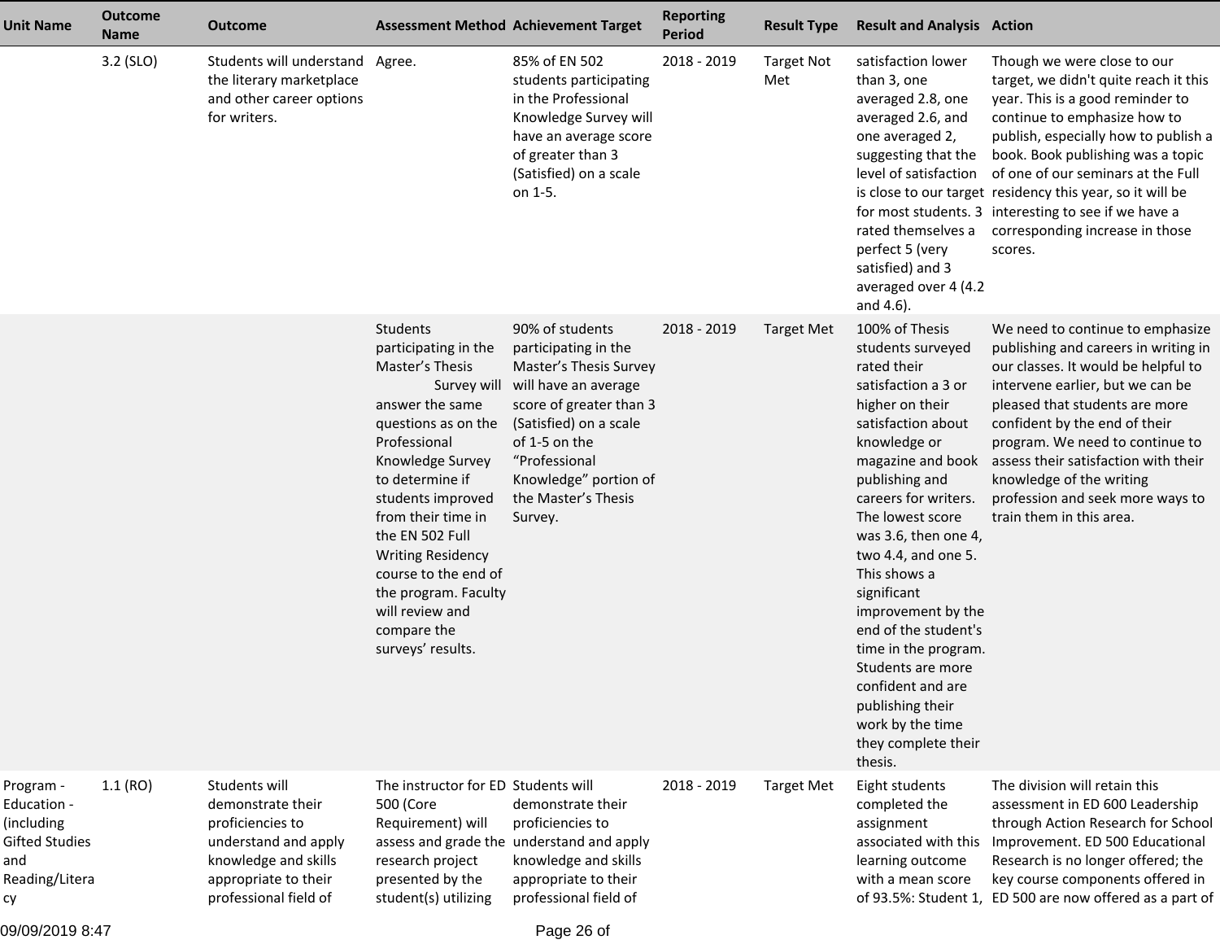| Unit Name | Outcome Name | Outcome | Assessment Method | Achievement Target | Reporting Period | Result Type | Result and Analysis | Action |
|---|---|---|---|---|---|---|---|---|
| | 3.2 (SLO) | Students will understand the literary marketplace and other career options for writers. | Agree. | 85% of EN 502 students participating in the Professional Knowledge Survey will have an average score of greater than 3 (Satisfied) on a scale on 1-5. | 2018 - 2019 | Target Not Met | satisfaction lower than 3, one averaged 2.8, one averaged 2.6, and one averaged 2, suggesting that the level of satisfaction is close to our target for most students. 3 rated themselves a perfect 5 (very satisfied) and 3 averaged over 4 (4.2 and 4.6). | Though we were close to our target, we didn't quite reach it this year. This is a good reminder to continue to emphasize how to publish, especially how to publish a book. Book publishing was a topic of one of our seminars at the Full residency this year, so it will be interesting to see if we have a corresponding increase in those scores. |
| | | | Students participating in the Master's Thesis Survey will answer the same questions as on the Professional Knowledge Survey to determine if students improved from their time in the EN 502 Full Writing Residency course to the end of the program. Faculty will review and compare the surveys' results. | 90% of students participating in the Master's Thesis Survey will have an average score of greater than 3 (Satisfied) on a scale of 1-5 on the "Professional Knowledge" portion of the Master's Thesis Survey. | 2018 - 2019 | Target Met | 100% of Thesis students surveyed rated their satisfaction a 3 or higher on their satisfaction about knowledge or magazine and book publishing and careers for writers. The lowest score was 3.6, then one 4, two 4.4, and one 5. This shows a significant improvement by the end of the student's time in the program. Students are more confident and are publishing their work by the time they complete their thesis. | We need to continue to emphasize publishing and careers in writing in our classes. It would be helpful to intervene earlier, but we can be pleased that students are more confident by the end of their program. We need to continue to assess their satisfaction with their knowledge of the writing profession and seek more ways to train them in this area. |
| Program - Education - (including Gifted Studies and Reading/Literacy | 1.1 (RO) | Students will demonstrate their proficiencies to understand and apply knowledge and skills appropriate to their professional field of | The instructor for ED 500 (Core Requirement) will assess and grade the research project presented by the student(s) utilizing | Students will demonstrate their proficiencies to understand and apply knowledge and skills appropriate to their professional field of | 2018 - 2019 | Target Met | Eight students completed the assignment associated with this learning outcome with a mean score of 93.5%: Student 1, | The division will retain this assessment in ED 600 Leadership through Action Research for School Improvement. ED 500 Educational Research is no longer offered; the key course components offered in ED 500 are now offered as a part of |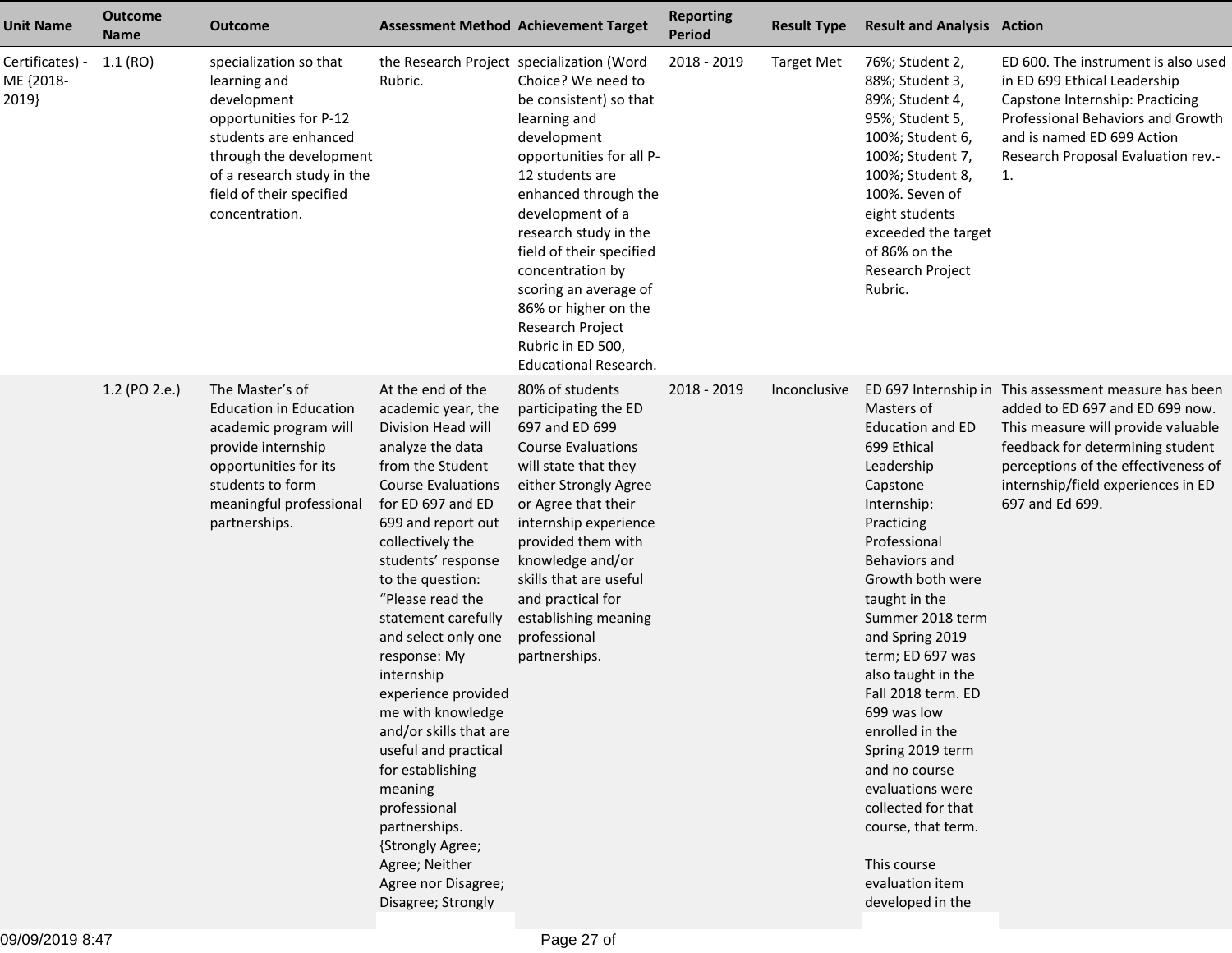| Unit Name | Outcome Name | Outcome | Assessment Method | Achievement Target | Reporting Period | Result Type | Result and Analysis | Action |
|---|---|---|---|---|---|---|---|---|
| Certificates) - ME {2018-2019} | 1.1 (RO) | specialization so that learning and development opportunities for P-12 students are enhanced through the development of a research study in the field of their specified concentration. | the Research Project Rubric. | specialization (Word Choice? We need to be consistent) so that learning and development opportunities for all P-12 students are enhanced through the development of a research study in the field of their specified concentration by scoring an average of 86% or higher on the Research Project Rubric in ED 500, Educational Research. | 2018 - 2019 | Target Met | 76%; Student 2, 88%; Student 3, 89%; Student 4, 95%; Student 5, 100%; Student 6, 100%; Student 7, 100%; Student 8, 100%. Seven of eight students exceeded the target of 86% on the Research Project Rubric. | ED 600. The instrument is also used in ED 699 Ethical Leadership Capstone Internship: Practicing Professional Behaviors and Growth and is named ED 699 Action Research Proposal Evaluation rev.-1. |
| | 1.2 (PO 2.e.) | The Master's of Education in Education academic program will provide internship opportunities for its students to form meaningful professional partnerships. | At the end of the academic year, the Division Head will analyze the data from the Student Course Evaluations for ED 697 and ED 699 and report out collectively the students' response to the question: "Please read the statement carefully and select only one response: My internship experience provided me with knowledge and/or skills that are useful and practical for establishing meaning professional partnerships. {Strongly Agree; Agree; Neither Agree nor Disagree; Disagree; Strongly | 80% of students participating the ED 697 and ED 699 Course Evaluations will state that they either Strongly Agree or Agree that their internship experience provided them with knowledge and/or skills that are useful and practical for establishing meaning professional partnerships. | 2018 - 2019 | Inconclusive | ED 697 Internship in Masters of Education and ED 699 Ethical Leadership Capstone Internship: Practicing Professional Behaviors and Growth both were taught in the Summer 2018 term and Spring 2019 term; ED 697 was also taught in the Fall 2018 term. ED 699 was low enrolled in the Spring 2019 term and no course evaluations were collected for that course, that term.<br><br>This course evaluation item developed in the | This assessment measure has been added to ED 697 and ED 699 now. This measure will provide valuable feedback for determining student perceptions of the effectiveness of internship/field experiences in ED 697 and Ed 699. |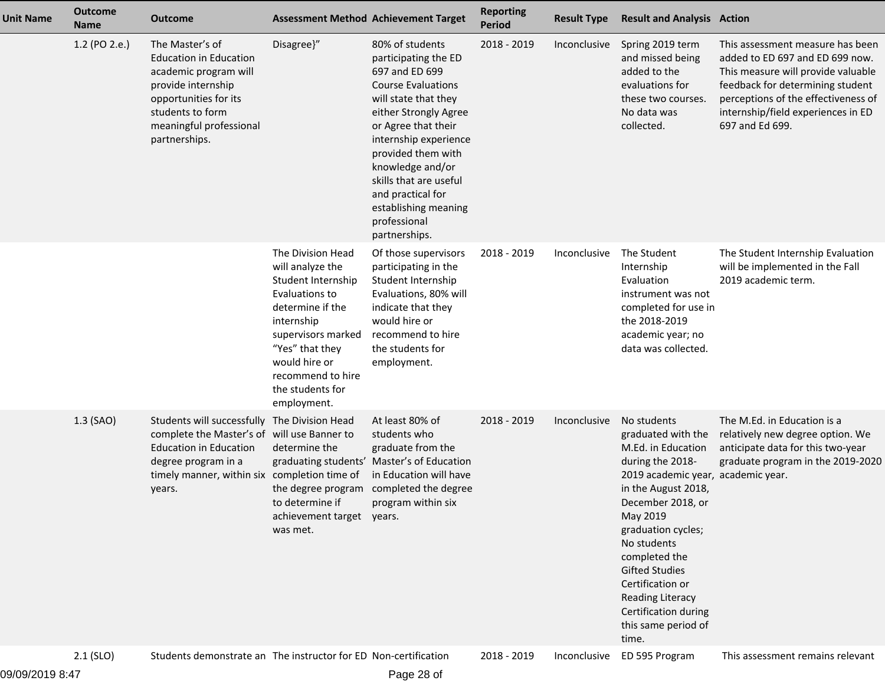| Unit Name | Outcome Name | Outcome | Assessment Method | Achievement Target | Reporting Period | Result Type | Result and Analysis | Action |
|---|---|---|---|---|---|---|---|---|
| | 1.2 (PO 2.e.) | The Master's of Education in Education academic program will provide internship opportunities for its students to form meaningful professional partnerships. | Disagree}" | 80% of students participating the ED 697 and ED 699 Course Evaluations will state that they either Strongly Agree or Agree that their internship experience provided them with knowledge and/or skills that are useful and practical for establishing meaning professional partnerships. | 2018 - 2019 | Inconclusive | Spring 2019 term and missed being added to the evaluations for these two courses. No data was collected. | This assessment measure has been added to ED 697 and ED 699 now. This measure will provide valuable feedback for determining student perceptions of the effectiveness of internship/field experiences in ED 697 and Ed 699. |
| | | | The Division Head will analyze the Student Internship Evaluations to determine if the internship supervisors marked "Yes" that they would hire or recommend to hire the students for employment. | Of those supervisors participating in the Student Internship Evaluations, 80% will indicate that they would hire or recommend to hire the students for employment. | 2018 - 2019 | Inconclusive | The Student Internship Evaluation instrument was not completed for use in the 2018-2019 academic year; no data was collected. | The Student Internship Evaluation will be implemented in the Fall 2019 academic term. |
| | 1.3 (SAO) | Students will successfully complete the Master's of Education in Education degree program in a timely manner, within six years. | The Division Head will use Banner to determine the graduating students' completion time of the degree program to determine if achievement target was met. | At least 80% of students who graduate from the Master's of Education in Education will have completed the degree program within six years. | 2018 - 2019 | Inconclusive | No students graduated with the M.Ed. in Education during the 2018-2019 academic year, in the August 2018, December 2018, or May 2019 graduation cycles; No students completed the Gifted Studies Certification or Reading Literacy Certification during this same period of time. | The M.Ed. in Education is a relatively new degree option. We anticipate data for this two-year graduate program in the 2019-2020 academic year. |
| | 2.1 (SLO) | Students demonstrate an | The instructor for ED | Non-certification | 2018 - 2019 | Inconclusive | ED 595 Program | This assessment remains relevant |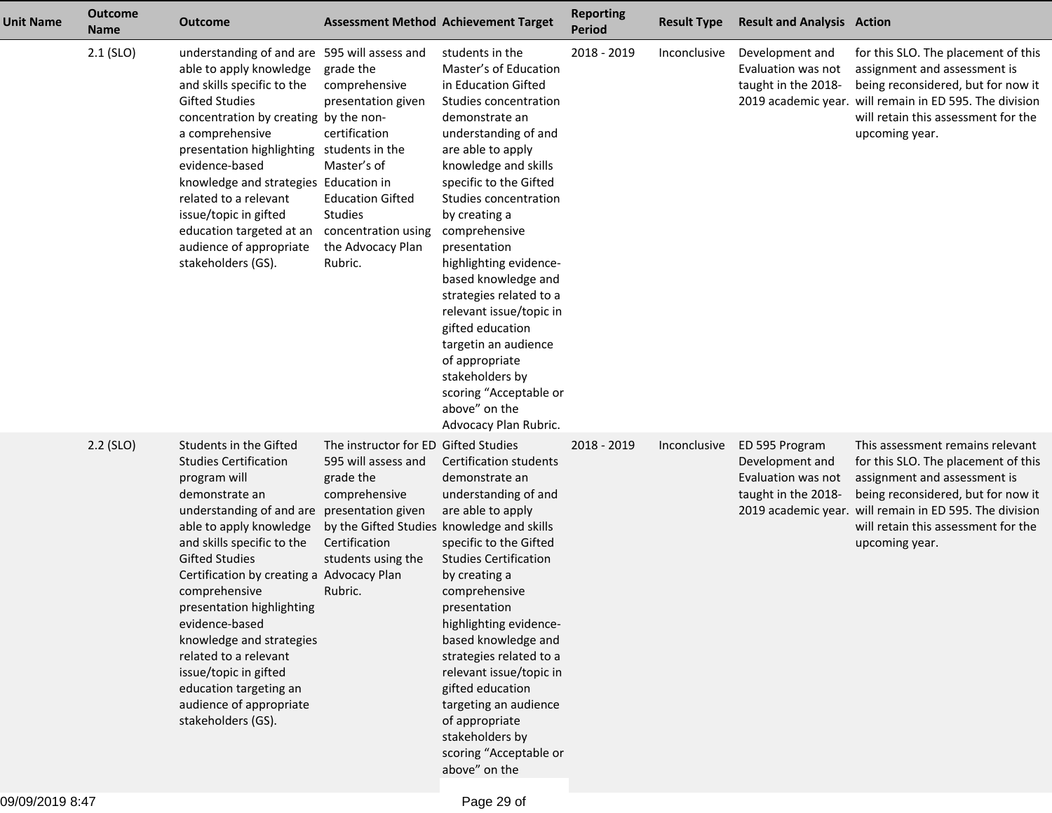| Unit Name | Outcome Name | Outcome | Assessment Method | Achievement Target | Reporting Period | Result Type | Result and Analysis | Action |
|---|---|---|---|---|---|---|---|---|
| | 2.1 (SLO) | understanding of and are able to apply knowledge and skills specific to the Gifted Studies concentration by creating a comprehensive presentation highlighting evidence-based knowledge and strategies related to a relevant issue/topic in gifted education targeted at an audience of appropriate stakeholders (GS). | 595 will assess and grade the comprehensive presentation given by the non-certification students in the Master's of Education in Education Gifted Studies concentration using the Advocacy Plan Rubric. | students in the Master's of Education in Education Gifted Studies concentration demonstrate an understanding of and are able to apply knowledge and skills specific to the Gifted Studies concentration by creating a comprehensive presentation highlighting evidence-based knowledge and strategies related to a relevant issue/topic in gifted education targetin an audience of appropriate stakeholders by scoring "Acceptable or above" on the Advocacy Plan Rubric. | 2018 - 2019 | Inconclusive | Development and Evaluation was not taught in the 2018-2019 academic year. | for this SLO. The placement of this assignment and assessment is being reconsidered, but for now it will remain in ED 595. The division will retain this assessment for the upcoming year. |
| | 2.2 (SLO) | Students in the Gifted Studies Certification program will demonstrate an understanding of and are able to apply knowledge and skills specific to the Gifted Studies Certification by creating a comprehensive presentation highlighting evidence-based knowledge and strategies related to a relevant issue/topic in gifted education targeting an audience of appropriate stakeholders (GS). | The instructor for ED 595 will assess and grade the comprehensive presentation given by the Gifted Studies Certification students using the Advocacy Plan Rubric. | Gifted Studies Certification students demonstrate an understanding of and are able to apply knowledge and skills specific to the Gifted Studies Certification by creating a comprehensive presentation highlighting evidence-based knowledge and strategies related to a relevant issue/topic in gifted education targeting an audience of appropriate stakeholders by scoring "Acceptable or above" on the | 2018 - 2019 | Inconclusive | ED 595 Program Development and Evaluation was not taught in the 2018-2019 academic year. | This assessment remains relevant for this SLO. The placement of this assignment and assessment is being reconsidered, but for now it will remain in ED 595. The division will retain this assessment for the upcoming year. |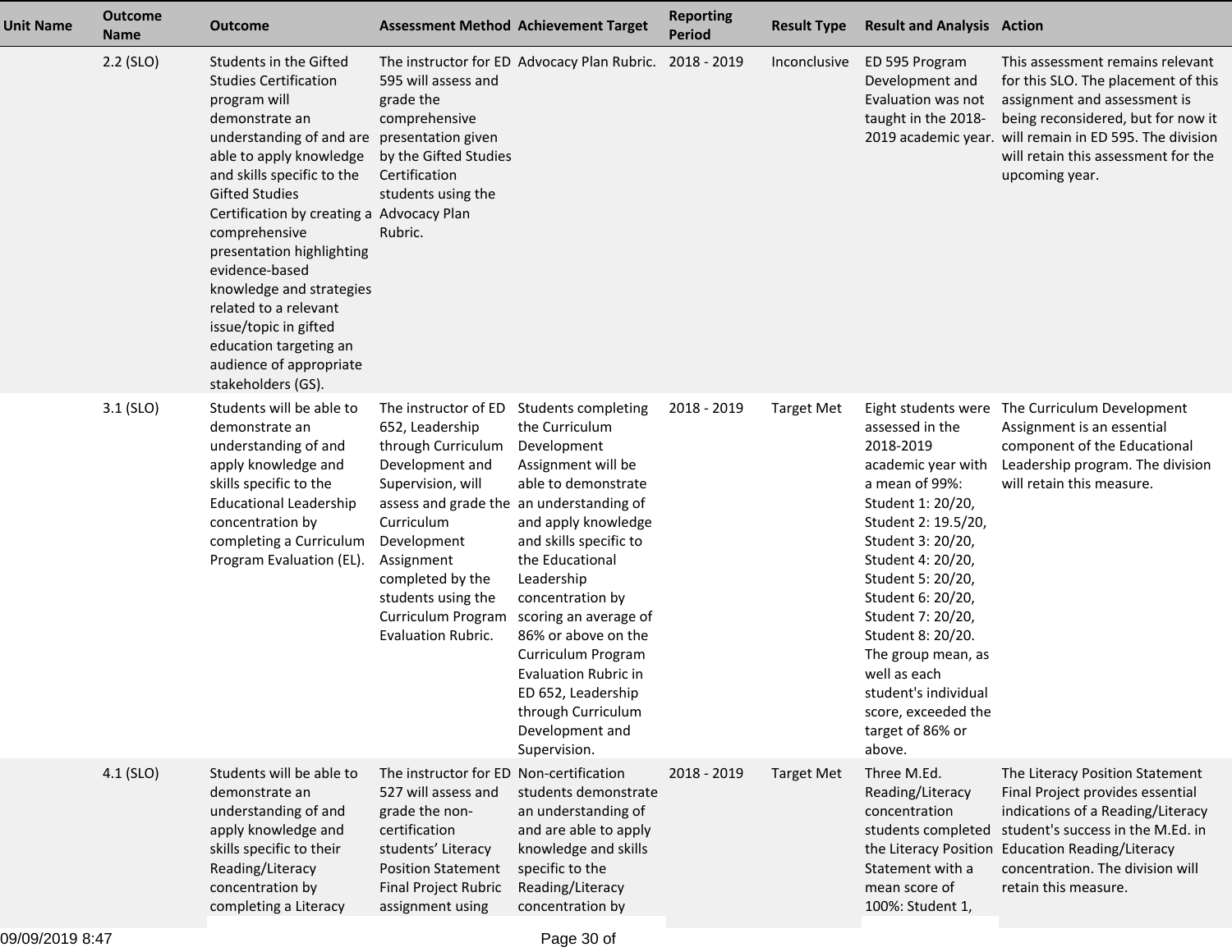| Unit Name | Outcome Name | Outcome | Assessment Method | Achievement Target | Reporting Period | Result Type | Result and Analysis | Action |
|---|---|---|---|---|---|---|---|---|
| | 2.2 (SLO) | Students in the Gifted Studies Certification program will demonstrate an understanding of and are able to apply knowledge and skills specific to the Gifted Studies Certification by creating a comprehensive presentation highlighting evidence-based knowledge and strategies related to a relevant issue/topic in gifted education targeting an audience of appropriate stakeholders (GS). | The instructor for ED 595 will assess and grade the comprehensive presentation given by the Gifted Studies Certification students using the Advocacy Plan Rubric. | Advocacy Plan Rubric. | 2018 - 2019 | Inconclusive | ED 595 Program Development and Evaluation was not taught in the 2018-2019 academic year. | This assessment remains relevant for this SLO. The placement of this assignment and assessment is being reconsidered, but for now it will remain in ED 595. The division will retain this assessment for the upcoming year. |
| | 3.1 (SLO) | Students will be able to demonstrate an understanding of and apply knowledge and skills specific to the Educational Leadership concentration by completing a Curriculum Program Evaluation (EL). | The instructor of ED 652, Leadership through Curriculum Development and Supervision, will assess and grade the Curriculum Development Assignment completed by the students using the Curriculum Program Evaluation Rubric. | Students completing the Curriculum Development Assignment will be able to demonstrate an understanding of and apply knowledge and skills specific to the Educational Leadership concentration by scoring an average of 86% or above on the Curriculum Program Evaluation Rubric in ED 652, Leadership through Curriculum Development and Supervision. | 2018 - 2019 | Target Met | Eight students were assessed in the 2018-2019 academic year with a mean of 99%: Student 1: 20/20, Student 2: 19.5/20, Student 3: 20/20, Student 4: 20/20, Student 5: 20/20, Student 6: 20/20, Student 7: 20/20, Student 8: 20/20. The group mean, as well as each student's individual score, exceeded the target of 86% or above. | The Curriculum Development Assignment is an essential component of the Educational Leadership program. The division will retain this measure. |
| | 4.1 (SLO) | Students will be able to demonstrate an understanding of and apply knowledge and skills specific to their Reading/Literacy concentration by completing a Literacy | The instructor for ED 527 will assess and grade the non-certification students' Literacy Position Statement Final Project Rubric assignment using | Non-certification students demonstrate an understanding of and are able to apply knowledge and skills specific to the Reading/Literacy concentration by | 2018 - 2019 | Target Met | Three M.Ed. Reading/Literacy concentration students completed the Literacy Position Statement with a mean score of 100%: Student 1, | The Literacy Position Statement Final Project provides essential indications of a Reading/Literacy student's success in the M.Ed. in Education Reading/Literacy concentration. The division will retain this measure. |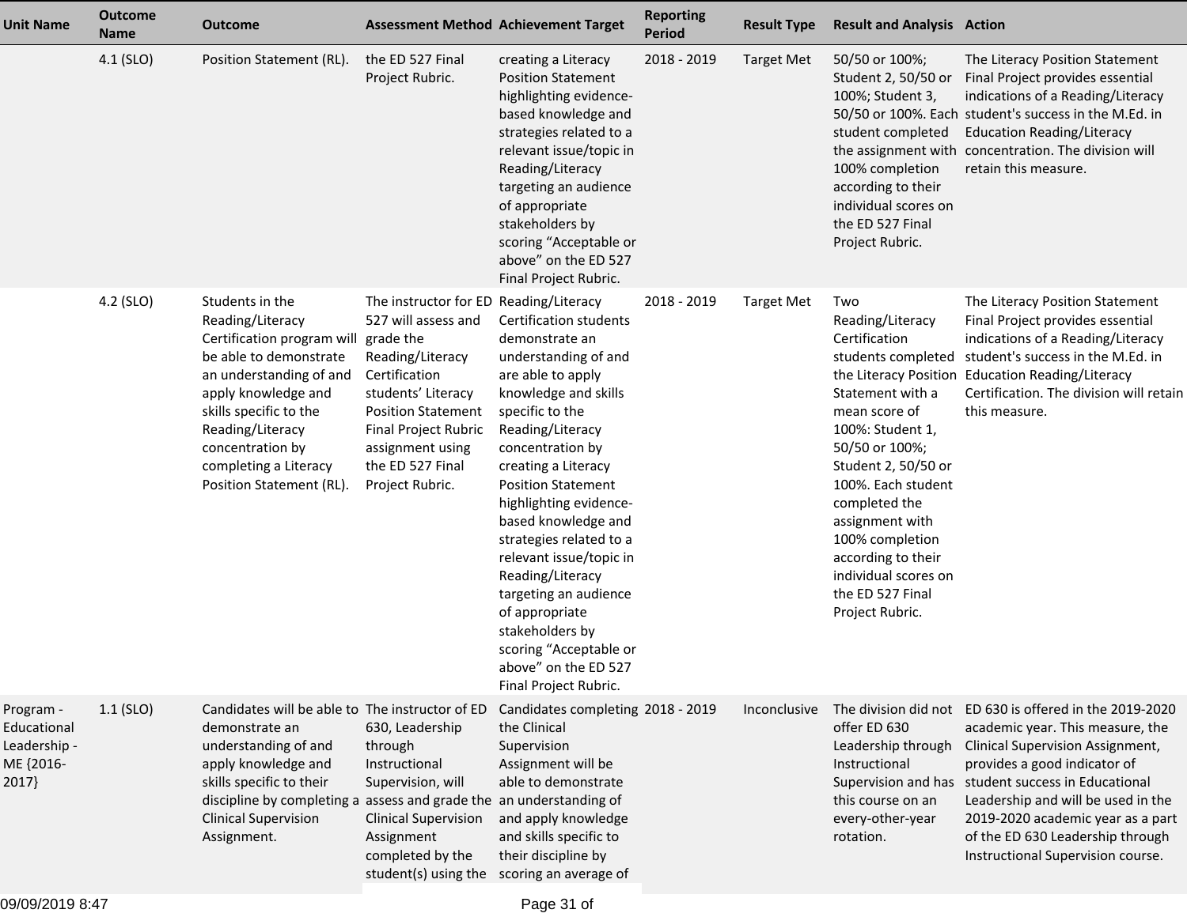| Unit Name | Outcome Name | Outcome | Assessment Method | Achievement Target | Reporting Period | Result Type | Result and Analysis | Action |
|---|---|---|---|---|---|---|---|---|
| | 4.1 (SLO) | Position Statement (RL). | the ED 527 Final Project Rubric. | creating a Literacy Position Statement highlighting evidence-based knowledge and strategies related to a relevant issue/topic in Reading/Literacy targeting an audience of appropriate stakeholders by scoring "Acceptable or above" on the ED 527 Final Project Rubric. | 2018 - 2019 | Target Met | 50/50 or 100%; Student 2, 50/50 or 100%; Student 3, 50/50 or 100%. Each student completed the assignment with 100% completion according to their individual scores on the ED 527 Final Project Rubric. | The Literacy Position Statement Final Project provides essential indications of a Reading/Literacy student's success in the M.Ed. in Education Reading/Literacy concentration. The division will retain this measure. |
| | 4.2 (SLO) | Students in the Reading/Literacy Certification program will be able to demonstrate an understanding of and apply knowledge and skills specific to the Reading/Literacy concentration by completing a Literacy Position Statement (RL). | The instructor for ED 527 will assess and grade the Reading/Literacy Certification students' Literacy Position Statement Final Project Rubric assignment using the ED 527 Final Project Rubric. | Reading/Literacy Certification students demonstrate an understanding of and are able to apply knowledge and skills specific to the Reading/Literacy concentration by creating a Literacy Position Statement highlighting evidence-based knowledge and strategies related to a relevant issue/topic in Reading/Literacy targeting an audience of appropriate stakeholders by scoring "Acceptable or above" on the ED 527 Final Project Rubric. | 2018 - 2019 | Target Met | Two Reading/Literacy Certification students completed the Literacy Position Statement with a mean score of 100%: Student 1, 50/50 or 100%; Student 2, 50/50 or 100%. Each student completed the assignment with 100% completion according to their individual scores on the ED 527 Final Project Rubric. | The Literacy Position Statement Final Project provides essential indications of a Reading/Literacy student's success in the M.Ed. in Education Reading/Literacy Certification. The division will retain this measure. |
| Program - Educational Leadership - ME {2016-2017} | 1.1 (SLO) | Candidates will be able to demonstrate an understanding of and apply knowledge and skills specific to their discipline by completing a Clinical Supervision Assignment. | The instructor of ED 630, Leadership through Instructional Supervision, will assess and grade the Clinical Supervision Assignment completed by the student(s) using the | Candidates completing the Clinical Supervision Assignment will be able to demonstrate an understanding of and apply knowledge and skills specific to their discipline by scoring an average of | 2018 - 2019 | Inconclusive | The division did not offer ED 630 Leadership through Instructional Supervision and has this course on an every-other-year rotation. | ED 630 is offered in the 2019-2020 academic year. This measure, the Clinical Supervision Assignment, provides a good indicator of student success in Educational Leadership and will be used in the 2019-2020 academic year as a part of the ED 630 Leadership through Instructional Supervision course. |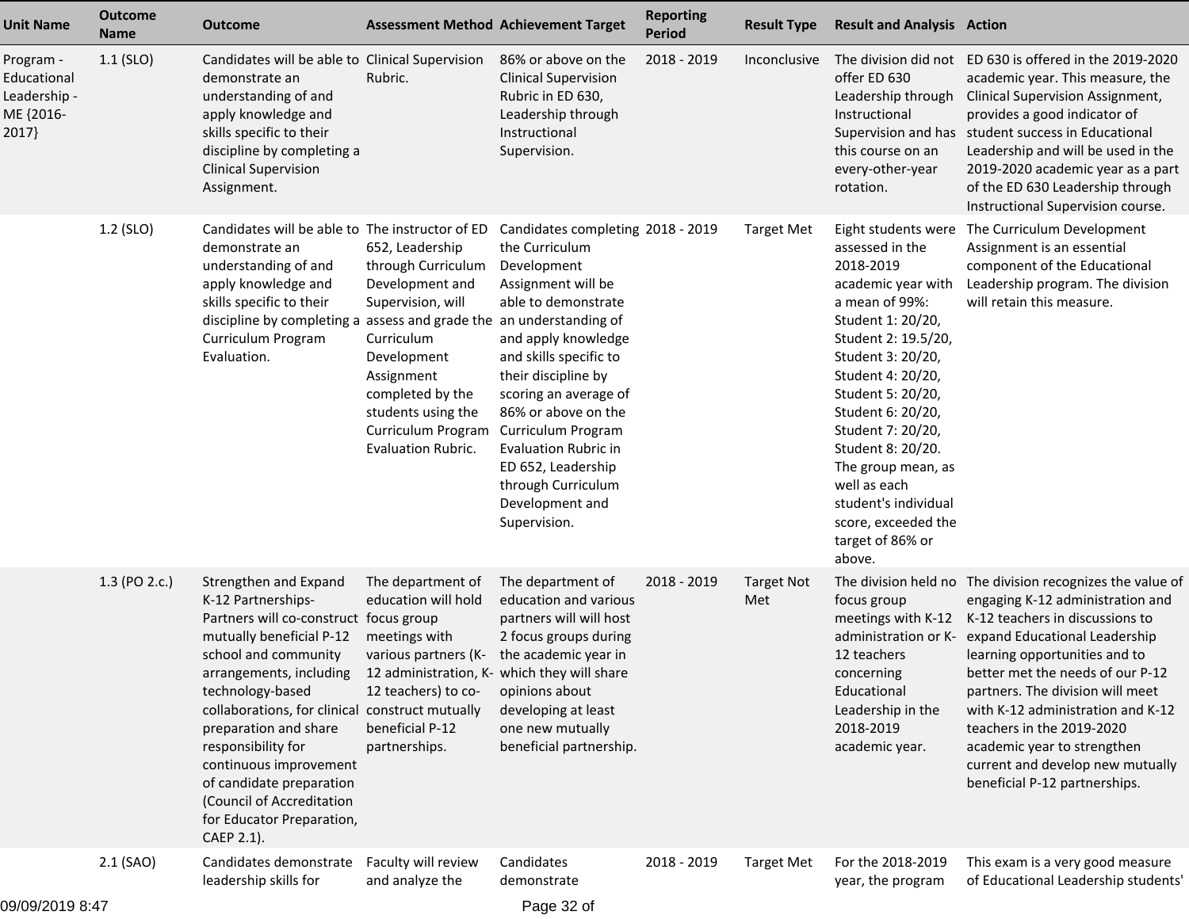| Unit Name | Outcome Name | Outcome | Assessment Method | Achievement Target | Reporting Period | Result Type | Result and Analysis | Action |
|---|---|---|---|---|---|---|---|---|
| Program - Educational Leadership - ME {2016-2017} | 1.1 (SLO) | Candidates will be able to demonstrate an understanding of and apply knowledge and skills specific to their discipline by completing a Clinical Supervision Assignment. | Clinical Supervision Rubric. | 86% or above on the Clinical Supervision Rubric in ED 630, Leadership through Instructional Supervision. | 2018 - 2019 | Inconclusive | The division did not offer ED 630 Leadership through Instructional Supervision and has this course on an every-other-year rotation. | ED 630 is offered in the 2019-2020 academic year. This measure, the Clinical Supervision Assignment, provides a good indicator of student success in Educational Leadership and will be used in the 2019-2020 academic year as a part of the ED 630 Leadership through Instructional Supervision course. |
| | 1.2 (SLO) | Candidates will be able to demonstrate an understanding of and apply knowledge and skills specific to their discipline by completing a Curriculum Program Evaluation. | The instructor of ED 652, Leadership through Curriculum Development and Supervision, will assess and grade the Curriculum Development Assignment completed by the students using the Curriculum Program Evaluation Rubric. | Candidates completing the Curriculum Development Assignment will be able to demonstrate an understanding of and apply knowledge and skills specific to their discipline by scoring an average of 86% or above on the Curriculum Program Evaluation Rubric in ED 652, Leadership through Curriculum Development and Supervision. | 2018 - 2019 | Target Met | Eight students were assessed in the 2018-2019 academic year with a mean of 99%: Student 1: 20/20, Student 2: 19.5/20, Student 3: 20/20, Student 4: 20/20, Student 5: 20/20, Student 6: 20/20, Student 7: 20/20, Student 8: 20/20. The group mean, as well as each student's individual score, exceeded the target of 86% or above. | The Curriculum Development Assignment is an essential component of the Educational Leadership program. The division will retain this measure. |
| | 1.3 (PO 2.c.) | Strengthen and Expand K-12 Partnerships- Partners will co-construct mutually beneficial P-12 school and community arrangements, including technology-based collaborations, for clinical preparation and share responsibility for continuous improvement of candidate preparation (Council of Accreditation for Educator Preparation, CAEP 2.1). | The department of education will hold focus group meetings with various partners (K-12 administration, K-12 teachers) to co-construct mutually beneficial P-12 partnerships. | The department of education and various partners will will host 2 focus groups during the academic year in which they will share opinions about developing at least one new mutually beneficial partnership. | 2018 - 2019 | Target Not Met | The division held no focus group meetings with K-12 administration or K-12 teachers concerning Educational Leadership in the 2018-2019 academic year. | The division recognizes the value of engaging K-12 administration and K-12 teachers in discussions to expand Educational Leadership learning opportunities and to better met the needs of our P-12 partners. The division will meet with K-12 administration and K-12 teachers in the 2019-2020 academic year to strengthen current and develop new mutually beneficial P-12 partnerships. |
| | 2.1 (SAO) | Candidates demonstrate leadership skills for | Faculty will review and analyze the | Candidates demonstrate | 2018 - 2019 | Target Met | For the 2018-2019 year, the program | This exam is a very good measure of Educational Leadership students' |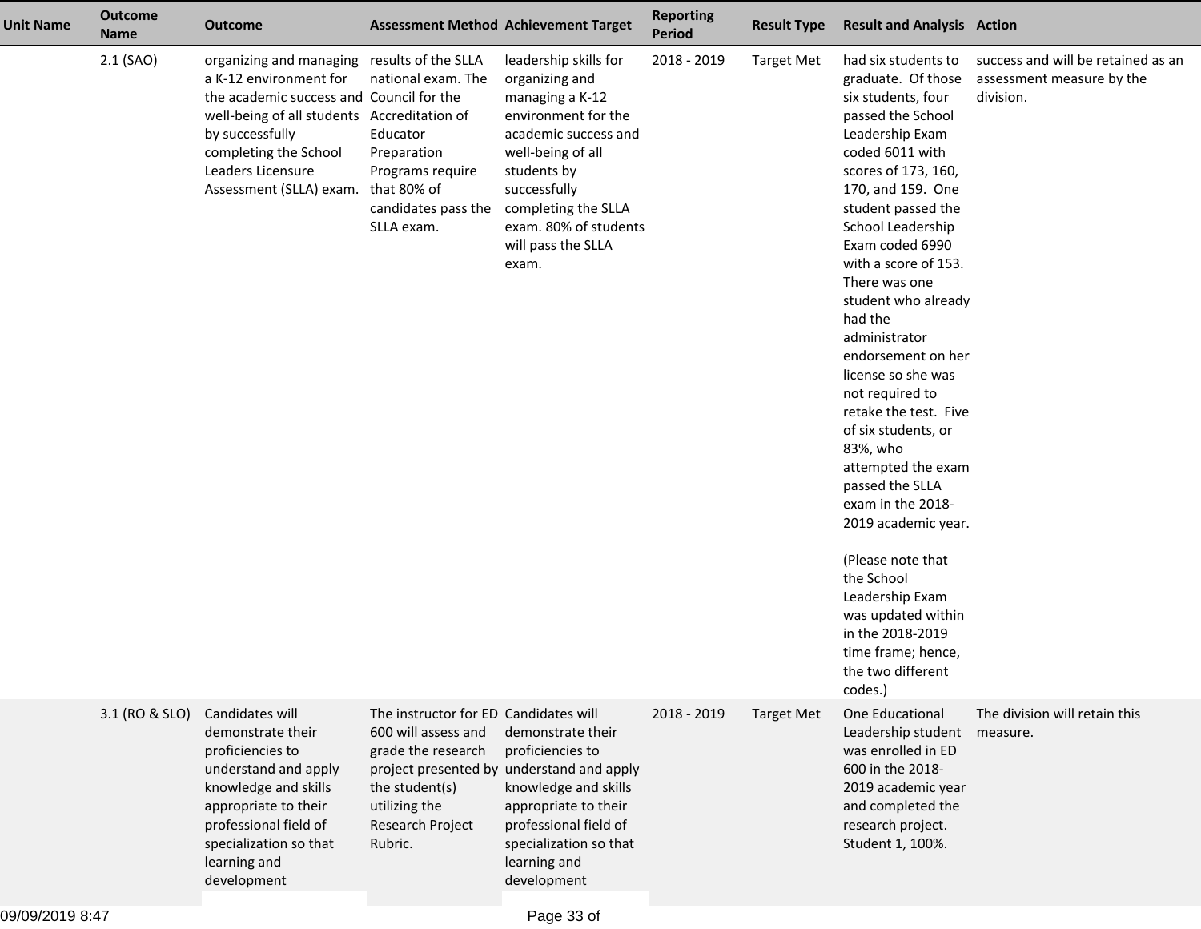| Unit Name | Outcome Name | Outcome | Assessment Method | Achievement Target | Reporting Period | Result Type | Result and Analysis | Action |
|---|---|---|---|---|---|---|---|---|
| | 2.1 (SAO) | organizing and managing a K-12 environment for the academic success and well-being of all students by successfully completing the School Leaders Licensure Assessment (SLLA) exam. | results of the SLLA national exam. The Council for the Accreditation of Educator Preparation Programs require that 80% of candidates pass the SLLA exam. | leadership skills for organizing and managing a K-12 environment for the academic success and well-being of all students by successfully completing the SLLA exam. 80% of students will pass the SLLA exam. | 2018 - 2019 | Target Met | had six students to graduate. Of those six students, four passed the School Leadership Exam coded 6011 with scores of 173, 160, 170, and 159. One student passed the School Leadership Exam coded 6990 with a score of 153. There was one student who already had the administrator endorsement on her license so she was not required to retake the test. Five of six students, or 83%, who attempted the exam passed the SLLA exam in the 2018-2019 academic year.<br><br>(Please note that the School Leadership Exam was updated within in the 2018-2019 time frame; hence, the two different codes.) | success and will be retained as an assessment measure by the division. |
| | 3.1 (RO & SLO) | Candidates will demonstrate their proficiencies to understand and apply knowledge and skills appropriate to their professional field of specialization so that learning and development | The instructor for ED 600 will assess and grade the research project presented by the student(s) utilizing the Research Project Rubric. | Candidates will demonstrate their proficiencies to understand and apply knowledge and skills appropriate to their professional field of specialization so that learning and development | 2018 - 2019 | Target Met | One Educational Leadership student was enrolled in ED 600 in the 2018-2019 academic year and completed the research project. Student 1, 100%. | The division will retain this measure. |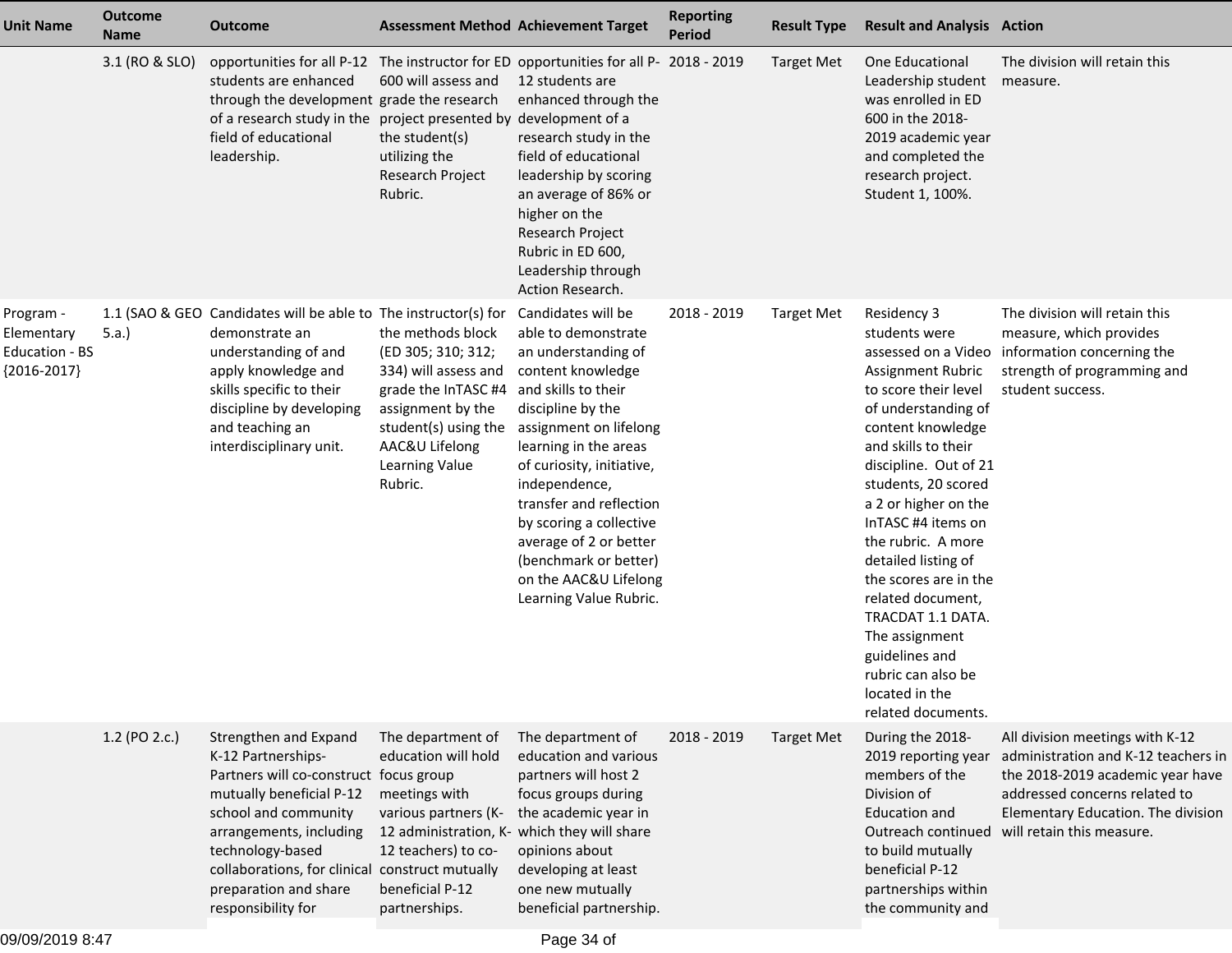| Unit Name | Outcome Name | Outcome | Assessment Method | Achievement Target | Reporting Period | Result Type | Result and Analysis | Action |
|---|---|---|---|---|---|---|---|---|
| | 3.1 (RO & SLO) | opportunities for all P-12 students are enhanced through the development of a research study in the field of educational leadership. | The instructor for ED 600 will assess and grade the research project presented by the student(s) utilizing the Research Project Rubric. | opportunities for all P-12 students are enhanced through the development of a research study in the field of educational leadership by scoring an average of 86% or higher on the Research Project Rubric in ED 600, Leadership through Action Research. | 2018 - 2019 | Target Met | One Educational Leadership student was enrolled in ED 600 in the 2018-2019 academic year and completed the research project. Student 1, 100%. | The division will retain this measure. |
| Program - Elementary Education - BS {2016-2017} | 1.1 (SAO & GEO 5.a.) | Candidates will be able to demonstrate an understanding of and apply knowledge and skills specific to their discipline by developing and teaching an interdisciplinary unit. | The instructor(s) for the methods block (ED 305; 310; 312; 334) will assess and grade the InTASC #4 assignment by the student(s) using the AAC&U Lifelong Learning Value Rubric. | Candidates will be able to demonstrate an understanding of content knowledge and skills to their discipline by the assignment on lifelong learning in the areas of curiosity, initiative, independence, transfer and reflection by scoring a collective average of 2 or better (benchmark or better) on the AAC&U Lifelong Learning Value Rubric. | 2018 - 2019 | Target Met | Residency 3 students were assessed on a Video Assignment Rubric to score their level of understanding of content knowledge and skills to their discipline. Out of 21 students, 20 scored a 2 or higher on the InTASC #4 items on the rubric. A more detailed listing of the scores are in the related document, TRACDAT 1.1 DATA. The assignment guidelines and rubric can also be located in the related documents. | The division will retain this measure, which provides information concerning the strength of programming and student success. |
| | 1.2 (PO 2.c.) | Strengthen and Expand K-12 Partnerships-Partners will co-construct mutually beneficial P-12 school and community arrangements, including technology-based collaborations, for clinical preparation and share responsibility for | The department of education will hold focus group meetings with various partners (K-12 administration, K-12 teachers) to co-construct mutually beneficial P-12 partnerships. | The department of education and various partners will host 2 focus groups during the academic year in which they will share opinions about developing at least one new mutually beneficial partnership. | 2018 - 2019 | Target Met | During the 2018-2019 reporting year members of the Division of Education and Outreach continued to build mutually beneficial P-12 partnerships within the community and | All division meetings with K-12 administration and K-12 teachers in the 2018-2019 academic year have addressed concerns related to Elementary Education. The division will retain this measure. |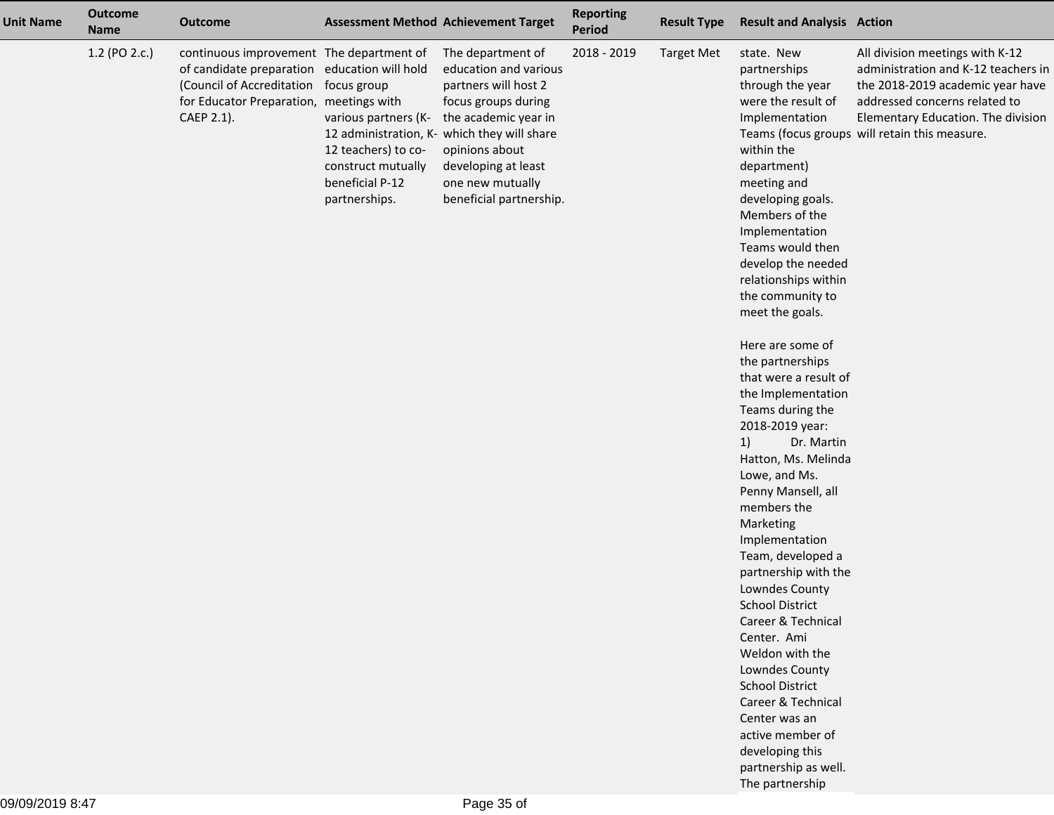| Unit Name | Outcome Name | Outcome | Assessment Method | Achievement Target | Reporting Period | Result Type | Result and Analysis | Action |
|---|---|---|---|---|---|---|---|---|
| | 1.2 (PO 2.c.) | continuous improvement of candidate preparation (Council of Accreditation for Educator Preparation, CAEP 2.1). | The department of education will hold focus group meetings with various partners (K-12 administration, K-12 teachers) to co-construct mutually beneficial P-12 partnerships. | The department of education and various partners will host 2 focus groups during the academic year in which they will share opinions about developing at least one new mutually beneficial partnership. | 2018 - 2019 | Target Met | state. New partnerships through the year were the result of Implementation Teams (focus groups within the department) meeting and developing goals. Members of the Implementation Teams would then develop the needed relationships within the community to meet the goals.<br><br>Here are some of the partnerships that were a result of the Implementation Teams during the 2018-2019 year:<br>1) Dr. Martin Hatton, Ms. Melinda Lowe, and Ms. Penny Mansell, all members the Marketing Implementation Team, developed a partnership with the Lowndes County School District Career & Technical Center. Ami Weldon with the Lowndes County School District Career & Technical Center was an active member of developing this partnership as well. The partnership | All division meetings with K-12 administration and K-12 teachers in the 2018-2019 academic year have addressed concerns related to Elementary Education. The division will retain this measure. |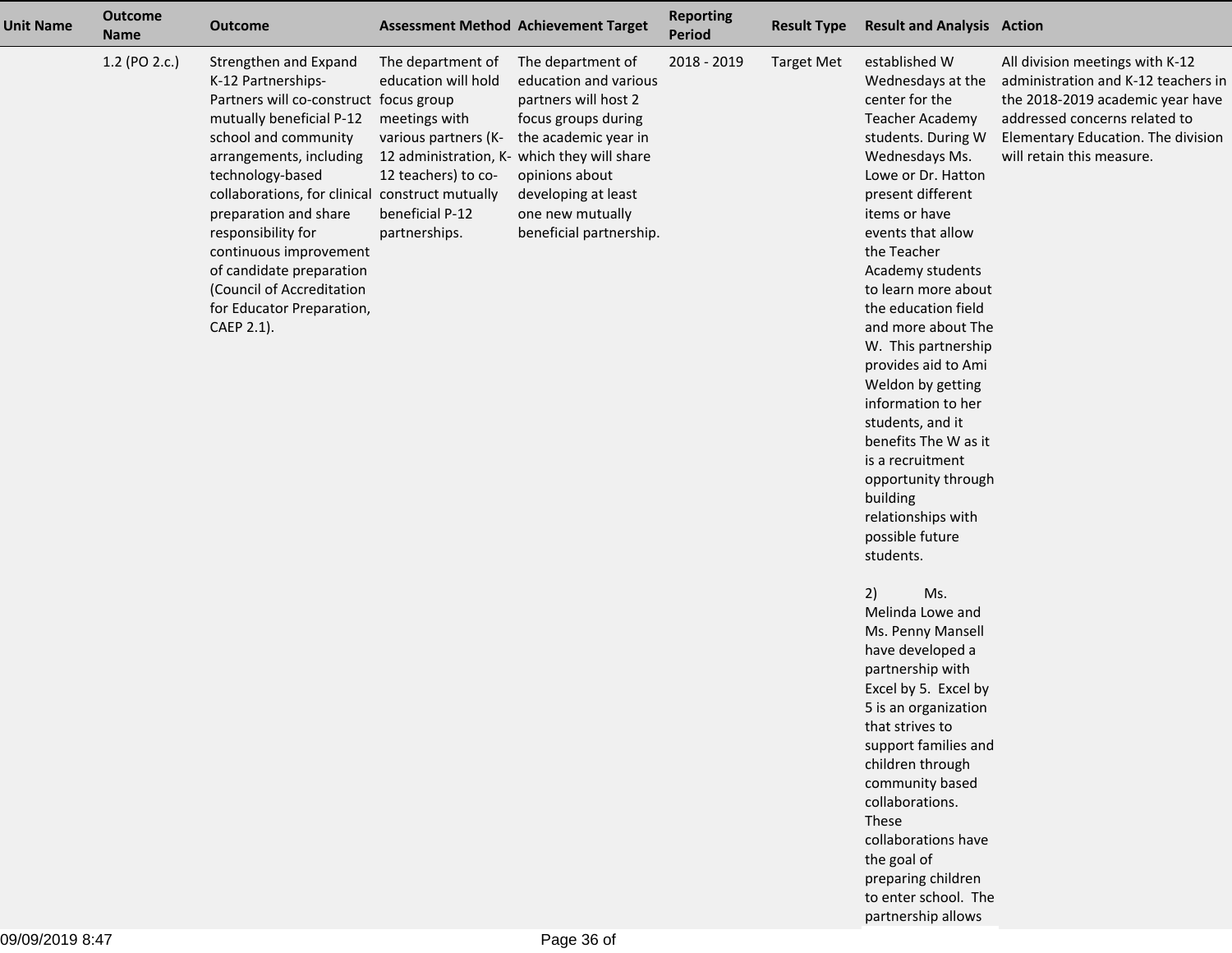| Unit Name | Outcome Name | Outcome | Assessment Method | Achievement Target | Reporting Period | Result Type | Result and Analysis | Action |
|---|---|---|---|---|---|---|---|---|
| | 1.2 (PO 2.c.) | Strengthen and Expand K-12 Partnerships- Partners will co-construct mutually beneficial P-12 school and community arrangements, including technology-based collaborations, for clinical preparation and share responsibility for continuous improvement of candidate preparation (Council of Accreditation for Educator Preparation, CAEP 2.1). | The department of education will hold focus group meetings with various partners (K-12 administration, K-12 teachers) to co-construct mutually beneficial P-12 partnerships. | The department of education and various partners will host 2 focus groups during the academic year in which they will share opinions about developing at least one new mutually beneficial partnership. | 2018 - 2019 | Target Met | established W Wednesdays at the center for the Teacher Academy students. During W Wednesdays Ms. Lowe or Dr. Hatton present different items or have events that allow the Teacher Academy students to learn more about the education field and more about The W. This partnership provides aid to Ami Weldon by getting information to her students, and it benefits The W as it is a recruitment opportunity through building relationships with possible future students.<br><br>2) Ms. Melinda Lowe and Ms. Penny Mansell have developed a partnership with Excel by 5. Excel by 5 is an organization that strives to support families and children through community based collaborations. These collaborations have the goal of preparing children to enter school. The partnership allows | All division meetings with K-12 administration and K-12 teachers in the 2018-2019 academic year have addressed concerns related to Elementary Education. The division will retain this measure. |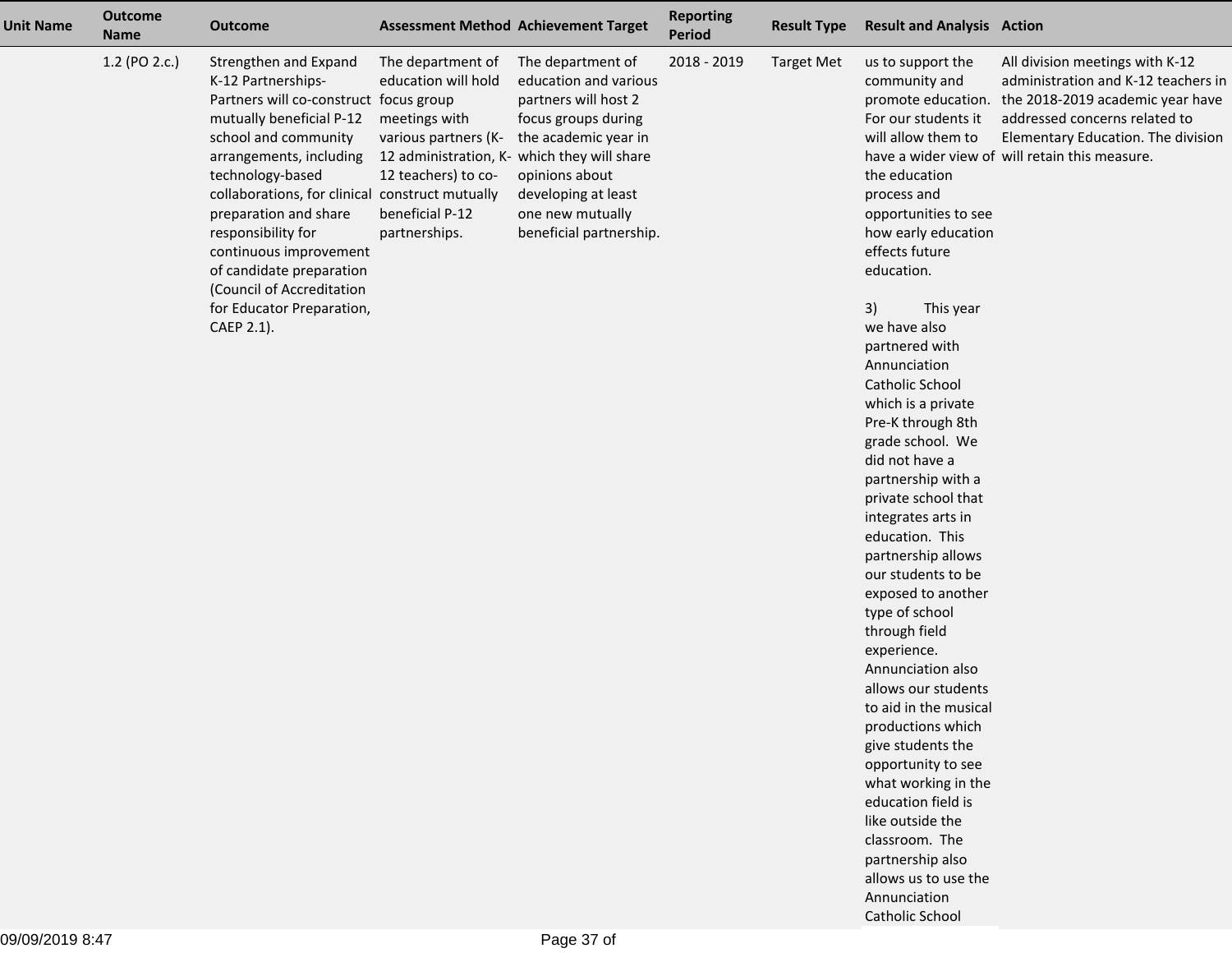| Unit Name | Outcome Name | Outcome | Assessment Method | Achievement Target | Reporting Period | Result Type | Result and Analysis | Action |
|---|---|---|---|---|---|---|---|---|
| | 1.2 (PO 2.c.) | Strengthen and Expand K-12 Partnerships- Partners will co-construct mutually beneficial P-12 school and community arrangements, including technology-based collaborations, for clinical preparation and share responsibility for continuous improvement of candidate preparation (Council of Accreditation for Educator Preparation, CAEP 2.1). | The department of education will hold focus group meetings with various partners (K-12 administration, K-12 teachers) to co-construct mutually beneficial P-12 partnerships. | The department of education and various partners will host 2 focus groups during the academic year in which they will share opinions about developing at least one new mutually beneficial partnership. | 2018 - 2019 | Target Met | us to support the community and promote education. For our students it will allow them to have a wider view of the education process and opportunities to see how early education effects future education.<br><br>3) This year we have also partnered with Annunciation Catholic School which is a private Pre-K through 8th grade school. We did not have a partnership with a private school that integrates arts in education. This partnership allows our students to be exposed to another type of school through field experience. Annunciation also allows our students to aid in the musical productions which give students the opportunity to see what working in the education field is like outside the classroom. The partnership also allows us to use the Annunciation Catholic School | All division meetings with K-12 administration and K-12 teachers in the 2018-2019 academic year have addressed concerns related to Elementary Education. The division will retain this measure. |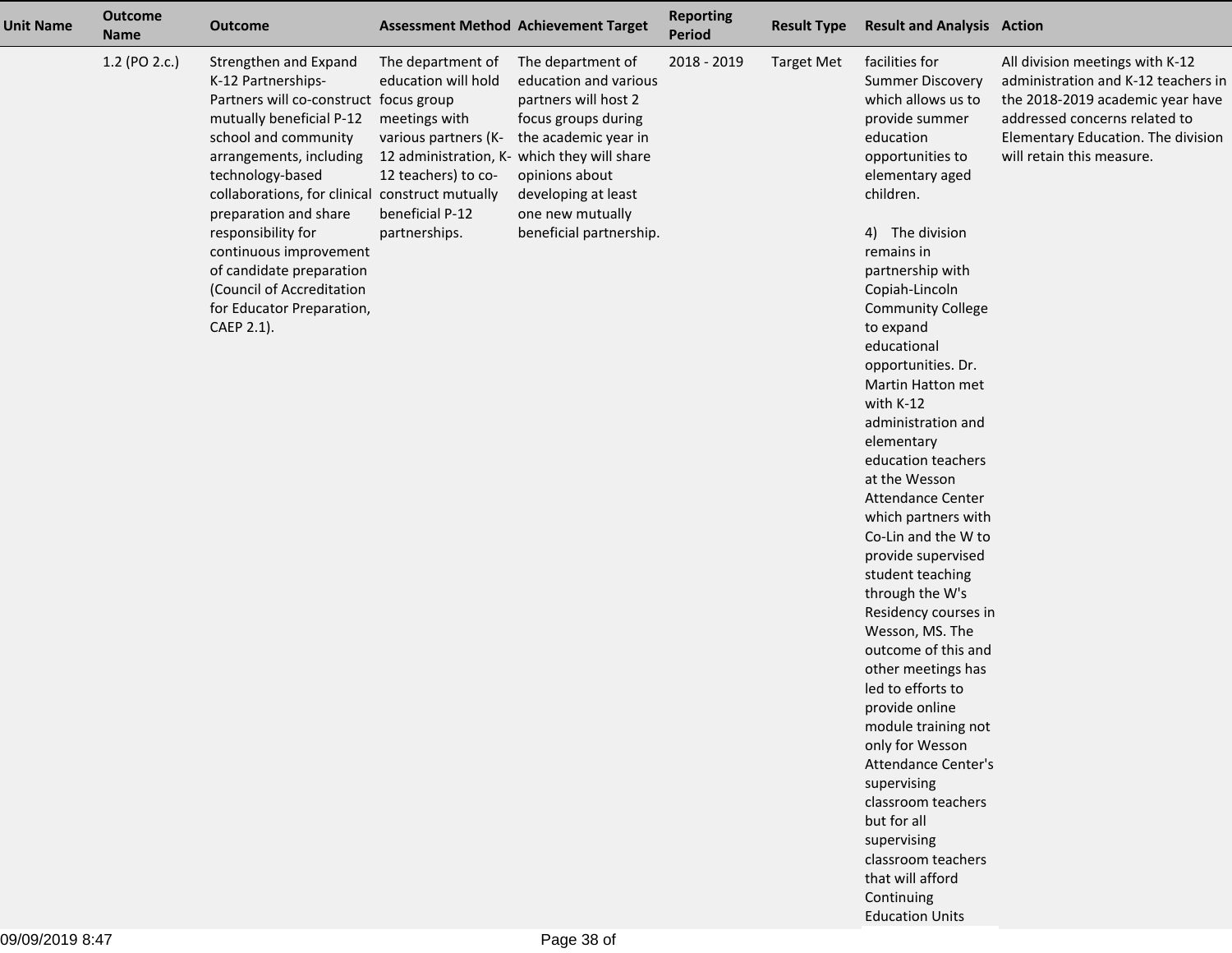| Unit Name | Outcome Name | Outcome | Assessment Method | Achievement Target | Reporting Period | Result Type | Result and Analysis | Action |
|---|---|---|---|---|---|---|---|---|
| | 1.2 (PO 2.c.) | Strengthen and Expand K-12 Partnerships- Partners will co-construct mutually beneficial P-12 school and community arrangements, including technology-based collaborations, for clinical preparation and share responsibility for continuous improvement of candidate preparation (Council of Accreditation for Educator Preparation, CAEP 2.1). | The department of education will hold focus group meetings with various partners (K-12 administration, K-12 teachers) to co-construct mutually beneficial P-12 partnerships. | The department of education and various partners will host 2 focus groups during the academic year in which they will share opinions about developing at least one new mutually beneficial partnership. | 2018 - 2019 | Target Met | facilities for Summer Discovery which allows us to provide summer education opportunities to elementary aged children.<br><br>4) The division remains in partnership with Copiah-Lincoln Community College to expand educational opportunities. Dr. Martin Hatton met with K-12 administration and elementary education teachers at the Wesson Attendance Center which partners with Co-Lin and the W to provide supervised student teaching through the W's Residency courses in Wesson, MS. The outcome of this and other meetings has led to efforts to provide online module training not only for Wesson Attendance Center's supervising classroom teachers but for all supervising classroom teachers that will afford Continuing Education Units | All division meetings with K-12 administration and K-12 teachers in the 2018-2019 academic year have addressed concerns related to Elementary Education. The division will retain this measure. |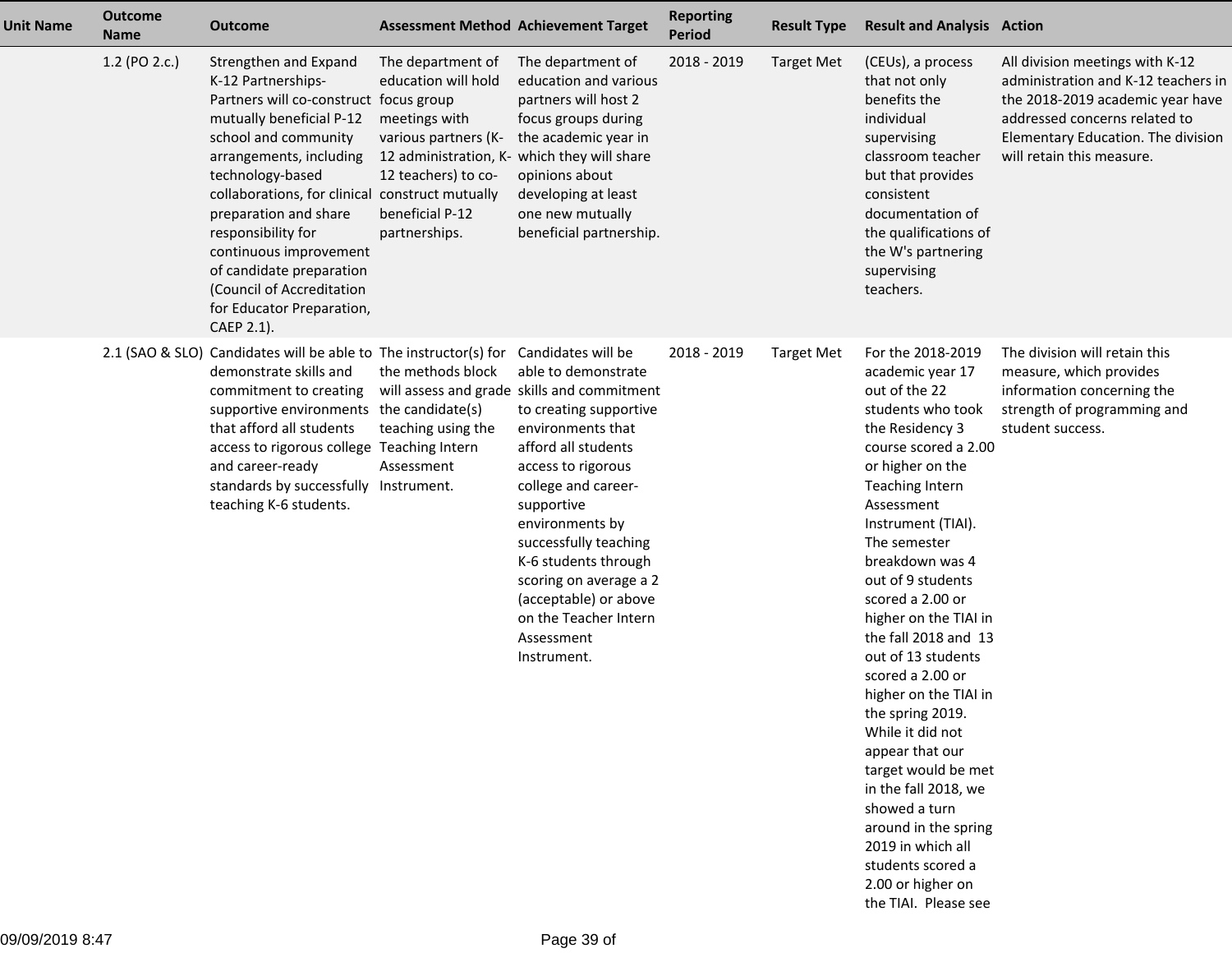| Unit Name | Outcome Name | Outcome | Assessment Method | Achievement Target | Reporting Period | Result Type | Result and Analysis | Action |
|---|---|---|---|---|---|---|---|---|
| | 1.2 (PO 2.c.) | Strengthen and Expand K-12 Partnerships- Partners will co-construct mutually beneficial P-12 school and community arrangements, including technology-based collaborations, for clinical preparation and share responsibility for continuous improvement of candidate preparation (Council of Accreditation for Educator Preparation, CAEP 2.1). | The department of education will hold focus group meetings with various partners (K-12 administration, K-12 teachers) to co-construct mutually beneficial P-12 partnerships. | The department of education and various partners will host 2 focus groups during the academic year in which they will share opinions about developing at least one new mutually beneficial partnership. | 2018 - 2019 | Target Met | (CEUs), a process that not only benefits the individual supervising classroom teacher but that provides consistent documentation of the qualifications of the W's partnering supervising teachers. | All division meetings with K-12 administration and K-12 teachers in the 2018-2019 academic year have addressed concerns related to Elementary Education. The division will retain this measure. |
| | 2.1 (SAO & SLO) | Candidates will be able to demonstrate skills and commitment to creating supportive environments that afford all students access to rigorous college and career-ready standards by successfully teaching K-6 students. | The instructor(s) for the methods block will assess and grade the candidate(s) teaching using the Teaching Intern Assessment Instrument. | Candidates will be able to demonstrate skills and commitment to creating supportive environments that afford all students access to rigorous college and career-supportive environments by successfully teaching K-6 students through scoring on average a 2 (acceptable) or above on the Teacher Intern Assessment Instrument. | 2018 - 2019 | Target Met | For the 2018-2019 academic year 17 out of the 22 students who took the Residency 3 course scored a 2.00 or higher on the Teaching Intern Assessment Instrument (TIAI). The semester breakdown was 4 out of 9 students scored a 2.00 or higher on the TIAI in the fall 2018 and 13 out of 13 students scored a 2.00 or higher on the TIAI in the spring 2019. While it did not appear that our target would be met in the fall 2018, we showed a turn around in the spring 2019 in which all students scored a 2.00 or higher on the TIAI. Please see | The division will retain this measure, which provides information concerning the strength of programming and student success. |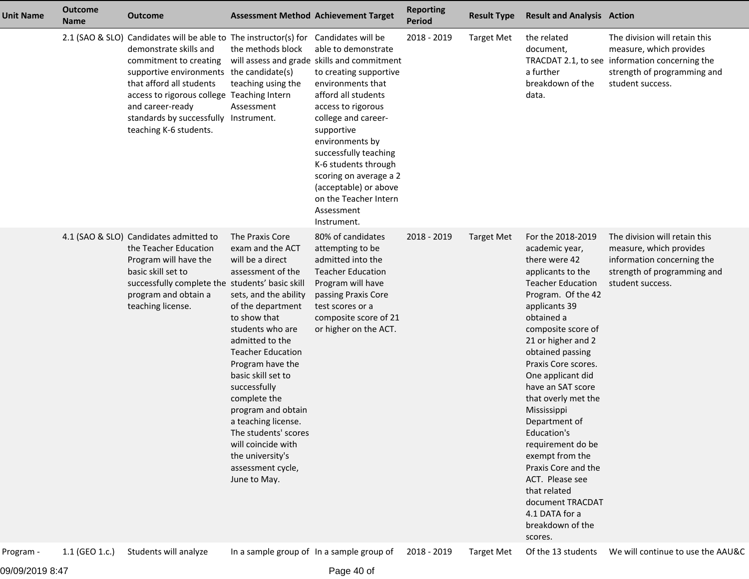| Unit Name | Outcome Name | Outcome | Assessment Method | Achievement Target | Reporting Period | Result Type | Result and Analysis | Action |
|---|---|---|---|---|---|---|---|---|
| | 2.1 (SAO & SLO) | Candidates will be able to demonstrate skills and commitment to creating supportive environments that afford all students access to rigorous college and career-ready standards by successfully teaching K-6 students. | The instructor(s) for the methods block will assess and grade the candidate(s) teaching using the Teaching Intern Assessment Instrument. | Candidates will be able to demonstrate skills and commitment to creating supportive environments that afford all students access to rigorous college and career-supportive environments by successfully teaching K-6 students through scoring on average a 2 (acceptable) or above on the Teacher Intern Assessment Instrument. | 2018 - 2019 | Target Met | the related document, TRACDAT 2.1, to see a further breakdown of the data. | The division will retain this measure, which provides information concerning the strength of programming and student success. |
| | 4.1 (SAO & SLO) | Candidates admitted to the Teacher Education Program will have the basic skill set to successfully complete the program and obtain a teaching license. | The Praxis Core exam and the ACT will be a direct assessment of the students' basic skill sets, and the ability of the department to show that students who are admitted to the Teacher Education Program have the basic skill set to successfully complete the program and obtain a teaching license. The students' scores will coincide with the university's assessment cycle, June to May. | 80% of candidates attempting to be admitted into the Teacher Education Program will have passing Praxis Core test scores or a composite score of 21 or higher on the ACT. | 2018 - 2019 | Target Met | For the 2018-2019 academic year, there were 42 applicants to the Teacher Education Program. Of the 42 applicants 39 obtained a composite score of 21 or higher and 2 obtained passing Praxis Core scores. One applicant did have an SAT score that overly met the Mississippi Department of Education's requirement do be exempt from the Praxis Core and the ACT. Please see that related document TRACDAT 4.1 DATA for a breakdown of the scores. | The division will retain this measure, which provides information concerning the strength of programming and student success. |
| Program - | 1.1 (GEO 1.c.) | Students will analyze | In a sample group of | In a sample group of | 2018 - 2019 | Target Met | Of the 13 students | We will continue to use the AAU&C |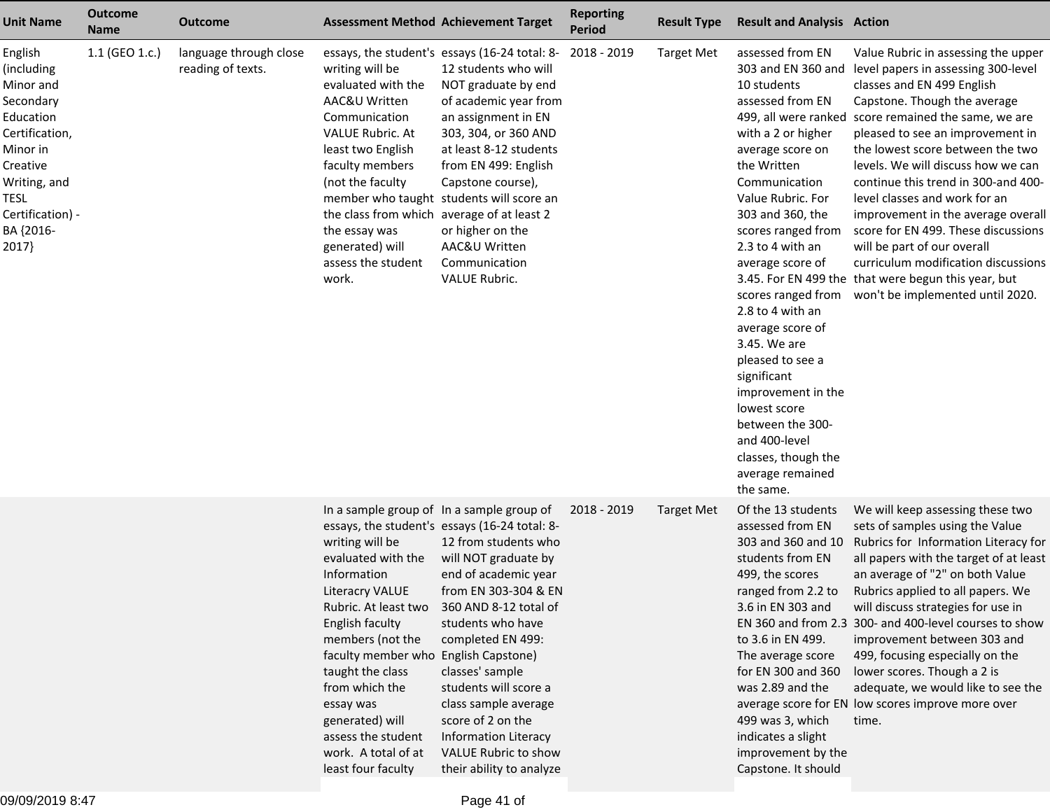| Unit Name | Outcome Name | Outcome | Assessment Method | Achievement Target | Reporting Period | Result Type | Result and Analysis | Action |
|---|---|---|---|---|---|---|---|---|
| English (including Minor and Secondary Education Certification, Minor in Creative Writing, and TESL Certification) - BA {2016-2017} | 1.1 (GEO 1.c.) | language through close reading of texts. | essays, the student's writing will be evaluated with the AAC&U Written Communication VALUE Rubric. At least two English faculty members (not the faculty member who taught the class from which the essay was generated) will assess the student work. | essays (16-24 total: 8-12 students who will NOT graduate by end of academic year from an assignment in EN 303, 304, or 360 AND at least 8-12 students from EN 499: English Capstone course), students will score an average of at least 2 or higher on the AAC&U Written Communication VALUE Rubric. | 2018 - 2019 | Target Met | assessed from EN 303 and EN 360 and 10 students assessed from EN 499, all were ranked with a 2 or higher average score on the Written Communication Value Rubric. For 303 and 360, the scores ranged from 2.3 to 4 with an average score of 3.45. For EN 499 the scores ranged from 2.8 to 4 with an average score of 3.45. We are pleased to see a significant improvement in the lowest score between the 300- and 400-level classes, though the average remained the same. | Value Rubric in assessing the upper level papers in assessing 300-level classes and EN 499 English Capstone. Though the average score remained the same, we are pleased to see an improvement in the lowest score between the two levels. We will discuss how we can continue this trend in 300-and 400-level classes and work for an improvement in the average overall score for EN 499. These discussions will be part of our overall curriculum modification discussions that were begun this year, but won't be implemented until 2020. |
| | | | In a sample group of essays, the student's writing will be evaluated with the Information Literacry VALUE Rubric. At least two English faculty members (not the faculty member who taught the class from which the essay was generated) will assess the student work. A total of at least four faculty | In a sample group of essays (16-24 total: 8-12 from students who will NOT graduate by end of academic year from EN 303-304 & EN 360 AND 8-12 total of students who have completed EN 499: English Capstone) classes' sample students will score a class sample average score of 2 on the Information Literacy VALUE Rubric to show their ability to analyze | 2018 - 2019 | Target Met | Of the 13 students assessed from EN 303 and 360 and 10 students from EN 499, the scores ranged from 2.2 to 3.6 in EN 303 and EN 360 and from 2.3 to 3.6 in EN 499. The average score for EN 300 and 360 was 2.89 and the average score for EN 499 was 3, which indicates a slight improvement by the Capstone. It should | We will keep assessing these two sets of samples using the Value Rubrics for Information Literacy for all papers with the target of at least an average of "2" on both Value Rubrics applied to all papers. We will discuss strategies for use in 300- and 400-level courses to show improvement between 303 and 499, focusing especially on the lower scores. Though a 2 is adequate, we would like to see the low scores improve more over time. |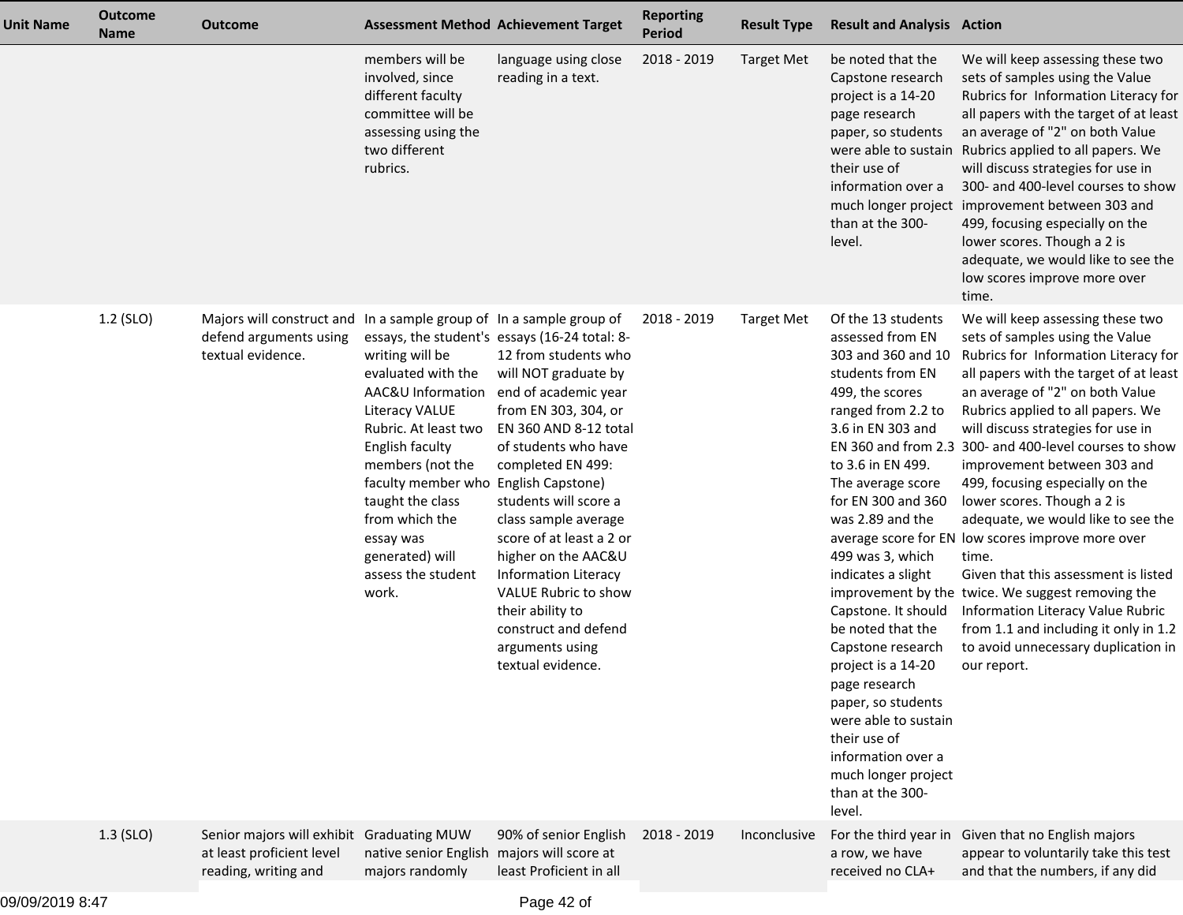| Unit Name | Outcome Name | Outcome | Assessment Method | Achievement Target | Reporting Period | Result Type | Result and Analysis | Action |
|---|---|---|---|---|---|---|---|---|
| | | | members will be involved, since different faculty committee will be assessing using the two different rubrics. | language using close reading in a text. | 2018 - 2019 | Target Met | be noted that the Capstone research project is a 14-20 page research paper, so students were able to sustain their use of information over a much longer project than at the 300-level. | We will keep assessing these two sets of samples using the Value Rubrics for Information Literacy for all papers with the target of at least an average of "2" on both Value Rubrics applied to all papers. We will discuss strategies for use in 300- and 400-level courses to show improvement between 303 and 499, focusing especially on the lower scores. Though a 2 is adequate, we would like to see the low scores improve more over time. |
| | 1.2 (SLO) | Majors will construct and defend arguments using textual evidence. | In a sample group of essays, the student's writing will be evaluated with the AAC&U Information Literacy VALUE Rubric. At least two English faculty members (not the faculty member who taught the class from which the essay was generated) will assess the student work. | In a sample group of essays (16-24 total: 8-12 from students who will NOT graduate by end of academic year from EN 303, 304, or EN 360 AND 8-12 total of students who have completed EN 499: English Capstone) students will score a class sample average score of at least a 2 or higher on the AAC&U Information Literacy VALUE Rubric to show their ability to construct and defend arguments using textual evidence. | 2018 - 2019 | Target Met | Of the 13 students assessed from EN 303 and 360 and 10 students from EN 499, the scores ranged from 2.2 to 3.6 in EN 303 and EN 360 and from 2.3 to 3.6 in EN 499. The average score for EN 300 and 360 was 2.89 and the average score for EN 499 was 3, which indicates a slight improvement by the Capstone. It should be noted that the Capstone research project is a 14-20 page research paper, so students were able to sustain their use of information over a much longer project than at the 300-level. | We will keep assessing these two sets of samples using the Value Rubrics for Information Literacy for all papers with the target of at least an average of "2" on both Value Rubrics applied to all papers. We will discuss strategies for use in 300- and 400-level courses to show improvement between 303 and 499, focusing especially on the lower scores. Though a 2 is adequate, we would like to see the low scores improve more over time. Given that this assessment is listed twice. We suggest removing the Information Literacy Value Rubric from 1.1 and including it only in 1.2 to avoid unnecessary duplication in our report. |
| | 1.3 (SLO) | Senior majors will exhibit at least proficient level reading, writing and | Graduating MUW native senior English majors randomly | 90% of senior English majors will score at least Proficient in all | 2018 - 2019 | Inconclusive | For the third year in a row, we have received no CLA+ | Given that no English majors appear to voluntarily take this test and that the numbers, if any did |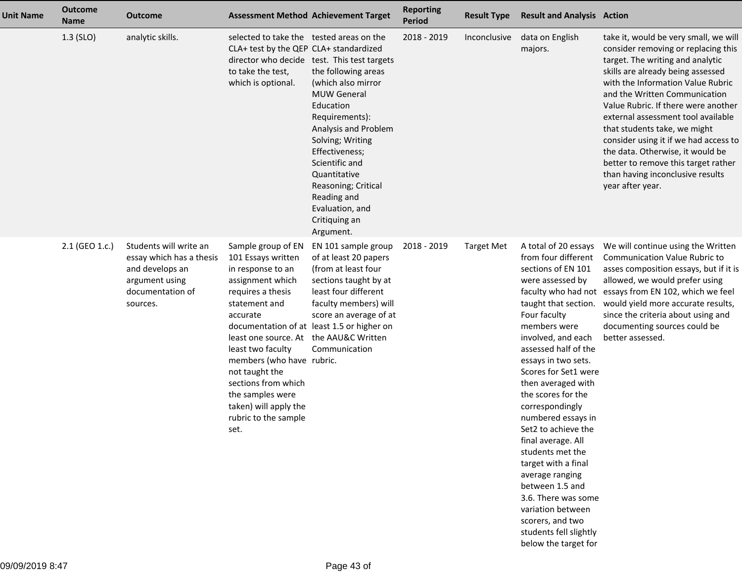| Unit Name | Outcome Name | Outcome | Assessment Method | Achievement Target | Reporting Period | Result Type | Result and Analysis | Action |
|---|---|---|---|---|---|---|---|---|
| | 1.3 (SLO) | analytic skills. | selected to take the CLA+ test by the QEP director who decide to take the test, which is optional. | tested areas on the CLA+ standardized test. This test targets the following areas (which also mirror MUW General Education Requirements): Analysis and Problem Solving; Writing Effectiveness; Scientific and Quantitative Reasoning; Critical Reading and Evaluation, and Critiquing an Argument. | 2018 - 2019 | Inconclusive | data on English majors. | take it, would be very small, we will consider removing or replacing this target. The writing and analytic skills are already being assessed with the Information Value Rubric and the Written Communication Value Rubric. If there were another external assessment tool available that students take, we might consider using it if we had access to the data. Otherwise, it would be better to remove this target rather than having inconclusive results year after year. |
| | 2.1 (GEO 1.c.) | Students will write an essay which has a thesis and develops an argument using documentation of sources. | Sample group of EN 101 Essays written in response to an assignment which requires a thesis statement and accurate documentation of at least one source. At least two faculty members (who have not taught the sections from which the samples were taken) will apply the rubric to the sample set. | EN 101 sample group of at least 20 papers (from at least four sections taught by at least four different faculty members) will score an average of at least 1.5 or higher on the AAU&C Written Communication rubric. | 2018 - 2019 | Target Met | A total of 20 essays from four different sections of EN 101 were assessed by faculty who had not taught that section. Four faculty members were involved, and each assessed half of the essays in two sets. Scores for Set1 were then averaged with the scores for the correspondingly numbered essays in Set2 to achieve the final average. All students met the target with a final average ranging between 1.5 and 3.6. There was some variation between scorers, and two students fell slightly below the target for | We will continue using the Written Communication Value Rubric to asses composition essays, but if it is allowed, we would prefer using essays from EN 102, which we feel would yield more accurate results, since the criteria about using and documenting sources could be better assessed. |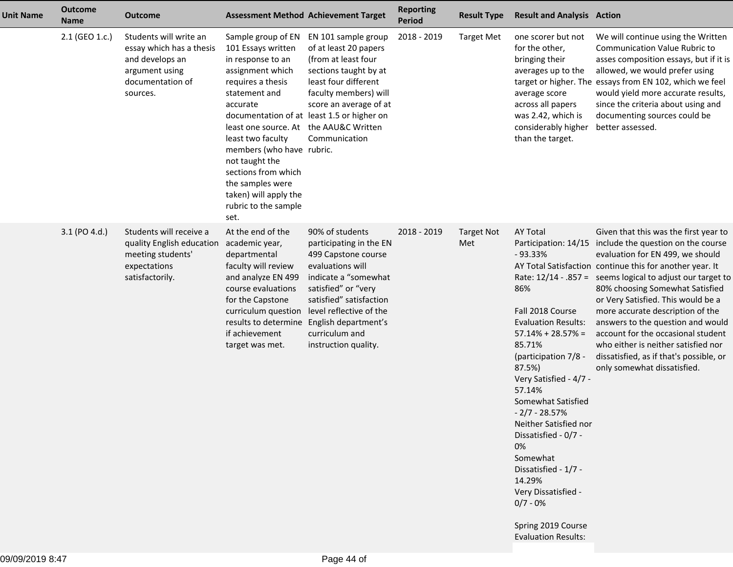| Unit Name | Outcome Name | Outcome | Assessment Method | Achievement Target | Reporting Period | Result Type | Result and Analysis | Action |
|---|---|---|---|---|---|---|---|---|
| | 2.1 (GEO 1.c.) | Students will write an essay which has a thesis and develops an argument using documentation of sources. | Sample group of EN 101 Essays written in response to an assignment which requires a thesis statement and accurate documentation of at least one source. At least two faculty members (who have not taught the sections from which the samples were taken) will apply the rubric to the sample set. | EN 101 sample group of at least 20 papers (from at least four sections taught by at least four different faculty members) will score an average of at least 1.5 or higher on the AAU&C Written Communication rubric. | 2018 - 2019 | Target Met | one scorer but not for the other, bringing their averages up to the target or higher. The average score across all papers was 2.42, which is considerably higher than the target. | We will continue using the Written Communication Value Rubric to asses composition essays, but if it is allowed, we would prefer using essays from EN 102, which we feel would yield more accurate results, since the criteria about using and documenting sources could be better assessed. |
| | 3.1 (PO 4.d.) | Students will receive a quality English education meeting students' expectations satisfactorily. | At the end of the academic year, departmental faculty will review and analyze EN 499 course evaluations for the Capstone curriculum question results to determine if achievement target was met. | 90% of students participating in the EN 499 Capstone course evaluations will indicate a "somewhat satisfied" or "very satisfied" satisfaction level reflective of the English department's curriculum and instruction quality. | 2018 - 2019 | Target Not Met | AY Total Participation: 14/15 - 93.33%<br>AY Total Satisfaction Rate: 12/14 - .857 = 86%<br><br>Fall 2018 Course Evaluation Results: 57.14% + 28.57% = 85.71% (participation 7/8 - 87.5%)<br>Very Satisfied - 4/7 - 57.14%<br>Somewhat Satisfied - 2/7 - 28.57%<br>Neither Satisfied nor Dissatisfied - 0/7 - 0%<br>Somewhat Dissatisfied - 1/7 - 14.29%<br>Very Dissatisfied - 0/7 - 0%<br><br>Spring 2019 Course Evaluation Results: | Given that this was the first year to include the question on the course evaluation for EN 499, we should continue this for another year. It seems logical to adjust our target to 80% choosing Somewhat Satisfied or Very Satisfied. This would be a more accurate description of the answers to the question and would account for the occasional student who either is neither satisfied nor dissatisfied, as if that's possible, or only somewhat dissatisfied. |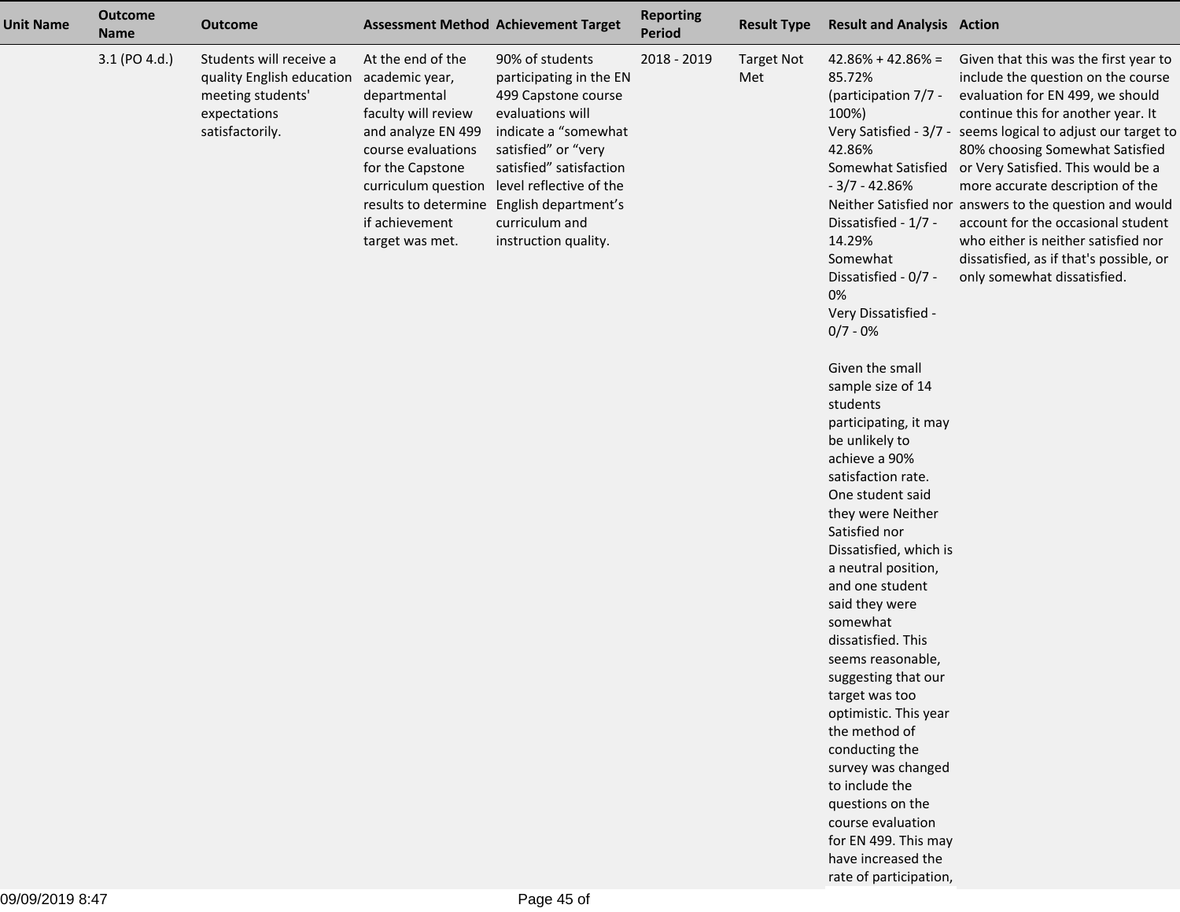| Unit Name | Outcome Name | Outcome | Assessment Method | Achievement Target | Reporting Period | Result Type | Result and Analysis | Action |
|---|---|---|---|---|---|---|---|---|
| | 3.1 (PO 4.d.) | Students will receive a quality English education meeting students' expectations satisfactorily. | At the end of the academic year, departmental faculty will review and analyze EN 499 course evaluations for the Capstone curriculum question results to determine if achievement target was met. | 90% of students participating in the EN 499 Capstone course evaluations will indicate a "somewhat satisfied" or "very satisfied" satisfaction level reflective of the English department's curriculum and instruction quality. | 2018 - 2019 | Target Not Met | 42.86% + 42.86% = 85.72% (participation 7/7 - 100%)<br>Very Satisfied - 3/7 - 42.86%<br>Somewhat Satisfied - 3/7 - 42.86%<br>Neither Satisfied nor Dissatisfied - 1/7 - 14.29%<br>Somewhat Dissatisfied - 0/7 - 0%<br>Very Dissatisfied - 0/7 - 0%<br><br>Given the small sample size of 14 students participating, it may be unlikely to achieve a 90% satisfaction rate. One student said they were Neither Satisfied nor Dissatisfied, which is a neutral position, and one student said they were somewhat dissatisfied. This seems reasonable, suggesting that our target was too optimistic. This year the method of conducting the survey was changed to include the questions on the course evaluation for EN 499. This may have increased the rate of participation, | Given that this was the first year to include the question on the course evaluation for EN 499, we should continue this for another year. It seems logical to adjust our target to 80% choosing Somewhat Satisfied or Very Satisfied. This would be a more accurate description of the answers to the question and would account for the occasional student who either is neither satisfied nor dissatisfied, as if that's possible, or only somewhat dissatisfied. |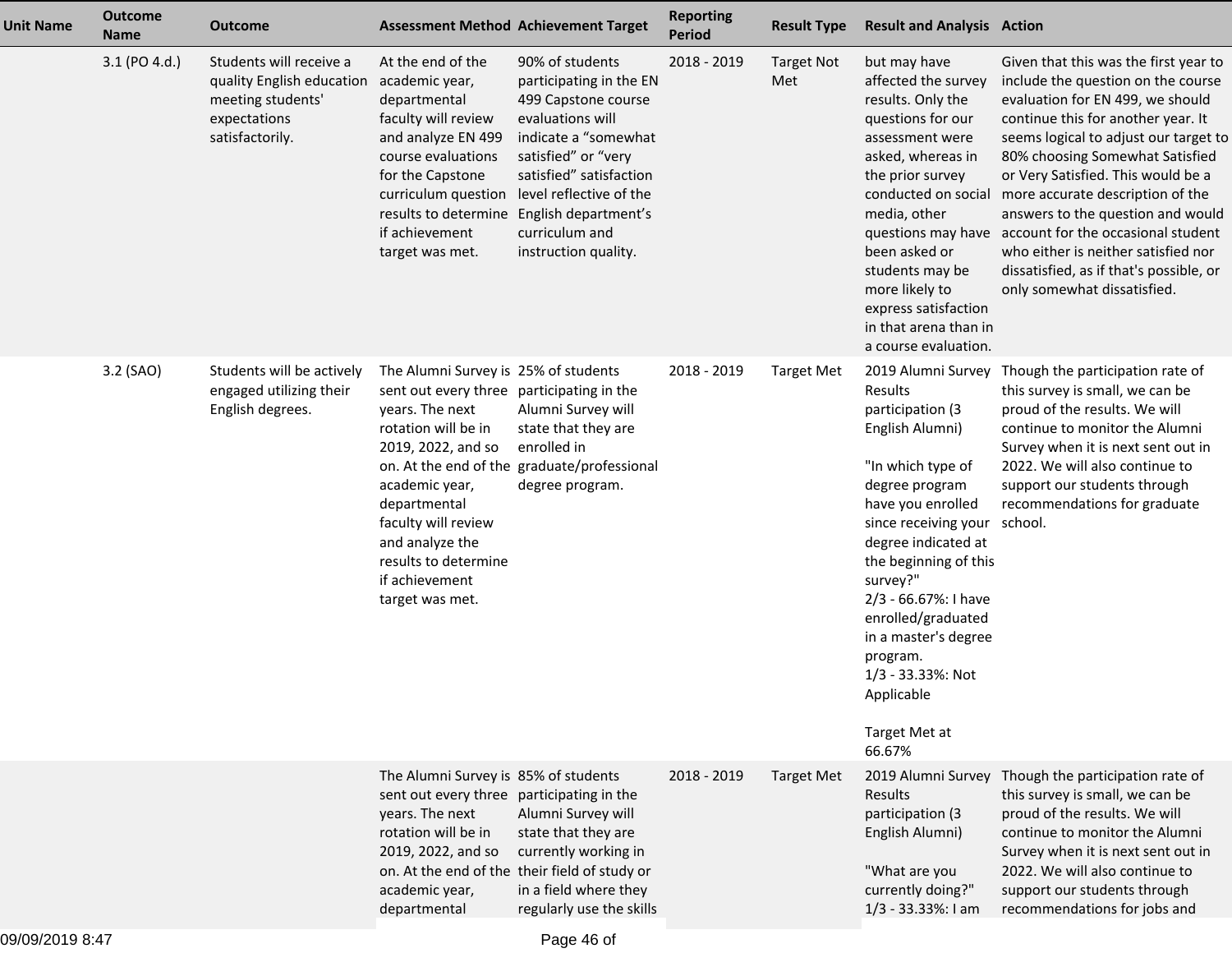| Unit Name | Outcome Name | Outcome | Assessment Method | Achievement Target | Reporting Period | Result Type | Result and Analysis | Action |
|---|---|---|---|---|---|---|---|---|
| | 3.1 (PO 4.d.) | Students will receive a quality English education meeting students' expectations satisfactorily. | At the end of the academic year, departmental faculty will review and analyze EN 499 course evaluations for the Capstone curriculum question results to determine if achievement target was met. | 90% of students participating in the EN 499 Capstone course evaluations will indicate a "somewhat satisfied" or "very satisfied" satisfaction level reflective of the English department's curriculum and instruction quality. | 2018 - 2019 | Target Not Met | but may have affected the survey results. Only the questions for our assessment were asked, whereas in the prior survey conducted on social media, other questions may have been asked or students may be more likely to express satisfaction in that arena than in a course evaluation. | Given that this was the first year to include the question on the course evaluation for EN 499, we should continue this for another year. It seems logical to adjust our target to 80% choosing Somewhat Satisfied or Very Satisfied. This would be a more accurate description of the answers to the question and would account for the occasional student who either is neither satisfied nor dissatisfied, as if that's possible, or only somewhat dissatisfied. |
| | 3.2 (SAO) | Students will be actively engaged utilizing their English degrees. | The Alumni Survey is sent out every three years. The next rotation will be in 2019, 2022, and so on. At the end of the academic year, departmental faculty will review and analyze the results to determine if achievement target was met. | 25% of students participating in the Alumni Survey will state that they are enrolled in graduate/professional degree program. | 2018 - 2019 | Target Met | 2019 Alumni Survey Results participation (3 English Alumni)<br><br>"In which type of degree program have you enrolled since receiving your degree indicated at the beginning of this survey?"<br>2/3 - 66.67%: I have enrolled/graduated in a master's degree program.<br>1/3 - 33.33%: Not Applicable<br><br>Target Met at 66.67% | Though the participation rate of this survey is small, we can be proud of the results. We will continue to monitor the Alumni Survey when it is next sent out in 2022. We will also continue to support our students through recommendations for graduate school. |
| | | | The Alumni Survey is sent out every three years. The next rotation will be in 2019, 2022, and so on. At the end of the academic year, departmental | 85% of students participating in the Alumni Survey will state that they are currently working in their field of study or in a field where they regularly use the skills | 2018 - 2019 | Target Met | 2019 Alumni Survey Results participation (3 English Alumni)<br><br>"What are you currently doing?"<br>1/3 - 33.33%: I am | Though the participation rate of this survey is small, we can be proud of the results. We will continue to monitor the Alumni Survey when it is next sent out in 2022. We will also continue to support our students through recommendations for jobs and |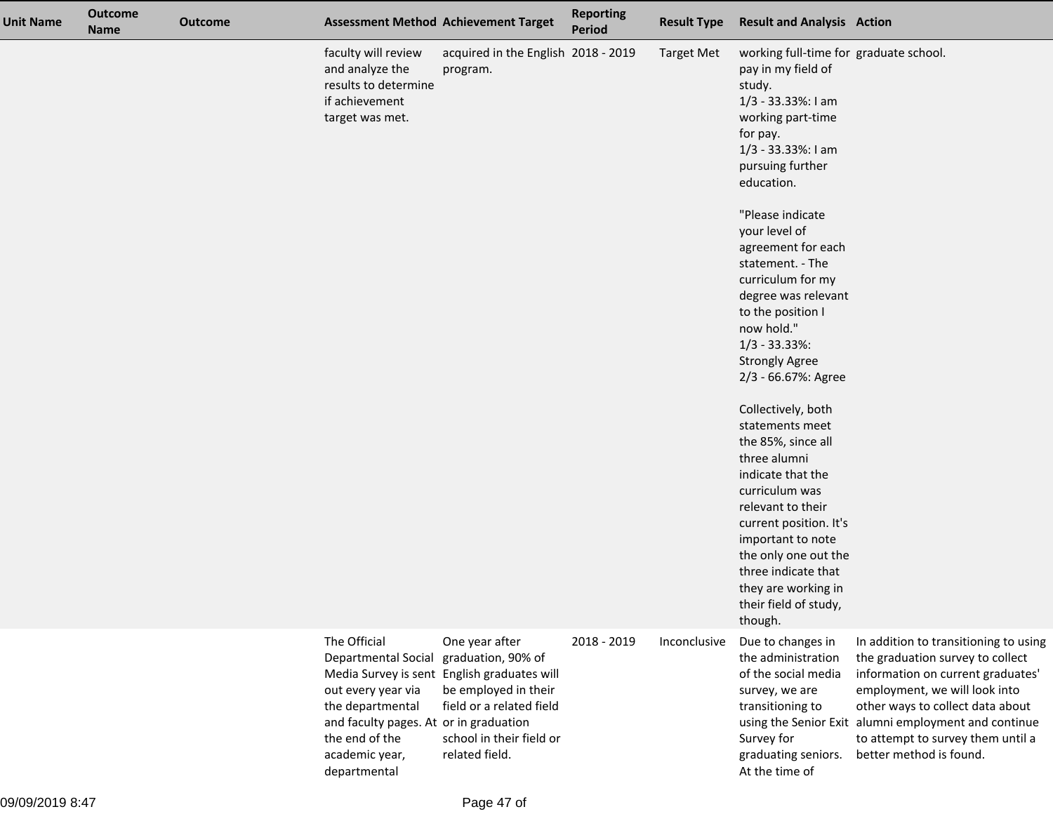| Unit Name | Outcome Name | Outcome | Assessment Method | Achievement Target | Reporting Period | Result Type | Result and Analysis | Action |
|---|---|---|---|---|---|---|---|---|
| | | | faculty will review and analyze the results to determine if achievement target was met. | acquired in the English program. | 2018 - 2019 | Target Met | working full-time for pay in my field of study.<br>1/3 - 33.33%: I am working part-time for pay.<br>1/3 - 33.33%: I am pursuing further education.<br><br>"Please indicate your level of agreement for each statement. - The curriculum for my degree was relevant to the position I now hold."<br>1/3 - 33.33%: Strongly Agree<br>2/3 - 66.67%: Agree<br><br>Collectively, both statements meet the 85%, since all three alumni indicate that the curriculum was relevant to their current position. It's important to note the only one out the three indicate that they are working in their field of study, though. | graduate school. |
| | | | The Official Departmental Social Media Survey is sent out every year via the departmental and faculty pages. At the end of the academic year, departmental | One year after graduation, 90% of English graduates will be employed in their field or a related field or in graduation school in their field or related field. | 2018 - 2019 | Inconclusive | Due to changes in the administration of the social media survey, we are transitioning to using the Senior Exit Survey for graduating seniors. At the time of | In addition to transitioning to using the graduation survey to collect information on current graduates' employment, we will look into other ways to collect data about alumni employment and continue to attempt to survey them until a better method is found. |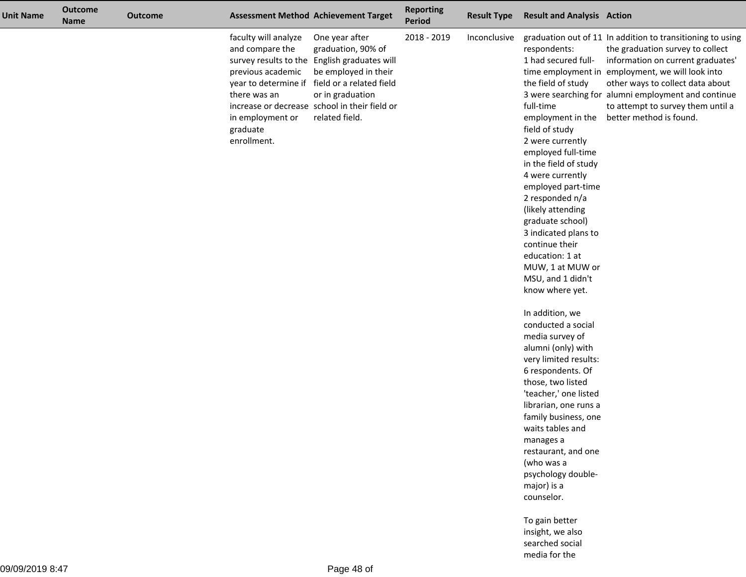| Unit Name | Outcome Name | Outcome | Assessment Method | Achievement Target | Reporting Period | Result Type | Result and Analysis | Action |
|---|---|---|---|---|---|---|---|---|
| | | | faculty will analyze and compare the survey results to the previous academic year to determine if there was an increase or decrease in employment or graduate enrollment. | One year after graduation, 90% of English graduates will be employed in their field or a related field or in graduation school in their field or related field. | 2018 - 2019 | Inconclusive | graduation out of 11 respondents:<br>1 had secured full-time employment in the field of study<br>3 were searching for full-time employment in the field of study<br>2 were currently employed full-time in the field of study<br>4 were currently employed part-time<br>2 responded n/a (likely attending graduate school)<br>3 indicated plans to continue their education: 1 at MUW, 1 at MUW or MSU, and 1 didn't know where yet.<br><br>In addition, we conducted a social media survey of alumni (only) with very limited results: 6 respondents. Of those, two listed 'teacher,' one listed librarian, one runs a family business, one waits tables and manages a restaurant, and one (who was a psychology double-major) is a counselor.<br><br>To gain better insight, we also searched social media for the | In addition to transitioning to using the graduation survey to collect information on current graduates' employment, we will look into other ways to collect data about alumni employment and continue to attempt to survey them until a better method is found. |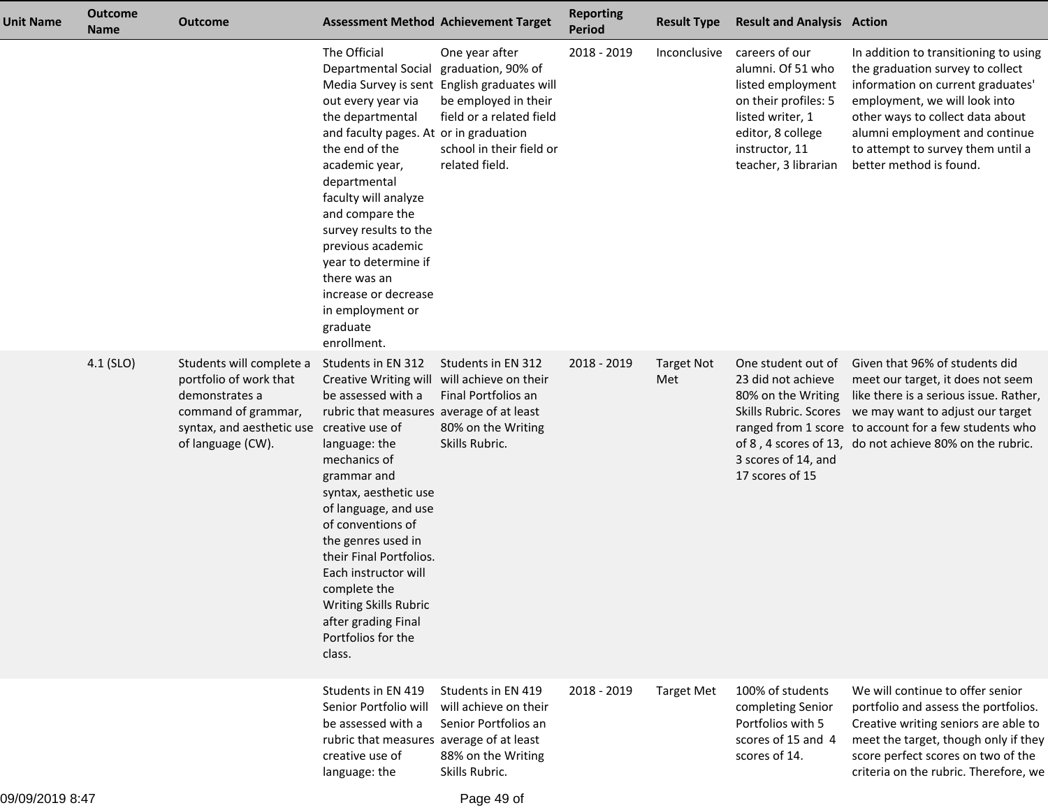| Unit Name | Outcome Name | Outcome | Assessment Method | Achievement Target | Reporting Period | Result Type | Result and Analysis | Action |
|---|---|---|---|---|---|---|---|---|
| | | | The Official Departmental Social Media Survey is sent out every year via the departmental and faculty pages. At the end of the academic year, departmental faculty will analyze and compare the survey results to the previous academic year to determine if there was an increase or decrease in employment or graduate enrollment. | One year after graduation, 90% of English graduates will be employed in their field or a related field or in graduation school in their field or related field. | 2018 - 2019 | Inconclusive | careers of our alumni. Of 51 who listed employment on their profiles: 5 listed writer, 1 editor, 8 college instructor, 11 teacher, 3 librarian | In addition to transitioning to using the graduation survey to collect information on current graduates' employment, we will look into other ways to collect data about alumni employment and continue to attempt to survey them until a better method is found. |
| | 4.1 (SLO) | Students will complete a portfolio of work that demonstrates a command of grammar, syntax, and aesthetic use of language (CW). | Students in EN 312 Creative Writing will be assessed with a rubric that measures creative use of language: the mechanics of grammar and syntax, aesthetic use of language, and use of conventions of the genres used in their Final Portfolios. Each instructor will complete the Writing Skills Rubric after grading Final Portfolios for the class. | Students in EN 312 will achieve on their Final Portfolios an average of at least 80% on the Writing Skills Rubric. | 2018 - 2019 | Target Not Met | One student out of 23 did not achieve 80% on the Writing Skills Rubric. Scores ranged from 1 score of 8 , 4 scores of 13, 3 scores of 14, and 17 scores of 15 | Given that 96% of students did meet our target, it does not seem like there is a serious issue. Rather, we may want to adjust our target to account for a few students who do not achieve 80% on the rubric. |
| | | | Students in EN 419 Senior Portfolio will be assessed with a rubric that measures creative use of language: the | Students in EN 419 will achieve on their Senior Portfolios an average of at least 88% on the Writing Skills Rubric. | 2018 - 2019 | Target Met | 100% of students completing Senior Portfolios with 5 scores of 15 and 4 scores of 14. | We will continue to offer senior portfolio and assess the portfolios. Creative writing seniors are able to meet the target, though only if they score perfect scores on two of the criteria on the rubric. Therefore, we |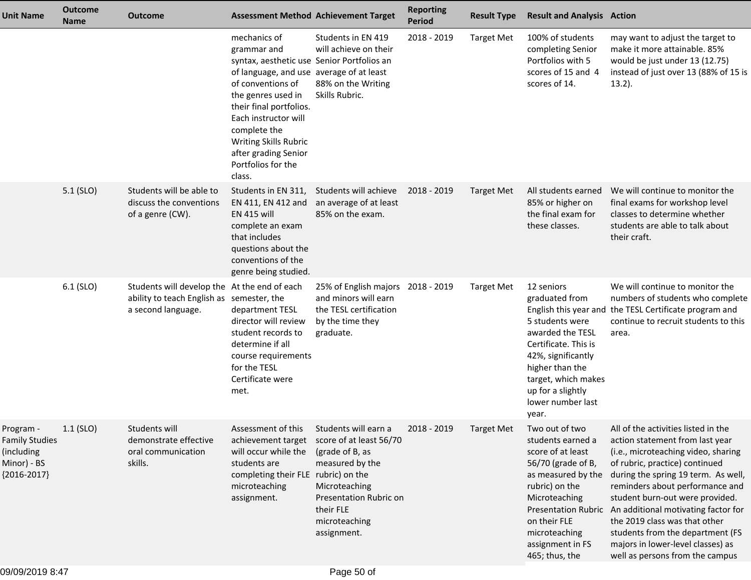| Unit Name | Outcome Name | Outcome | Assessment Method | Achievement Target | Reporting Period | Result Type | Result and Analysis | Action |
|---|---|---|---|---|---|---|---|---|
| | | | mechanics of grammar and syntax, aesthetic use of language, and use of conventions of the genres used in their final portfolios. Each instructor will complete the Writing Skills Rubric after grading Senior Portfolios for the class. | Students in EN 419 will achieve on their Senior Portfolios an average of at least 88% on the Writing Skills Rubric. | 2018 - 2019 | Target Met | 100% of students completing Senior Portfolios with 5 scores of 15 and 4 scores of 14. | may want to adjust the target to make it more attainable. 85% would be just under 13 (12.75) instead of just over 13 (88% of 15 is 13.2). |
| | 5.1 (SLO) | Students will be able to discuss the conventions of a genre (CW). | Students in EN 311, EN 411, EN 412 and EN 415 will complete an exam that includes questions about the conventions of the genre being studied. | Students will achieve an average of at least 85% on the exam. | 2018 - 2019 | Target Met | All students earned 85% or higher on the final exam for these classes. | We will continue to monitor the final exams for workshop level classes to determine whether students are able to talk about their craft. |
| | 6.1 (SLO) | Students will develop the ability to teach English as a second language. | At the end of each semester, the department TESL director will review student records to determine if all course requirements for the TESL Certificate were met. | 25% of English majors and minors will earn the TESL certification by the time they graduate. | 2018 - 2019 | Target Met | 12 seniors graduated from English this year and 5 students were awarded the TESL Certificate. This is 42%, significantly higher than the target, which makes up for a slightly lower number last year. | We will continue to monitor the numbers of students who complete the TESL Certificate program and continue to recruit students to this area. |
| Program - Family Studies (including Minor) - BS {2016-2017} | 1.1 (SLO) | Students will demonstrate effective oral communication skills. | Assessment of this achievement target will occur while the students are completing their FLE microteaching assignment. | Students will earn a score of at least 56/70 (grade of B, as measured by the rubric) on the Microteaching Presentation Rubric on their FLE microteaching assignment. | 2018 - 2019 | Target Met | Two out of two students earned a score of at least 56/70 (grade of B, as measured by the rubric) on the Microteaching Presentation Rubric on their FLE microteaching assignment in FS 465; thus, the | All of the activities listed in the action statement from last year (i.e., microteaching video, sharing of rubric, practice) continued during the spring 19 term. As well, reminders about performance and student burn-out were provided. An additional motivating factor for the 2019 class was that other students from the department (FS majors in lower-level classes) as well as persons from the campus |

09/09/2019 8:47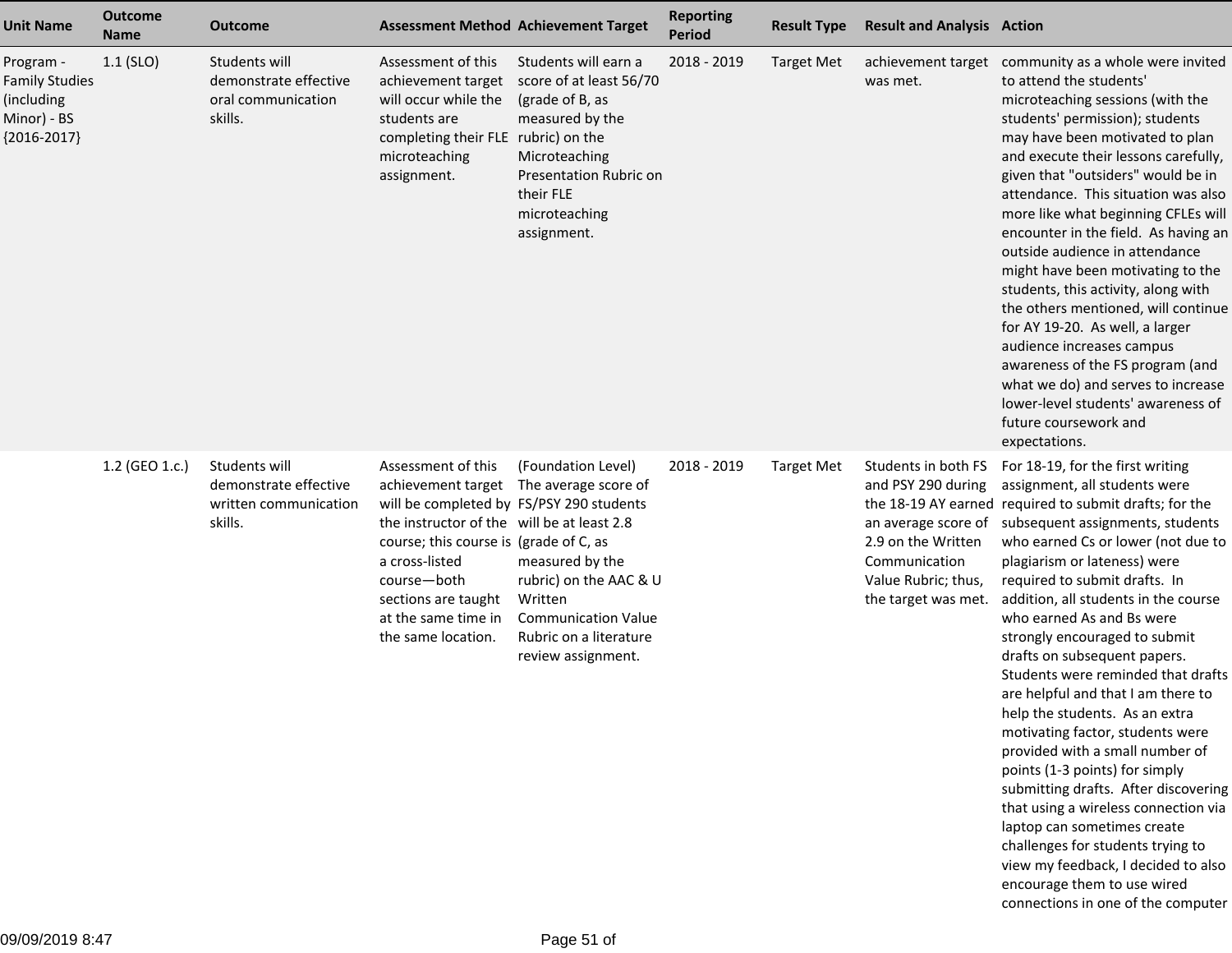| Unit Name | Outcome Name | Outcome | Assessment Method | Achievement Target | Reporting Period | Result Type | Result and Analysis | Action |
|---|---|---|---|---|---|---|---|---|
| Program - Family Studies (including Minor) - BS {2016-2017} | 1.1 (SLO) | Students will demonstrate effective oral communication skills. | Assessment of this achievement target will occur while the students are completing their FLE microteaching assignment. | Students will earn a score of at least 56/70 (grade of B, as measured by the rubric) on the Microteaching Presentation Rubric on their FLE microteaching assignment. | 2018 - 2019 | Target Met | achievement target was met. | community as a whole were invited to attend the students' microteaching sessions (with the students' permission); students may have been motivated to plan and execute their lessons carefully, given that "outsiders" would be in attendance. This situation was also more like what beginning CFLEs will encounter in the field. As having an outside audience in attendance might have been motivating to the students, this activity, along with the others mentioned, will continue for AY 19-20. As well, a larger audience increases campus awareness of the FS program (and what we do) and serves to increase lower-level students' awareness of future coursework and expectations. |
| | 1.2 (GEO 1.c.) | Students will demonstrate effective written communication skills. | Assessment of this achievement target will be completed by the instructor of the course; this course is a cross-listed course—both sections are taught at the same time in the same location. | (Foundation Level) The average score of FS/PSY 290 students will be at least 2.8 (grade of C, as measured by the rubric) on the AAC & U Written Communication Value Rubric on a literature review assignment. | 2018 - 2019 | Target Met | Students in both FS and PSY 290 during the 18-19 AY earned an average score of 2.9 on the Written Communication Value Rubric; thus, the target was met. | For 18-19, for the first writing assignment, all students were required to submit drafts; for the subsequent assignments, students who earned Cs or lower (not due to plagiarism or lateness) were required to submit drafts. In addition, all students in the course who earned As and Bs were strongly encouraged to submit drafts on subsequent papers. Students were reminded that drafts are helpful and that I am there to help the students. As an extra motivating factor, students were provided with a small number of points (1-3 points) for simply submitting drafts. After discovering that using a wireless connection via laptop can sometimes create challenges for students trying to view my feedback, I decided to also encourage them to use wired connections in one of the computer |

09/09/2019 8:47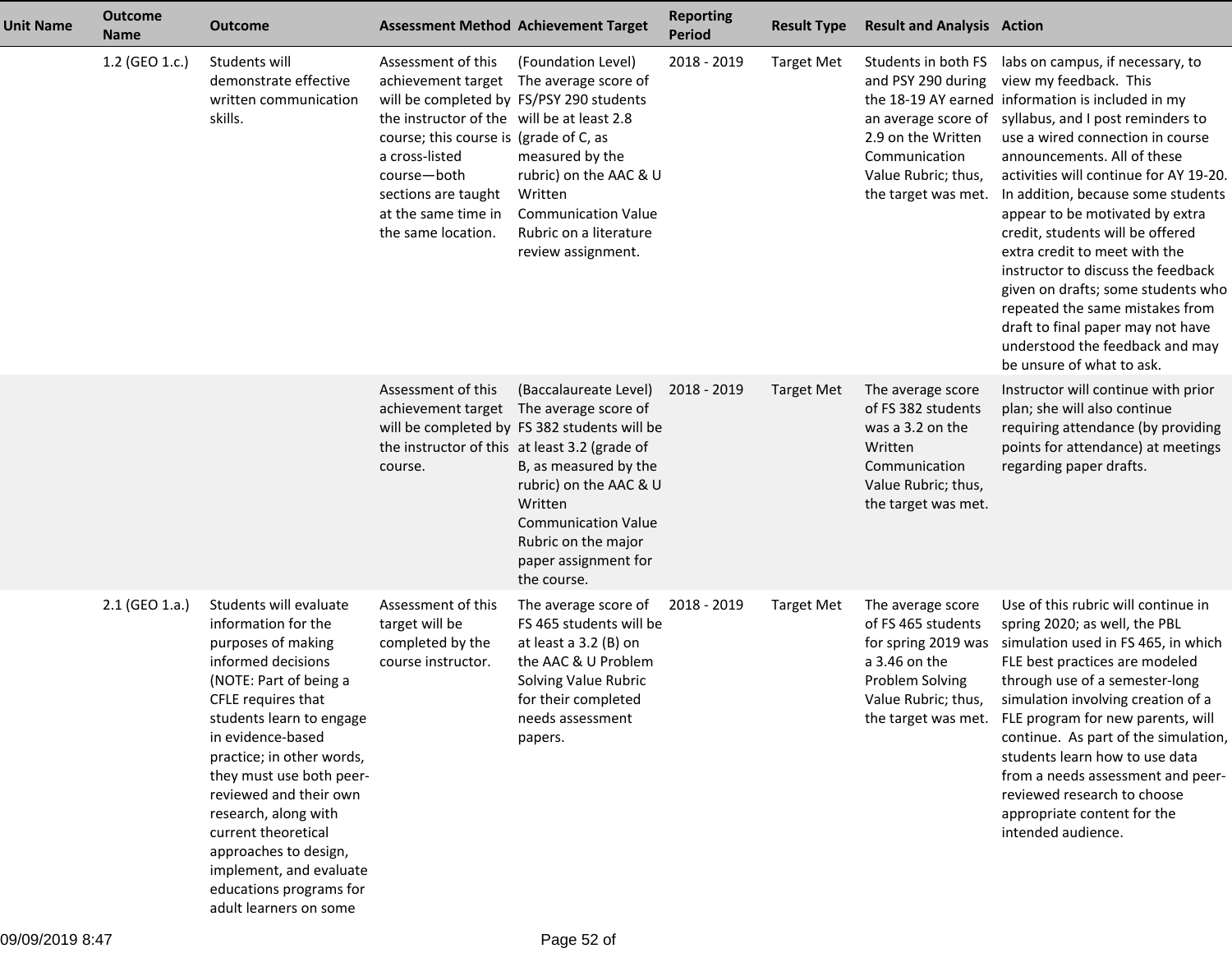| Unit Name | Outcome Name | Outcome | Assessment Method | Achievement Target | Reporting Period | Result Type | Result and Analysis | Action |
|---|---|---|---|---|---|---|---|---|
| | 1.2 (GEO 1.c.) | Students will demonstrate effective written communication skills. | Assessment of this achievement target will be completed by the instructor of the course; this course is a cross-listed course—both sections are taught at the same time in the same location. | (Foundation Level) The average score of FS/PSY 290 students will be at least 2.8 (grade of C, as measured by the rubric) on the AAC & U Written Communication Value Rubric on a literature review assignment. | 2018 - 2019 | Target Met | Students in both FS and PSY 290 during the 18-19 AY earned an average score of 2.9 on the Written Communication Value Rubric; thus, the target was met. | labs on campus, if necessary, to view my feedback. This information is included in my syllabus, and I post reminders to use a wired connection in course announcements. All of these activities will continue for AY 19-20. In addition, because some students appear to be motivated by extra credit, students will be offered extra credit to meet with the instructor to discuss the feedback given on drafts; some students who repeated the same mistakes from draft to final paper may not have understood the feedback and may be unsure of what to ask. |
| | | | Assessment of this achievement target will be completed by the instructor of this course. | (Baccalaureate Level) The average score of FS 382 students will be at least 3.2 (grade of B, as measured by the rubric) on the AAC & U Written Communication Value Rubric on the major paper assignment for the course. | 2018 - 2019 | Target Met | The average score of FS 382 students was a 3.2 on the Written Communication Value Rubric; thus, the target was met. | Instructor will continue with prior plan; she will also continue requiring attendance (by providing points for attendance) at meetings regarding paper drafts. |
| | 2.1 (GEO 1.a.) | Students will evaluate information for the purposes of making informed decisions (NOTE: Part of being a CFLE requires that students learn to engage in evidence-based practice; in other words, they must use both peer-reviewed and their own research, along with current theoretical approaches to design, implement, and evaluate educations programs for adult learners on some | Assessment of this target will be completed by the course instructor. | The average score of FS 465 students will be at least a 3.2 (B) on the AAC & U Problem Solving Value Rubric for their completed needs assessment papers. | 2018 - 2019 | Target Met | The average score of FS 465 students for spring 2019 was a 3.46 on the Problem Solving Value Rubric; thus, the target was met. | Use of this rubric will continue in spring 2020; as well, the PBL simulation used in FS 465, in which FLE best practices are modeled through use of a semester-long simulation involving creation of a FLE program for new parents, will continue. As part of the simulation, students learn how to use data from a needs assessment and peer-reviewed research to choose appropriate content for the intended audience. |

09/09/2019 8:47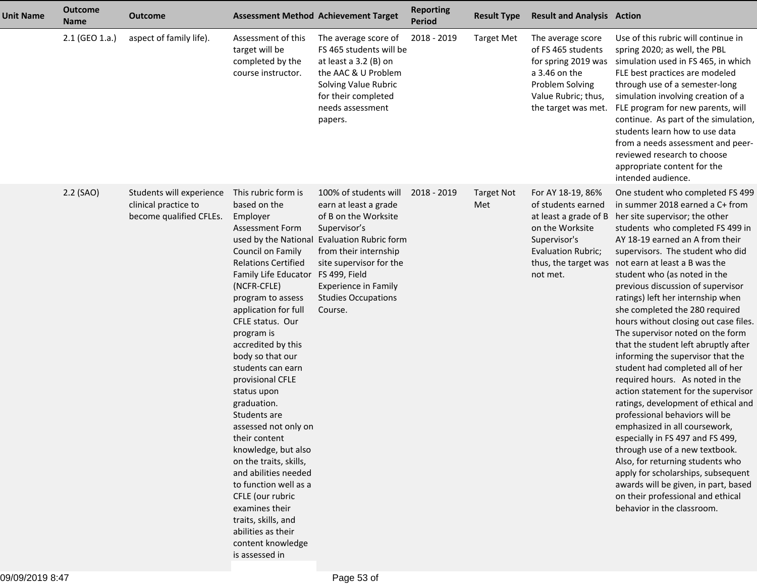| Unit Name | Outcome Name | Outcome | Assessment Method | Achievement Target | Reporting Period | Result Type | Result and Analysis | Action |
|---|---|---|---|---|---|---|---|---|
| | 2.1 (GEO 1.a.) | aspect of family life). | Assessment of this target will be completed by the course instructor. | The average score of FS 465 students will be at least a 3.2 (B) on the AAC & U Problem Solving Value Rubric for their completed needs assessment papers. | 2018 - 2019 | Target Met | The average score of FS 465 students for spring 2019 was a 3.46 on the Problem Solving Value Rubric; thus, the target was met. | Use of this rubric will continue in spring 2020; as well, the PBL simulation used in FS 465, in which FLE best practices are modeled through use of a semester-long simulation involving creation of a FLE program for new parents, will continue. As part of the simulation, students learn how to use data from a needs assessment and peer-reviewed research to choose appropriate content for the intended audience. |
| | 2.2 (SAO) | Students will experience clinical practice to become qualified CFLEs. | This rubric form is based on the Employer Assessment Form used by the National Council on Family Relations Certified Family Life Educator (NCFR-CFLE) program to assess application for full CFLE status. Our program is accredited by this body so that our students can earn provisional CFLE status upon graduation. Students are assessed not only on their content knowledge, but also on the traits, skills, and abilities needed to function well as a CFLE (our rubric examines their traits, skills, and abilities as their content knowledge is assessed in | 100% of students will earn at least a grade of B on the Worksite Supervisor's Evaluation Rubric form from their internship site supervisor for the FS 499, Field Experience in Family Studies Occupations Course. | 2018 - 2019 | Target Not Met | For AY 18-19, 86% of students earned at least a grade of B on the Worksite Supervisor's Evaluation Rubric; thus, the target was not met. | One student who completed FS 499 in summer 2018 earned a C+ from her site supervisor; the other students who completed FS 499 in AY 18-19 earned an A from their supervisors. The student who did not earn at least a B was the student who (as noted in the previous discussion of supervisor ratings) left her internship when she completed the 280 required hours without closing out case files. The supervisor noted on the form that the student left abruptly after informing the supervisor that the student had completed all of her required hours. As noted in the action statement for the supervisor ratings, development of ethical and professional behaviors will be emphasized in all coursework, especially in FS 497 and FS 499, through use of a new textbook. Also, for returning students who apply for scholarships, subsequent awards will be given, in part, based on their professional and ethical behavior in the classroom. |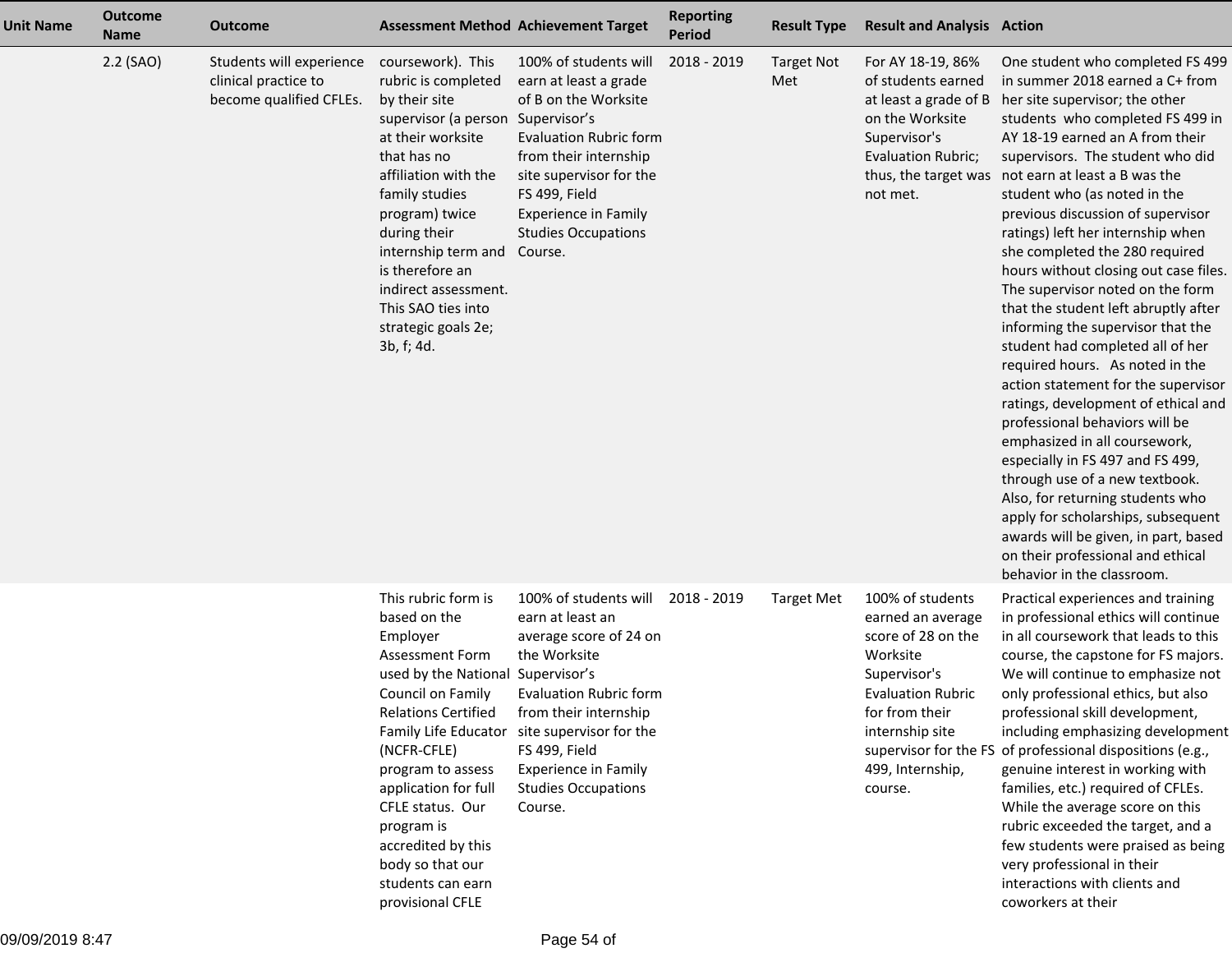| Unit Name | Outcome Name | Outcome | Assessment Method | Achievement Target | Reporting Period | Result Type | Result and Analysis | Action |
|---|---|---|---|---|---|---|---|---|
| | 2.2 (SAO) | Students will experience clinical practice to become qualified CFLEs. | coursework). This rubric is completed by their site supervisor (a person at their worksite that has no affiliation with the family studies program) twice during their internship term and is therefore an indirect assessment. This SAO ties into strategic goals 2e; 3b, f; 4d. | 100% of students will earn at least a grade of B on the Worksite Supervisor's Evaluation Rubric form from their internship site supervisor for the FS 499, Field Experience in Family Studies Occupations Course. | 2018 - 2019 | Target Not Met | For AY 18-19, 86% of students earned at least a grade of B on the Worksite Supervisor's Evaluation Rubric; thus, the target was not met. | One student who completed FS 499 in summer 2018 earned a C+ from her site supervisor; the other students who completed FS 499 in AY 18-19 earned an A from their supervisors. The student who did not earn at least a B was the student who (as noted in the previous discussion of supervisor ratings) left her internship when she completed the 280 required hours without closing out case files. The supervisor noted on the form that the student left abruptly after informing the supervisor that the student had completed all of her required hours. As noted in the action statement for the supervisor ratings, development of ethical and professional behaviors will be emphasized in all coursework, especially in FS 497 and FS 499, through use of a new textbook. Also, for returning students who apply for scholarships, subsequent awards will be given, in part, based on their professional and ethical behavior in the classroom. |
| | | | This rubric form is based on the Employer Assessment Form used by the National Council on Family Relations Certified Family Life Educator (NCFR-CFLE) program to assess application for full CFLE status. Our program is accredited by this body so that our students can earn provisional CFLE | 100% of students will earn at least an average score of 24 on the Worksite Supervisor's Evaluation Rubric form from their internship site supervisor for the FS 499, Field Experience in Family Studies Occupations Course. | 2018 - 2019 | Target Met | 100% of students earned an average score of 28 on the Worksite Supervisor's Evaluation Rubric for from their internship site supervisor for the FS 499, Internship, course. | Practical experiences and training in professional ethics will continue in all coursework that leads to this course, the capstone for FS majors. We will continue to emphasize not only professional ethics, but also professional skill development, including emphasizing development of professional dispositions (e.g., genuine interest in working with families, etc.) required of CFLEs. While the average score on this rubric exceeded the target, and a few students were praised as being very professional in their interactions with clients and coworkers at their |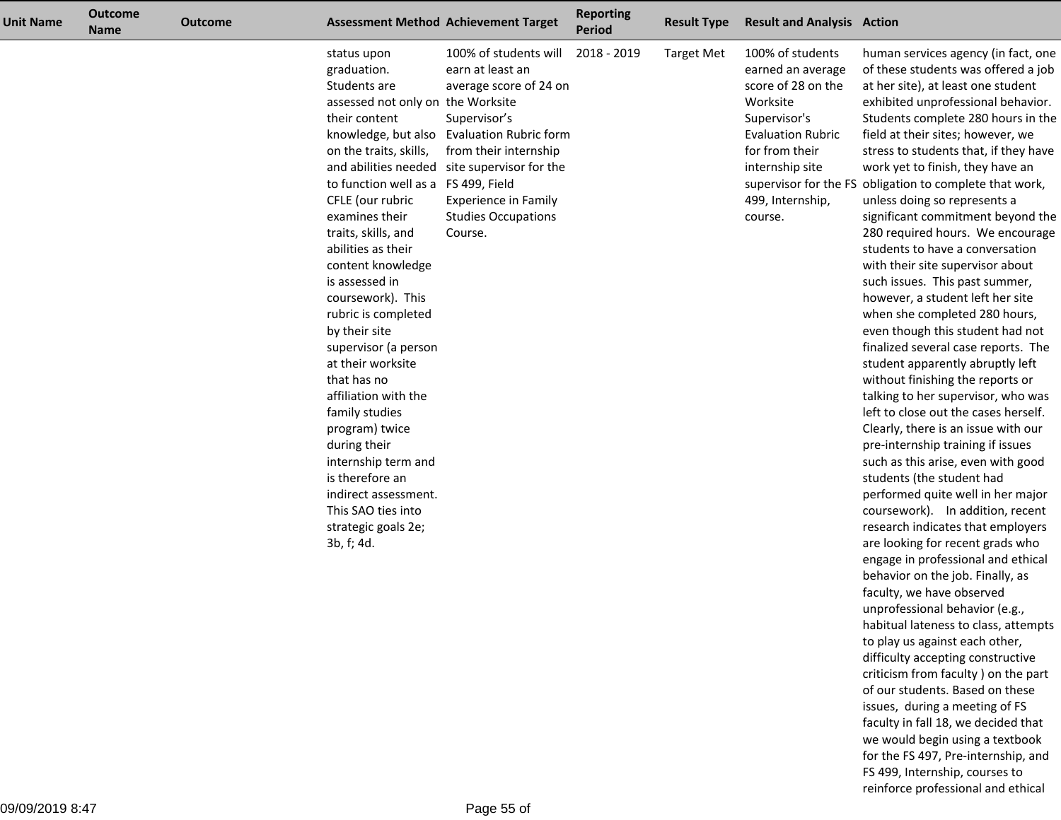| Unit Name | Outcome Name | Outcome | Assessment Method | Achievement Target | Reporting Period | Result Type | Result and Analysis | Action |
|---|---|---|---|---|---|---|---|---|
| | | | status upon graduation. Students are assessed not only on their content knowledge, but also on the traits, skills, and abilities needed to function well as a CFLE (our rubric examines their traits, skills, and abilities as their content knowledge is assessed in coursework). This rubric is completed by their site supervisor (a person at their worksite that has no affiliation with the family studies program) twice during their internship term and is therefore an indirect assessment. This SAO ties into strategic goals 2e; 3b, f; 4d. | 100% of students will earn at least an average score of 24 on the Worksite Supervisor's Evaluation Rubric form from their internship site supervisor for the FS 499, Field Experience in Family Studies Occupations Course. | 2018 - 2019 | Target Met | 100% of students earned an average score of 28 on the Worksite Supervisor's Evaluation Rubric for from their internship site supervisor for the FS 499, Internship, course. | human services agency (in fact, one of these students was offered a job at her site), at least one student exhibited unprofessional behavior. Students complete 280 hours in the field at their sites; however, we stress to students that, if they have work yet to finish, they have an obligation to complete that work, unless doing so represents a significant commitment beyond the 280 required hours. We encourage students to have a conversation with their site supervisor about such issues. This past summer, however, a student left her site when she completed 280 hours, even though this student had not finalized several case reports. The student apparently abruptly left without finishing the reports or talking to her supervisor, who was left to close out the cases herself. Clearly, there is an issue with our pre-internship training if issues such as this arise, even with good students (the student had performed quite well in her major coursework). In addition, recent research indicates that employers are looking for recent grads who engage in professional and ethical behavior on the job. Finally, as faculty, we have observed unprofessional behavior (e.g., habitual lateness to class, attempts to play us against each other, difficulty accepting constructive criticism from faculty ) on the part of our students. Based on these issues, during a meeting of FS faculty in fall 18, we decided that we would begin using a textbook for the FS 497, Pre-internship, and FS 499, Internship, courses to reinforce professional and ethical |

09/09/2019 8:47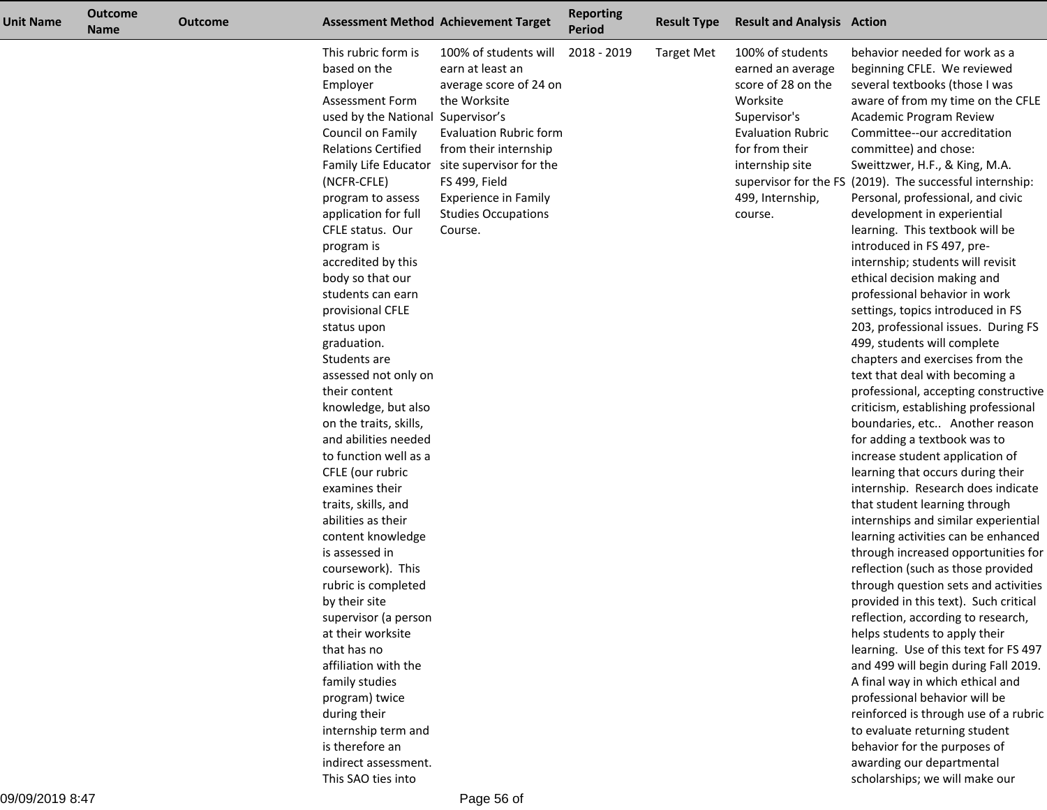| Unit Name | Outcome Name | Outcome | Assessment Method | Achievement Target | Reporting Period | Result Type | Result and Analysis | Action |
|---|---|---|---|---|---|---|---|---|
| | | | This rubric form is based on the Employer Assessment Form used by the National Council on Family Relations Certified Family Life Educator (NCFR-CFLE) program to assess application for full CFLE status. Our program is accredited by this body so that our students can earn provisional CFLE status upon graduation. Students are assessed not only on their content knowledge, but also on the traits, skills, and abilities needed to function well as a CFLE (our rubric examines their traits, skills, and abilities as their content knowledge is assessed in coursework). This rubric is completed by their site supervisor (a person at their worksite that has no affiliation with the family studies program) twice during their internship term and is therefore an indirect assessment. This SAO ties into | 100% of students will earn at least an average score of 24 on the Worksite Supervisor's Evaluation Rubric form from their internship site supervisor for the FS 499, Field Experience in Family Studies Occupations Course. | 2018 - 2019 | Target Met | 100% of students earned an average score of 28 on the Worksite Supervisor's Evaluation Rubric for from their internship site supervisor for the FS 499, Internship, course. | behavior needed for work as a beginning CFLE. We reviewed several textbooks (those I was aware of from my time on the CFLE Academic Program Review Committee--our accreditation committee) and chose: Sweittzwer, H.F., & King, M.A. (2019). The successful internship: Personal, professional, and civic development in experiential learning. This textbook will be introduced in FS 497, pre-internship; students will revisit ethical decision making and professional behavior in work settings, topics introduced in FS 203, professional issues. During FS 499, students will complete chapters and exercises from the text that deal with becoming a professional, accepting constructive criticism, establishing professional boundaries, etc.. Another reason for adding a textbook was to increase student application of learning that occurs during their internship. Research does indicate that student learning through internships and similar experiential learning activities can be enhanced through increased opportunities for reflection (such as those provided through question sets and activities provided in this text). Such critical reflection, according to research, helps students to apply their learning. Use of this text for FS 497 and 499 will begin during Fall 2019. A final way in which ethical and professional behavior will be reinforced is through use of a rubric to evaluate returning student behavior for the purposes of awarding our departmental scholarships; we will make our |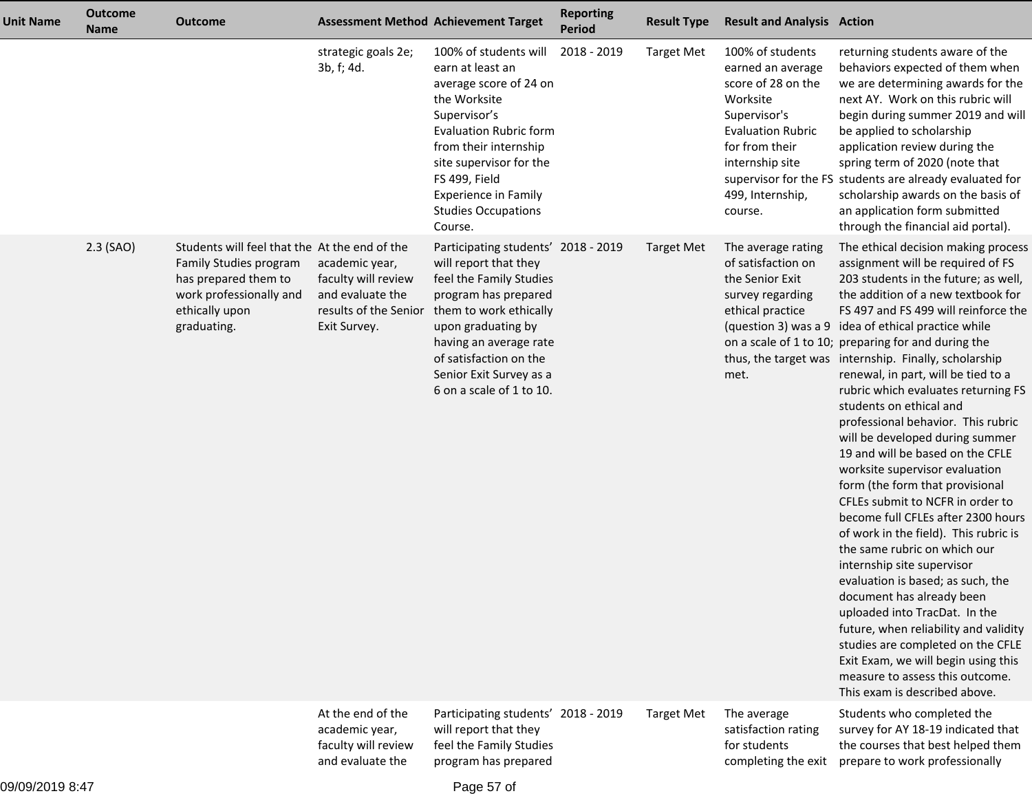| Unit Name | Outcome Name | Outcome | Assessment Method | Achievement Target | Reporting Period | Result Type | Result and Analysis | Action |
|---|---|---|---|---|---|---|---|---|
| | | | strategic goals 2e; 3b, f; 4d. | 100% of students will earn at least an average score of 24 on the Worksite Supervisor's Evaluation Rubric form from their internship site supervisor for the FS 499, Field Experience in Family Studies Occupations Course. | 2018 - 2019 | Target Met | 100% of students earned an average score of 28 on the Worksite Supervisor's Evaluation Rubric for from their internship site supervisor for the FS 499, Internship, course. | returning students aware of the behaviors expected of them when we are determining awards for the next AY. Work on this rubric will begin during summer 2019 and will be applied to scholarship application review during the spring term of 2020 (note that students are already evaluated for scholarship awards on the basis of an application form submitted through the financial aid portal). |
| | 2.3 (SAO) | Students will feel that the Family Studies program has prepared them to work professionally and ethically upon graduating. | At the end of the academic year, faculty will review and evaluate the results of the Senior Exit Survey. | Participating students' will report that they feel the Family Studies program has prepared them to work ethically upon graduating by having an average rate of satisfaction on the Senior Exit Survey as a 6 on a scale of 1 to 10. | 2018 - 2019 | Target Met | The average rating of satisfaction on the Senior Exit survey regarding ethical practice (question 3) was a 9 on a scale of 1 to 10; thus, the target was met. | The ethical decision making process assignment will be required of FS 203 students in the future; as well, the addition of a new textbook for FS 497 and FS 499 will reinforce the idea of ethical practice while preparing for and during the internship. Finally, scholarship renewal, in part, will be tied to a rubric which evaluates returning FS students on ethical and professional behavior. This rubric will be developed during summer 19 and will be based on the CFLE worksite supervisor evaluation form (the form that provisional CFLEs submit to NCFR in order to become full CFLEs after 2300 hours of work in the field). This rubric is the same rubric on which our internship site supervisor evaluation is based; as such, the document has already been uploaded into TracDat. In the future, when reliability and validity studies are completed on the CFLE Exit Exam, we will begin using this measure to assess this outcome. This exam is described above. |
| | | | At the end of the academic year, faculty will review and evaluate the | Participating students' will report that they feel the Family Studies program has prepared | 2018 - 2019 | Target Met | The average satisfaction rating for students completing the exit | Students who completed the survey for AY 18-19 indicated that the courses that best helped them prepare to work professionally |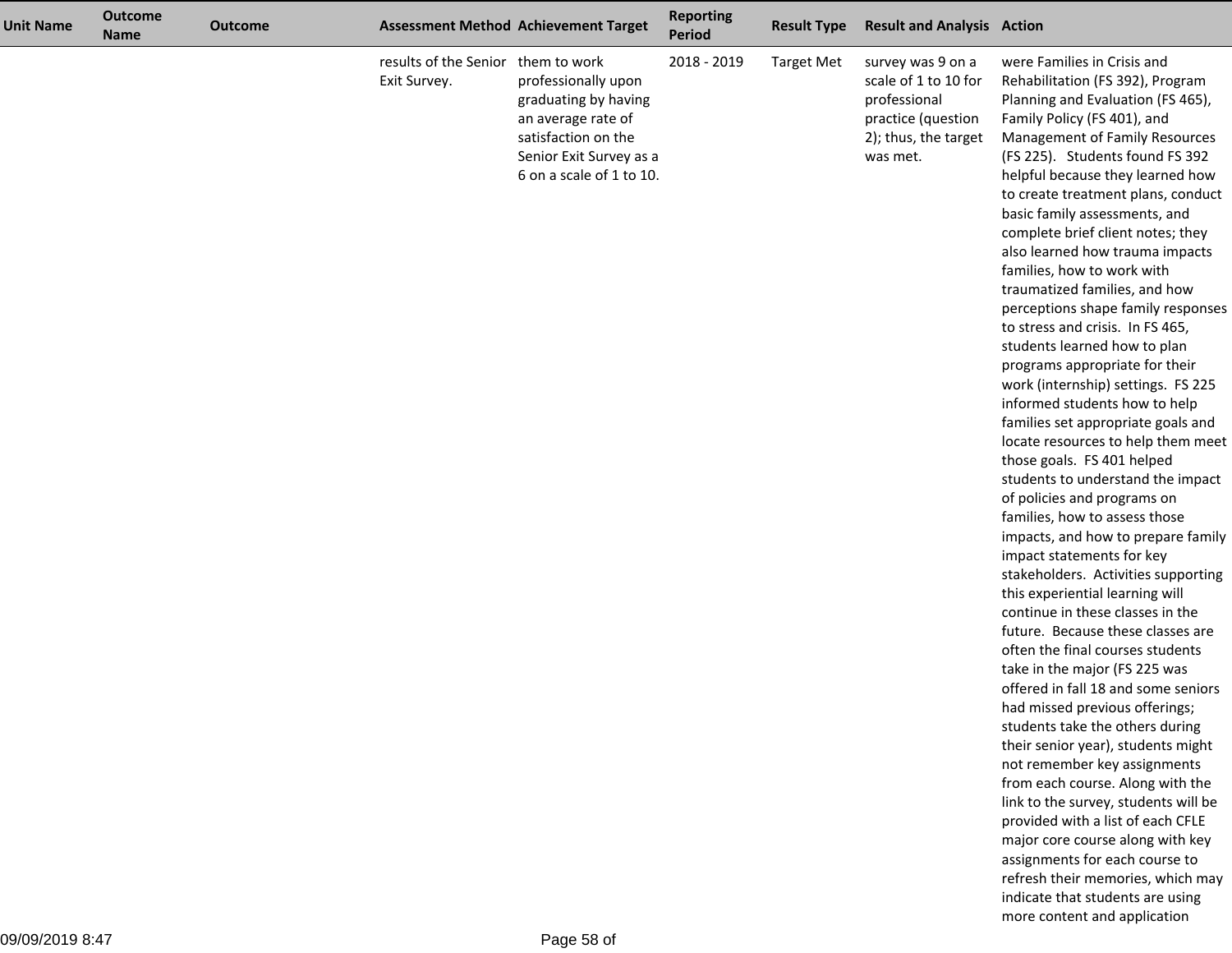| Unit Name | Outcome Name | Outcome | Assessment Method | Achievement Target | Reporting Period | Result Type | Result and Analysis | Action |
|---|---|---|---|---|---|---|---|---|
| | | | results of the Senior Exit Survey. | them to work professionally upon graduating by having an average rate of satisfaction on the Senior Exit Survey as a 6 on a scale of 1 to 10. | 2018 - 2019 | Target Met | survey was 9 on a scale of 1 to 10 for professional practice (question 2); thus, the target was met. | were Families in Crisis and Rehabilitation (FS 392), Program Planning and Evaluation (FS 465), Family Policy (FS 401), and Management of Family Resources (FS 225). Students found FS 392 helpful because they learned how to create treatment plans, conduct basic family assessments, and complete brief client notes; they also learned how trauma impacts families, how to work with traumatized families, and how perceptions shape family responses to stress and crisis. In FS 465, students learned how to plan programs appropriate for their work (internship) settings. FS 225 informed students how to help families set appropriate goals and locate resources to help them meet those goals. FS 401 helped students to understand the impact of policies and programs on families, how to assess those impacts, and how to prepare family impact statements for key stakeholders. Activities supporting this experiential learning will continue in these classes in the future. Because these classes are often the final courses students take in the major (FS 225 was offered in fall 18 and some seniors had missed previous offerings; students take the others during their senior year), students might not remember key assignments from each course. Along with the link to the survey, students will be provided with a list of each CFLE major core course along with key assignments for each course to refresh their memories, which may indicate that students are using more content and application |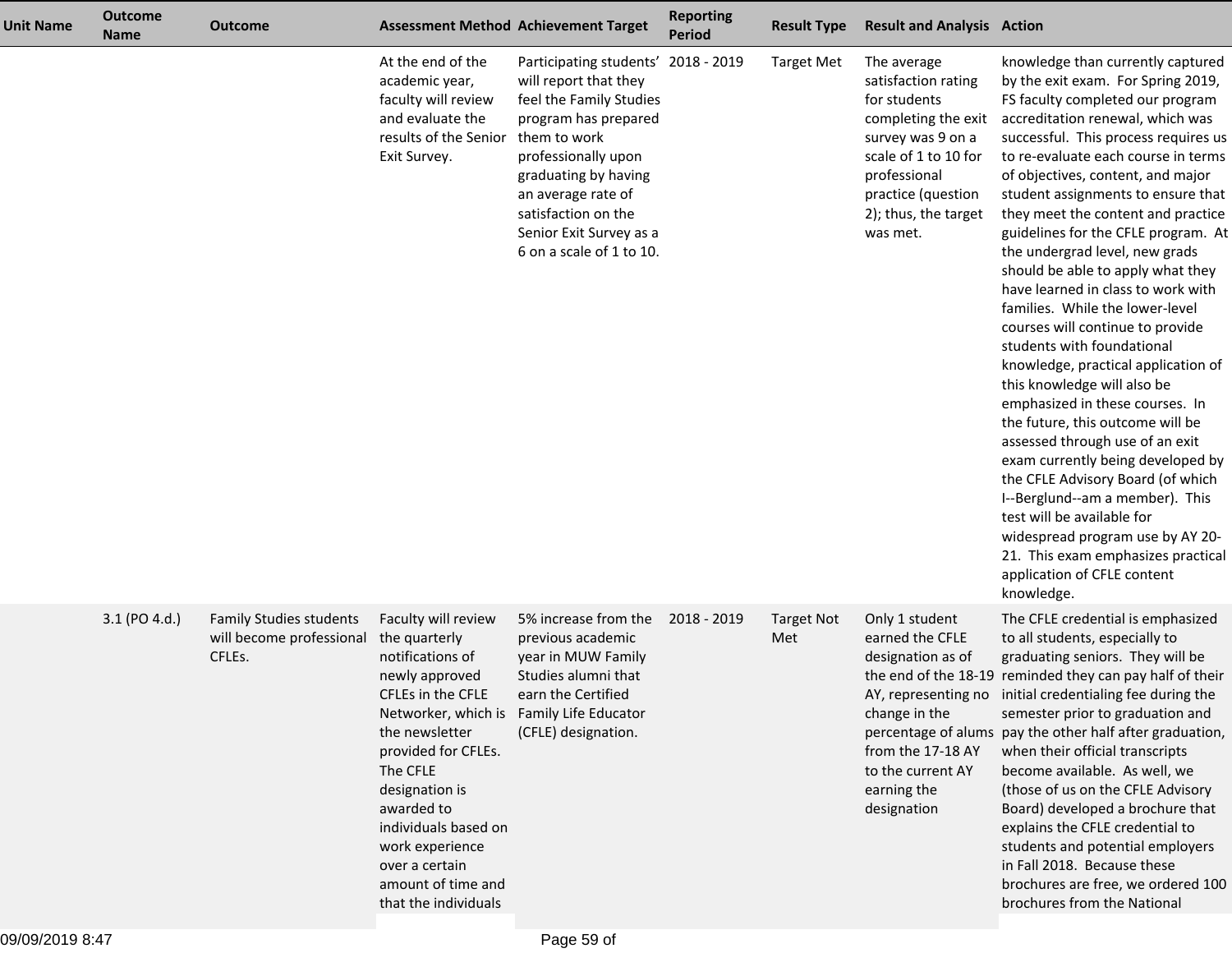| Unit Name | Outcome Name | Outcome | Assessment Method | Achievement Target | Reporting Period | Result Type | Result and Analysis | Action |
|---|---|---|---|---|---|---|---|---|
| | | | At the end of the academic year, faculty will review and evaluate the results of the Senior Exit Survey. | Participating students' will report that they feel the Family Studies program has prepared them to work professionally upon graduating by having an average rate of satisfaction on the Senior Exit Survey as a 6 on a scale of 1 to 10. | 2018 - 2019 | Target Met | The average satisfaction rating for students completing the exit survey was 9 on a scale of 1 to 10 for professional practice (question 2); thus, the target was met. | knowledge than currently captured by the exit exam. For Spring 2019, FS faculty completed our program accreditation renewal, which was successful. This process requires us to re-evaluate each course in terms of objectives, content, and major student assignments to ensure that they meet the content and practice guidelines for the CFLE program. At the undergrad level, new grads should be able to apply what they have learned in class to work with families. While the lower-level courses will continue to provide students with foundational knowledge, practical application of this knowledge will also be emphasized in these courses. In the future, this outcome will be assessed through use of an exit exam currently being developed by the CFLE Advisory Board (of which I--Berglund--am a member). This test will be available for widespread program use by AY 20-21. This exam emphasizes practical application of CFLE content knowledge. |
| | 3.1 (PO 4.d.) | Family Studies students will become professional CFLEs. | Faculty will review the quarterly notifications of newly approved CFLEs in the CFLE Networker, which is the newsletter provided for CFLEs. The CFLE designation is awarded to individuals based on work experience over a certain amount of time and that the individuals | 5% increase from the previous academic year in MUW Family Studies alumni that earn the Certified Family Life Educator (CFLE) designation. | 2018 - 2019 | Target Not Met | Only 1 student earned the CFLE designation as of the end of the 18-19 AY, representing no change in the percentage of alums from the 17-18 AY to the current AY earning the designation | The CFLE credential is emphasized to all students, especially to graduating seniors. They will be reminded they can pay half of their initial credentialing fee during the semester prior to graduation and pay the other half after graduation, when their official transcripts become available. As well, we (those of us on the CFLE Advisory Board) developed a brochure that explains the CFLE credential to students and potential employers in Fall 2018. Because these brochures are free, we ordered 100 brochures from the National |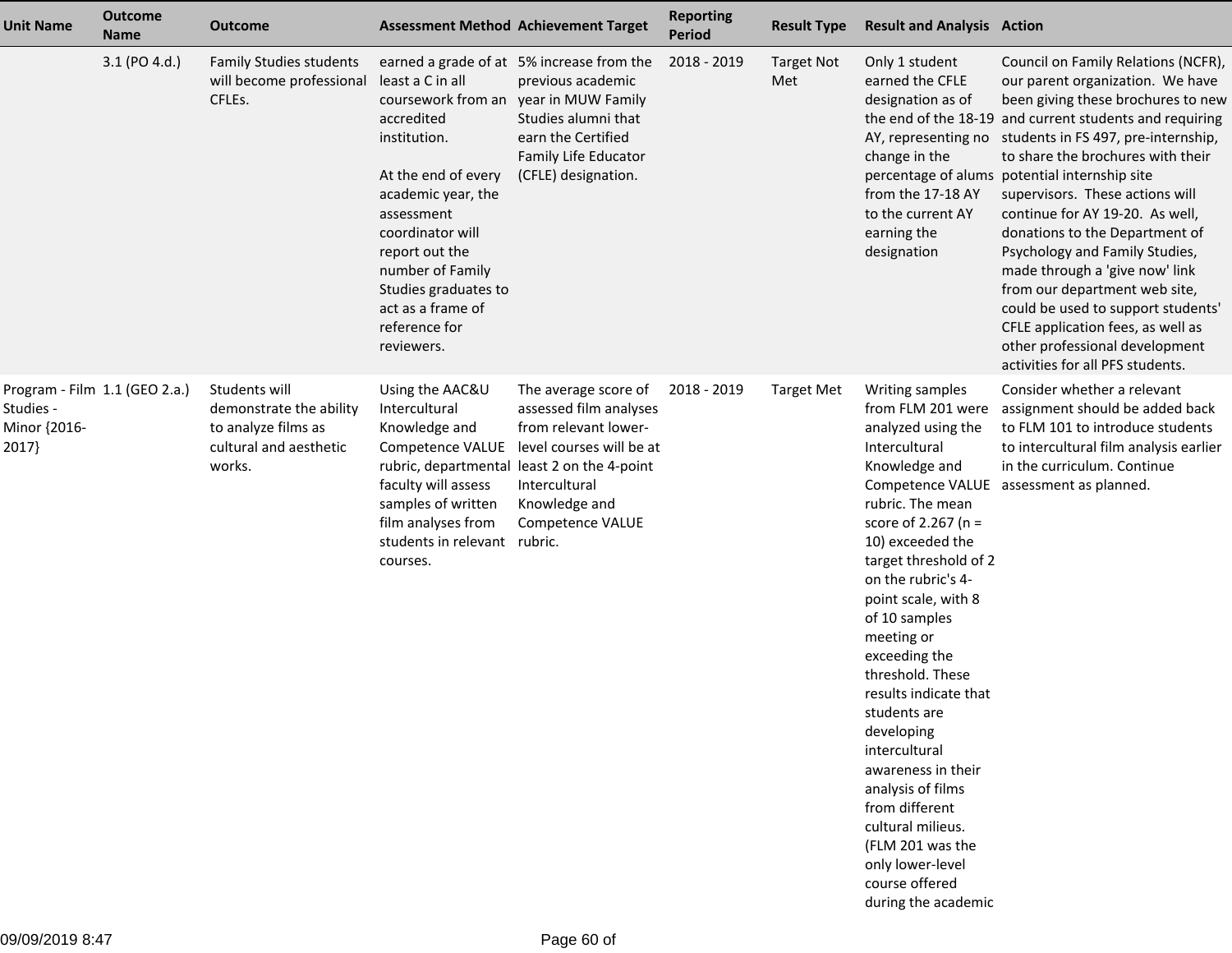| Unit Name | Outcome Name | Outcome | Assessment Method | Achievement Target | Reporting Period | Result Type | Result and Analysis | Action |
|---|---|---|---|---|---|---|---|---|
| | 3.1 (PO 4.d.) | Family Studies students will become professional CFLEs. | earned a grade of at least a C in all coursework from an accredited institution.<br><br>At the end of every academic year, the assessment coordinator will report out the number of Family Studies graduates to act as a frame of reference for reviewers. | 5% increase from the previous academic year in MUW Family Studies alumni that earn the Certified Family Life Educator (CFLE) designation. | 2018 - 2019 | Target Not Met | Only 1 student earned the CFLE designation as of the end of the 18-19 AY, representing no change in the percentage of alums from the 17-18 AY to the current AY earning the designation | Council on Family Relations (NCFR), our parent organization. We have been giving these brochures to new and current students and requiring students in FS 497, pre-internship, to share the brochures with their potential internship site supervisors. These actions will continue for AY 19-20. As well, donations to the Department of Psychology and Family Studies, made through a 'give now' link from our department web site, could be used to support students' CFLE application fees, as well as other professional development activities for all PFS students. |
| Program - Film Studies - Minor {2016-2017} | 1.1 (GEO 2.a.) | Students will demonstrate the ability to analyze films as cultural and aesthetic works. | Using the AAC&U Intercultural Knowledge and Competence VALUE rubric, departmental faculty will assess samples of written film analyses from students in relevant courses. | The average score of assessed film analyses from relevant lower-level courses will be at least 2 on the 4-point Intercultural Knowledge and Competence VALUE rubric. | 2018 - 2019 | Target Met | Writing samples from FLM 201 were analyzed using the Intercultural Knowledge and Competence VALUE rubric. The mean score of 2.267 (n = 10) exceeded the target threshold of 2 on the rubric's 4-point scale, with 8 of 10 samples meeting or exceeding the threshold. These results indicate that students are developing intercultural awareness in their analysis of films from different cultural milieus. (FLM 201 was the only lower-level course offered during the academic | Consider whether a relevant assignment should be added back to FLM 101 to introduce students to intercultural film analysis earlier in the curriculum. Continue assessment as planned. |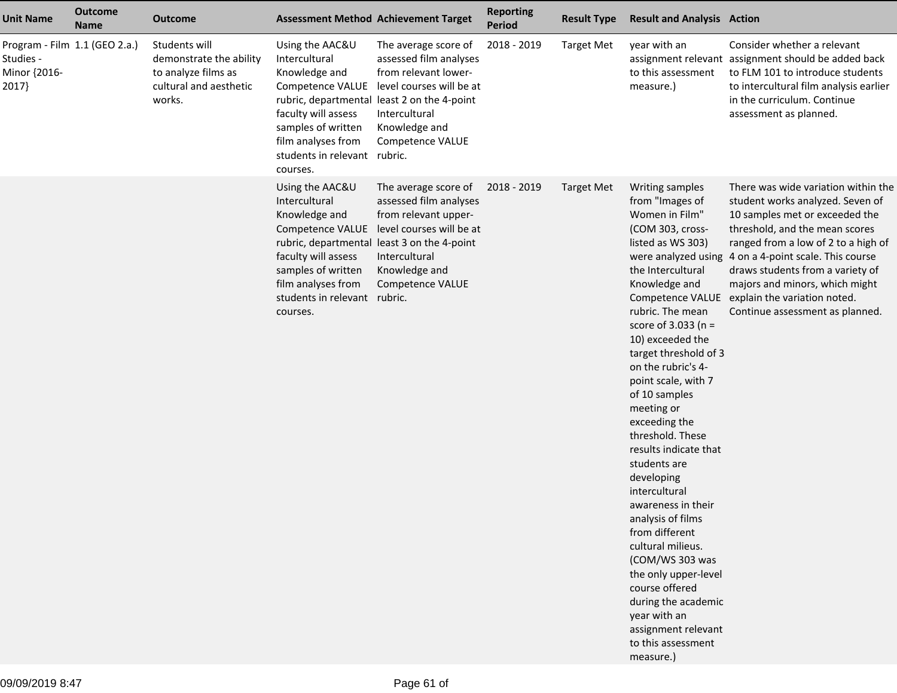| Unit Name | Outcome Name | Outcome | Assessment Method | Achievement Target | Reporting Period | Result Type | Result and Analysis | Action |
|---|---|---|---|---|---|---|---|---|
| Program - Film Studies - Minor {2016-2017} | 1.1 (GEO 2.a.) | Students will demonstrate the ability to analyze films as cultural and aesthetic works. | Using the AAC&U Intercultural Knowledge and Competence VALUE rubric, departmental faculty will assess samples of written film analyses from students in relevant courses. | The average score of assessed film analyses from relevant lower-level courses will be at least 2 on the 4-point Intercultural Knowledge and Competence VALUE rubric. | 2018 - 2019 | Target Met | year with an assignment relevant to this assessment measure.) | Consider whether a relevant assignment should be added back to FLM 101 to introduce students to intercultural film analysis earlier in the curriculum. Continue assessment as planned. |
| | | | Using the AAC&U Intercultural Knowledge and Competence VALUE rubric, departmental faculty will assess samples of written film analyses from students in relevant courses. | The average score of assessed film analyses from relevant upper-level courses will be at least 3 on the 4-point Intercultural Knowledge and Competence VALUE rubric. | 2018 - 2019 | Target Met | Writing samples from "Images of Women in Film" (COM 303, cross-listed as WS 303) were analyzed using the Intercultural Knowledge and Competence VALUE rubric. The mean score of 3.033 (n = 10) exceeded the target threshold of 3 on the rubric's 4-point scale, with 7 of 10 samples meeting or exceeding the threshold. These results indicate that students are developing intercultural awareness in their analysis of films from different cultural milieus. (COM/WS 303 was the only upper-level course offered during the academic year with an assignment relevant to this assessment measure.) | There was wide variation within the student works analyzed. Seven of 10 samples met or exceeded the threshold, and the mean scores ranged from a low of 2 to a high of 4 on a 4-point scale. This course draws students from a variety of majors and minors, which might explain the variation noted. Continue assessment as planned. |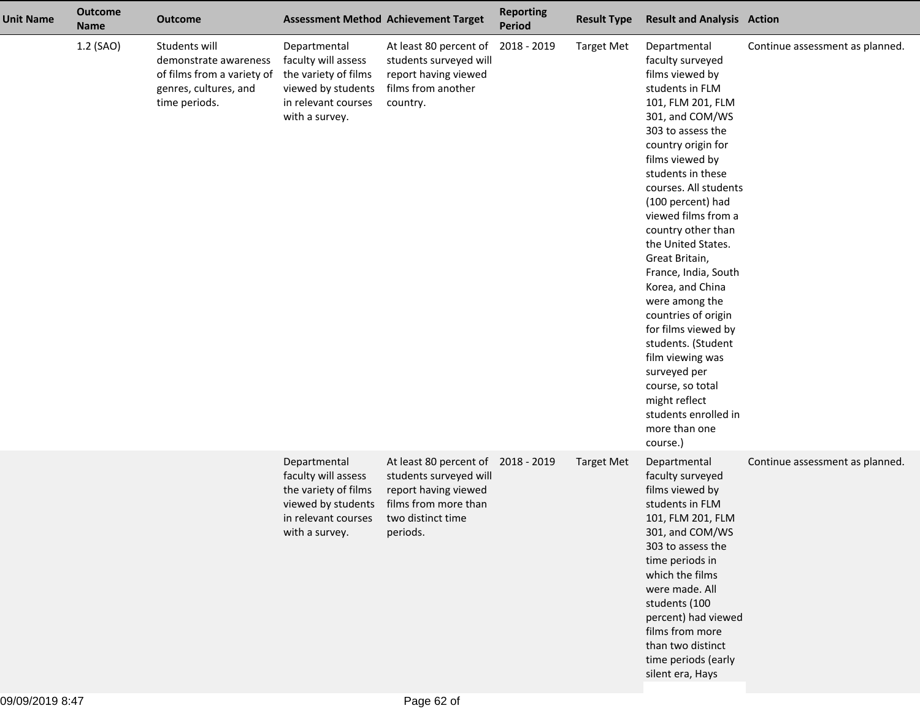| Unit Name | Outcome Name | Outcome | Assessment Method | Achievement Target | Reporting Period | Result Type | Result and Analysis | Action |
|---|---|---|---|---|---|---|---|---|
| | 1.2 (SAO) | Students will demonstrate awareness of films from a variety of genres, cultures, and time periods. | Departmental faculty will assess the variety of films viewed by students in relevant courses with a survey. | At least 80 percent of students surveyed will report having viewed films from another country. | 2018 - 2019 | Target Met | Departmental faculty surveyed films viewed by students in FLM 101, FLM 201, FLM 301, and COM/WS 303 to assess the country origin for films viewed by students in these courses. All students (100 percent) had viewed films from a country other than the United States. Great Britain, France, India, South Korea, and China were among the countries of origin for films viewed by students. (Student film viewing was surveyed per course, so total might reflect students enrolled in more than one course.) | Continue assessment as planned. |
| | | | Departmental faculty will assess the variety of films viewed by students in relevant courses with a survey. | At least 80 percent of students surveyed will report having viewed films from more than two distinct time periods. | 2018 - 2019 | Target Met | Departmental faculty surveyed films viewed by students in FLM 101, FLM 201, FLM 301, and COM/WS 303 to assess the time periods in which the films were made. All students (100 percent) had viewed films from more than two distinct time periods (early silent era, Hays | Continue assessment as planned. |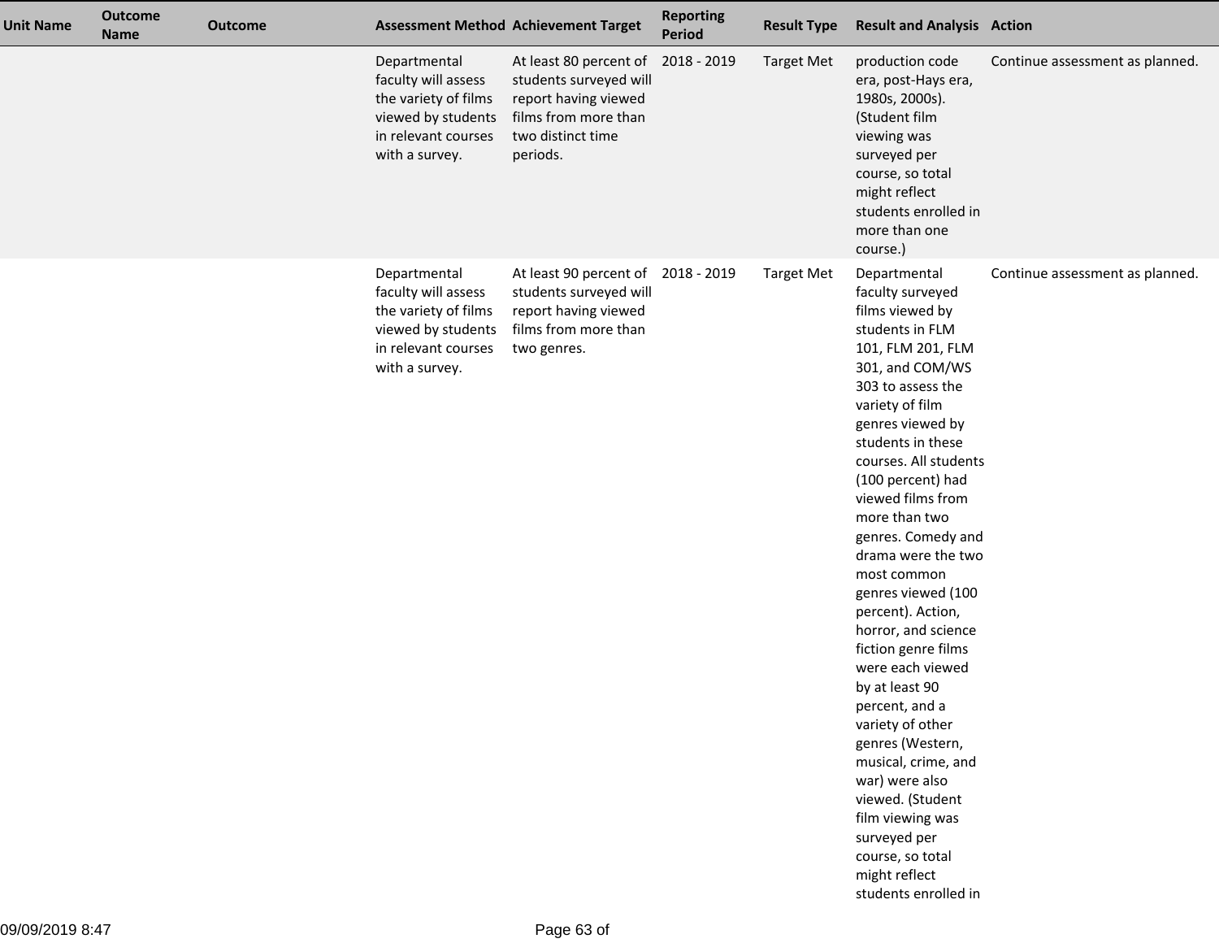| Unit Name | Outcome Name | Outcome | Assessment Method | Achievement Target | Reporting Period | Result Type | Result and Analysis | Action |
|---|---|---|---|---|---|---|---|---|
| | | | Departmental faculty will assess the variety of films viewed by students in relevant courses with a survey. | At least 80 percent of students surveyed will report having viewed films from more than two distinct time periods. | 2018 - 2019 | Target Met | production code era, post-Hays era, 1980s, 2000s). (Student film viewing was surveyed per course, so total might reflect students enrolled in more than one course.) | Continue assessment as planned. |
| | | | Departmental faculty will assess the variety of films viewed by students in relevant courses with a survey. | At least 90 percent of students surveyed will report having viewed films from more than two genres. | 2018 - 2019 | Target Met | Departmental faculty surveyed films viewed by students in FLM 101, FLM 201, FLM 301, and COM/WS 303 to assess the variety of film genres viewed by students in these courses. All students (100 percent) had viewed films from more than two genres. Comedy and drama were the two most common genres viewed (100 percent). Action, horror, and science fiction genre films were each viewed by at least 90 percent, and a variety of other genres (Western, musical, crime, and war) were also viewed. (Student film viewing was surveyed per course, so total might reflect students enrolled in | Continue assessment as planned. |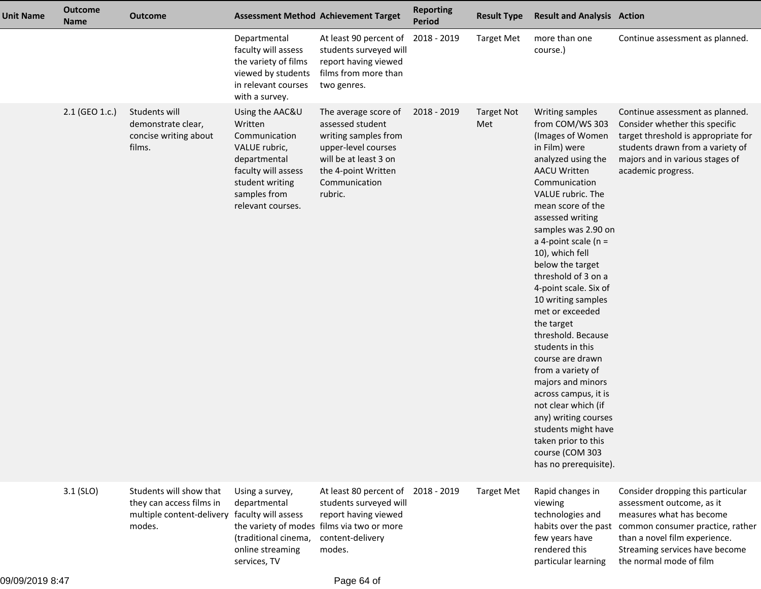| Unit Name | Outcome Name | Outcome | Assessment Method | Achievement Target | Reporting Period | Result Type | Result and Analysis | Action |
|---|---|---|---|---|---|---|---|---|
| | | | Departmental faculty will assess the variety of films viewed by students in relevant courses with a survey. | At least 90 percent of students surveyed will report having viewed films from more than two genres. | 2018 - 2019 | Target Met | more than one course.) | Continue assessment as planned. |
| | 2.1 (GEO 1.c.) | Students will demonstrate clear, concise writing about films. | Using the AAC&U Written Communication VALUE rubric, departmental faculty will assess student writing samples from relevant courses. | The average score of assessed student writing samples from upper-level courses will be at least 3 on the 4-point Written Communication rubric. | 2018 - 2019 | Target Not Met | Writing samples from COM/WS 303 (Images of Women in Film) were analyzed using the AACU Written Communication VALUE rubric. The mean score of the assessed writing samples was 2.90 on a 4-point scale (n = 10), which fell below the target threshold of 3 on a 4-point scale. Six of 10 writing samples met or exceeded the target threshold. Because students in this course are drawn from a variety of majors and minors across campus, it is not clear which (if any) writing courses students might have taken prior to this course (COM 303 has no prerequisite). | Continue assessment as planned. Consider whether this specific target threshold is appropriate for students drawn from a variety of majors and in various stages of academic progress. |
| | 3.1 (SLO) | Students will show that they can access films in multiple content-delivery modes. | Using a survey, departmental faculty will assess the variety of modes (traditional cinema, online streaming services, TV | At least 80 percent of students surveyed will report having viewed films via two or more content-delivery modes. | 2018 - 2019 | Target Met | Rapid changes in viewing technologies and habits over the past few years have rendered this particular learning | Consider dropping this particular assessment outcome, as it measures what has become common consumer practice, rather than a novel film experience. Streaming services have become the normal mode of film |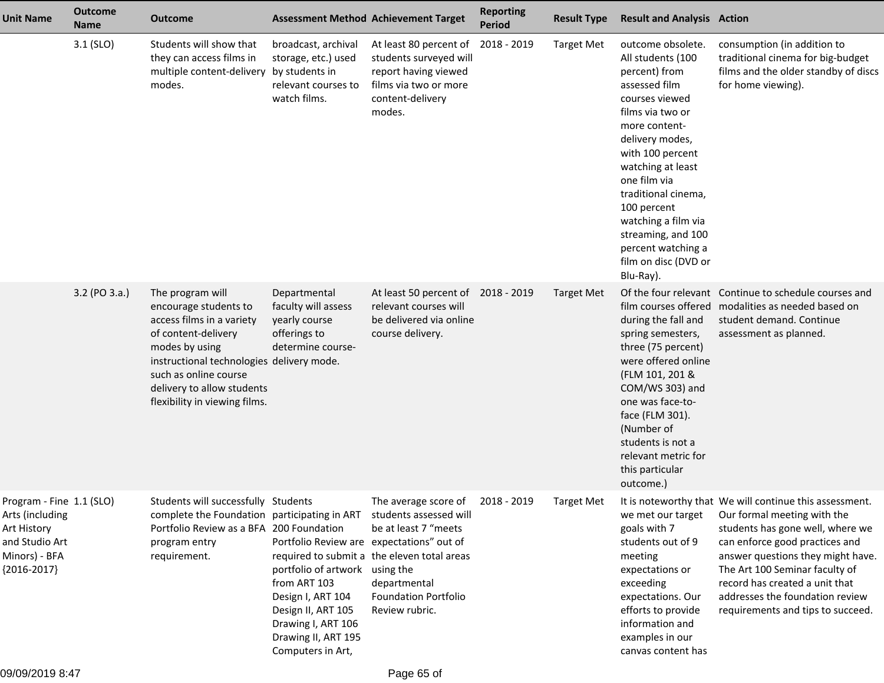| Unit Name | Outcome Name | Outcome | Assessment Method | Achievement Target | Reporting Period | Result Type | Result and Analysis | Action |
|---|---|---|---|---|---|---|---|---|
| | 3.1 (SLO) | Students will show that they can access films in multiple content-delivery modes. | broadcast, archival storage, etc.) used by students in relevant courses to watch films. | At least 80 percent of students surveyed will report having viewed films via two or more content-delivery modes. | 2018 - 2019 | Target Met | outcome obsolete. All students (100 percent) from assessed film courses viewed films via two or more content-delivery modes, with 100 percent watching at least one film via traditional cinema, 100 percent watching a film via streaming, and 100 percent watching a film on disc (DVD or Blu-Ray). | consumption (in addition to traditional cinema for big-budget films and the older standby of discs for home viewing). |
| | 3.2 (PO 3.a.) | The program will encourage students to access films in a variety of content-delivery modes by using instructional technologies such as online course delivery to allow students flexibility in viewing films. | Departmental faculty will assess yearly course offerings to determine course-delivery mode. | At least 50 percent of relevant courses will be delivered via online course delivery. | 2018 - 2019 | Target Met | Of the four relevant film courses offered during the fall and spring semesters, three (75 percent) were offered online (FLM 101, 201 & COM/WS 303) and one was face-to-face (FLM 301). (Number of students is not a relevant metric for this particular outcome.) | Continue to schedule courses and modalities as needed based on student demand. Continue assessment as planned. |
| Program - Fine Arts (including Art History and Studio Art Minors) - BFA {2016-2017} | 1.1 (SLO) | Students will successfully complete the Foundation Portfolio Review as a BFA program entry requirement. | Students participating in ART 200 Foundation Portfolio Review are required to submit a portfolio of artwork from ART 103 Design I, ART 104 Design II, ART 105 Drawing I, ART 106 Drawing II, ART 195 Computers in Art, | The average score of students assessed will be at least 7 “meets expectations” out of the eleven total areas using the departmental Foundation Portfolio Review rubric. | 2018 - 2019 | Target Met | It is noteworthy that we met our target goals with 7 students out of 9 meeting expectations or exceeding expectations. Our efforts to provide information and examples in our canvas content has | We will continue this assessment. Our formal meeting with the students has gone well, where we can enforce good practices and answer questions they might have. The Art 100 Seminar faculty of record has created a unit that addresses the foundation review requirements and tips to succeed. |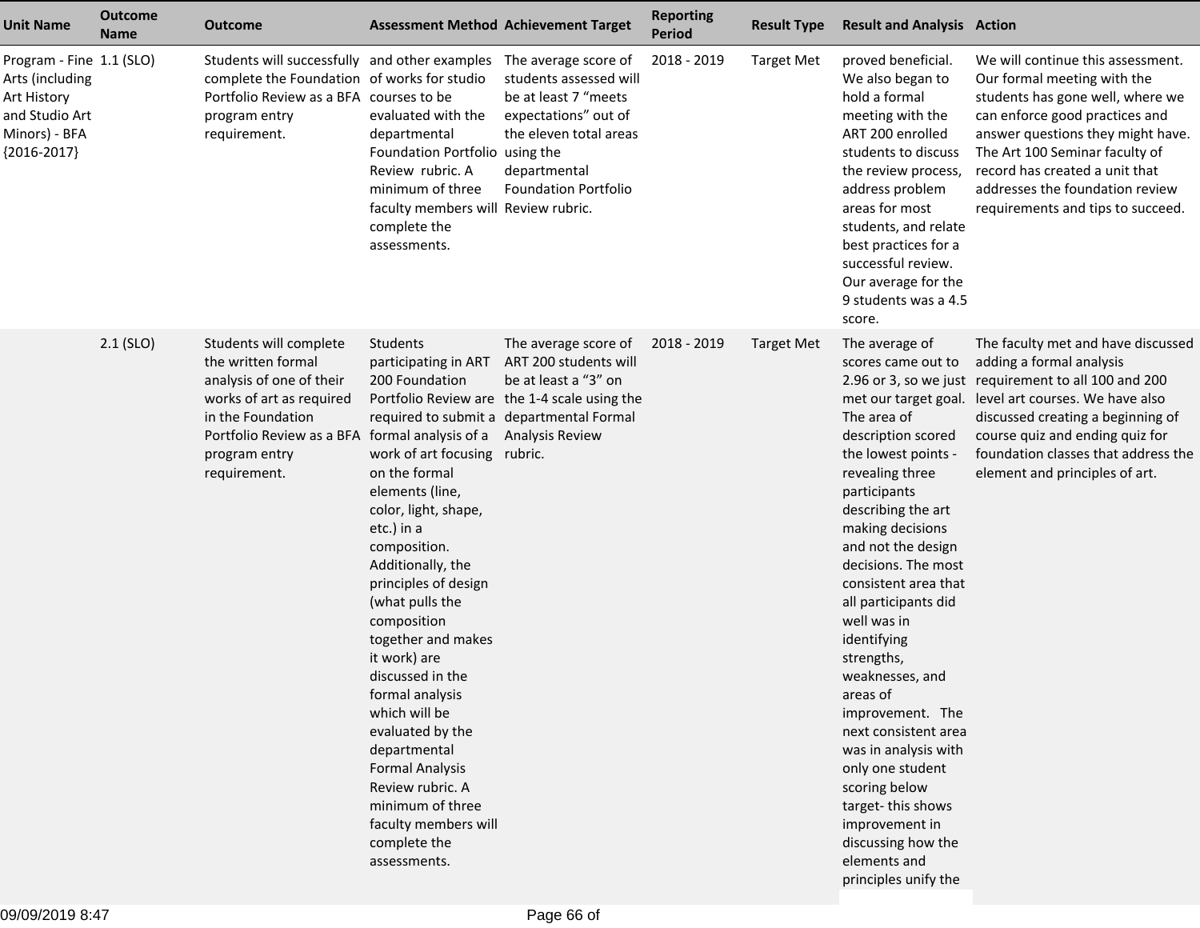| Unit Name | Outcome Name | Outcome | Assessment Method | Achievement Target | Reporting Period | Result Type | Result and Analysis | Action |
|---|---|---|---|---|---|---|---|---|
| Program - Fine Arts (including Art History and Studio Art Minors) - BFA {2016-2017} | 1.1 (SLO) | Students will successfully complete the Foundation Portfolio Review as a BFA program entry requirement. | and other examples of works for studio courses to be evaluated with the departmental Foundation Portfolio Review rubric. A minimum of three faculty members will complete the assessments. | The average score of students assessed will be at least 7 "meets expectations" out of the eleven total areas using the departmental Foundation Portfolio Review rubric. | 2018 - 2019 | Target Met | proved beneficial. We also began to hold a formal meeting with the ART 200 enrolled students to discuss the review process, address problem areas for most students, and relate best practices for a successful review. Our average for the 9 students was a 4.5 score. | We will continue this assessment. Our formal meeting with the students has gone well, where we can enforce good practices and answer questions they might have. The Art 100 Seminar faculty of record has created a unit that addresses the foundation review requirements and tips to succeed. |
| | 2.1 (SLO) | Students will complete the written formal analysis of one of their works of art as required in the Foundation Portfolio Review as a BFA program entry requirement. | Students participating in ART 200 Foundation Portfolio Review are required to submit a formal analysis of a work of art focusing on the formal elements (line, color, light, shape, etc.) in a composition. Additionally, the principles of design (what pulls the composition together and makes it work) are discussed in the formal analysis which will be evaluated by the departmental Formal Analysis Review rubric. A minimum of three faculty members will complete the assessments. | The average score of ART 200 students will be at least a "3" on the 1-4 scale using the departmental Formal Analysis Review rubric. | 2018 - 2019 | Target Met | The average of scores came out to 2.96 or 3, so we just met our target goal. The area of description scored the lowest points - revealing three participants describing the art making decisions and not the design decisions. The most consistent area that all participants did well was in identifying strengths, weaknesses, and areas of improvement. The next consistent area was in analysis with only one student scoring below target- this shows improvement in discussing how the elements and principles unify the | The faculty met and have discussed adding a formal analysis requirement to all 100 and 200 level art courses. We have also discussed creating a beginning of course quiz and ending quiz for foundation classes that address the element and principles of art. |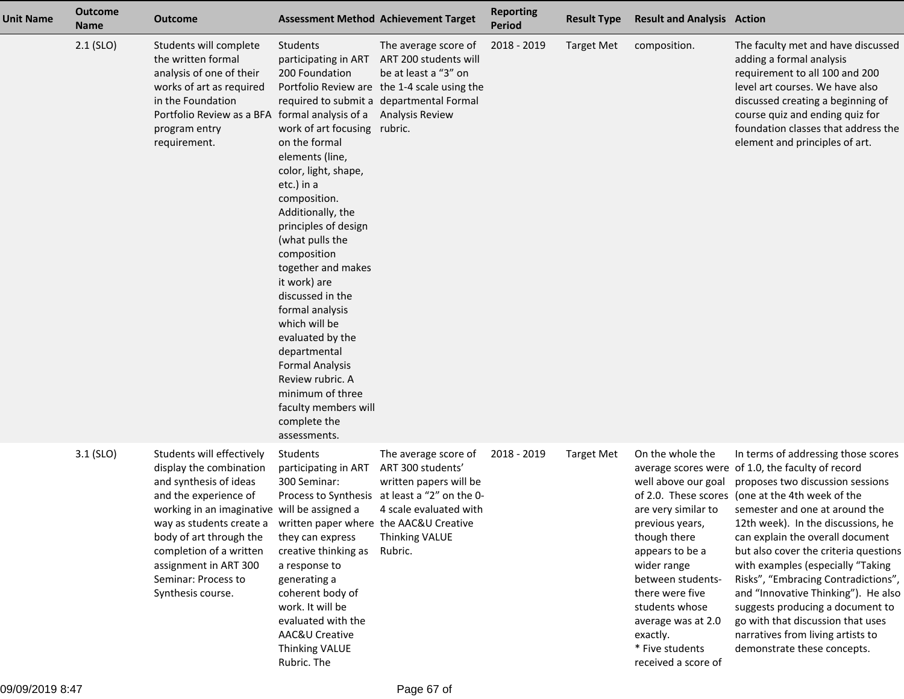| Unit Name | Outcome Name | Outcome | Assessment Method | Achievement Target | Reporting Period | Result Type | Result and Analysis | Action |
|---|---|---|---|---|---|---|---|---|
| | 2.1 (SLO) | Students will complete the written formal analysis of one of their works of art as required in the Foundation Portfolio Review as a BFA program entry requirement. | Students participating in ART 200 Foundation Portfolio Review are required to submit a formal analysis of a work of art focusing on the formal elements (line, color, light, shape, etc.) in a composition. Additionally, the principles of design (what pulls the composition together and makes it work) are discussed in the formal analysis which will be evaluated by the departmental Formal Analysis Review rubric. A minimum of three faculty members will complete the assessments. | The average score of ART 200 students will be at least a "3" on the 1-4 scale using the departmental Formal Analysis Review rubric. | 2018 - 2019 | Target Met | composition. | The faculty met and have discussed adding a formal analysis requirement to all 100 and 200 level art courses. We have also discussed creating a beginning of course quiz and ending quiz for foundation classes that address the element and principles of art. |
| | 3.1 (SLO) | Students will effectively display the combination and synthesis of ideas and the experience of working in an imaginative way as students create a body of art through the completion of a written assignment in ART 300 Seminar: Process to Synthesis course. | Students participating in ART 300 Seminar: Process to Synthesis will be assigned a written paper where they can express creative thinking as a response to generating a coherent body of work. It will be evaluated with the AAC&U Creative Thinking VALUE Rubric. The | The average score of ART 300 students' written papers will be at least a "2" on the 0-4 scale evaluated with the AAC&U Creative Thinking VALUE Rubric. | 2018 - 2019 | Target Met | On the whole the average scores were well above our goal of 2.0. These scores are very similar to previous years, though there appears to be a wider range between students- there were five students whose average was at 2.0 exactly.<br>* Five students received a score of | In terms of addressing those scores of 1.0, the faculty of record proposes two discussion sessions (one at the 4th week of the semester and one at around the 12th week). In the discussions, he can explain the overall document but also cover the criteria questions with examples (especially "Taking Risks", "Embracing Contradictions", and "Innovative Thinking"). He also suggests producing a document to go with that discussion that uses narratives from living artists to demonstrate these concepts. |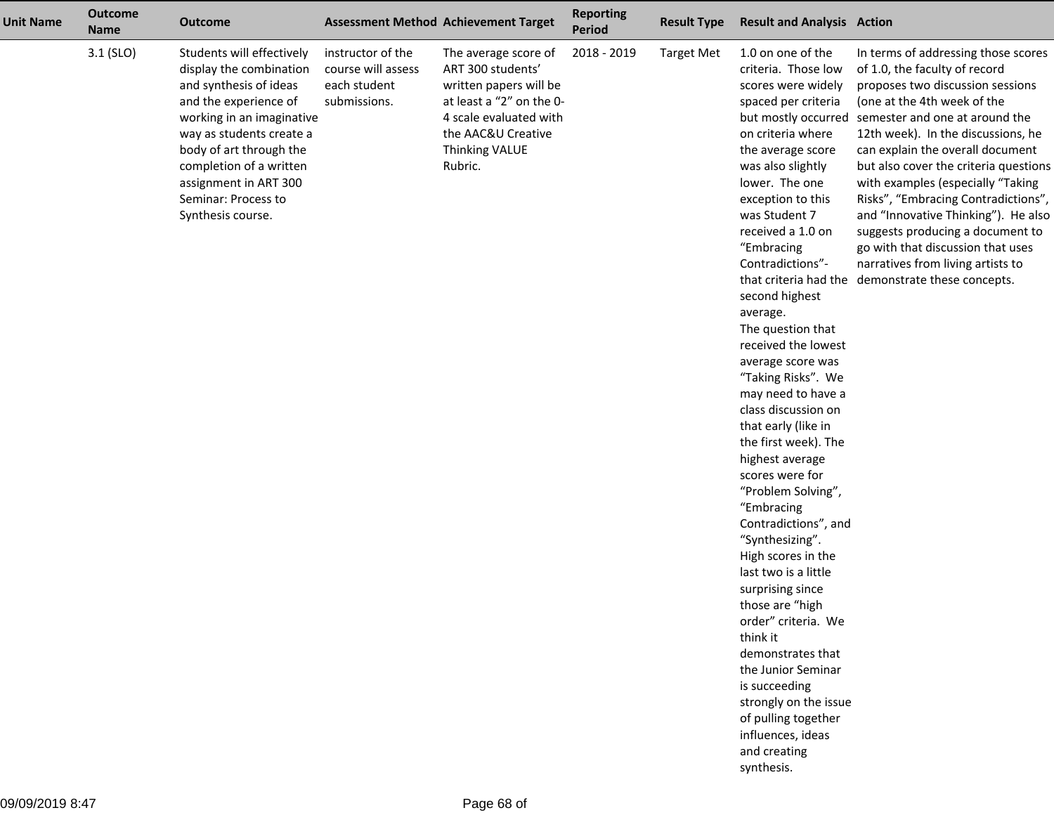| Unit Name | Outcome Name | Outcome | Assessment Method | Achievement Target | Reporting Period | Result Type | Result and Analysis | Action |
|---|---|---|---|---|---|---|---|---|
| | 3.1 (SLO) | Students will effectively display the combination and synthesis of ideas and the experience of working in an imaginative way as students create a body of art through the completion of a written assignment in ART 300 Seminar: Process to Synthesis course. | instructor of the course will assess each student submissions. | The average score of ART 300 students' written papers will be at least a "2" on the 0-4 scale evaluated with the AAC&U Creative Thinking VALUE Rubric. | 2018 - 2019 | Target Met | 1.0 on one of the criteria. Those low scores were widely spaced per criteria but mostly occurred on criteria where the average score was also slightly lower. The one exception to this was Student 7 received a 1.0 on "Embracing Contradictions"- that criteria had the second highest average. The question that received the lowest average score was "Taking Risks". We may need to have a class discussion on that early (like in the first week). The highest average scores were for "Problem Solving", "Embracing Contradictions", and "Synthesizing". High scores in the last two is a little surprising since those are "high order" criteria. We think it demonstrates that the Junior Seminar is succeeding strongly on the issue of pulling together influences, ideas and creating synthesis. | In terms of addressing those scores of 1.0, the faculty of record proposes two discussion sessions (one at the 4th week of the semester and one at around the 12th week). In the discussions, he can explain the overall document but also cover the criteria questions with examples (especially "Taking Risks", "Embracing Contradictions", and "Innovative Thinking"). He also suggests producing a document to go with that discussion that uses narratives from living artists to demonstrate these concepts. |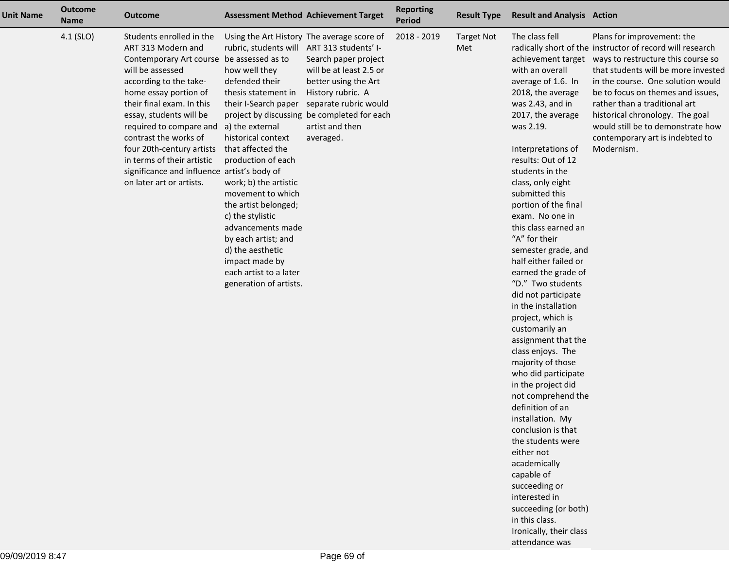| Unit Name | Outcome Name | Outcome | Assessment Method | Achievement Target | Reporting Period | Result Type | Result and Analysis | Action |
|---|---|---|---|---|---|---|---|---|
| | 4.1 (SLO) | Students enrolled in the ART 313 Modern and Contemporary Art course will be assessed according to the take-home essay portion of their final exam. In this essay, students will be required to compare and contrast the works of four 20th-century artists in terms of their artistic significance and influence on later art or artists. | Using the Art History rubric, students will be assessed as to how well they defended their thesis statement in their I-Search paper project by discussing a) the external historical context that affected the production of each artist's body of work; b) the artistic movement to which the artist belonged; c) the stylistic advancements made by each artist; and d) the aesthetic impact made by each artist to a later generation of artists. | The average score of ART 313 students' I-Search paper project will be at least 2.5 or better using the Art History rubric. A separate rubric would be completed for each artist and then averaged. | 2018 - 2019 | Target Not Met | The class fell radically short of the achievement target with an overall average of 1.6. In 2018, the average was 2.43, and in 2017, the average was 2.19.<br><br>Interpretations of results: Out of 12 students in the class, only eight submitted this portion of the final exam. No one in this class earned an "A" for their semester grade, and half either failed or earned the grade of "D." Two students did not participate in the installation project, which is customarily an assignment that the class enjoys. The majority of those who did participate in the project did not comprehend the definition of an installation. My conclusion is that the students were either not academically capable of succeeding or interested in succeeding (or both) in this class. Ironically, their class attendance was | Plans for improvement: the instructor of record will research ways to restructure this course so that students will be more invested in the course. One solution would be to focus on themes and issues, rather than a traditional art historical chronology. The goal would still be to demonstrate how contemporary art is indebted to Modernism. |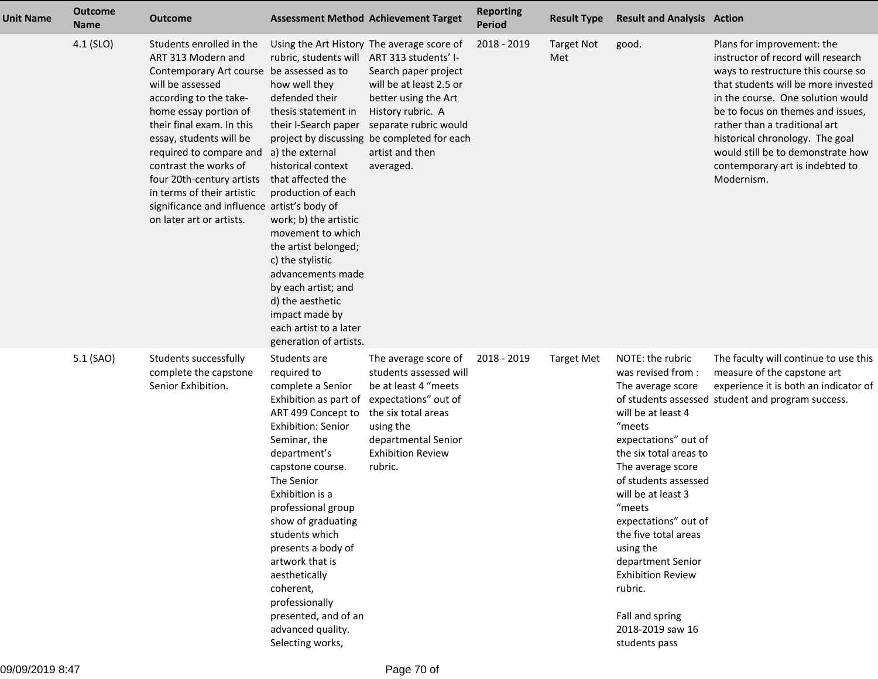| Unit Name | Outcome Name | Outcome | Assessment Method | Achievement Target | Reporting Period | Result Type | Result and Analysis | Action |
|---|---|---|---|---|---|---|---|---|
| | 4.1 (SLO) | Students enrolled in the ART 313 Modern and Contemporary Art course will be assessed according to the take-home essay portion of their final exam. In this essay, students will be required to compare and contrast the works of four 20th-century artists in terms of their artistic significance and influence on later art or artists. | Using the Art History rubric, students will be assessed as to how well they defended their thesis statement in their I-Search paper project by discussing a) the external historical context that affected the production of each artist's body of work; b) the artistic movement to which the artist belonged; c) the stylistic advancements made by each artist; and d) the aesthetic impact made by each artist to a later generation of artists. | The average score of ART 313 students' I-Search paper project will be at least 2.5 or better using the Art History rubric. A separate rubric would be completed for each artist and then averaged. | 2018 - 2019 | Target Not Met | good. | Plans for improvement: the instructor of record will research ways to restructure this course so that students will be more invested in the course. One solution would be to focus on themes and issues, rather than a traditional art historical chronology. The goal would still be to demonstrate how contemporary art is indebted to Modernism. |
| | 5.1 (SAO) | Students successfully complete the capstone Senior Exhibition. | Students are required to complete a Senior Exhibition as part of ART 499 Concept to Exhibition: Senior Seminar, the department's capstone course. The Senior Exhibition is a professional group show of graduating students which presents a body of artwork that is aesthetically coherent, professionally presented, and of an advanced quality. Selecting works, | The average score of students assessed will be at least 4 "meets expectations" out of the six total areas using the departmental Senior Exhibition Review rubric. | 2018 - 2019 | Target Met | NOTE: the rubric was revised from : The average score of students assessed will be at least 4 "meets expectations" out of the six total areas to The average score of students assessed will be at least 3 "meets expectations" out of the five total areas using the department Senior Exhibition Review rubric.<br><br>Fall and spring 2018-2019 saw 16 students pass | The faculty will continue to use this measure of the capstone art experience it is both an indicator of student and program success. |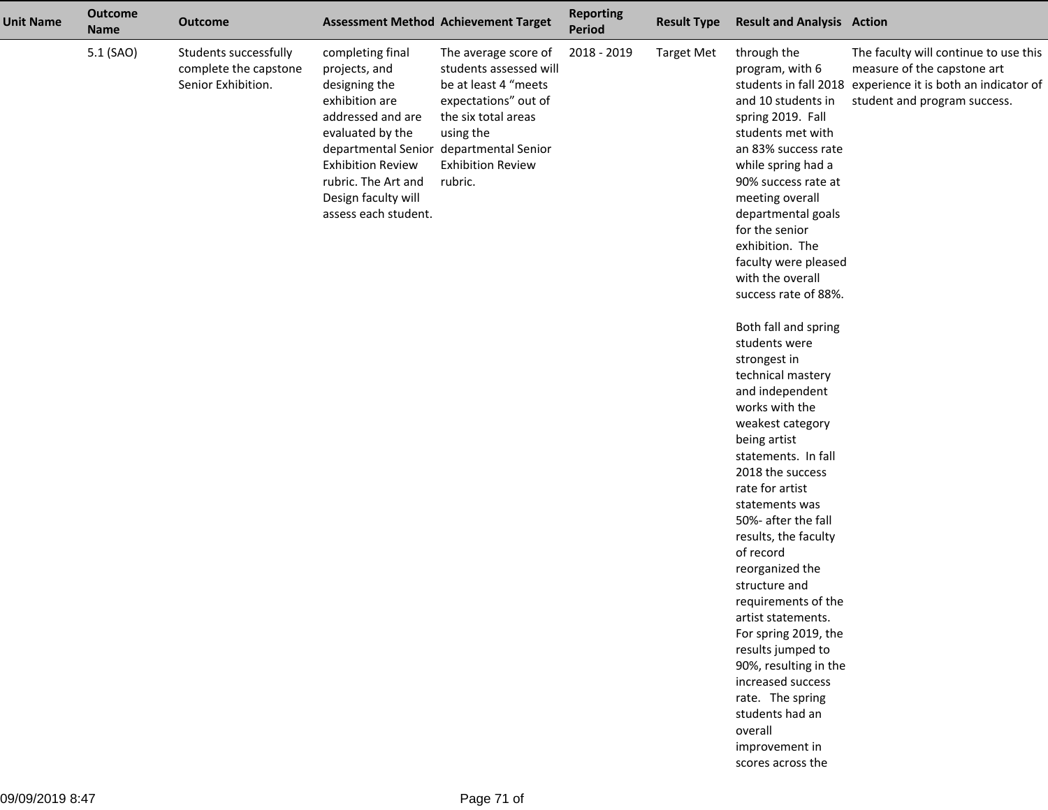| Unit Name | Outcome Name | Outcome | Assessment Method | Achievement Target | Reporting Period | Result Type | Result and Analysis | Action |
|---|---|---|---|---|---|---|---|---|
| | 5.1 (SAO) | Students successfully complete the capstone Senior Exhibition. | completing final projects, and designing the exhibition are addressed and are evaluated by the departmental Senior Exhibition Review rubric. The Art and Design faculty will assess each student. | The average score of students assessed will be at least 4 "meets expectations" out of the six total areas using the departmental Senior Exhibition Review rubric. | 2018 - 2019 | Target Met | through the program, with 6 students in fall 2018 and 10 students in spring 2019. Fall students met with an 83% success rate while spring had a 90% success rate at meeting overall departmental goals for the senior exhibition. The faculty were pleased with the overall success rate of 88%.<br><br>Both fall and spring students were strongest in technical mastery and independent works with the weakest category being artist statements. In fall 2018 the success rate for artist statements was 50%- after the fall results, the faculty of record reorganized the structure and requirements of the artist statements. For spring 2019, the results jumped to 90%, resulting in the increased success rate. The spring students had an overall improvement in scores across the | The faculty will continue to use this measure of the capstone art experience it is both an indicator of student and program success. |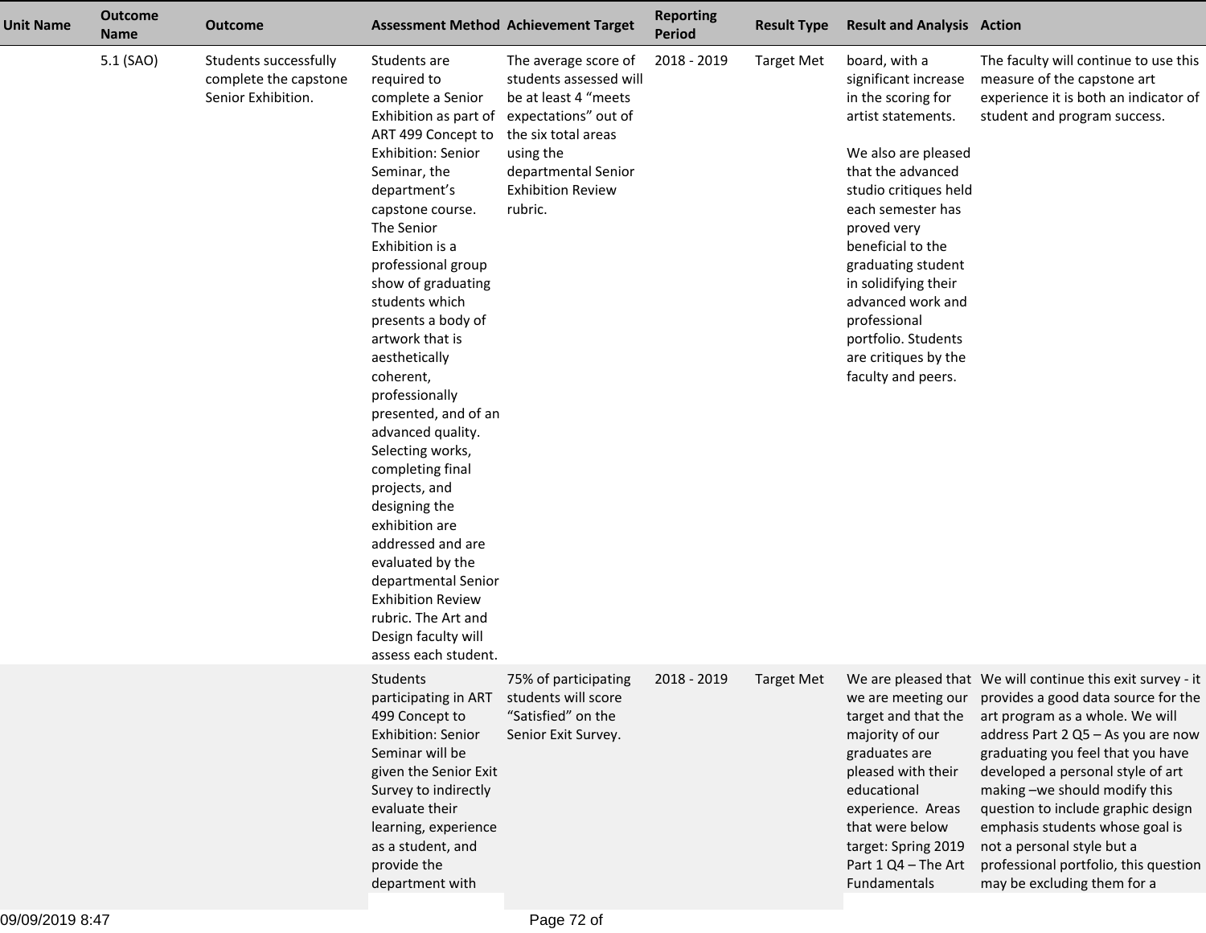| Unit Name | Outcome Name | Outcome | Assessment Method | Achievement Target | Reporting Period | Result Type | Result and Analysis | Action |
|---|---|---|---|---|---|---|---|---|
| | 5.1 (SAO) | Students successfully complete the capstone Senior Exhibition. | Students are required to complete a Senior Exhibition as part of ART 499 Concept to Exhibition: Senior Seminar, the department's capstone course. The Senior Exhibition is a professional group show of graduating students which presents a body of artwork that is aesthetically coherent, professionally presented, and of an advanced quality. Selecting works, completing final projects, and designing the exhibition are addressed and are evaluated by the departmental Senior Exhibition Review rubric. The Art and Design faculty will assess each student. | The average score of students assessed will be at least 4 "meets expectations" out of the six total areas using the departmental Senior Exhibition Review rubric. | 2018 - 2019 | Target Met | board, with a significant increase in the scoring for artist statements.<br><br>We also are pleased that the advanced studio critiques held each semester has proved very beneficial to the graduating student in solidifying their advanced work and professional portfolio. Students are critiques by the faculty and peers. | The faculty will continue to use this measure of the capstone art experience it is both an indicator of student and program success. |
| | | | Students participating in ART 499 Concept to Exhibition: Senior Seminar will be given the Senior Exit Survey to indirectly evaluate their learning, experience as a student, and provide the department with | 75% of participating students will score "Satisfied" on the Senior Exit Survey. | 2018 - 2019 | Target Met | We are pleased that we are meeting our target and that the majority of our graduates are pleased with their educational experience. Areas that were below target: Spring 2019 Part 1 Q4 – The Art Fundamentals | We will continue this exit survey - it provides a good data source for the art program as a whole. We will address Part 2 Q5 – As you are now graduating you feel that you have developed a personal style of art making –we should modify this question to include graphic design emphasis students whose goal is not a personal style but a professional portfolio, this question may be excluding them for a |

09/09/2019 8:47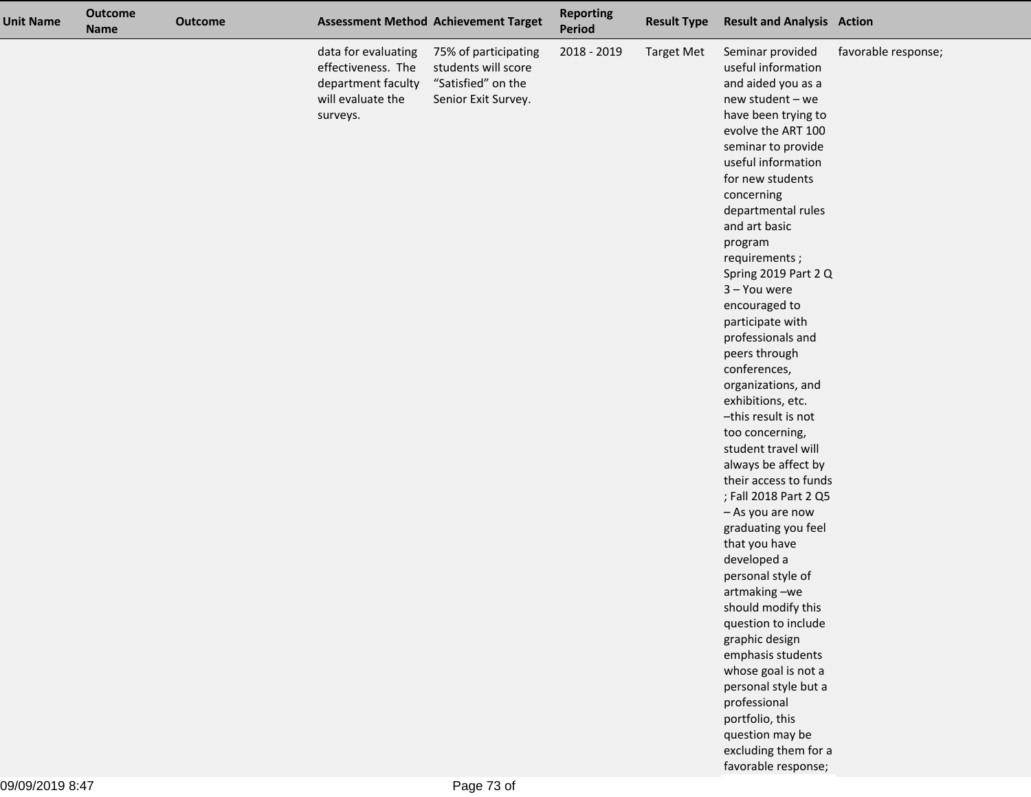| Unit Name | Outcome Name | Outcome | Assessment Method | Achievement Target | Reporting Period | Result Type | Result and Analysis | Action |
|---|---|---|---|---|---|---|---|---|
| | | | data for evaluating effectiveness. The department faculty will evaluate the surveys. | 75% of participating students will score "Satisfied" on the Senior Exit Survey. | 2018 - 2019 | Target Met | Seminar provided useful information and aided you as a new student – we have been trying to evolve the ART 100 seminar to provide useful information for new students concerning departmental rules and art basic program requirements ; Spring 2019 Part 2 Q 3 – You were encouraged to participate with professionals and peers through conferences, organizations, and exhibitions, etc. –this result is not too concerning, student travel will always be affect by their access to funds ; Fall 2018 Part 2 Q5 – As you are now graduating you feel that you have developed a personal style of artmaking –we should modify this question to include graphic design emphasis students whose goal is not a personal style but a professional portfolio, this question may be excluding them for a favorable response; | favorable response; |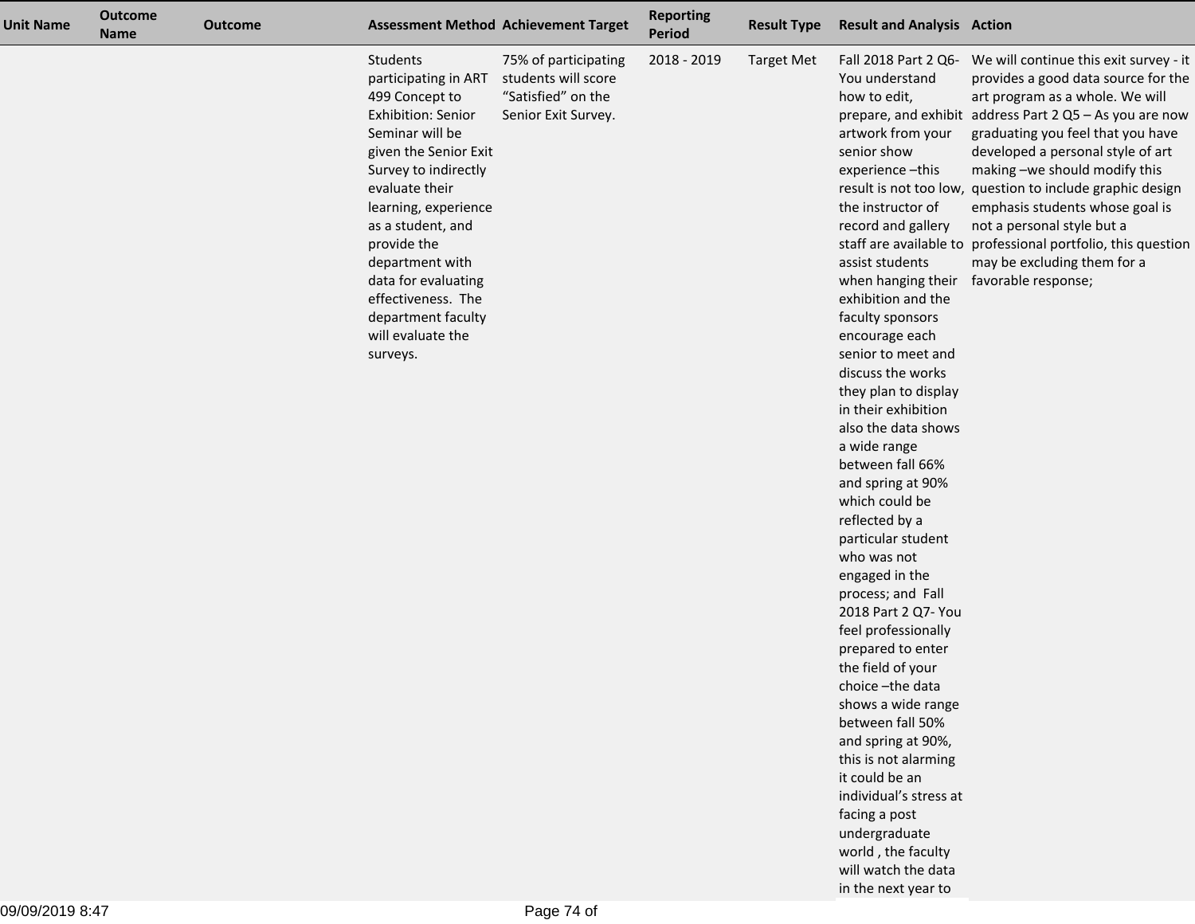| Unit Name | Outcome Name | Outcome | Assessment Method | Achievement Target | Reporting Period | Result Type | Result and Analysis | Action |
|---|---|---|---|---|---|---|---|---|
| | | | Students participating in ART 499 Concept to Exhibition: Senior Seminar will be given the Senior Exit Survey to indirectly evaluate their learning, experience as a student, and provide the department with data for evaluating effectiveness. The department faculty will evaluate the surveys. | 75% of participating students will score "Satisfied" on the Senior Exit Survey. | 2018 - 2019 | Target Met | Fall 2018 Part 2 Q6- You understand how to edit, prepare, and exhibit artwork from your senior show experience –this result is not too low, the instructor of record and gallery staff are available to assist students when hanging their exhibition and the faculty sponsors encourage each senior to meet and discuss the works they plan to display in their exhibition also the data shows a wide range between fall 66% and spring at 90% which could be reflected by a particular student who was not engaged in the process; and Fall 2018 Part 2 Q7- You feel professionally prepared to enter the field of your choice –the data shows a wide range between fall 50% and spring at 90%, this is not alarming it could be an individual's stress at facing a post undergraduate world , the faculty will watch the data in the next year to | We will continue this exit survey - it provides a good data source for the art program as a whole. We will address Part 2 Q5 – As you are now graduating you feel that you have developed a personal style of art making –we should modify this question to include graphic design emphasis students whose goal is not a personal style but a professional portfolio, this question may be excluding them for a favorable response; |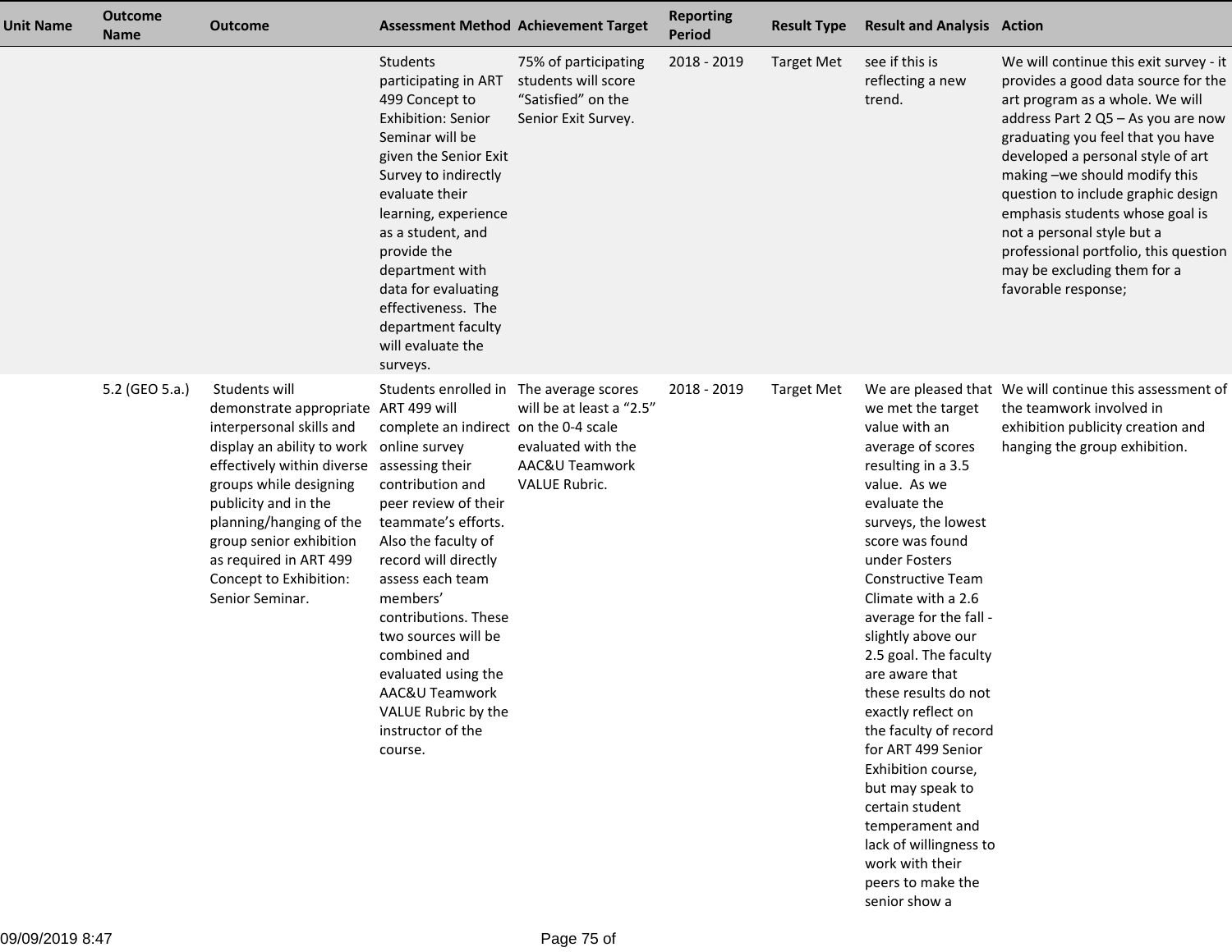| Unit Name | Outcome Name | Outcome | Assessment Method | Achievement Target | Reporting Period | Result Type | Result and Analysis | Action |
|---|---|---|---|---|---|---|---|---|
| | | | Students participating in ART 499 Concept to Exhibition: Senior Seminar will be given the Senior Exit Survey to indirectly evaluate their learning, experience as a student, and provide the department with data for evaluating effectiveness. The department faculty will evaluate the surveys. | 75% of participating students will score “Satisfied” on the Senior Exit Survey. | 2018 - 2019 | Target Met | see if this is reflecting a new trend. | We will continue this exit survey - it provides a good data source for the art program as a whole. We will address Part 2 Q5 – As you are now graduating you feel that you have developed a personal style of art making –we should modify this question to include graphic design emphasis students whose goal is not a personal style but a professional portfolio, this question may be excluding them for a favorable response; |
| | 5.2 (GEO 5.a.) | Students will demonstrate appropriate interpersonal skills and display an ability to work effectively within diverse groups while designing publicity and in the planning/hanging of the group senior exhibition as required in ART 499 Concept to Exhibition: Senior Seminar. | Students enrolled in ART 499 will complete an indirect online survey assessing their contribution and peer review of their teammate’s efforts. Also the faculty of record will directly assess each team members’ contributions. These two sources will be combined and evaluated using the AAC&U Teamwork VALUE Rubric by the instructor of the course. | The average scores will be at least a “2.5” on the 0-4 scale evaluated with the AAC&U Teamwork VALUE Rubric. | 2018 - 2019 | Target Met | We are pleased that we met the target value with an average of scores resulting in a 3.5 value. As we evaluate the surveys, the lowest score was found under Fosters Constructive Team Climate with a 2.6 average for the fall - slightly above our 2.5 goal. The faculty are aware that these results do not exactly reflect on the faculty of record for ART 499 Senior Exhibition course, but may speak to certain student temperament and lack of willingness to work with their peers to make the senior show a | We will continue this assessment of the teamwork involved in exhibition publicity creation and hanging the group exhibition. |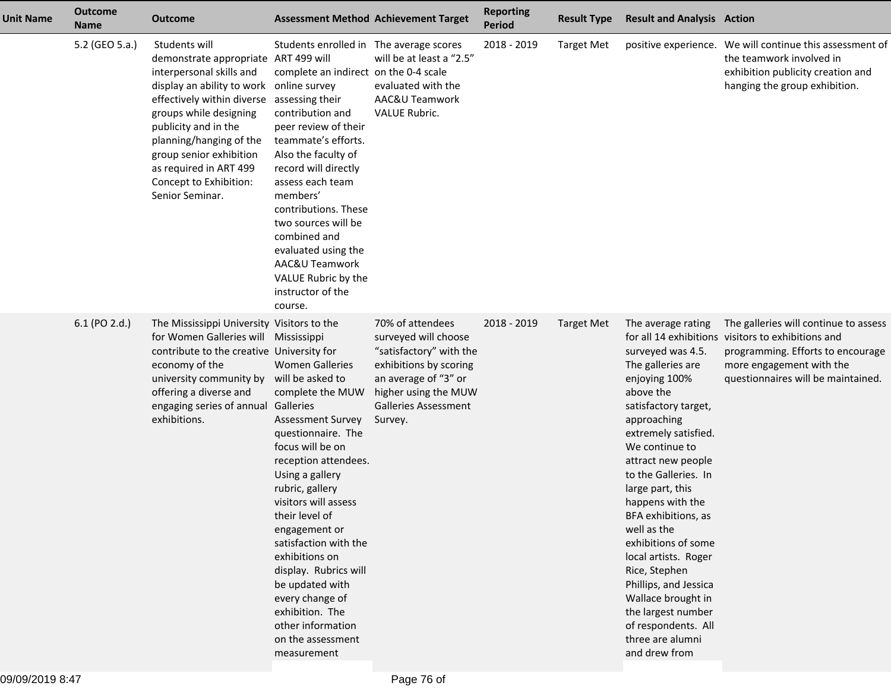| Unit Name | Outcome Name | Outcome | Assessment Method | Achievement Target | Reporting Period | Result Type | Result and Analysis | Action |
|---|---|---|---|---|---|---|---|---|
| | 5.2 (GEO 5.a.) | Students will demonstrate appropriate interpersonal skills and display an ability to work effectively within diverse groups while designing publicity and in the planning/hanging of the group senior exhibition as required in ART 499 Concept to Exhibition: Senior Seminar. | Students enrolled in ART 499 will complete an indirect online survey assessing their contribution and peer review of their teammate's efforts. Also the faculty of record will directly assess each team members' contributions. These two sources will be combined and evaluated using the AAC&U Teamwork VALUE Rubric by the instructor of the course. | The average scores will be at least a "2.5" on the 0-4 scale evaluated with the AAC&U Teamwork VALUE Rubric. | 2018 - 2019 | Target Met | positive experience. | We will continue this assessment of the teamwork involved in exhibition publicity creation and hanging the group exhibition. |
| | 6.1 (PO 2.d.) | The Mississippi University for Women Galleries will contribute to the creative economy of the university community by offering a diverse and engaging series of annual exhibitions. | Visitors to the Mississippi University for Women Galleries will be asked to complete the MUW Galleries Assessment Survey questionnaire. The focus will be on reception attendees. Using a gallery rubric, gallery visitors will assess their level of engagement or satisfaction with the exhibitions on display. Rubrics will be updated with every change of exhibition. The other information on the assessment measurement | 70% of attendees surveyed will choose "satisfactory" with the exhibitions by scoring an average of "3" or higher using the MUW Galleries Assessment Survey. | 2018 - 2019 | Target Met | The average rating for all 14 exhibitions surveyed was 4.5. The galleries are enjoying 100% above the satisfactory target, approaching extremely satisfied. We continue to attract new people to the Galleries. In large part, this happens with the BFA exhibitions, as well as the exhibitions of some local artists. Roger Rice, Stephen Phillips, and Jessica Wallace brought in the largest number of respondents. All three are alumni and drew from | The galleries will continue to assess visitors to exhibitions and programming. Efforts to encourage more engagement with the questionnaires will be maintained. |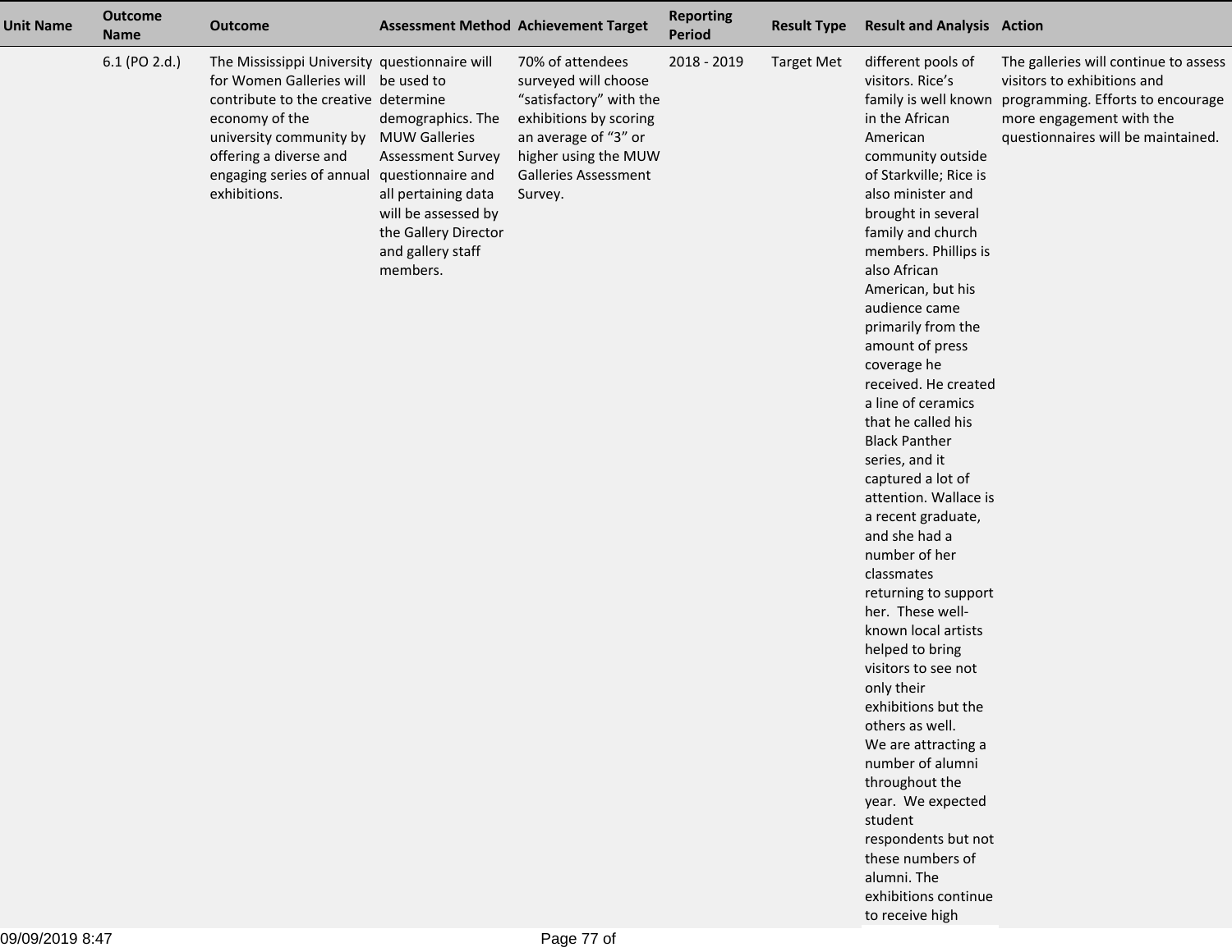| Unit Name | Outcome Name | Outcome | Assessment Method | Achievement Target | Reporting Period | Result Type | Result and Analysis | Action |
|---|---|---|---|---|---|---|---|---|
| | 6.1 (PO 2.d.) | The Mississippi University for Women Galleries will contribute to the creative economy of the university community by offering a diverse and engaging series of annual exhibitions. | questionnaire will be used to determine demographics. The MUW Galleries Assessment Survey questionnaire and all pertaining data will be assessed by the Gallery Director and gallery staff members. | 70% of attendees surveyed will choose "satisfactory" with the exhibitions by scoring an average of "3" or higher using the MUW Galleries Assessment Survey. | 2018 - 2019 | Target Met | different pools of visitors. Rice's family is well known in the African American community outside of Starkville; Rice is also minister and brought in several family and church members. Phillips is also African American, but his audience came primarily from the amount of press coverage he received. He created a line of ceramics that he called his Black Panther series, and it captured a lot of attention. Wallace is a recent graduate, and she had a number of her classmates returning to support her. These well-known local artists helped to bring visitors to see not only their exhibitions but the others as well.<br>We are attracting a number of alumni throughout the year. We expected student respondents but not these numbers of alumni. The exhibitions continue to receive high | The galleries will continue to assess visitors to exhibitions and programming. Efforts to encourage more engagement with the questionnaires will be maintained. |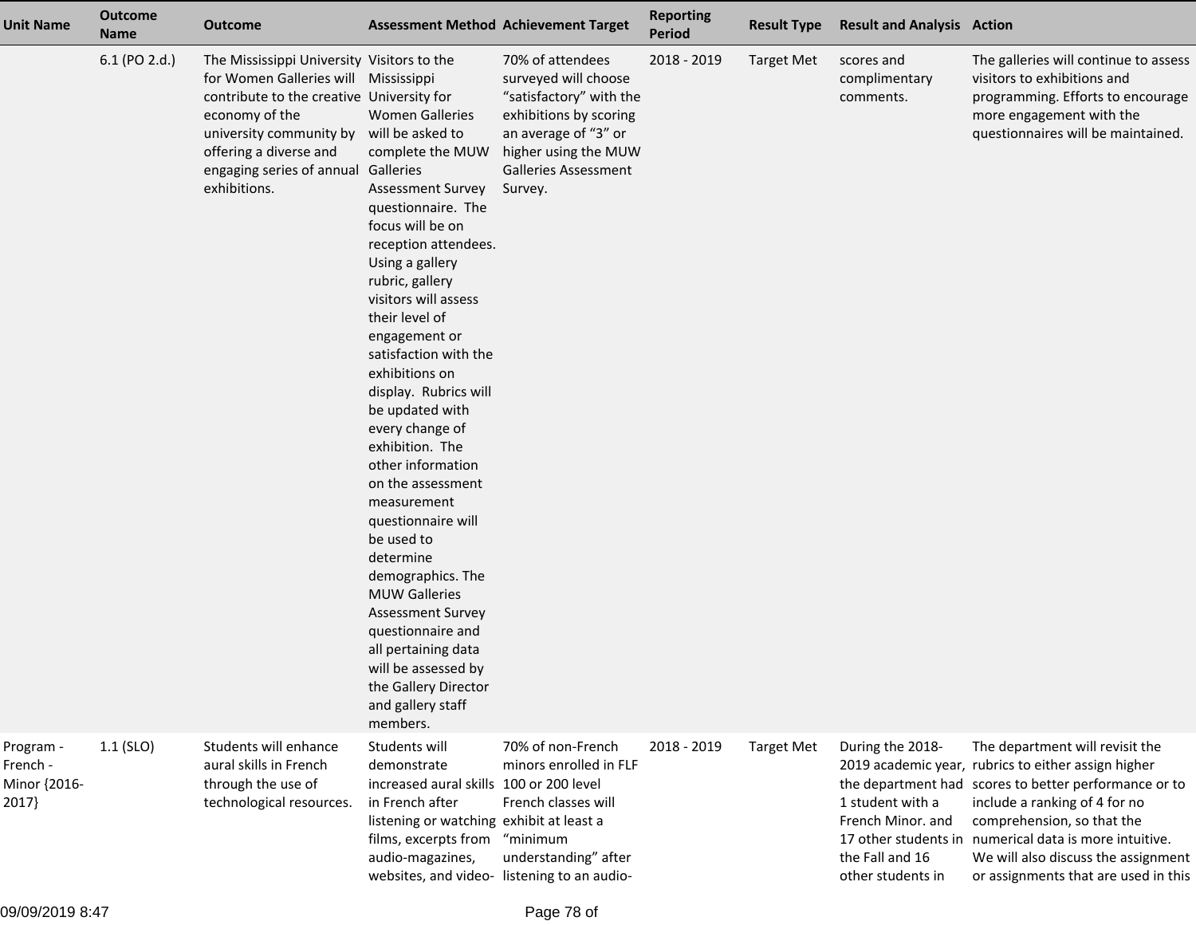| Unit Name | Outcome Name | Outcome | Assessment Method | Achievement Target | Reporting Period | Result Type | Result and Analysis | Action |
|---|---|---|---|---|---|---|---|---|
| | 6.1 (PO 2.d.) | The Mississippi University for Women Galleries will contribute to the creative economy of the university community by offering a diverse and engaging series of annual exhibitions. | Visitors to the Mississippi University for Women Galleries will be asked to complete the MUW Galleries Assessment Survey questionnaire. The focus will be on reception attendees. Using a gallery rubric, gallery visitors will assess their level of engagement or satisfaction with the exhibitions on display. Rubrics will be updated with every change of exhibition. The other information on the assessment measurement questionnaire will be used to determine demographics. The MUW Galleries Assessment Survey questionnaire and all pertaining data will be assessed by the Gallery Director and gallery staff members. | 70% of attendees surveyed will choose "satisfactory" with the exhibitions by scoring an average of "3" or higher using the MUW Galleries Assessment Survey. | 2018 - 2019 | Target Met | scores and complimentary comments. | The galleries will continue to assess visitors to exhibitions and programming. Efforts to encourage more engagement with the questionnaires will be maintained. |
| Program - French - Minor {2016-2017} | 1.1 (SLO) | Students will enhance aural skills in French through the use of technological resources. | Students will demonstrate increased aural skills in French after listening or watching films, excerpts from audio-magazines, websites, and video- | 70% of non-French minors enrolled in FLF 100 or 200 level French classes will exhibit at least a "minimum understanding" after listening to an audio- | 2018 - 2019 | Target Met | During the 2018-2019 academic year, the department had 1 student with a French Minor. and 17 other students in the Fall and 16 other students in | The department will revisit the rubrics to either assign higher scores to better performance or to include a ranking of 4 for no comprehension, so that the numerical data is more intuitive. We will also discuss the assignment or assignments that are used in this |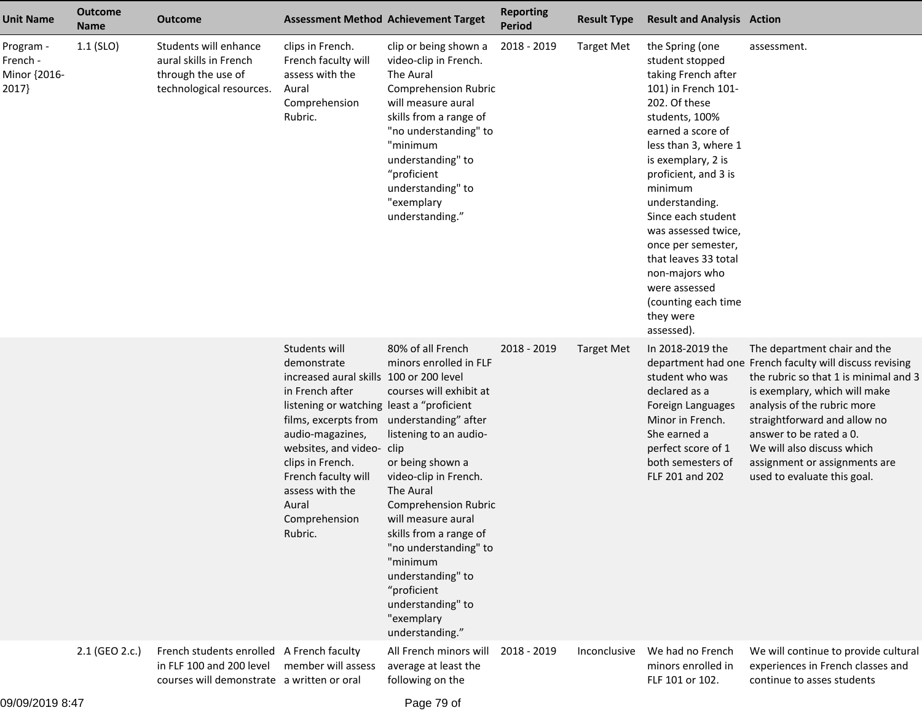| Unit Name | Outcome Name | Outcome | Assessment Method | Achievement Target | Reporting Period | Result Type | Result and Analysis | Action |
|---|---|---|---|---|---|---|---|---|
| Program - French - Minor {2016-2017} | 1.1 (SLO) | Students will enhance aural skills in French through the use of technological resources. | clips in French. French faculty will assess with the Aural Comprehension Rubric. | clip or being shown a video-clip in French. The Aural Comprehension Rubric will measure aural skills from a range of "no understanding" to "minimum understanding" to “proficient understanding" to "exemplary understanding.” | 2018 - 2019 | Target Met | the Spring (one student stopped taking French after 101) in French 101-202. Of these students, 100% earned a score of less than 3, where 1 is exemplary, 2 is proficient, and 3 is minimum understanding. Since each student was assessed twice, once per semester, that leaves 33 total non-majors who were assessed (counting each time they were assessed). | assessment. |
| | | | Students will demonstrate increased aural skills in French after listening or watching films, excerpts from audio-magazines, websites, and video-clips in French. French faculty will assess with the Aural Comprehension Rubric. | 80% of all French minors enrolled in FLF 100 or 200 level courses will exhibit at least a “proficient understanding” after listening to an audio-clip or being shown a video-clip in French. The Aural Comprehension Rubric will measure aural skills from a range of "no understanding" to "minimum understanding" to “proficient understanding" to "exemplary understanding.” | 2018 - 2019 | Target Met | In 2018-2019 the department had one student who was declared as a Foreign Languages Minor in French. She earned a perfect score of 1 both semesters of FLF 201 and 202 | The department chair and the French faculty will discuss revising the rubric so that 1 is minimal and 3 is exemplary, which will make analysis of the rubric more straightforward and allow no answer to be rated a 0. We will also discuss which assignment or assignments are used to evaluate this goal. |
| | 2.1 (GEO 2.c.) | French students enrolled in FLF 100 and 200 level courses will demonstrate | A French faculty member will assess a written or oral | All French minors will average at least the following on the | 2018 - 2019 | Inconclusive | We had no French minors enrolled in FLF 101 or 102. | We will continue to provide cultural experiences in French classes and continue to asses students |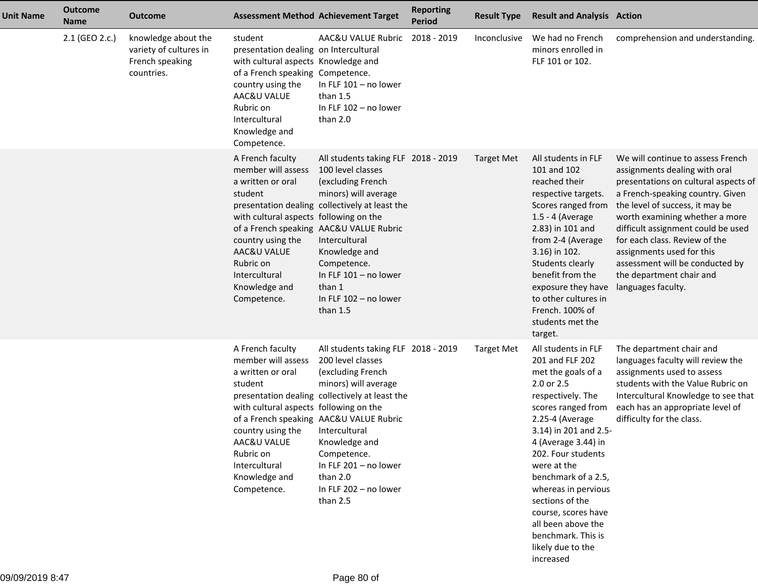| Unit Name | Outcome Name | Outcome | Assessment Method | Achievement Target | Reporting Period | Result Type | Result and Analysis | Action |
|---|---|---|---|---|---|---|---|---|
| | 2.1 (GEO 2.c.) | knowledge about the variety of cultures in French speaking countries. | student presentation dealing with cultural aspects of a French speaking country using the AAC&U VALUE Rubric on Intercultural Knowledge and Competence. | AAC&U VALUE Rubric on Intercultural Knowledge and Competence. In FLF 101 – no lower than 1.5 In FLF 102 – no lower than 2.0 | 2018 - 2019 | Inconclusive | We had no French minors enrolled in FLF 101 or 102. | comprehension and understanding. |
| | | | A French faculty member will assess a written or oral student presentation dealing with cultural aspects of a French speaking country using the AAC&U VALUE Rubric on Intercultural Knowledge and Competence. | All students taking FLF 100 level classes (excluding French minors) will average collectively at least the following on the AAC&U VALUE Rubric Intercultural Knowledge and Competence. In FLF 101 – no lower than 1 In FLF 102 – no lower than 1.5 | 2018 - 2019 | Target Met | All students in FLF 101 and 102 reached their respective targets. Scores ranged from 1.5 - 4 (Average 2.83) in 101 and from 2-4 (Average 3.16) in 102. Students clearly benefit from the exposure they have to other cultures in French. 100% of students met the target. | We will continue to assess French assignments dealing with oral presentations on cultural aspects of a French-speaking country. Given the level of success, it may be worth examining whether a more difficult assignment could be used for each class. Review of the assignments used for this assessment will be conducted by the department chair and languages faculty. |
| | | | A French faculty member will assess a written or oral student presentation dealing with cultural aspects of a French speaking country using the AAC&U VALUE Rubric on Intercultural Knowledge and Competence. | All students taking FLF 200 level classes (excluding French minors) will average collectively at least the following on the AAC&U VALUE Rubric Intercultural Knowledge and Competence. In FLF 201 – no lower than 2.0 In FLF 202 – no lower than 2.5 | 2018 - 2019 | Target Met | All students in FLF 201 and FLF 202 met the goals of a 2.0 or 2.5 respectively. The scores ranged from 2.25-4 (Average 3.14) in 201 and 2.5-4 (Average 3.44) in 202. Four students were at the benchmark of a 2.5, whereas in pervious sections of the course, scores have all been above the benchmark. This is likely due to the increased | The department chair and languages faculty will review the assignments used to assess students with the Value Rubric on Intercultural Knowledge to see that each has an appropriate level of difficulty for the class. |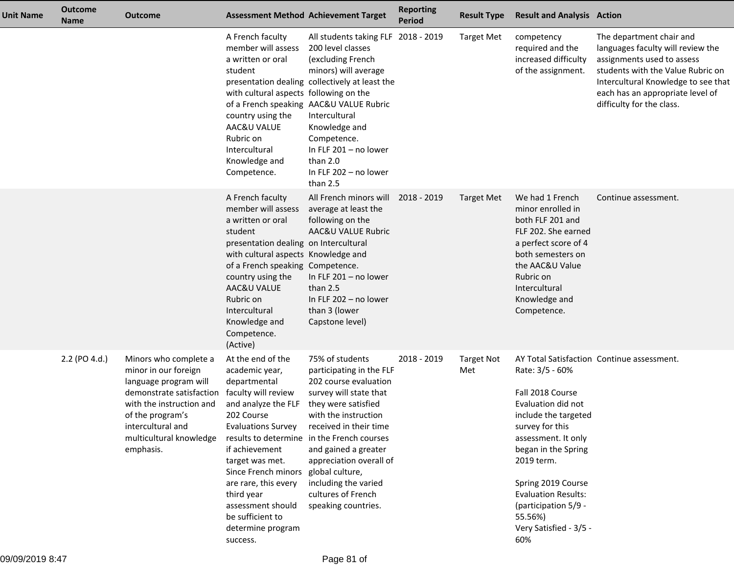| Unit Name | Outcome Name | Outcome | Assessment Method | Achievement Target | Reporting Period | Result Type | Result and Analysis | Action |
|---|---|---|---|---|---|---|---|---|
| | | | A French faculty member will assess a written or oral student presentation dealing with cultural aspects of a French speaking country using the AAC&U VALUE Rubric on Intercultural Knowledge and Competence. | All students taking FLF 200 level classes (excluding French minors) will average collectively at least the following on the AAC&U VALUE Rubric Intercultural Knowledge and Competence.<br>In FLF 201 – no lower than 2.0<br>In FLF 202 – no lower than 2.5 | 2018 - 2019 | Target Met | competency required and the increased difficulty of the assignment. | The department chair and languages faculty will review the assignments used to assess students with the Value Rubric on Intercultural Knowledge to see that each has an appropriate level of difficulty for the class. |
| | | | A French faculty member will assess a written or oral student presentation dealing with cultural aspects of a French speaking country using the AAC&U VALUE Rubric on Intercultural Knowledge and Competence. (Active) | All French minors will average at least the following on the AAC&U VALUE Rubric on Intercultural Knowledge and Competence.<br>In FLF 201 – no lower than 2.5<br>In FLF 202 – no lower than 3 (lower Capstone level) | 2018 - 2019 | Target Met | We had 1 French minor enrolled in both FLF 201 and FLF 202. She earned a perfect score of 4 both semesters on the AAC&U Value Rubric on Intercultural Knowledge and Competence. | Continue assessment. |
| | 2.2 (PO 4.d.) | Minors who complete a minor in our foreign language program will demonstrate satisfaction with the instruction and of the program's intercultural and multicultural knowledge emphasis. | At the end of the academic year, departmental faculty will review and analyze the FLF 202 Course Evaluations Survey results to determine if achievement target was met. Since French minors are rare, this every third year assessment should be sufficient to determine program success. | 75% of students participating in the FLF 202 course evaluation survey will state that they were satisfied with the instruction received in their time in the French courses and gained a greater appreciation overall of global culture, including the varied cultures of French speaking countries. | 2018 - 2019 | Target Not Met | AY Total Satisfaction Rate: 3/5 - 60%<br><br>Fall 2018 Course Evaluation did not include the targeted survey for this assessment. It only began in the Spring 2019 term.<br><br>Spring 2019 Course Evaluation Results: (participation 5/9 - 55.56%)<br>Very Satisfied - 3/5 - 60% | Continue assessment. |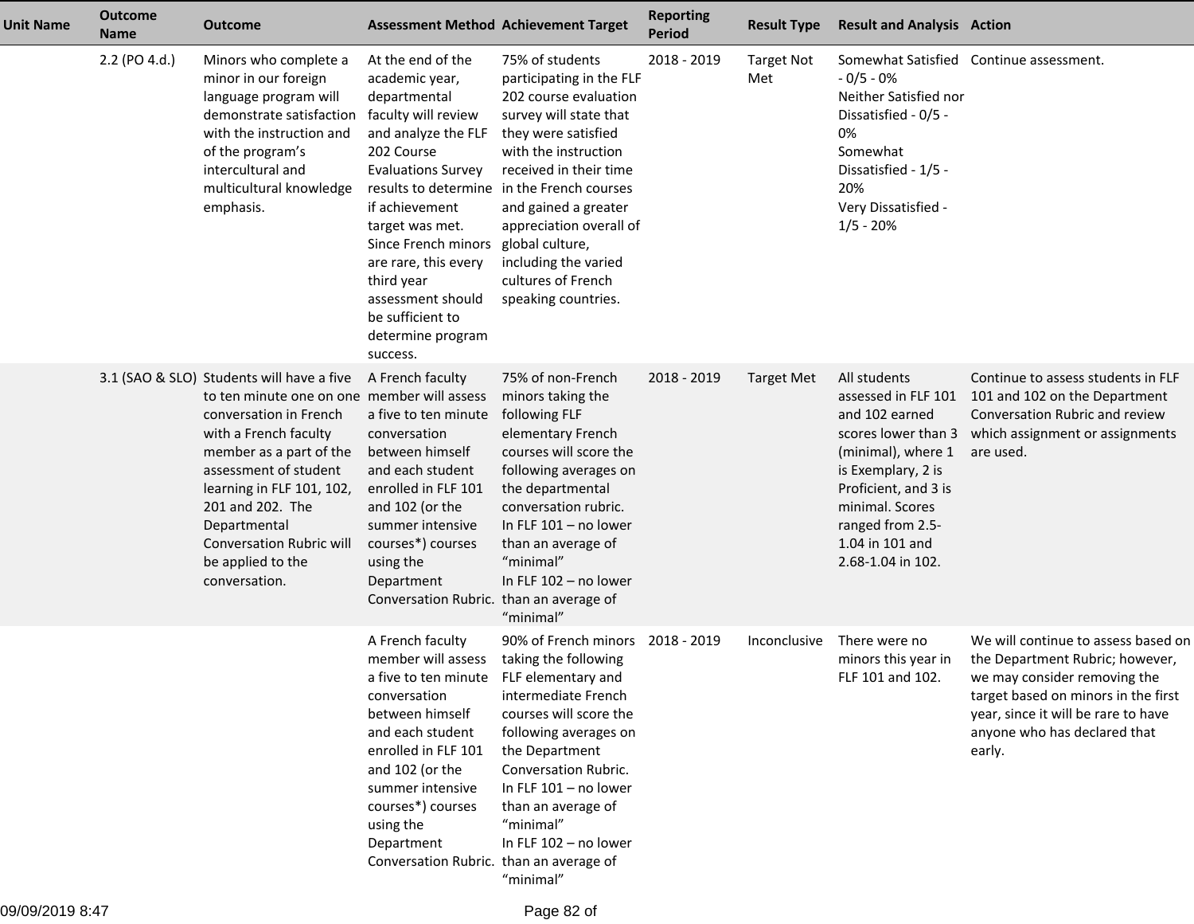| Unit Name | Outcome Name | Outcome | Assessment Method | Achievement Target | Reporting Period | Result Type | Result and Analysis | Action |
|---|---|---|---|---|---|---|---|---|
| | 2.2 (PO 4.d.) | Minors who complete a minor in our foreign language program will demonstrate satisfaction with the instruction and of the program's intercultural and multicultural knowledge emphasis. | At the end of the academic year, departmental faculty will review and analyze the FLF 202 Course Evaluations Survey results to determine if achievement target was met. Since French minors are rare, this every third year assessment should be sufficient to determine program success. | 75% of students participating in the FLF 202 course evaluation survey will state that they were satisfied with the instruction received in their time in the French courses and gained a greater appreciation overall of global culture, including the varied cultures of French speaking countries. | 2018 - 2019 | Target Not Met | Somewhat Satisfied - 0/5 - 0%<br>Neither Satisfied nor Dissatisfied - 0/5 - 0%<br>Somewhat Dissatisfied - 1/5 - 20%<br>Very Dissatisfied - 1/5 - 20% | Continue assessment. |
| | 3.1 (SAO & SLO) | Students will have a five to ten minute one on one conversation in French with a French faculty member as a part of the assessment of student learning in FLF 101, 102, 201 and 202. The Departmental Conversation Rubric will be applied to the conversation. | A French faculty member will assess a five to ten minute conversation between himself and each student enrolled in FLF 101 and 102 (or the summer intensive courses*) courses using the Department Conversation Rubric. | 75% of non-French minors taking the following FLF elementary French courses will score the following averages on the departmental conversation rubric.<br>In FLF 101 – no lower than an average of "minimal"<br>In FLF 102 – no lower than an average of "minimal" | 2018 - 2019 | Target Met | All students assessed in FLF 101 and 102 earned scores lower than 3 (minimal), where 1 is Exemplary, 2 is Proficient, and 3 is minimal. Scores ranged from 2.5-1.04 in 101 and 2.68-1.04 in 102. | Continue to assess students in FLF 101 and 102 on the Department Conversation Rubric and review which assignment or assignments are used. |
| | | | A French faculty member will assess a five to ten minute conversation between himself and each student enrolled in FLF 101 and 102 (or the summer intensive courses*) courses using the Department Conversation Rubric. | 90% of French minors taking the following FLF elementary and intermediate French courses will score the following averages on the Department Conversation Rubric.<br>In FLF 101 – no lower than an average of "minimal"<br>In FLF 102 – no lower than an average of "minimal" | 2018 - 2019 | Inconclusive | There were no minors this year in FLF 101 and 102. | We will continue to assess based on the Department Rubric; however, we may consider removing the target based on minors in the first year, since it will be rare to have anyone who has declared that early. |

09/09/2019 8:47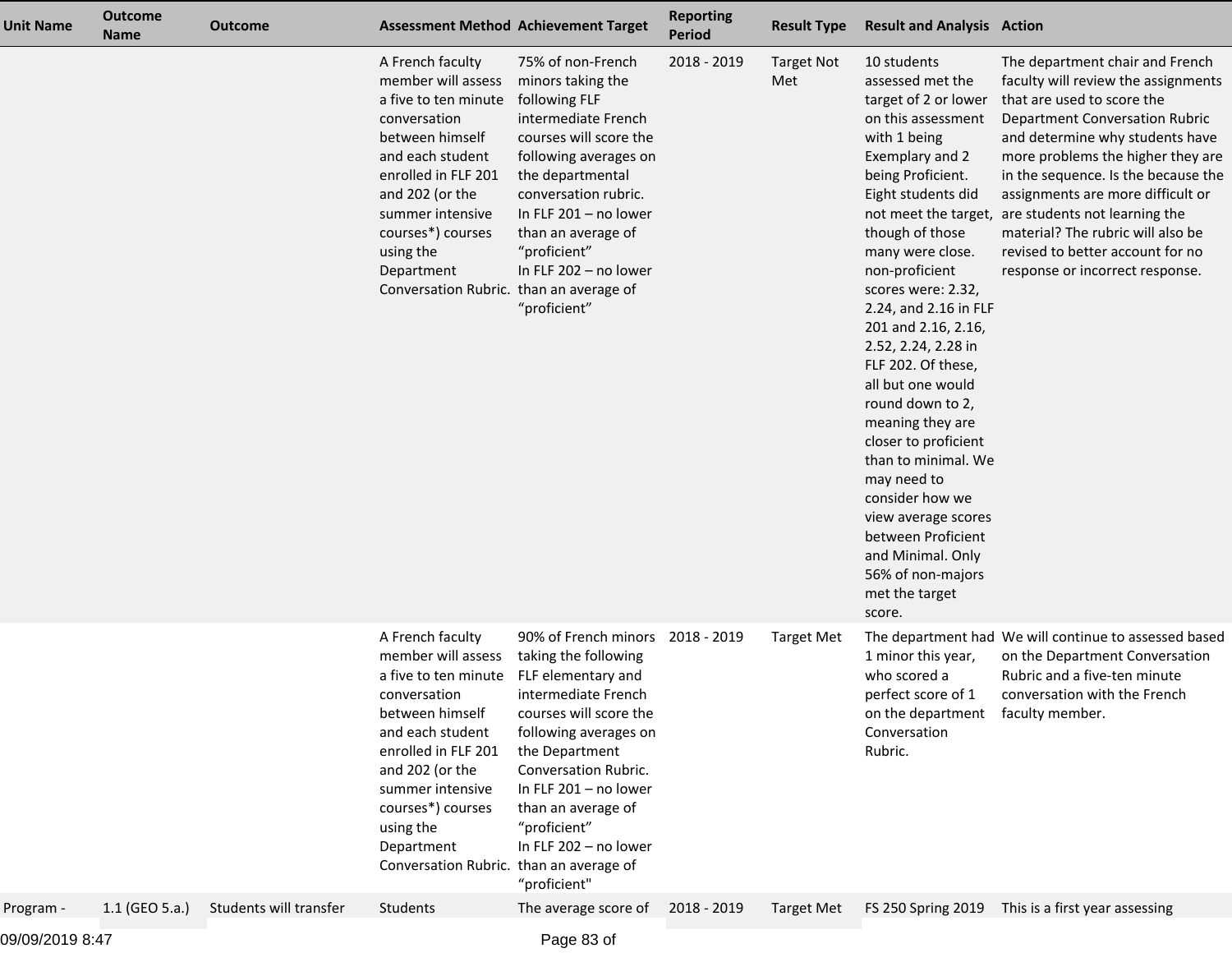| Unit Name | Outcome Name | Outcome | Assessment Method | Achievement Target | Reporting Period | Result Type | Result and Analysis | Action |
|---|---|---|---|---|---|---|---|---|
| | | | A French faculty member will assess a five to ten minute conversation between himself and each student enrolled in FLF 201 and 202 (or the summer intensive courses*) courses using the Department Conversation Rubric. | 75% of non-French minors taking the following FLF intermediate French courses will score the following averages on the departmental conversation rubric. In FLF 201 – no lower than an average of "proficient" In FLF 202 – no lower than an average of "proficient" | 2018 - 2019 | Target Not Met | 10 students assessed met the target of 2 or lower on this assessment with 1 being Exemplary and 2 being Proficient. Eight students did not meet the target, though of those many were close. non-proficient scores were: 2.32, 2.24, and 2.16 in FLF 201 and 2.16, 2.16, 2.52, 2.24, 2.28 in FLF 202. Of these, all but one would round down to 2, meaning they are closer to proficient than to minimal. We may need to consider how we view average scores between Proficient and Minimal. Only 56% of non-majors met the target score. | The department chair and French faculty will review the assignments that are used to score the Department Conversation Rubric and determine why students have more problems the higher they are in the sequence. Is the because the assignments are more difficult or are students not learning the material? The rubric will also be revised to better account for no response or incorrect response. |
| | | | A French faculty member will assess a five to ten minute conversation between himself and each student enrolled in FLF 201 and 202 (or the summer intensive courses*) courses using the Department Conversation Rubric. | 90% of French minors taking the following FLF elementary and intermediate French courses will score the following averages on the Department Conversation Rubric. In FLF 201 – no lower than an average of "proficient" In FLF 202 – no lower than an average of "proficient" | 2018 - 2019 | Target Met | The department had 1 minor this year, who scored a perfect score of 1 on the department Conversation Rubric. | We will continue to assessed based on the Department Conversation Rubric and a five-ten minute conversation with the French faculty member. |
| Program - | 1.1 (GEO 5.a.) | Students will transfer | Students | The average score of | 2018 - 2019 | Target Met | FS 250 Spring 2019 | This is a first year assessing |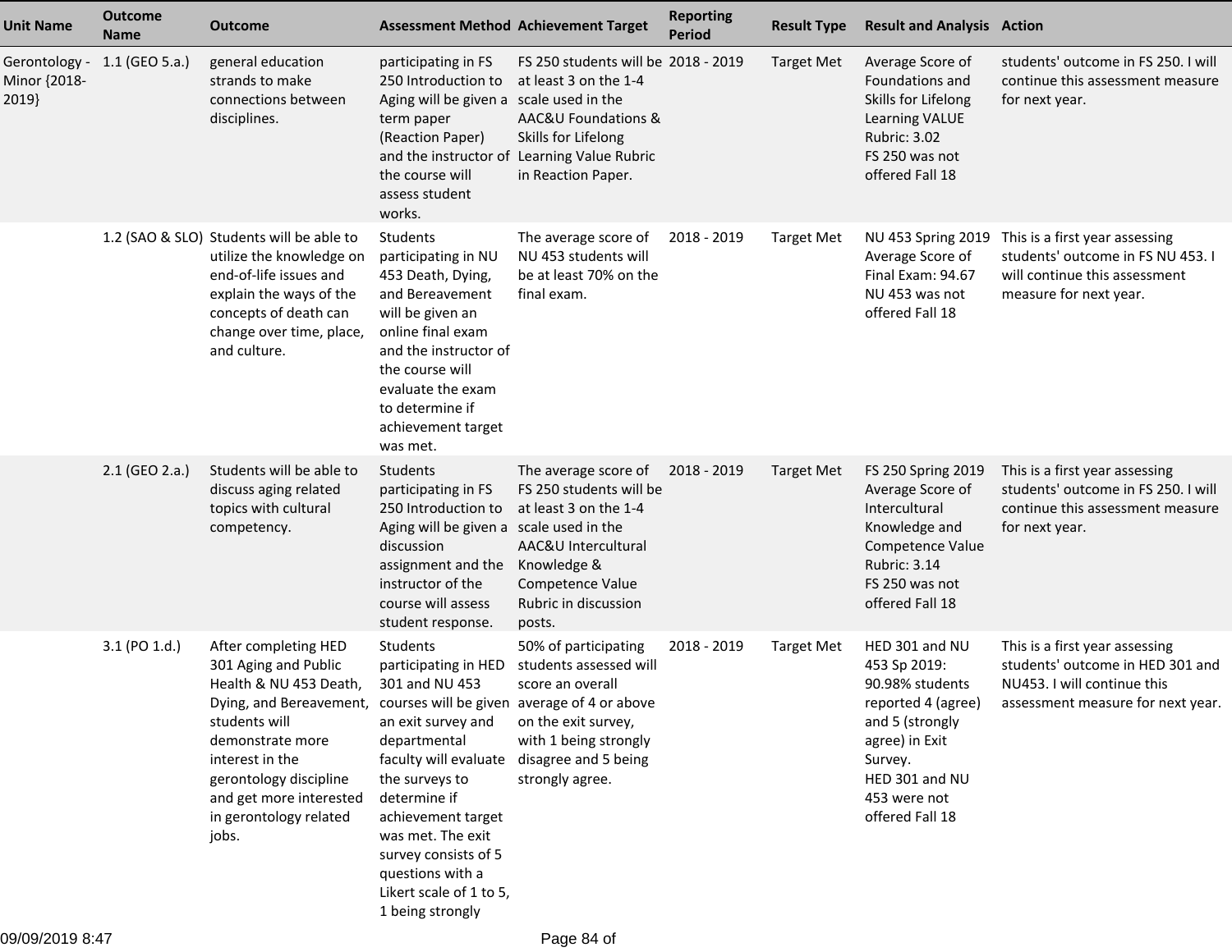| Unit Name | Outcome Name | Outcome | Assessment Method | Achievement Target | Reporting Period | Result Type | Result and Analysis | Action |
|---|---|---|---|---|---|---|---|---|
| Gerontology - Minor {2018-2019} | 1.1 (GEO 5.a.) | general education strands to make connections between disciplines. | participating in FS 250 Introduction to Aging will be given a term paper (Reaction Paper) and the instructor of the course will assess student works. | FS 250 students will be at least 3 on the 1-4 scale used in the AAC&U Foundations & Skills for Lifelong Learning Value Rubric in Reaction Paper. | 2018 - 2019 | Target Met | Average Score of Foundations and Skills for Lifelong Learning VALUE Rubric: 3.02<br>FS 250 was not offered Fall 18 | students' outcome in FS 250. I will continue this assessment measure for next year. |
| | 1.2 (SAO & SLO) | Students will be able to utilize the knowledge on end-of-life issues and explain the ways of the concepts of death can change over time, place, and culture. | Students participating in NU 453 Death, Dying, and Bereavement will be given an online final exam and the instructor of the course will evaluate the exam to determine if achievement target was met. | The average score of NU 453 students will be at least 70% on the final exam. | 2018 - 2019 | Target Met | NU 453 Spring 2019 Average Score of Final Exam: 94.67<br>NU 453 was not offered Fall 18 | This is a first year assessing students' outcome in FS NU 453. I will continue this assessment measure for next year. |
| | 2.1 (GEO 2.a.) | Students will be able to discuss aging related topics with cultural competency. | Students participating in FS 250 Introduction to Aging will be given a discussion assignment and the instructor of the course will assess student response. | The average score of FS 250 students will be at least 3 on the 1-4 scale used in the AAC&U Intercultural Knowledge & Competence Value Rubric in discussion posts. | 2018 - 2019 | Target Met | FS 250 Spring 2019 Average Score of Intercultural Knowledge and Competence Value Rubric: 3.14<br>FS 250 was not offered Fall 18 | This is a first year assessing students' outcome in FS 250. I will continue this assessment measure for next year. |
| | 3.1 (PO 1.d.) | After completing HED 301 Aging and Public Health & NU 453 Death, Dying, and Bereavement, students will demonstrate more interest in the gerontology discipline and get more interested in gerontology related jobs. | Students participating in HED 301 and NU 453 courses will be given an exit survey and departmental faculty will evaluate the surveys to determine if achievement target was met. The exit survey consists of 5 questions with a Likert scale of 1 to 5, 1 being strongly | 50% of participating students assessed will score an overall average of 4 or above on the exit survey, with 1 being strongly disagree and 5 being strongly agree. | 2018 - 2019 | Target Met | HED 301 and NU 453 Sp 2019: 90.98% students reported 4 (agree) and 5 (strongly agree) in Exit Survey.<br>HED 301 and NU 453 were not offered Fall 18 | This is a first year assessing students' outcome in HED 301 and NU453. I will continue this assessment measure for next year. |

09/09/2019 8:47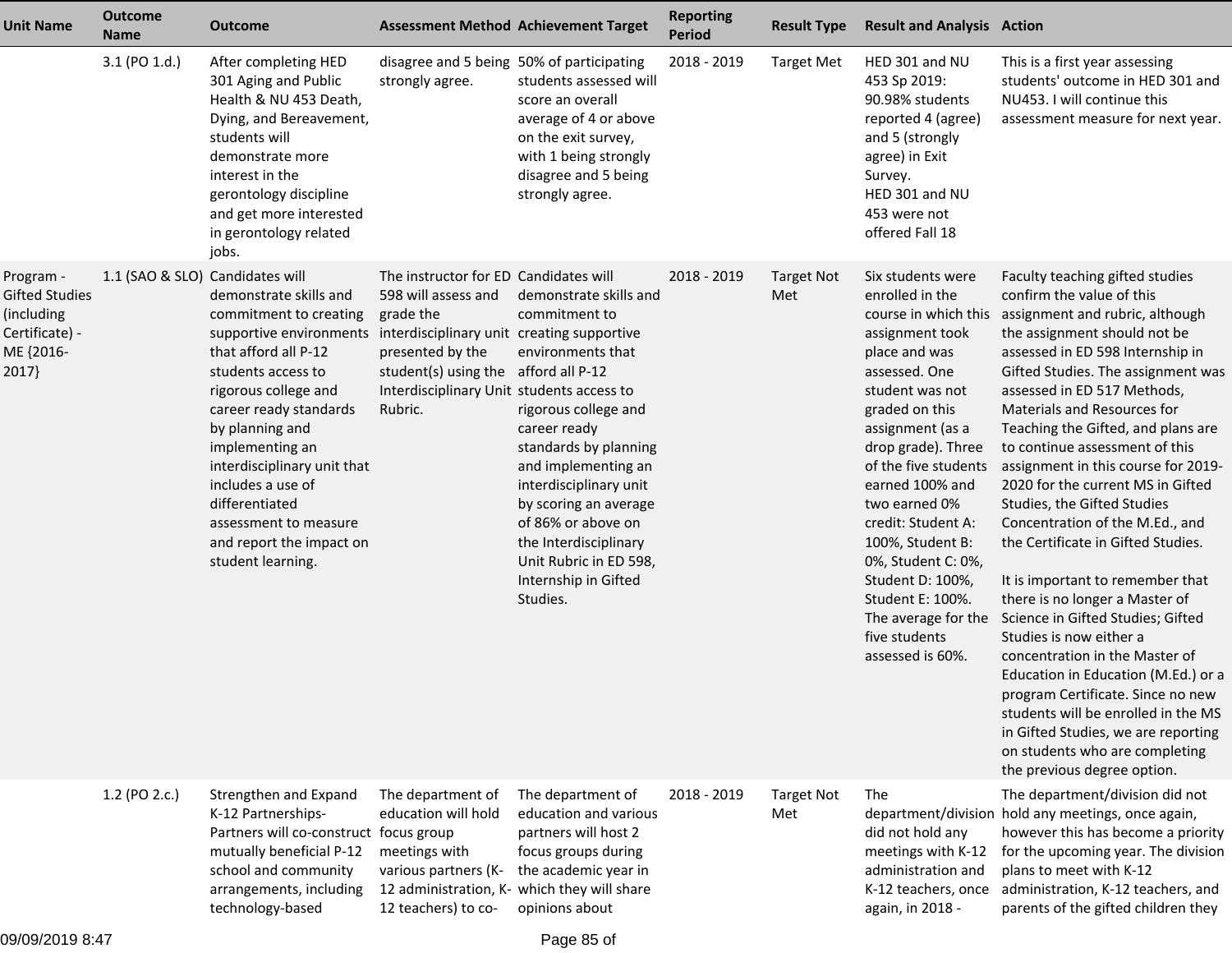| Unit Name | Outcome Name | Outcome | Assessment Method | Achievement Target | Reporting Period | Result Type | Result and Analysis | Action |
|---|---|---|---|---|---|---|---|---|
| | 3.1 (PO 1.d.) | After completing HED 301 Aging and Public Health & NU 453 Death, Dying, and Bereavement, students will demonstrate more interest in the gerontology discipline and get more interested in gerontology related jobs. | disagree and 5 being strongly agree. | 50% of participating students assessed will score an overall average of 4 or above on the exit survey, with 1 being strongly disagree and 5 being strongly agree. | 2018 - 2019 | Target Met | HED 301 and NU 453 Sp 2019: 90.98% students reported 4 (agree) and 5 (strongly agree) in Exit Survey.<br>HED 301 and NU 453 were not offered Fall 18 | This is a first year assessing students' outcome in HED 301 and NU453. I will continue this assessment measure for next year. |
| Program - Gifted Studies (including Certificate) - ME {2016-2017} | 1.1 (SAO & SLO) | Candidates will demonstrate skills and commitment to creating supportive environments that afford all P-12 students access to rigorous college and career ready standards by planning and implementing an interdisciplinary unit that includes a use of differentiated assessment to measure and report the impact on student learning. | The instructor for ED 598 will assess and grade the interdisciplinary unit presented by the student(s) using the Interdisciplinary Unit Rubric. | Candidates will demonstrate skills and commitment to creating supportive environments that afford all P-12 students access to rigorous college and career ready standards by planning and implementing an interdisciplinary unit by scoring an average of 86% or above on the Interdisciplinary Unit Rubric in ED 598, Internship in Gifted Studies. | 2018 - 2019 | Target Not Met | Six students were enrolled in the course in which this assignment took place and was assessed. One student was not graded on this assignment (as a drop grade). Three of the five students earned 100% and two earned 0% credit: Student A: 100%, Student B: 0%, Student C: 0%, Student D: 100%, Student E: 100%. The average for the five students assessed is 60%. | Faculty teaching gifted studies confirm the value of this assignment and rubric, although the assignment should not be assessed in ED 598 Internship in Gifted Studies. The assignment was assessed in ED 517 Methods, Materials and Resources for Teaching the Gifted, and plans are to continue assessment of this assignment in this course for 2019-2020 for the current MS in Gifted Studies, the Gifted Studies Concentration of the M.Ed., and the Certificate in Gifted Studies.<br><br>It is important to remember that there is no longer a Master of Science in Gifted Studies; Gifted Studies is now either a concentration in the Master of Education (M.Ed.) or a program Certificate. Since no new students will be enrolled in the MS in Gifted Studies, we are reporting on students who are completing the previous degree option. |
| | 1.2 (PO 2.c.) | Strengthen and Expand K-12 Partnerships-Partners will co-construct mutually beneficial P-12 school and community arrangements, including technology-based | The department of education will hold focus group meetings with various partners (K-12 administration, K-12 teachers) to co- | The department of education and various partners will host 2 focus groups during the academic year in which they will share opinions about | 2018 - 2019 | Target Not Met | The department/division did not hold any meetings with K-12 administration and K-12 teachers, once again, in 2018 - | The department/division did not hold any meetings, once again, however this has become a priority for the upcoming year. The division plans to meet with K-12 administration, K-12 teachers, and parents of the gifted children they |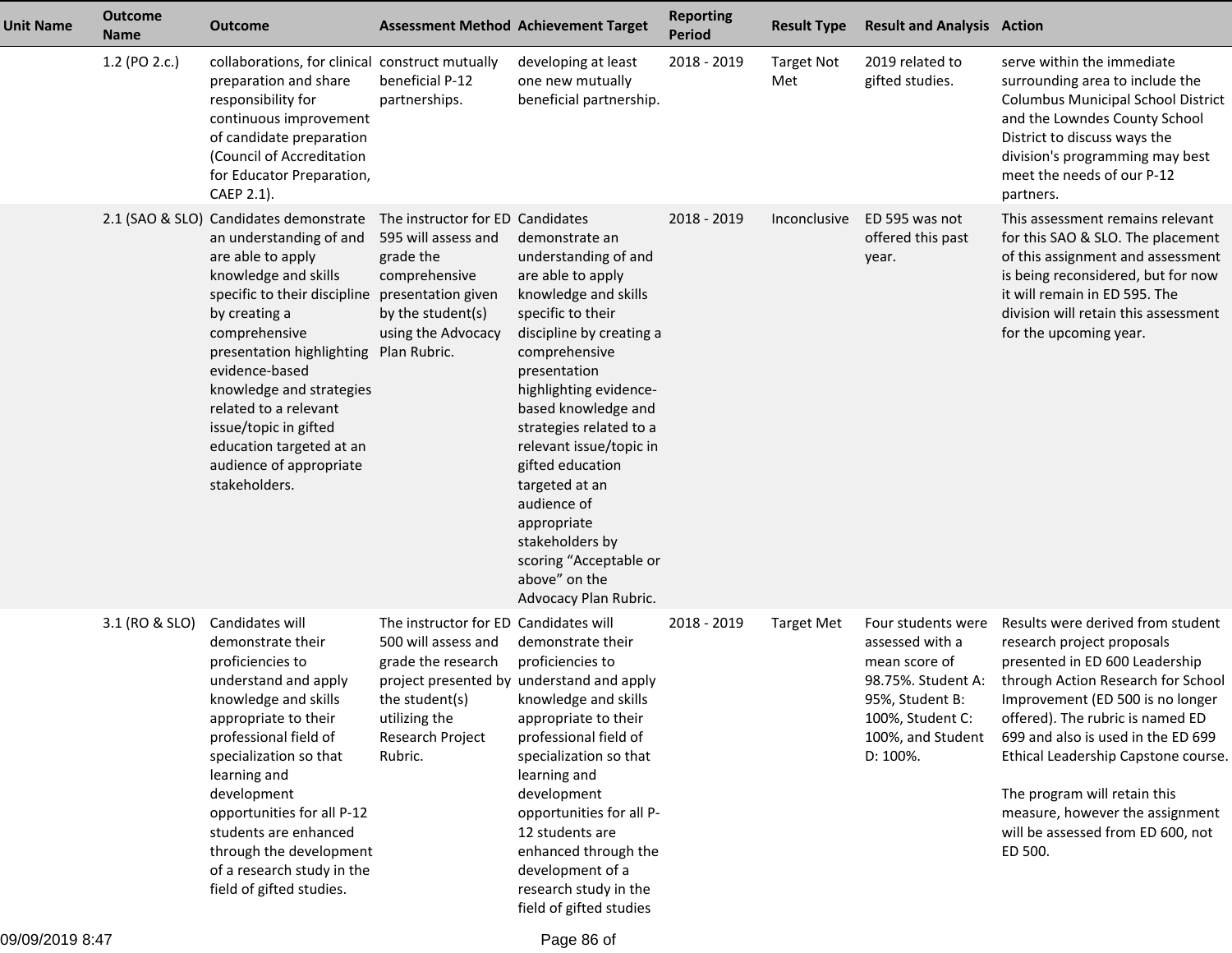| Unit Name | Outcome Name | Outcome | Assessment Method | Achievement Target | Reporting Period | Result Type | Result and Analysis | Action |
|---|---|---|---|---|---|---|---|---|
| | 1.2 (PO 2.c.) | collaborations, for clinical preparation and share responsibility for continuous improvement of candidate preparation (Council of Accreditation for Educator Preparation, CAEP 2.1). | construct mutually beneficial P-12 partnerships. | developing at least one new mutually beneficial partnership. | 2018 - 2019 | Target Not Met | 2019 related to gifted studies. | serve within the immediate surrounding area to include the Columbus Municipal School District and the Lowndes County School District to discuss ways the division's programming may best meet the needs of our P-12 partners. |
| | 2.1 (SAO & SLO) | Candidates demonstrate an understanding of and are able to apply knowledge and skills specific to their discipline by creating a comprehensive presentation highlighting evidence-based knowledge and strategies related to a relevant issue/topic in gifted education targeted at an audience of appropriate stakeholders. | The instructor for ED 595 will assess and grade the comprehensive presentation given by the student(s) using the Advocacy Plan Rubric. | Candidates demonstrate an understanding of and are able to apply knowledge and skills specific to their discipline by creating a comprehensive presentation highlighting evidence-based knowledge and strategies related to a relevant issue/topic in gifted education targeted at an audience of appropriate stakeholders by scoring "Acceptable or above" on the Advocacy Plan Rubric. | 2018 - 2019 | Inconclusive | ED 595 was not offered this past year. | This assessment remains relevant for this SAO & SLO. The placement of this assignment and assessment is being reconsidered, but for now it will remain in ED 595. The division will retain this assessment for the upcoming year. |
| | 3.1 (RO & SLO) | Candidates will demonstrate their proficiencies to understand and apply knowledge and skills appropriate to their professional field of specialization so that learning and development opportunities for all P-12 students are enhanced through the development of a research study in the field of gifted studies. | The instructor for ED 500 will assess and grade the research project presented by the student(s) utilizing the Research Project Rubric. | Candidates will demonstrate their proficiencies to understand and apply knowledge and skills appropriate to their professional field of specialization so that learning and development opportunities for all P-12 students are enhanced through the development of a research study in the field of gifted studies | 2018 - 2019 | Target Met | Four students were assessed with a mean score of 98.75%. Student A: 95%, Student B: 100%, Student C: 100%, and Student D: 100%. | Results were derived from student research project proposals presented in ED 600 Leadership through Action Research for School Improvement (ED 500 is no longer offered). The rubric is named ED 699 and also is used in the ED 699 Ethical Leadership Capstone course.<br><br>The program will retain this measure, however the assignment will be assessed from ED 600, not ED 500. |

09/09/2019 8:47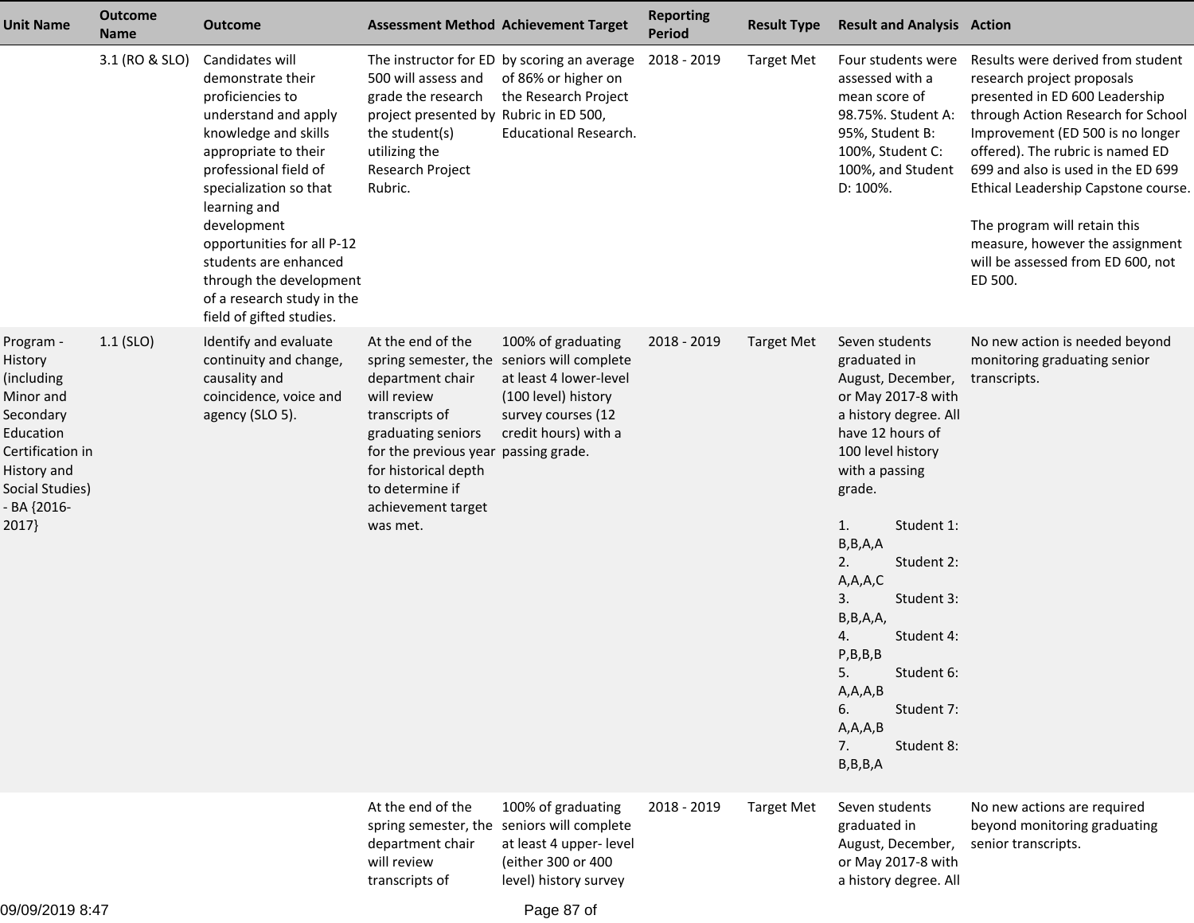| Unit Name | Outcome Name | Outcome | Assessment Method | Achievement Target | Reporting Period | Result Type | Result and Analysis | Action |
|---|---|---|---|---|---|---|---|---|
| | 3.1 (RO & SLO) | Candidates will demonstrate their proficiencies to understand and apply knowledge and skills appropriate to their professional field of specialization so that learning and development opportunities for all P-12 students are enhanced through the development of a research study in the field of gifted studies. | The instructor for ED 500 will assess and grade the research project presented by the student(s) utilizing the Research Project Rubric. | by scoring an average of 86% or higher on the Research Project Rubric in ED 500, Educational Research. | 2018 - 2019 | Target Met | Four students were assessed with a mean score of 98.75%. Student A: 95%, Student B: 100%, Student C: 100%, and Student D: 100%. | Results were derived from student research project proposals presented in ED 600 Leadership through Action Research for School Improvement (ED 500 is no longer offered). The rubric is named ED 699 and also is used in the ED 699 Ethical Leadership Capstone course.<br><br>The program will retain this measure, however the assignment will be assessed from ED 600, not ED 500. |
| Program - History (including Minor and Secondary Education Certification in History and Social Studies) - BA {2016-2017} | 1.1 (SLO) | Identify and evaluate continuity and change, causality and coincidence, voice and agency (SLO 5). | At the end of the spring semester, the department chair will review transcripts of graduating seniors for the previous year for historical depth to determine if achievement target was met. | 100% of graduating seniors will complete at least 4 lower-level (100 level) history survey courses (12 credit hours) with a passing grade. | 2018 - 2019 | Target Met | Seven students graduated in August, December, or May 2017-8 with a history degree. All have 12 hours of 100 level history with a passing grade.<br><br>1. Student 1: B,B,A,A<br>2. Student 2: A,A,A,C<br>3. Student 3: B,B,A,A,<br>4. Student 4: P,B,B,B<br>5. Student 6: A,A,A,B<br>6. Student 7: A,A,A,B<br>7. Student 8: B,B,B,A | No new action is needed beyond monitoring graduating senior transcripts. |
| | | | At the end of the spring semester, the department chair will review transcripts of | 100% of graduating seniors will complete at least 4 upper- level (either 300 or 400 level) history survey | 2018 - 2019 | Target Met | Seven students graduated in August, December, or May 2017-8 with a history degree. All | No new actions are required beyond monitoring graduating senior transcripts. |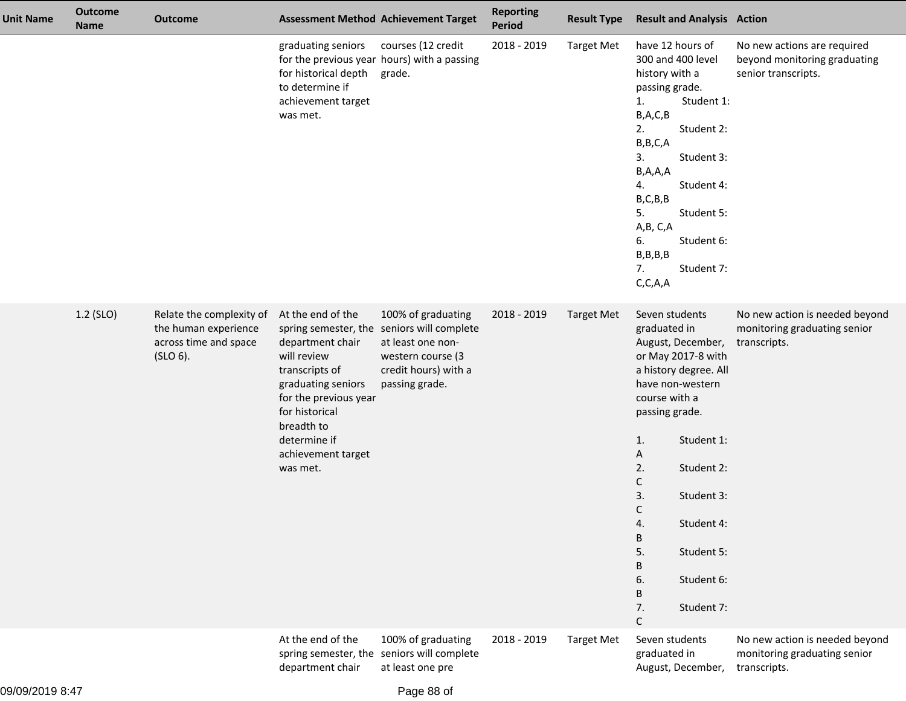| Unit Name | Outcome Name | Outcome | Assessment Method | Achievement Target | Reporting Period | Result Type | Result and Analysis | Action |
|---|---|---|---|---|---|---|---|---|
| | | | graduating seniors for the previous year for historical depth to determine if achievement target was met. | courses (12 credit hours) with a passing grade. | 2018 - 2019 | Target Met | have 12 hours of 300 and 400 level history with a passing grade.<br>1. Student 1: B,A,C,B<br>2. Student 2: B,B,C,A<br>3. Student 3: B,A,A,A<br>4. Student 4: B,C,B,B<br>5. Student 5: A,B, C,A<br>6. Student 6: B,B,B,B<br>7. Student 7: C,C,A,A | No new actions are required beyond monitoring graduating senior transcripts. |
| | 1.2 (SLO) | Relate the complexity of the human experience across time and space (SLO 6). | At the end of the spring semester, the department chair will review transcripts of graduating seniors for the previous year for historical breadth to determine if achievement target was met. | 100% of graduating seniors will complete at least one non-western course (3 credit hours) with a passing grade. | 2018 - 2019 | Target Met | Seven students graduated in August, December, or May 2017-8 with a history degree. All have non-western course with a passing grade.<br><br>1. Student 1: A<br>2. Student 2: C<br>3. Student 3: C<br>4. Student 4: B<br>5. Student 5: B<br>6. Student 6: B<br>7. Student 7: C | No new action is needed beyond monitoring graduating senior transcripts. |
| | | | At the end of the spring semester, the department chair | 100% of graduating seniors will complete at least one pre | 2018 - 2019 | Target Met | Seven students graduated in August, December, | No new action is needed beyond monitoring graduating senior transcripts. |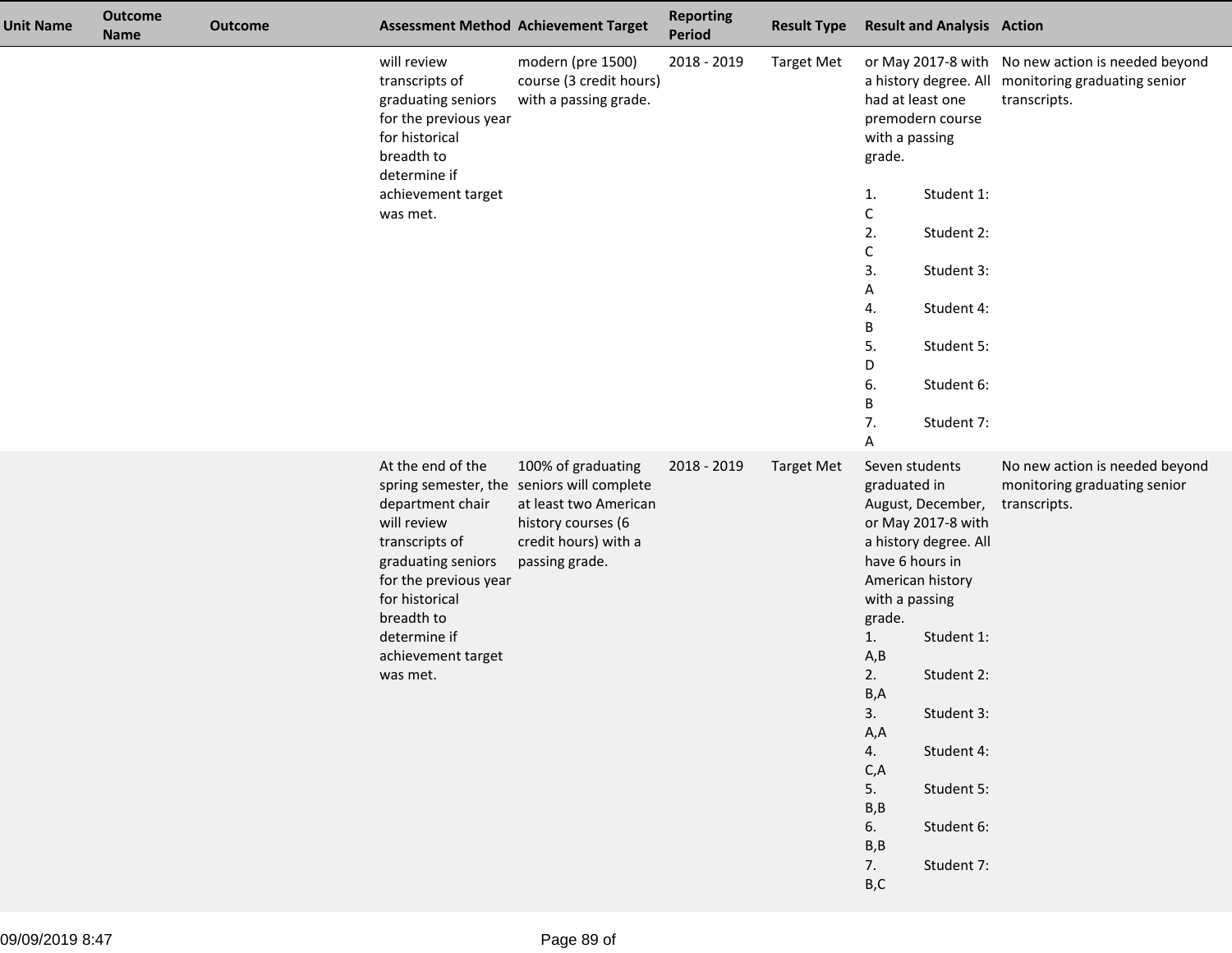| Unit Name | Outcome Name | Outcome | Assessment Method | Achievement Target | Reporting Period | Result Type | Result and Analysis | Action |
|---|---|---|---|---|---|---|---|---|
| | | | will review transcripts of graduating seniors for the previous year for historical breadth to determine if achievement target was met. | modern (pre 1500) course (3 credit hours) with a passing grade. | 2018 - 2019 | Target Met | or May 2017-8 with a history degree. All had at least one premodern course with a passing grade.<br><br>1. Student 1: C<br>2. Student 2: C<br>3. Student 3: A<br>4. Student 4: B<br>5. Student 5: D<br>6. Student 6: B<br>7. Student 7: A | No new action is needed beyond monitoring graduating senior transcripts. |
| | | | At the end of the spring semester, the department chair will review transcripts of graduating seniors for the previous year for historical breadth to determine if achievement target was met. | 100% of graduating seniors will complete at least two American history courses (6 credit hours) with a passing grade. | 2018 - 2019 | Target Met | Seven students graduated in August, December, or May 2017-8 with a history degree. All have 6 hours in American history with a passing grade.<br>1. Student 1: A,B<br>2. Student 2: B,A<br>3. Student 3: A,A<br>4. Student 4: C,A<br>5. Student 5: B,B<br>6. Student 6: B,B<br>7. Student 7: B,C | No new action is needed beyond monitoring graduating senior transcripts. |

09/09/2019 8:47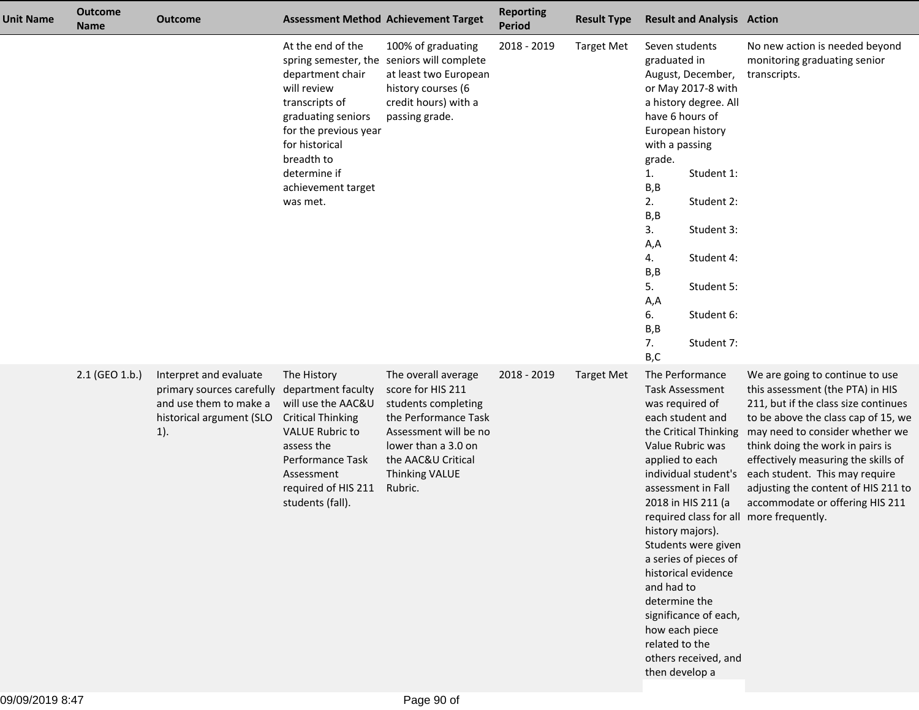| Unit Name | Outcome Name | Outcome | Assessment Method | Achievement Target | Reporting Period | Result Type | Result and Analysis | Action |
|---|---|---|---|---|---|---|---|---|
| | | | At the end of the spring semester, the department chair will review transcripts of graduating seniors for the previous year for historical breadth to determine if achievement target was met. | 100% of graduating seniors will complete at least two European history courses (6 credit hours) with a passing grade. | 2018 - 2019 | Target Met | Seven students graduated in August, December, or May 2017-8 with a history degree. All have 6 hours of European history with a passing grade.<br>1. Student 1: B,B<br>2. Student 2: B,B<br>3. Student 3: A,A<br>4. Student 4: B,B<br>5. Student 5: A,A<br>6. Student 6: B,B<br>7. Student 7: B,C | No new action is needed beyond monitoring graduating senior transcripts. |
| | 2.1 (GEO 1.b.) | Interpret and evaluate primary sources carefully and use them to make a historical argument (SLO 1). | The History department faculty will use the AAC&U Critical Thinking VALUE Rubric to assess the Performance Task Assessment required of HIS 211 students (fall). | The overall average score for HIS 211 students completing the Performance Task Assessment will be no lower than a 3.0 on the AAC&U Critical Thinking VALUE Rubric. | 2018 - 2019 | Target Met | The Performance Task Assessment was required of each student and the Critical Thinking Value Rubric was applied to each individual student's assessment in Fall 2018 in HIS 211 (a required class for all history majors). Students were given a series of pieces of historical evidence and had to determine the significance of each, how each piece related to the others received, and then develop a | We are going to continue to use this assessment (the PTA) in HIS 211, but if the class size continues to be above the class cap of 15, we may need to consider whether we think doing the work in pairs is effectively measuring the skills of each student. This may require adjusting the content of HIS 211 to accommodate or offering HIS 211 more frequently. |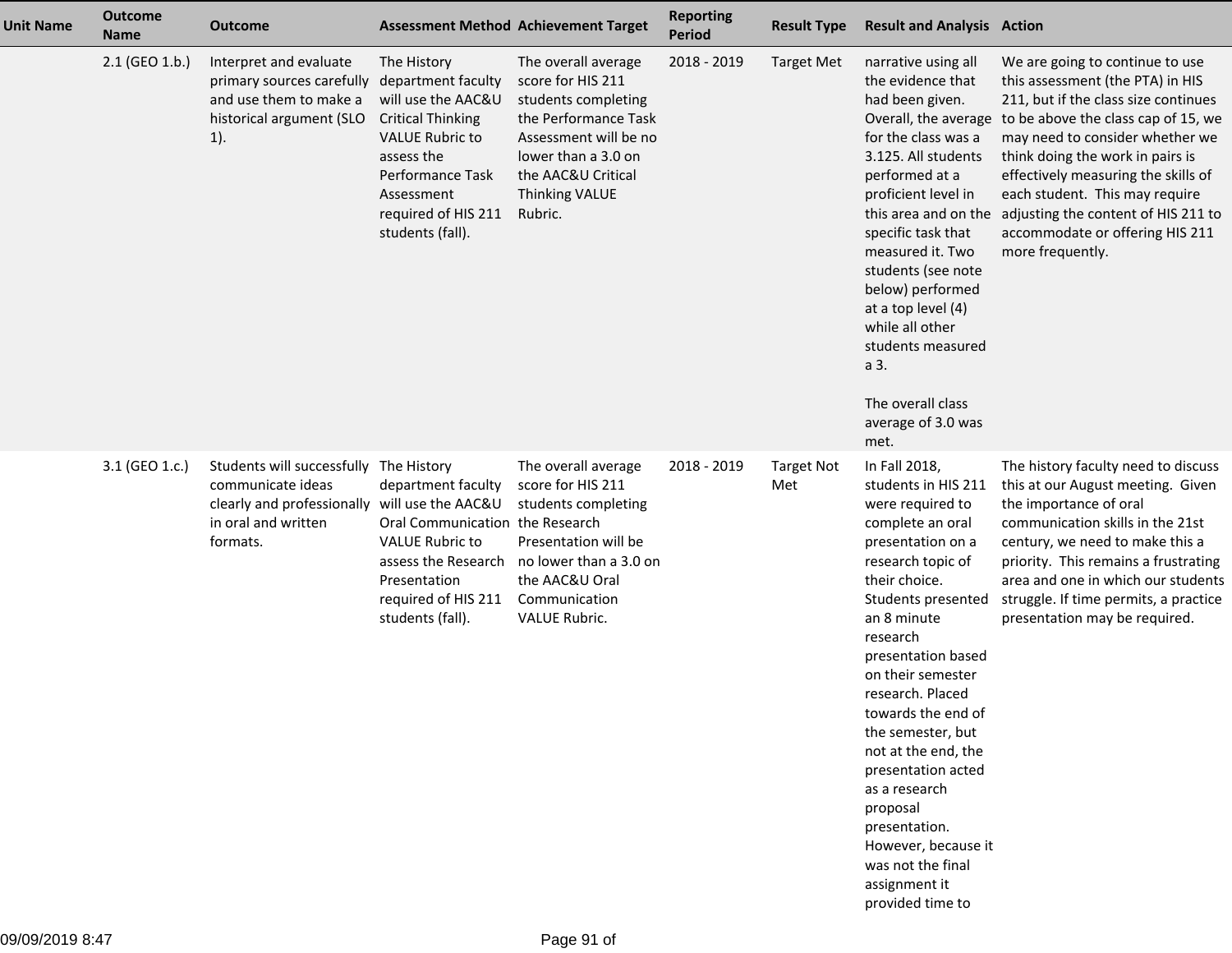| Unit Name | Outcome Name | Outcome | Assessment Method | Achievement Target | Reporting Period | Result Type | Result and Analysis | Action |
|---|---|---|---|---|---|---|---|---|
| | 2.1 (GEO 1.b.) | Interpret and evaluate primary sources carefully and use them to make a historical argument (SLO 1). | The History department faculty will use the AAC&U Critical Thinking VALUE Rubric to assess the Performance Task Assessment required of HIS 211 students (fall). | The overall average score for HIS 211 students completing the Performance Task Assessment will be no lower than a 3.0 on the AAC&U Critical Thinking VALUE Rubric. | 2018 - 2019 | Target Met | narrative using all the evidence that had been given. Overall, the average for the class was a 3.125. All students performed at a proficient level in this area and on the specific task that measured it. Two students (see note below) performed at a top level (4) while all other students measured a 3.<br><br>The overall class average of 3.0 was met. | We are going to continue to use this assessment (the PTA) in HIS 211, but if the class size continues to be above the class cap of 15, we may need to consider whether we think doing the work in pairs is effectively measuring the skills of each student. This may require adjusting the content of HIS 211 to accommodate or offering HIS 211 more frequently. |
| | 3.1 (GEO 1.c.) | Students will successfully communicate ideas clearly and professionally in oral and written formats. | The History department faculty will use the AAC&U Oral Communication VALUE Rubric to assess the Research Presentation required of HIS 211 students (fall). | The overall average score for HIS 211 students completing the Research Presentation will be no lower than a 3.0 on the AAC&U Oral Communication VALUE Rubric. | 2018 - 2019 | Target Not Met | In Fall 2018, students in HIS 211 were required to complete an oral presentation on a research topic of their choice. Students presented an 8 minute research presentation based on their semester research. Placed towards the end of the semester, but not at the end, the presentation acted as a research proposal presentation. However, because it was not the final assignment it provided time to | The history faculty need to discuss this at our August meeting. Given the importance of oral communication skills in the 21st century, we need to make this a priority. This remains a frustrating area and one in which our students struggle. If time permits, a practice presentation may be required. |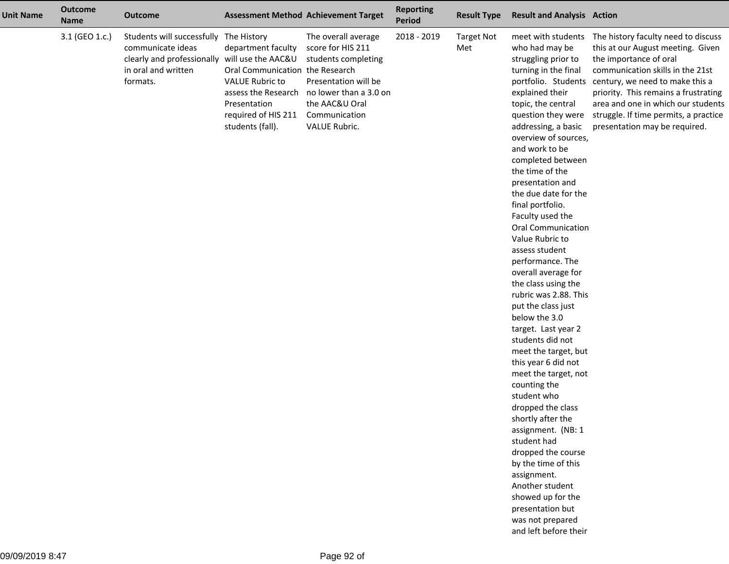| Unit Name | Outcome Name | Outcome | Assessment Method | Achievement Target | Reporting Period | Result Type | Result and Analysis | Action |
|---|---|---|---|---|---|---|---|---|
| | 3.1 (GEO 1.c.) | Students will successfully communicate ideas clearly and professionally in oral and written formats. | The History department faculty will use the AAC&U Oral Communication VALUE Rubric to assess the Research Presentation required of HIS 211 students (fall). | The overall average score for HIS 211 students completing the Research Presentation will be no lower than a 3.0 on the AAC&U Oral Communication VALUE Rubric. | 2018 - 2019 | Target Not Met | meet with students who had may be struggling prior to turning in the final portfolio. Students explained their topic, the central question they were addressing, a basic overview of sources, and work to be completed between the time of the presentation and the due date for the final portfolio. Faculty used the Oral Communication Value Rubric to assess student performance. The overall average for the class using the rubric was 2.88. This put the class just below the 3.0 target. Last year 2 students did not meet the target, but this year 6 did not meet the target, not counting the student who dropped the class shortly after the assignment. (NB: 1 student had dropped the course by the time of this assignment. Another student showed up for the presentation but was not prepared and left before their | The history faculty need to discuss this at our August meeting. Given the importance of oral communication skills in the 21st century, we need to make this a priority. This remains a frustrating area and one in which our students struggle. If time permits, a practice presentation may be required. |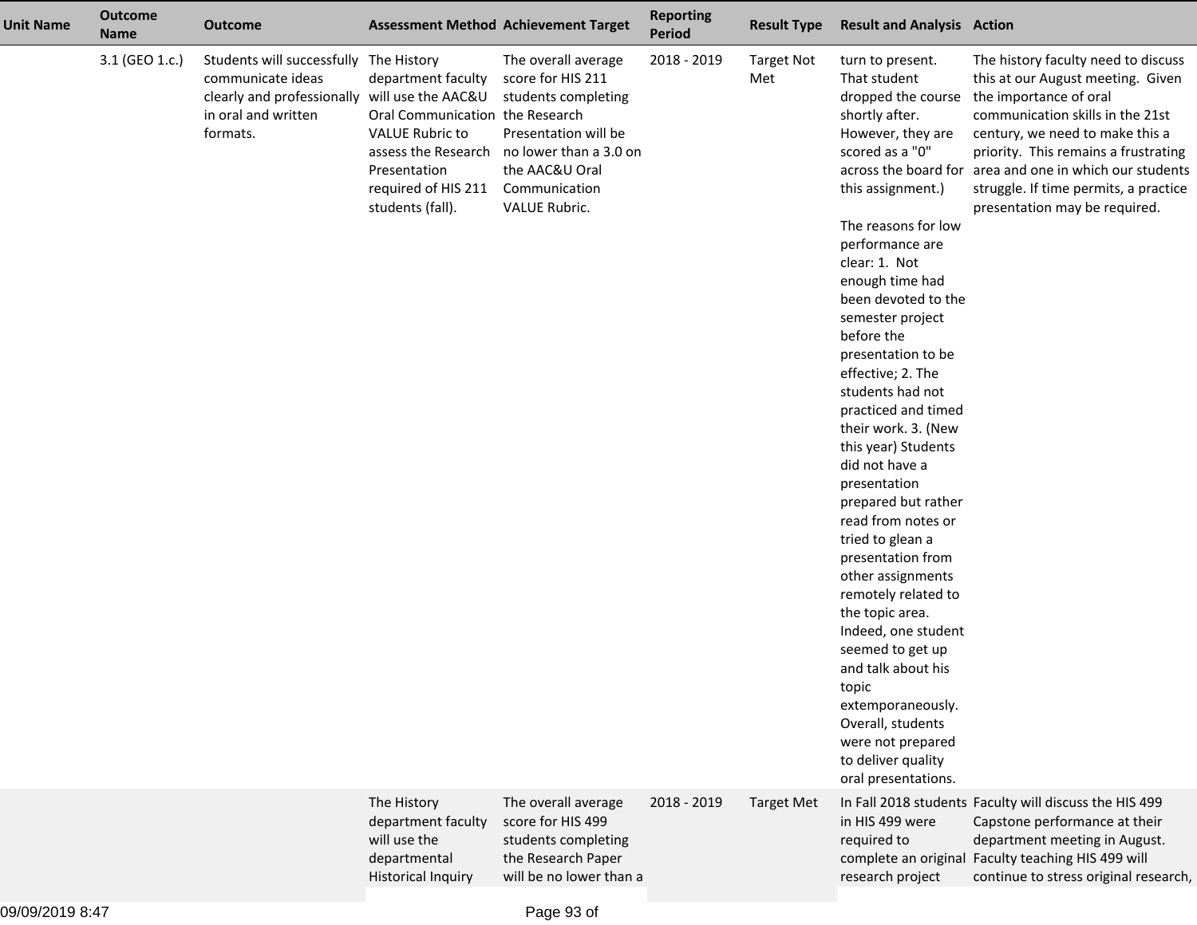| Unit Name | Outcome Name | Outcome | Assessment Method | Achievement Target | Reporting Period | Result Type | Result and Analysis | Action |
|---|---|---|---|---|---|---|---|---|
| | 3.1 (GEO 1.c.) | Students will successfully communicate ideas clearly and professionally in oral and written formats. | The History department faculty will use the AAC&U Oral Communication VALUE Rubric to assess the Research Presentation required of HIS 211 students (fall). | The overall average score for HIS 211 students completing the Research Presentation will be no lower than a 3.0 on the AAC&U Oral Communication VALUE Rubric. | 2018 - 2019 | Target Not Met | turn to present. That student dropped the course shortly after. However, they are scored as a "0" across the board for this assignment.)<br><br>The reasons for low performance are clear: 1. Not enough time had been devoted to the semester project before the presentation to be effective; 2. The students had not practiced and timed their work. 3. (New this year) Students did not have a presentation prepared but rather read from notes or tried to glean a presentation from other assignments remotely related to the topic area. Indeed, one student seemed to get up and talk about his topic extemporaneously. Overall, students were not prepared to deliver quality oral presentations. | The history faculty need to discuss this at our August meeting. Given the importance of oral communication skills in the 21st century, we need to make this a priority. This remains a frustrating area and one in which our students struggle. If time permits, a practice presentation may be required. |
| | | | The History department faculty will use the departmental Historical Inquiry | The overall average score for HIS 499 students completing the Research Paper will be no lower than a | 2018 - 2019 | Target Met | In Fall 2018 students in HIS 499 were required to complete an original research project | Faculty will discuss the HIS 499 Capstone performance at their department meeting in August. Faculty teaching HIS 499 will continue to stress original research, |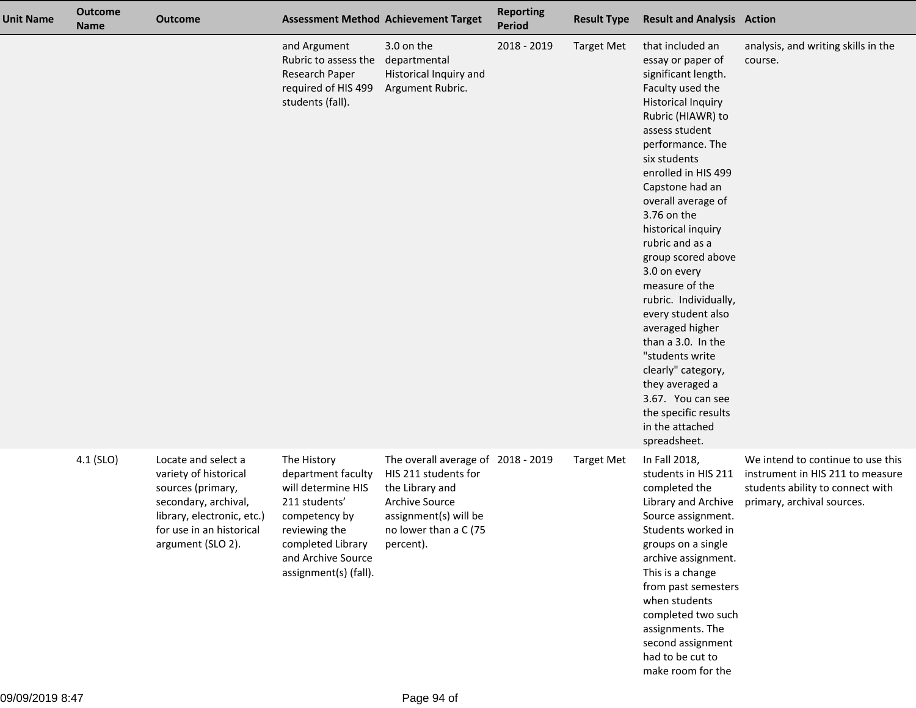| Unit Name | Outcome Name | Outcome | Assessment Method | Achievement Target | Reporting Period | Result Type | Result and Analysis | Action |
|---|---|---|---|---|---|---|---|---|
| | | | and Argument Rubric to assess the Research Paper required of HIS 499 students (fall). | 3.0 on the departmental Historical Inquiry and Argument Rubric. | 2018 - 2019 | Target Met | that included an essay or paper of significant length. Faculty used the Historical Inquiry Rubric (HIAWR) to assess student performance. The six students enrolled in HIS 499 Capstone had an overall average of 3.76 on the historical inquiry rubric and as a group scored above 3.0 on every measure of the rubric. Individually, every student also averaged higher than a 3.0. In the "students write clearly" category, they averaged a 3.67. You can see the specific results in the attached spreadsheet. | analysis, and writing skills in the course. |
| | 4.1 (SLO) | Locate and select a variety of historical sources (primary, secondary, archival, library, electronic, etc.) for use in an historical argument (SLO 2). | The History department faculty will determine HIS 211 students' competency by reviewing the completed Library and Archive Source assignment(s) (fall). | The overall average of HIS 211 students for the Library and Archive Source assignment(s) will be no lower than a C (75 percent). | 2018 - 2019 | Target Met | In Fall 2018, students in HIS 211 completed the Library and Archive Source assignment. Students worked in groups on a single archive assignment. This is a change from past semesters when students completed two such assignments. The second assignment had to be cut to make room for the | We intend to continue to use this instrument in HIS 211 to measure students ability to connect with primary, archival sources. |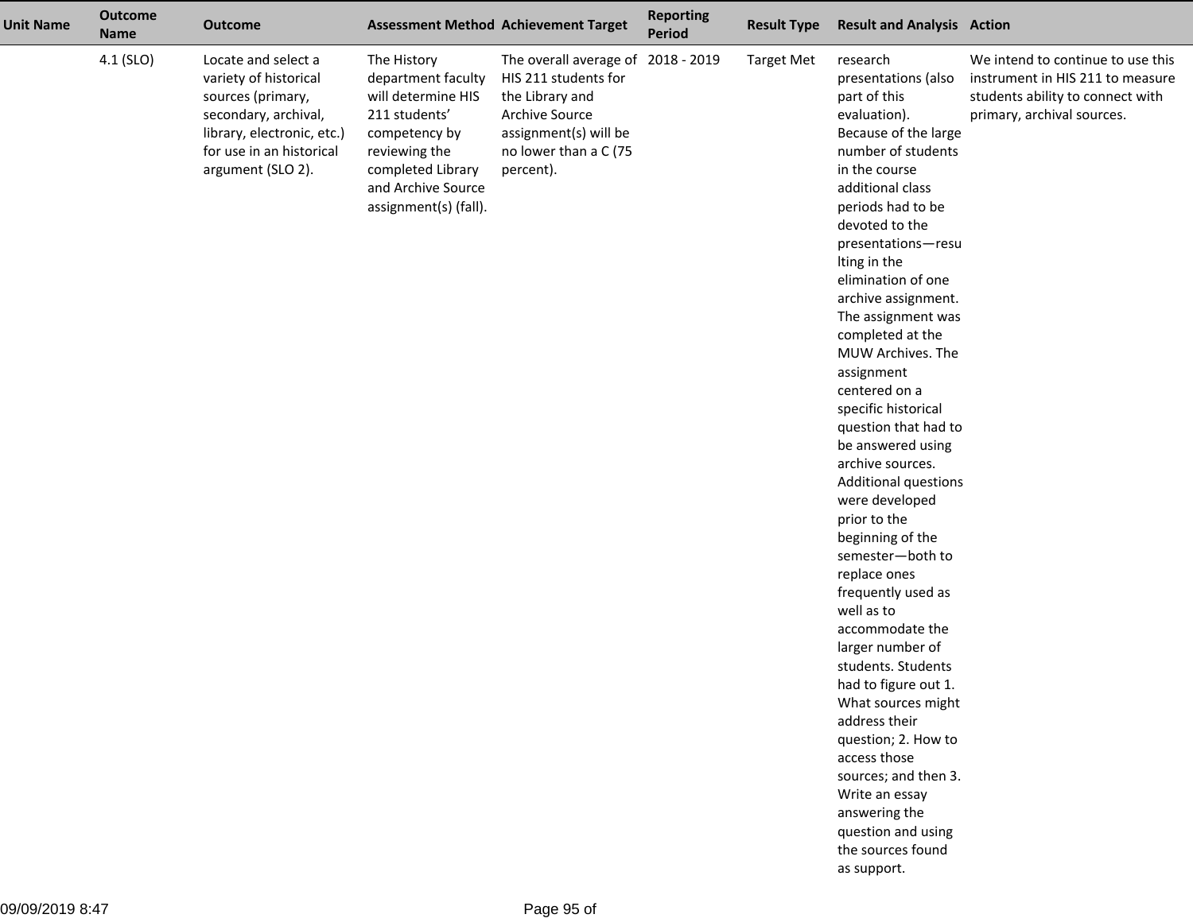| Unit Name | Outcome Name | Outcome | Assessment Method | Achievement Target | Reporting Period | Result Type | Result and Analysis | Action |
|---|---|---|---|---|---|---|---|---|
| | 4.1 (SLO) | Locate and select a variety of historical sources (primary, secondary, archival, library, electronic, etc.) for use in an historical argument (SLO 2). | The History department faculty will determine HIS 211 students' competency by reviewing the completed Library and Archive Source assignment(s) (fall). | The overall average of HIS 211 students for the Library and Archive Source assignment(s) will be no lower than a C (75 percent). | 2018 - 2019 | Target Met | research presentations (also part of this evaluation). Because of the large number of students in the course additional class periods had to be devoted to the presentations—resulting in the elimination of one archive assignment. The assignment was completed at the MUW Archives. The assignment centered on a specific historical question that had to be answered using archive sources. Additional questions were developed prior to the beginning of the semester—both to replace ones frequently used as well as to accommodate the larger number of students. Students had to figure out 1. What sources might address their question; 2. How to access those sources; and then 3. Write an essay answering the question and using the sources found as support. | We intend to continue to use this instrument in HIS 211 to measure students ability to connect with primary, archival sources. |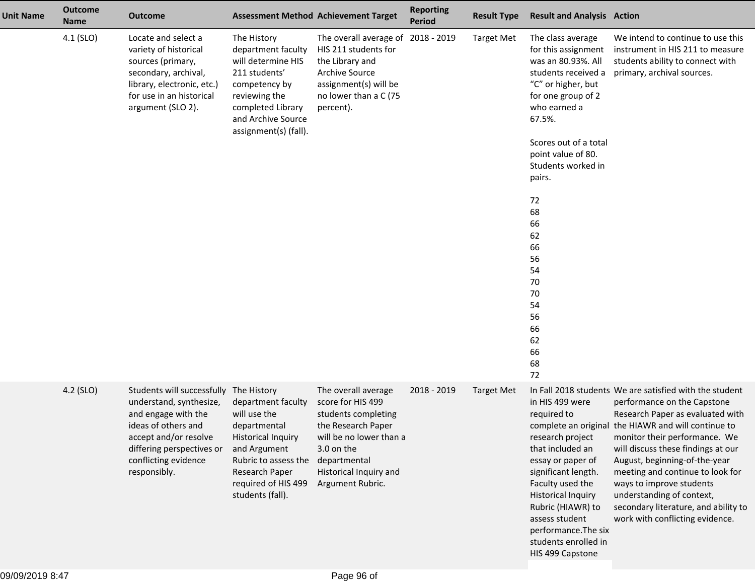| Unit Name | Outcome Name | Outcome | Assessment Method | Achievement Target | Reporting Period | Result Type | Result and Analysis | Action |
|---|---|---|---|---|---|---|---|---|
| | 4.1 (SLO) | Locate and select a variety of historical sources (primary, secondary, archival, library, electronic, etc.) for use in an historical argument (SLO 2). | The History department faculty will determine HIS 211 students' competency by reviewing the completed Library and Archive Source assignment(s) (fall). | The overall average of HIS 211 students for the Library and Archive Source assignment(s) will be no lower than a C (75 percent). | 2018 - 2019 | Target Met | The class average for this assignment was an 80.93%. All students received a "C" or higher, but for one group of 2 who earned a 67.5%.<br><br>Scores out of a total point value of 80. Students worked in pairs.<br><br>72<br>68<br>66<br>62<br>66<br>56<br>54<br>70<br>70<br>54<br>56<br>66<br>62<br>66<br>68<br>72 | We intend to continue to use this instrument in HIS 211 to measure students ability to connect with primary, archival sources. |
| | 4.2 (SLO) | Students will successfully understand, synthesize, and engage with the ideas of others and accept and/or resolve differing perspectives or conflicting evidence responsibly. | The History department faculty will use the departmental Historical Inquiry and Argument Rubric to assess the Research Paper required of HIS 499 students (fall). | The overall average score for HIS 499 students completing the Research Paper will be no lower than a 3.0 on the departmental Historical Inquiry and Argument Rubric. | 2018 - 2019 | Target Met | In Fall 2018 students in HIS 499 were required to complete an original research project that included an essay or paper of significant length. Faculty used the Historical Inquiry Rubric (HIAWR) to assess student performance.The six students enrolled in HIS 499 Capstone | We are satisfied with the student performance on the Capstone Research Paper as evaluated with the HIAWR and will continue to monitor their performance. We will discuss these findings at our August, beginning-of-the-year meeting and continue to look for ways to improve students understanding of context, secondary literature, and ability to work with conflicting evidence. |

09/09/2019 8:47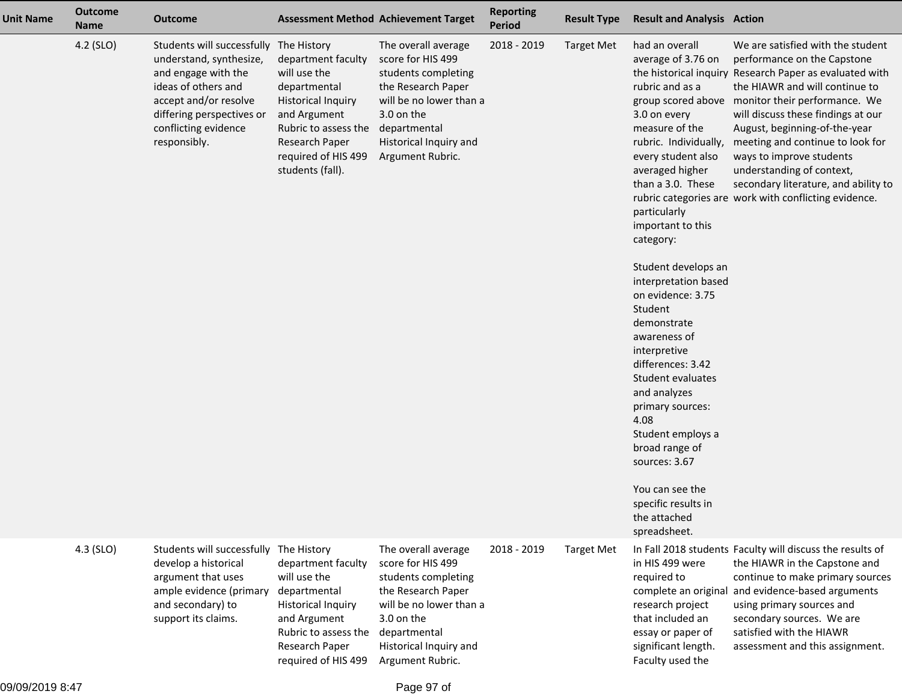| Unit Name | Outcome Name | Outcome | Assessment Method | Achievement Target | Reporting Period | Result Type | Result and Analysis | Action |
|---|---|---|---|---|---|---|---|---|
| | 4.2 (SLO) | Students will successfully understand, synthesize, and engage with the ideas of others and accept and/or resolve differing perspectives or conflicting evidence responsibly. | The History department faculty will use the departmental Historical Inquiry and Argument Rubric to assess the Research Paper required of HIS 499 students (fall). | The overall average score for HIS 499 students completing the Research Paper will be no lower than a 3.0 on the departmental Historical Inquiry and Argument Rubric. | 2018 - 2019 | Target Met | had an overall average of 3.76 on the historical inquiry rubric and as a group scored above 3.0 on every measure of the rubric. Individually, every student also averaged higher than a 3.0. These rubric categories are particularly important to this category:<br><br>Student develops an interpretation based on evidence: 3.75<br>Student demonstrate awareness of interpretive differences: 3.42<br>Student evaluates and analyzes primary sources: 4.08<br>Student employs a broad range of sources: 3.67<br><br>You can see the specific results in the attached spreadsheet. | We are satisfied with the student performance on the Capstone Research Paper as evaluated with the HIAWR and will continue to monitor their performance. We will discuss these findings at our August, beginning-of-the-year meeting and continue to look for ways to improve students understanding of context, secondary literature, and ability to work with conflicting evidence. |
| | 4.3 (SLO) | Students will successfully develop a historical argument that uses ample evidence (primary and secondary) to support its claims. | The History department faculty will use the departmental Historical Inquiry and Argument Rubric to assess the Research Paper required of HIS 499 | The overall average score for HIS 499 students completing the Research Paper will be no lower than a 3.0 on the departmental Historical Inquiry and Argument Rubric. | 2018 - 2019 | Target Met | In Fall 2018 students in HIS 499 were required to complete an original research project that included an essay or paper of significant length. Faculty used the | Faculty will discuss the results of the HIAWR in the Capstone and continue to make primary sources and evidence-based arguments using primary sources and secondary sources. We are satisfied with the HIAWR assessment and this assignment. |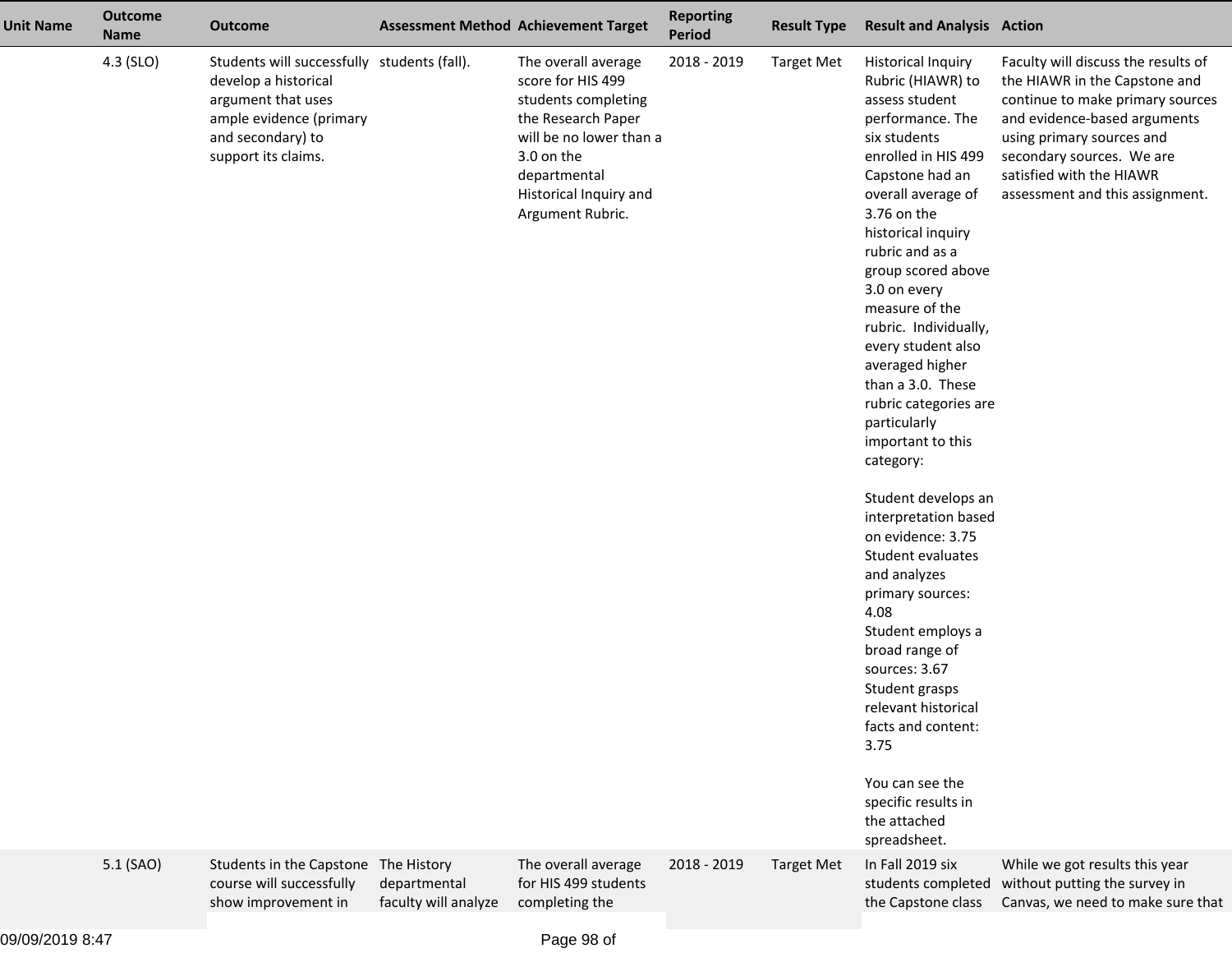| Unit Name | Outcome Name | Outcome | Assessment Method | Achievement Target | Reporting Period | Result Type | Result and Analysis | Action |
|---|---|---|---|---|---|---|---|---|
| | 4.3 (SLO) | Students will successfully develop a historical argument that uses ample evidence (primary and secondary) to support its claims. | students (fall). | The overall average score for HIS 499 students completing the Research Paper will be no lower than a 3.0 on the departmental Historical Inquiry and Argument Rubric. | 2018 - 2019 | Target Met | Historical Inquiry Rubric (HIAWR) to assess student performance. The six students enrolled in HIS 499 Capstone had an overall average of 3.76 on the historical inquiry rubric and as a group scored above 3.0 on every measure of the rubric. Individually, every student also averaged higher than a 3.0. These rubric categories are particularly important to this category:<br><br>Student develops an interpretation based on evidence: 3.75<br>Student evaluates and analyzes primary sources: 4.08<br>Student employs a broad range of sources: 3.67<br>Student grasps relevant historical facts and content: 3.75<br><br>You can see the specific results in the attached spreadsheet. | Faculty will discuss the results of the HIAWR in the Capstone and continue to make primary sources and evidence-based arguments using primary sources and secondary sources. We are satisfied with the HIAWR assessment and this assignment. |
| | 5.1 (SAO) | Students in the Capstone course will successfully show improvement in | The History departmental faculty will analyze | The overall average for HIS 499 students completing the | 2018 - 2019 | Target Met | In Fall 2019 six students completed the Capstone class | While we got results this year without putting the survey in Canvas, we need to make sure that |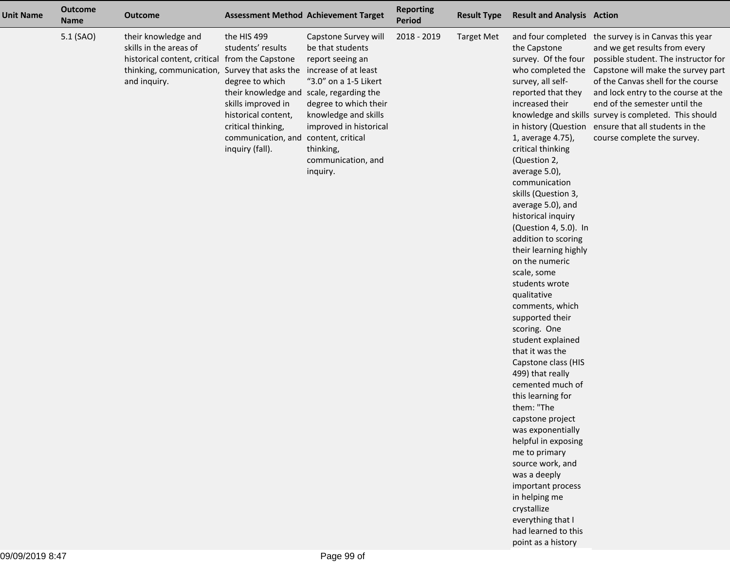| Unit Name | Outcome Name | Outcome | Assessment Method | Achievement Target | Reporting Period | Result Type | Result and Analysis | Action |
|---|---|---|---|---|---|---|---|---|
| | 5.1 (SAO) | their knowledge and skills in the areas of historical content, critical thinking, communication, and inquiry. | the HIS 499 students' results from the Capstone Survey that asks the degree to which their knowledge and skills improved in historical content, critical thinking, communication, and inquiry (fall). | Capstone Survey will be that students report seeing an increase of at least "3.0" on a 1-5 Likert scale, regarding the degree to which their knowledge and skills improved in historical content, critical thinking, communication, and inquiry. | 2018 - 2019 | Target Met | and four completed the Capstone survey. Of the four who completed the survey, all self-reported that they increased their knowledge and skills in history (Question 1, average 4.75), critical thinking (Question 2, average 5.0), communication skills (Question 3, average 5.0), and historical inquiry (Question 4, 5.0). In addition to scoring their learning highly on the numeric scale, some students wrote qualitative comments, which supported their scoring. One student explained that it was the Capstone class (HIS 499) that really cemented much of this learning for them: "The capstone project was exponentially helpful in exposing me to primary source work, and was a deeply important process in helping me crystallize everything that I had learned to this point as a history | the survey is in Canvas this year and we get results from every possible student. The instructor for Capstone will make the survey part of the Canvas shell for the course and lock entry to the course at the end of the semester until the survey is completed. This should ensure that all students in the course complete the survey. |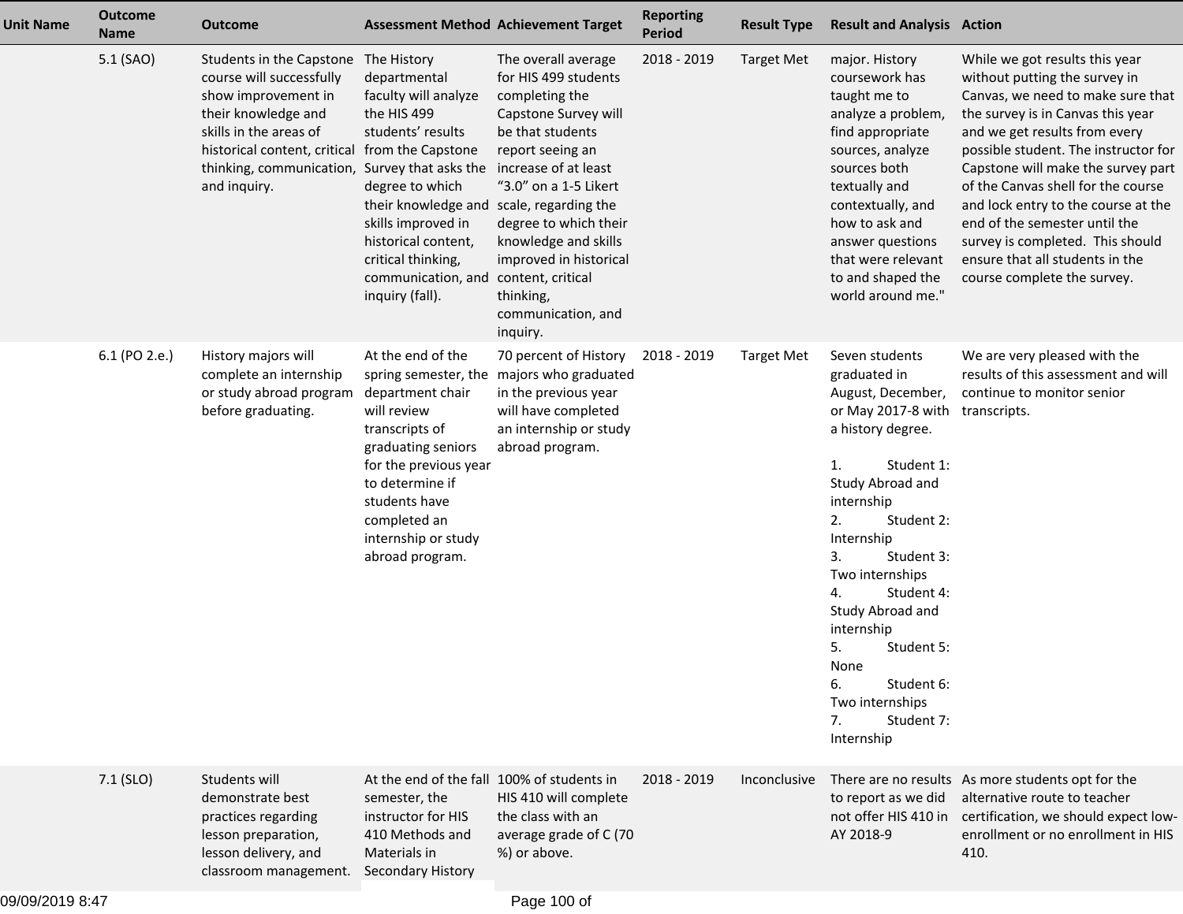| Unit Name | Outcome Name | Outcome | Assessment Method | Achievement Target | Reporting Period | Result Type | Result and Analysis | Action |
|---|---|---|---|---|---|---|---|---|
| | 5.1 (SAO) | Students in the Capstone course will successfully show improvement in their knowledge and skills in the areas of historical content, critical thinking, communication, and inquiry. | The History departmental faculty will analyze the HIS 499 students' results from the Capstone Survey that asks the degree to which their knowledge and skills improved in historical content, critical thinking, communication, and inquiry (fall). | The overall average for HIS 499 students completing the Capstone Survey will be that students report seeing an increase of at least "3.0" on a 1-5 Likert scale, regarding the degree to which their knowledge and skills improved in historical content, critical thinking, communication, and inquiry. | 2018 - 2019 | Target Met | major. History coursework has taught me to analyze a problem, find appropriate sources, analyze sources both textually and contextually, and how to ask and answer questions that were relevant to and shaped the world around me." | While we got results this year without putting the survey in Canvas, we need to make sure that the survey is in Canvas this year and we get results from every possible student. The instructor for Capstone will make the survey part of the Canvas shell for the course and lock entry to the course at the end of the semester until the survey is completed. This should ensure that all students in the course complete the survey. |
| | 6.1 (PO 2.e.) | History majors will complete an internship or study abroad program before graduating. | At the end of the spring semester, the department chair will review transcripts of graduating seniors for the previous year to determine if students have completed an internship or study abroad program. | 70 percent of History majors who graduated in the previous year will have completed an internship or study abroad program. | 2018 - 2019 | Target Met | Seven students graduated in August, December, or May 2017-8 with a history degree.<br><br>1. Student 1: Study Abroad and internship<br>2. Student 2: Internship<br>3. Student 3: Two internships<br>4. Student 4: Study Abroad and internship<br>5. Student 5: None<br>6. Student 6: Two internships<br>7. Student 7: Internship | We are very pleased with the results of this assessment and will continue to monitor senior transcripts. |
| | 7.1 (SLO) | Students will demonstrate best practices regarding lesson preparation, lesson delivery, and classroom management. | At the end of the fall semester, the instructor for HIS 410 Methods and Materials in Secondary History | 100% of students in HIS 410 will complete the class with an average grade of C (70 %) or above. | 2018 - 2019 | Inconclusive | There are no results to report as we did not offer HIS 410 in AY 2018-9 | As more students opt for the alternative route to teacher certification, we should expect low-enrollment or no enrollment in HIS 410. |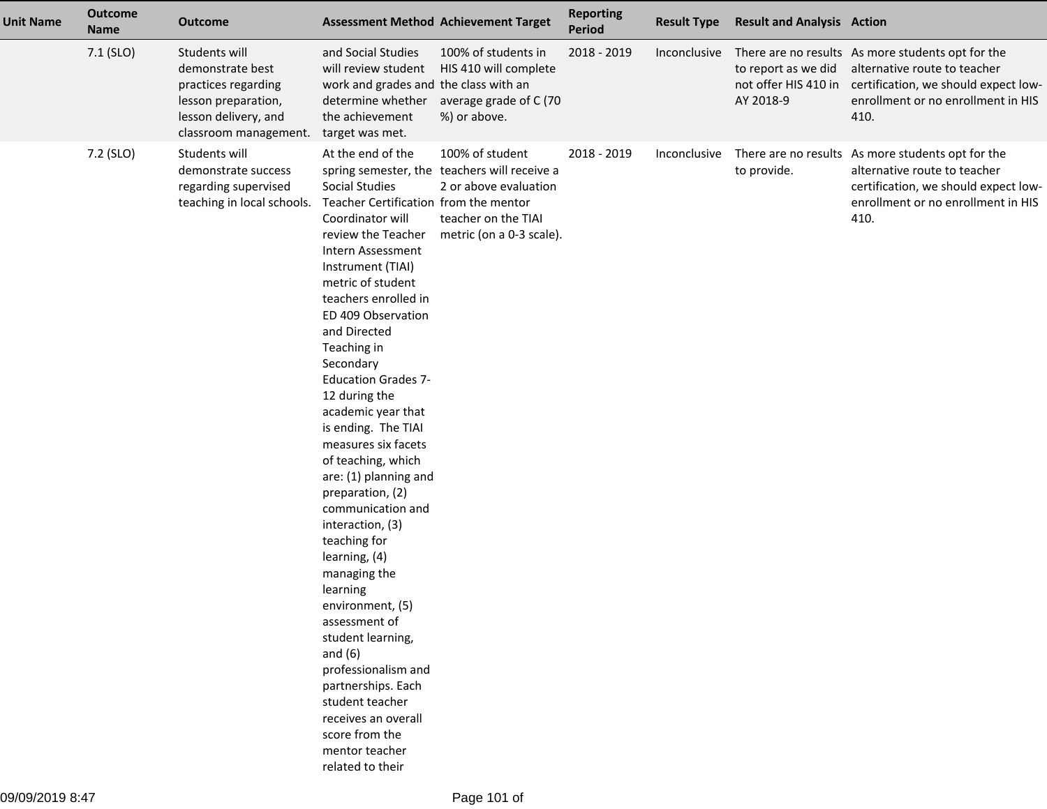| Unit Name | Outcome Name | Outcome | Assessment Method | Achievement Target | Reporting Period | Result Type | Result and Analysis | Action |
|---|---|---|---|---|---|---|---|---|
| | 7.1 (SLO) | Students will demonstrate best practices regarding lesson preparation, lesson delivery, and classroom management. | and Social Studies will review student work and grades and determine whether the achievement target was met. | 100% of students in HIS 410 will complete the class with an average grade of C (70 %) or above. | 2018 - 2019 | Inconclusive | There are no results to report as we did not offer HIS 410 in AY 2018-9 | As more students opt for the alternative route to teacher certification, we should expect low-enrollment or no enrollment in HIS 410. |
| | 7.2 (SLO) | Students will demonstrate success regarding supervised teaching in local schools. | At the end of the spring semester, the Social Studies Teacher Certification Coordinator will review the Teacher Intern Assessment Instrument (TIAI) metric of student teachers enrolled in ED 409 Observation and Directed Teaching in Secondary Education Grades 7-12 during the academic year that is ending. The TIAI measures six facets of teaching, which are: (1) planning and preparation, (2) communication and interaction, (3) teaching for learning, (4) managing the learning environment, (5) assessment of student learning, and (6) professionalism and partnerships. Each student teacher receives an overall score from the mentor teacher related to their | 100% of student teachers will receive a 2 or above evaluation from the mentor teacher on the TIAI metric (on a 0-3 scale). | 2018 - 2019 | Inconclusive | There are no results to provide. | As more students opt for the alternative route to teacher certification, we should expect low-enrollment or no enrollment in HIS 410. |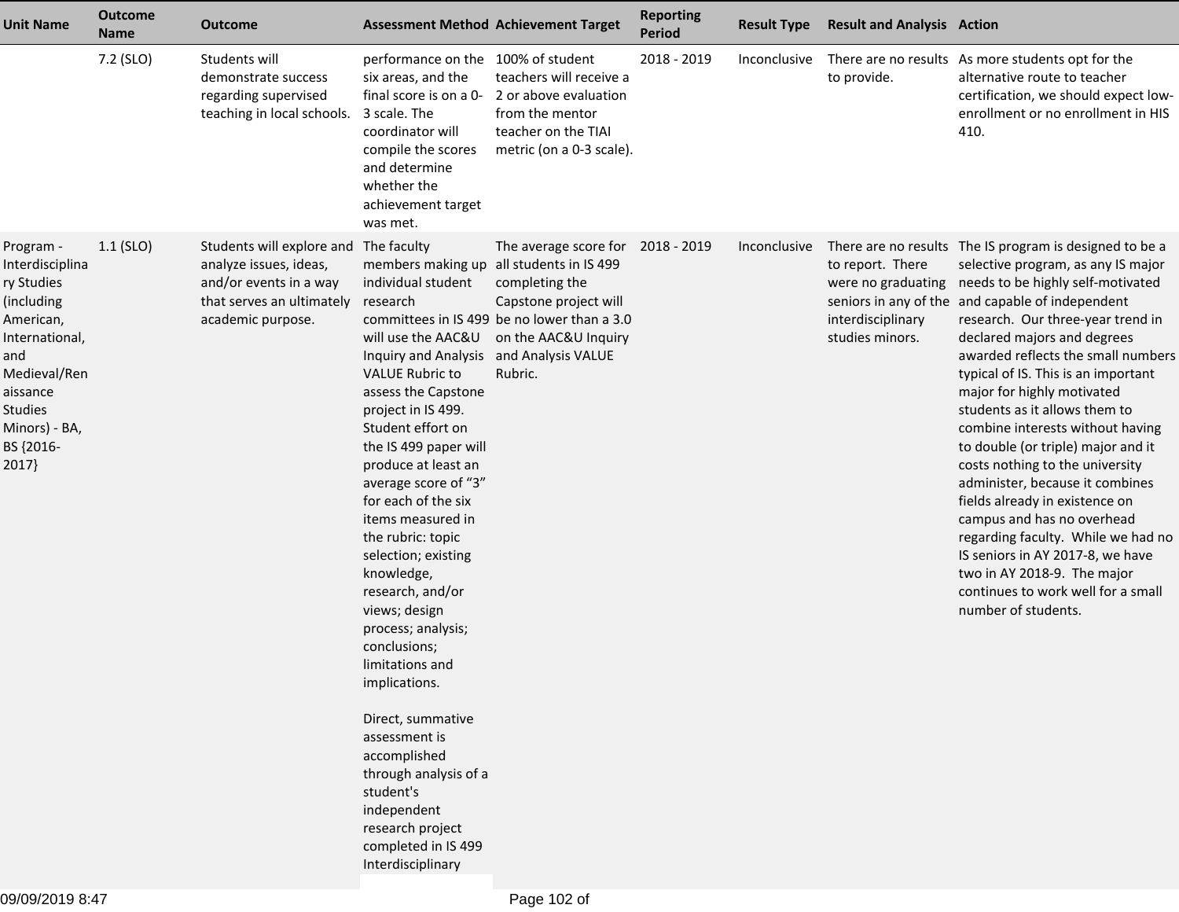| Unit Name | Outcome Name | Outcome | Assessment Method | Achievement Target | Reporting Period | Result Type | Result and Analysis | Action |
|---|---|---|---|---|---|---|---|---|
| | 7.2 (SLO) | Students will demonstrate success regarding supervised teaching in local schools. | performance on the six areas, and the final score is on a 0-3 scale. The coordinator will compile the scores and determine whether the achievement target was met. | 100% of student teachers will receive a 2 or above evaluation from the mentor teacher on the TIAI metric (on a 0-3 scale). | 2018 - 2019 | Inconclusive | There are no results to provide. | As more students opt for the alternative route to teacher certification, we should expect low-enrollment or no enrollment in HIS 410. |
| Program - Interdisciplinary Studies (including American, International, and Medieval/Renaissance Studies Minors) - BA, BS {2016-2017} | 1.1 (SLO) | Students will explore and analyze issues, ideas, and/or events in a way that serves an ultimately academic purpose. | The faculty members making up individual student research committees in IS 499 will use the AAC&U Inquiry and Analysis VALUE Rubric to assess the Capstone project in IS 499. Student effort on the IS 499 paper will produce at least an average score of "3" for each of the six items measured in the rubric: topic selection; existing knowledge, research, and/or views; design process; analysis; conclusions; limitations and implications.<br><br>Direct, summative assessment is accomplished through analysis of a student's independent research project completed in IS 499 Interdisciplinary | The average score for all students in IS 499 completing the Capstone project will be no lower than a 3.0 on the AAC&U Inquiry and Analysis VALUE Rubric. | 2018 - 2019 | Inconclusive | There are no results to report. There were no graduating seniors in any of the interdisciplinary studies minors. | The IS program is designed to be a selective program, as any IS major needs to be highly self-motivated and capable of independent research. Our three-year trend in declared majors and degrees awarded reflects the small numbers typical of IS. This is an important major for highly motivated students as it allows them to combine interests without having to double (or triple) major and it costs nothing to the university administer, because it combines fields already in existence on campus and has no overhead regarding faculty. While we had no IS seniors in AY 2017-8, we have two in AY 2018-9. The major continues to work well for a small number of students. |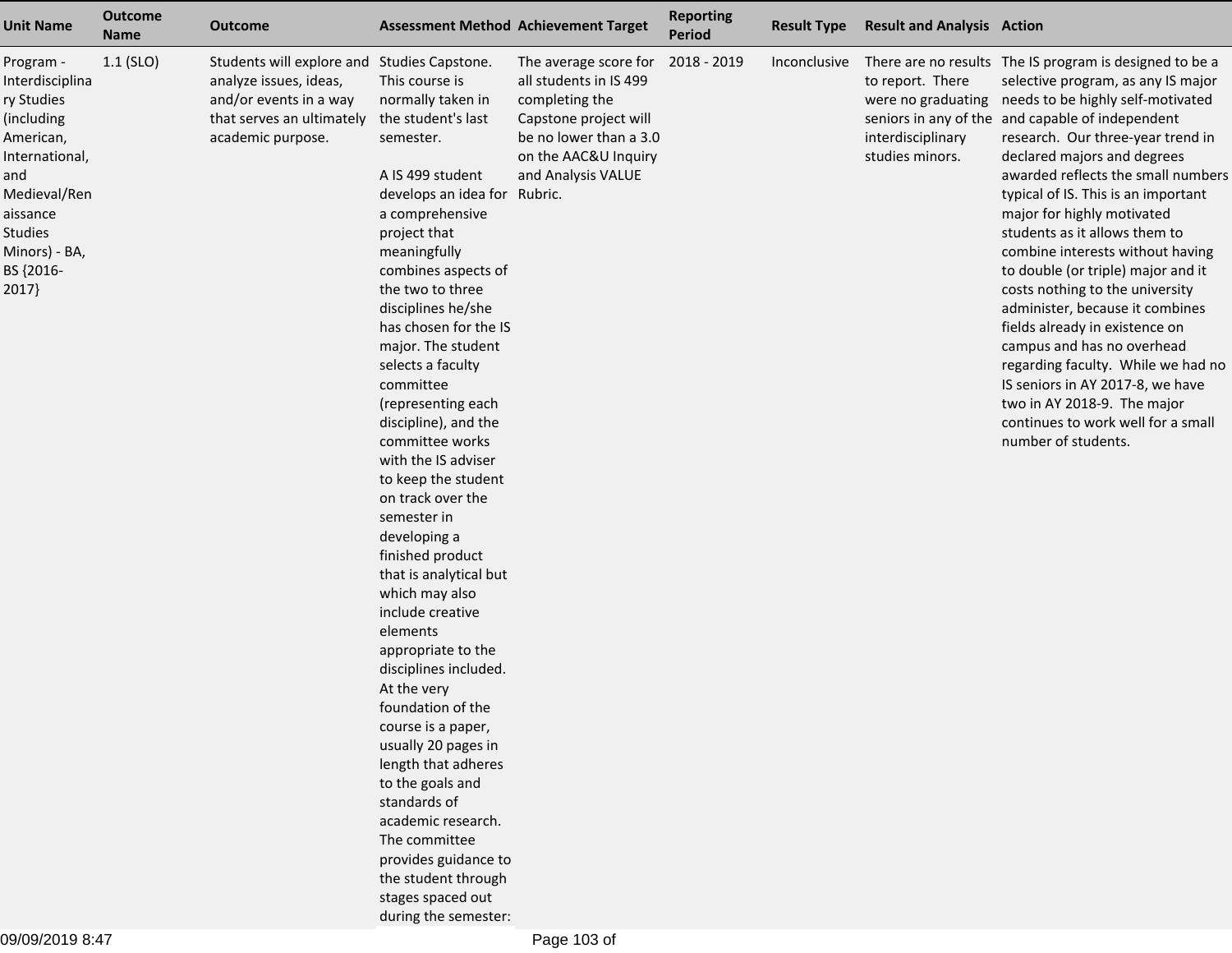| Unit Name | Outcome Name | Outcome | Assessment Method | Achievement Target | Reporting Period | Result Type | Result and Analysis | Action |
|---|---|---|---|---|---|---|---|---|
| Program - Interdisciplinary Studies (including American, International, and Medieval/Renaissance Studies Minors) - BA, BS {2016-2017} | 1.1 (SLO) | Students will explore and analyze issues, ideas, and/or events in a way that serves an ultimately academic purpose. | Studies Capstone. This course is normally taken in the student's last semester.<br><br>A IS 499 student develops an idea for a comprehensive project that meaningfully combines aspects of the two to three disciplines he/she has chosen for the IS major. The student selects a faculty committee (representing each discipline), and the committee works with the IS adviser to keep the student on track over the semester in developing a finished product that is analytical but which may also include creative elements appropriate to the disciplines included. At the very foundation of the course is a paper, usually 20 pages in length that adheres to the goals and standards of academic research. The committee provides guidance to the student through stages spaced out during the semester: | The average score for all students in IS 499 completing the Capstone project will be no lower than a 3.0 on the AAC&U Inquiry and Analysis VALUE Rubric. | 2018 - 2019 | Inconclusive | There are no results to report. There were no graduating seniors in any of the interdisciplinary studies minors. | The IS program is designed to be a selective program, as any IS major needs to be highly self-motivated and capable of independent research. Our three-year trend in declared majors and degrees awarded reflects the small numbers typical of IS. This is an important major for highly motivated students as it allows them to combine interests without having to double (or triple) major and it costs nothing to the university administer, because it combines fields already in existence on campus and has no overhead regarding faculty. While we had no IS seniors in AY 2017-8, we have two in AY 2018-9. The major continues to work well for a small number of students. |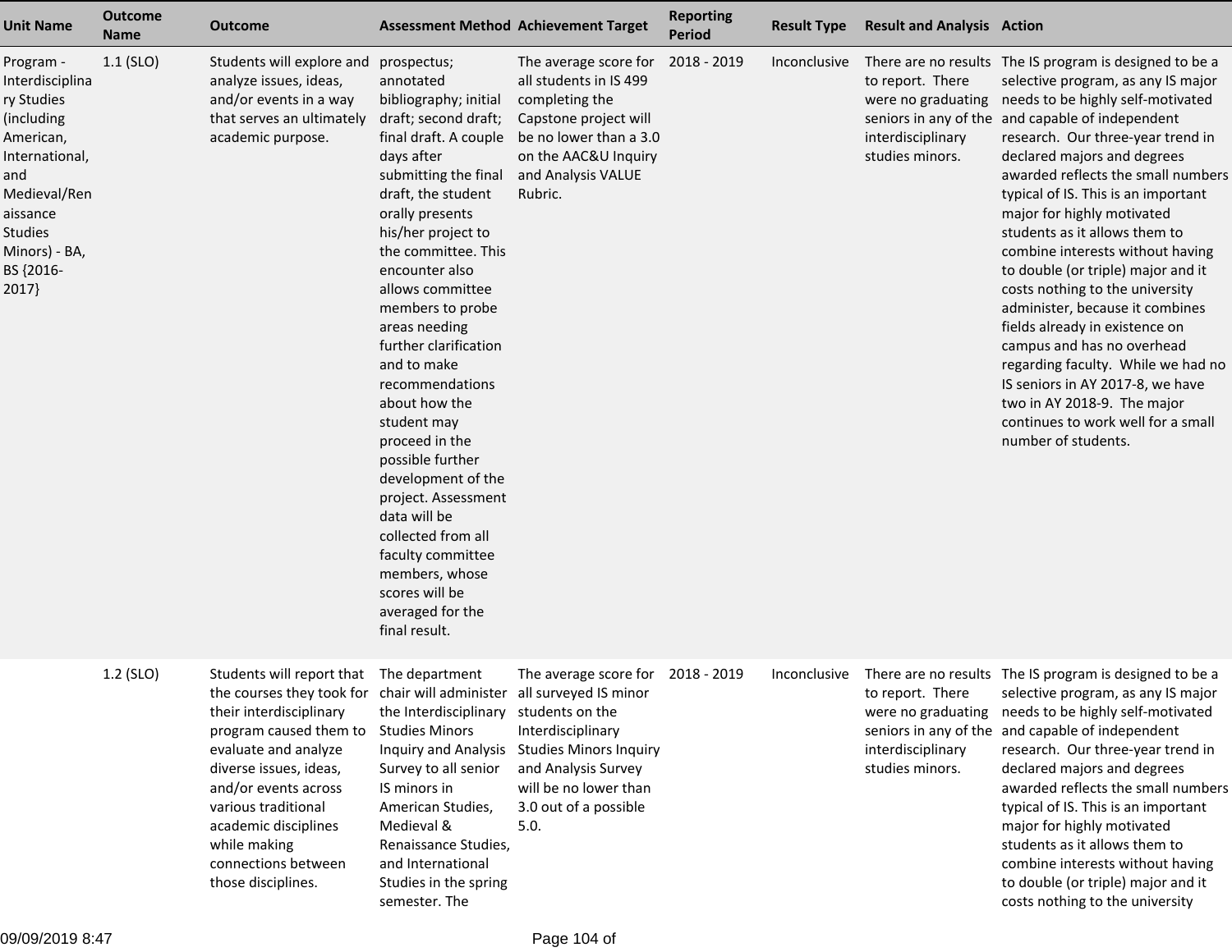| Unit Name | Outcome Name | Outcome | Assessment Method | Achievement Target | Reporting Period | Result Type | Result and Analysis | Action |
|---|---|---|---|---|---|---|---|---|
| Program - Interdisciplinary Studies (including American, International, and Medieval/Renaissance Studies Minors) - BA, BS {2016-2017} | 1.1 (SLO) | Students will explore and analyze issues, ideas, and/or events in a way that serves an ultimately academic purpose. | prospectus; annotated bibliography; initial draft; second draft; final draft. A couple days after submitting the final draft, the student orally presents his/her project to the committee. This encounter also allows committee members to probe areas needing further clarification and to make recommendations about how the student may proceed in the possible further development of the project. Assessment data will be collected from all faculty committee members, whose scores will be averaged for the final result. | The average score for all students in IS 499 completing the Capstone project will be no lower than a 3.0 on the AAC&U Inquiry and Analysis VALUE Rubric. | 2018 - 2019 | Inconclusive | There are no results to report. There were no graduating seniors in any of the interdisciplinary studies minors. | The IS program is designed to be a selective program, as any IS major needs to be highly self-motivated and capable of independent research. Our three-year trend in declared majors and degrees awarded reflects the small numbers typical of IS. This is an important major for highly motivated students as it allows them to combine interests without having to double (or triple) major and it costs nothing to the university administer, because it combines fields already in existence on campus and has no overhead regarding faculty. While we had no IS seniors in AY 2017-8, we have two in AY 2018-9. The major continues to work well for a small number of students. |
| | 1.2 (SLO) | Students will report that the courses they took for their interdisciplinary program caused them to evaluate and analyze diverse issues, ideas, and/or events across various traditional academic disciplines while making connections between those disciplines. | The department chair will administer the Interdisciplinary Studies Minors Inquiry and Analysis Survey to all senior IS minors in American Studies, Medieval & Renaissance Studies, and International Studies in the spring semester. The | The average score for all surveyed IS minor students on the Interdisciplinary Studies Minors Inquiry and Analysis Survey will be no lower than 3.0 out of a possible 5.0. | 2018 - 2019 | Inconclusive | There are no results to report. There were no graduating seniors in any of the interdisciplinary studies minors. | The IS program is designed to be a selective program, as any IS major needs to be highly self-motivated and capable of independent research. Our three-year trend in declared majors and degrees awarded reflects the small numbers typical of IS. This is an important major for highly motivated students as it allows them to combine interests without having to double (or triple) major and it costs nothing to the university |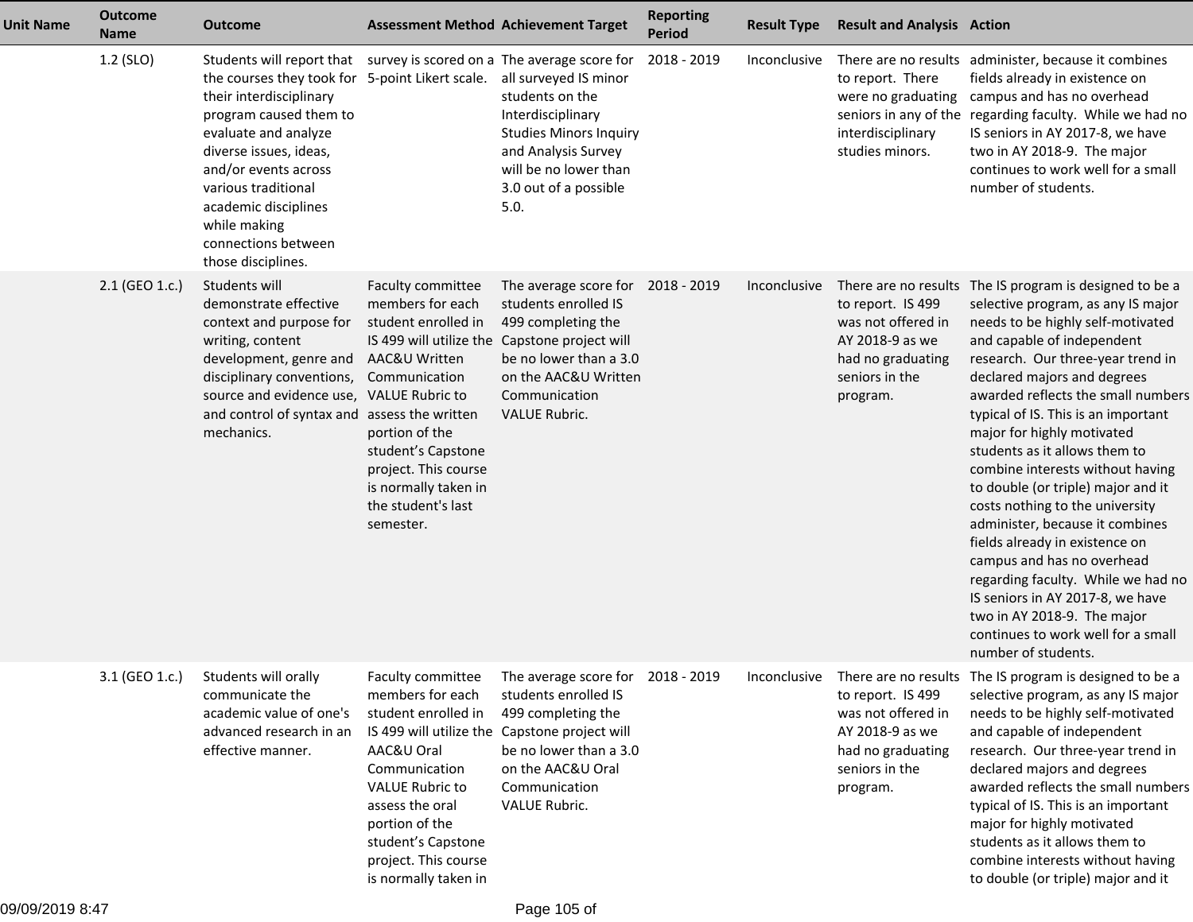| Unit Name | Outcome Name | Outcome | Assessment Method | Achievement Target | Reporting Period | Result Type | Result and Analysis | Action |
|---|---|---|---|---|---|---|---|---|
| | 1.2 (SLO) | Students will report that the courses they took for their interdisciplinary program caused them to evaluate and analyze diverse issues, ideas, and/or events across various traditional academic disciplines while making connections between those disciplines. | survey is scored on a 5-point Likert scale. | The average score for all surveyed IS minor students on the Interdisciplinary Studies Minors Inquiry and Analysis Survey will be no lower than 3.0 out of a possible 5.0. | 2018 - 2019 | Inconclusive | There are no results to report. There were no graduating seniors in any of the interdisciplinary studies minors. | administer, because it combines fields already in existence on campus and has no overhead regarding faculty. While we had no IS seniors in AY 2017-8, we have two in AY 2018-9. The major continues to work well for a small number of students. |
| | 2.1 (GEO 1.c.) | Students will demonstrate effective context and purpose for writing, content development, genre and disciplinary conventions, source and evidence use, and control of syntax and mechanics. | Faculty committee members for each student enrolled in IS 499 will utilize the AAC&U Written Communication VALUE Rubric to assess the written portion of the student's Capstone project. This course is normally taken in the student's last semester. | The average score for students enrolled IS 499 completing the Capstone project will be no lower than a 3.0 on the AAC&U Written Communication VALUE Rubric. | 2018 - 2019 | Inconclusive | There are no results to report. IS 499 was not offered in AY 2018-9 as we had no graduating seniors in the program. | The IS program is designed to be a selective program, as any IS major needs to be highly self-motivated and capable of independent research. Our three-year trend in declared majors and degrees awarded reflects the small numbers typical of IS. This is an important major for highly motivated students as it allows them to combine interests without having to double (or triple) major and it costs nothing to the university administer, because it combines fields already in existence on campus and has no overhead regarding faculty. While we had no IS seniors in AY 2017-8, we have two in AY 2018-9. The major continues to work well for a small number of students. |
| | 3.1 (GEO 1.c.) | Students will orally communicate the academic value of one's advanced research in an effective manner. | Faculty committee members for each student enrolled in IS 499 will utilize the AAC&U Oral Communication VALUE Rubric to assess the oral portion of the student's Capstone project. This course is normally taken in | The average score for students enrolled IS 499 completing the Capstone project will be no lower than a 3.0 on the AAC&U Oral Communication VALUE Rubric. | 2018 - 2019 | Inconclusive | There are no results to report. IS 499 was not offered in AY 2018-9 as we had no graduating seniors in the program. | The IS program is designed to be a selective program, as any IS major needs to be highly self-motivated and capable of independent research. Our three-year trend in declared majors and degrees awarded reflects the small numbers typical of IS. This is an important major for highly motivated students as it allows them to combine interests without having to double (or triple) major and it |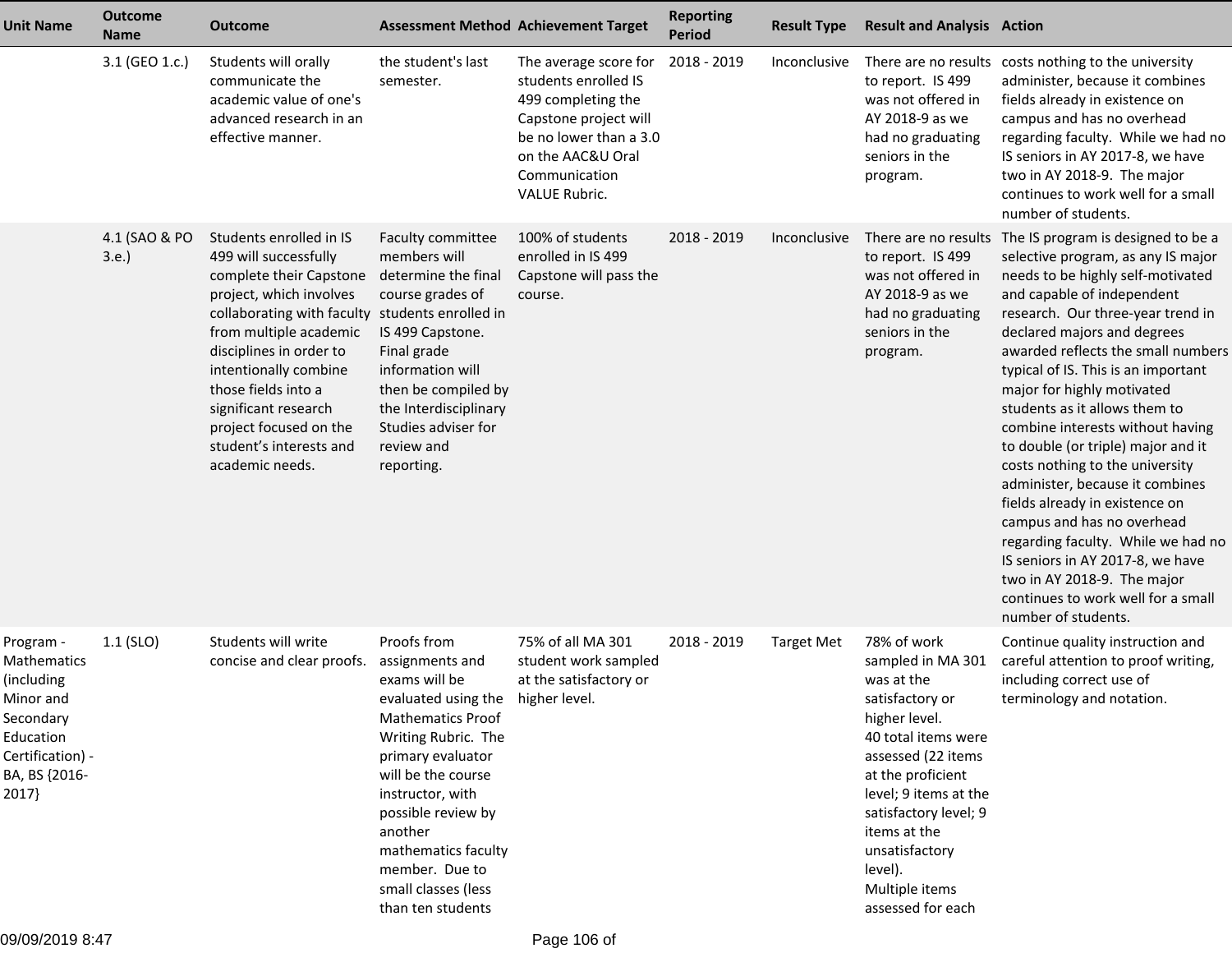| Unit Name | Outcome Name | Outcome | Assessment Method | Achievement Target | Reporting Period | Result Type | Result and Analysis | Action |
|---|---|---|---|---|---|---|---|---|
| | 3.1 (GEO 1.c.) | Students will orally communicate the academic value of one's advanced research in an effective manner. | the student's last semester. | The average score for students enrolled IS 499 completing the Capstone project will be no lower than a 3.0 on the AAC&U Oral Communication VALUE Rubric. | 2018 - 2019 | Inconclusive | There are no results to report. IS 499 was not offered in AY 2018-9 as we had no graduating seniors in the program. | costs nothing to the university administer, because it combines fields already in existence on campus and has no overhead regarding faculty. While we had no IS seniors in AY 2017-8, we have two in AY 2018-9. The major continues to work well for a small number of students. |
| | 4.1 (SAO & PO 3.e.) | Students enrolled in IS 499 will successfully complete their Capstone project, which involves collaborating with faculty from multiple academic disciplines in order to intentionally combine those fields into a significant research project focused on the student's interests and academic needs. | Faculty committee members will determine the final course grades of students enrolled in IS 499 Capstone. Final grade information will then be compiled by the Interdisciplinary Studies adviser for review and reporting. | 100% of students enrolled in IS 499 Capstone will pass the course. | 2018 - 2019 | Inconclusive | There are no results to report. IS 499 was not offered in AY 2018-9 as we had no graduating seniors in the program. | The IS program is designed to be a selective program, as any IS major needs to be highly self-motivated and capable of independent research. Our three-year trend in declared majors and degrees awarded reflects the small numbers typical of IS. This is an important major for highly motivated students as it allows them to combine interests without having to double (or triple) major and it costs nothing to the university administer, because it combines fields already in existence on campus and has no overhead regarding faculty. While we had no IS seniors in AY 2017-8, we have two in AY 2018-9. The major continues to work well for a small number of students. |
| Program - Mathematics (including Minor and Secondary Education Certification) - BA, BS {2016-2017} | 1.1 (SLO) | Students will write concise and clear proofs. | Proofs from assignments and exams will be evaluated using the Mathematics Proof Writing Rubric. The primary evaluator will be the course instructor, with possible review by another mathematics faculty member. Due to small classes (less than ten students | 75% of all MA 301 student work sampled at the satisfactory or higher level. | 2018 - 2019 | Target Met | 78% of work sampled in MA 301 was at the satisfactory or higher level.<br>40 total items were assessed (22 items at the proficient level; 9 items at the satisfactory level; 9 items at the unsatisfactory level).<br>Multiple items assessed for each | Continue quality instruction and careful attention to proof writing, including correct use of terminology and notation. |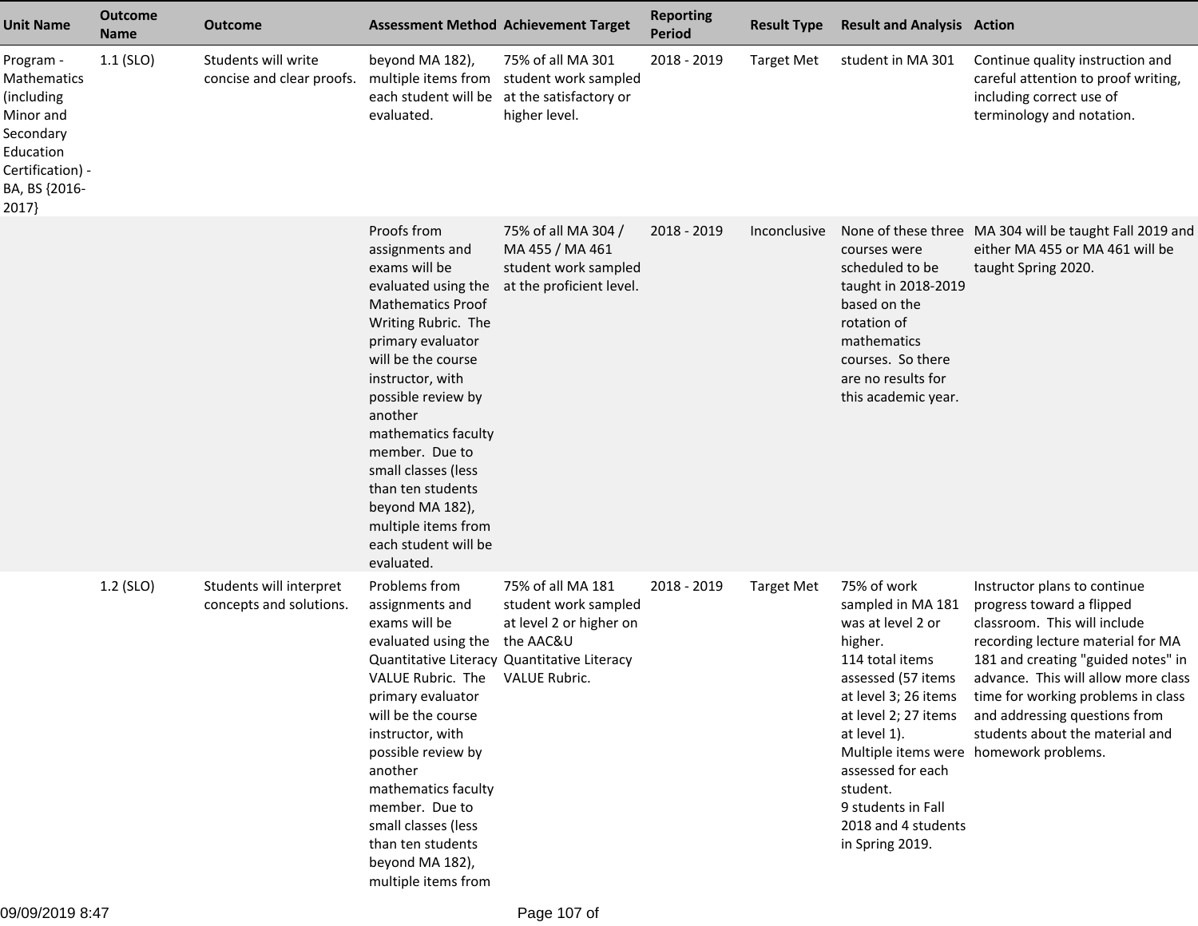| Unit Name | Outcome Name | Outcome | Assessment Method | Achievement Target | Reporting Period | Result Type | Result and Analysis | Action |
|---|---|---|---|---|---|---|---|---|
| Program - Mathematics (including Minor and Secondary Education Certification) - BA, BS {2016-2017} | 1.1 (SLO) | Students will write concise and clear proofs. | beyond MA 182), multiple items from each student will be evaluated. | 75% of all MA 301 student work sampled at the satisfactory or higher level. | 2018 - 2019 | Target Met | student in MA 301 | Continue quality instruction and careful attention to proof writing, including correct use of terminology and notation. |
| | | | Proofs from assignments and exams will be evaluated using the Mathematics Proof Writing Rubric. The primary evaluator will be the course instructor, with possible review by another mathematics faculty member. Due to small classes (less than ten students beyond MA 182), multiple items from each student will be evaluated. | 75% of all MA 304 / MA 455 / MA 461 student work sampled at the proficient level. | 2018 - 2019 | Inconclusive | None of these three courses were scheduled to be taught in 2018-2019 based on the rotation of mathematics courses. So there are no results for this academic year. | MA 304 will be taught Fall 2019 and either MA 455 or MA 461 will be taught Spring 2020. |
| | 1.2 (SLO) | Students will interpret concepts and solutions. | Problems from assignments and exams will be evaluated using the Quantitative Literacy VALUE Rubric. The primary evaluator will be the course instructor, with possible review by another mathematics faculty member. Due to small classes (less than ten students beyond MA 182), multiple items from | 75% of all MA 181 student work sampled at level 2 or higher on the AAC&U Quantitative Literacy VALUE Rubric. | 2018 - 2019 | Target Met | 75% of work sampled in MA 181 was at level 2 or higher.<br>114 total items assessed (57 items at level 3; 26 items at level 2; 27 items at level 1).<br>Multiple items were assessed for each student.<br>9 students in Fall 2018 and 4 students in Spring 2019. | Instructor plans to continue progress toward a flipped classroom. This will include recording lecture material for MA 181 and creating "guided notes" in advance. This will allow more class time for working problems in class and addressing questions from students about the material and homework problems. |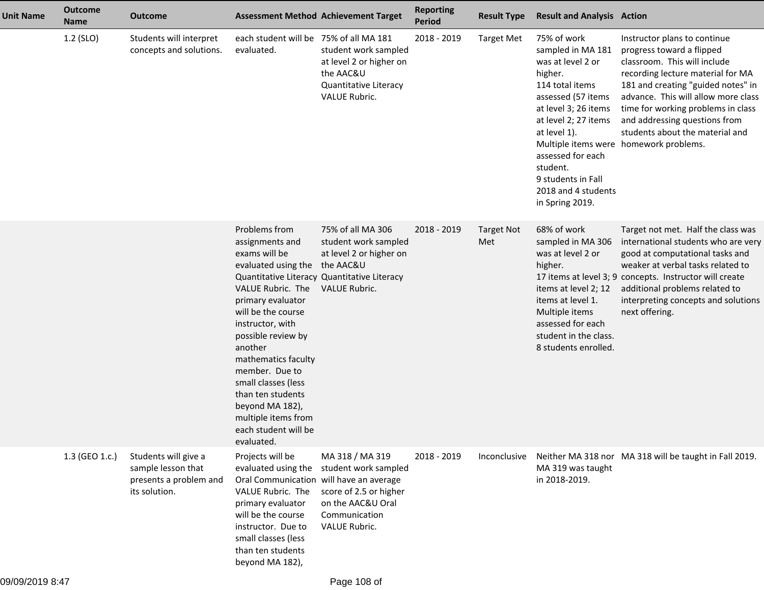| Unit Name | Outcome Name | Outcome | Assessment Method | Achievement Target | Reporting Period | Result Type | Result and Analysis | Action |
|---|---|---|---|---|---|---|---|---|
| | 1.2 (SLO) | Students will interpret concepts and solutions. | each student will be evaluated. | 75% of all MA 181 student work sampled at level 2 or higher on the AAC&U Quantitative Literacy VALUE Rubric. | 2018 - 2019 | Target Met | 75% of work sampled in MA 181 was at level 2 or higher.<br>114 total items assessed (57 items at level 3; 26 items at level 2; 27 items at level 1).<br>Multiple items were assessed for each student.<br>9 students in Fall 2018 and 4 students in Spring 2019. | Instructor plans to continue progress toward a flipped classroom. This will include recording lecture material for MA 181 and creating "guided notes" in advance. This will allow more class time for working problems in class and addressing questions from students about the material and homework problems. |
| | | | Problems from assignments and exams will be evaluated using the Quantitative Literacy VALUE Rubric. The primary evaluator will be the course instructor, with possible review by another mathematics faculty member. Due to small classes (less than ten students beyond MA 182), multiple items from each student will be evaluated. | 75% of all MA 306 student work sampled at level 2 or higher on the AAC&U Quantitative Literacy VALUE Rubric. | 2018 - 2019 | Target Not Met | 68% of work sampled in MA 306 was at level 2 or higher.<br>17 items at level 3; 9 items at level 2; 12 items at level 1.<br>Multiple items assessed for each student in the class.<br>8 students enrolled. | Target not met. Half the class was international students who are very good at computational tasks and weaker at verbal tasks related to concepts. Instructor will create additional problems related to interpreting concepts and solutions next offering. |
| | 1.3 (GEO 1.c.) | Students will give a sample lesson that presents a problem and its solution. | Projects will be evaluated using the Oral Communication VALUE Rubric. The primary evaluator will be the course instructor. Due to small classes (less than ten students beyond MA 182), | MA 318 / MA 319 student work sampled will have an average score of 2.5 or higher on the AAC&U Oral Communication VALUE Rubric. | 2018 - 2019 | Inconclusive | Neither MA 318 nor MA 319 was taught in 2018-2019. | MA 318 will be taught in Fall 2019. |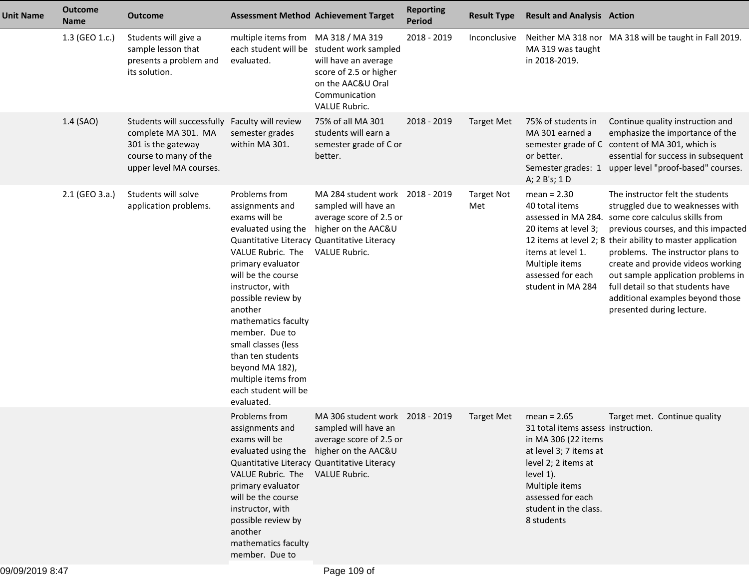| Unit Name | Outcome Name | Outcome | Assessment Method | Achievement Target | Reporting Period | Result Type | Result and Analysis | Action |
|---|---|---|---|---|---|---|---|---|
| | 1.3 (GEO 1.c.) | Students will give a sample lesson that presents a problem and its solution. | multiple items from each student will be evaluated. | MA 318 / MA 319 student work sampled will have an average score of 2.5 or higher on the AAC&U Oral Communication VALUE Rubric. | 2018 - 2019 | Inconclusive | Neither MA 318 nor MA 319 was taught in 2018-2019. | MA 318 will be taught in Fall 2019. |
| | 1.4 (SAO) | Students will successfully complete MA 301. MA 301 is the gateway course to many of the upper level MA courses. | Faculty will review semester grades within MA 301. | 75% of all MA 301 students will earn a semester grade of C or better. | 2018 - 2019 | Target Met | 75% of students in MA 301 earned a semester grade of C or better. Semester grades: 1 A; 2 B's; 1 D | Continue quality instruction and emphasize the importance of the content of MA 301, which is essential for success in subsequent upper level "proof-based" courses. |
| | 2.1 (GEO 3.a.) | Students will solve application problems. | Problems from assignments and exams will be evaluated using the Quantitative Literacy VALUE Rubric. The primary evaluator will be the course instructor, with possible review by another mathematics faculty member. Due to small classes (less than ten students beyond MA 182), multiple items from each student will be evaluated. | MA 284 student work sampled will have an average score of 2.5 or higher on the AAC&U Quantitative Literacy VALUE Rubric. | 2018 - 2019 | Target Not Met | mean = 2.30 40 total items assessed in MA 284. 20 items at level 3; 12 items at level 2; 8 items at level 1. Multiple items assessed for each student in MA 284 | The instructor felt the students struggled due to weaknesses with some core calculus skills from previous courses, and this impacted their ability to master application problems. The instructor plans to create and provide videos working out sample application problems in full detail so that students have additional examples beyond those presented during lecture. |
| | | | Problems from assignments and exams will be evaluated using the Quantitative Literacy VALUE Rubric. The primary evaluator will be the course instructor, with possible review by another mathematics faculty member. Due to | MA 306 student work sampled will have an average score of 2.5 or higher on the AAC&U Quantitative Literacy VALUE Rubric. | 2018 - 2019 | Target Met | mean = 2.65 31 total items assess in MA 306 (22 items at level 3; 7 items at level 2; 2 items at level 1). Multiple items assessed for each student in the class. 8 students | Target met. Continue quality instruction. |

09/09/2019 8:47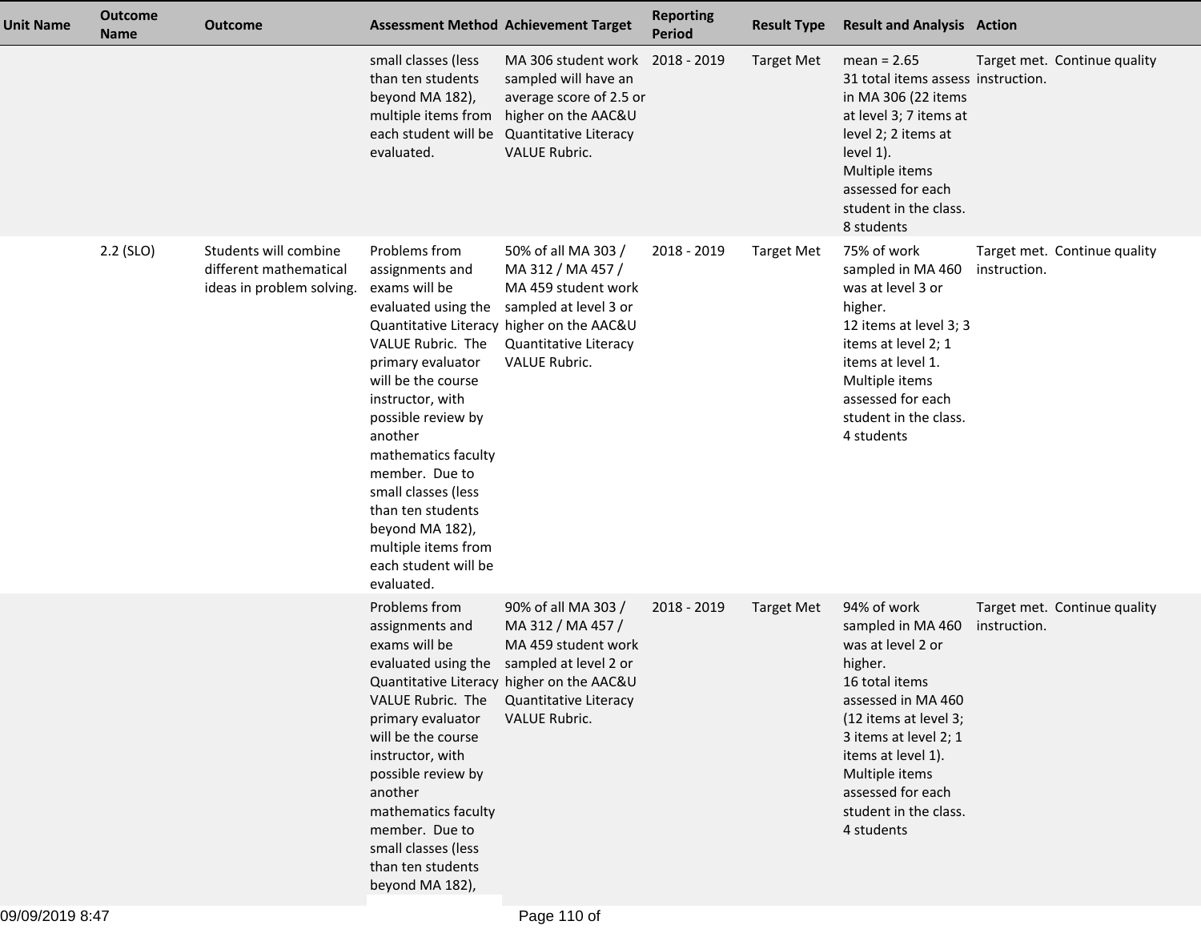| Unit Name | Outcome Name | Outcome | Assessment Method | Achievement Target | Reporting Period | Result Type | Result and Analysis | Action |
|---|---|---|---|---|---|---|---|---|
| | | | small classes (less than ten students beyond MA 182), multiple items from each student will be evaluated. | MA 306 student work sampled will have an average score of 2.5 or higher on the AAC&U Quantitative Literacy VALUE Rubric. | 2018 - 2019 | Target Met | mean = 2.65<br>31 total items assess in MA 306 (22 items at level 3; 7 items at level 2; 2 items at level 1).<br>Multiple items assessed for each student in the class.<br>8 students | Target met. Continue quality instruction. |
| | 2.2 (SLO) | Students will combine different mathematical ideas in problem solving. | Problems from assignments and exams will be evaluated using the Quantitative Literacy VALUE Rubric. The primary evaluator will be the course instructor, with possible review by another mathematics faculty member. Due to small classes (less than ten students beyond MA 182), multiple items from each student will be evaluated. | 50% of all MA 303 / MA 312 / MA 457 / MA 459 student work sampled at level 3 or higher on the AAC&U Quantitative Literacy VALUE Rubric. | 2018 - 2019 | Target Met | 75% of work sampled in MA 460 was at level 3 or higher.<br>12 items at level 3; 3 items at level 2; 1 items at level 1.<br>Multiple items assessed for each student in the class.<br>4 students | Target met. Continue quality instruction. |
| | | | Problems from assignments and exams will be evaluated using the Quantitative Literacy VALUE Rubric. The primary evaluator will be the course instructor, with possible review by another mathematics faculty member. Due to small classes (less than ten students beyond MA 182), | 90% of all MA 303 / MA 312 / MA 457 / MA 459 student work sampled at level 2 or higher on the AAC&U Quantitative Literacy VALUE Rubric. | 2018 - 2019 | Target Met | 94% of work sampled in MA 460 was at level 2 or higher.<br>16 total items assessed in MA 460 (12 items at level 3; 3 items at level 2; 1 items at level 1).<br>Multiple items assessed for each student in the class.<br>4 students | Target met. Continue quality instruction. |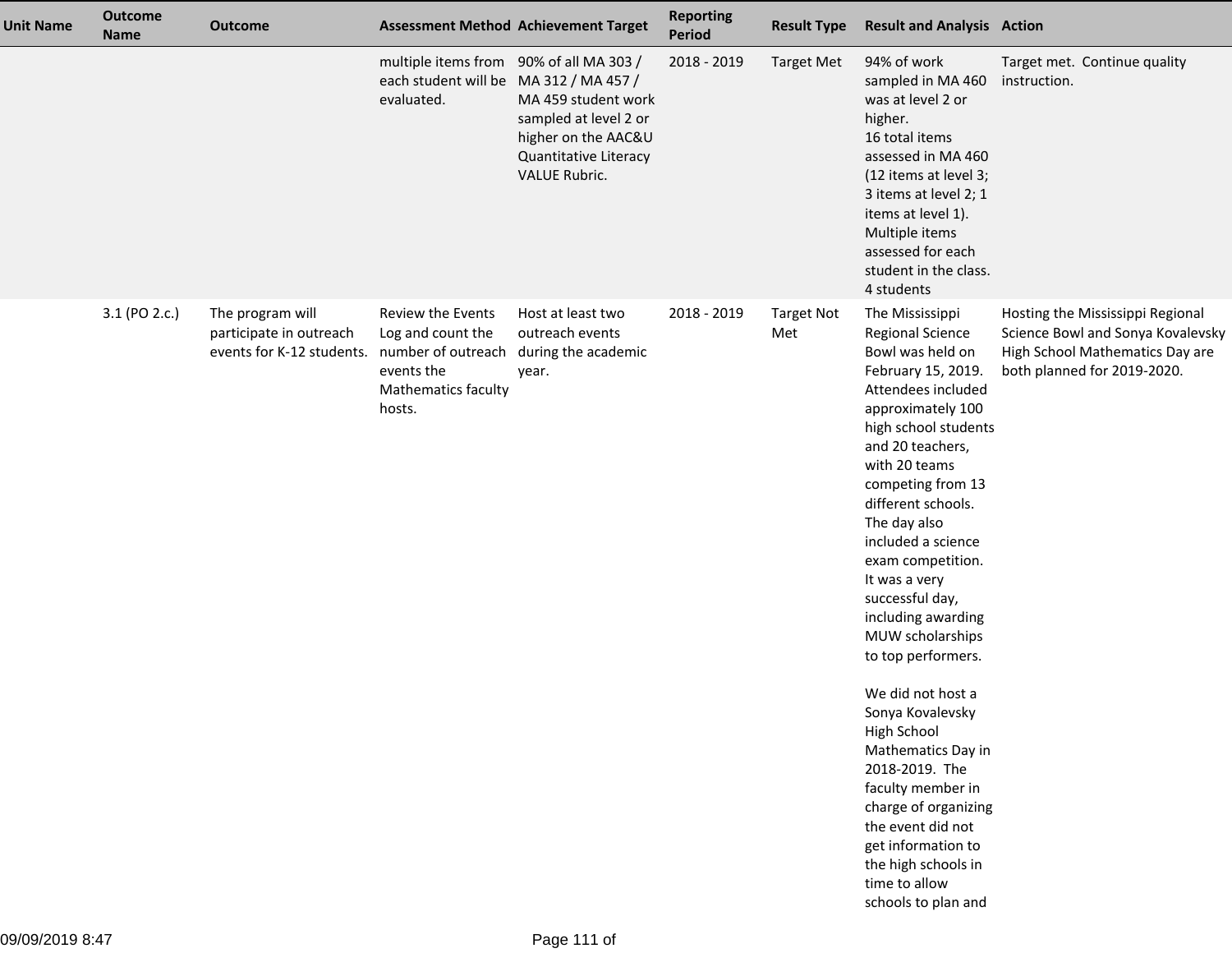| Unit Name | Outcome Name | Outcome | Assessment Method | Achievement Target | Reporting Period | Result Type | Result and Analysis | Action |
|---|---|---|---|---|---|---|---|---|
| | | | multiple items from each student will be evaluated. | 90% of all MA 303 / MA 312 / MA 457 / MA 459 student work sampled at level 2 or higher on the AAC&U Quantitative Literacy VALUE Rubric. | 2018 - 2019 | Target Met | 94% of work sampled in MA 460 was at level 2 or higher.<br>16 total items assessed in MA 460 (12 items at level 3; 3 items at level 2; 1 items at level 1). Multiple items assessed for each student in the class. 4 students | Target met. Continue quality instruction. |
| | 3.1 (PO 2.c.) | The program will participate in outreach events for K-12 students. | Review the Events Log and count the number of outreach events the Mathematics faculty hosts. | Host at least two outreach events during the academic year. | 2018 - 2019 | Target Not Met | The Mississippi Regional Science Bowl was held on February 15, 2019. Attendees included approximately 100 high school students and 20 teachers, with 20 teams competing from 13 different schools. The day also included a science exam competition. It was a very successful day, including awarding MUW scholarships to top performers.<br><br>We did not host a Sonya Kovalevsky High School Mathematics Day in 2018-2019. The faculty member in charge of organizing the event did not get information to the high schools in time to allow schools to plan and | Hosting the Mississippi Regional Science Bowl and Sonya Kovalevsky High School Mathematics Day are both planned for 2019-2020. |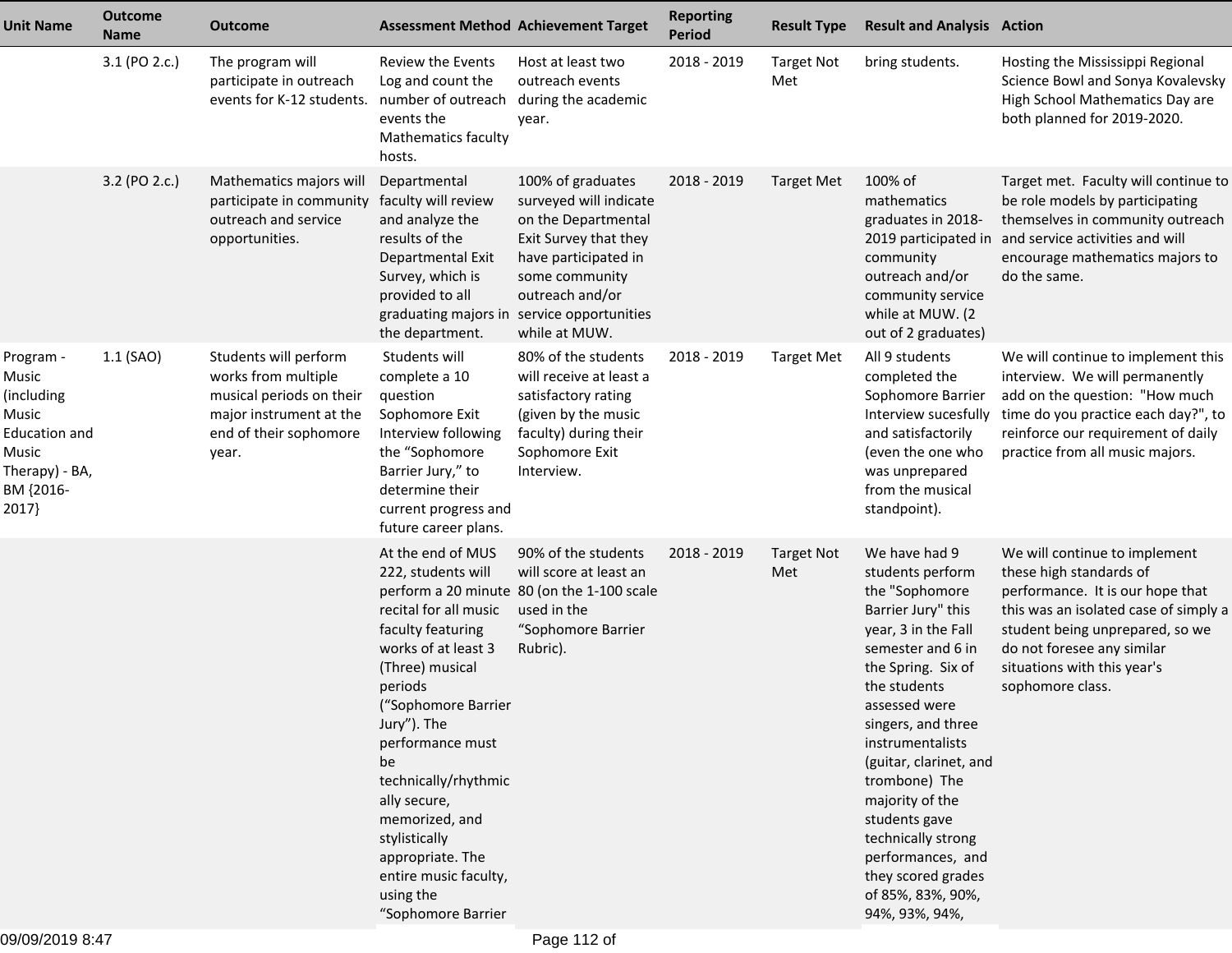| Unit Name | Outcome Name | Outcome | Assessment Method | Achievement Target | Reporting Period | Result Type | Result and Analysis | Action |
|---|---|---|---|---|---|---|---|---|
| | 3.1 (PO 2.c.) | The program will participate in outreach events for K-12 students. | Review the Events Log and count the number of outreach events the Mathematics faculty hosts. | Host at least two outreach events during the academic year. | 2018 - 2019 | Target Not Met | bring students. | Hosting the Mississippi Regional Science Bowl and Sonya Kovalevsky High School Mathematics Day are both planned for 2019-2020. |
| | 3.2 (PO 2.c.) | Mathematics majors will participate in community outreach and service opportunities. | Departmental faculty will review and analyze the results of the Departmental Exit Survey, which is provided to all graduating majors in the department. | 100% of graduates surveyed will indicate on the Departmental Exit Survey that they have participated in some community outreach and/or service opportunities while at MUW. | 2018 - 2019 | Target Met | 100% of mathematics graduates in 2018-2019 participated in community outreach and/or community service while at MUW. (2 out of 2 graduates) | Target met. Faculty will continue to be role models by participating themselves in community outreach and service activities and will encourage mathematics majors to do the same. |
| Program - Music (including Music Education and Music Therapy) - BA, BM {2016-2017} | 1.1 (SAO) | Students will perform works from multiple musical periods on their major instrument at the end of their sophomore year. | Students will complete a 10 question Sophomore Exit Interview following the "Sophomore Barrier Jury," to determine their current progress and future career plans. | 80% of the students will receive at least a satisfactory rating (given by the music faculty) during their Sophomore Exit Interview. | 2018 - 2019 | Target Met | All 9 students completed the Sophomore Barrier Interview sucesfully and satisfactorily (even the one who was unprepared from the musical standpoint). | We will continue to implement this interview. We will permanently add on the question: "How much time do you practice each day?", to reinforce our requirement of daily practice from all music majors. |
| | | | At the end of MUS 222, students will perform a 20 minute recital for all music faculty featuring works of at least 3 (Three) musical periods ("Sophomore Barrier Jury"). The performance must be technically/rhythmically secure, memorized, and stylistically appropriate. The entire music faculty, using the "Sophomore Barrier | 90% of the students will score at least an 80 (on the 1-100 scale used in the "Sophomore Barrier Rubric). | 2018 - 2019 | Target Not Met | We have had 9 students perform the "Sophomore Barrier Jury" this year, 3 in the Fall semester and 6 in the Spring. Six of the students assessed were singers, and three instrumentalists (guitar, clarinet, and trombone) The majority of the students gave technically strong performances, and they scored grades of 85%, 83%, 90%, 94%, 93%, 94%, | We will continue to implement these high standards of performance. It is our hope that this was an isolated case of simply a student being unprepared, so we do not foresee any similar situations with this year's sophomore class. |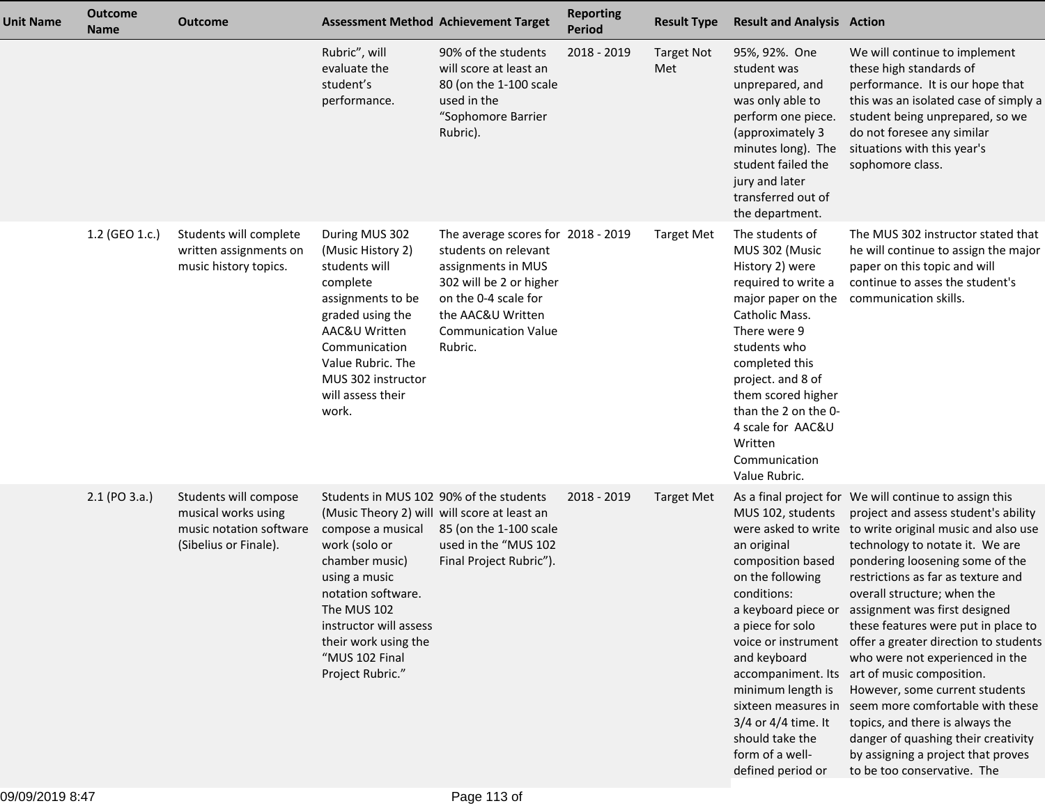| Unit Name | Outcome Name | Outcome | Assessment Method | Achievement Target | Reporting Period | Result Type | Result and Analysis | Action |
|---|---|---|---|---|---|---|---|---|
| | | | Rubric", will evaluate the student's performance. | 90% of the students will score at least an 80 (on the 1-100 scale used in the "Sophomore Barrier Rubric). | 2018 - 2019 | Target Not Met | 95%, 92%. One student was unprepared, and was only able to perform one piece. (approximately 3 minutes long). The student failed the jury and later transferred out of the department. | We will continue to implement these high standards of performance. It is our hope that this was an isolated case of simply a student being unprepared, so we do not foresee any similar situations with this year's sophomore class. |
| | 1.2 (GEO 1.c.) | Students will complete written assignments on music history topics. | During MUS 302 (Music History 2) students will complete assignments to be graded using the AAC&U Written Communication Value Rubric. The MUS 302 instructor will assess their work. | The average scores for students on relevant assignments in MUS 302 will be 2 or higher on the 0-4 scale for the AAC&U Written Communication Value Rubric. | 2018 - 2019 | Target Met | The students of MUS 302 (Music History 2) were required to write a major paper on the Catholic Mass. There were 9 students who completed this project. and 8 of them scored higher than the 2 on the 0-4 scale for AAC&U Written Communication Value Rubric. | The MUS 302 instructor stated that he will continue to assign the major paper on this topic and will continue to asses the student's communication skills. |
| | 2.1 (PO 3.a.) | Students will compose musical works using music notation software (Sibelius or Finale). | Students in MUS 102 (Music Theory 2) will compose a musical work (solo or chamber music) using a music notation software. The MUS 102 instructor will assess their work using the "MUS 102 Final Project Rubric." | 90% of the students will score at least an 85 (on the 1-100 scale used in the "MUS 102 Final Project Rubric"). | 2018 - 2019 | Target Met | As a final project for MUS 102, students were asked to write an original composition based on the following conditions: a keyboard piece or a piece for solo voice or instrument and keyboard accompaniment. Its minimum length is sixteen measures in 3/4 or 4/4 time. It should take the form of a well-defined period or | We will continue to assign this project and assess student's ability to write original music and also use technology to notate it. We are pondering loosening some of the restrictions as far as texture and overall structure; when the assignment was first designed these features were put in place to offer a greater direction to students who were not experienced in the art of music composition. However, some current students seem more comfortable with these topics, and there is always the danger of quashing their creativity by assigning a project that proves to be too conservative. The |

09/09/2019 8:47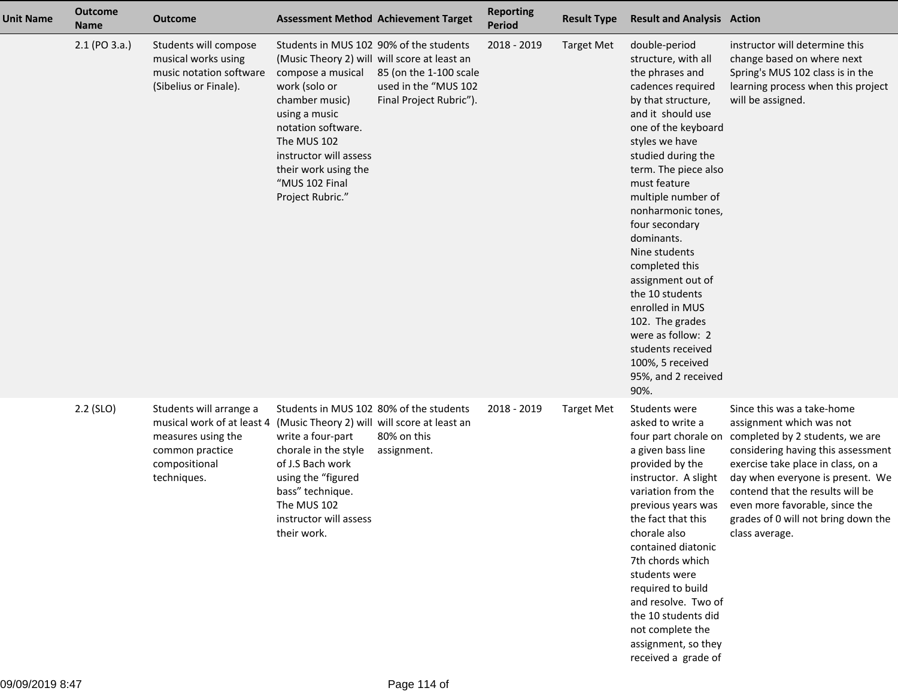| Unit Name | Outcome Name | Outcome | Assessment Method | Achievement Target | Reporting Period | Result Type | Result and Analysis | Action |
|---|---|---|---|---|---|---|---|---|
| | 2.1 (PO 3.a.) | Students will compose musical works using music notation software (Sibelius or Finale). | Students in MUS 102 (Music Theory 2) will compose a musical work (solo or chamber music) using a music notation software. The MUS 102 instructor will assess their work using the “MUS 102 Final Project Rubric.” | 90% of the students will score at least an 85 (on the 1-100 scale used in the “MUS 102 Final Project Rubric”). | 2018 - 2019 | Target Met | double-period structure, with all the phrases and cadences required by that structure, and it should use one of the keyboard styles we have studied during the term. The piece also must feature multiple number of nonharmonic tones, four secondary dominants.<br>Nine students completed this assignment out of the 10 students enrolled in MUS 102. The grades were as follow: 2 students received 100%, 5 received 95%, and 2 received 90%. | instructor will determine this change based on where next Spring's MUS 102 class is in the learning process when this project will be assigned. |
| | 2.2 (SLO) | Students will arrange a musical work of at least 4 measures using the common practice compositional techniques. | Students in MUS 102 (Music Theory 2) will write a four-part chorale in the style of J.S Bach work using the “figured bass” technique. The MUS 102 instructor will assess their work. | 80% of the students will score at least an 80% on this assignment. | 2018 - 2019 | Target Met | Students were asked to write a four part chorale on a given bass line provided by the instructor. A slight variation from the previous years was the fact that this chorale also contained diatonic 7th chords which students were required to build and resolve. Two of the 10 students did not complete the assignment, so they received a grade of | Since this was a take-home assignment which was not completed by 2 students, we are considering having this assessment exercise take place in class, on a day when everyone is present. We contend that the results will be even more favorable, since the grades of 0 will not bring down the class average. |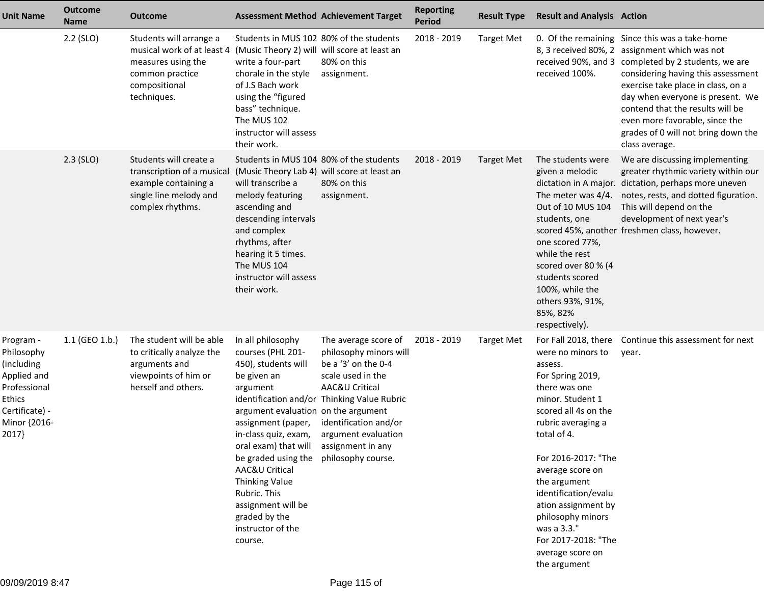| Unit Name | Outcome Name | Outcome | Assessment Method | Achievement Target | Reporting Period | Result Type | Result and Analysis | Action |
|---|---|---|---|---|---|---|---|---|
| | 2.2 (SLO) | Students will arrange a musical work of at least 4 measures using the common practice compositional techniques. | Students in MUS 102 (Music Theory 2) will write a four-part chorale in the style of J.S Bach work using the "figured bass" technique. The MUS 102 instructor will assess their work. | 80% of the students will score at least an 80% on this assignment. | 2018 - 2019 | Target Met | 0. Of the remaining 8, 3 received 80%, 2 received 90%, and 3 received 100%. | Since this was a take-home assignment which was not completed by 2 students, we are considering having this assessment exercise take place in class, on a day when everyone is present. We contend that the results will be even more favorable, since the grades of 0 will not bring down the class average. |
| | 2.3 (SLO) | Students will create a transcription of a musical example containing a single line melody and complex rhythms. | Students in MUS 104 (Music Theory Lab 4) will transcribe a melody featuring ascending and descending intervals and complex rhythms, after hearing it 5 times. The MUS 104 instructor will assess their work. | 80% of the students will score at least an 80% on this assignment. | 2018 - 2019 | Target Met | The students were given a melodic dictation in A major. The meter was 4/4. Out of 10 MUS 104 students, one scored 45%, another one scored 77%, while the rest scored over 80 % (4 students scored 100%, while the others 93%, 91%, 85%, 82% respectively). | We are discussing implementing greater rhythmic variety within our dictation, perhaps more uneven notes, rests, and dotted figuration. This will depend on the development of next year's freshmen class, however. |
| Program - Philosophy (including Applied and Professional Ethics Certificate) - Minor {2016-2017} | 1.1 (GEO 1.b.) | The student will be able to critically analyze the arguments and viewpoints of him or herself and others. | In all philosophy courses (PHL 201-450), students will be given an argument identification and/or argument evaluation assignment (paper, in-class quiz, exam, oral exam) that will be graded using the AAC&U Critical Thinking Value Rubric. This assignment will be graded by the instructor of the course. | The average score of philosophy minors will be a '3' on the 0-4 scale used in the AAC&U Critical Thinking Value Rubric on the argument identification and/or argument evaluation assignment in any philosophy course. | 2018 - 2019 | Target Met | For Fall 2018, there were no minors to assess.<br>For Spring 2019, there was one minor. Student 1 scored all 4s on the rubric averaging a total of 4.<br><br>For 2016-2017: "The average score on the argument identification/evaluation assignment by philosophy minors was a 3.3."<br>For 2017-2018: "The average score on the argument | Continue this assessment for next year. |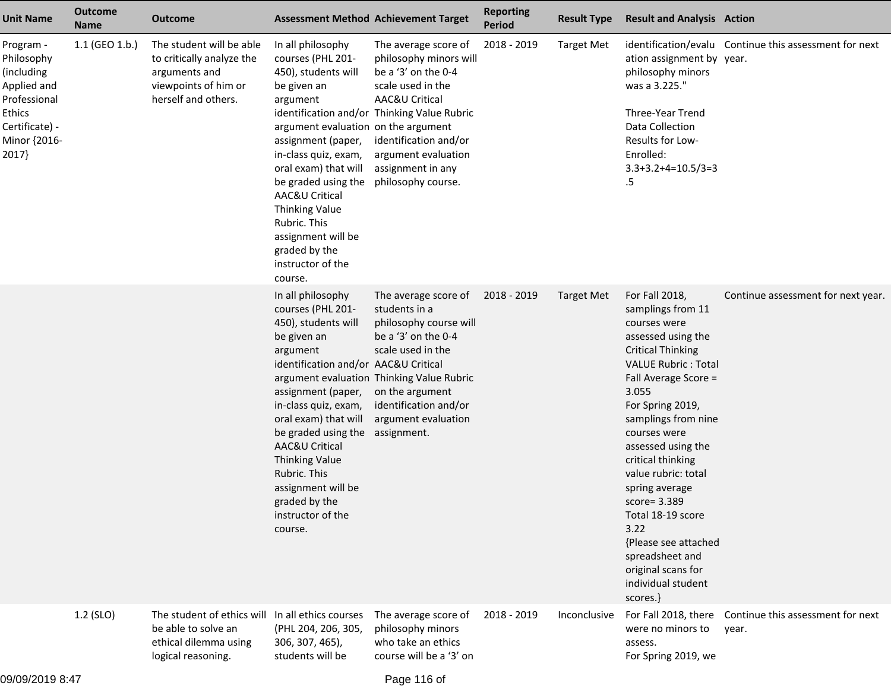| Unit Name | Outcome Name | Outcome | Assessment Method | Achievement Target | Reporting Period | Result Type | Result and Analysis | Action |
|---|---|---|---|---|---|---|---|---|
| Program - Philosophy (including Applied and Professional Ethics Certificate) - Minor {2016-2017} | 1.1 (GEO 1.b.) | The student will be able to critically analyze the arguments and viewpoints of him or herself and others. | In all philosophy courses (PHL 201-450), students will be given an argument identification and/or argument evaluation assignment (paper, in-class quiz, exam, oral exam) that will be graded using the AAC&U Critical Thinking Value Rubric. This assignment will be graded by the instructor of the course. | The average score of philosophy minors will be a '3' on the 0-4 scale used in the AAC&U Critical Thinking Value Rubric on the argument identification and/or argument evaluation assignment in any philosophy course. | 2018 - 2019 | Target Met | identification/evaluation assignment by philosophy minors was a 3.225."<br><br>Three-Year Trend Data Collection Results for Low-Enrolled: 3.3+3.2+4=10.5/3=3.5 | Continue this assessment for next year. |
| | | | In all philosophy courses (PHL 201-450), students will be given an argument identification and/or argument evaluation assignment (paper, in-class quiz, exam, oral exam) that will be graded using the AAC&U Critical Thinking Value Rubric. This assignment will be graded by the instructor of the course. | The average score of students in a philosophy course will be a '3' on the 0-4 scale used in the AAC&U Critical Thinking Value Rubric on the argument identification and/or argument evaluation assignment. | 2018 - 2019 | Target Met | For Fall 2018, samplings from 11 courses were assessed using the Critical Thinking VALUE Rubric : Total Fall Average Score = 3.055<br>For Spring 2019, samplings from nine courses were assessed using the critical thinking value rubric: total spring average score= 3.389<br>Total 18-19 score 3.22<br>{Please see attached spreadsheet and original scans for individual student scores.} | Continue assessment for next year. |
| | 1.2 (SLO) | The student of ethics will be able to solve an ethical dilemma using logical reasoning. | In all ethics courses (PHL 204, 206, 305, 306, 307, 465), students will be | The average score of philosophy minors who take an ethics course will be a '3' on | 2018 - 2019 | Inconclusive | For Fall 2018, there were no minors to assess.<br>For Spring 2019, we | Continue this assessment for next year. |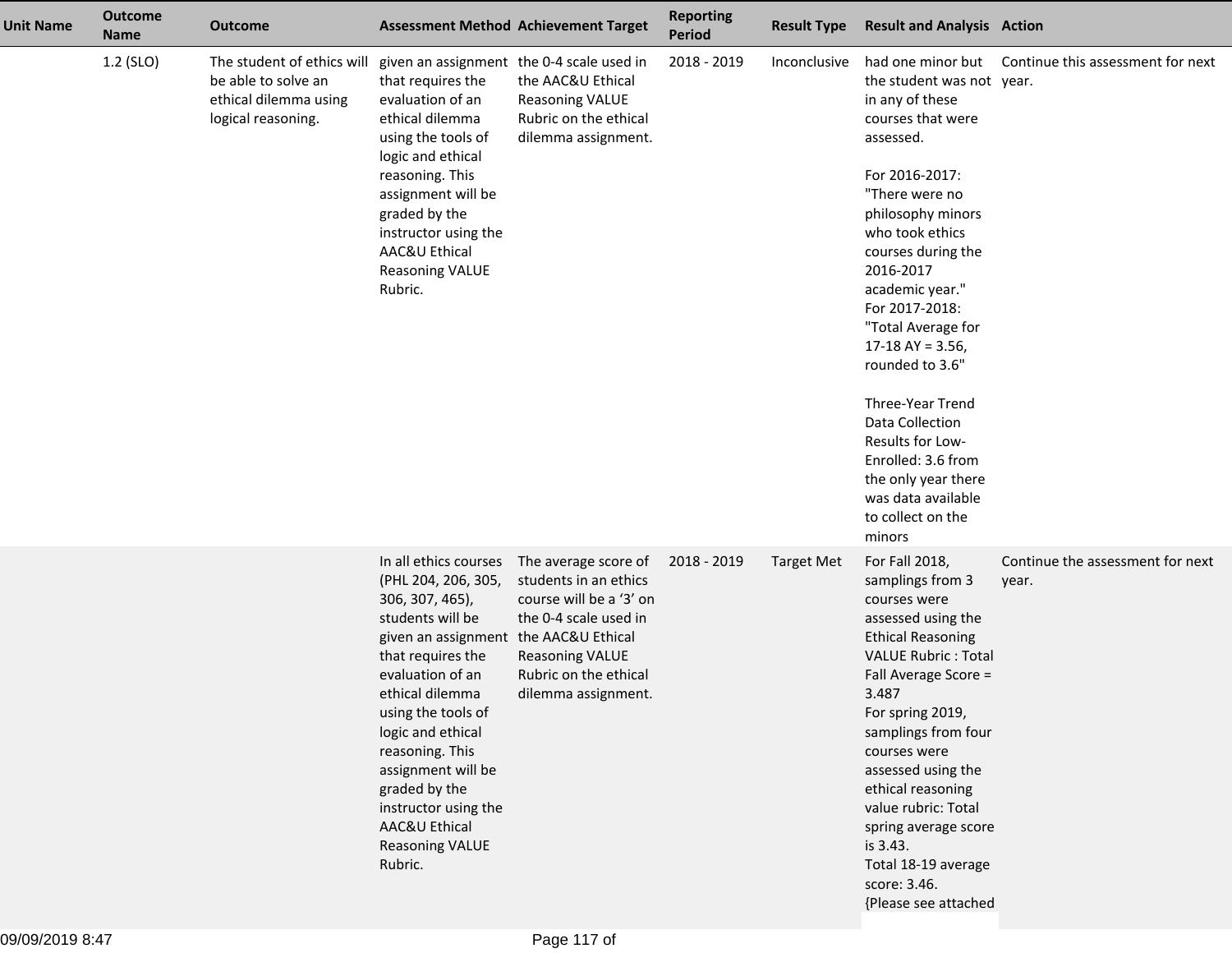| Unit Name | Outcome Name | Outcome | Assessment Method | Achievement Target | Reporting Period | Result Type | Result and Analysis | Action |
|---|---|---|---|---|---|---|---|---|
| | 1.2 (SLO) | The student of ethics will be able to solve an ethical dilemma using logical reasoning. | given an assignment that requires the evaluation of an ethical dilemma using the tools of logic and ethical reasoning. This assignment will be graded by the instructor using the AAC&U Ethical Reasoning VALUE Rubric. | the 0-4 scale used in the AAC&U Ethical Reasoning VALUE Rubric on the ethical dilemma assignment. | 2018 - 2019 | Inconclusive | had one minor but the student was not in any of these courses that were assessed.<br><br>For 2016-2017: "There were no philosophy minors who took ethics courses during the 2016-2017 academic year."<br>For 2017-2018: "Total Average for 17-18 AY = 3.56, rounded to 3.6"<br><br>Three-Year Trend Data Collection Results for Low-Enrolled: 3.6 from the only year there was data available to collect on the minors | Continue this assessment for next year. |
| | | | In all ethics courses (PHL 204, 206, 305, 306, 307, 465), students will be given an assignment that requires the evaluation of an ethical dilemma using the tools of logic and ethical reasoning. This assignment will be graded by the instructor using the AAC&U Ethical Reasoning VALUE Rubric. | The average score of students in an ethics course will be a '3' on the 0-4 scale used in the AAC&U Ethical Reasoning VALUE Rubric on the ethical dilemma assignment. | 2018 - 2019 | Target Met | For Fall 2018, samplings from 3 courses were assessed using the Ethical Reasoning VALUE Rubric : Total Fall Average Score = 3.487<br>For spring 2019, samplings from four courses were assessed using the ethical reasoning value rubric: Total spring average score is 3.43.<br>Total 18-19 average score: 3.46.<br>{Please see attached | Continue the assessment for next year. |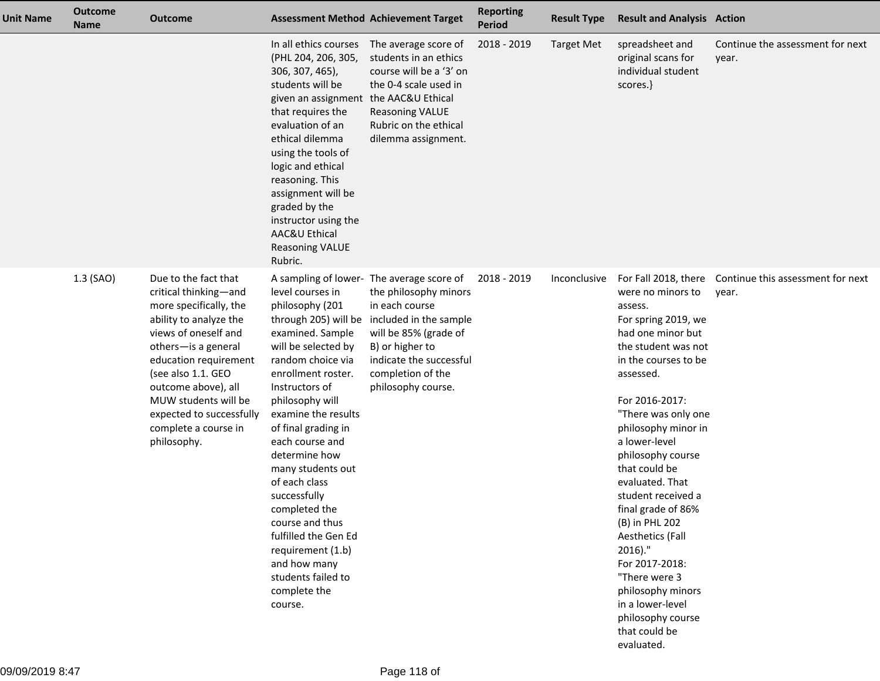| Unit Name | Outcome Name | Outcome | Assessment Method | Achievement Target | Reporting Period | Result Type | Result and Analysis | Action |
|---|---|---|---|---|---|---|---|---|
| | | | In all ethics courses (PHL 204, 206, 305, 306, 307, 465), students will be given an assignment that requires the evaluation of an ethical dilemma using the tools of logic and ethical reasoning. This assignment will be graded by the instructor using the AAC&U Ethical Reasoning VALUE Rubric. | The average score of students in an ethics course will be a '3' on the 0-4 scale used in the AAC&U Ethical Reasoning VALUE Rubric on the ethical dilemma assignment. | 2018 - 2019 | Target Met | spreadsheet and original scans for individual student scores.} | Continue the assessment for next year. |
| | 1.3 (SAO) | Due to the fact that critical thinking—and more specifically, the ability to analyze the views of oneself and others—is a general education requirement (see also 1.1. GEO outcome above), all MUW students will be expected to successfully complete a course in philosophy. | A sampling of lower-level courses in philosophy (201 through 205) will be examined. Sample will be selected by random choice via enrollment roster. Instructors of philosophy will examine the results of final grading in each course and determine how many students out of each class successfully completed the course and thus fulfilled the Gen Ed requirement (1.b) and how many students failed to complete the course. | The average score of the philosophy minors in each course included in the sample will be 85% (grade of B) or higher to indicate the successful completion of the philosophy course. | 2018 - 2019 | Inconclusive | For Fall 2018, there were no minors to assess.<br>For spring 2019, we had one minor but the student was not in the courses to be assessed.<br><br>For 2016-2017: "There was only one philosophy minor in a lower-level philosophy course that could be evaluated. That student received a final grade of 86% (B) in PHL 202 Aesthetics (Fall 2016)."<br>For 2017-2018: "There were 3 philosophy minors in a lower-level philosophy course that could be evaluated. | Continue this assessment for next year. |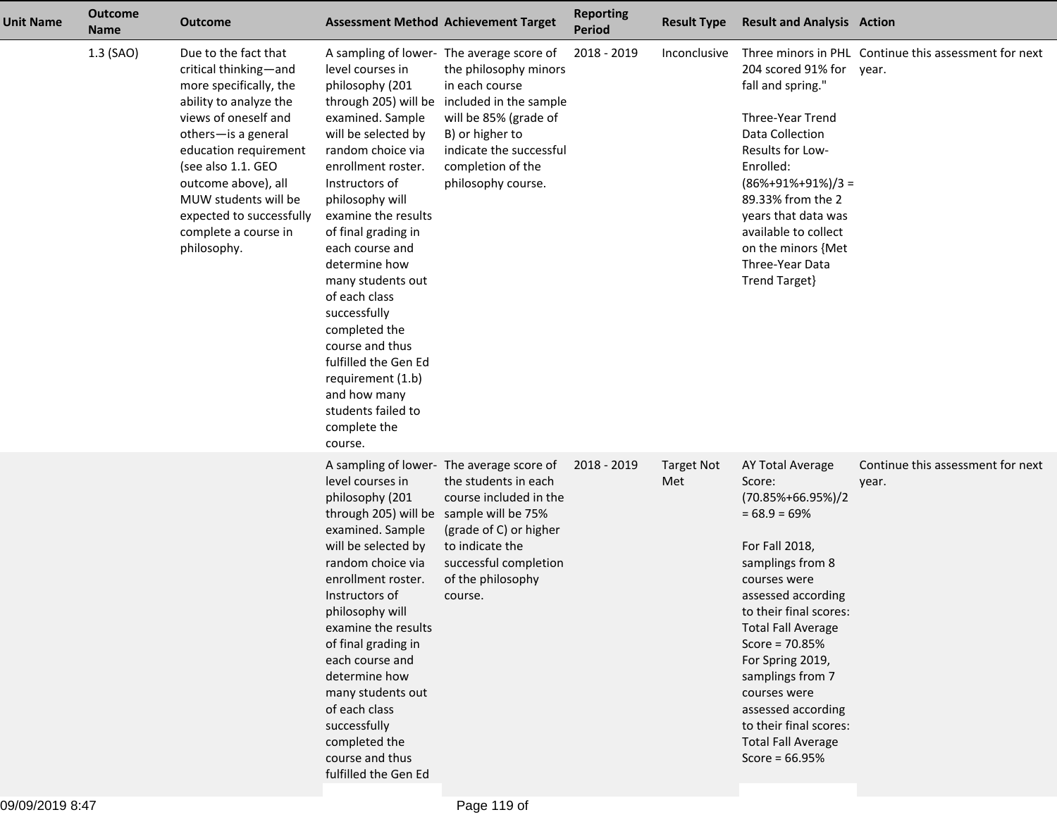| Unit Name | Outcome Name | Outcome | Assessment Method | Achievement Target | Reporting Period | Result Type | Result and Analysis | Action |
|---|---|---|---|---|---|---|---|---|
| | 1.3 (SAO) | Due to the fact that critical thinking—and more specifically, the ability to analyze the views of oneself and others—is a general education requirement (see also 1.1. GEO outcome above), all MUW students will be expected to successfully complete a course in philosophy. | A sampling of lower-level courses in philosophy (201 through 205) will be examined. Sample will be selected by random choice via enrollment roster. Instructors of philosophy will examine the results of final grading in each course and determine how many students out of each class successfully completed the course and thus fulfilled the Gen Ed requirement (1.b) and how many students failed to complete the course. | The average score of the philosophy minors in each course included in the sample will be 85% (grade of B) or higher to indicate the successful completion of the philosophy course. | 2018 - 2019 | Inconclusive | Three minors in PHL 204 scored 91% for fall and spring."<br><br>Three-Year Trend Data Collection Results for Low-Enrolled: (86%+91%+91%)/3 = 89.33% from the 2 years that data was available to collect on the minors {Met Three-Year Data Trend Target} | Continue this assessment for next year. |
| | | | A sampling of lower-level courses in philosophy (201 through 205) will be examined. Sample will be selected by random choice via enrollment roster. Instructors of philosophy will examine the results of final grading in each course and determine how many students out of each class successfully completed the course and thus fulfilled the Gen Ed | The average score of the students in each course included in the sample will be 75% (grade of C) or higher to indicate the successful completion of the philosophy course. | 2018 - 2019 | Target Not Met | AY Total Average Score: (70.85%+66.95%)/2 = 68.9 = 69%<br><br>For Fall 2018, samplings from 8 courses were assessed according to their final scores: Total Fall Average Score = 70.85%<br>For Spring 2019, samplings from 7 courses were assessed according to their final scores: Total Fall Average Score = 66.95% | Continue this assessment for next year. |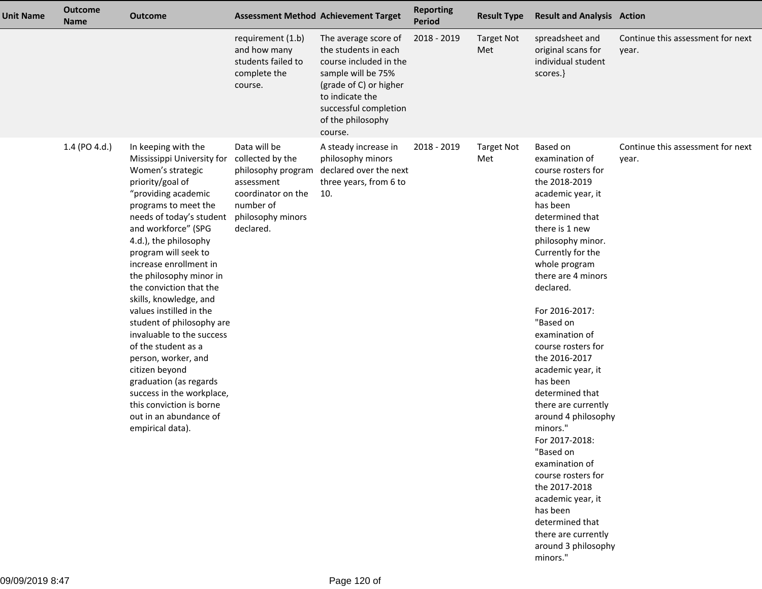| Unit Name | Outcome Name | Outcome | Assessment Method | Achievement Target | Reporting Period | Result Type | Result and Analysis | Action |
|---|---|---|---|---|---|---|---|---|
| | | | requirement (1.b) and how many students failed to complete the course. | The average score of the students in each course included in the sample will be 75% (grade of C) or higher to indicate the successful completion of the philosophy course. | 2018 - 2019 | Target Not Met | spreadsheet and original scans for individual student scores.} | Continue this assessment for next year. |
| | 1.4 (PO 4.d.) | In keeping with the Mississippi University for Women's strategic priority/goal of "providing academic programs to meet the needs of today's student and workforce" (SPG 4.d.), the philosophy program will seek to increase enrollment in the philosophy minor in the conviction that the skills, knowledge, and values instilled in the student of philosophy are invaluable to the success of the student as a person, worker, and citizen beyond graduation (as regards success in the workplace, this conviction is borne out in an abundance of empirical data). | Data will be collected by the philosophy program assessment coordinator on the number of philosophy minors declared. | A steady increase in philosophy minors declared over the next three years, from 6 to 10. | 2018 - 2019 | Target Not Met | Based on examination of course rosters for the 2018-2019 academic year, it has been determined that there is 1 new philosophy minor. Currently for the whole program there are 4 minors declared.<br><br>For 2016-2017: "Based on examination of course rosters for the 2016-2017 academic year, it has been determined that there are currently around 4 philosophy minors."<br>For 2017-2018: "Based on examination of course rosters for the 2017-2018 academic year, it has been determined that there are currently around 3 philosophy minors." | Continue this assessment for next year. |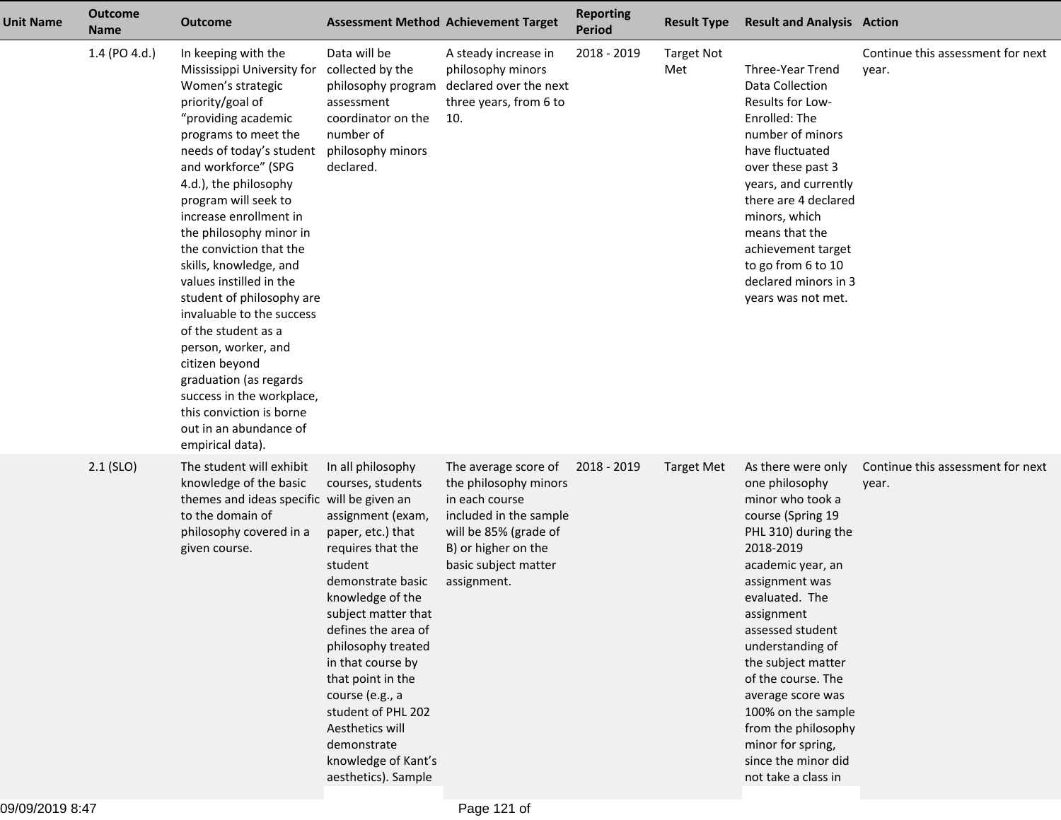| Unit Name | Outcome Name | Outcome | Assessment Method | Achievement Target | Reporting Period | Result Type | Result and Analysis | Action |
|---|---|---|---|---|---|---|---|---|
| | 1.4 (PO 4.d.) | In keeping with the Mississippi University for Women's strategic priority/goal of "providing academic programs to meet the needs of today's student and workforce" (SPG 4.d.), the philosophy program will seek to increase enrollment in the philosophy minor in the conviction that the skills, knowledge, and values instilled in the student of philosophy are invaluable to the success of the student as a person, worker, and citizen beyond graduation (as regards success in the workplace, this conviction is borne out in an abundance of empirical data). | Data will be collected by the philosophy program assessment coordinator on the number of philosophy minors declared. | A steady increase in philosophy minors declared over the next three years, from 6 to 10. | 2018 - 2019 | Target Not Met | Three-Year Trend Data Collection Results for Low-Enrolled: The number of minors have fluctuated over these past 3 years, and currently there are 4 declared minors, which means that the achievement target to go from 6 to 10 declared minors in 3 years was not met. | Continue this assessment for next year. |
| | 2.1 (SLO) | The student will exhibit knowledge of the basic themes and ideas specific to the domain of philosophy covered in a given course. | In all philosophy courses, students will be given an assignment (exam, paper, etc.) that requires that the student demonstrate basic knowledge of the subject matter that defines the area of philosophy treated in that course by that point in the course (e.g., a student of PHL 202 Aesthetics will demonstrate knowledge of Kant's aesthetics). Sample | The average score of the philosophy minors in each course included in the sample will be 85% (grade of B) or higher on the basic subject matter assignment. | 2018 - 2019 | Target Met | As there were only one philosophy minor who took a course (Spring 19 PHL 310) during the 2018-2019 academic year, an assignment was evaluated. The assignment assessed student understanding of the subject matter of the course. The average score was 100% on the sample from the philosophy minor for spring, since the minor did not take a class in | Continue this assessment for next year. |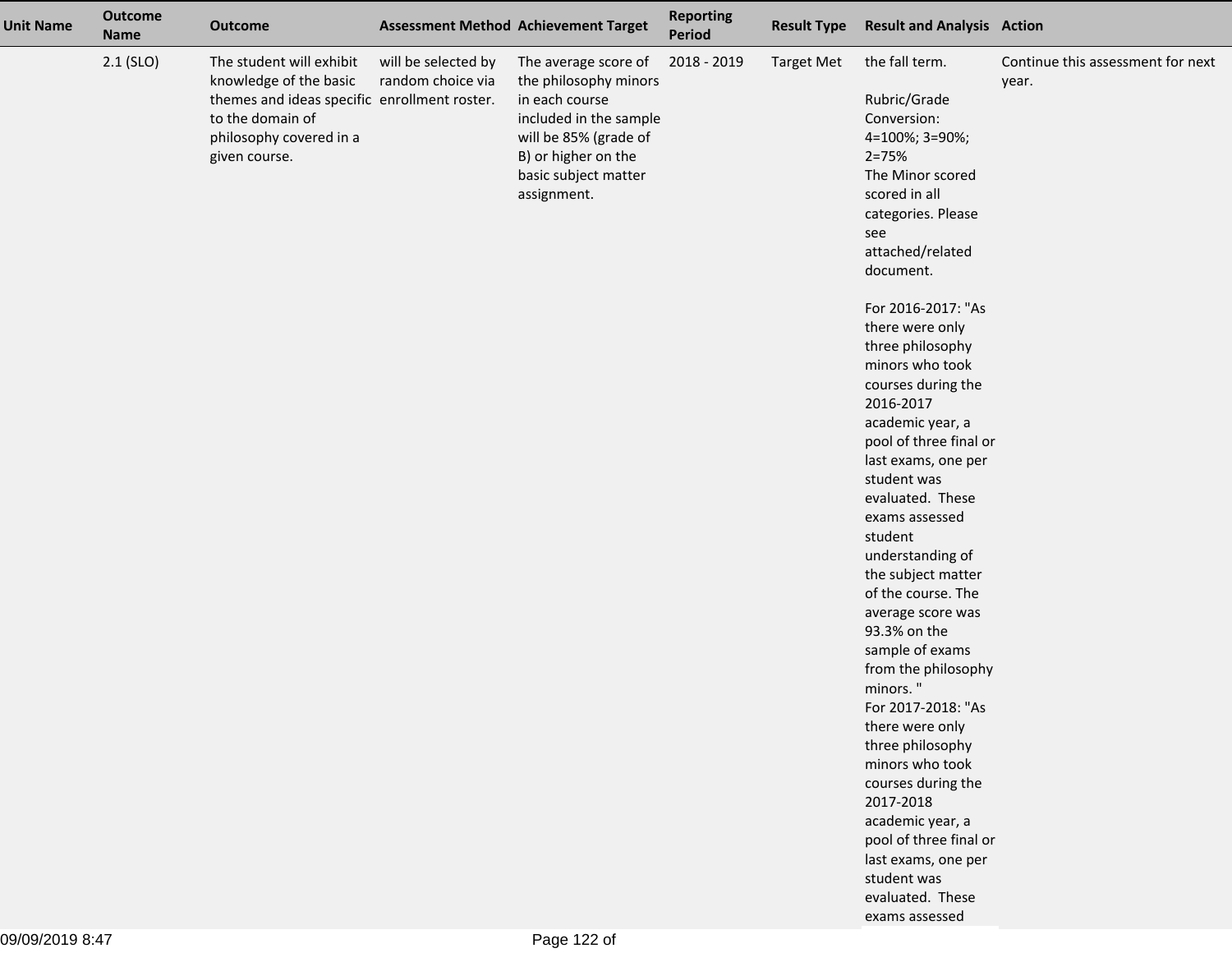| Unit Name | Outcome Name | Outcome | Assessment Method | Achievement Target | Reporting Period | Result Type | Result and Analysis | Action |
|---|---|---|---|---|---|---|---|---|
| | 2.1 (SLO) | The student will exhibit knowledge of the basic themes and ideas specific to the domain of philosophy covered in a given course. | will be selected by random choice via enrollment roster. | The average score of the philosophy minors in each course included in the sample will be 85% (grade of B) or higher on the basic subject matter assignment. | 2018 - 2019 | Target Met | the fall term.<br><br>Rubric/Grade Conversion: 4=100%; 3=90%; 2=75%<br>The Minor scored scored in all categories. Please see attached/related document.<br><br>For 2016-2017: "As there were only three philosophy minors who took courses during the 2016-2017 academic year, a pool of three final or last exams, one per student was evaluated. These exams assessed student understanding of the subject matter of the course. The average score was 93.3% on the sample of exams from the philosophy minors. "<br>For 2017-2018: "As there were only three philosophy minors who took courses during the 2017-2018 academic year, a pool of three final or last exams, one per student was evaluated. These exams assessed | Continue this assessment for next year. |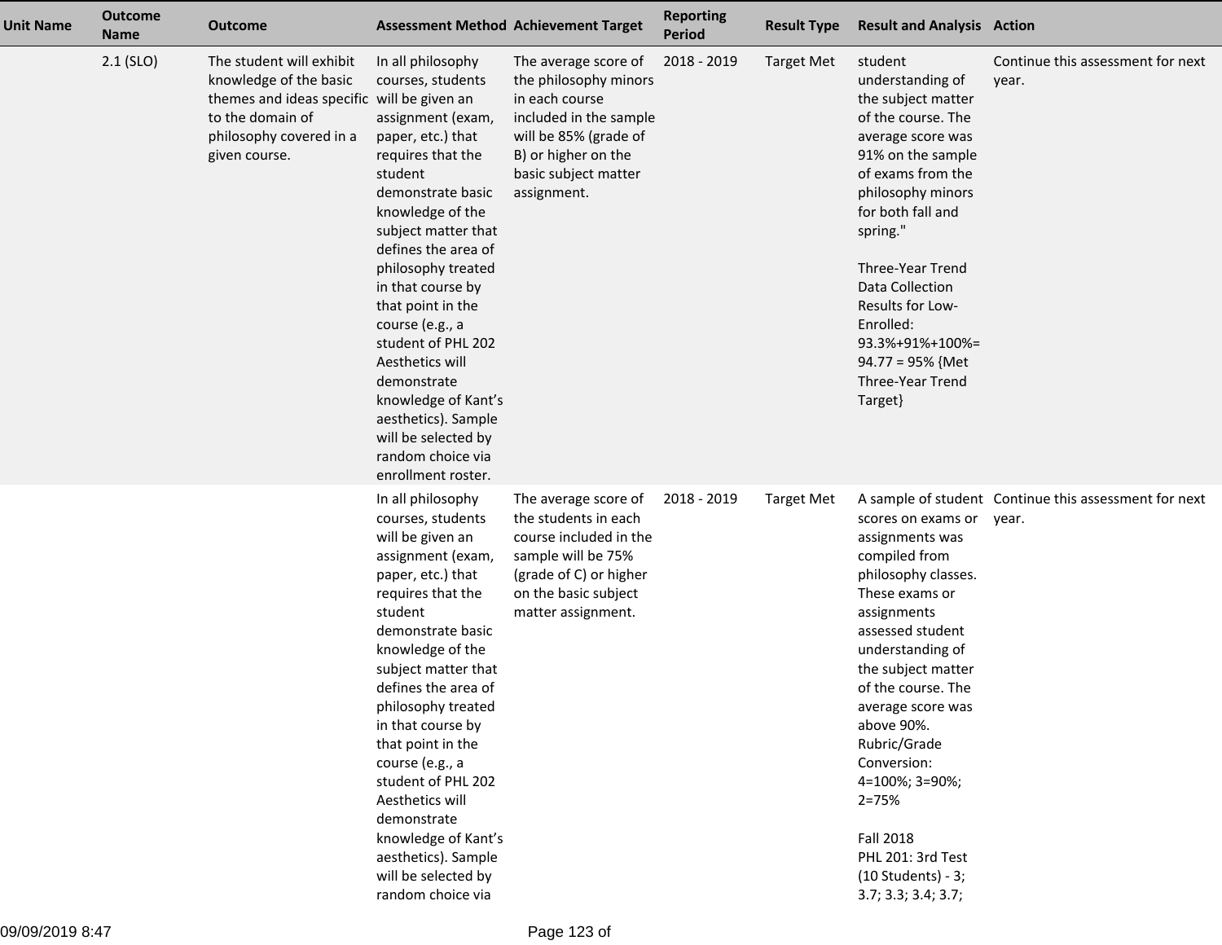| Unit Name | Outcome Name | Outcome | Assessment Method | Achievement Target | Reporting Period | Result Type | Result and Analysis | Action |
|---|---|---|---|---|---|---|---|---|
| | 2.1 (SLO) | The student will exhibit knowledge of the basic themes and ideas specific to the domain of philosophy covered in a given course. | In all philosophy courses, students will be given an assignment (exam, paper, etc.) that requires that the student demonstrate basic knowledge of the subject matter that defines the area of philosophy treated in that course by that point in the course (e.g., a student of PHL 202 Aesthetics will demonstrate knowledge of Kant's aesthetics). Sample will be selected by random choice via enrollment roster. | The average score of the philosophy minors in each course included in the sample will be 85% (grade of B) or higher on the basic subject matter assignment. | 2018 - 2019 | Target Met | student understanding of the subject matter of the course. The average score was 91% on the sample of exams from the philosophy minors for both fall and spring."<br><br>Three-Year Trend Data Collection Results for Low-Enrolled: 93.3%+91%+100%= 94.77 = 95% {Met Three-Year Trend Target} | Continue this assessment for next year. |
| | | | In all philosophy courses, students will be given an assignment (exam, paper, etc.) that requires that the student demonstrate basic knowledge of the subject matter that defines the area of philosophy treated in that course by that point in the course (e.g., a student of PHL 202 Aesthetics will demonstrate knowledge of Kant's aesthetics). Sample will be selected by random choice via | The average score of the students in each course included in the sample will be 75% (grade of C) or higher on the basic subject matter assignment. | 2018 - 2019 | Target Met | A sample of student scores on exams or assignments was compiled from philosophy classes. These exams or assignments assessed student understanding of the subject matter of the course. The average score was above 90%. Rubric/Grade Conversion: 4=100%; 3=90%; 2=75%<br><br>Fall 2018<br>PHL 201: 3rd Test (10 Students) - 3; 3.7; 3.3; 3.4; 3.7; | Continue this assessment for next year. |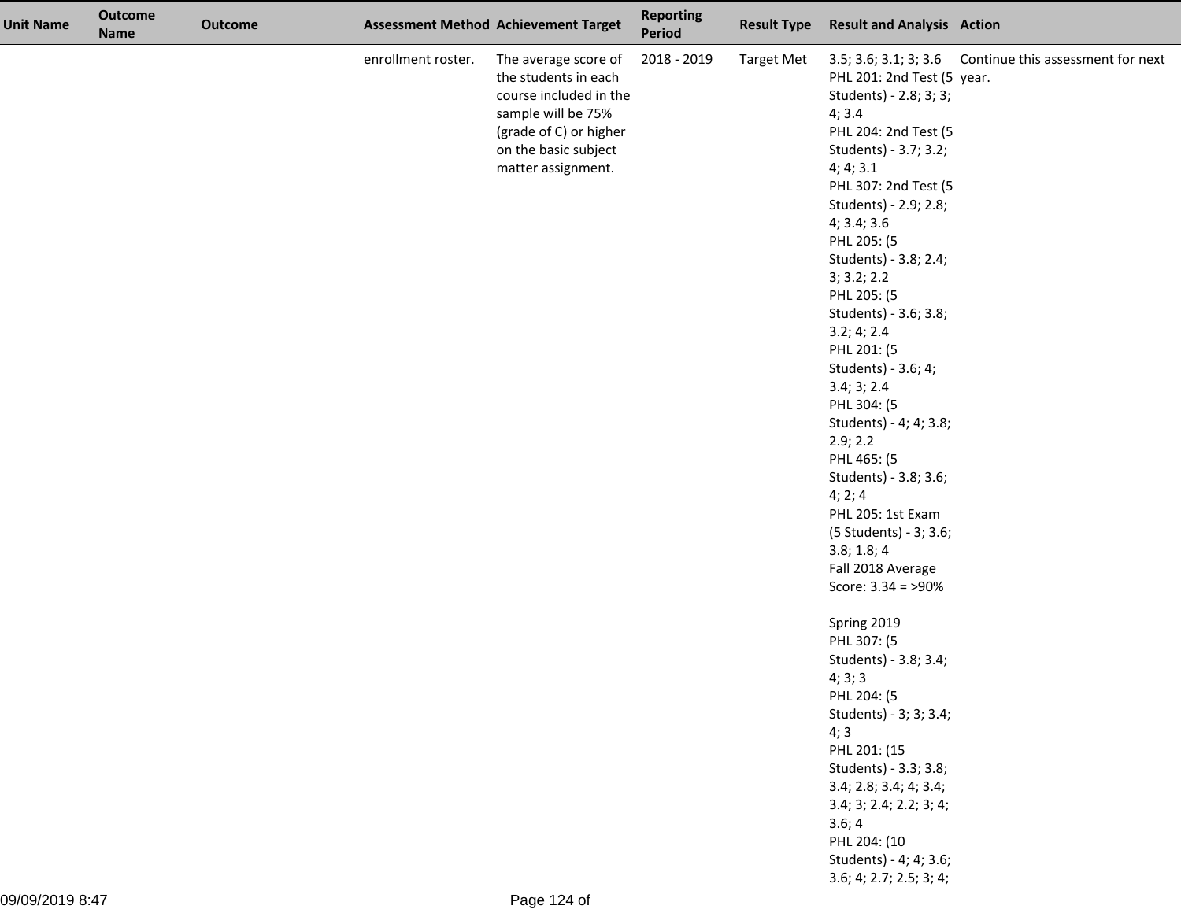| Unit Name | Outcome Name | Outcome | Assessment Method | Achievement Target | Reporting Period | Result Type | Result and Analysis | Action |
|---|---|---|---|---|---|---|---|---|
| | | | enrollment roster. | The average score of the students in each course included in the sample will be 75% (grade of C) or higher on the basic subject matter assignment. | 2018 - 2019 | Target Met | 3.5; 3.6; 3.1; 3; 3.6<br>PHL 201: 2nd Test (5 Students) - 2.8; 3; 3; 4; 3.4<br>PHL 204: 2nd Test (5 Students) - 3.7; 3.2; 4; 4; 3.1<br>PHL 307: 2nd Test (5 Students) - 2.9; 2.8; 4; 3.4; 3.6<br>PHL 205: (5 Students) - 3.8; 2.4; 3; 3.2; 2.2<br>PHL 205: (5 Students) - 3.6; 3.8; 3.2; 4; 2.4<br>PHL 201: (5 Students) - 3.6; 4; 3.4; 3; 2.4<br>PHL 304: (5 Students) - 4; 4; 3.8; 2.9; 2.2<br>PHL 465: (5 Students) - 3.8; 3.6; 4; 2; 4<br>PHL 205: 1st Exam (5 Students) - 3; 3.6; 3.8; 1.8; 4<br>Fall 2018 Average Score: 3.34 = >90%<br><br>Spring 2019<br>PHL 307: (5 Students) - 3.8; 3.4; 4; 3; 3<br>PHL 204: (5 Students) - 3; 3; 3.4; 4; 3<br>PHL 201: (15 Students) - 3.3; 3.8; 3.4; 2.8; 3.4; 4; 3.4; 3.4; 3; 2.4; 2.2; 3; 4; 3.6; 4<br>PHL 204: (10 Students) - 4; 4; 3.6; 3.6; 4; 2.7; 2.5; 3; 4; | Continue this assessment for next year. |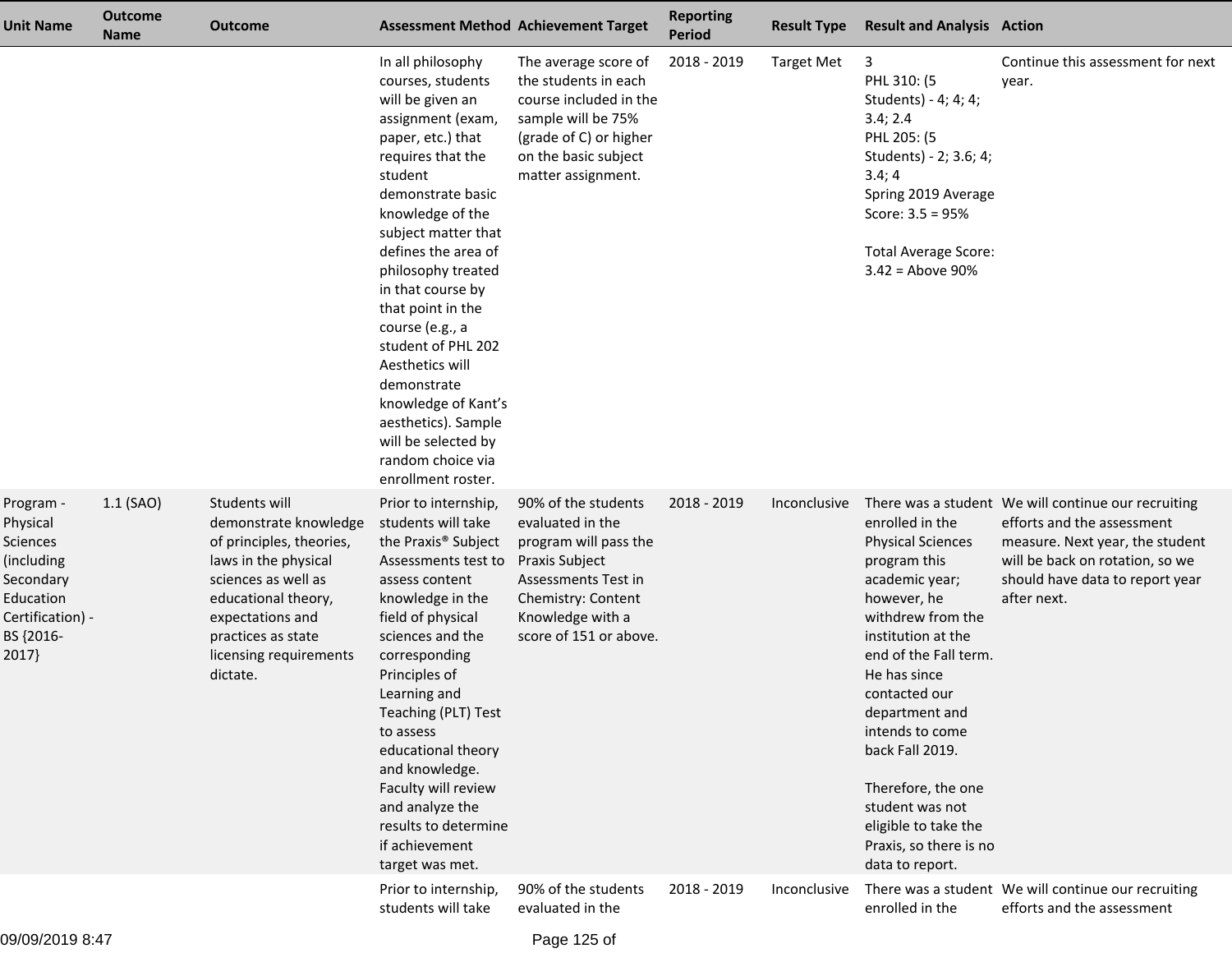| Unit Name | Outcome Name | Outcome | Assessment Method | Achievement Target | Reporting Period | Result Type | Result and Analysis | Action |
|---|---|---|---|---|---|---|---|---|
| | | | In all philosophy courses, students will be given an assignment (exam, paper, etc.) that requires that the student demonstrate basic knowledge of the subject matter that defines the area of philosophy treated in that course by that point in the course (e.g., a student of PHL 202 Aesthetics will demonstrate knowledge of Kant's aesthetics). Sample will be selected by random choice via enrollment roster. | The average score of the students in each course included in the sample will be 75% (grade of C) or higher on the basic subject matter assignment. | 2018 - 2019 | Target Met | 3<br>PHL 310: (5 Students) - 4; 4; 4; 3.4; 2.4<br>PHL 205: (5 Students) - 2; 3.6; 4; 3.4; 4<br>Spring 2019 Average Score: 3.5 = 95%<br><br>Total Average Score: 3.42 = Above 90% | Continue this assessment for next year. |
| Program - Physical Sciences (including Secondary Education Certification) - BS {2016-2017} | 1.1 (SAO) | Students will demonstrate knowledge of principles, theories, laws in the physical sciences as well as educational theory, expectations and practices as state licensing requirements dictate. | Prior to internship, students will take the Praxis® Subject Assessments test to assess content knowledge in the field of physical sciences and the corresponding Principles of Learning and Teaching (PLT) Test to assess educational theory and knowledge. Faculty will review and analyze the results to determine if achievement target was met. | 90% of the students evaluated in the program will pass the Praxis Subject Assessments Test in Chemistry: Content Knowledge with a score of 151 or above. | 2018 - 2019 | Inconclusive | There was a student enrolled in the Physical Sciences program this academic year; however, he withdrew from the institution at the end of the Fall term. He has since contacted our department and intends to come back Fall 2019.<br><br>Therefore, the one student was not eligible to take the Praxis, so there is no data to report. | We will continue our recruiting efforts and the assessment measure. Next year, the student will be back on rotation, so we should have data to report year after next. |
| | | | Prior to internship, students will take | 90% of the students evaluated in the | 2018 - 2019 | Inconclusive | There was a student enrolled in the | We will continue our recruiting efforts and the assessment |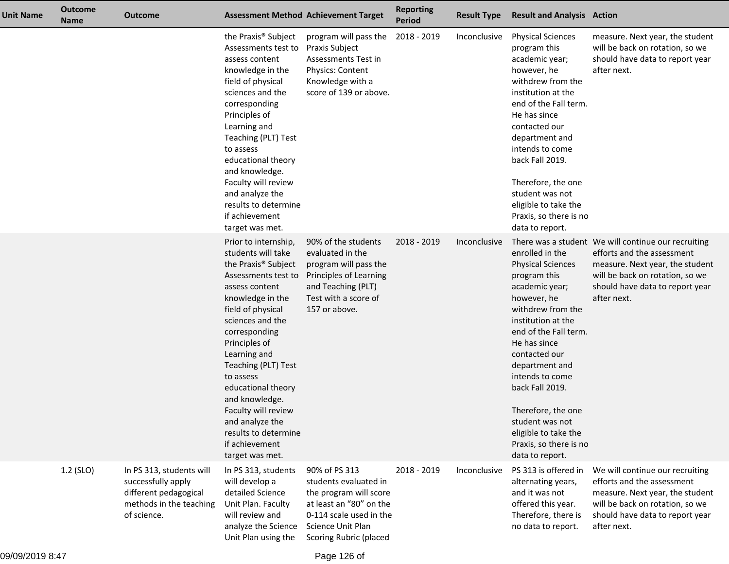| Unit Name | Outcome Name | Outcome | Assessment Method | Achievement Target | Reporting Period | Result Type | Result and Analysis | Action |
|---|---|---|---|---|---|---|---|---|
| | | | the Praxis® Subject Assessments test to assess content knowledge in the field of physical sciences and the corresponding Principles of Learning and Teaching (PLT) Test to assess educational theory and knowledge. Faculty will review and analyze the results to determine if achievement target was met. | program will pass the Praxis Subject Assessments Test in Physics: Content Knowledge with a score of 139 or above. | 2018 - 2019 | Inconclusive | Physical Sciences program this academic year; however, he withdrew from the institution at the end of the Fall term. He has since contacted our department and intends to come back Fall 2019.<br><br>Therefore, the one student was not eligible to take the Praxis, so there is no data to report. | measure. Next year, the student will be back on rotation, so we should have data to report year after next. |
| | | | Prior to internship, students will take the Praxis® Subject Assessments test to assess content knowledge in the field of physical sciences and the corresponding Principles of Learning and Teaching (PLT) Test to assess educational theory and knowledge. Faculty will review and analyze the results to determine if achievement target was met. | 90% of the students evaluated in the program will pass the Principles of Learning and Teaching (PLT) Test with a score of 157 or above. | 2018 - 2019 | Inconclusive | There was a student enrolled in the Physical Sciences program this academic year; however, he withdrew from the institution at the end of the Fall term. He has since contacted our department and intends to come back Fall 2019.<br><br>Therefore, the one student was not eligible to take the Praxis, so there is no data to report. | We will continue our recruiting efforts and the assessment measure. Next year, the student will be back on rotation, so we should have data to report year after next. |
| | 1.2 (SLO) | In PS 313, students will successfully apply different pedagogical methods in the teaching of science. | In PS 313, students will develop a detailed Science Unit Plan. Faculty will review and analyze the Science Unit Plan using the | 90% of PS 313 students evaluated in the program will score at least an "80" on the 0-114 scale used in the Science Unit Plan Scoring Rubric (placed | 2018 - 2019 | Inconclusive | PS 313 is offered in alternating years, and it was not offered this year. Therefore, there is no data to report. | We will continue our recruiting efforts and the assessment measure. Next year, the student will be back on rotation, so we should have data to report year after next. |

09/09/2019 8:47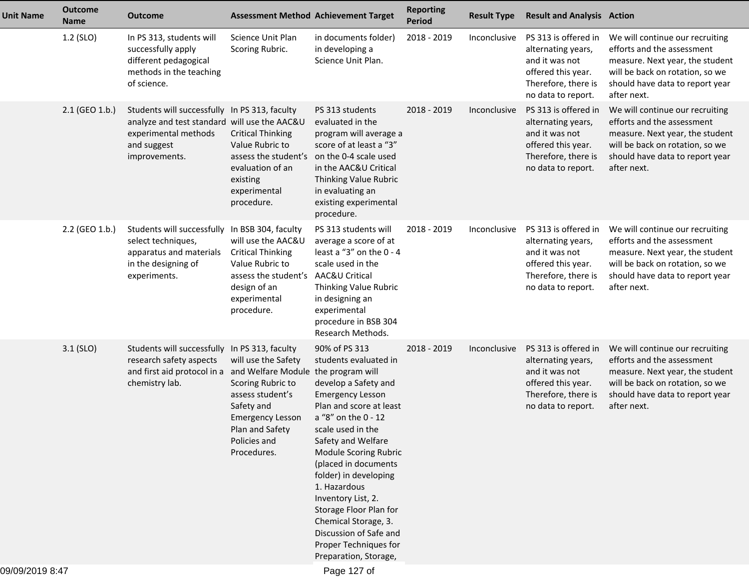| Unit Name | Outcome Name | Outcome | Assessment Method | Achievement Target | Reporting Period | Result Type | Result and Analysis | Action |
|---|---|---|---|---|---|---|---|---|
| | 1.2 (SLO) | In PS 313, students will successfully apply different pedagogical methods in the teaching of science. | Science Unit Plan Scoring Rubric. | in documents folder) in developing a Science Unit Plan. | 2018 - 2019 | Inconclusive | PS 313 is offered in alternating years, and it was not offered this year. Therefore, there is no data to report. | We will continue our recruiting efforts and the assessment measure. Next year, the student will be back on rotation, so we should have data to report year after next. |
| | 2.1 (GEO 1.b.) | Students will successfully analyze and test standard experimental methods and suggest improvements. | In PS 313, faculty will use the AAC&U Critical Thinking Value Rubric to assess the student's evaluation of an existing experimental procedure. | PS 313 students evaluated in the program will average a score of at least a "3" on the 0-4 scale used in the AAC&U Critical Thinking Value Rubric in evaluating an existing experimental procedure. | 2018 - 2019 | Inconclusive | PS 313 is offered in alternating years, and it was not offered this year. Therefore, there is no data to report. | We will continue our recruiting efforts and the assessment measure. Next year, the student will be back on rotation, so we should have data to report year after next. |
| | 2.2 (GEO 1.b.) | Students will successfully select techniques, apparatus and materials in the designing of experiments. | In BSB 304, faculty will use the AAC&U Critical Thinking Value Rubric to assess the student's design of an experimental procedure. | PS 313 students will average a score of at least a "3" on the 0 - 4 scale used in the AAC&U Critical Thinking Value Rubric in designing an experimental procedure in BSB 304 Research Methods. | 2018 - 2019 | Inconclusive | PS 313 is offered in alternating years, and it was not offered this year. Therefore, there is no data to report. | We will continue our recruiting efforts and the assessment measure. Next year, the student will be back on rotation, so we should have data to report year after next. |
| | 3.1 (SLO) | Students will successfully research safety aspects and first aid protocol in a chemistry lab. | In PS 313, faculty will use the Safety and Welfare Module Scoring Rubric to assess student's Safety and Emergency Lesson Plan and Safety Policies and Procedures. | 90% of PS 313 students evaluated in the program will develop a Safety and Emergency Lesson Plan and score at least a "8" on the 0 - 12 scale used in the Safety and Welfare Module Scoring Rubric (placed in documents folder) in developing 1. Hazardous Inventory List, 2. Storage Floor Plan for Chemical Storage, 3. Discussion of Safe and Proper Techniques for Preparation, Storage, | 2018 - 2019 | Inconclusive | PS 313 is offered in alternating years, and it was not offered this year. Therefore, there is no data to report. | We will continue our recruiting efforts and the assessment measure. Next year, the student will be back on rotation, so we should have data to report year after next. |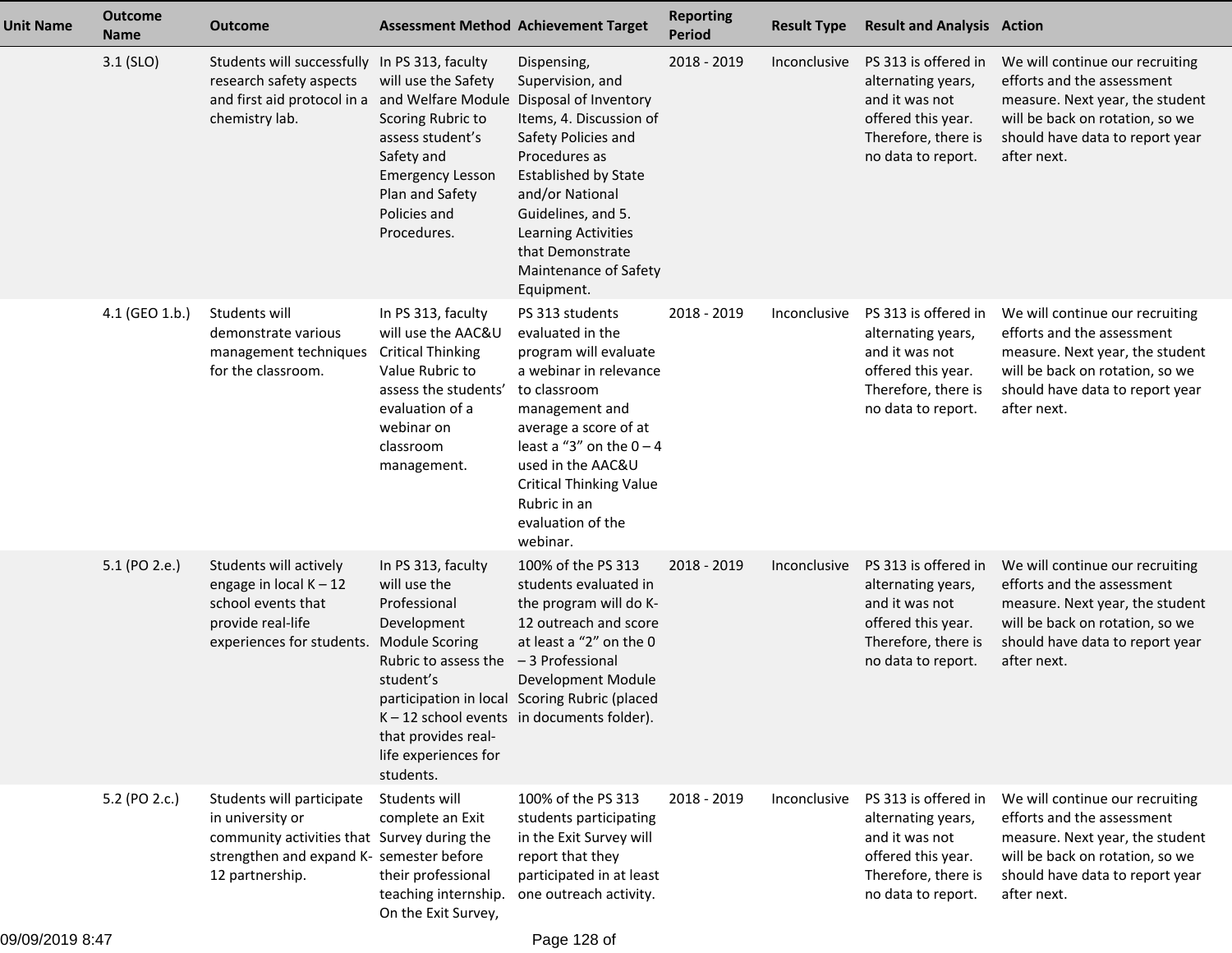| Unit Name | Outcome Name | Outcome | Assessment Method | Achievement Target | Reporting Period | Result Type | Result and Analysis | Action |
|---|---|---|---|---|---|---|---|---|
| | 3.1 (SLO) | Students will successfully research safety aspects and first aid protocol in a chemistry lab. | In PS 313, faculty will use the Safety and Welfare Module Scoring Rubric to assess student's Safety and Emergency Lesson Plan and Safety Policies and Procedures. | Dispensing, Supervision, and Disposal of Inventory Items, 4. Discussion of Safety Policies and Procedures as Established by State and/or National Guidelines, and 5. Learning Activities that Demonstrate Maintenance of Safety Equipment. | 2018 - 2019 | Inconclusive | PS 313 is offered in alternating years, and it was not offered this year. Therefore, there is no data to report. | We will continue our recruiting efforts and the assessment measure. Next year, the student will be back on rotation, so we should have data to report year after next. |
| | 4.1 (GEO 1.b.) | Students will demonstrate various management techniques for the classroom. | In PS 313, faculty will use the AAC&U Critical Thinking Value Rubric to assess the students' evaluation of a webinar on classroom management. | PS 313 students evaluated in the program will evaluate a webinar in relevance to classroom management and average a score of at least a "3" on the 0 – 4 used in the AAC&U Critical Thinking Value Rubric in an evaluation of the webinar. | 2018 - 2019 | Inconclusive | PS 313 is offered in alternating years, and it was not offered this year. Therefore, there is no data to report. | We will continue our recruiting efforts and the assessment measure. Next year, the student will be back on rotation, so we should have data to report year after next. |
| | 5.1 (PO 2.e.) | Students will actively engage in local K – 12 school events that provide real-life experiences for students. | In PS 313, faculty will use the Professional Development Module Scoring Rubric to assess the student's participation in local K – 12 school events that provides real-life experiences for students. | 100% of the PS 313 students evaluated in the program will do K-12 outreach and score at least a "2" on the 0 – 3 Professional Development Module Scoring Rubric (placed in documents folder). | 2018 - 2019 | Inconclusive | PS 313 is offered in alternating years, and it was not offered this year. Therefore, there is no data to report. | We will continue our recruiting efforts and the assessment measure. Next year, the student will be back on rotation, so we should have data to report year after next. |
| | 5.2 (PO 2.c.) | Students will participate in university or community activities that strengthen and expand K-12 partnership. | Students will complete an Exit Survey during the semester before their professional teaching internship. On the Exit Survey, | 100% of the PS 313 students participating in the Exit Survey will report that they participated in at least one outreach activity. | 2018 - 2019 | Inconclusive | PS 313 is offered in alternating years, and it was not offered this year. Therefore, there is no data to report. | We will continue our recruiting efforts and the assessment measure. Next year, the student will be back on rotation, so we should have data to report year after next. |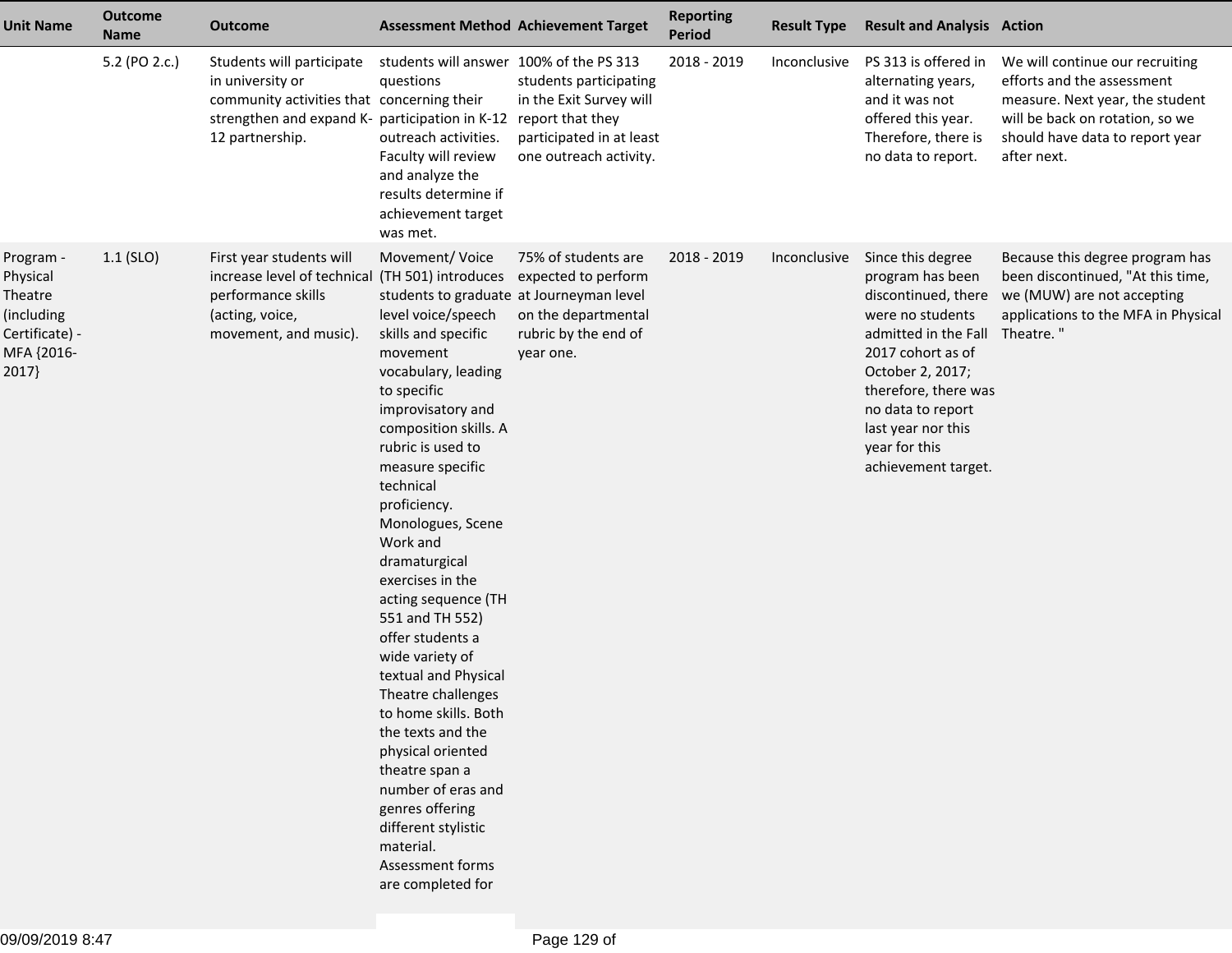| Unit Name | Outcome Name | Outcome | Assessment Method | Achievement Target | Reporting Period | Result Type | Result and Analysis | Action |
|---|---|---|---|---|---|---|---|---|
| | 5.2 (PO 2.c.) | Students will participate in university or community activities that strengthen and expand K-12 partnership. | students will answer questions concerning their participation in K-12 outreach activities. Faculty will review and analyze the results determine if achievement target was met. | 100% of the PS 313 students participating in the Exit Survey will report that they participated in at least one outreach activity. | 2018 - 2019 | Inconclusive | PS 313 is offered in alternating years, and it was not offered this year. Therefore, there is no data to report. | We will continue our recruiting efforts and the assessment measure. Next year, the student will be back on rotation, so we should have data to report year after next. |
| Program - Physical Theatre (including Certificate) - MFA {2016-2017} | 1.1 (SLO) | First year students will increase level of technical performance skills (acting, voice, movement, and music). | Movement/ Voice (TH 501) introduces students to graduate level voice/speech skills and specific movement vocabulary, leading to specific improvisatory and composition skills. A rubric is used to measure specific technical proficiency. Monologues, Scene Work and dramaturgical exercises in the acting sequence (TH 551 and TH 552) offer students a wide variety of textual and Physical Theatre challenges to home skills. Both the texts and the physical oriented theatre span a number of eras and genres offering different stylistic material. Assessment forms are completed for | 75% of students are expected to perform at Journeyman level on the departmental rubric by the end of year one. | 2018 - 2019 | Inconclusive | Since this degree program has been discontinued, there were no students admitted in the Fall 2017 cohort as of October 2, 2017; therefore, there was no data to report last year nor this year for this achievement target. | Because this degree program has been discontinued, "At this time, we (MUW) are not accepting applications to the MFA in Physical Theatre. " |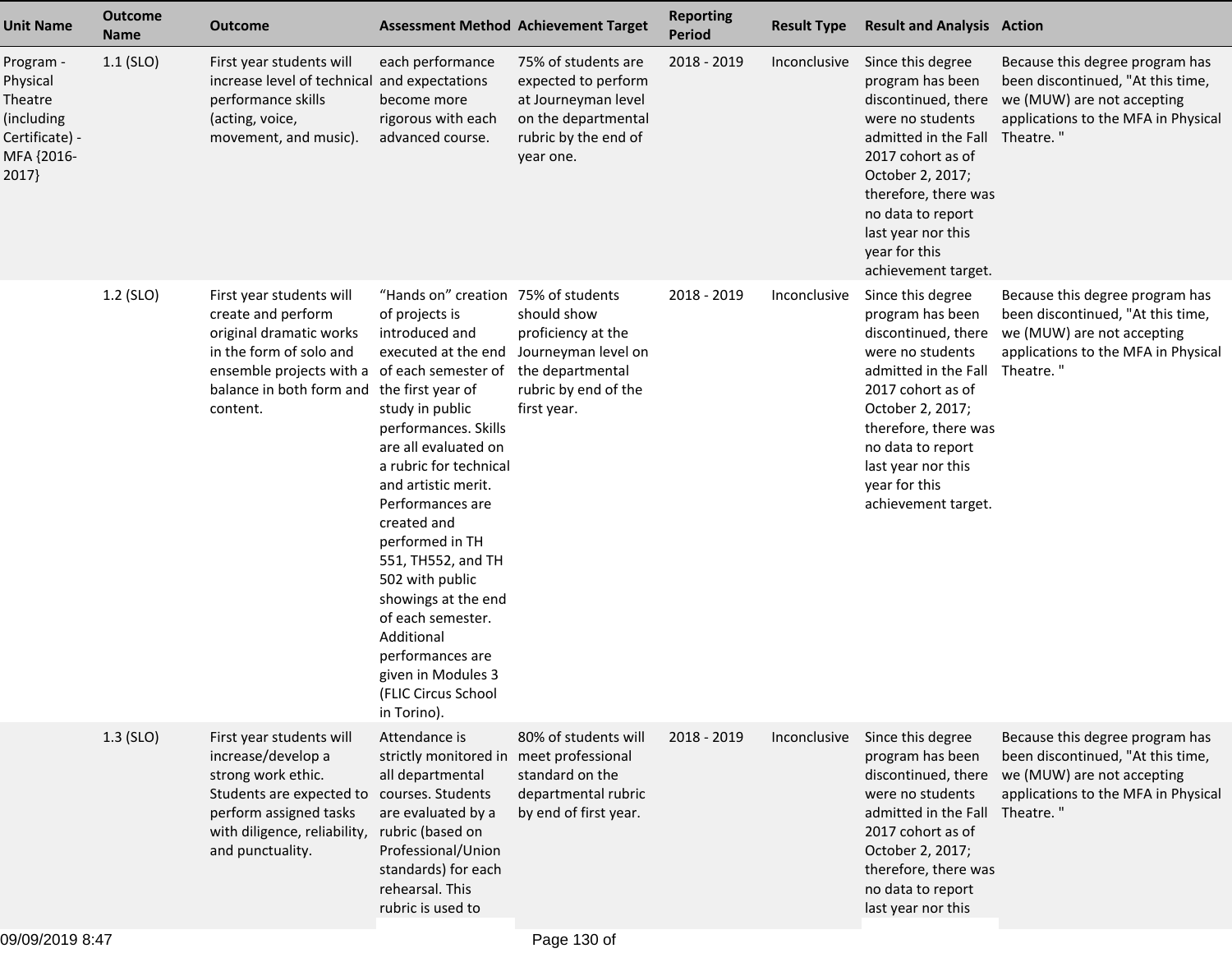| Unit Name | Outcome Name | Outcome | Assessment Method | Achievement Target | Reporting Period | Result Type | Result and Analysis | Action |
|---|---|---|---|---|---|---|---|---|
| Program - Physical Theatre (including Certificate) - MFA {2016-2017} | 1.1 (SLO) | First year students will increase level of technical performance skills (acting, voice, movement, and music). | each performance and expectations become more rigorous with each advanced course. | 75% of students are expected to perform at Journeyman level on the departmental rubric by the end of year one. | 2018 - 2019 | Inconclusive | Since this degree program has been discontinued, there were no students admitted in the Fall 2017 cohort as of October 2, 2017; therefore, there was no data to report last year nor this year for this achievement target. | Because this degree program has been discontinued, "At this time, we (MUW) are not accepting applications to the MFA in Physical Theatre. " |
| | 1.2 (SLO) | First year students will create and perform original dramatic works in the form of solo and ensemble projects with a balance in both form and content. | "Hands on" creation of projects is introduced and executed at the end of each semester of the first year of study in public performances. Skills are all evaluated on a rubric for technical and artistic merit. Performances are created and performed in TH 551, TH552, and TH 502 with public showings at the end of each semester. Additional performances are given in Modules 3 (FLIC Circus School in Torino). | 75% of students should show proficiency at the Journeyman level on the departmental rubric by end of the first year. | 2018 - 2019 | Inconclusive | Since this degree program has been discontinued, there were no students admitted in the Fall 2017 cohort as of October 2, 2017; therefore, there was no data to report last year nor this year for this achievement target. | Because this degree program has been discontinued, "At this time, we (MUW) are not accepting applications to the MFA in Physical Theatre. " |
| | 1.3 (SLO) | First year students will increase/develop a strong work ethic. Students are expected to perform assigned tasks with diligence, reliability, and punctuality. | Attendance is strictly monitored in all departmental courses. Students are evaluated by a rubric (based on Professional/Union standards) for each rehearsal. This rubric is used to | 80% of students will meet professional standard on the departmental rubric by end of first year. | 2018 - 2019 | Inconclusive | Since this degree program has been discontinued, there were no students admitted in the Fall 2017 cohort as of October 2, 2017; therefore, there was no data to report last year nor this | Because this degree program has been discontinued, "At this time, we (MUW) are not accepting applications to the MFA in Physical Theatre. " |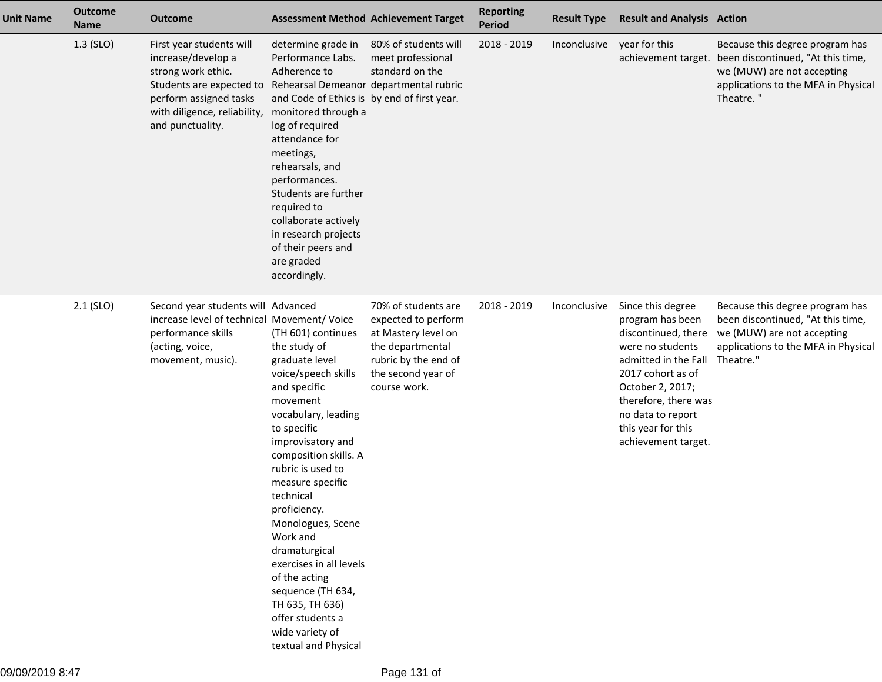| Unit Name | Outcome Name | Outcome | Assessment Method | Achievement Target | Reporting Period | Result Type | Result and Analysis | Action |
|---|---|---|---|---|---|---|---|---|
| | 1.3 (SLO) | First year students will increase/develop a strong work ethic. Students are expected to perform assigned tasks with diligence, reliability, and punctuality. | determine grade in Performance Labs. Adherence to Rehearsal Demeanor and Code of Ethics is monitored through a log of required attendance for meetings, rehearsals, and performances. Students are further required to collaborate actively in research projects of their peers and are graded accordingly. | 80% of students will meet professional standard on the departmental rubric by end of first year. | 2018 - 2019 | Inconclusive | year for this achievement target. | Because this degree program has been discontinued, "At this time, we (MUW) are not accepting applications to the MFA in Physical Theatre. " |
| | 2.1 (SLO) | Second year students will increase level of technical performance skills (acting, voice, movement, music). | Advanced Movement/ Voice (TH 601) continues the study of graduate level voice/speech skills and specific movement vocabulary, leading to specific improvisatory and composition skills. A rubric is used to measure specific technical proficiency. Monologues, Scene Work and dramaturgical exercises in all levels of the acting sequence (TH 634, TH 635, TH 636) offer students a wide variety of textual and Physical | 70% of students are expected to perform at Mastery level on the departmental rubric by the end of the second year of course work. | 2018 - 2019 | Inconclusive | Since this degree program has been discontinued, there were no students admitted in the Fall 2017 cohort as of October 2, 2017; therefore, there was no data to report this year for this achievement target. | Because this degree program has been discontinued, "At this time, we (MUW) are not accepting applications to the MFA in Physical Theatre." |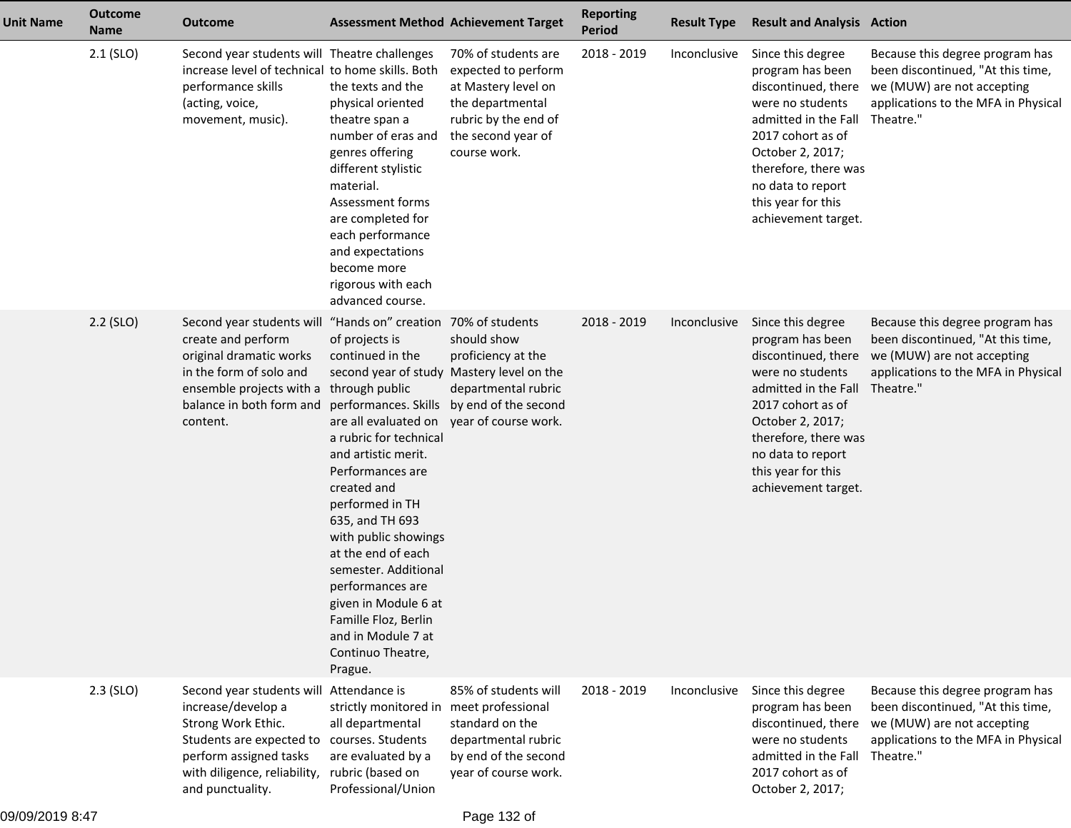| Unit Name | Outcome Name | Outcome | Assessment Method | Achievement Target | Reporting Period | Result Type | Result and Analysis | Action |
|---|---|---|---|---|---|---|---|---|
| | 2.1 (SLO) | Second year students will increase level of technical performance skills (acting, voice, movement, music). | Theatre challenges to home skills. Both the texts and the physical oriented theatre span a number of eras and genres offering different stylistic material. Assessment forms are completed for each performance and expectations become more rigorous with each advanced course. | 70% of students are expected to perform at Mastery level on the departmental rubric by the end of the second year of course work. | 2018 - 2019 | Inconclusive | Since this degree program has been discontinued, there were no students admitted in the Fall 2017 cohort as of October 2, 2017; therefore, there was no data to report this year for this achievement target. | Because this degree program has been discontinued, "At this time, we (MUW) are not accepting applications to the MFA in Physical Theatre." |
| | 2.2 (SLO) | Second year students will create and perform original dramatic works in the form of solo and ensemble projects with a balance in both form and content. | “Hands on” creation of projects is continued in the second year of study through public performances. Skills are all evaluated on a rubric for technical and artistic merit. Performances are created and performed in TH 635, and TH 693 with public showings at the end of each semester. Additional performances are given in Module 6 at Famille Floz, Berlin and in Module 7 at Continuo Theatre, Prague. | 70% of students should show proficiency at the Mastery level on the departmental rubric by end of the second year of course work. | 2018 - 2019 | Inconclusive | Since this degree program has been discontinued, there were no students admitted in the Fall 2017 cohort as of October 2, 2017; therefore, there was no data to report this year for this achievement target. | Because this degree program has been discontinued, "At this time, we (MUW) are not accepting applications to the MFA in Physical Theatre." |
| | 2.3 (SLO) | Second year students will increase/develop a Strong Work Ethic. Students are expected to perform assigned tasks with diligence, reliability, and punctuality. | Attendance is strictly monitored in all departmental courses. Students are evaluated by a rubric (based on Professional/Union | 85% of students will meet professional standard on the departmental rubric by end of the second year of course work. | 2018 - 2019 | Inconclusive | Since this degree program has been discontinued, there were no students admitted in the Fall 2017 cohort as of October 2, 2017; | Because this degree program has been discontinued, "At this time, we (MUW) are not accepting applications to the MFA in Physical Theatre." |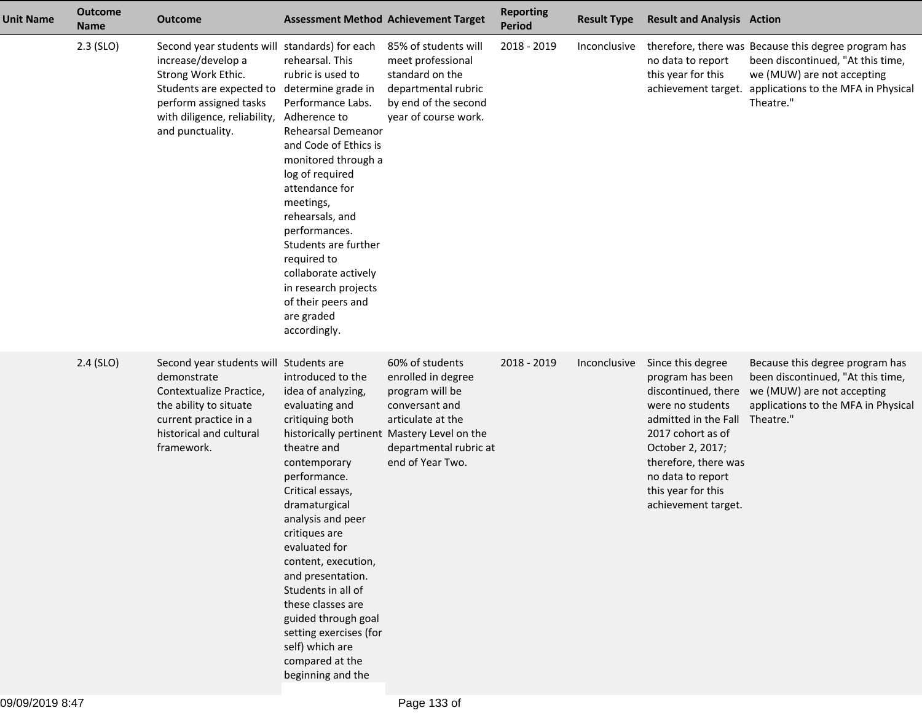| Unit Name | Outcome Name | Outcome | Assessment Method | Achievement Target | Reporting Period | Result Type | Result and Analysis | Action |
|---|---|---|---|---|---|---|---|---|
| | 2.3 (SLO) | Second year students will increase/develop a Strong Work Ethic. Students are expected to perform assigned tasks with diligence, reliability, and punctuality. | standards) for each rehearsal. This rubric is used to determine grade in Performance Labs. Adherence to Rehearsal Demeanor and Code of Ethics is monitored through a log of required attendance for meetings, rehearsals, and performances. Students are further required to collaborate actively in research projects of their peers and are graded accordingly. | 85% of students will meet professional standard on the departmental rubric by end of the second year of course work. | 2018 - 2019 | Inconclusive | therefore, there was no data to report this year for this achievement target. | Because this degree program has been discontinued, "At this time, we (MUW) are not accepting applications to the MFA in Physical Theatre." |
| | 2.4 (SLO) | Second year students will demonstrate Contextualize Practice, the ability to situate current practice in a historical and cultural framework. | Students are introduced to the idea of analyzing, evaluating and critiquing both historically pertinent theatre and contemporary performance. Critical essays, dramaturgical analysis and peer critiques are evaluated for content, execution, and presentation. Students in all of these classes are guided through goal setting exercises (for self) which are compared at the beginning and the | 60% of students enrolled in degree program will be conversant and articulate at the Mastery Level on the departmental rubric at end of Year Two. | 2018 - 2019 | Inconclusive | Since this degree program has been discontinued, there were no students admitted in the Fall 2017 cohort as of October 2, 2017; therefore, there was no data to report this year for this achievement target. | Because this degree program has been discontinued, "At this time, we (MUW) are not accepting applications to the MFA in Physical Theatre." |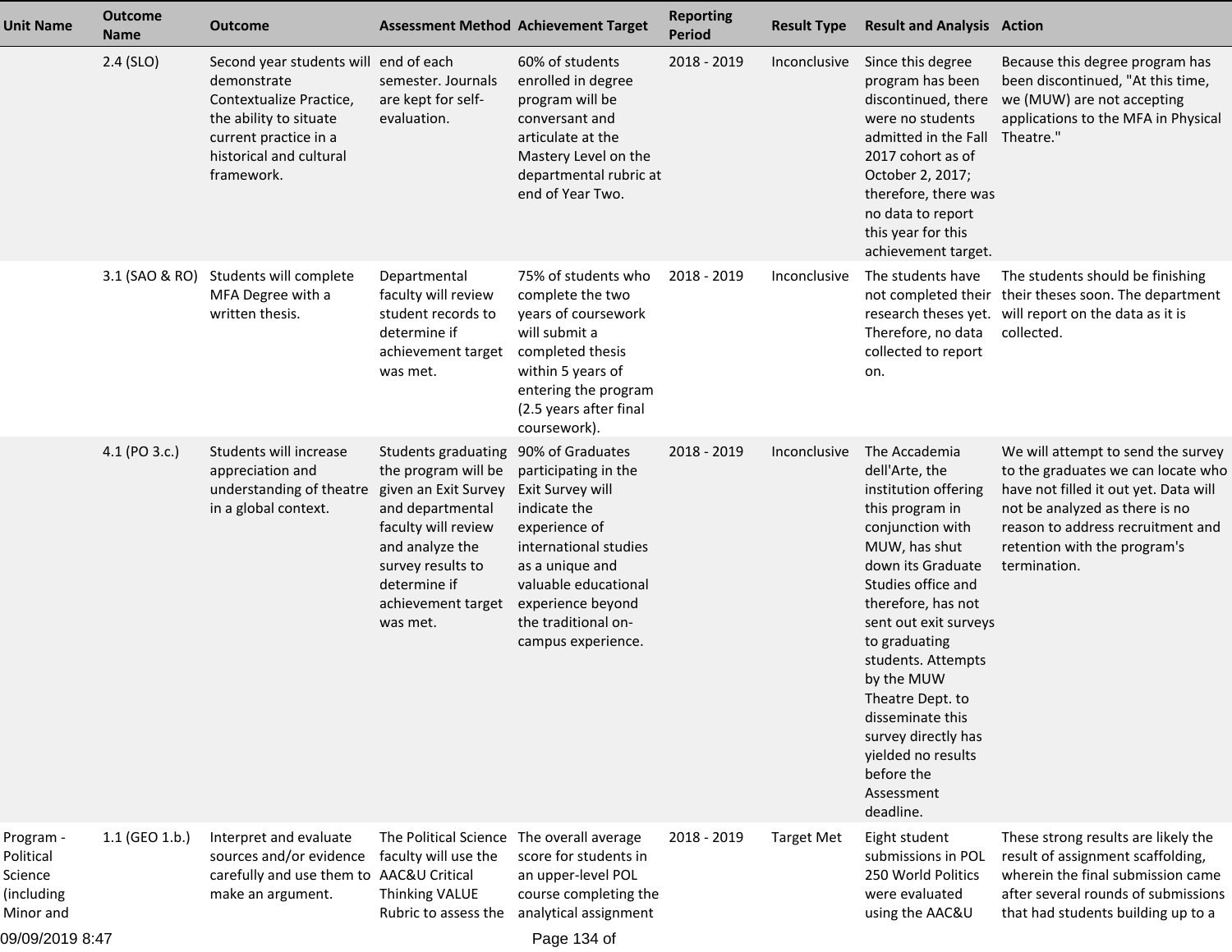| Unit Name | Outcome Name | Outcome | Assessment Method | Achievement Target | Reporting Period | Result Type | Result and Analysis | Action |
|---|---|---|---|---|---|---|---|---|
| | 2.4 (SLO) | Second year students will demonstrate Contextualize Practice, the ability to situate current practice in a historical and cultural framework. | end of each semester. Journals are kept for self-evaluation. | 60% of students enrolled in degree program will be conversant and articulate at the Mastery Level on the departmental rubric at end of Year Two. | 2018 - 2019 | Inconclusive | Since this degree program has been discontinued, there were no students admitted in the Fall 2017 cohort as of October 2, 2017; therefore, there was no data to report this year for this achievement target. | Because this degree program has been discontinued, "At this time, we (MUW) are not accepting applications to the MFA in Physical Theatre." |
| | 3.1 (SAO & RO) | Students will complete MFA Degree with a written thesis. | Departmental faculty will review student records to determine if achievement target was met. | 75% of students who complete the two years of coursework will submit a completed thesis within 5 years of entering the program (2.5 years after final coursework). | 2018 - 2019 | Inconclusive | The students have not completed their research theses yet. Therefore, no data collected to report on. | The students should be finishing their theses soon. The department will report on the data as it is collected. |
| | 4.1 (PO 3.c.) | Students will increase appreciation and understanding of theatre in a global context. | Students graduating the program will be given an Exit Survey and departmental faculty will review and analyze the survey results to determine if achievement target was met. | 90% of Graduates participating in the Exit Survey will indicate the experience of international studies as a unique and valuable educational experience beyond the traditional on-campus experience. | 2018 - 2019 | Inconclusive | The Accademia dell'Arte, the institution offering this program in conjunction with MUW, has shut down its Graduate Studies office and therefore, has not sent out exit surveys to graduating students. Attempts by the MUW Theatre Dept. to disseminate this survey directly has yielded no results before the Assessment deadline. | We will attempt to send the survey to the graduates we can locate who have not filled it out yet. Data will not be analyzed as there is no reason to address recruitment and retention with the program's termination. |
| Program - Political Science (including Minor and | 1.1 (GEO 1.b.) | Interpret and evaluate sources and/or evidence carefully and use them to make an argument. | The Political Science faculty will use the AAC&U Critical Thinking VALUE Rubric to assess the | The overall average score for students in an upper-level POL course completing the analytical assignment | 2018 - 2019 | Target Met | Eight student submissions in POL 250 World Politics were evaluated using the AAC&U | These strong results are likely the result of assignment scaffolding, wherein the final submission came after several rounds of submissions that had students building up to a |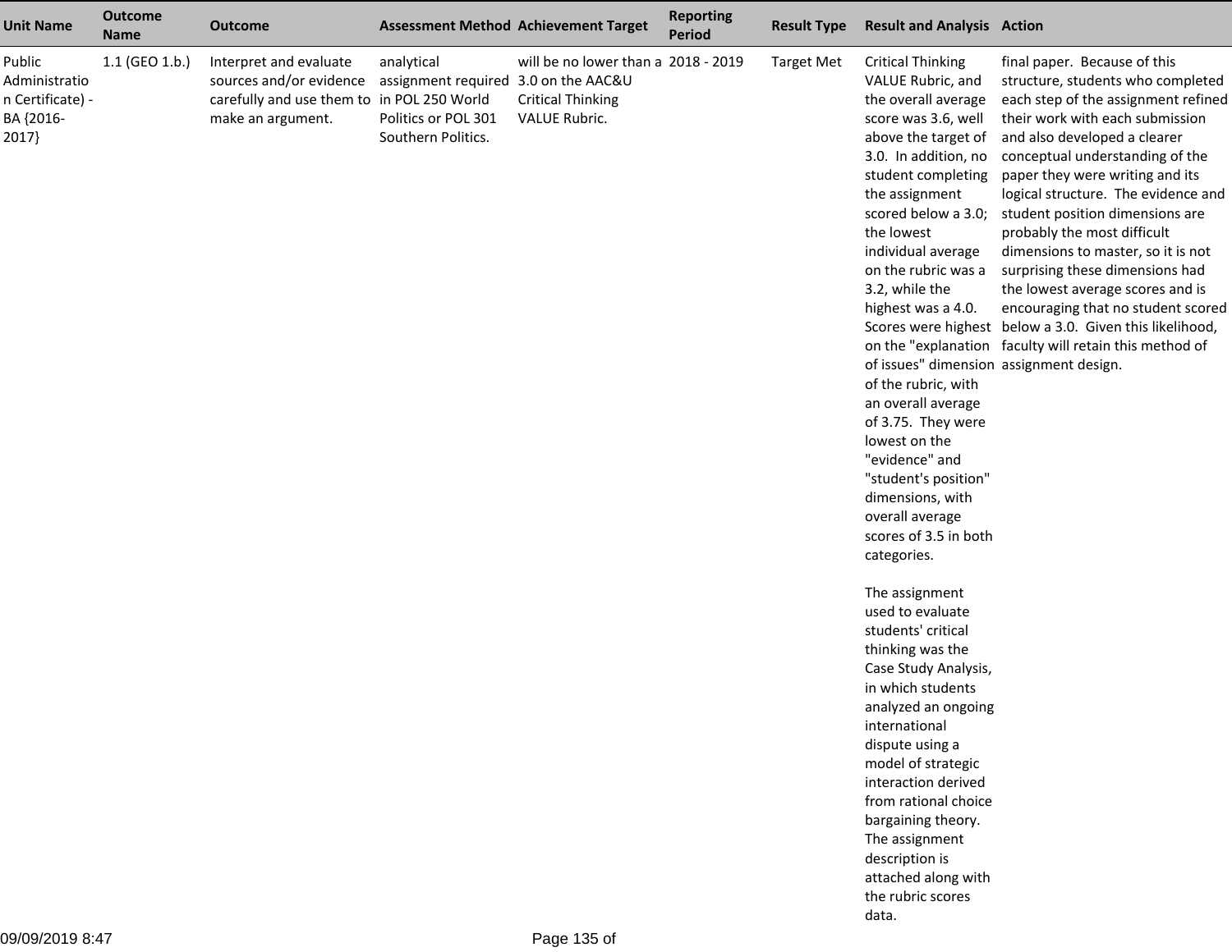| Unit Name | Outcome Name | Outcome | Assessment Method | Achievement Target | Reporting Period | Result Type | Result and Analysis | Action |
|---|---|---|---|---|---|---|---|---|
| Public Administration Certificate) - BA {2016-2017} | 1.1 (GEO 1.b.) | Interpret and evaluate sources and/or evidence carefully and use them to make an argument. | analytical assignment required in POL 250 World Politics or POL 301 Southern Politics. | will be no lower than a 3.0 on the AAC&U Critical Thinking VALUE Rubric. | 2018 - 2019 | Target Met | Critical Thinking VALUE Rubric, and the overall average score was 3.6, well above the target of 3.0. In addition, no student completing the assignment scored below a 3.0; the lowest individual average on the rubric was a 3.2, while the highest was a 4.0. Scores were highest on the "explanation of issues" dimension of the rubric, with an overall average of 3.75. They were lowest on the "evidence" and "student's position" dimensions, with overall average scores of 3.5 in both categories.<br><br>The assignment used to evaluate students' critical thinking was the Case Study Analysis, in which students analyzed an ongoing international dispute using a model of strategic interaction derived from rational choice bargaining theory. The assignment description is attached along with the rubric scores data. | final paper. Because of this structure, students who completed each step of the assignment refined their work with each submission and also developed a clearer conceptual understanding of the paper they were writing and its logical structure. The evidence and student position dimensions are probably the most difficult dimensions to master, so it is not surprising these dimensions had the lowest average scores and is encouraging that no student scored below a 3.0. Given this likelihood, faculty will retain this method of assignment design. |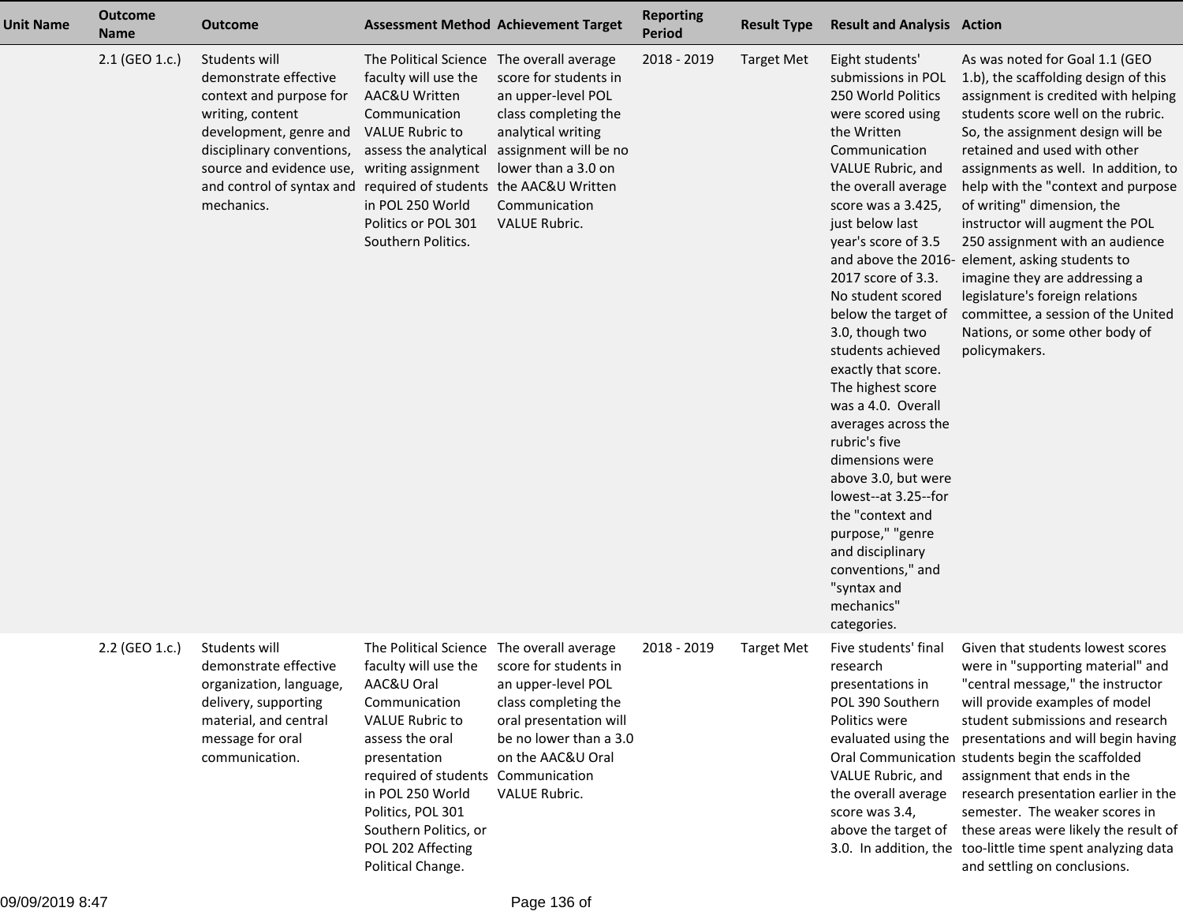| Unit Name | Outcome Name | Outcome | Assessment Method | Achievement Target | Reporting Period | Result Type | Result and Analysis | Action |
|---|---|---|---|---|---|---|---|---|
| | 2.1 (GEO 1.c.) | Students will demonstrate effective context and purpose for writing, content development, genre and disciplinary conventions, source and evidence use, and control of syntax and mechanics. | The Political Science faculty will use the AAC&U Written Communication VALUE Rubric to assess the analytical writing assignment required of students in POL 250 World Politics or POL 301 Southern Politics. | The overall average score for students in an upper-level POL class completing the analytical writing assignment will be no lower than a 3.0 on the AAC&U Written Communication VALUE Rubric. | 2018 - 2019 | Target Met | Eight students' submissions in POL 250 World Politics were scored using the Written Communication VALUE Rubric, and the overall average score was a 3.425, just below last year's score of 3.5 and above the 2016-2017 score of 3.3. No student scored below the target of 3.0, though two students achieved exactly that score. The highest score was a 4.0. Overall averages across the rubric's five dimensions were above 3.0, but were lowest--at 3.25--for the "context and purpose," "genre and disciplinary conventions," and "syntax and mechanics" categories. | As was noted for Goal 1.1 (GEO 1.b), the scaffolding design of this assignment is credited with helping students score well on the rubric. So, the assignment design will be retained and used with other assignments as well. In addition, to help with the "context and purpose of writing" dimension, the instructor will augment the POL 250 assignment with an audience element, asking students to imagine they are addressing a legislature's foreign relations committee, a session of the United Nations, or some other body of policymakers. |
| | 2.2 (GEO 1.c.) | Students will demonstrate effective organization, language, delivery, supporting material, and central message for oral communication. | The Political Science faculty will use the AAC&U Oral Communication VALUE Rubric to assess the oral presentation required of students in POL 250 World Politics, POL 301 Southern Politics, or POL 202 Affecting Political Change. | The overall average score for students in an upper-level POL class completing the oral presentation will be no lower than a 3.0 on the AAC&U Oral Communication VALUE Rubric. | 2018 - 2019 | Target Met | Five students' final research presentations in POL 390 Southern Politics were evaluated using the Oral Communication VALUE Rubric, and the overall average score was 3.4, above the target of 3.0. In addition, the | Given that students lowest scores were in "supporting material" and "central message," the instructor will provide examples of model student submissions and research presentations and will begin having students begin the scaffolded assignment that ends in the research presentation earlier in the semester. The weaker scores in these areas were likely the result of too-little time spent analyzing data and settling on conclusions. |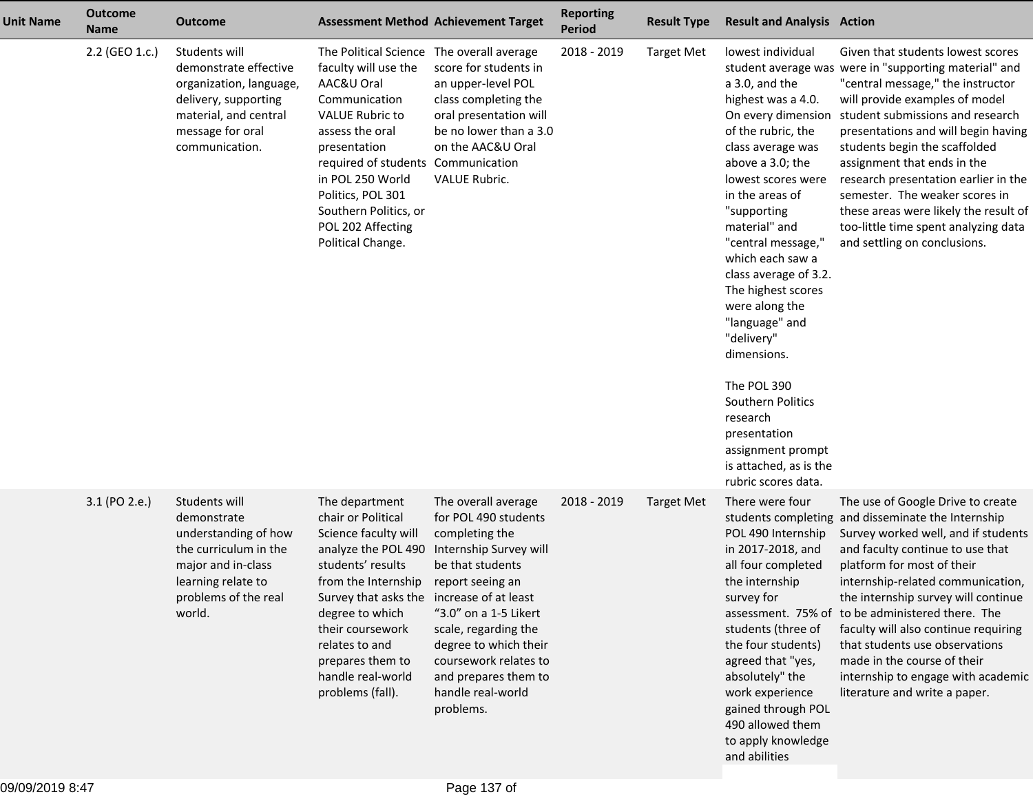| Unit Name | Outcome Name | Outcome | Assessment Method | Achievement Target | Reporting Period | Result Type | Result and Analysis | Action |
|---|---|---|---|---|---|---|---|---|
| | 2.2 (GEO 1.c.) | Students will demonstrate effective organization, language, delivery, supporting material, and central message for oral communication. | The Political Science faculty will use the AAC&U Oral Communication VALUE Rubric to assess the oral presentation required of students in POL 250 World Politics, POL 301 Southern Politics, or POL 202 Affecting Political Change. | The overall average score for students in an upper-level POL class completing the oral presentation will be no lower than a 3.0 on the AAC&U Oral Communication VALUE Rubric. | 2018 - 2019 | Target Met | lowest individual student average was a 3.0, and the highest was a 4.0. On every dimension of the rubric, the class average was above a 3.0; the lowest scores were in the areas of "supporting material" and "central message," which each saw a class average of 3.2. The highest scores were along the "language" and "delivery" dimensions.<br><br>The POL 390 Southern Politics research presentation assignment prompt is attached, as is the rubric scores data. | Given that students lowest scores were in "supporting material" and "central message," the instructor will provide examples of model student submissions and research presentations and will begin having students begin the scaffolded assignment that ends in the research presentation earlier in the semester. The weaker scores in these areas were likely the result of too-little time spent analyzing data and settling on conclusions. |
| | 3.1 (PO 2.e.) | Students will demonstrate understanding of how the curriculum in the major and in-class learning relate to problems of the real world. | The department chair or Political Science faculty will analyze the POL 490 students' results from the Internship Survey that asks the degree to which their coursework relates to and prepares them to handle real-world problems (fall). | The overall average for POL 490 students completing the Internship Survey will be that students report seeing an increase of at least "3.0" on a 1-5 Likert scale, regarding the degree to which their coursework relates to and prepares them to handle real-world problems. | 2018 - 2019 | Target Met | There were four students completing POL 490 Internship in 2017-2018, and all four completed the internship survey for assessment. 75% of students (three of the four students) agreed that "yes, absolutely" the work experience gained through POL 490 allowed them to apply knowledge and abilities | The use of Google Drive to create and disseminate the Internship Survey worked well, and if students and faculty continue to use that platform for most of their internship-related communication, the internship survey will continue to be administered there. The faculty will also continue requiring that students use observations made in the course of their internship to engage with academic literature and write a paper. |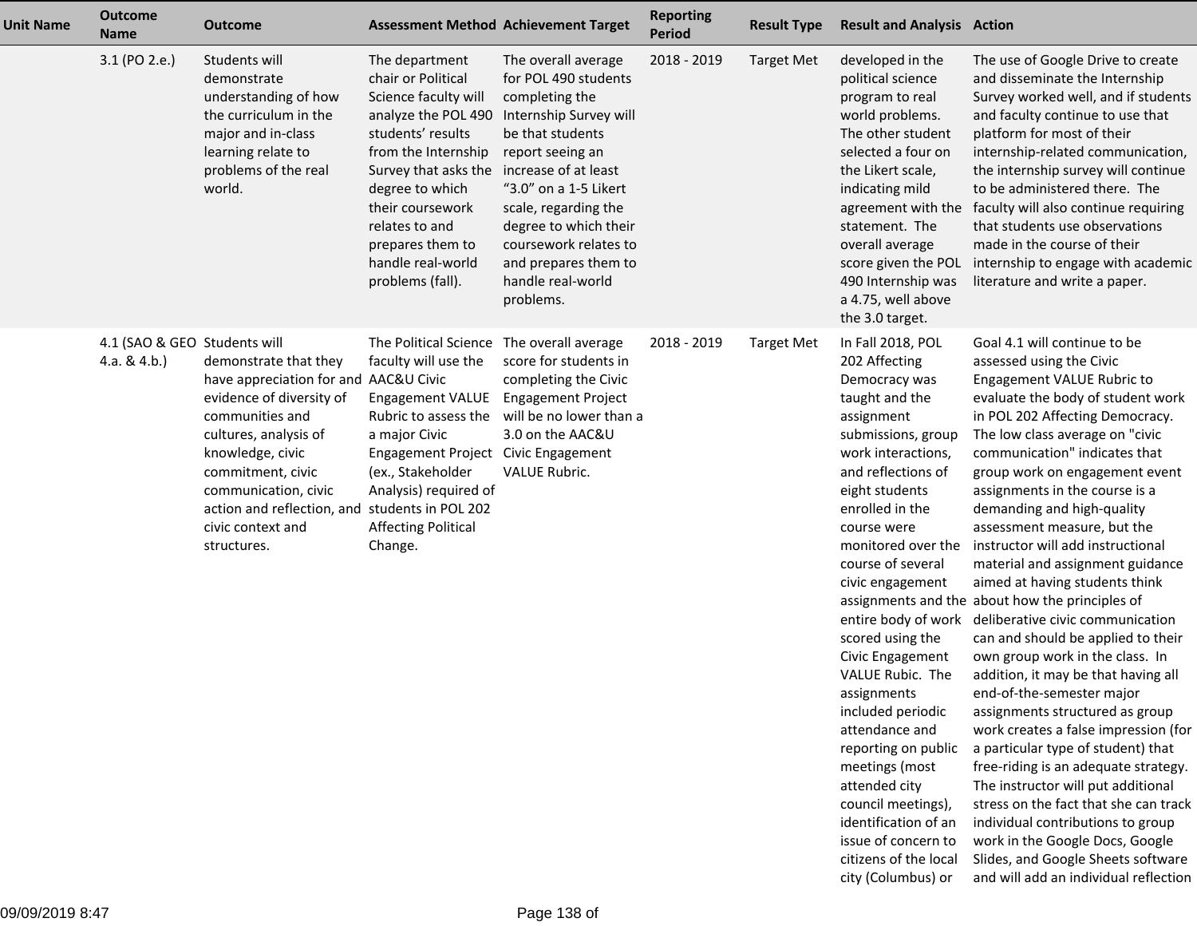| Unit Name | Outcome Name | Outcome | Assessment Method | Achievement Target | Reporting Period | Result Type | Result and Analysis | Action |
|---|---|---|---|---|---|---|---|---|
| | 3.1 (PO 2.e.) | Students will demonstrate understanding of how the curriculum in the major and in-class learning relate to problems of the real world. | The department chair or Political Science faculty will analyze the POL 490 students' results from the Internship Survey that asks the degree to which their coursework relates to and prepares them to handle real-world problems (fall). | The overall average for POL 490 students completing the Internship Survey will be that students report seeing an increase of at least "3.0" on a 1-5 Likert scale, regarding the degree to which their coursework relates to and prepares them to handle real-world problems. | 2018 - 2019 | Target Met | developed in the political science program to real world problems. The other student selected a four on the Likert scale, indicating mild agreement with the statement. The overall average score given the POL 490 Internship was a 4.75, well above the 3.0 target. | The use of Google Drive to create and disseminate the Internship Survey worked well, and if students and faculty continue to use that platform for most of their internship-related communication, the internship survey will continue to be administered there. The faculty will also continue requiring that students use observations made in the course of their internship to engage with academic literature and write a paper. |
| | 4.1 (SAO & GEO 4.a. & 4.b.) | Students will demonstrate that they have appreciation for and evidence of diversity of communities and cultures, analysis of knowledge, civic commitment, civic communication, civic action and reflection, and civic context and structures. | The Political Science faculty will use the AAC&U Civic Engagement VALUE Rubric to assess the a major Civic Engagement Project (ex., Stakeholder Analysis) required of students in POL 202 Affecting Political Change. | The overall average score for students in completing the Civic Engagement Project will be no lower than a 3.0 on the AAC&U Civic Engagement VALUE Rubric. | 2018 - 2019 | Target Met | In Fall 2018, POL 202 Affecting Democracy was taught and the assignment submissions, group work interactions, and reflections of eight students enrolled in the course were monitored over the course of several civic engagement assignments and the entire body of work scored using the Civic Engagement VALUE Rubic. The assignments included periodic attendance and reporting on public meetings (most attended city council meetings), identification of an issue of concern to citizens of the local city (Columbus) or | Goal 4.1 will continue to be assessed using the Civic Engagement VALUE Rubric to evaluate the body of student work in POL 202 Affecting Democracy. The low class average on "civic communication" indicates that group work on engagement event assignments in the course is a demanding and high-quality assessment measure, but the instructor will add instructional material and assignment guidance aimed at having students think about how the principles of deliberative civic communication can and should be applied to their own group work in the class. In addition, it may be that having all end-of-the-semester major assignments structured as group work creates a false impression (for a particular type of student) that free-riding is an adequate strategy. The instructor will put additional stress on the fact that she can track individual contributions to group work in the Google Docs, Google Slides, and Google Sheets software and will add an individual reflection |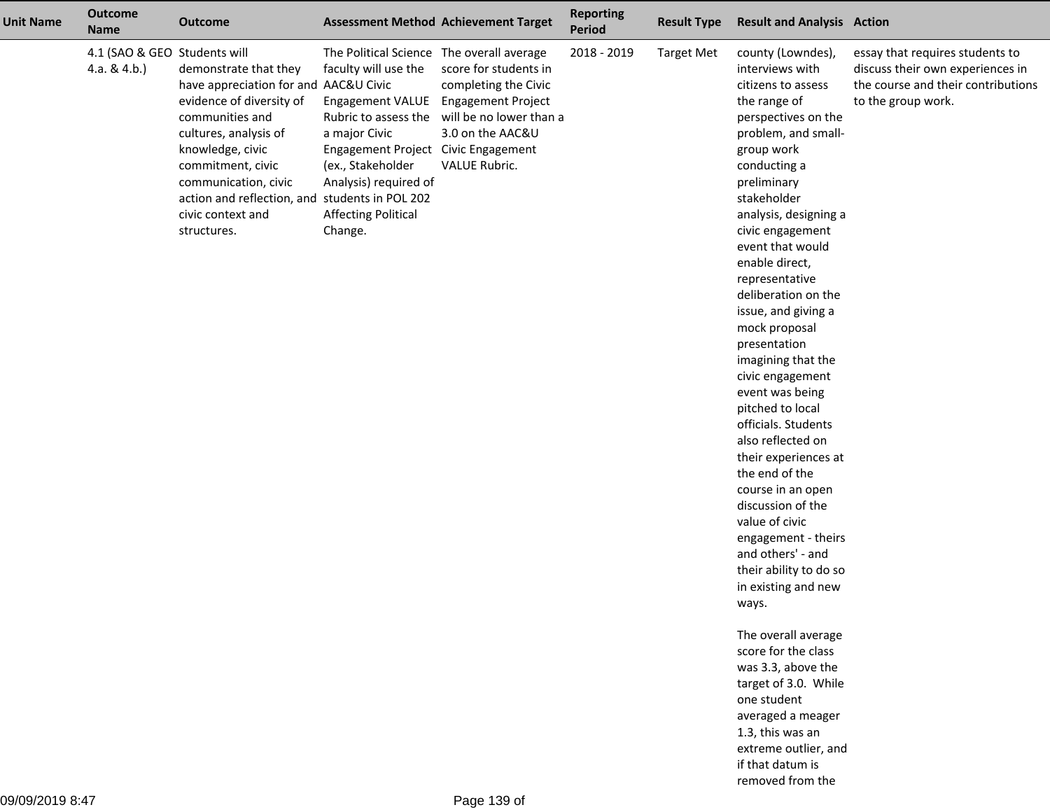| Unit Name | Outcome Name | Outcome | Assessment Method | Achievement Target | Reporting Period | Result Type | Result and Analysis | Action |
|---|---|---|---|---|---|---|---|---|
| | 4.1 (SAO & GEO 4.a. & 4.b.) | Students will demonstrate that they have appreciation for and evidence of diversity of communities and cultures, analysis of knowledge, civic commitment, civic communication, civic action and reflection, and civic context and structures. | The Political Science faculty will use the AAC&U Civic Engagement VALUE Rubric to assess the a major Civic Engagement Project (ex., Stakeholder Analysis) required of students in POL 202 Affecting Political Change. | The overall average score for students in completing the Civic Engagement Project will be no lower than a 3.0 on the AAC&U Civic Engagement VALUE Rubric. | 2018 - 2019 | Target Met | county (Lowndes), interviews with citizens to assess the range of perspectives on the problem, and small-group work conducting a preliminary stakeholder analysis, designing a civic engagement event that would enable direct, representative deliberation on the issue, and giving a mock proposal presentation imagining that the civic engagement event was being pitched to local officials. Students also reflected on their experiences at the end of the course in an open discussion of the value of civic engagement - theirs and others' - and their ability to do so in existing and new ways.<br><br>The overall average score for the class was 3.3, above the target of 3.0. While one student averaged a meager 1.3, this was an extreme outlier, and if that datum is removed from the | essay that requires students to discuss their own experiences in the course and their contributions to the group work. |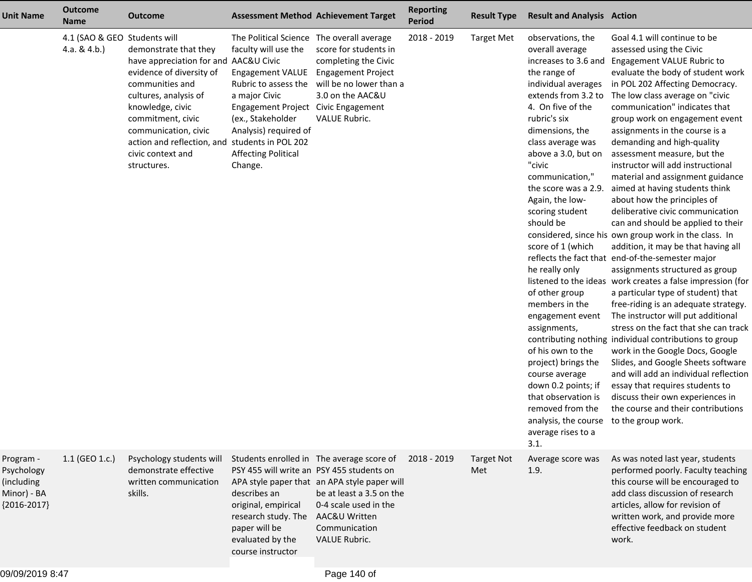| Unit Name | Outcome Name | Outcome | Assessment Method | Achievement Target | Reporting Period | Result Type | Result and Analysis | Action |
|---|---|---|---|---|---|---|---|---|
| | 4.1 (SAO & GEO 4.a. & 4.b.) | Students will demonstrate that they have appreciation for and evidence of diversity of communities and cultures, analysis of knowledge, civic commitment, civic communication, civic action and reflection, and civic context and structures. | The Political Science faculty will use the AAC&U Civic Engagement VALUE Rubric to assess the a major Civic Engagement Project (ex., Stakeholder Analysis) required of students in POL 202 Affecting Political Change. | The overall average score for students in completing the Civic Engagement Project will be no lower than a 3.0 on the AAC&U Civic Engagement VALUE Rubric. | 2018 - 2019 | Target Met | observations, the overall average increases to 3.6 and the range of individual averages extends from 3.2 to 4. On five of the rubric's six dimensions, the class average was above a 3.0, but on "civic communication," the score was a 2.9. Again, the low-scoring student should be considered, since his score of 1 (which reflects the fact that he really only listened to the ideas of other group members in the engagement event assignments, contributing nothing of his own to the project) brings the course average down 0.2 points; if that observation is removed from the analysis, the course average rises to a 3.1. | Goal 4.1 will continue to be assessed using the Civic Engagement VALUE Rubric to evaluate the body of student work in POL 202 Affecting Democracy. The low class average on "civic communication" indicates that group work on engagement event assignments in the course is a demanding and high-quality assessment measure, but the instructor will add instructional material and assignment guidance aimed at having students think about how the principles of deliberative civic communication can and should be applied to their own group work in the class. In addition, it may be that having all end-of-the-semester major assignments structured as group work creates a false impression (for a particular type of student) that free-riding is an adequate strategy. The instructor will put additional stress on the fact that she can track individual contributions to group work in the Google Docs, Google Slides, and Google Sheets software and will add an individual reflection essay that requires students to discuss their own experiences in the course and their contributions to the group work. |
| Program - Psychology (including Minor) - BA {2016-2017} | 1.1 (GEO 1.c.) | Psychology students will demonstrate effective written communication skills. | Students enrolled in PSY 455 will write an APA style paper that describes an original, empirical research study. The paper will be evaluated by the course instructor | The average score of PSY 455 students on an APA style paper will be at least a 3.5 on the 0-4 scale used in the AAC&U Written Communication VALUE Rubric. | 2018 - 2019 | Target Not Met | Average score was 1.9. | As was noted last year, students performed poorly. Faculty teaching this course will be encouraged to add class discussion of research articles, allow for revision of written work, and provide more effective feedback on student work. |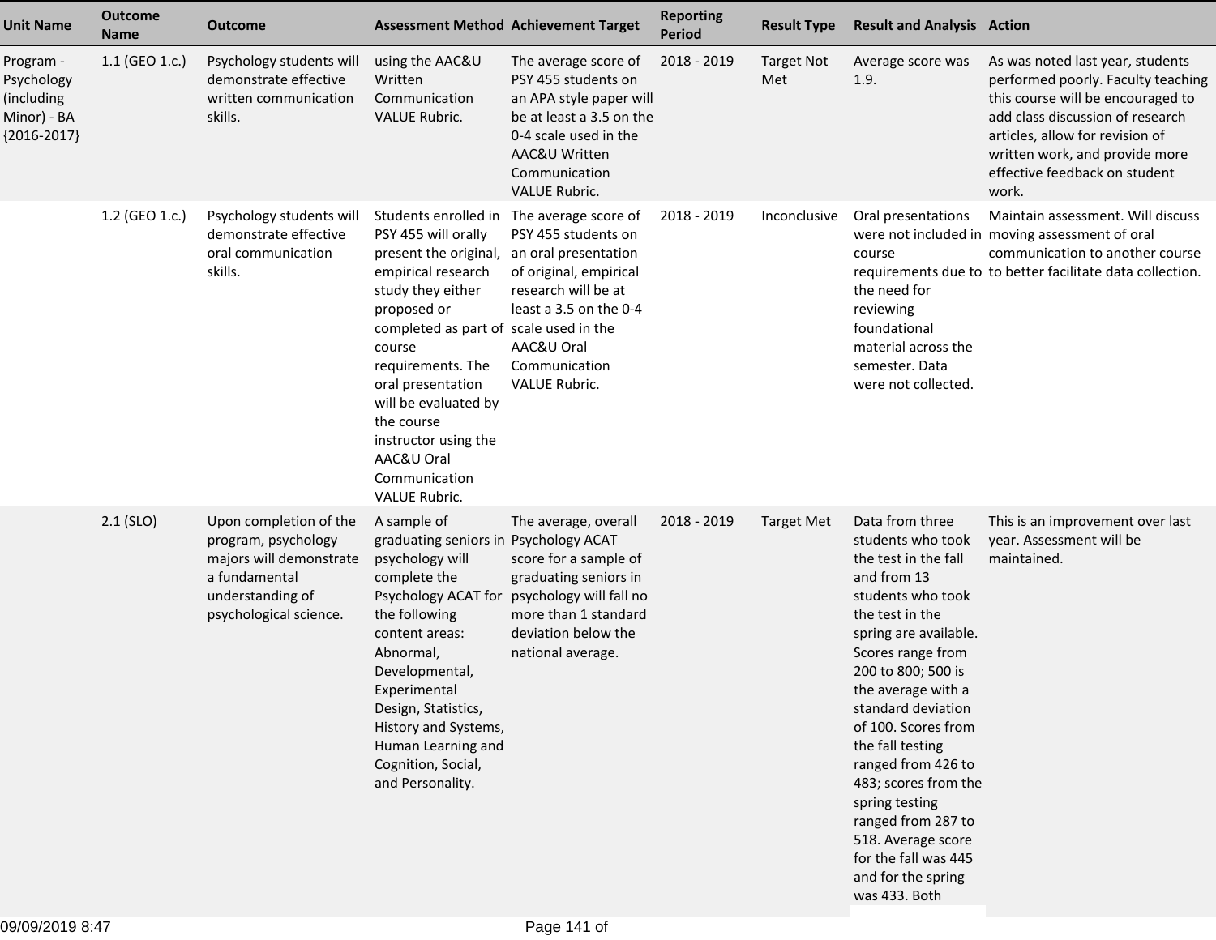| Unit Name | Outcome Name | Outcome | Assessment Method | Achievement Target | Reporting Period | Result Type | Result and Analysis | Action |
|---|---|---|---|---|---|---|---|---|
| Program - Psychology (including Minor) - BA {2016-2017} | 1.1 (GEO 1.c.) | Psychology students will demonstrate effective written communication skills. | using the AAC&U Written Communication VALUE Rubric. | The average score of PSY 455 students on an APA style paper will be at least a 3.5 on the 0-4 scale used in the AAC&U Written Communication VALUE Rubric. | 2018 - 2019 | Target Not Met | Average score was 1.9. | As was noted last year, students performed poorly. Faculty teaching this course will be encouraged to add class discussion of research articles, allow for revision of written work, and provide more effective feedback on student work. |
| | 1.2 (GEO 1.c.) | Psychology students will demonstrate effective oral communication skills. | Students enrolled in PSY 455 will orally present the original, empirical research study they either proposed or completed as part of course requirements. The oral presentation will be evaluated by the course instructor using the AAC&U Oral Communication VALUE Rubric. | The average score of PSY 455 students on an oral presentation of original, empirical research will be at least a 3.5 on the 0-4 scale used in the AAC&U Oral Communication VALUE Rubric. | 2018 - 2019 | Inconclusive | Oral presentations were not included in course requirements due to the need for reviewing foundational material across the semester. Data were not collected. | Maintain assessment. Will discuss moving assessment of oral communication to another course to better facilitate data collection. |
| | 2.1 (SLO) | Upon completion of the program, psychology majors will demonstrate a fundamental understanding of psychological science. | A sample of graduating seniors in psychology will complete the Psychology ACAT for the following content areas: Abnormal, Developmental, Experimental Design, Statistics, History and Systems, Human Learning and Cognition, Social, and Personality. | The average, overall Psychology ACAT score for a sample of graduating seniors in psychology will fall no more than 1 standard deviation below the national average. | 2018 - 2019 | Target Met | Data from three students who took the test in the fall and from 13 students who took the test in the spring are available. Scores range from 200 to 800; 500 is the average with a standard deviation of 100. Scores from the fall testing ranged from 426 to 483; scores from the spring testing ranged from 287 to 518. Average score for the fall was 445 and for the spring was 433. Both | This is an improvement over last year. Assessment will be maintained. |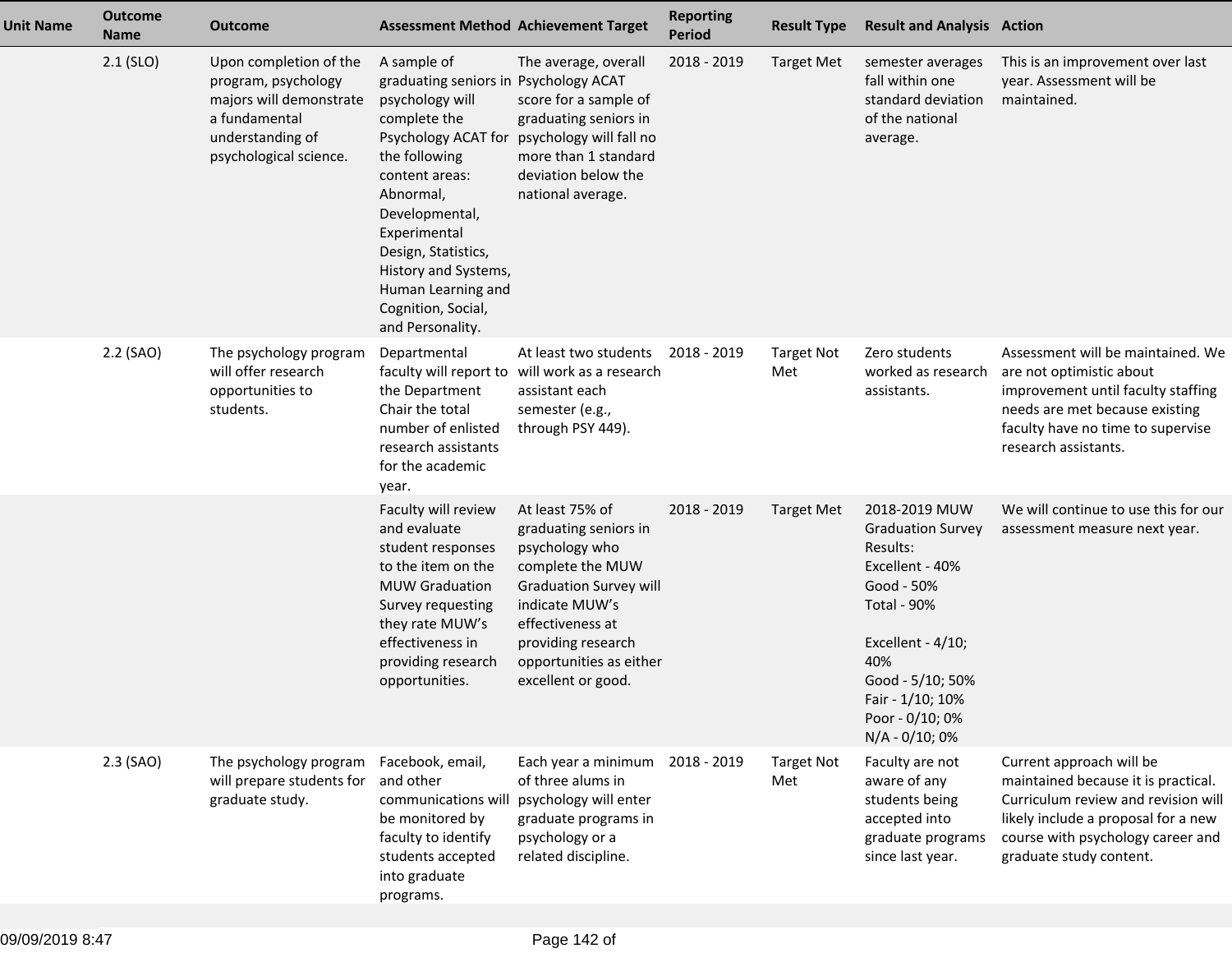| Unit Name | Outcome Name | Outcome | Assessment Method | Achievement Target | Reporting Period | Result Type | Result and Analysis | Action |
|---|---|---|---|---|---|---|---|---|
| | 2.1 (SLO) | Upon completion of the program, psychology majors will demonstrate a fundamental understanding of psychological science. | A sample of graduating seniors in psychology will complete the Psychology ACAT for the following content areas: Abnormal, Developmental, Experimental Design, Statistics, History and Systems, Human Learning and Cognition, Social, and Personality. | The average, overall Psychology ACAT score for a sample of graduating seniors in psychology will fall no more than 1 standard deviation below the national average. | 2018 - 2019 | Target Met | semester averages fall within one standard deviation of the national average. | This is an improvement over last year. Assessment will be maintained. |
| | 2.2 (SAO) | The psychology program will offer research opportunities to students. | Departmental faculty will report to the Department Chair the total number of enlisted research assistants for the academic year. | At least two students will work as a research assistant each semester (e.g., through PSY 449). | 2018 - 2019 | Target Not Met | Zero students worked as research assistants. | Assessment will be maintained. We are not optimistic about improvement until faculty staffing needs are met because existing faculty have no time to supervise research assistants. |
| | | | Faculty will review and evaluate student responses to the item on the MUW Graduation Survey requesting they rate MUW's effectiveness in providing research opportunities. | At least 75% of graduating seniors in psychology who complete the MUW Graduation Survey will indicate MUW's effectiveness at providing research opportunities as either excellent or good. | 2018 - 2019 | Target Met | 2018-2019 MUW Graduation Survey Results:<br>Excellent - 40%<br>Good - 50%<br>Total - 90%<br><br>Excellent - 4/10; 40%<br>Good - 5/10; 50%<br>Fair - 1/10; 10%<br>Poor - 0/10; 0%<br>N/A - 0/10; 0% | We will continue to use this for our assessment measure next year. |
| | 2.3 (SAO) | The psychology program will prepare students for graduate study. | Facebook, email, and other communications will be monitored by faculty to identify students accepted into graduate programs. | Each year a minimum of three alums in psychology will enter graduate programs in psychology or a related discipline. | 2018 - 2019 | Target Not Met | Faculty are not aware of any students being accepted into graduate programs since last year. | Current approach will be maintained because it is practical. Curriculum review and revision will likely include a proposal for a new course with psychology career and graduate study content. |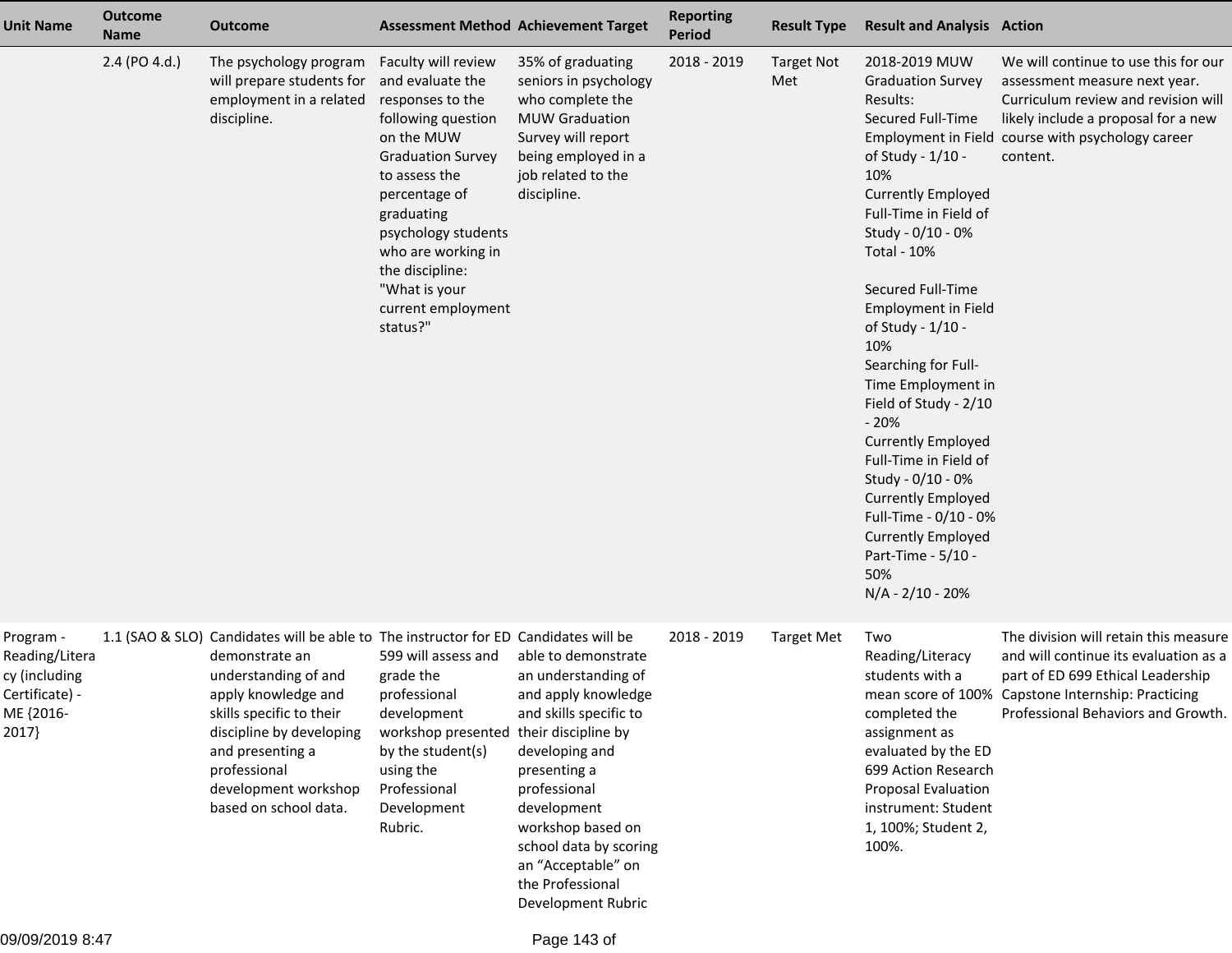| Unit Name | Outcome Name | Outcome | Assessment Method | Achievement Target | Reporting Period | Result Type | Result and Analysis | Action |
|---|---|---|---|---|---|---|---|---|
| | 2.4 (PO 4.d.) | The psychology program will prepare students for employment in a related discipline. | Faculty will review and evaluate the responses to the following question on the MUW Graduation Survey to assess the percentage of graduating psychology students who are working in the discipline: "What is your current employment status?" | 35% of graduating seniors in psychology who complete the MUW Graduation Survey will report being employed in a job related to the discipline. | 2018 - 2019 | Target Not Met | 2018-2019 MUW Graduation Survey Results:<br>Secured Full-Time Employment in Field of Study - 1/10 - 10%<br>Currently Employed Full-Time in Field of Study - 0/10 - 0%<br>Total - 10%<br><br>Secured Full-Time Employment in Field of Study - 1/10 - 10%<br>Searching for Full-Time Employment in Field of Study - 2/10 - 20%<br>Currently Employed Full-Time in Field of Study - 0/10 - 0%<br>Currently Employed Full-Time - 0/10 - 0%<br>Currently Employed Part-Time - 5/10 - 50%<br>N/A - 2/10 - 20% | We will continue to use this for our assessment measure next year. Curriculum review and revision will likely include a proposal for a new course with psychology career content. |
| Program - Reading/Literacy (including Certificate) - ME {2016-2017} | 1.1 (SAO & SLO) | Candidates will be able to demonstrate an understanding of and apply knowledge and skills specific to their discipline by developing and presenting a professional development workshop based on school data. | The instructor for ED 599 will assess and grade the professional development workshop presented by the student(s) using the Professional Development Rubric. | Candidates will be able to demonstrate an understanding of and apply knowledge and skills specific to their discipline by developing and presenting a professional development workshop based on school data by scoring an "Acceptable" on the Professional Development Rubric | 2018 - 2019 | Target Met | Two Reading/Literacy students with a mean score of 100% completed the assignment as evaluated by the ED 699 Action Research Proposal Evaluation instrument: Student 1, 100%; Student 2, 100%. | The division will retain this measure and will continue its evaluation as a part of ED 699 Ethical Leadership Capstone Internship: Practicing Professional Behaviors and Growth. |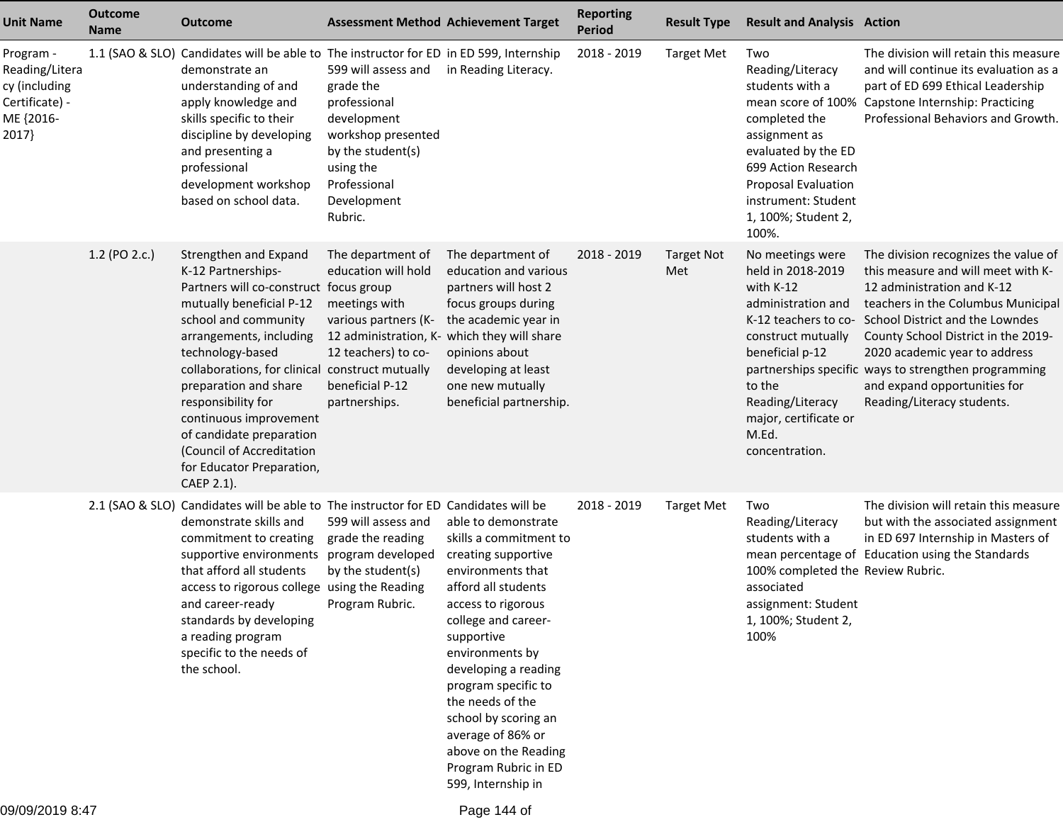| Unit Name | Outcome Name | Outcome | Assessment Method | Achievement Target | Reporting Period | Result Type | Result and Analysis | Action |
|---|---|---|---|---|---|---|---|---|
| Program - Reading/Literacy (including Certificate) - ME {2016-2017} | 1.1 (SAO & SLO) | Candidates will be able to demonstrate an understanding of and apply knowledge and skills specific to their discipline by developing and presenting a professional development workshop based on school data. | The instructor for ED 599 will assess and grade the professional development workshop presented by the student(s) using the Professional Development Rubric. | in ED 599, Internship in Reading Literacy. | 2018 - 2019 | Target Met | Two Reading/Literacy students with a mean score of 100% completed the assignment as evaluated by the ED 699 Action Research Proposal Evaluation instrument: Student 1, 100%; Student 2, 100%. | The division will retain this measure and will continue its evaluation as a part of ED 699 Ethical Leadership Capstone Internship: Practicing Professional Behaviors and Growth. |
| | 1.2 (PO 2.c.) | Strengthen and Expand K-12 Partnerships-Partners will co-construct mutually beneficial P-12 school and community arrangements, including technology-based collaborations, for clinical preparation and share responsibility for continuous improvement of candidate preparation (Council of Accreditation for Educator Preparation, CAEP 2.1). | The department of education will hold focus group meetings with various partners (K-12 administration, K-12 teachers) to co-construct mutually beneficial P-12 partnerships. | The department of education and various partners will host 2 focus groups during the academic year in which they will share opinions about developing at least one new mutually beneficial partnership. | 2018 - 2019 | Target Not Met | No meetings were held in 2018-2019 with K-12 administration and K-12 teachers to co-construct mutually beneficial p-12 partnerships specific to the Reading/Literacy major, certificate or M.Ed. concentration. | The division recognizes the value of this measure and will meet with K-12 administration and K-12 teachers in the Columbus Municipal School District and the Lowndes County School District in the 2019-2020 academic year to address ways to strengthen programming and expand opportunities for Reading/Literacy students. |
| | 2.1 (SAO & SLO) | Candidates will be able to demonstrate skills and commitment to creating supportive environments that afford all students access to rigorous college and career-ready standards by developing a reading program specific to the needs of the school. | The instructor for ED 599 will assess and grade the reading program developed by the student(s) using the Reading Program Rubric. | Candidates will be able to demonstrate skills a commitment to creating supportive environments that afford all students access to rigorous college and career-supportive environments by developing a reading program specific to the needs of the school by scoring an average of 86% or above on the Reading Program Rubric in ED 599, Internship in | 2018 - 2019 | Target Met | Two Reading/Literacy students with a mean percentage of 100% completed the associated assignment: Student 1, 100%; Student 2, 100% | The division will retain this measure but with the associated assignment in ED 697 Internship in Masters of Education using the Standards Review Rubric. |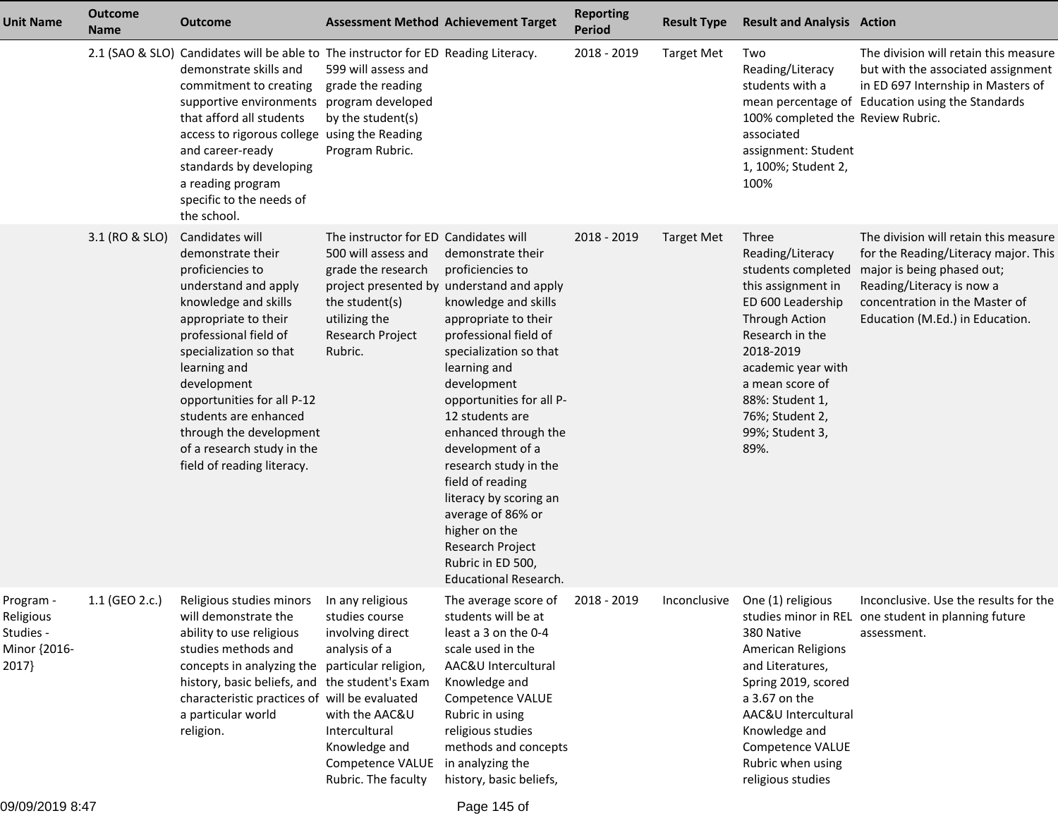| Unit Name | Outcome Name | Outcome | Assessment Method | Achievement Target | Reporting Period | Result Type | Result and Analysis | Action |
|---|---|---|---|---|---|---|---|---|
| | 2.1 (SAO & SLO) | Candidates will be able to demonstrate skills and commitment to creating supportive environments that afford all students access to rigorous college and career-ready standards by developing a reading program specific to the needs of the school. | The instructor for ED 599 will assess and grade the reading program developed by the student(s) using the Reading Program Rubric. | Reading Literacy. | 2018 - 2019 | Target Met | Two Reading/Literacy students with a mean percentage of 100% completed the associated assignment: Student 1, 100%; Student 2, 100% | The division will retain this measure but with the associated assignment in ED 697 Internship in Masters of Education using the Standards Review Rubric. |
| | 3.1 (RO & SLO) | Candidates will demonstrate their proficiencies to understand and apply knowledge and skills appropriate to their professional field of specialization so that learning and development opportunities for all P-12 students are enhanced through the development of a research study in the field of reading literacy. | The instructor for ED 500 will assess and grade the research project presented by the student(s) utilizing the Research Project Rubric. | Candidates will demonstrate their proficiencies to understand and apply knowledge and skills appropriate to their professional field of specialization so that learning and development opportunities for all P-12 students are enhanced through the development of a research study in the field of reading literacy by scoring an average of 86% or higher on the Research Project Rubric in ED 500, Educational Research. | 2018 - 2019 | Target Met | Three Reading/Literacy students completed this assignment in ED 600 Leadership Through Action Research in the 2018-2019 academic year with a mean score of 88%: Student 1, 76%; Student 2, 99%; Student 3, 89%. | The division will retain this measure for the Reading/Literacy major. This major is being phased out; Reading/Literacy is now a concentration in the Master of Education (M.Ed.) in Education. |
| Program - Religious Studies - Minor {2016-2017} | 1.1 (GEO 2.c.) | Religious studies minors will demonstrate the ability to use religious studies methods and concepts in analyzing the history, basic beliefs, and characteristic practices of a particular world religion. | In any religious studies course involving direct analysis of a particular religion, the student's Exam will be evaluated with the AAC&U Intercultural Knowledge and Competence VALUE Rubric. The faculty | The average score of students will be at least a 3 on the 0-4 scale used in the AAC&U Intercultural Knowledge and Competence VALUE Rubric in using religious studies methods and concepts in analyzing the history, basic beliefs, | 2018 - 2019 | Inconclusive | One (1) religious studies minor in REL 380 Native American Religions and Literatures, Spring 2019, scored a 3.67 on the AAC&U Intercultural Knowledge and Competence VALUE Rubric when using religious studies | Inconclusive. Use the results for the one student in planning future assessment. |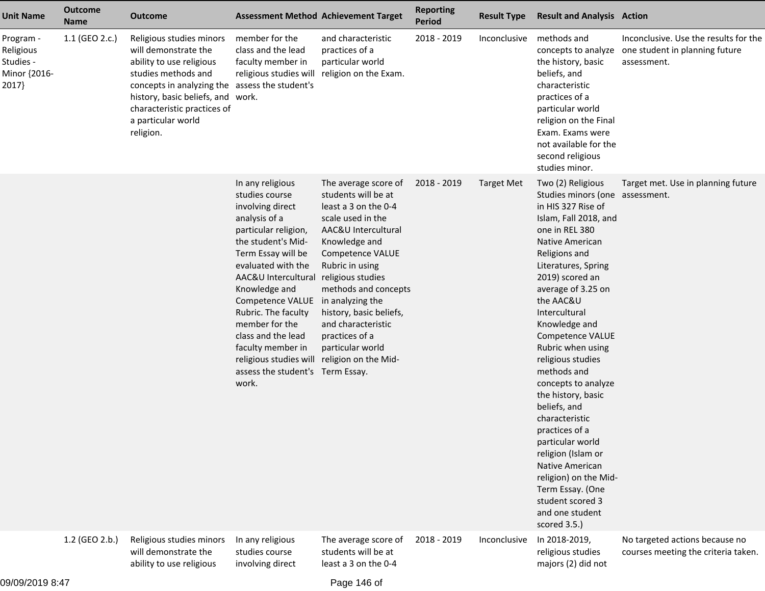| Unit Name | Outcome Name | Outcome | Assessment Method | Achievement Target | Reporting Period | Result Type | Result and Analysis | Action |
|---|---|---|---|---|---|---|---|---|
| Program - Religious Studies - Minor {2016-2017} | 1.1 (GEO 2.c.) | Religious studies minors will demonstrate the ability to use religious studies methods and concepts in analyzing the history, basic beliefs, and characteristic practices of a particular world religion. | member for the class and the lead faculty member in religious studies will assess the student's work. | and characteristic practices of a particular world religion on the Exam. | 2018 - 2019 | Inconclusive | methods and concepts to analyze the history, basic beliefs, and characteristic practices of a particular world religion on the Final Exam. Exams were not available for the second religious studies minor. | Inconclusive. Use the results for the one student in planning future assessment. |
| | | | In any religious studies course involving direct analysis of a particular religion, the student's Mid-Term Essay will be evaluated with the AAC&U Intercultural Knowledge and Competence VALUE Rubric. The faculty member for the class and the lead faculty member in religious studies will assess the student's work. | The average score of students will be at least a 3 on the 0-4 scale used in the AAC&U Intercultural Knowledge and Competence VALUE Rubric in using religious studies methods and concepts in analyzing the history, basic beliefs, and characteristic practices of a particular world religion on the Mid-Term Essay. | 2018 - 2019 | Target Met | Two (2) Religious Studies minors (one in HIS 327 Rise of Islam, Fall 2018, and one in REL 380 Native American Religions and Literatures, Spring 2019) scored an average of 3.25 on the AAC&U Intercultural Knowledge and Competence VALUE Rubric when using religious studies methods and concepts to analyze the history, basic beliefs, and characteristic practices of a particular world religion (Islam or Native American religion) on the Mid-Term Essay. (One student scored 3 and one student scored 3.5.) | Target met. Use in planning future assessment. |
| | 1.2 (GEO 2.b.) | Religious studies minors will demonstrate the ability to use religious | In any religious studies course involving direct | The average score of students will be at least a 3 on the 0-4 | 2018 - 2019 | Inconclusive | In 2018-2019, religious studies majors (2) did not | No targeted actions because no courses meeting the criteria taken. |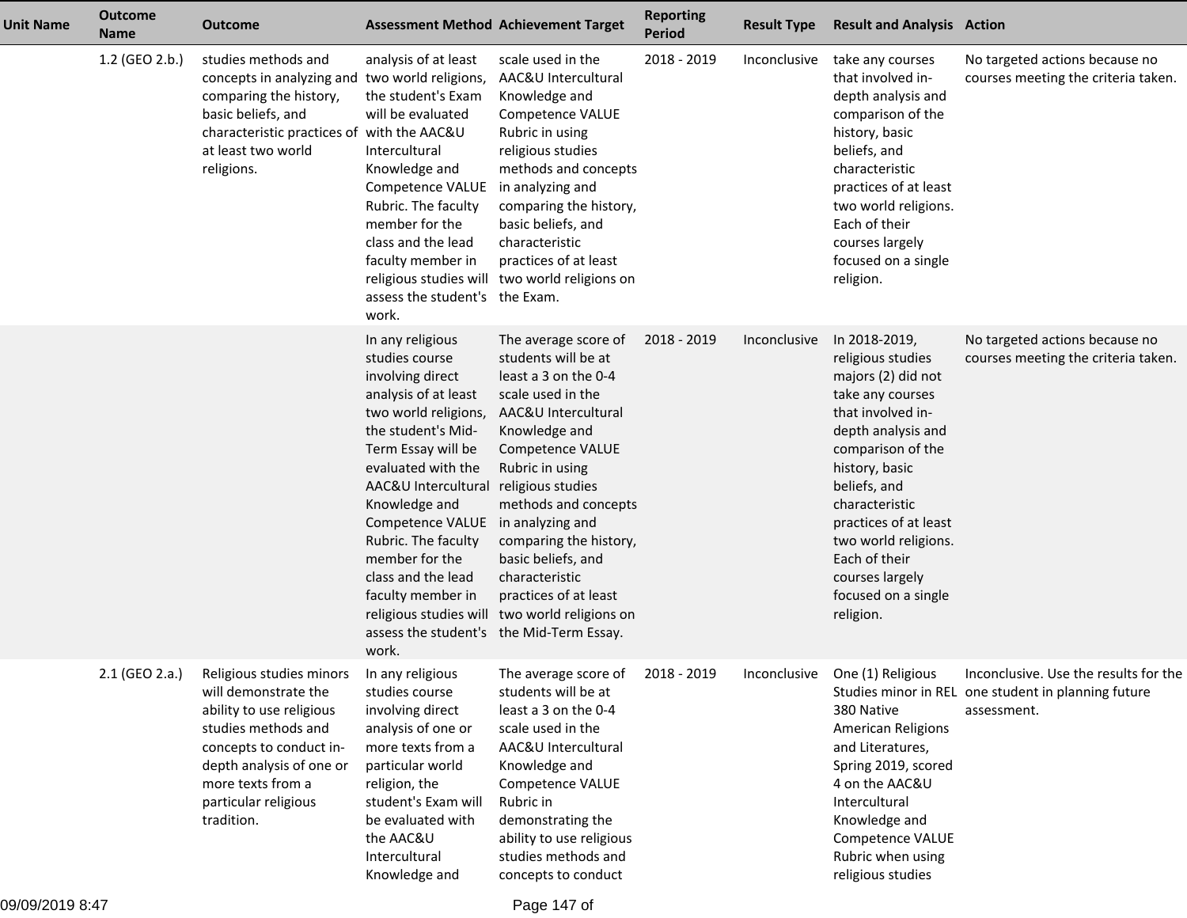| Unit Name | Outcome Name | Outcome | Assessment Method | Achievement Target | Reporting Period | Result Type | Result and Analysis | Action |
|---|---|---|---|---|---|---|---|---|
| | 1.2 (GEO 2.b.) | studies methods and concepts in analyzing and comparing the history, basic beliefs, and characteristic practices of at least two world religions. | analysis of at least two world religions, the student's Exam will be evaluated with the AAC&U Intercultural Knowledge and Competence VALUE Rubric. The faculty member for the class and the lead faculty member in religious studies will assess the student's work. | scale used in the AAC&U Intercultural Knowledge and Competence VALUE Rubric in using religious studies methods and concepts in analyzing and comparing the history, basic beliefs, and characteristic practices of at least two world religions on the Exam. | 2018 - 2019 | Inconclusive | take any courses that involved in-depth analysis and comparison of the history, basic beliefs, and characteristic practices of at least two world religions. Each of their courses largely focused on a single religion. | No targeted actions because no courses meeting the criteria taken. |
| | | | In any religious studies course involving direct analysis of at least two world religions, the student's Mid-Term Essay will be evaluated with the AAC&U Intercultural Knowledge and Competence VALUE Rubric. The faculty member for the class and the lead faculty member in religious studies will assess the student's work. | The average score of students will be at least a 3 on the 0-4 scale used in the AAC&U Intercultural Knowledge and Competence VALUE Rubric in using religious studies methods and concepts in analyzing and comparing the history, basic beliefs, and characteristic practices of at least two world religions on the Mid-Term Essay. | 2018 - 2019 | Inconclusive | In 2018-2019, religious studies majors (2) did not take any courses that involved in-depth analysis and comparison of the history, basic beliefs, and characteristic practices of at least two world religions. Each of their courses largely focused on a single religion. | No targeted actions because no courses meeting the criteria taken. |
| | 2.1 (GEO 2.a.) | Religious studies minors will demonstrate the ability to use religious studies methods and concepts to conduct in-depth analysis of one or more texts from a particular religious tradition. | In any religious studies course involving direct analysis of one or more texts from a particular world religion, the student's Exam will be evaluated with the AAC&U Intercultural Knowledge and | The average score of students will be at least a 3 on the 0-4 scale used in the AAC&U Intercultural Knowledge and Competence VALUE Rubric in demonstrating the ability to use religious studies methods and concepts to conduct | 2018 - 2019 | Inconclusive | One (1) Religious Studies minor in REL 380 Native American Religions and Literatures, Spring 2019, scored 4 on the AAC&U Intercultural Knowledge and Competence VALUE Rubric when using religious studies | Inconclusive. Use the results for the one student in planning future assessment. |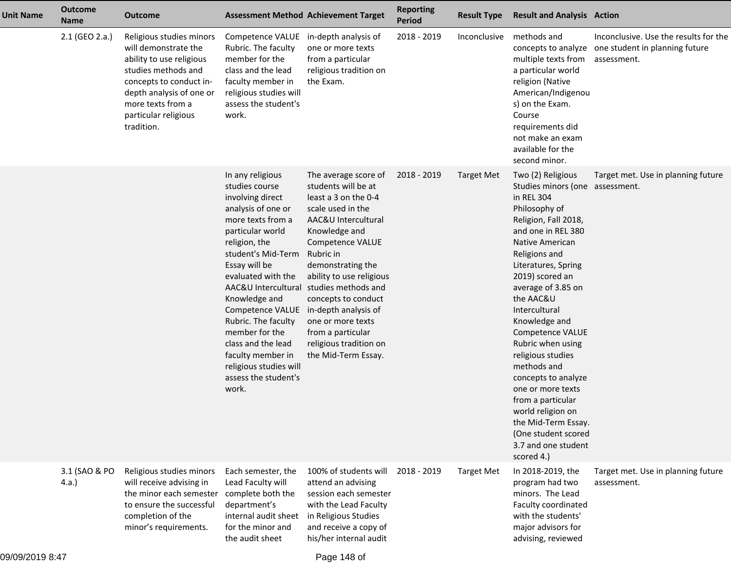| Unit Name | Outcome Name | Outcome | Assessment Method | Achievement Target | Reporting Period | Result Type | Result and Analysis | Action |
|---|---|---|---|---|---|---|---|---|
| | 2.1 (GEO 2.a.) | Religious studies minors will demonstrate the ability to use religious studies methods and concepts to conduct in-depth analysis of one or more texts from a particular religious tradition. | Competence VALUE Rubric. The faculty member for the class and the lead faculty member in religious studies will assess the student's work. | in-depth analysis of one or more texts from a particular religious tradition on the Exam. | 2018 - 2019 | Inconclusive | methods and concepts to analyze multiple texts from a particular world religion (Native American/Indigenous) on the Exam. Course requirements did not make an exam available for the second minor. | Inconclusive. Use the results for the one student in planning future assessment. |
| | | | In any religious studies course involving direct analysis of one or more texts from a particular world religion, the student's Mid-Term Essay will be evaluated with the AAC&U Intercultural Knowledge and Competence VALUE Rubric. The faculty member for the class and the lead faculty member in religious studies will assess the student's work. | The average score of students will be at least a 3 on the 0-4 scale used in the AAC&U Intercultural Knowledge and Competence VALUE Rubric in demonstrating the ability to use religious studies methods and concepts to conduct in-depth analysis of one or more texts from a particular religious tradition on the Mid-Term Essay. | 2018 - 2019 | Target Met | Two (2) Religious Studies minors (one in REL 304 Philosophy of Religion, Fall 2018, and one in REL 380 Native American Religions and Literatures, Spring 2019) scored an average of 3.85 on the AAC&U Intercultural Knowledge and Competence VALUE Rubric when using religious studies methods and concepts to analyze one or more texts from a particular world religion on the Mid-Term Essay. (One student scored 3.7 and one student scored 4.) | Target met. Use in planning future assessment. |
| | 3.1 (SAO & PO 4.a.) | Religious studies minors will receive advising in the minor each semester to ensure the successful completion of the minor's requirements. | Each semester, the Lead Faculty will complete both the department's internal audit sheet for the minor and the audit sheet | 100% of students will attend an advising session each semester with the Lead Faculty in Religious Studies and receive a copy of his/her internal audit | 2018 - 2019 | Target Met | In 2018-2019, the program had two minors. The Lead Faculty coordinated with the students' major advisors for advising, reviewed | Target met. Use in planning future assessment. |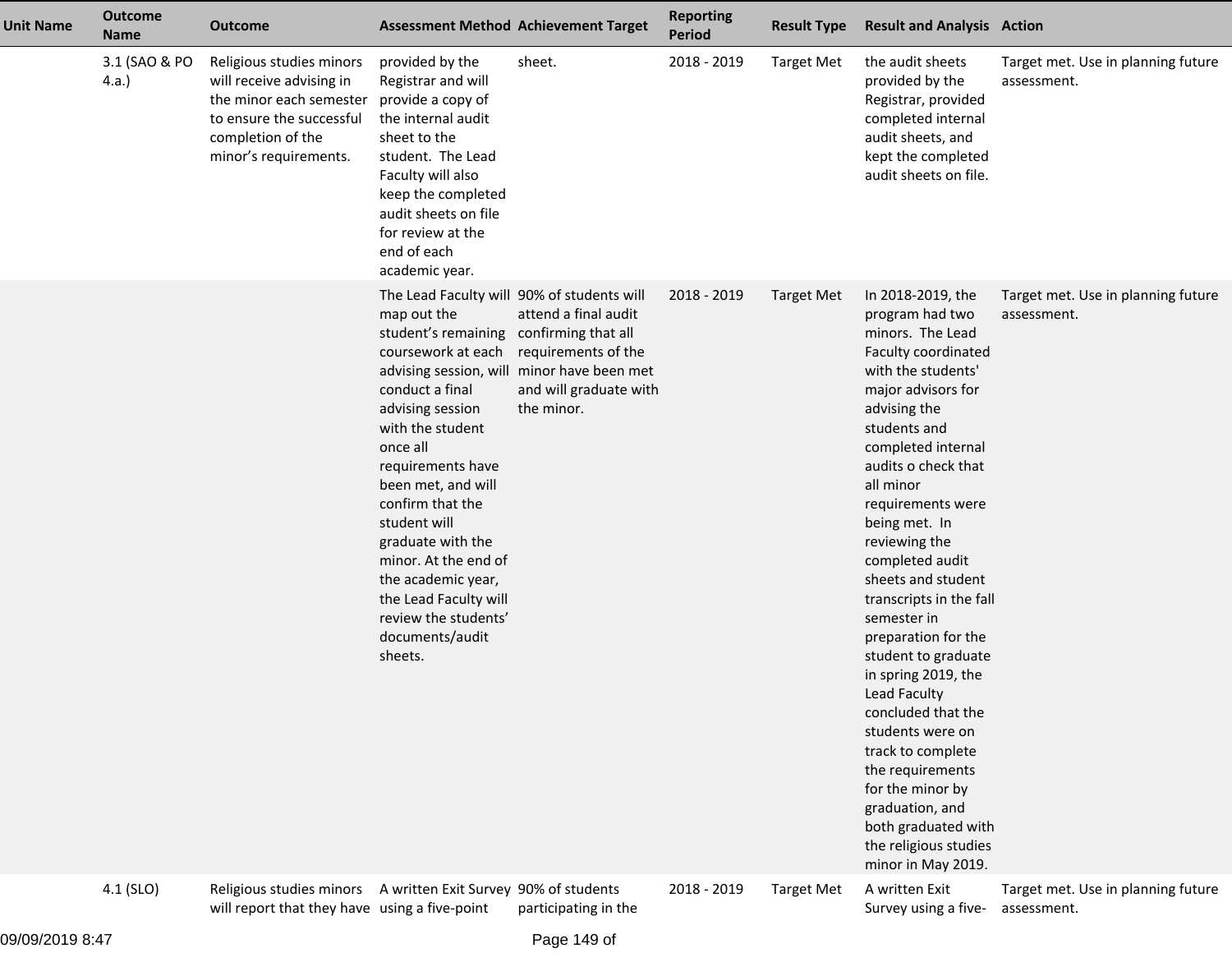| Unit Name | Outcome Name | Outcome | Assessment Method | Achievement Target | Reporting Period | Result Type | Result and Analysis | Action |
|---|---|---|---|---|---|---|---|---|
| | 3.1 (SAO & PO 4.a.) | Religious studies minors will receive advising in the minor each semester to ensure the successful completion of the minor's requirements. | provided by the Registrar and will provide a copy of the internal audit sheet to the student. The Lead Faculty will also keep the completed audit sheets on file for review at the end of each academic year. | sheet. | 2018 - 2019 | Target Met | the audit sheets provided by the Registrar, provided completed internal audit sheets, and kept the completed audit sheets on file. | Target met. Use in planning future assessment. |
| | | | The Lead Faculty will map out the student's remaining coursework at each advising session, will conduct a final advising session with the student once all requirements have been met, and will confirm that the student will graduate with the minor. At the end of the academic year, the Lead Faculty will review the students' documents/audit sheets. | 90% of students will attend a final audit confirming that all requirements of the minor have been met and will graduate with the minor. | 2018 - 2019 | Target Met | In 2018-2019, the program had two minors. The Lead Faculty coordinated with the students' major advisors for advising the students and completed internal audits o check that all minor requirements were being met. In reviewing the completed audit sheets and student transcripts in the fall semester in preparation for the student to graduate in spring 2019, the Lead Faculty concluded that the students were on track to complete the requirements for the minor by graduation, and both graduated with the religious studies minor in May 2019. | Target met. Use in planning future assessment. |
| | 4.1 (SLO) | Religious studies minors will report that they have | A written Exit Survey using a five-point | 90% of students participating in the | 2018 - 2019 | Target Met | A written Exit Survey using a five- | Target met. Use in planning future assessment. |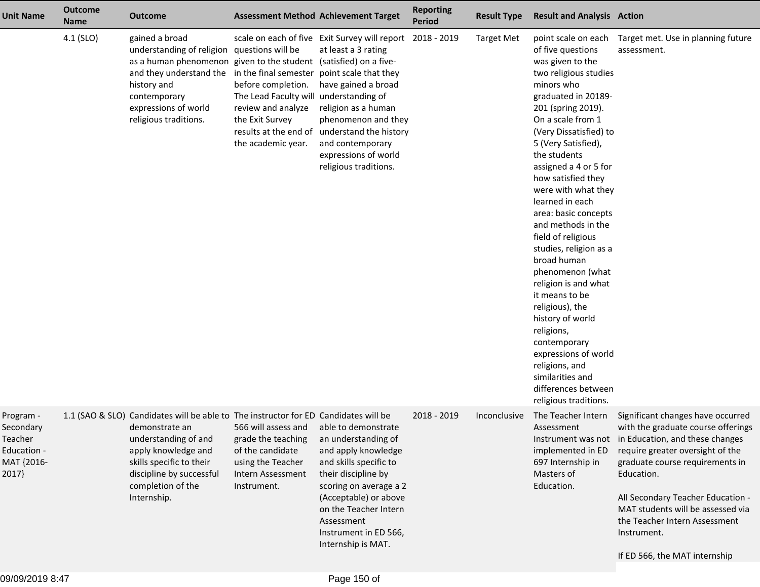| Unit Name | Outcome Name | Outcome | Assessment Method | Achievement Target | Reporting Period | Result Type | Result and Analysis | Action |
|---|---|---|---|---|---|---|---|---|
| | 4.1 (SLO) | gained a broad understanding of religion as a human phenomenon and they understand the history and contemporary expressions of world religious traditions. | scale on each of five questions will be given to the student in the final semester before completion. The Lead Faculty will review and analyze the Exit Survey results at the end of the academic year. | Exit Survey will report at least a 3 rating (satisfied) on a five-point scale that they have gained a broad understanding of religion as a human phenomenon and they understand the history and contemporary expressions of world religious traditions. | 2018 - 2019 | Target Met | point scale on each of five questions was given to the two religious studies minors who graduated in 20189-201 (spring 2019). On a scale from 1 (Very Dissatisfied) to 5 (Very Satisfied), the students assigned a 4 or 5 for how satisfied they were with what they learned in each area: basic concepts and methods in the field of religious studies, religion as a broad human phenomenon (what religion is and what it means to be religious), the history of world religions, contemporary expressions of world religions, and similarities and differences between religious traditions. | Target met. Use in planning future assessment. |
| Program - Secondary Teacher Education - MAT {2016-2017} | 1.1 (SAO & SLO) | Candidates will be able to demonstrate an understanding of and apply knowledge and skills specific to their discipline by successful completion of the Internship. | The instructor for ED 566 will assess and grade the teaching of the candidate using the Teacher Intern Assessment Instrument. | Candidates will be able to demonstrate an understanding of and apply knowledge and skills specific to their discipline by scoring on average a 2 (Acceptable) or above on the Teacher Intern Assessment Instrument in ED 566, Internship is MAT. | 2018 - 2019 | Inconclusive | The Teacher Intern Assessment Instrument was not implemented in ED 697 Internship in Masters of Education. | Significant changes have occurred with the graduate course offerings in Education, and these changes require greater oversight of the graduate course requirements in Education.<br><br>All Secondary Teacher Education - MAT students will be assessed via the Teacher Intern Assessment Instrument.<br><br>If ED 566, the MAT internship |

09/09/2019 8:47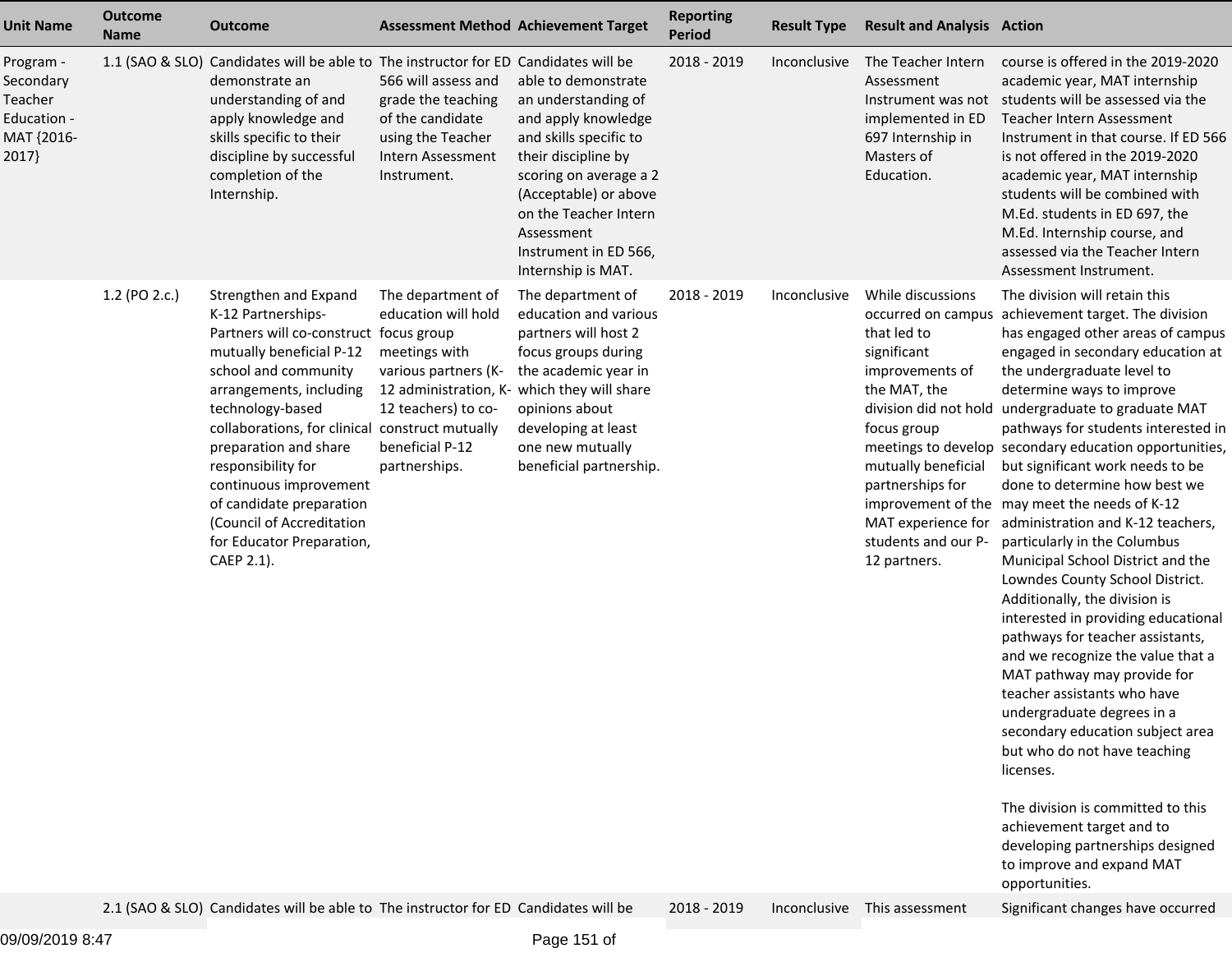| Unit Name | Outcome Name | Outcome | Assessment Method | Achievement Target | Reporting Period | Result Type | Result and Analysis | Action |
|---|---|---|---|---|---|---|---|---|
| Program - Secondary Teacher Education - MAT {2016-2017} | 1.1 (SAO & SLO) | Candidates will be able to demonstrate an understanding of and apply knowledge and skills specific to their discipline by successful completion of the Internship. | The instructor for ED 566 will assess and grade the teaching of the candidate using the Teacher Intern Assessment Instrument. | Candidates will be able to demonstrate an understanding of and apply knowledge and skills specific to their discipline by scoring on average a 2 (Acceptable) or above on the Teacher Intern Assessment Instrument in ED 566, Internship is MAT. | 2018 - 2019 | Inconclusive | The Teacher Intern Assessment Instrument was not implemented in ED 697 Internship in Masters of Education. | course is offered in the 2019-2020 academic year, MAT internship students will be assessed via the Teacher Intern Assessment Instrument in that course. If ED 566 is not offered in the 2019-2020 academic year, MAT internship students will be combined with M.Ed. students in ED 697, the M.Ed. Internship course, and assessed via the Teacher Intern Assessment Instrument. |
| | 1.2 (PO 2.c.) | Strengthen and Expand K-12 Partnerships- Partners will co-construct mutually beneficial P-12 school and community arrangements, including technology-based collaborations, for clinical preparation and share responsibility for continuous improvement of candidate preparation (Council of Accreditation for Educator Preparation, CAEP 2.1). | The department of education will hold focus group meetings with various partners (K-12 administration, K-12 teachers) to co-construct mutually beneficial P-12 partnerships. | The department of education and various partners will host 2 focus groups during the academic year in which they will share opinions about developing at least one new mutually beneficial partnership. | 2018 - 2019 | Inconclusive | While discussions occurred on campus that led to significant improvements of the MAT, the division did not hold focus group meetings to develop mutually beneficial partnerships for improvement of the MAT experience for students and our P-12 partners. | The division will retain this achievement target. The division has engaged other areas of campus engaged in secondary education at the undergraduate level to determine ways to improve undergraduate to graduate MAT pathways for students interested in secondary education opportunities, but significant work needs to be done to determine how best we may meet the needs of K-12 administration and K-12 teachers, particularly in the Columbus Municipal School District and the Lowndes County School District. Additionally, the division is interested in providing educational pathways for teacher assistants, and we recognize the value that a MAT pathway may provide for teacher assistants who have undergraduate degrees in a secondary education subject area but who do not have teaching licenses.<br><br>The division is committed to this achievement target and to developing partnerships designed to improve and expand MAT opportunities. |
| | 2.1 (SAO & SLO) | Candidates will be able to | The instructor for ED | Candidates will be | 2018 - 2019 | Inconclusive | This assessment | Significant changes have occurred |

09/09/2019 8:47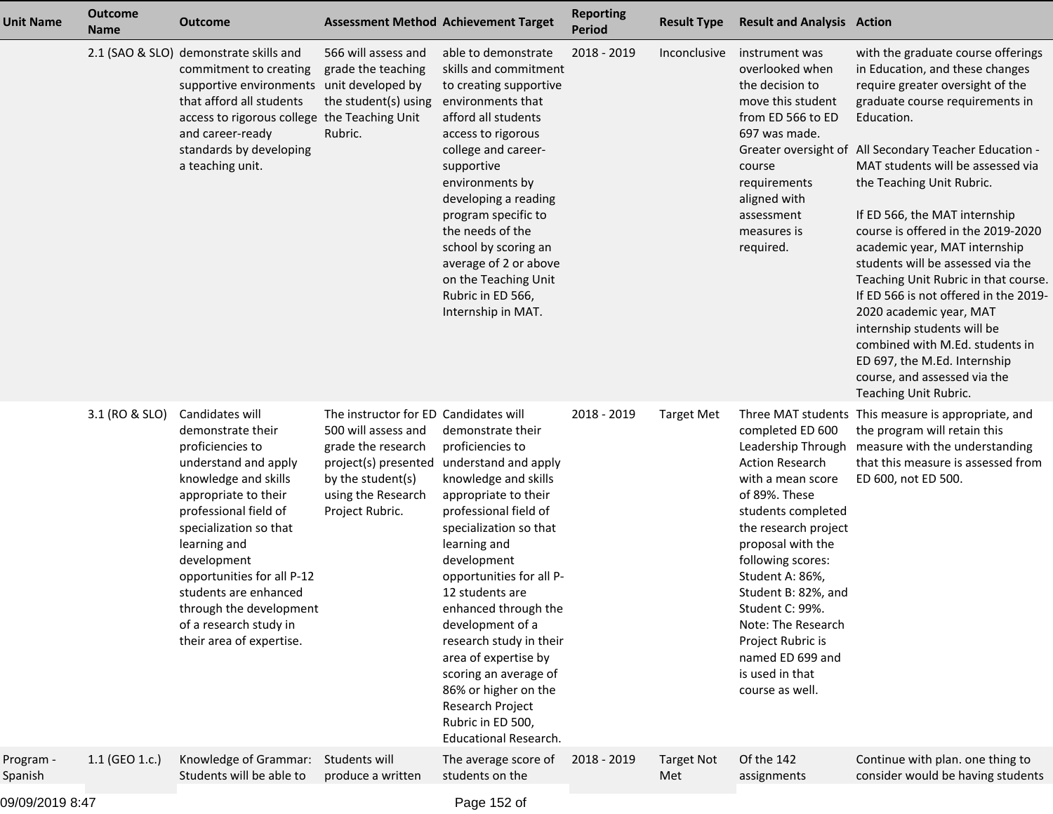| Unit Name | Outcome Name | Outcome | Assessment Method | Achievement Target | Reporting Period | Result Type | Result and Analysis | Action |
|---|---|---|---|---|---|---|---|---|
| | 2.1 (SAO & SLO) | demonstrate skills and commitment to creating supportive environments that afford all students access to rigorous college and career-ready standards by developing a teaching unit. | 566 will assess and grade the teaching unit developed by the student(s) using the Teaching Unit Rubric. | able to demonstrate skills and commitment to creating supportive environments that afford all students access to rigorous college and career-supportive environments by developing a reading program specific to the needs of the school by scoring an average of 2 or above on the Teaching Unit Rubric in ED 566, Internship in MAT. | 2018 - 2019 | Inconclusive | instrument was overlooked when the decision to move this student from ED 566 to ED 697 was made. Greater oversight of course requirements aligned with assessment measures is required. | with the graduate course offerings in Education, and these changes require greater oversight of the graduate course requirements in Education.<br><br>All Secondary Teacher Education - MAT students will be assessed via the Teaching Unit Rubric.<br><br>If ED 566, the MAT internship course is offered in the 2019-2020 academic year, MAT internship students will be assessed via the Teaching Unit Rubric in that course. If ED 566 is not offered in the 2019-2020 academic year, MAT internship students will be combined with M.Ed. students in ED 697, the M.Ed. Internship course, and assessed via the Teaching Unit Rubric. |
| | 3.1 (RO & SLO) | Candidates will demonstrate their proficiencies to understand and apply knowledge and skills appropriate to their professional field of specialization so that learning and development opportunities for all P-12 students are enhanced through the development of a research study in their area of expertise. | The instructor for ED 500 will assess and grade the research project(s) presented by the student(s) using the Research Project Rubric. | Candidates will demonstrate their proficiencies to understand and apply knowledge and skills appropriate to their professional field of specialization so that learning and development opportunities for all P-12 students are enhanced through the development of a research study in their area of expertise by scoring an average of 86% or higher on the Research Project Rubric in ED 500, Educational Research. | 2018 - 2019 | Target Met | Three MAT students completed ED 600 Leadership Through Action Research with a mean score of 89%. These students completed the research project proposal with the following scores: Student A: 86%, Student B: 82%, and Student C: 99%. Note: The Research Project Rubric is named ED 699 and is used in that course as well. | This measure is appropriate, and the program will retain this measure with the understanding that this measure is assessed from ED 600, not ED 500. |
| Program - Spanish | 1.1 (GEO 1.c.) | Knowledge of Grammar: Students will be able to | Students will produce a written | The average score of students on the | 2018 - 2019 | Target Not Met | Of the 142 assignments | Continue with plan. one thing to consider would be having students |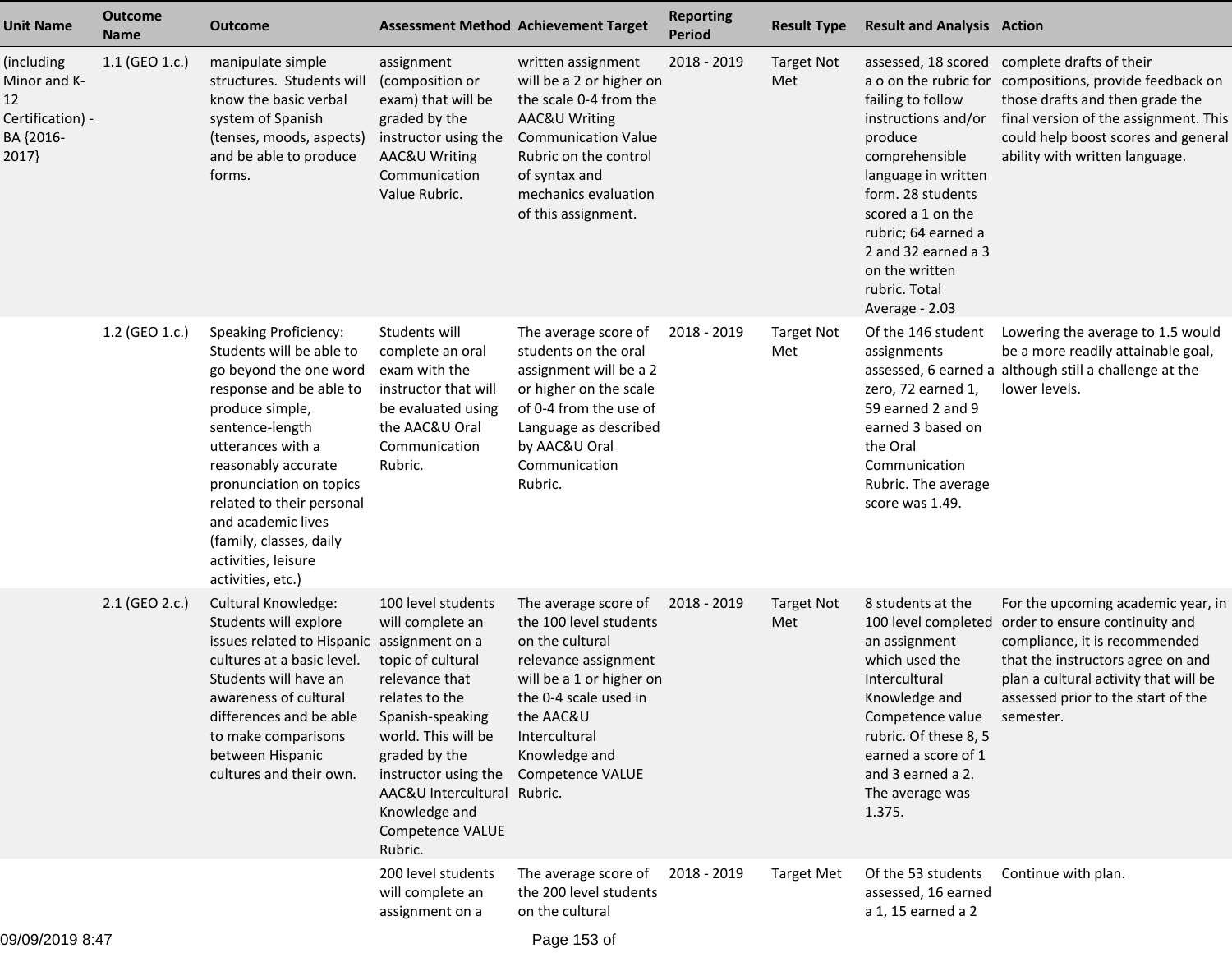| Unit Name | Outcome Name | Outcome | Assessment Method | Achievement Target | Reporting Period | Result Type | Result and Analysis | Action |
|---|---|---|---|---|---|---|---|---|
| (including Minor and K-12 Certification) - BA {2016-2017} | 1.1 (GEO 1.c.) | manipulate simple structures. Students will know the basic verbal system of Spanish (tenses, moods, aspects) and be able to produce forms. | assignment (composition or exam) that will be graded by the instructor using the AAC&U Writing Communication Value Rubric. | written assignment will be a 2 or higher on the scale 0-4 from the AAC&U Writing Communication Value Rubric on the control of syntax and mechanics evaluation of this assignment. | 2018 - 2019 | Target Not Met | assessed, 18 scored a o on the rubric for failing to follow instructions and/or produce comprehensible language in written form. 28 students scored a 1 on the rubric; 64 earned a 2 and 32 earned a 3 on the written rubric. Total Average - 2.03 | complete drafts of their compositions, provide feedback on those drafts and then grade the final version of the assignment. This could help boost scores and general ability with written language. |
| | 1.2 (GEO 1.c.) | Speaking Proficiency: Students will be able to go beyond the one word response and be able to produce simple, sentence-length utterances with a reasonably accurate pronunciation on topics related to their personal and academic lives (family, classes, daily activities, leisure activities, etc.) | Students will complete an oral exam with the instructor that will be evaluated using the AAC&U Oral Communication Rubric. | The average score of students on the oral assignment will be a 2 or higher on the scale of 0-4 from the use of Language as described by AAC&U Oral Communication Rubric. | 2018 - 2019 | Target Not Met | Of the 146 student assignments assessed, 6 earned a zero, 72 earned 1, 59 earned 2 and 9 earned 3 based on the Oral Communication Rubric. The average score was 1.49. | Lowering the average to 1.5 would be a more readily attainable goal, although still a challenge at the lower levels. |
| | 2.1 (GEO 2.c.) | Cultural Knowledge: Students will explore issues related to Hispanic cultures at a basic level. Students will have an awareness of cultural differences and be able to make comparisons between Hispanic cultures and their own. | 100 level students will complete an assignment on a topic of cultural relevance that relates to the Spanish-speaking world. This will be graded by the instructor using the AAC&U Intercultural Knowledge and Competence VALUE Rubric. | The average score of the 100 level students on the cultural relevance assignment will be a 1 or higher on the 0-4 scale used in the AAC&U Intercultural Knowledge and Competence VALUE Rubric. | 2018 - 2019 | Target Not Met | 8 students at the 100 level completed an assignment which used the Intercultural Knowledge and Competence value rubric. Of these 8, 5 earned a score of 1 and 3 earned a 2. The average was 1.375. | For the upcoming academic year, in order to ensure continuity and compliance, it is recommended that the instructors agree on and plan a cultural activity that will be assessed prior to the start of the semester. |
| | | | 200 level students will complete an assignment on a | The average score of the 200 level students on the cultural | 2018 - 2019 | Target Met | Of the 53 students assessed, 16 earned a 1, 15 earned a 2 | Continue with plan. |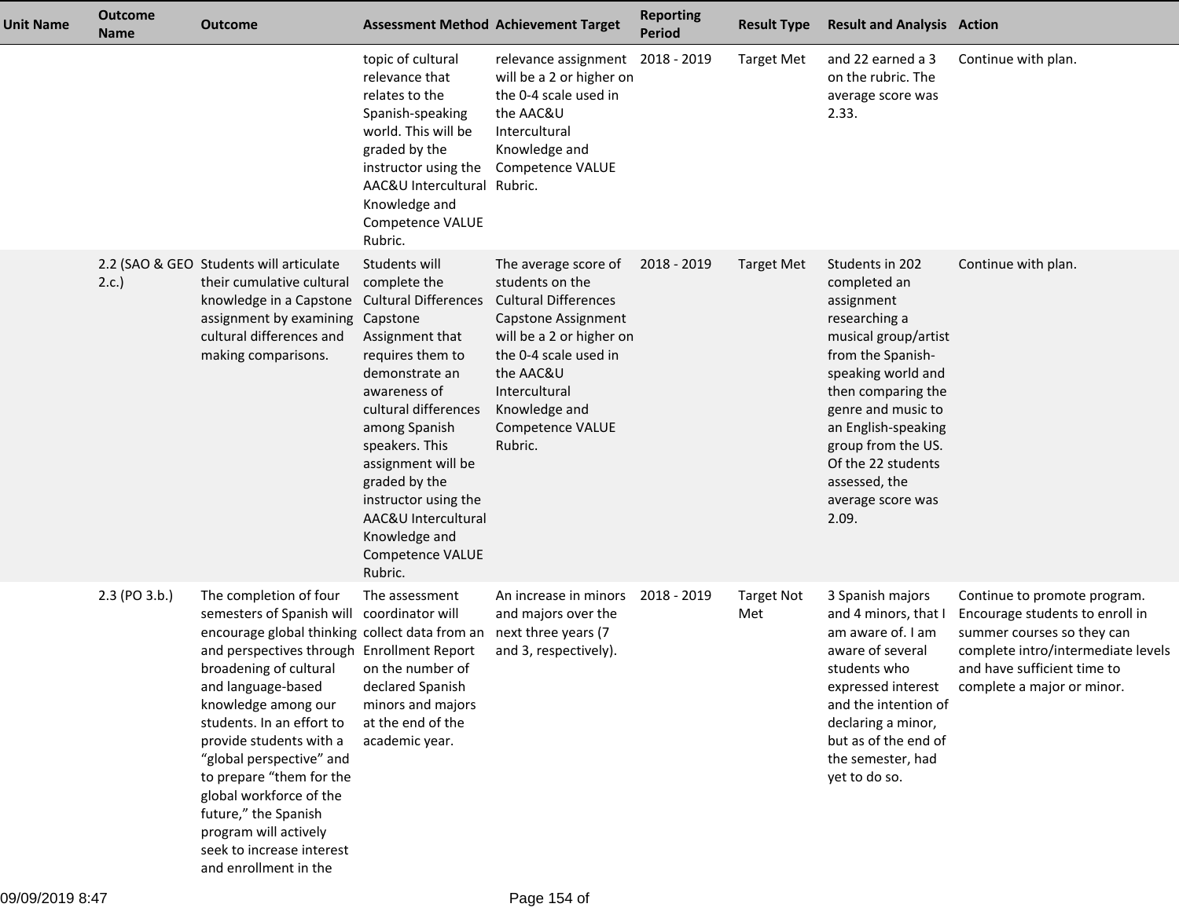| Unit Name | Outcome Name | Outcome | Assessment Method | Achievement Target | Reporting Period | Result Type | Result and Analysis | Action |
|---|---|---|---|---|---|---|---|---|
| | | | topic of cultural relevance that relates to the Spanish-speaking world. This will be graded by the instructor using the AAC&U Intercultural Knowledge and Competence VALUE Rubric. | relevance assignment will be a 2 or higher on the 0-4 scale used in the AAC&U Intercultural Knowledge and Competence VALUE Rubric. | 2018 - 2019 | Target Met | and 22 earned a 3 on the rubric. The average score was 2.33. | Continue with plan. |
| | 2.2 (SAO & GEO 2.c.) | Students will articulate their cumulative cultural knowledge in a Capstone assignment by examining cultural differences and making comparisons. | Students will complete the Cultural Differences Capstone Assignment that requires them to demonstrate an awareness of cultural differences among Spanish speakers. This assignment will be graded by the instructor using the AAC&U Intercultural Knowledge and Competence VALUE Rubric. | The average score of students on the Cultural Differences Capstone Assignment will be a 2 or higher on the 0-4 scale used in the AAC&U Intercultural Knowledge and Competence VALUE Rubric. | 2018 - 2019 | Target Met | Students in 202 completed an assignment researching a musical group/artist from the Spanish-speaking world and then comparing the genre and music to an English-speaking group from the US. Of the 22 students assessed, the average score was 2.09. | Continue with plan. |
| | 2.3 (PO 3.b.) | The completion of four semesters of Spanish will encourage global thinking and perspectives through broadening of cultural and language-based knowledge among our students. In an effort to provide students with a "global perspective" and to prepare "them for the global workforce of the future," the Spanish program will actively seek to increase interest and enrollment in the | The assessment coordinator will collect data from an Enrollment Report on the number of declared Spanish minors and majors at the end of the academic year. | An increase in minors and majors over the next three years (7 and 3, respectively). | 2018 - 2019 | Target Not Met | 3 Spanish majors and 4 minors, that I am aware of. I am aware of several students who expressed interest and the intention of declaring a minor, but as of the end of the semester, had yet to do so. | Continue to promote program. Encourage students to enroll in summer courses so they can complete intro/intermediate levels and have sufficient time to complete a major or minor. |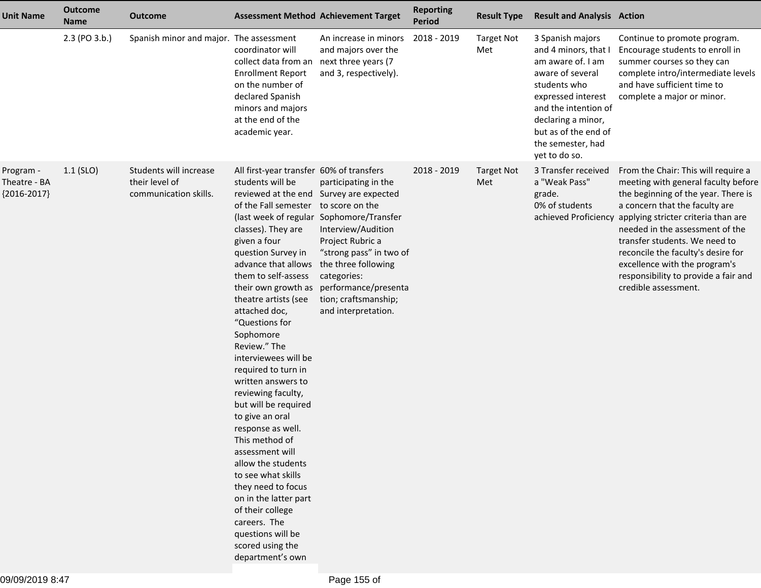| Unit Name | Outcome Name | Outcome | Assessment Method | Achievement Target | Reporting Period | Result Type | Result and Analysis | Action |
|---|---|---|---|---|---|---|---|---|
| | 2.3 (PO 3.b.) | Spanish minor and major. | The assessment coordinator will collect data from an Enrollment Report on the number of declared Spanish minors and majors at the end of the academic year. | An increase in minors and majors over the next three years (7 and 3, respectively). | 2018 - 2019 | Target Not Met | 3 Spanish majors and 4 minors, that I am aware of. I am aware of several students who expressed interest and the intention of declaring a minor, but as of the end of the semester, had yet to do so. | Continue to promote program. Encourage students to enroll in summer courses so they can complete intro/intermediate levels and have sufficient time to complete a major or minor. |
| Program - Theatre - BA {2016-2017} | 1.1 (SLO) | Students will increase their level of communication skills. | All first-year transfer students will be reviewed at the end of the Fall semester (last week of regular classes). They are given a four question Survey in advance that allows them to self-assess their own growth as theatre artists (see attached doc, “Questions for Sophomore Review.” The interviewees will be required to turn in written answers to reviewing faculty, but will be required to give an oral response as well. This method of assessment will allow the students to see what skills they need to focus on in the latter part of their college careers. The questions will be scored using the department’s own | 60% of transfers participating in the Survey are expected to score on the Sophomore/Transfer Interview/Audition Project Rubric a “strong pass” in two of the three following categories: performance/presentation; craftsmanship; and interpretation. | 2018 - 2019 | Target Not Met | 3 Transfer received a "Weak Pass" grade.<br>0% of students achieved Proficiency | From the Chair: This will require a meeting with general faculty before the beginning of the year. There is a concern that the faculty are applying stricter criteria than are needed in the assessment of the transfer students. We need to reconcile the faculty's desire for excellence with the program's responsibility to provide a fair and credible assessment. |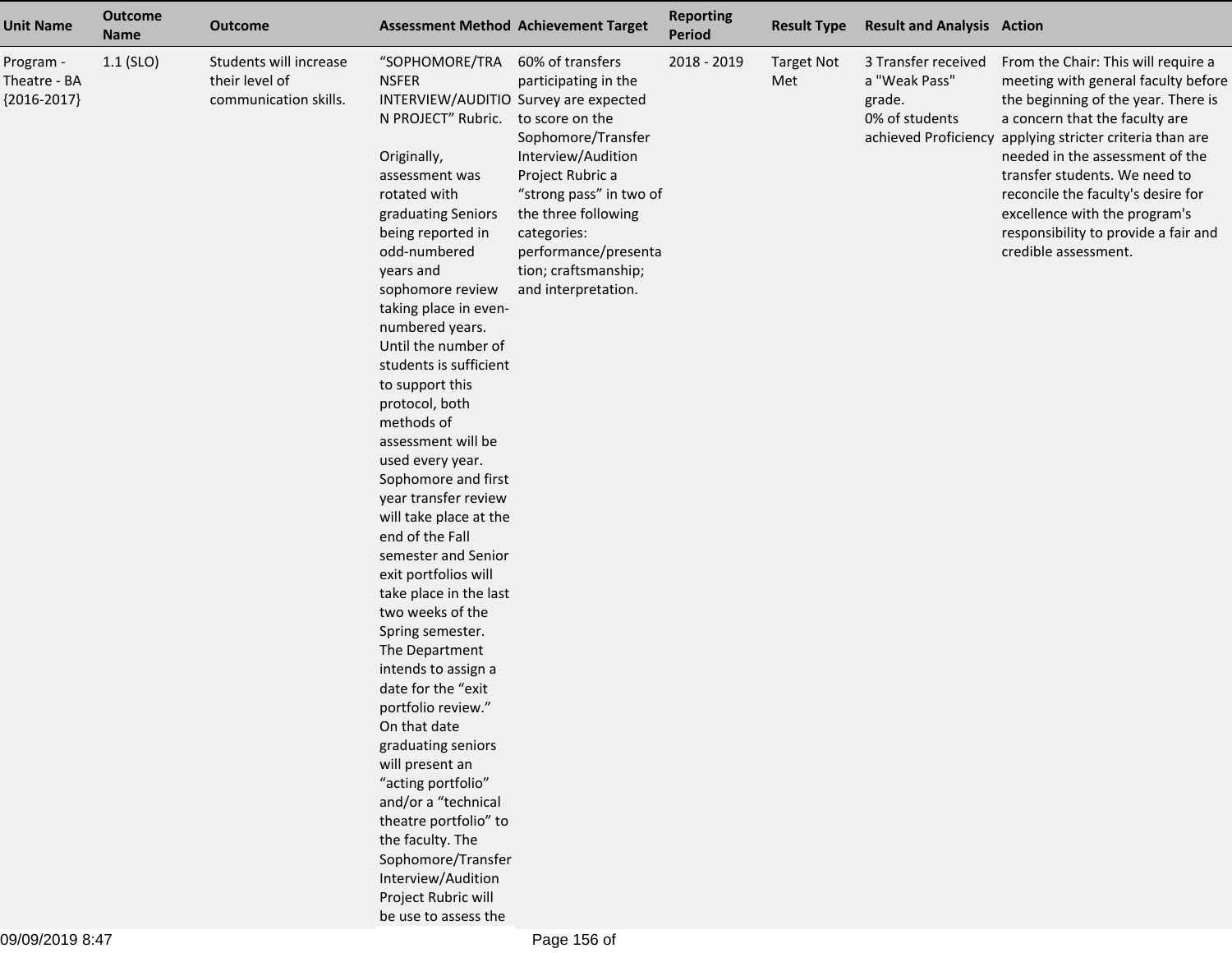| Unit Name | Outcome Name | Outcome | Assessment Method | Achievement Target | Reporting Period | Result Type | Result and Analysis | Action |
|---|---|---|---|---|---|---|---|---|
| Program - Theatre - BA {2016-2017} | 1.1 (SLO) | Students will increase their level of communication skills. | “SOPHOMORE/TRANSFER INTERVIEW/AUDITION PROJECT” Rubric.<br><br>Originally, assessment was rotated with graduating Seniors being reported in odd-numbered years and sophomore review taking place in even-numbered years. Until the number of students is sufficient to support this protocol, both methods of assessment will be used every year. Sophomore and first year transfer review will take place at the end of the Fall semester and Senior exit portfolios will take place in the last two weeks of the Spring semester. The Department intends to assign a date for the “exit portfolio review.” On that date graduating seniors will present an “acting portfolio” and/or a “technical theatre portfolio” to the faculty. The Sophomore/Transfer Interview/Audition Project Rubric will be use to assess the | 60% of transfers participating in the Survey are expected to score on the Sophomore/Transfer Interview/Audition Project Rubric a “strong pass” in two of the three following categories: performance/presentation; craftsmanship; and interpretation. | 2018 - 2019 | Target Not Met | 3 Transfer received a "Weak Pass" grade.<br>0% of students achieved Proficiency | From the Chair: This will require a meeting with general faculty before the beginning of the year. There is a concern that the faculty are applying stricter criteria than are needed in the assessment of the transfer students. We need to reconcile the faculty's desire for excellence with the program's responsibility to provide a fair and credible assessment. |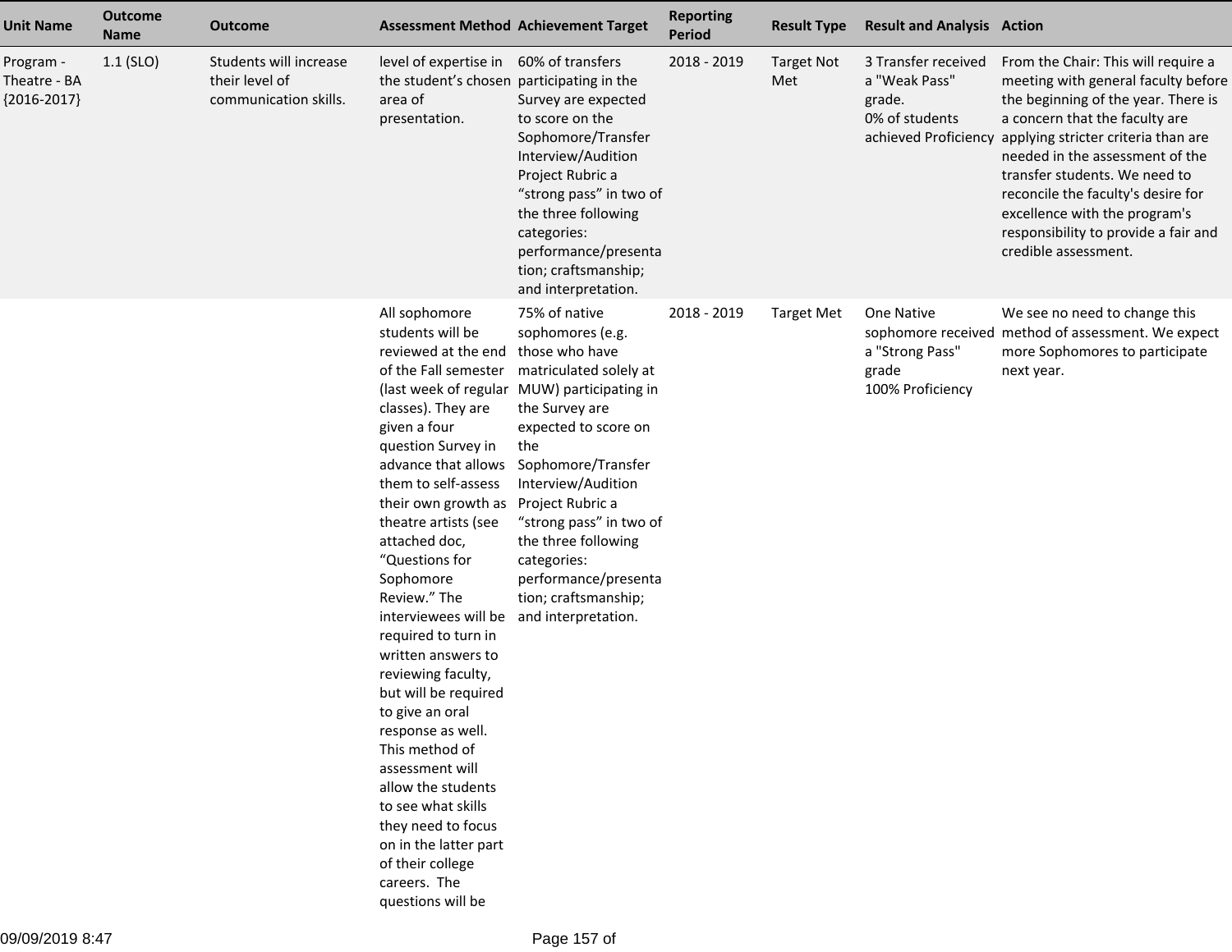| Unit Name | Outcome Name | Outcome | Assessment Method | Achievement Target | Reporting Period | Result Type | Result and Analysis | Action |
|---|---|---|---|---|---|---|---|---|
| Program - Theatre - BA {2016-2017} | 1.1 (SLO) | Students will increase their level of communication skills. | level of expertise in the student's chosen area of presentation. | 60% of transfers participating in the Survey are expected to score on the Sophomore/Transfer Interview/Audition Project Rubric a "strong pass" in two of the three following categories: performance/presentation; craftsmanship; and interpretation. | 2018 - 2019 | Target Not Met | 3 Transfer received a "Weak Pass" grade. 0% of students achieved Proficiency | From the Chair: This will require a meeting with general faculty before the beginning of the year. There is a concern that the faculty are applying stricter criteria than are needed in the assessment of the transfer students. We need to reconcile the faculty's desire for excellence with the program's responsibility to provide a fair and credible assessment. |
| | | | All sophomore students will be reviewed at the end of the Fall semester (last week of regular classes). They are given a four question Survey in advance that allows them to self-assess their own growth as theatre artists (see attached doc, "Questions for Sophomore Review." The interviewees will be required to turn in written answers to reviewing faculty, but will be required to give an oral response as well. This method of assessment will allow the students to see what skills they need to focus on in the latter part of their college careers. The questions will be | 75% of native sophomores (e.g. those who have matriculated solely at MUW) participating in the Survey are expected to score on the Sophomore/Transfer Interview/Audition Project Rubric a "strong pass" in two of the three following categories: performance/presentation; craftsmanship; and interpretation. | 2018 - 2019 | Target Met | One Native sophomore received a "Strong Pass" grade 100% Proficiency | We see no need to change this method of assessment. We expect more Sophomores to participate next year. |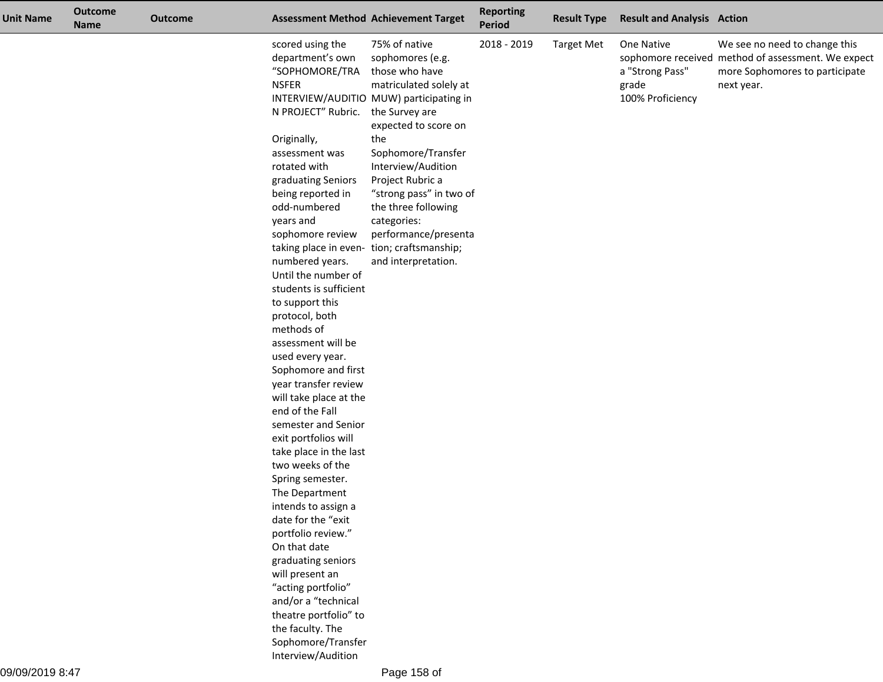| Unit Name | Outcome Name | Outcome | Assessment Method | Achievement Target | Reporting Period | Result Type | Result and Analysis | Action |
|---|---|---|---|---|---|---|---|---|
| | | | scored using the department's own "SOPHOMORE/TRANSFER INTERVIEW/AUDITION PROJECT" Rubric.<br><br>Originally, assessment was rotated with graduating Seniors being reported in odd-numbered years and sophomore review taking place in even-numbered years. Until the number of students is sufficient to support this protocol, both methods of assessment will be used every year. Sophomore and first year transfer review will take place at the end of the Fall semester and Senior exit portfolios will take place in the last two weeks of the Spring semester. The Department intends to assign a date for the "exit portfolio review." On that date graduating seniors will present an "acting portfolio" and/or a "technical theatre portfolio" to the faculty. The Sophomore/Transfer Interview/Audition | 75% of native sophomores (e.g. those who have matriculated solely at MUW) participating in the Survey are expected to score on the Sophomore/Transfer Interview/Audition Project Rubric a "strong pass" in two of the three following categories: performance/presentation; craftsmanship; and interpretation. | 2018 - 2019 | Target Met | One Native sophomore received a "Strong Pass" grade<br>100% Proficiency | We see no need to change this method of assessment. We expect more Sophomores to participate next year. |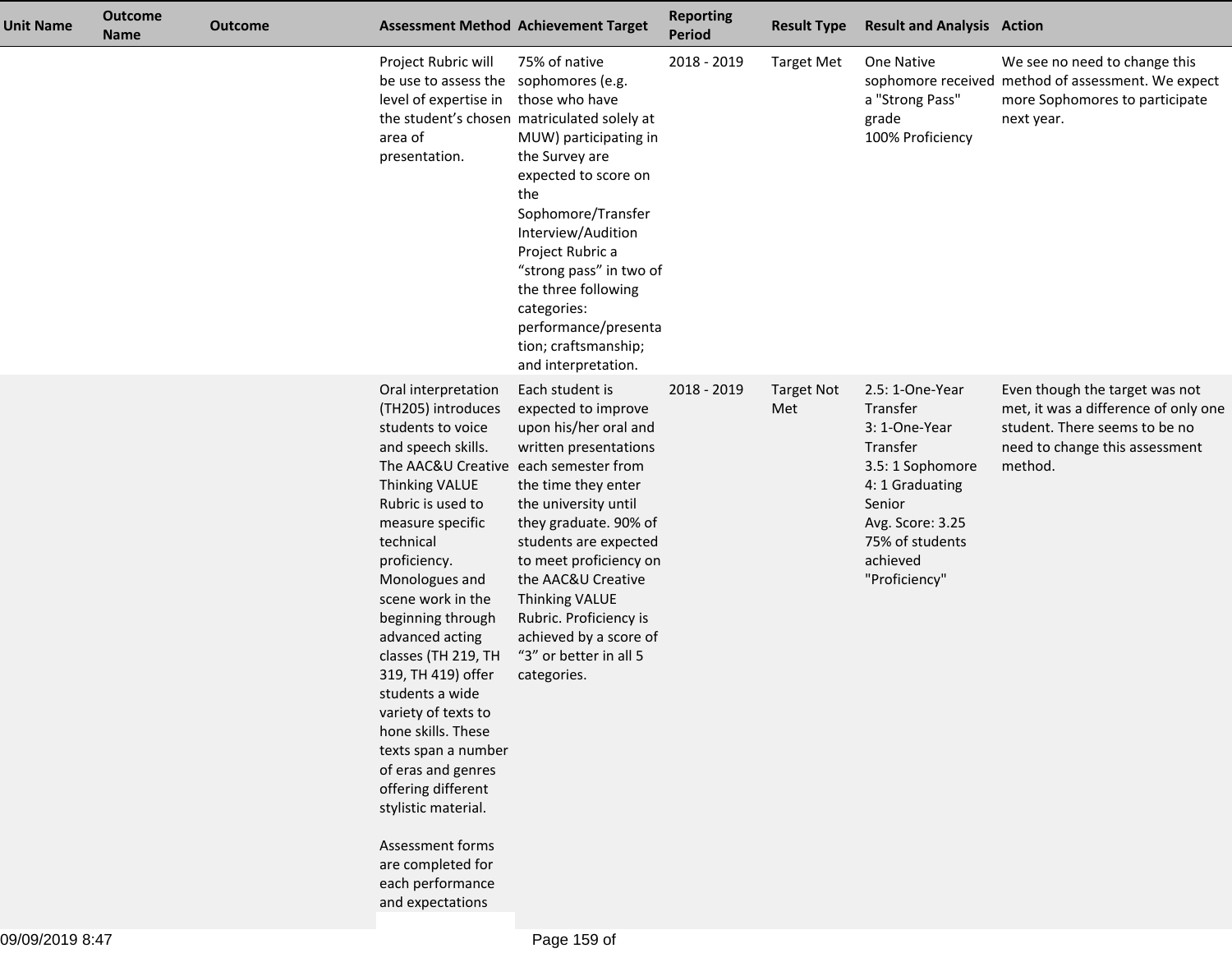| Unit Name | Outcome Name | Outcome | Assessment Method | Achievement Target | Reporting Period | Result Type | Result and Analysis | Action |
|---|---|---|---|---|---|---|---|---|
| | | | Project Rubric will be use to assess the level of expertise in the student's chosen area of presentation. | 75% of native sophomores (e.g. those who have matriculated solely at MUW) participating in the Survey are expected to score on the Sophomore/Transfer Interview/Audition Project Rubric a "strong pass" in two of the three following categories: performance/presentation; craftsmanship; and interpretation. | 2018 - 2019 | Target Met | One Native sophomore received a "Strong Pass" grade<br>100% Proficiency | We see no need to change this method of assessment. We expect more Sophomores to participate next year. |
| | | | Oral interpretation (TH205) introduces students to voice and speech skills. The AAC&U Creative Thinking VALUE Rubric is used to measure specific technical proficiency. Monologues and scene work in the beginning through advanced acting classes (TH 219, TH 319, TH 419) offer students a wide variety of texts to hone skills. These texts span a number of eras and genres offering different stylistic material.<br><br>Assessment forms are completed for each performance and expectations | Each student is expected to improve upon his/her oral and written presentations each semester from the time they enter the university until they graduate. 90% of students are expected to meet proficiency on the AAC&U Creative Thinking VALUE Rubric. Proficiency is achieved by a score of "3" or better in all 5 categories. | 2018 - 2019 | Target Not Met | 2.5: 1-One-Year Transfer<br>3: 1-One-Year Transfer<br>3.5: 1 Sophomore<br>4: 1 Graduating Senior<br>Avg. Score: 3.25<br>75% of students achieved "Proficiency" | Even though the target was not met, it was a difference of only one student. There seems to be no need to change this assessment method. |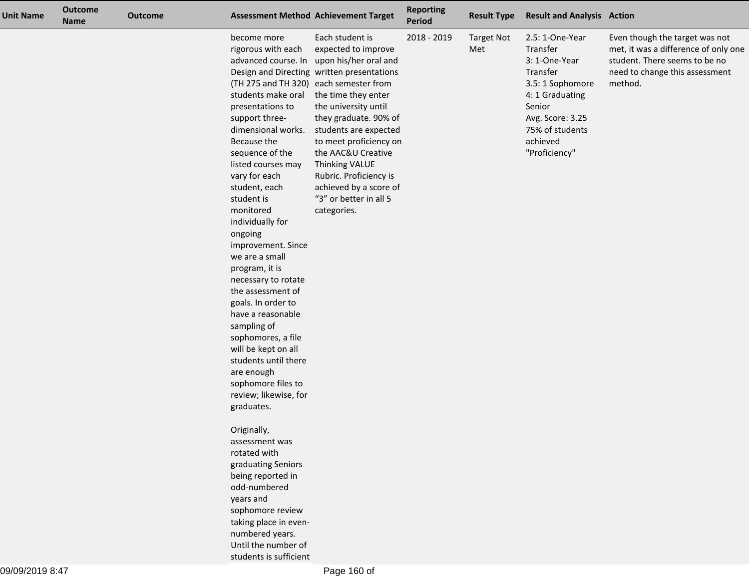| Unit Name | Outcome Name | Outcome | Assessment Method | Achievement Target | Reporting Period | Result Type | Result and Analysis | Action |
|---|---|---|---|---|---|---|---|---|
| | | | become more rigorous with each advanced course. In Design and Directing (TH 275 and TH 320) students make oral presentations to support three-dimensional works. Because the sequence of the listed courses may vary for each student, each student is monitored individually for ongoing improvement. Since we are a small program, it is necessary to rotate the assessment of goals. In order to have a reasonable sampling of sophomores, a file will be kept on all students until there are enough sophomore files to review; likewise, for graduates.<br><br>Originally, assessment was rotated with graduating Seniors being reported in odd-numbered years and sophomore review taking place in even-numbered years. Until the number of students is sufficient | Each student is expected to improve upon his/her oral and written presentations each semester from the time they enter the university until they graduate. 90% of students are expected to meet proficiency on the AAC&U Creative Thinking VALUE Rubric. Proficiency is achieved by a score of “3” or better in all 5 categories. | 2018 - 2019 | Target Not Met | 2.5: 1-One-Year Transfer<br>3: 1-One-Year Transfer<br>3.5: 1 Sophomore<br>4: 1 Graduating Senior<br>Avg. Score: 3.25<br>75% of students achieved "Proficiency" | Even though the target was not met, it was a difference of only one student. There seems to be no need to change this assessment method. |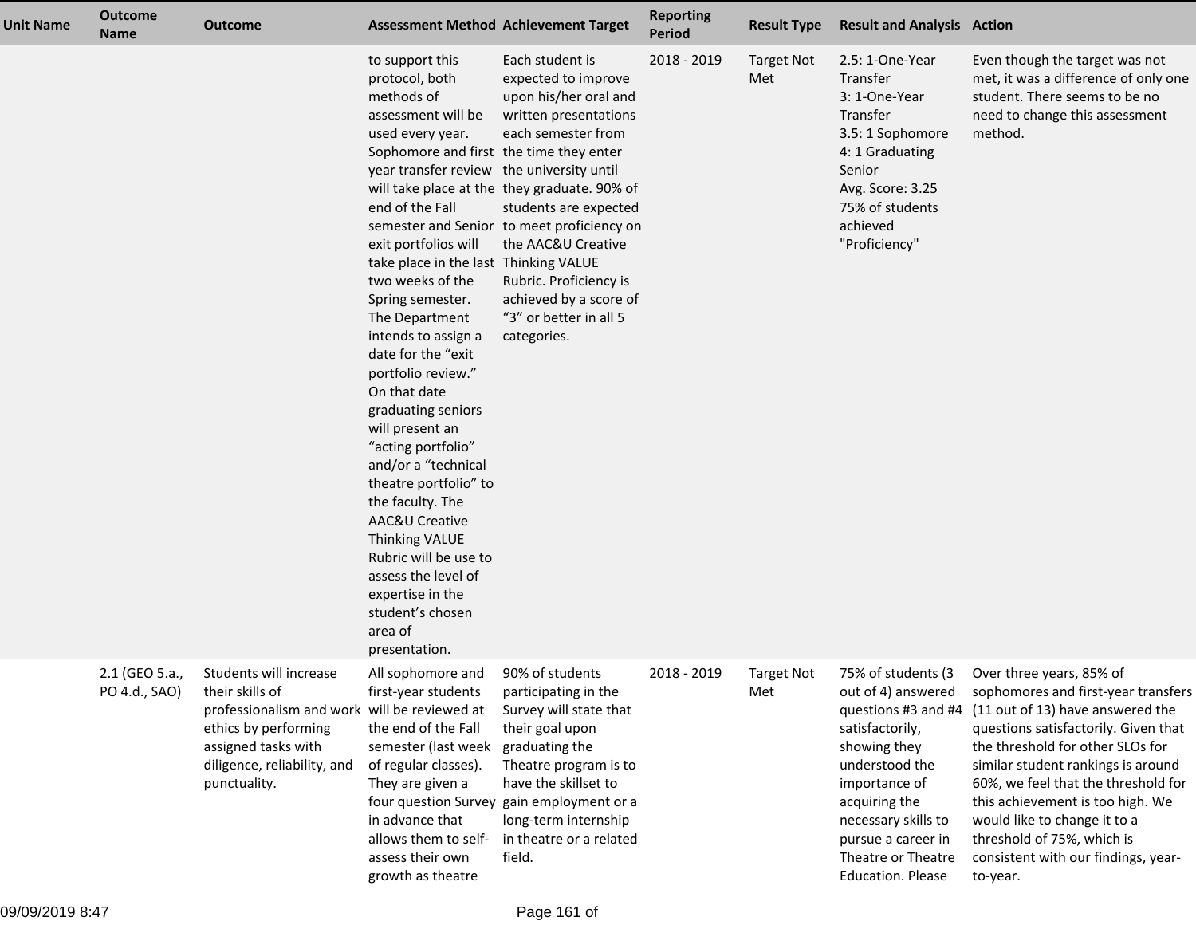| Unit Name | Outcome Name | Outcome | Assessment Method | Achievement Target | Reporting Period | Result Type | Result and Analysis | Action |
|---|---|---|---|---|---|---|---|---|
| | | | to support this protocol, both methods of assessment will be used every year. Sophomore and first year transfer review will take place at the end of the Fall semester and Senior exit portfolios will take place in the last two weeks of the Spring semester. The Department intends to assign a date for the "exit portfolio review." On that date graduating seniors will present an "acting portfolio" and/or a "technical theatre portfolio" to the faculty. The AAC&U Creative Thinking VALUE Rubric will be use to assess the level of expertise in the student's chosen area of presentation. | Each student is expected to improve upon his/her oral and written presentations each semester from the time they enter the university until they graduate. 90% of students are expected to meet proficiency on the AAC&U Creative Thinking VALUE Rubric. Proficiency is achieved by a score of "3" or better in all 5 categories. | 2018 - 2019 | Target Not Met | 2.5: 1-One-Year Transfer<br>3: 1-One-Year Transfer<br>3.5: 1 Sophomore<br>4: 1 Graduating Senior<br>Avg. Score: 3.25<br>75% of students achieved "Proficiency" | Even though the target was not met, it was a difference of only one student. There seems to be no need to change this assessment method. |
| | 2.1 (GEO 5.a., PO 4.d., SAO) | Students will increase their skills of professionalism and work ethics by performing assigned tasks with diligence, reliability, and punctuality. | All sophomore and first-year students will be reviewed at the end of the Fall semester (last week of regular classes). They are given a four question Survey in advance that allows them to self-assess their own growth as theatre | 90% of students participating in the Survey will state that their goal upon graduating the Theatre program is to have the skillset to gain employment or a long-term internship in theatre or a related field. | 2018 - 2019 | Target Not Met | 75% of students (3 out of 4) answered questions #3 and #4 satisfactorily, showing they understood the importance of acquiring the necessary skills to pursue a career in Theatre or Theatre Education. Please | Over three years, 85% of sophomores and first-year transfers (11 out of 13) have answered the questions satisfactorily. Given that the threshold for other SLOs for similar student rankings is around 60%, we feel that the threshold for this achievement is too high. We would like to change it to a threshold of 75%, which is consistent with our findings, year-to-year. |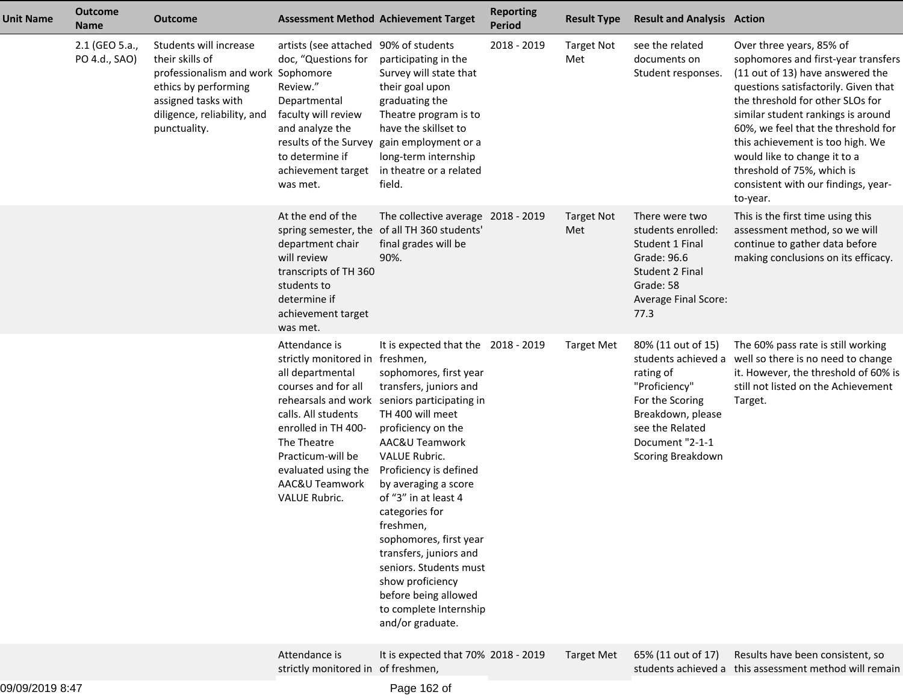| Unit Name | Outcome Name | Outcome | Assessment Method | Achievement Target | Reporting Period | Result Type | Result and Analysis | Action |
|---|---|---|---|---|---|---|---|---|
| | 2.1 (GEO 5.a., PO 4.d., SAO) | Students will increase their skills of professionalism and work ethics by performing assigned tasks with diligence, reliability, and punctuality. | artists (see attached doc, "Questions for Sophomore Review." Departmental faculty will review and analyze the results of the Survey to determine if achievement target was met. | 90% of students participating in the Survey will state that their goal upon graduating the Theatre program is to have the skillset to gain employment or a long-term internship in theatre or a related field. | 2018 - 2019 | Target Not Met | see the related documents on Student responses. | Over three years, 85% of sophomores and first-year transfers (11 out of 13) have answered the questions satisfactorily. Given that the threshold for other SLOs for similar student rankings is around 60%, we feel that the threshold for this achievement is too high. We would like to change it to a threshold of 75%, which is consistent with our findings, year-to-year. |
| | | | At the end of the spring semester, the department chair will review transcripts of TH 360 students to determine if achievement target was met. | The collective average of all TH 360 students' final grades will be 90%. | 2018 - 2019 | Target Not Met | There were two students enrolled:<br>Student 1 Final Grade: 96.6<br>Student 2 Final Grade: 58<br>Average Final Score: 77.3 | This is the first time using this assessment method, so we will continue to gather data before making conclusions on its efficacy. |
| | | | Attendance is strictly monitored in all departmental courses and for all rehearsals and work calls. All students enrolled in TH 400-The Theatre Practicum-will be evaluated using the AAC&U Teamwork VALUE Rubric. | It is expected that the freshmen, sophomores, first year transfers, juniors and seniors participating in TH 400 will meet proficiency on the AAC&U Teamwork VALUE Rubric. Proficiency is defined by averaging a score of "3" in at least 4 categories for freshmen, sophomores, first year transfers, juniors and seniors. Students must show proficiency before being allowed to complete Internship and/or graduate. | 2018 - 2019 | Target Met | 80% (11 out of 15) students achieved a rating of "Proficiency"<br>For the Scoring Breakdown, please see the Related Document "2-1-1 Scoring Breakdown | The 60% pass rate is still working well so there is no need to change it. However, the threshold of 60% is still not listed on the Achievement Target. |
| | | | Attendance is strictly monitored in | It is expected that 70% of freshmen, | 2018 - 2019 | Target Met | 65% (11 out of 17) students achieved a | Results have been consistent, so this assessment method will remain |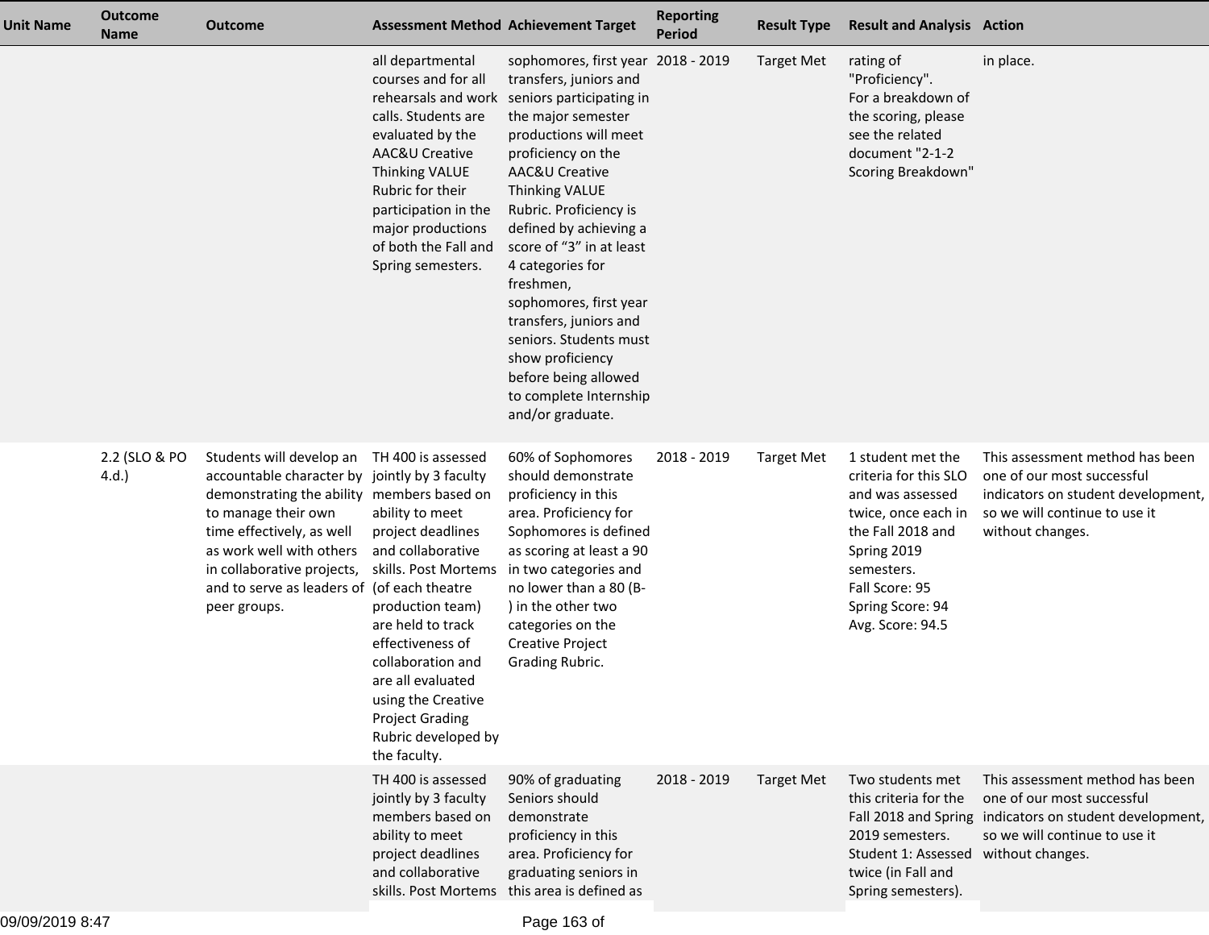| Unit Name | Outcome Name | Outcome | Assessment Method | Achievement Target | Reporting Period | Result Type | Result and Analysis | Action |
|---|---|---|---|---|---|---|---|---|
| | | | all departmental courses and for all rehearsals and work calls. Students are evaluated by the AAC&U Creative Thinking VALUE Rubric for their participation in the major productions of both the Fall and Spring semesters. | sophomores, first year transfers, juniors and seniors participating in the major semester productions will meet proficiency on the AAC&U Creative Thinking VALUE Rubric. Proficiency is defined by achieving a score of "3" in at least 4 categories for freshmen, sophomores, first year transfers, juniors and seniors. Students must show proficiency before being allowed to complete Internship and/or graduate. | 2018 - 2019 | Target Met | rating of "Proficiency". For a breakdown of the scoring, please see the related document "2-1-2 Scoring Breakdown" | in place. |
| | 2.2 (SLO & PO 4.d.) | Students will develop an accountable character by demonstrating the ability to manage their own time effectively, as well as work well with others in collaborative projects, and to serve as leaders of peer groups. | TH 400 is assessed jointly by 3 faculty members based on ability to meet project deadlines and collaborative skills. Post Mortems (of each theatre production team) are held to track effectiveness of collaboration and are all evaluated using the Creative Project Grading Rubric developed by the faculty. | 60% of Sophomores should demonstrate proficiency in this area. Proficiency for Sophomores is defined as scoring at least a 90 in two categories and no lower than a 80 (B-) in the other two categories on the Creative Project Grading Rubric. | 2018 - 2019 | Target Met | 1 student met the criteria for this SLO and was assessed twice, once each in the Fall 2018 and Spring 2019 semesters.<br>Fall Score: 95<br>Spring Score: 94<br>Avg. Score: 94.5 | This assessment method has been one of our most successful indicators on student development, so we will continue to use it without changes. |
| | | | TH 400 is assessed jointly by 3 faculty members based on ability to meet project deadlines and collaborative skills. Post Mortems | 90% of graduating Seniors should demonstrate proficiency in this area. Proficiency for graduating seniors in this area is defined as | 2018 - 2019 | Target Met | Two students met this criteria for the Fall 2018 and Spring 2019 semesters. Student 1: Assessed twice (in Fall and Spring semesters). | This assessment method has been one of our most successful indicators on student development, so we will continue to use it without changes. |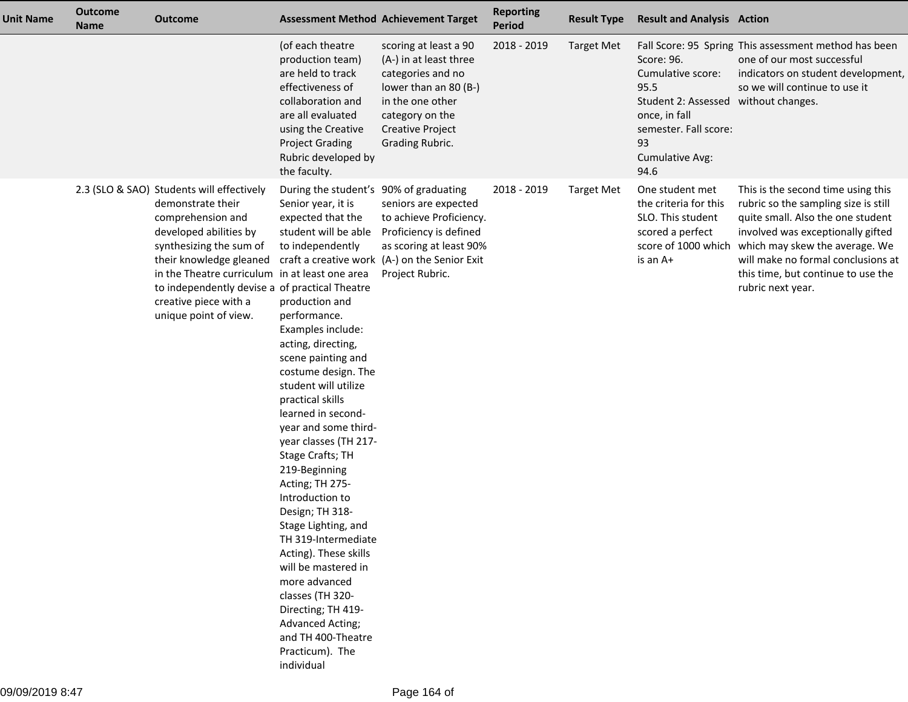| Unit Name | Outcome Name | Outcome | Assessment Method | Achievement Target | Reporting Period | Result Type | Result and Analysis | Action |
|---|---|---|---|---|---|---|---|---|
| | | | (of each theatre production team) are held to track effectiveness of collaboration and are all evaluated using the Creative Project Grading Rubric developed by the faculty. | scoring at least a 90 (A-) in at least three categories and no lower than an 80 (B-) in the one other category on the Creative Project Grading Rubric. | 2018 - 2019 | Target Met | Fall Score: 95 Spring Score: 96. Cumulative score: 95.5<br>Student 2: Assessed once, in fall semester. Fall score: 93<br>Cumulative Avg: 94.6 | This assessment method has been one of our most successful indicators on student development, so we will continue to use it without changes. |
| | 2.3 (SLO & SAO) | Students will effectively demonstrate their comprehension and developed abilities by synthesizing the sum of their knowledge gleaned in the Theatre curriculum to independently devise a creative piece with a unique point of view. | During the student's Senior year, it is expected that the student will be able to independently craft a creative work in at least one area of practical Theatre production and performance. Examples include: acting, directing, scene painting and costume design. The student will utilize practical skills learned in second-year and some third-year classes (TH 217-Stage Crafts; TH 219-Beginning Acting; TH 275-Introduction to Design; TH 318-Stage Lighting, and TH 319-Intermediate Acting). These skills will be mastered in more advanced classes (TH 320-Directing; TH 419-Advanced Acting; and TH 400-Theatre Practicum). The individual | 90% of graduating seniors are expected to achieve Proficiency. Proficiency is defined as scoring at least 90% (A-) on the Senior Exit Project Rubric. | 2018 - 2019 | Target Met | One student met the criteria for this SLO. This student scored a perfect score of 1000 which is an A+ | This is the second time using this rubric so the sampling size is still quite small. Also the one student involved was exceptionally gifted which may skew the average. We will make no formal conclusions at this time, but continue to use the rubric next year. |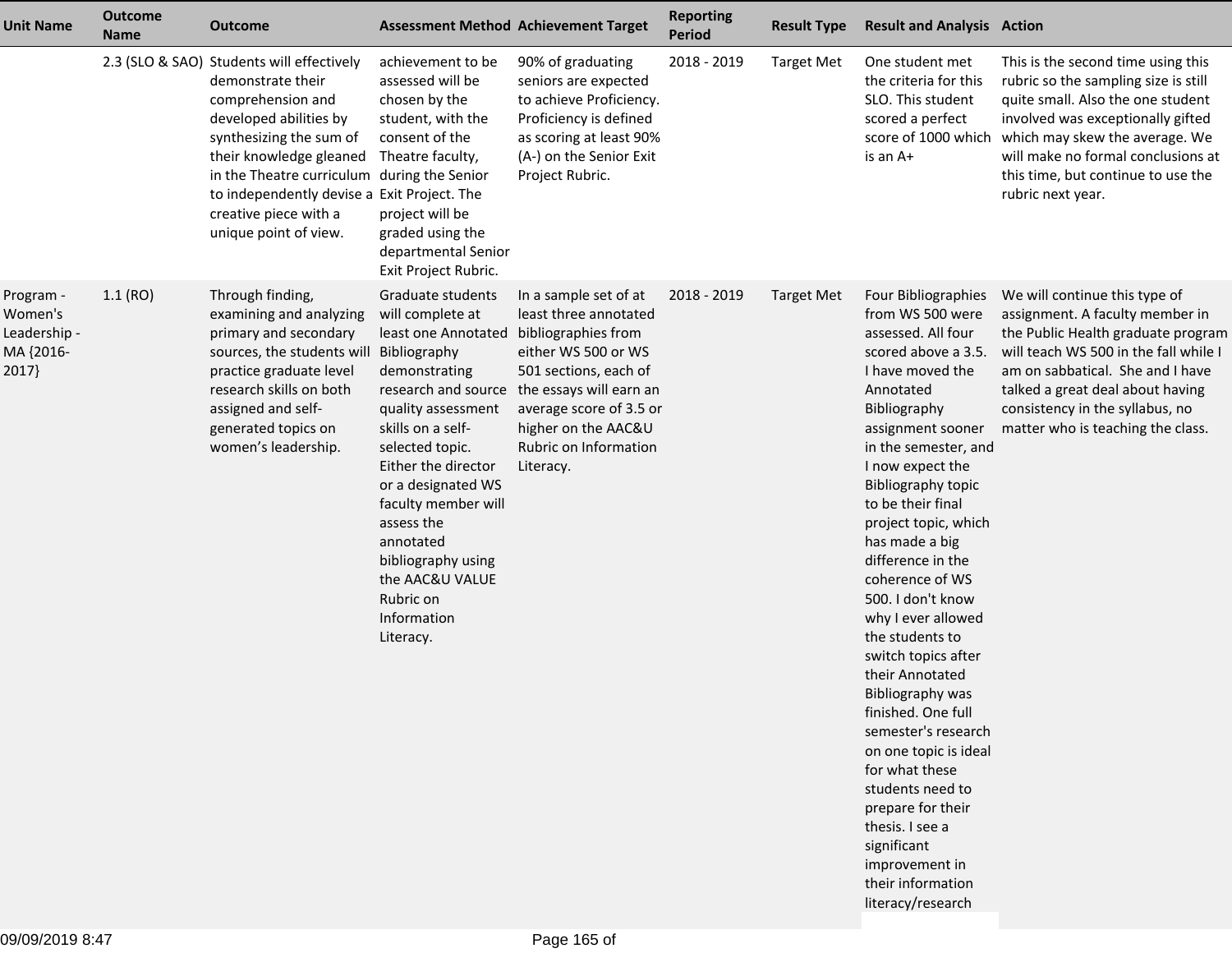| Unit Name | Outcome Name | Outcome | Assessment Method | Achievement Target | Reporting Period | Result Type | Result and Analysis | Action |
|---|---|---|---|---|---|---|---|---|
| | 2.3 (SLO & SAO) | Students will effectively demonstrate their comprehension and developed abilities by synthesizing the sum of their knowledge gleaned in the Theatre curriculum to independently devise a creative piece with a unique point of view. | achievement to be assessed will be chosen by the student, with the consent of the Theatre faculty, during the Senior Exit Project. The project will be graded using the departmental Senior Exit Project Rubric. | 90% of graduating seniors are expected to achieve Proficiency. Proficiency is defined as scoring at least 90% (A-) on the Senior Exit Project Rubric. | 2018 - 2019 | Target Met | One student met the criteria for this SLO. This student scored a perfect score of 1000 which is an A+ | This is the second time using this rubric so the sampling size is still quite small. Also the one student involved was exceptionally gifted which may skew the average. We will make no formal conclusions at this time, but continue to use the rubric next year. |
| Program - Women's Leadership - MA {2016-2017} | 1.1 (RO) | Through finding, examining and analyzing primary and secondary sources, the students will practice graduate level research skills on both assigned and self-generated topics on women's leadership. | Graduate students will complete at least one Annotated Bibliography demonstrating research and source quality assessment skills on a self-selected topic. Either the director or a designated WS faculty member will assess the annotated bibliography using the AAC&U VALUE Rubric on Information Literacy. | In a sample set of at least three annotated bibliographies from either WS 500 or WS 501 sections, each of the essays will earn an average score of 3.5 or higher on the AAC&U Rubric on Information Literacy. | 2018 - 2019 | Target Met | Four Bibliographies from WS 500 were assessed. All four scored above a 3.5. I have moved the Annotated Bibliography assignment sooner in the semester, and I now expect the Bibliography topic to be their final project topic, which has made a big difference in the coherence of WS 500. I don't know why I ever allowed the students to switch topics after their Annotated Bibliography was finished. One full semester's research on one topic is ideal for what these students need to prepare for their thesis. I see a significant improvement in their information literacy/research | We will continue this type of assignment. A faculty member in the Public Health graduate program will teach WS 500 in the fall while I am on sabbatical. She and I have talked a great deal about having consistency in the syllabus, no matter who is teaching the class. |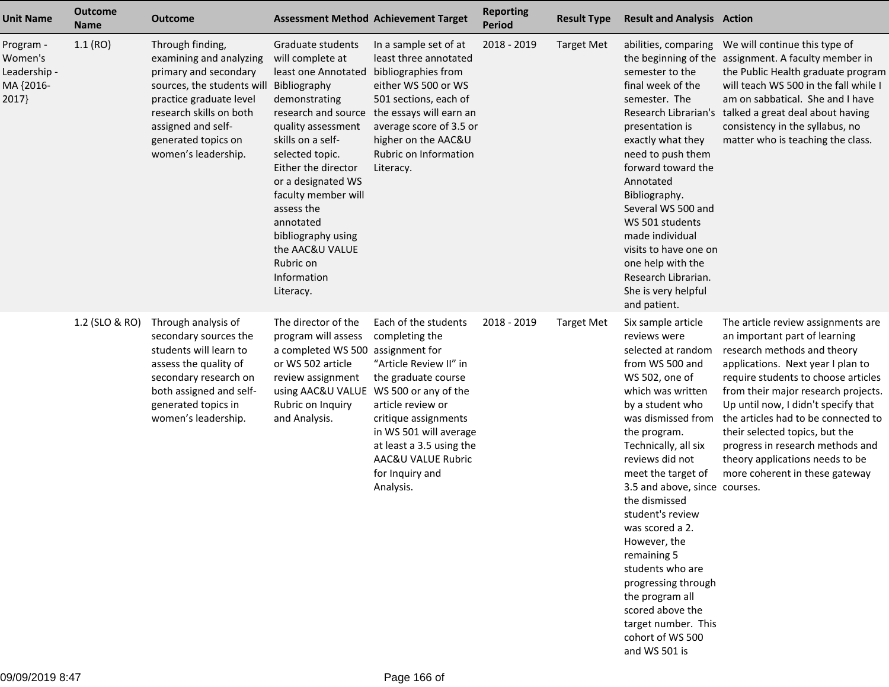| Unit Name | Outcome Name | Outcome | Assessment Method | Achievement Target | Reporting Period | Result Type | Result and Analysis | Action |
|---|---|---|---|---|---|---|---|---|
| Program - Women's Leadership - MA {2016-2017} | 1.1 (RO) | Through finding, examining and analyzing primary and secondary sources, the students will practice graduate level research skills on both assigned and self-generated topics on women's leadership. | Graduate students will complete at least one Annotated Bibliography demonstrating research and source quality assessment skills on a self-selected topic. Either the director or a designated WS faculty member will assess the annotated bibliography using the AAC&U VALUE Rubric on Information Literacy. | In a sample set of at least three annotated bibliographies from either WS 500 or WS 501 sections, each of the essays will earn an average score of 3.5 or higher on the AAC&U Rubric on Information Literacy. | 2018 - 2019 | Target Met | abilities, comparing the beginning of the semester to the final week of the semester. The Research Librarian's presentation is exactly what they need to push them forward toward the Annotated Bibliography. Several WS 500 and WS 501 students made individual visits to have one on one help with the Research Librarian. She is very helpful and patient. | We will continue this type of assignment. A faculty member in the Public Health graduate program will teach WS 500 in the fall while I am on sabbatical. She and I have talked a great deal about having consistency in the syllabus, no matter who is teaching the class. |
| | 1.2 (SLO & RO) | Through analysis of secondary sources the students will learn to assess the quality of secondary research on both assigned and self-generated topics in women's leadership. | The director of the program will assess a completed WS 500 or WS 502 article review assignment using AAC&U VALUE Rubric on Inquiry and Analysis. | Each of the students completing the assignment for "Article Review II" in the graduate course WS 500 or any of the article review or critique assignments in WS 501 will average at least a 3.5 using the AAC&U VALUE Rubric for Inquiry and Analysis. | 2018 - 2019 | Target Met | Six sample article reviews were selected at random from WS 500 and WS 502, one of which was written by a student who was dismissed from the program. Technically, all six reviews did not meet the target of 3.5 and above, since the dismissed student's review was scored a 2. However, the remaining 5 students who are progressing through the program all scored above the target number. This cohort of WS 500 and WS 501 is | The article review assignments are an important part of learning research methods and theory applications. Next year I plan to require students to choose articles from their major research projects. Up until now, I didn't specify that the articles had to be connected to their selected topics, but the progress in research methods and theory applications needs to be more coherent in these gateway courses. |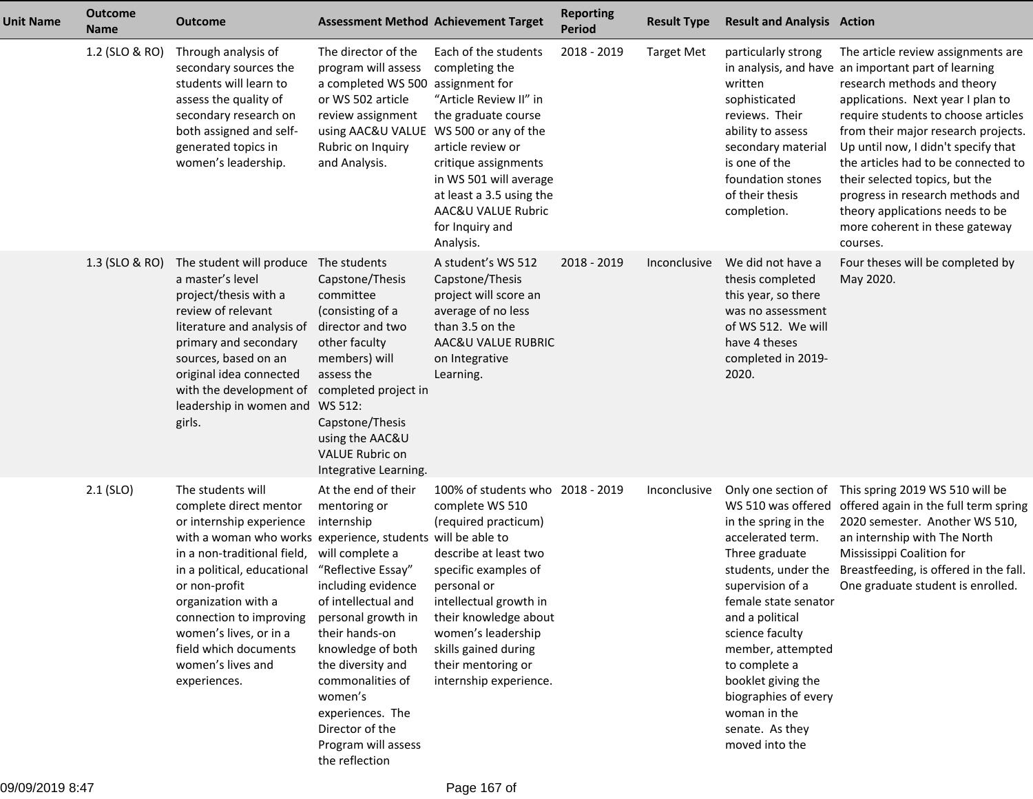| Unit Name | Outcome Name | Outcome | Assessment Method | Achievement Target | Reporting Period | Result Type | Result and Analysis | Action |
|---|---|---|---|---|---|---|---|---|
| | 1.2 (SLO & RO) | Through analysis of secondary sources the students will learn to assess the quality of secondary research on both assigned and self-generated topics in women's leadership. | The director of the program will assess a completed WS 500 or WS 502 article review assignment using AAC&U VALUE Rubric on Inquiry and Analysis. | Each of the students completing the assignment for "Article Review II" in the graduate course WS 500 or any of the article review or critique assignments in WS 501 will average at least a 3.5 using the AAC&U VALUE Rubric for Inquiry and Analysis. | 2018 - 2019 | Target Met | particularly strong in analysis, and have written sophisticated reviews. Their ability to assess secondary material is one of the foundation stones of their thesis completion. | The article review assignments are an important part of learning research methods and theory applications. Next year I plan to require students to choose articles from their major research projects. Up until now, I didn't specify that the articles had to be connected to their selected topics, but the progress in research methods and theory applications needs to be more coherent in these gateway courses. |
| | 1.3 (SLO & RO) | The student will produce a master's level project/thesis with a review of relevant literature and analysis of primary and secondary sources, based on an original idea connected with the development of leadership in women and girls. | The students Capstone/Thesis committee (consisting of a director and two other faculty members) will assess the completed project in WS 512: Capstone/Thesis using the AAC&U VALUE Rubric on Integrative Learning. | A student's WS 512 Capstone/Thesis project will score an average of no less than 3.5 on the AAC&U VALUE RUBRIC on Integrative Learning. | 2018 - 2019 | Inconclusive | We did not have a thesis completed this year, so there was no assessment of WS 512. We will have 4 theses completed in 2019-2020. | Four theses will be completed by May 2020. |
| | 2.1 (SLO) | The students will complete direct mentor or internship experience with a woman who works in a non-traditional field, in a political, educational or non-profit organization with a connection to improving women's lives, or in a field which documents women's lives and experiences. | At the end of their mentoring or internship experience, students will complete a "Reflective Essay" including evidence of intellectual and personal growth in their hands-on knowledge of both the diversity and commonalities of women's experiences. The Director of the Program will assess the reflection | 100% of students who complete WS 510 (required practicum) will be able to describe at least two specific examples of personal or intellectual growth in their knowledge about women's leadership skills gained during their mentoring or internship experience. | 2018 - 2019 | Inconclusive | Only one section of WS 510 was offered in the spring in the accelerated term. Three graduate students, under the supervision of a female state senator and a political science faculty member, attempted to complete a booklet giving the biographies of every woman in the senate. As they moved into the | This spring 2019 WS 510 will be offered again in the full term spring 2020 semester. Another WS 510, an internship with The North Mississippi Coalition for Breastfeeding, is offered in the fall. One graduate student is enrolled. |

09/09/2019 8:47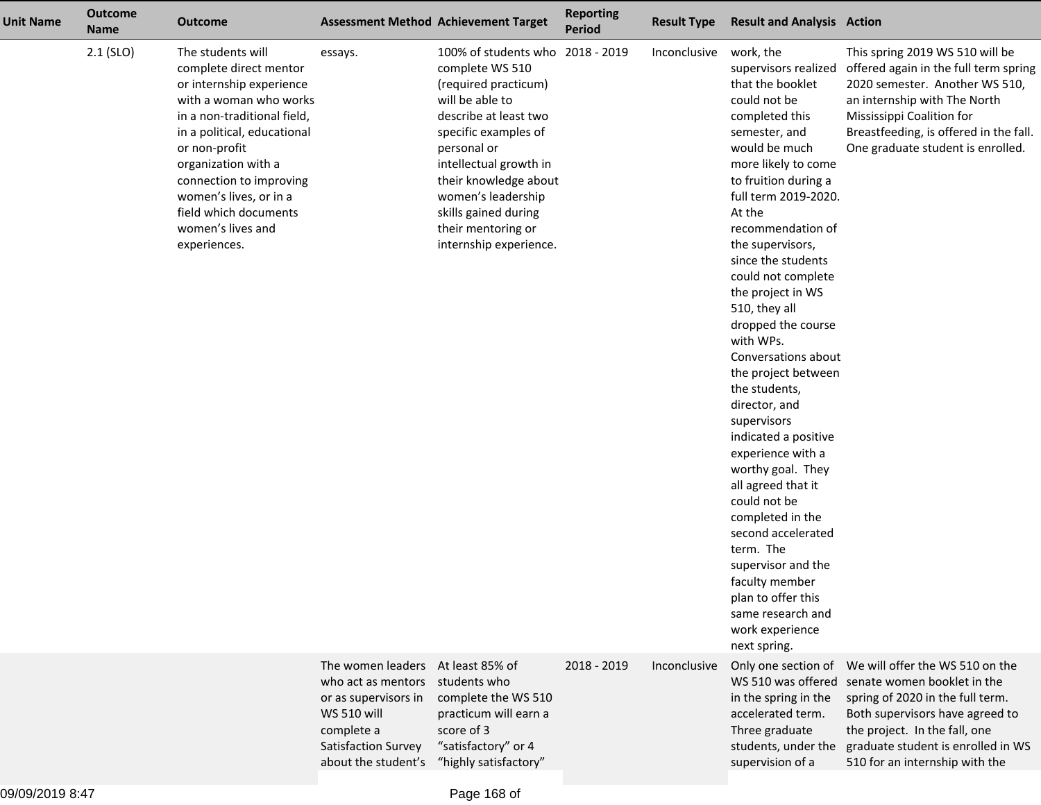| Unit Name | Outcome Name | Outcome | Assessment Method | Achievement Target | Reporting Period | Result Type | Result and Analysis | Action |
|---|---|---|---|---|---|---|---|---|
| | 2.1 (SLO) | The students will complete direct mentor or internship experience with a woman who works in a non-traditional field, in a political, educational or non-profit organization with a connection to improving women's lives, or in a field which documents women's lives and experiences. | essays. | 100% of students who complete WS 510 (required practicum) will be able to describe at least two specific examples of personal or intellectual growth in their knowledge about women's leadership skills gained during their mentoring or internship experience. | 2018 - 2019 | Inconclusive | work, the supervisors realized that the booklet could not be completed this semester, and would be much more likely to come to fruition during a full term 2019-2020. At the recommendation of the supervisors, since the students could not complete the project in WS 510, they all dropped the course with WPs. Conversations about the project between the students, director, and supervisors indicated a positive experience with a worthy goal. They all agreed that it could not be completed in the second accelerated term. The supervisor and the faculty member plan to offer this same research and work experience next spring. | This spring 2019 WS 510 will be offered again in the full term spring 2020 semester. Another WS 510, an internship with The North Mississippi Coalition for Breastfeeding, is offered in the fall. One graduate student is enrolled. |
| | | | The women leaders who act as mentors or as supervisors in WS 510 will complete a Satisfaction Survey about the student's | At least 85% of students who complete the WS 510 practicum will earn a score of 3 "satisfactory" or 4 "highly satisfactory" | 2018 - 2019 | Inconclusive | Only one section of WS 510 was offered in the spring in the accelerated term. Three graduate students, under the supervision of a | We will offer the WS 510 on the senate women booklet in the spring of 2020 in the full term. Both supervisors have agreed to the project. In the fall, one graduate student is enrolled in WS 510 for an internship with the |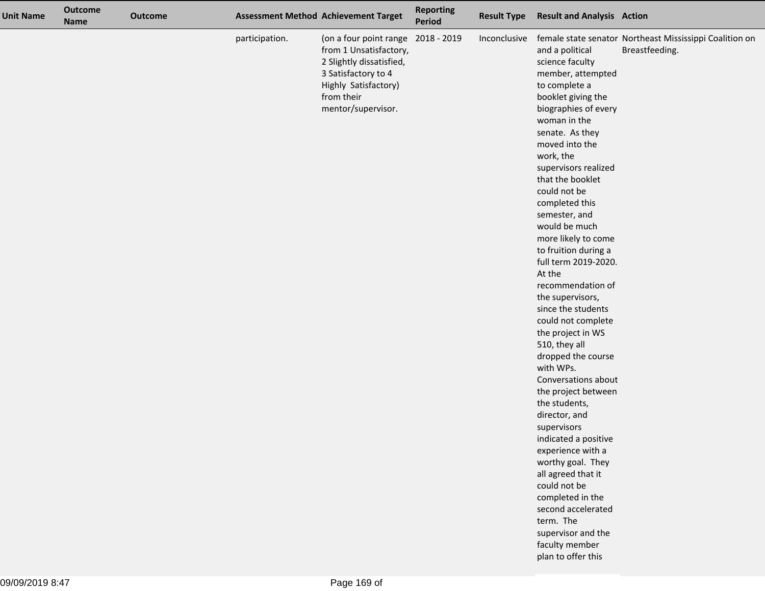| Unit Name | Outcome Name | Outcome | Assessment Method | Achievement Target | Reporting Period | Result Type | Result and Analysis | Action |
|---|---|---|---|---|---|---|---|---|
| | | | participation. | (on a four point range from 1 Unsatisfactory, 2 Slightly dissatisfied, 3 Satisfactory to 4 Highly Satisfactory) from their mentor/supervisor. | 2018 - 2019 | Inconclusive | female state senator and a political science faculty member, attempted to complete a booklet giving the biographies of every woman in the senate. As they moved into the work, the supervisors realized that the booklet could not be completed this semester, and would be much more likely to come to fruition during a full term 2019-2020. At the recommendation of the supervisors, since the students could not complete the project in WS 510, they all dropped the course with WPs. Conversations about the project between the students, director, and supervisors indicated a positive experience with a worthy goal. They all agreed that it could not be completed in the second accelerated term. The supervisor and the faculty member plan to offer this | Northeast Mississippi Coalition on Breastfeeding. |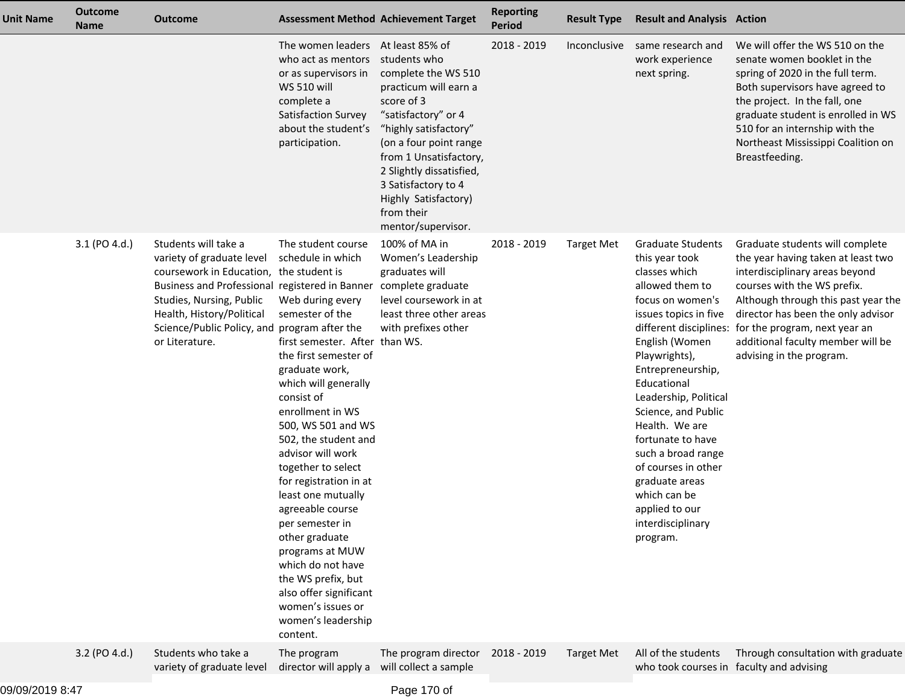| Unit Name | Outcome Name | Outcome | Assessment Method | Achievement Target | Reporting Period | Result Type | Result and Analysis | Action |
|---|---|---|---|---|---|---|---|---|
| | | | The women leaders who act as mentors or as supervisors in WS 510 will complete a Satisfaction Survey about the student's participation. | At least 85% of students who complete the WS 510 practicum will earn a score of 3 "satisfactory" or 4 "highly satisfactory" (on a four point range from 1 Unsatisfactory, 2 Slightly dissatisfied, 3 Satisfactory to 4 Highly Satisfactory) from their mentor/supervisor. | 2018 - 2019 | Inconclusive | same research and work experience next spring. | We will offer the WS 510 on the senate women booklet in the spring of 2020 in the full term. Both supervisors have agreed to the project. In the fall, one graduate student is enrolled in WS 510 for an internship with the Northeast Mississippi Coalition on Breastfeeding. |
| | 3.1 (PO 4.d.) | Students will take a variety of graduate level coursework in Education, Business and Professional Studies, Nursing, Public Health, History/Political Science/Public Policy, and or Literature. | The student course schedule in which the student is registered in Banner Web during every semester of the program after the first semester. After the first semester of graduate work, which will generally consist of enrollment in WS 500, WS 501 and WS 502, the student and advisor will work together to select for registration in at least one mutually agreeable course per semester in other graduate programs at MUW which do not have the WS prefix, but also offer significant women's issues or women's leadership content. | 100% of MA in Women's Leadership graduates will complete graduate level coursework in at least three other areas with prefixes other than WS. | 2018 - 2019 | Target Met | Graduate Students this year took classes which allowed them to focus on women's issues topics in five different disciplines: English (Women Playwrights), Entrepreneurship, Educational Leadership, Political Science, and Public Health. We are fortunate to have such a broad range of courses in other graduate areas which can be applied to our interdisciplinary program. | Graduate students will complete the year having taken at least two interdisciplinary areas beyond courses with the WS prefix. Although through this past year the director has been the only advisor for the program, next year an additional faculty member will be advising in the program. |
| | 3.2 (PO 4.d.) | Students who take a variety of graduate level | The program director will apply a | The program director will collect a sample | 2018 - 2019 | Target Met | All of the students who took courses in | Through consultation with graduate faculty and advising |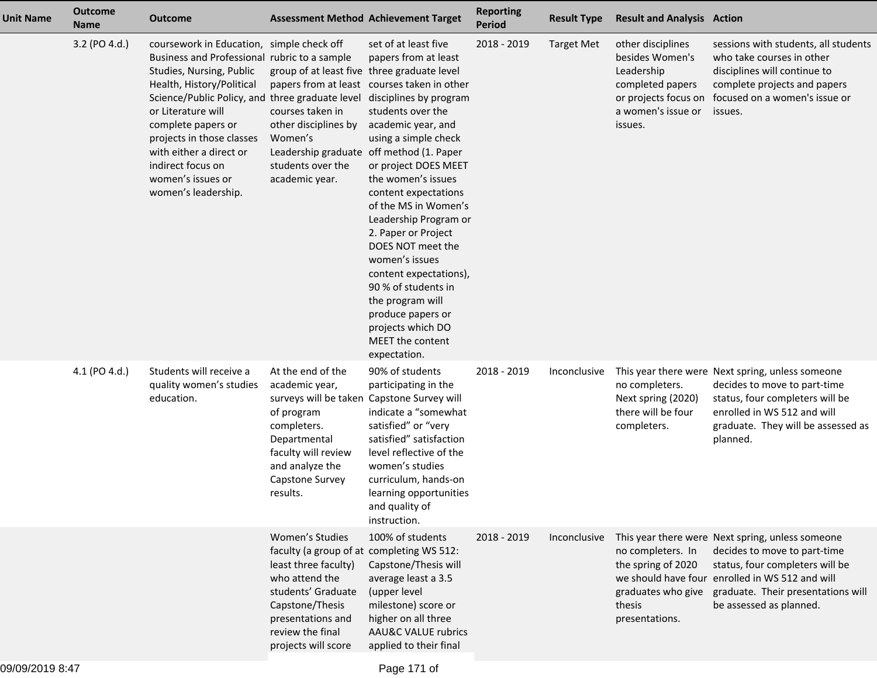| Unit Name | Outcome Name | Outcome | Assessment Method | Achievement Target | Reporting Period | Result Type | Result and Analysis | Action |
|---|---|---|---|---|---|---|---|---|
| | 3.2 (PO 4.d.) | coursework in Education, Business and Professional Studies, Nursing, Public Health, History/Political Science/Public Policy, and or Literature will complete papers or projects in those classes with either a direct or indirect focus on women's issues or women's leadership. | simple check off rubric to a sample group of at least five papers from at least three graduate level courses taken in other disciplines by Women's Leadership graduate students over the academic year. | set of at least five papers from at least three graduate level courses taken in other disciplines by program students over the academic year, and using a simple check off method (1. Paper or project DOES MEET the women's issues content expectations of the MS in Women's Leadership Program or 2. Paper or Project DOES NOT meet the women's issues content expectations), 90 % of students in the program will produce papers or projects which DO MEET the content expectation. | 2018 - 2019 | Target Met | other disciplines besides Women's Leadership completed papers or projects focus on a women's issue or issues. | sessions with students, all students who take courses in other disciplines will continue to complete projects and papers focused on a women's issue or issues. |
| | 4.1 (PO 4.d.) | Students will receive a quality women's studies education. | At the end of the academic year, surveys will be taken of program completers. Departmental faculty will review and analyze the Capstone Survey results. | 90% of students participating in the Capstone Survey will indicate a "somewhat satisfied" or "very satisfied" satisfaction level reflective of the women's studies curriculum, hands-on learning opportunities and quality of instruction. | 2018 - 2019 | Inconclusive | This year there were no completers. Next spring (2020) there will be four completers. | Next spring, unless someone decides to move to part-time status, four completers will be enrolled in WS 512 and will graduate. They will be assessed as planned. |
| | | | Women's Studies faculty (a group of at least three faculty) who attend the students' Graduate Capstone/Thesis presentations and review the final projects will score | 100% of students completing WS 512: Capstone/Thesis will average least a 3.5 (upper level milestone) score or higher on all three AAU&C VALUE rubrics applied to their final | 2018 - 2019 | Inconclusive | This year there were no completers. In the spring of 2020 we should have four graduates who give thesis presentations. | Next spring, unless someone decides to move to part-time status, four completers will be enrolled in WS 512 and will graduate. Their presentations will be assessed as planned. |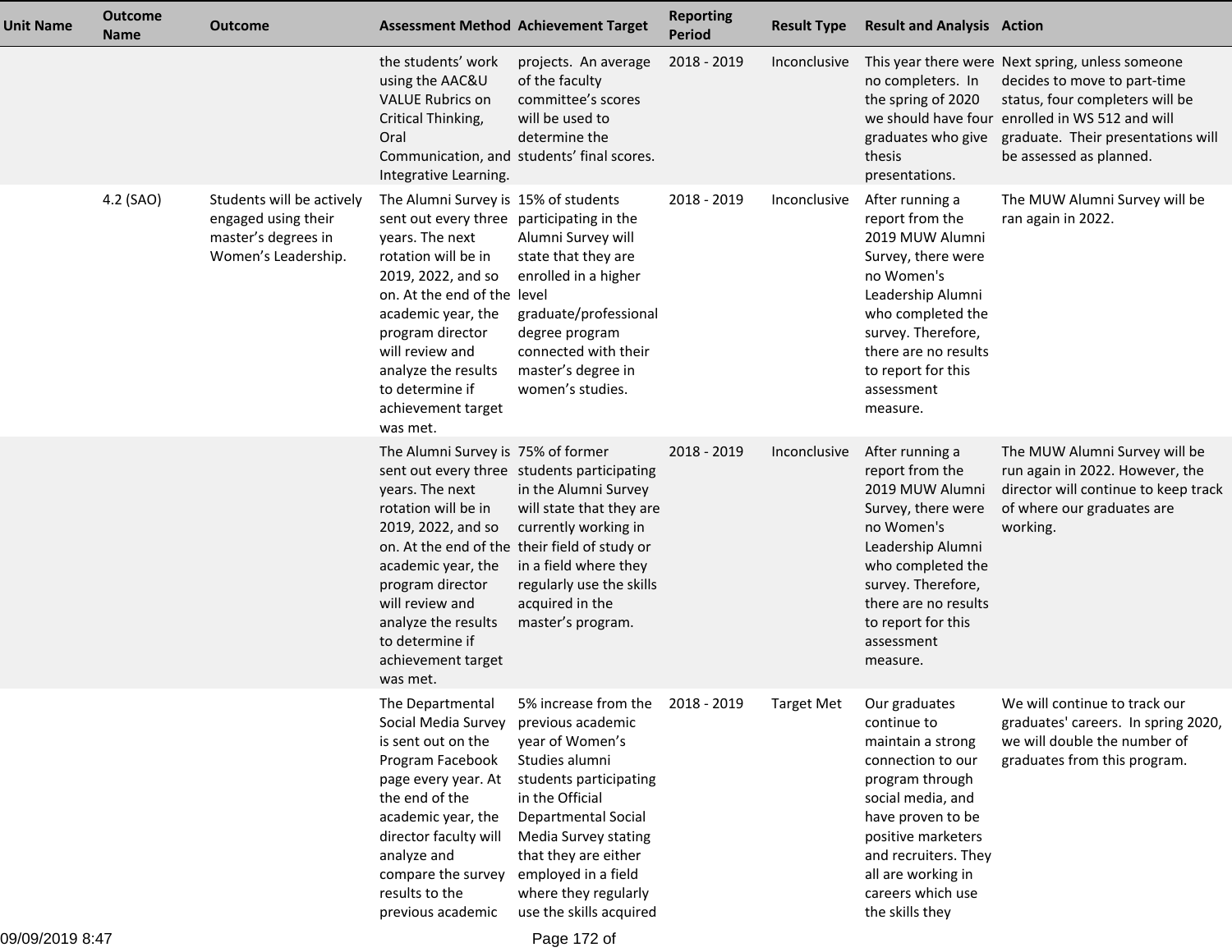| Unit Name | Outcome Name | Outcome | Assessment Method | Achievement Target | Reporting Period | Result Type | Result and Analysis | Action |
|---|---|---|---|---|---|---|---|---|
| | | | the students' work using the AAC&U VALUE Rubrics on Critical Thinking, Oral Communication, and Integrative Learning. | projects. An average of the faculty committee's scores will be used to determine the students' final scores. | 2018 - 2019 | Inconclusive | This year there were no completers. In the spring of 2020 we should have four graduates who give thesis presentations. | Next spring, unless someone decides to move to part-time status, four completers will be enrolled in WS 512 and will graduate. Their presentations will be assessed as planned. |
| | 4.2 (SAO) | Students will be actively engaged using their master's degrees in Women's Leadership. | The Alumni Survey is sent out every three years. The next rotation will be in 2019, 2022, and so on. At the end of the academic year, the program director will review and analyze the results to determine if achievement target was met. | 15% of students participating in the Alumni Survey will state that they are enrolled in a higher level graduate/professional degree program connected with their master's degree in women's studies. | 2018 - 2019 | Inconclusive | After running a report from the 2019 MUW Alumni Survey, there were no Women's Leadership Alumni who completed the survey. Therefore, there are no results to report for this assessment measure. | The MUW Alumni Survey will be ran again in 2022. |
| | | | The Alumni Survey is sent out every three years. The next rotation will be in 2019, 2022, and so on. At the end of the academic year, the program director will review and analyze the results to determine if achievement target was met. | 75% of former students participating in the Alumni Survey will state that they are currently working in their field of study or in a field where they regularly use the skills acquired in the master's program. | 2018 - 2019 | Inconclusive | After running a report from the 2019 MUW Alumni Survey, there were no Women's Leadership Alumni who completed the survey. Therefore, there are no results to report for this assessment measure. | The MUW Alumni Survey will be run again in 2022. However, the director will continue to keep track of where our graduates are working. |
| | | | The Departmental Social Media Survey is sent out on the Program Facebook page every year. At the end of the academic year, the director faculty will analyze and compare the survey results to the previous academic | 5% increase from the previous academic year of Women's Studies alumni students participating in the Official Departmental Social Media Survey stating that they are either employed in a field where they regularly use the skills acquired | 2018 - 2019 | Target Met | Our graduates continue to maintain a strong connection to our program through social media, and have proven to be positive marketers and recruiters. They all are working in careers which use the skills they | We will continue to track our graduates' careers. In spring 2020, we will double the number of graduates from this program. |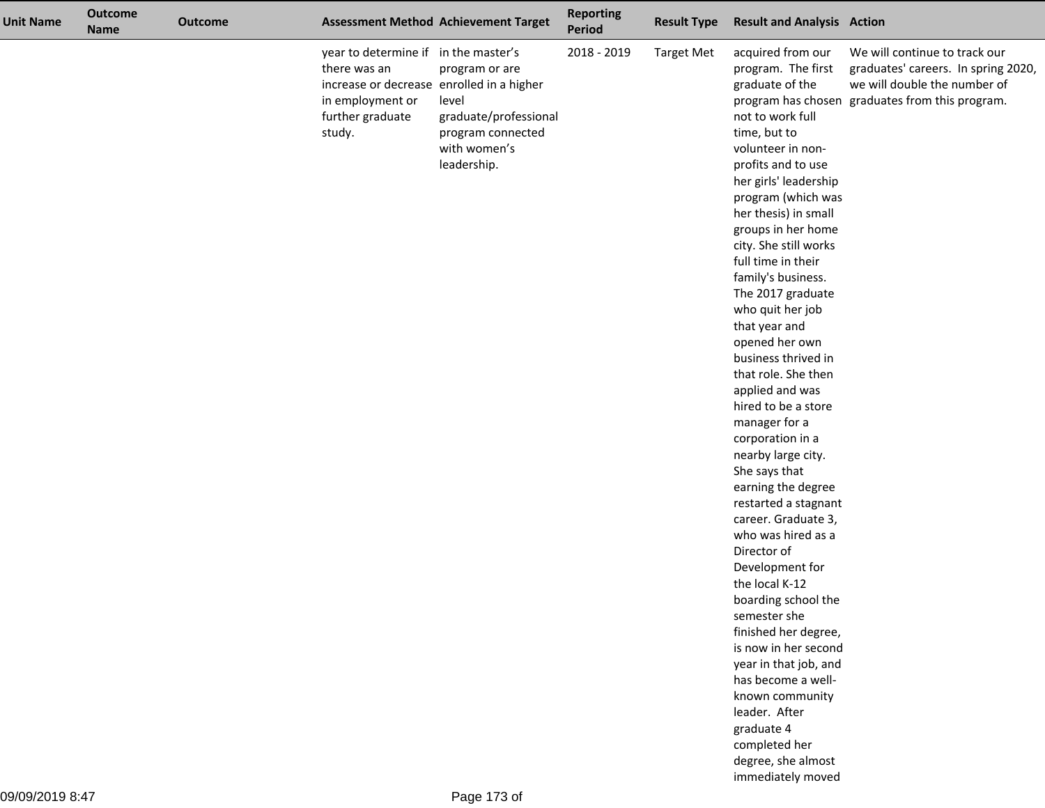| Unit Name | Outcome Name | Outcome | Assessment Method | Achievement Target | Reporting Period | Result Type | Result and Analysis | Action |
|---|---|---|---|---|---|---|---|---|
| | | | year to determine if there was an increase or decrease in employment or further graduate study. | in the master's program or are enrolled in a higher level graduate/professional program connected with women's leadership. | 2018 - 2019 | Target Met | acquired from our program. The first graduate of the program has chosen not to work full time, but to volunteer in non-profits and to use her girls' leadership program (which was her thesis) in small groups in her home city. She still works full time in their family's business. The 2017 graduate who quit her job that year and opened her own business thrived in that role. She then applied and was hired to be a store manager for a corporation in a nearby large city. She says that earning the degree restarted a stagnant career. Graduate 3, who was hired as a Director of Development for the local K-12 boarding school the semester she finished her degree, is now in her second year in that job, and has become a well-known community leader. After graduate 4 completed her degree, she almost immediately moved | We will continue to track our graduates' careers. In spring 2020, we will double the number of graduates from this program. |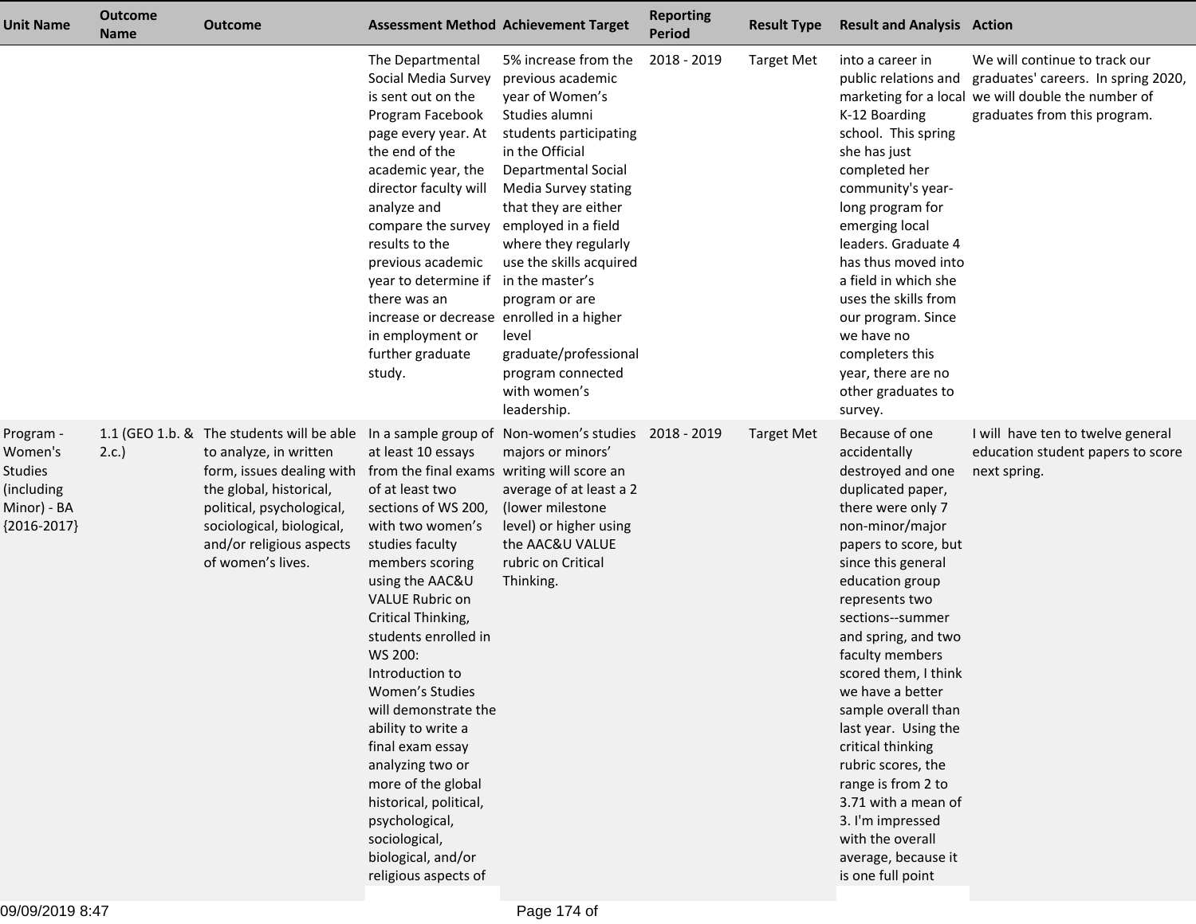| Unit Name | Outcome Name | Outcome | Assessment Method | Achievement Target | Reporting Period | Result Type | Result and Analysis | Action |
|---|---|---|---|---|---|---|---|---|
| | | | The Departmental Social Media Survey is sent out on the Program Facebook page every year. At the end of the academic year, the director faculty will analyze and compare the survey results to the previous academic year to determine if there was an increase or decrease in employment or further graduate study. | 5% increase from the previous academic year of Women's Studies alumni students participating in the Official Departmental Social Media Survey stating that they are either employed in a field where they regularly use the skills acquired in the master's program or are enrolled in a higher level graduate/professional program connected with women's leadership. | 2018 - 2019 | Target Met | into a career in public relations and marketing for a local K-12 Boarding school. This spring she has just completed her community's year-long program for emerging local leaders. Graduate 4 has thus moved into a field in which she uses the skills from our program. Since we have no completers this year, there are no other graduates to survey. | We will continue to track our graduates' careers. In spring 2020, we will double the number of graduates from this program. |
| Program - Women's Studies (including Minor) - BA {2016-2017} | 1.1 (GEO 1.b. & 2.c.) | The students will be able to analyze, in written form, issues dealing with the global, historical, political, psychological, sociological, biological, and/or religious aspects of women's lives. | In a sample group of at least 10 essays from the final exams of at least two sections of WS 200, with two women's studies faculty members scoring using the AAC&U VALUE Rubric on Critical Thinking, students enrolled in WS 200: Introduction to Women's Studies will demonstrate the ability to write a final exam essay analyzing two or more of the global historical, political, psychological, sociological, biological, and/or religious aspects of | Non-women's studies majors or minors' writing will score an average of at least a 2 (lower milestone level) or higher using the AAC&U VALUE rubric on Critical Thinking. | 2018 - 2019 | Target Met | Because of one accidentally destroyed and one duplicated paper, there were only 7 non-minor/major papers to score, but since this general education group represents two sections--summer and spring, and two faculty members scored them, I think we have a better sample overall than last year. Using the critical thinking rubric scores, the range is from 2 to 3.71 with a mean of 3. I'm impressed with the overall average, because it is one full point | I will have ten to twelve general education student papers to score next spring. |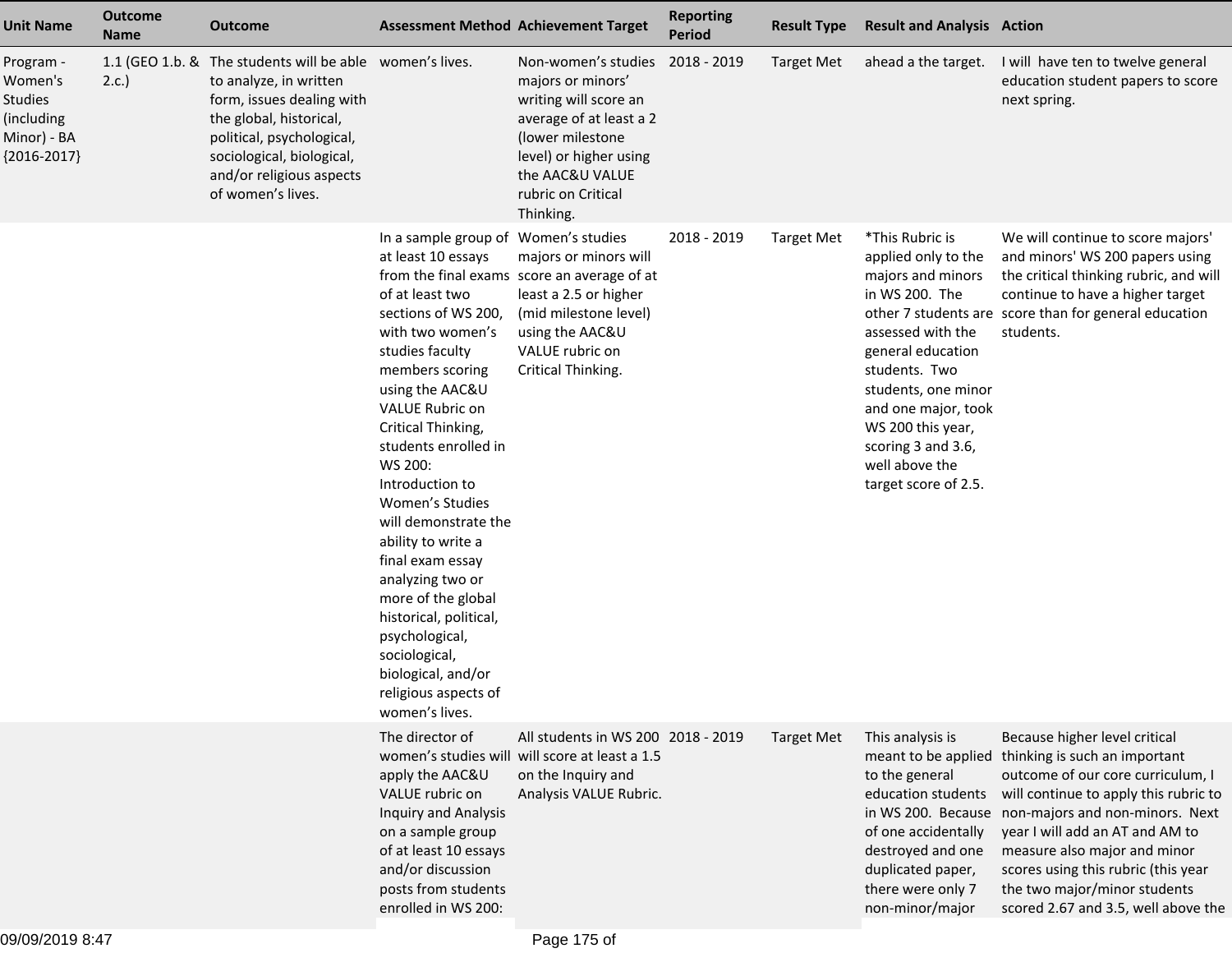| Unit Name | Outcome Name | Outcome | Assessment Method | Achievement Target | Reporting Period | Result Type | Result and Analysis | Action |
|---|---|---|---|---|---|---|---|---|
| Program - Women's Studies (including Minor) - BA {2016-2017} | 1.1 (GEO 1.b. & 2.c.) | The students will be able to analyze, in written form, issues dealing with the global, historical, political, psychological, sociological, biological, and/or religious aspects of women's lives. | women's lives. | Non-women's studies majors or minors' writing will score an average of at least a 2 (lower milestone level) or higher using the AAC&U VALUE rubric on Critical Thinking. | 2018 - 2019 | Target Met | ahead a the target. | I will have ten to twelve general education student papers to score next spring. |
| | | | In a sample group of at least 10 essays from the final exams of at least two sections of WS 200, with two women's studies faculty members scoring using the AAC&U VALUE Rubric on Critical Thinking, students enrolled in WS 200: Introduction to Women's Studies will demonstrate the ability to write a final exam essay analyzing two or more of the global historical, political, psychological, sociological, biological, and/or religious aspects of women's lives. | Women's studies majors or minors will score an average of at least a 2.5 or higher (mid milestone level) using the AAC&U VALUE rubric on Critical Thinking. | 2018 - 2019 | Target Met | *This Rubric is applied only to the majors and minors in WS 200. The other 7 students are assessed with the general education students. Two students, one minor and one major, took WS 200 this year, scoring 3 and 3.6, well above the target score of 2.5. | We will continue to score majors' and minors' WS 200 papers using the critical thinking rubric, and will continue to have a higher target score than for general education students. |
| | | | The director of women's studies will apply the AAC&U VALUE rubric on Inquiry and Analysis on a sample group of at least 10 essays and/or discussion posts from students enrolled in WS 200: | All students in WS 200 will score at least a 1.5 on the Inquiry and Analysis VALUE Rubric. | 2018 - 2019 | Target Met | This analysis is meant to be applied to the general education students in WS 200. Because of one accidentally destroyed and one duplicated paper, there were only 7 non-minor/major | Because higher level critical thinking is such an important outcome of our core curriculum, I will continue to apply this rubric to non-majors and non-minors. Next year I will add an AT and AM to measure also major and minor scores using this rubric (this year the two major/minor students scored 2.67 and 3.5, well above the |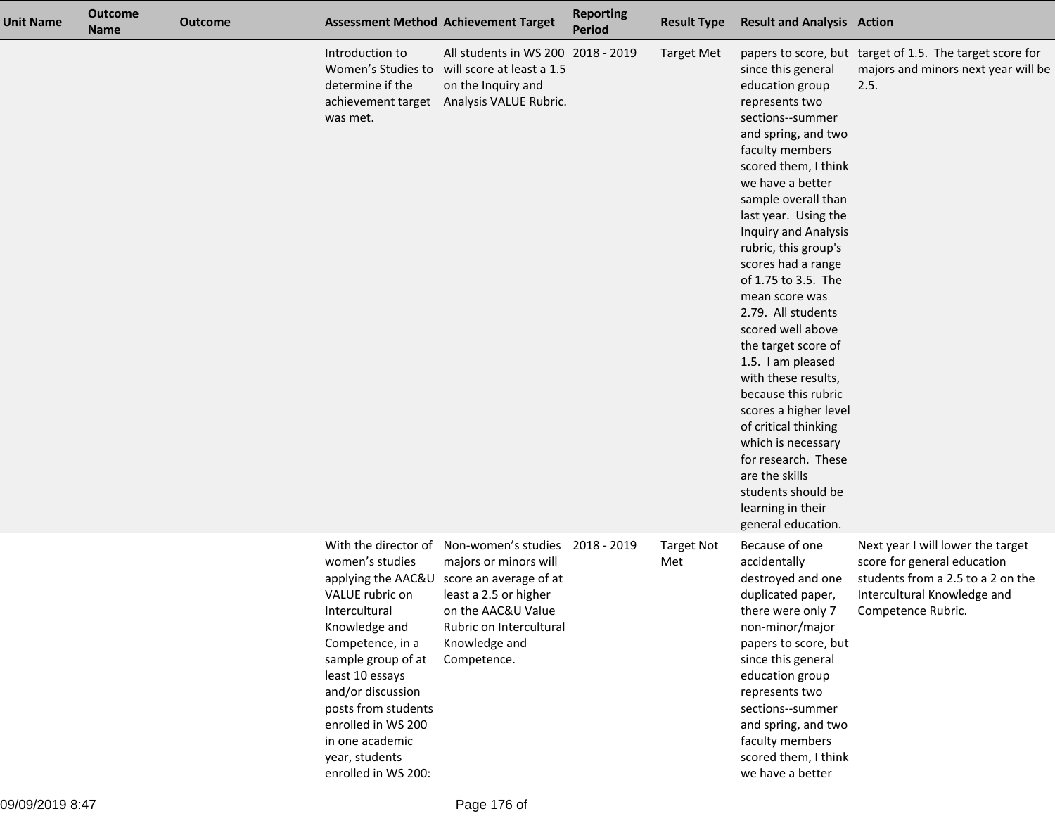| Unit Name | Outcome Name | Outcome | Assessment Method | Achievement Target | Reporting Period | Result Type | Result and Analysis | Action |
|---|---|---|---|---|---|---|---|---|
| | | | Introduction to Women's Studies to determine if the achievement target was met. | All students in WS 200 will score at least a 1.5 on the Inquiry and Analysis VALUE Rubric. | 2018 - 2019 | Target Met | papers to score, but since this general education group represents two sections--summer and spring, and two faculty members scored them, I think we have a better sample overall than last year. Using the Inquiry and Analysis rubric, this group's scores had a range of 1.75 to 3.5. The mean score was 2.79. All students scored well above the target score of 1.5. I am pleased with these results, because this rubric scores a higher level of critical thinking which is necessary for research. These are the skills students should be learning in their general education. | target of 1.5. The target score for majors and minors next year will be 2.5. |
| | | | With the director of women's studies applying the AAC&U VALUE rubric on Intercultural Knowledge and Competence, in a sample group of at least 10 essays and/or discussion posts from students enrolled in WS 200 in one academic year, students enrolled in WS 200: | Non-women's studies majors or minors will score an average of at least a 2.5 or higher on the AAC&U Value Rubric on Intercultural Knowledge and Competence. | 2018 - 2019 | Target Not Met | Because of one accidentally destroyed and one duplicated paper, there were only 7 non-minor/major papers to score, but since this general education group represents two sections--summer and spring, and two faculty members scored them, I think we have a better | Next year I will lower the target score for general education students from a 2.5 to a 2 on the Intercultural Knowledge and Competence Rubric. |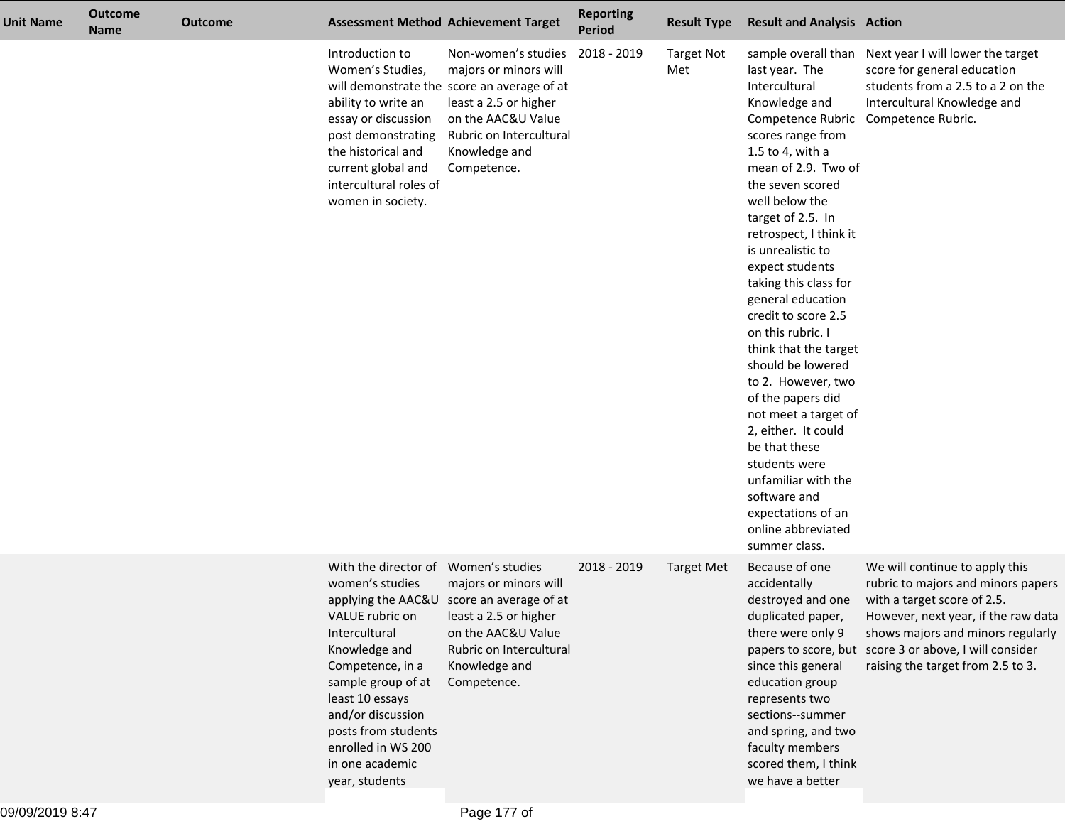| Unit Name | Outcome Name | Outcome | Assessment Method | Achievement Target | Reporting Period | Result Type | Result and Analysis | Action |
|---|---|---|---|---|---|---|---|---|
| | | | Introduction to Women's Studies, will demonstrate the ability to write an essay or discussion post demonstrating the historical and current global and intercultural roles of women in society. | Non-women's studies majors or minors will score an average of at least a 2.5 or higher on the AAC&U Value Rubric on Intercultural Knowledge and Competence. | 2018 - 2019 | Target Not Met | sample overall than last year. The Intercultural Knowledge and Competence Rubric scores range from 1.5 to 4, with a mean of 2.9. Two of the seven scored well below the target of 2.5. In retrospect, I think it is unrealistic to expect students taking this class for general education credit to score 2.5 on this rubric. I think that the target should be lowered to 2. However, two of the papers did not meet a target of 2, either. It could be that these students were unfamiliar with the software and expectations of an online abbreviated summer class. | Next year I will lower the target score for general education students from a 2.5 to a 2 on the Intercultural Knowledge and Competence Rubric. |
| | | | With the director of women's studies applying the AAC&U VALUE rubric on Intercultural Knowledge and Competence, in a sample group of at least 10 essays and/or discussion posts from students enrolled in WS 200 in one academic year, students | Women's studies majors or minors will score an average of at least a 2.5 or higher on the AAC&U Value Rubric on Intercultural Knowledge and Competence. | 2018 - 2019 | Target Met | Because of one accidentally destroyed and one duplicated paper, there were only 9 papers to score, but since this general education group represents two sections--summer and spring, and two faculty members scored them, I think we have a better | We will continue to apply this rubric to majors and minors papers with a target score of 2.5. However, next year, if the raw data shows majors and minors regularly score 3 or above, I will consider raising the target from 2.5 to 3. |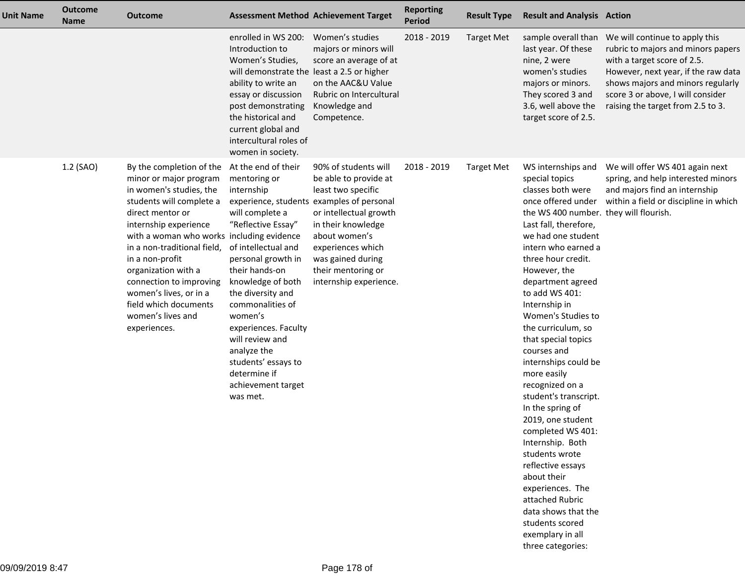| Unit Name | Outcome Name | Outcome | Assessment Method | Achievement Target | Reporting Period | Result Type | Result and Analysis | Action |
|---|---|---|---|---|---|---|---|---|
| | | | enrolled in WS 200: Introduction to Women's Studies, will demonstrate the ability to write an essay or discussion post demonstrating the historical and current global and intercultural roles of women in society. | Women's studies majors or minors will score an average of at least a 2.5 or higher on the AAC&U Value Rubric on Intercultural Knowledge and Competence. | 2018 - 2019 | Target Met | sample overall than last year. Of these nine, 2 were women's studies majors or minors. They scored 3 and 3.6, well above the target score of 2.5. | We will continue to apply this rubric to majors and minors papers with a target score of 2.5. However, next year, if the raw data shows majors and minors regularly score 3 or above, I will consider raising the target from 2.5 to 3. |
| | 1.2 (SAO) | By the completion of the minor or major program in women's studies, the students will complete a direct mentor or internship experience with a woman who works in a non-traditional field, in a non-profit organization with a connection to improving women's lives, or in a field which documents women's lives and experiences. | At the end of their mentoring or internship experience, students will complete a "Reflective Essay" including evidence of intellectual and personal growth in their hands-on knowledge of both the diversity and commonalities of women's experiences. Faculty will review and analyze the students' essays to determine if achievement target was met. | 90% of students will be able to provide at least two specific examples of personal or intellectual growth in their knowledge about women's experiences which was gained during their mentoring or internship experience. | 2018 - 2019 | Target Met | WS internships and special topics classes both were once offered under the WS 400 number. Last fall, therefore, we had one student intern who earned a three hour credit. However, the department agreed to add WS 401: Internship in Women's Studies to the curriculum, so that special topics courses and internships could be more easily recognized on a student's transcript. In the spring of 2019, one student completed WS 401: Internship. Both students wrote reflective essays about their experiences. The attached Rubric data shows that the students scored exemplary in all three categories: | We will offer WS 401 again next spring, and help interested minors and majors find an internship within a field or discipline in which they will flourish. |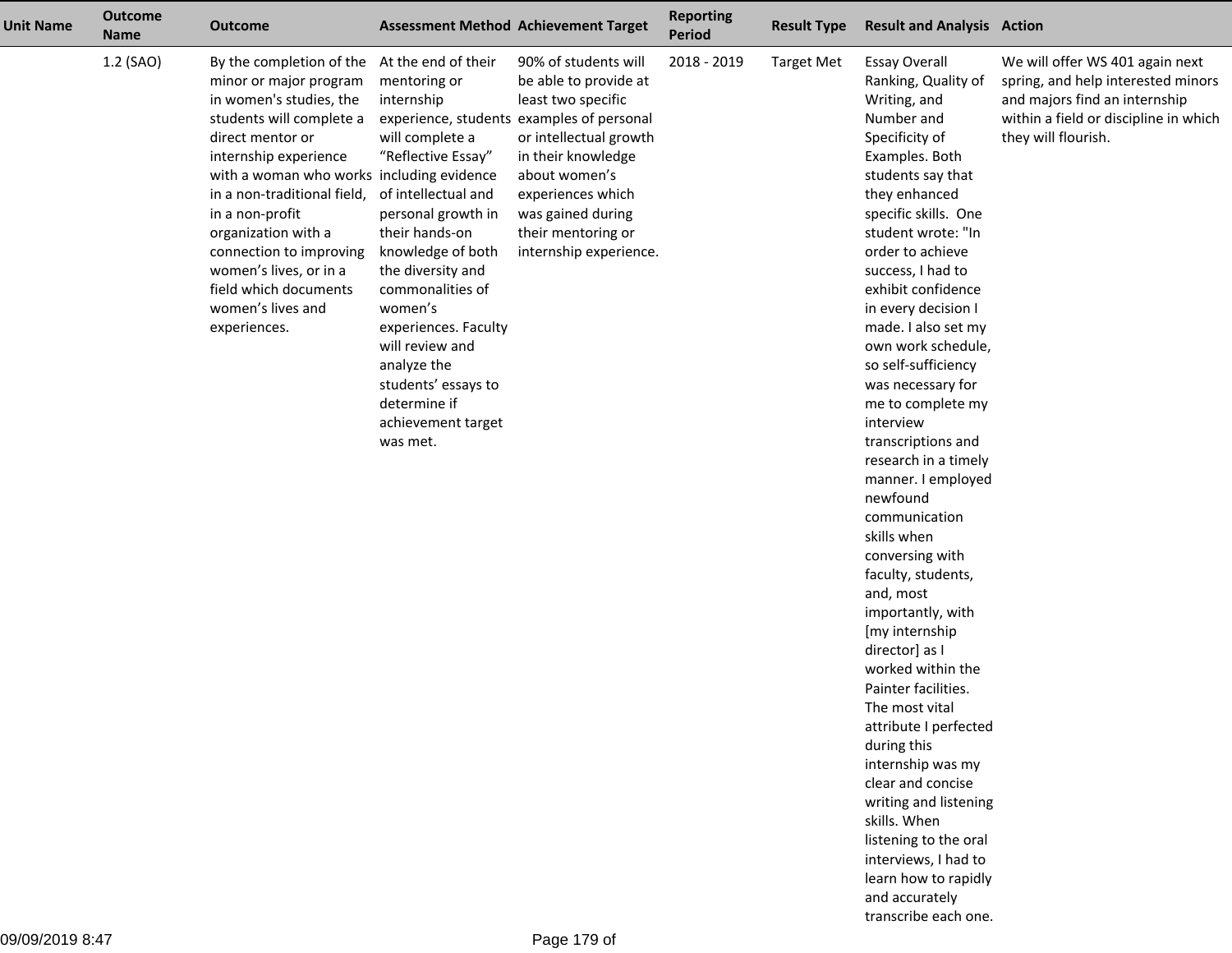| Unit Name | Outcome Name | Outcome | Assessment Method | Achievement Target | Reporting Period | Result Type | Result and Analysis | Action |
|---|---|---|---|---|---|---|---|---|
| | 1.2 (SAO) | By the completion of the minor or major program in women's studies, the students will complete a direct mentor or internship experience with a woman who works in a non-traditional field, in a non-profit organization with a connection to improving women's lives, or in a field which documents women's lives and experiences. | At the end of their mentoring or internship experience, students will complete a "Reflective Essay" including evidence of intellectual and personal growth in their hands-on knowledge of both the diversity and commonalities of women's experiences. Faculty will review and analyze the students' essays to determine if achievement target was met. | 90% of students will be able to provide at least two specific examples of personal or intellectual growth in their knowledge about women's experiences which was gained during their mentoring or internship experience. | 2018 - 2019 | Target Met | Essay Overall Ranking, Quality of Writing, and Number and Specificity of Examples. Both students say that they enhanced specific skills. One student wrote: "In order to achieve success, I had to exhibit confidence in every decision I made. I also set my own work schedule, so self-sufficiency was necessary for me to complete my interview transcriptions and research in a timely manner. I employed newfound communication skills when conversing with faculty, students, and, most importantly, with [my internship director] as I worked within the Painter facilities. The most vital attribute I perfected during this internship was my clear and concise writing and listening skills. When listening to the oral interviews, I had to learn how to rapidly and accurately transcribe each one. | We will offer WS 401 again next spring, and help interested minors and majors find an internship within a field or discipline in which they will flourish. |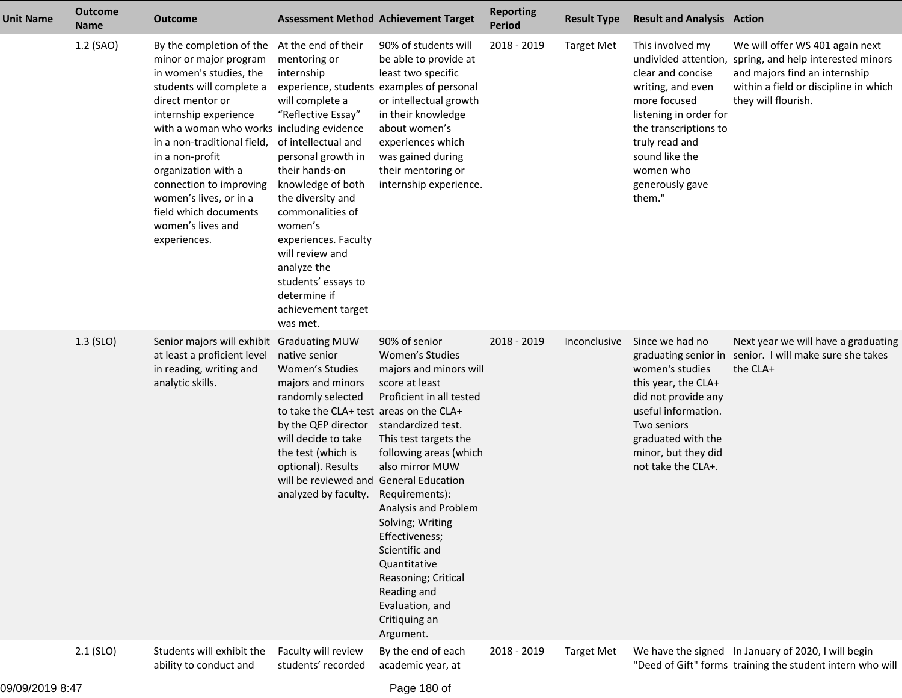| Unit Name | Outcome Name | Outcome | Assessment Method | Achievement Target | Reporting Period | Result Type | Result and Analysis | Action |
|---|---|---|---|---|---|---|---|---|
| | 1.2 (SAO) | By the completion of the minor or major program in women's studies, the students will complete a direct mentor or internship experience with a woman who works in a non-traditional field, in a non-profit organization with a connection to improving women's lives, or in a field which documents women's lives and experiences. | At the end of their mentoring or internship experience, students will complete a "Reflective Essay" including evidence of intellectual and personal growth in their hands-on knowledge of both the diversity and commonalities of women's experiences. Faculty will review and analyze the students' essays to determine if achievement target was met. | 90% of students will be able to provide at least two specific examples of personal or intellectual growth in their knowledge about women's experiences which was gained during their mentoring or internship experience. | 2018 - 2019 | Target Met | This involved my undivided attention, clear and concise writing, and even more focused listening in order for the transcriptions to truly read and sound like the women who generously gave them." | We will offer WS 401 again next spring, and help interested minors and majors find an internship within a field or discipline in which they will flourish. |
| | 1.3 (SLO) | Senior majors will exhibit at least a proficient level in reading, writing and analytic skills. | Graduating MUW native senior Women's Studies majors and minors randomly selected to take the CLA+ test by the QEP director will decide to take the test (which is optional). Results will be reviewed and analyzed by faculty. | 90% of senior Women's Studies majors and minors will score at least Proficient in all tested areas on the CLA+ standardized test. This test targets the following areas (which also mirror MUW General Education Requirements): Analysis and Problem Solving; Writing Effectiveness; Scientific and Quantitative Reasoning; Critical Reading and Evaluation, and Critiquing an Argument. | 2018 - 2019 | Inconclusive | Since we had no graduating senior in women's studies this year, the CLA+ did not provide any useful information. Two seniors graduated with the minor, but they did not take the CLA+. | Next year we will have a graduating senior. I will make sure she takes the CLA+ |
| | 2.1 (SLO) | Students will exhibit the ability to conduct and | Faculty will review students' recorded | By the end of each academic year, at | 2018 - 2019 | Target Met | We have the signed "Deed of Gift" forms | In January of 2020, I will begin training the student intern who will |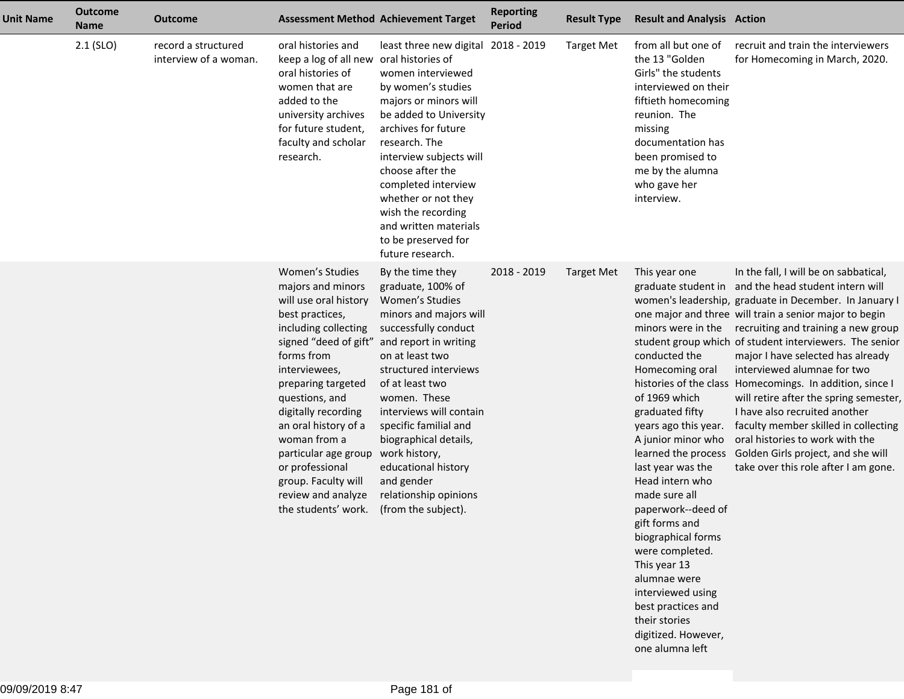| Unit Name | Outcome Name | Outcome | Assessment Method | Achievement Target | Reporting Period | Result Type | Result and Analysis | Action |
|---|---|---|---|---|---|---|---|---|
| | 2.1 (SLO) | record a structured interview of a woman. | oral histories and keep a log of all new oral histories of women that are added to the university archives for future student, faculty and scholar research. | least three new digital oral histories of women interviewed by women's studies majors or minors will be added to University archives for future research. The interview subjects will choose after the completed interview whether or not they wish the recording and written materials to be preserved for future research. | 2018 - 2019 | Target Met | from all but one of the 13 "Golden Girls" the students interviewed on their fiftieth homecoming reunion. The missing documentation has been promised to me by the alumna who gave her interview. | recruit and train the interviewers for Homecoming in March, 2020. |
| | | | Women's Studies majors and minors will use oral history best practices, including collecting signed "deed of gift" forms from interviewees, preparing targeted questions, and digitally recording an oral history of a woman from a particular age group or professional group. Faculty will review and analyze the students' work. | By the time they graduate, 100% of Women's Studies minors and majors will successfully conduct and report in writing on at least two structured interviews of at least two women. These interviews will contain specific familial and biographical details, work history, educational history and gender relationship opinions (from the subject). | 2018 - 2019 | Target Met | This year one graduate student in women's leadership, one major and three minors were in the student group which conducted the Homecoming oral histories of the class of 1969 which graduated fifty years ago this year. A junior minor who learned the process last year was the Head intern who made sure all paperwork--deed of gift forms and biographical forms were completed. This year 13 alumnae were interviewed using best practices and their stories digitized. However, one alumna left | In the fall, I will be on sabbatical, and the head student intern will graduate in December. In January I will train a senior major to begin recruiting and training a new group of student interviewers. The senior major I have selected has already interviewed alumnae for two Homecomings. In addition, since I will retire after the spring semester, I have also recruited another faculty member skilled in collecting oral histories to work with the Golden Girls project, and she will take over this role after I am gone. |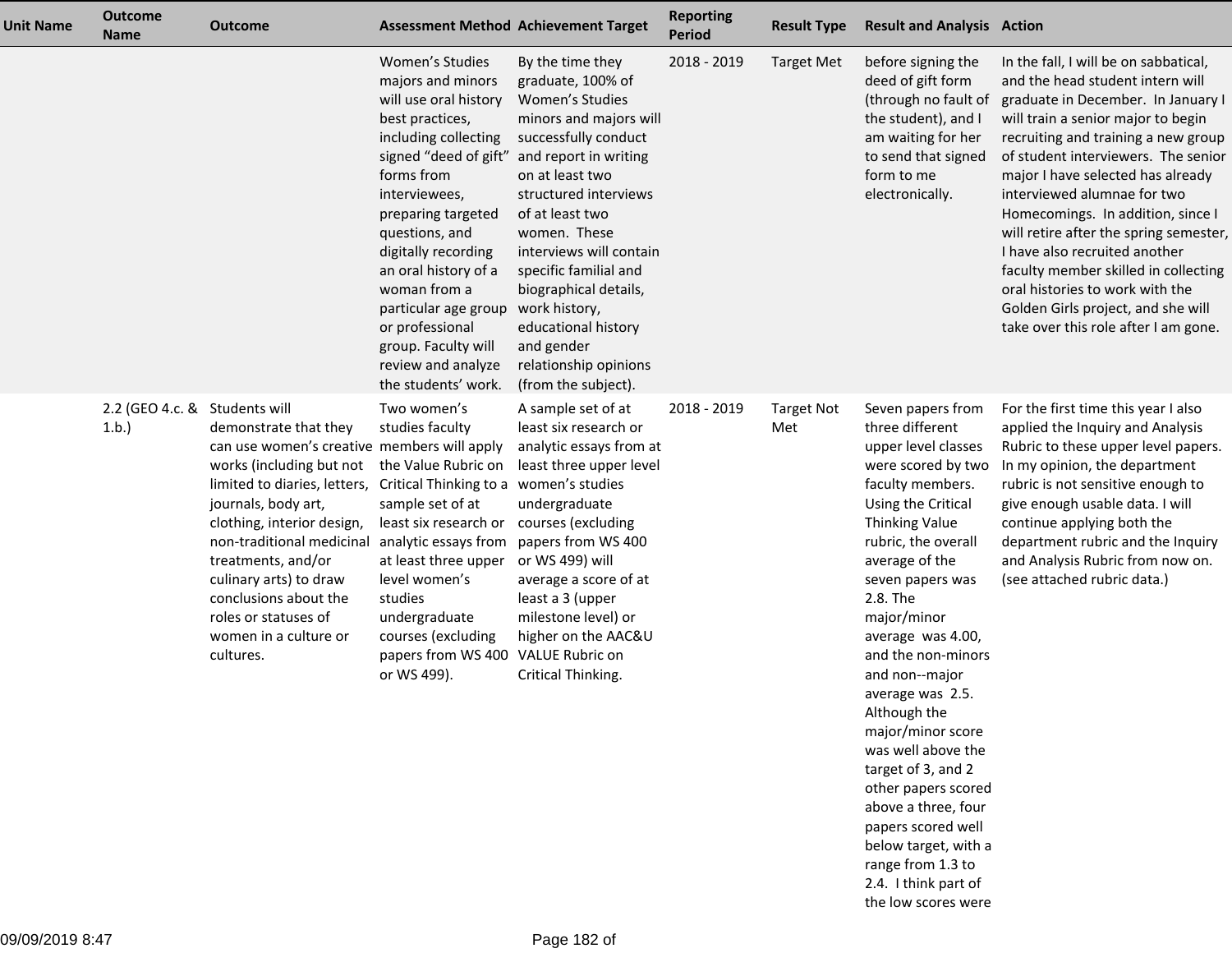| Unit Name | Outcome Name | Outcome | Assessment Method | Achievement Target | Reporting Period | Result Type | Result and Analysis | Action |
|---|---|---|---|---|---|---|---|---|
| | | | Women's Studies majors and minors will use oral history best practices, including collecting signed "deed of gift" forms from interviewees, preparing targeted questions, and digitally recording an oral history of a woman from a particular age group or professional group. Faculty will review and analyze the students' work. | By the time they graduate, 100% of Women's Studies minors and majors will successfully conduct and report in writing on at least two structured interviews of at least two women. These interviews will contain specific familial and biographical details, work history, educational history and gender relationship opinions (from the subject). | 2018 - 2019 | Target Met | before signing the deed of gift form (through no fault of the student), and I am waiting for her to send that signed form to me electronically. | In the fall, I will be on sabbatical, and the head student intern will graduate in December. In January I will train a senior major to begin recruiting and training a new group of student interviewers. The senior major I have selected has already interviewed alumnae for two Homecomings. In addition, since I will retire after the spring semester, I have also recruited another faculty member skilled in collecting oral histories to work with the Golden Girls project, and she will take over this role after I am gone. |
| | 2.2 (GEO 4.c. & 1.b.) | Students will demonstrate that they can use women's creative works (including but not limited to diaries, letters, journals, body art, clothing, interior design, non-traditional medicinal treatments, and/or culinary arts) to draw conclusions about the roles or statuses of women in a culture or cultures. | Two women's studies faculty members will apply the Value Rubric on Critical Thinking to a sample set of at least six research or analytic essays from at least three upper level women's studies undergraduate courses (excluding papers from WS 400 or WS 499). | A sample set of at least six research or analytic essays from at least three upper level women's studies undergraduate courses (excluding papers from WS 400 or WS 499) will average a score of at least a 3 (upper milestone level) or higher on the AAC&U VALUE Rubric on Critical Thinking. | 2018 - 2019 | Target Not Met | Seven papers from three different upper level classes were scored by two faculty members. Using the Critical Thinking Value rubric, the overall average of the seven papers was 2.8. The major/minor average was 4.00, and the non-minors and non--major average was 2.5. Although the major/minor score was well above the target of 3, and 2 other papers scored above a three, four papers scored well below target, with a range from 1.3 to 2.4. I think part of the low scores were | For the first time this year I also applied the Inquiry and Analysis Rubric to these upper level papers. In my opinion, the department rubric is not sensitive enough to give enough usable data. I will continue applying both the department rubric and the Inquiry and Analysis Rubric from now on. (see attached rubric data.) |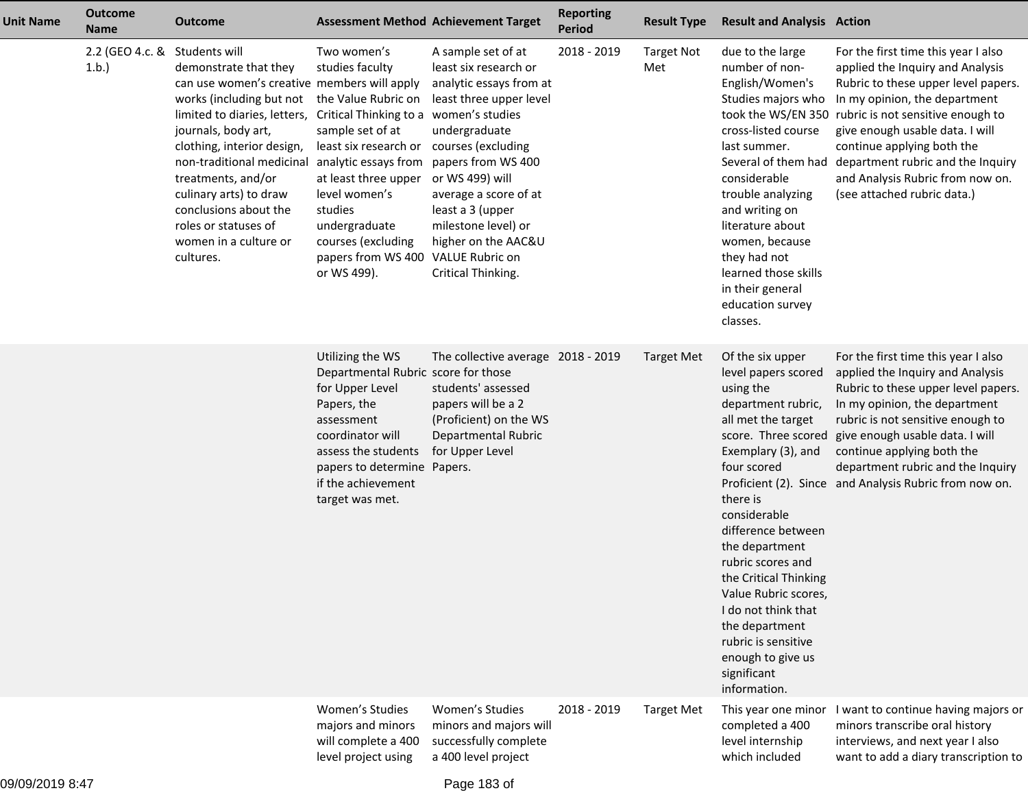| Unit Name | Outcome Name | Outcome | Assessment Method | Achievement Target | Reporting Period | Result Type | Result and Analysis | Action |
|---|---|---|---|---|---|---|---|---|
| | 2.2 (GEO 4.c. & 1.b.) | Students will demonstrate that they can use women's creative works (including but not limited to diaries, letters, journals, body art, clothing, interior design, non-traditional medicinal treatments, and/or culinary arts) to draw conclusions about the roles or statuses of women in a culture or cultures. | Two women's studies faculty members will apply the Value Rubric on Critical Thinking to a sample set of at least six research or analytic essays from at least three upper level women's studies undergraduate courses (excluding papers from WS 400 or WS 499). | A sample set of at least six research or analytic essays from at least three upper level women's studies undergraduate courses (excluding papers from WS 400 or WS 499) will average a score of at least a 3 (upper milestone level) or higher on the AAC&U VALUE Rubric on Critical Thinking. | 2018 - 2019 | Target Not Met | due to the large number of non-English/Women's Studies majors who took the WS/EN 350 cross-listed course last summer. Several of them had considerable trouble analyzing and writing on literature about women, because they had not learned those skills in their general education survey classes. | For the first time this year I also applied the Inquiry and Analysis Rubric to these upper level papers. In my opinion, the department rubric is not sensitive enough to give enough usable data. I will continue applying both the department rubric and the Inquiry and Analysis Rubric from now on. (see attached rubric data.) |
| | | | Utilizing the WS Departmental Rubric for Upper Level Papers, the assessment coordinator will assess the students papers to determine if the achievement target was met. | The collective average score for those students' assessed papers will be a 2 (Proficient) on the WS Departmental Rubric for Upper Level Papers. | 2018 - 2019 | Target Met | Of the six upper level papers scored using the department rubric, all met the target score. Three scored Exemplary (3), and four scored Proficient (2). Since there is considerable difference between the department rubric scores and the Critical Thinking Value Rubric scores, I do not think that the department rubric is sensitive enough to give us significant information. | For the first time this year I also applied the Inquiry and Analysis Rubric to these upper level papers. In my opinion, the department rubric is not sensitive enough to give enough usable data. I will continue applying both the department rubric and the Inquiry and Analysis Rubric from now on. |
| | | | Women's Studies majors and minors will complete a 400 level project using | Women's Studies minors and majors will successfully complete a 400 level project | 2018 - 2019 | Target Met | This year one minor completed a 400 level internship which included | I want to continue having majors or minors transcribe oral history interviews, and next year I also want to add a diary transcription to |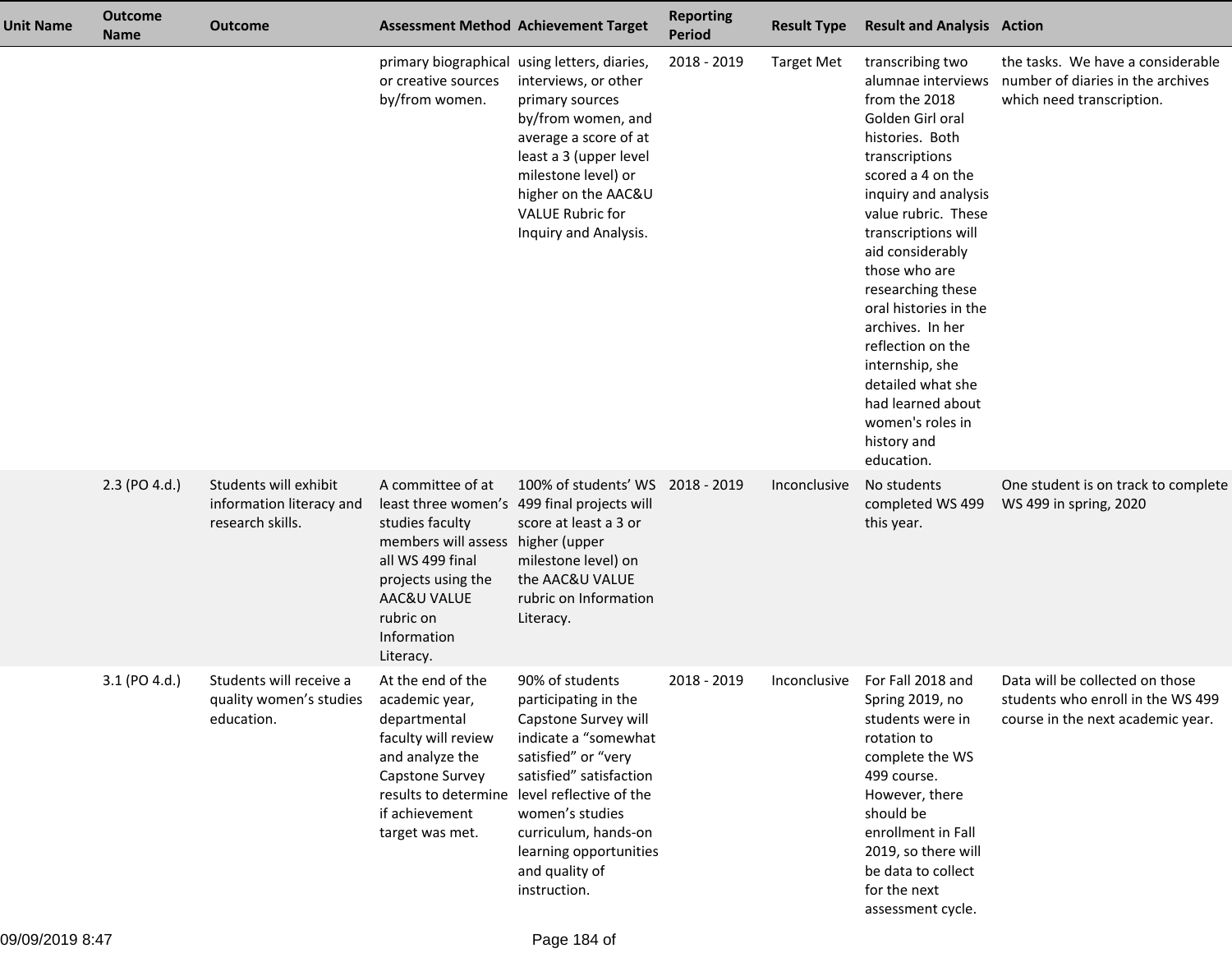| Unit Name | Outcome Name | Outcome | Assessment Method | Achievement Target | Reporting Period | Result Type | Result and Analysis | Action |
|---|---|---|---|---|---|---|---|---|
| | | | primary biographical or creative sources by/from women. | using letters, diaries, interviews, or other primary sources by/from women, and average a score of at least a 3 (upper level milestone level) or higher on the AAC&U VALUE Rubric for Inquiry and Analysis. | 2018 - 2019 | Target Met | transcribing two alumnae interviews from the 2018 Golden Girl oral histories. Both transcriptions scored a 4 on the inquiry and analysis value rubric. These transcriptions will aid considerably those who are researching these oral histories in the archives. In her reflection on the internship, she detailed what she had learned about women's roles in history and education. | the tasks. We have a considerable number of diaries in the archives which need transcription. |
| | 2.3 (PO 4.d.) | Students will exhibit information literacy and research skills. | A committee of at least three women's studies faculty members will assess all WS 499 final projects using the AAC&U VALUE rubric on Information Literacy. | 100% of students' WS 499 final projects will score at least a 3 or higher (upper milestone level) on the AAC&U VALUE rubric on Information Literacy. | 2018 - 2019 | Inconclusive | No students completed WS 499 this year. | One student is on track to complete WS 499 in spring, 2020 |
| | 3.1 (PO 4.d.) | Students will receive a quality women's studies education. | At the end of the academic year, departmental faculty will review and analyze the Capstone Survey results to determine if achievement target was met. | 90% of students participating in the Capstone Survey will indicate a "somewhat satisfied" or "very satisfied" satisfaction level reflective of the women's studies curriculum, hands-on learning opportunities and quality of instruction. | 2018 - 2019 | Inconclusive | For Fall 2018 and Spring 2019, no students were in rotation to complete the WS 499 course. However, there should be enrollment in Fall 2019, so there will be data to collect for the next assessment cycle. | Data will be collected on those students who enroll in the WS 499 course in the next academic year. |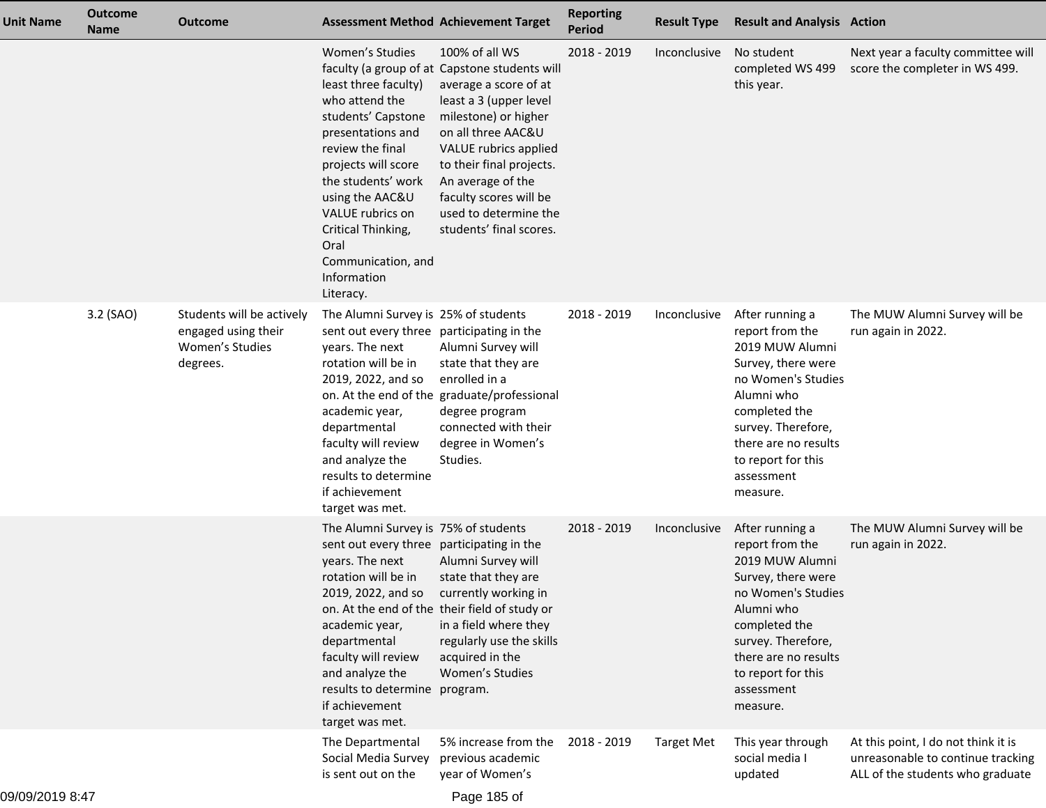| Unit Name | Outcome Name | Outcome | Assessment Method | Achievement Target | Reporting Period | Result Type | Result and Analysis | Action |
|---|---|---|---|---|---|---|---|---|
| | | | Women's Studies faculty (a group of at least three faculty) who attend the students' Capstone presentations and review the final projects will score the students' work using the AAC&U VALUE rubrics on Critical Thinking, Oral Communication, and Information Literacy. | 100% of all WS Capstone students will average a score of at least a 3 (upper level milestone) or higher on all three AAC&U VALUE rubrics applied to their final projects. An average of the faculty scores will be used to determine the students' final scores. | 2018 - 2019 | Inconclusive | No student completed WS 499 this year. | Next year a faculty committee will score the completer in WS 499. |
| | 3.2 (SAO) | Students will be actively engaged using their Women's Studies degrees. | The Alumni Survey is sent out every three years. The next rotation will be in 2019, 2022, and so on. At the end of the academic year, departmental faculty will review and analyze the results to determine if achievement target was met. | 25% of students participating in the Alumni Survey will state that they are enrolled in a graduate/professional degree program connected with their degree in Women's Studies. | 2018 - 2019 | Inconclusive | After running a report from the 2019 MUW Alumni Survey, there were no Women's Studies Alumni who completed the survey. Therefore, there are no results to report for this assessment measure. | The MUW Alumni Survey will be run again in 2022. |
| | | | The Alumni Survey is sent out every three years. The next rotation will be in 2019, 2022, and so on. At the end of the academic year, departmental faculty will review and analyze the results to determine if achievement target was met. | 75% of students participating in the Alumni Survey will state that they are currently working in their field of study or in a field where they regularly use the skills acquired in the Women's Studies program. | 2018 - 2019 | Inconclusive | After running a report from the 2019 MUW Alumni Survey, there were no Women's Studies Alumni who completed the survey. Therefore, there are no results to report for this assessment measure. | The MUW Alumni Survey will be run again in 2022. |
| | | | The Departmental Social Media Survey is sent out on the | 5% increase from the previous academic year of Women's | 2018 - 2019 | Target Met | This year through social media I updated | At this point, I do not think it is unreasonable to continue tracking ALL of the students who graduate |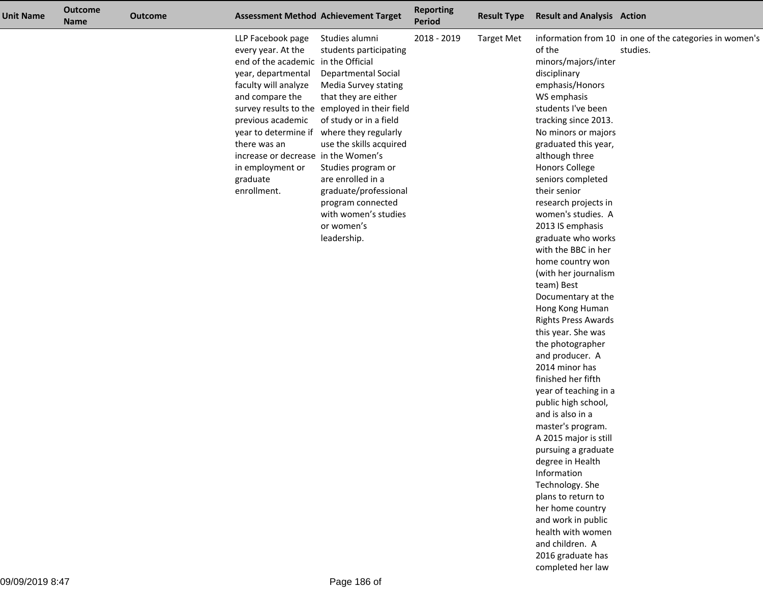| Unit Name | Outcome Name | Outcome | Assessment Method | Achievement Target | Reporting Period | Result Type | Result and Analysis | Action |
|---|---|---|---|---|---|---|---|---|
| | | | LLP Facebook page every year. At the end of the academic year, departmental faculty will analyze and compare the survey results to the previous academic year to determine if there was an increase or decrease in employment or graduate enrollment. | Studies alumni students participating in the Official Departmental Social Media Survey stating that they are either employed in their field of study or in a field where they regularly use the skills acquired in the Women's Studies program or are enrolled in a graduate/professional program connected with women's studies or women's leadership. | 2018 - 2019 | Target Met | information from 10 of the minors/majors/interdisciplinary emphasis/Honors WS emphasis students I've been tracking since 2013. No minors or majors graduated this year, although three Honors College seniors completed their senior research projects in women's studies. A 2013 IS emphasis graduate who works with the BBC in her home country won (with her journalism team) Best Documentary at the Hong Kong Human Rights Press Awards this year. She was the photographer and producer. A 2014 minor has finished her fifth year of teaching in a public high school, and is also in a master's program. A 2015 major is still pursuing a graduate degree in Health Information Technology. She plans to return to her home country and work in public health with women and children. A 2016 graduate has completed her law | in one of the categories in women's studies. |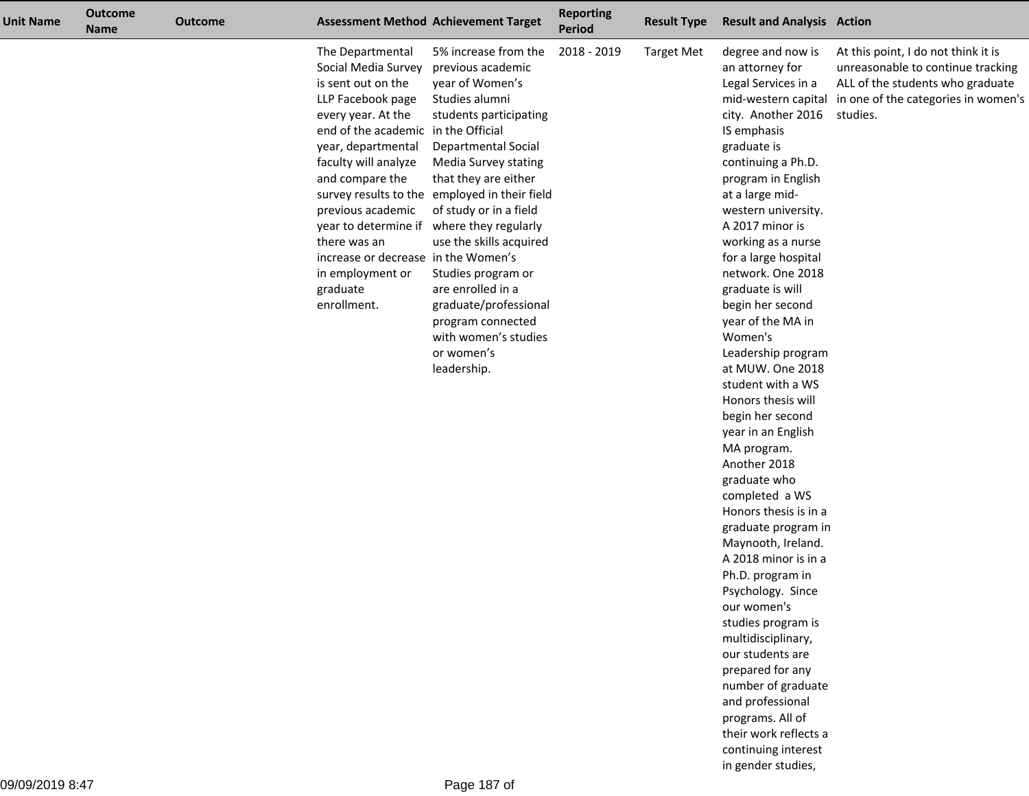| Unit Name | Outcome Name | Outcome | Assessment Method | Achievement Target | Reporting Period | Result Type | Result and Analysis | Action |
|---|---|---|---|---|---|---|---|---|
| | | | The Departmental Social Media Survey is sent out on the LLP Facebook page every year. At the end of the academic year, departmental faculty will analyze and compare the survey results to the previous academic year to determine if there was an increase or decrease in employment or graduate enrollment. | 5% increase from the previous academic year of Women's Studies alumni students participating in the Official Departmental Social Media Survey stating that they are either employed in their field of study or in a field where they regularly use the skills acquired in the Women's Studies program or are enrolled in a graduate/professional program connected with women's studies or women's leadership. | 2018 - 2019 | Target Met | degree and now is an attorney for Legal Services in a mid-western capital city. Another 2016 IS emphasis graduate is continuing a Ph.D. program in English at a large mid-western university. A 2017 minor is working as a nurse for a large hospital network. One 2018 graduate is will begin her second year of the MA in Women's Leadership program at MUW. One 2018 student with a WS Honors thesis will begin her second year in an English MA program. Another 2018 graduate who completed a WS Honors thesis is in a graduate program in Maynooth, Ireland. A 2018 minor is in a Ph.D. program in Psychology. Since our women's studies program is multidisciplinary, our students are prepared for any number of graduate and professional programs. All of their work reflects a continuing interest in gender studies, | At this point, I do not think it is unreasonable to continue tracking ALL of the students who graduate in one of the categories in women's studies. |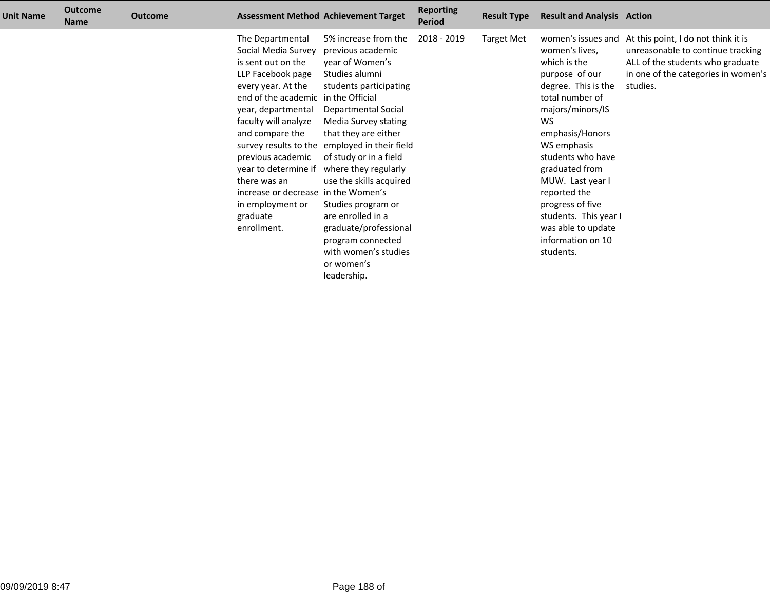| Unit Name | Outcome Name | Outcome | Assessment Method | Achievement Target | Reporting Period | Result Type | Result and Analysis | Action |
|---|---|---|---|---|---|---|---|---|
| | | | The Departmental Social Media Survey is sent out on the LLP Facebook page every year. At the end of the academic year, departmental faculty will analyze and compare the survey results to the previous academic year to determine if there was an increase or decrease in employment or graduate enrollment. | 5% increase from the previous academic year of Women's Studies alumni students participating in the Official Departmental Social Media Survey stating that they are either employed in their field of study or in a field where they regularly use the skills acquired in the Women's Studies program or are enrolled in a graduate/professional program connected with women's studies or women's leadership. | 2018 - 2019 | Target Met | women's issues and women's lives, which is the purpose of our degree. This is the total number of majors/minors/IS WS emphasis/Honors WS emphasis students who have graduated from MUW. Last year I reported the progress of five students. This year I was able to update information on 10 students. | At this point, I do not think it is unreasonable to continue tracking ALL of the students who graduate in one of the categories in women's studies. |